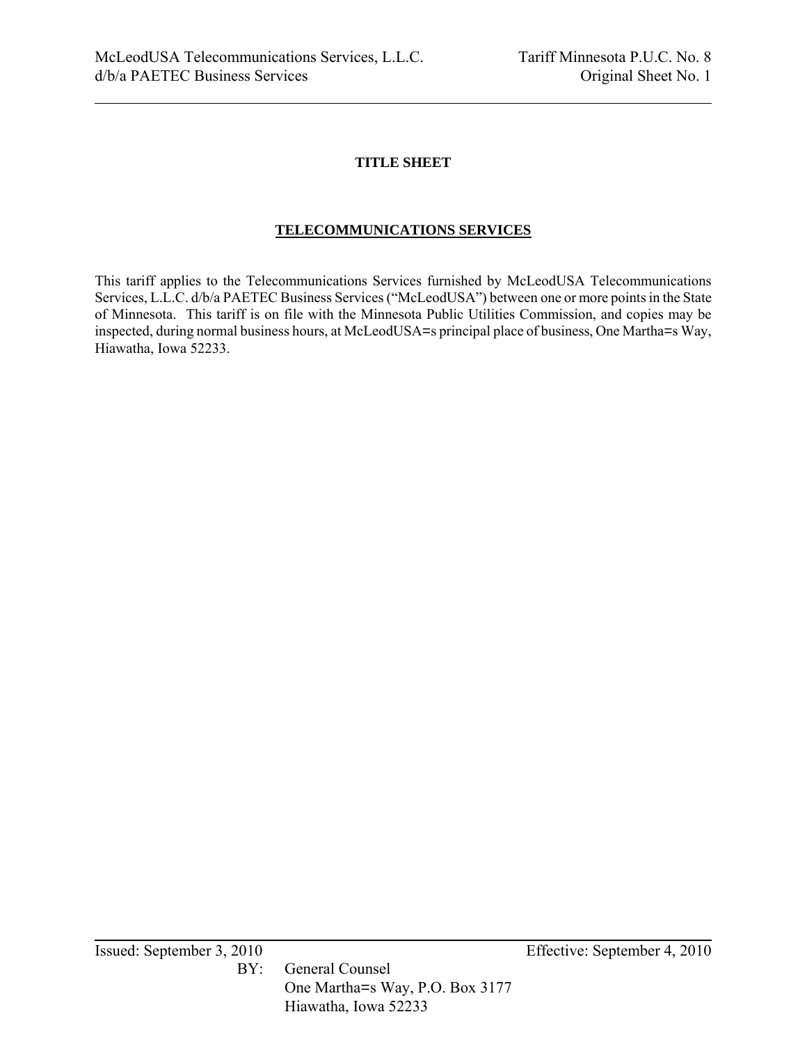# TITLE SHEET

## TELECOMMUNICATIONS SERVICES

This tariff applies to the Telecommunications Services furnished by McLeodUSA Telecommunications Services, L.L.C. d/b/a PAETEC Business Services ("McLeodUSA") between one or more points in the State of Minnesota. This tariff is on file with the Minnesota Public Utilities Commission, and copies may be inspected, during normal business hours, at McLeodUSA=s principal place of business, One Martha=s Way, Hiawatha, Iowa 52233.

Issued: September 3, 2010 Effective: September 4, 2010

BY: General Counsel
One Martha=s Way, P.O. Box 3177
Hiawatha, Iowa 52233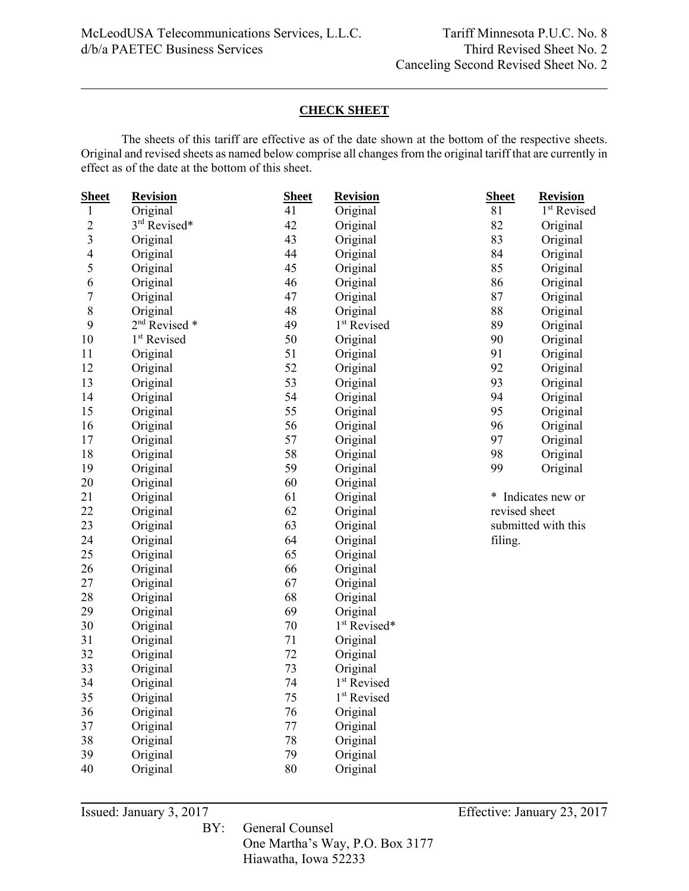McLeodUSA Telecommunications Services, L.L.C.
d/b/a PAETEC Business Services

Tariff Minnesota P.U.C. No. 8
Third Revised Sheet No. 2
Canceling Second Revised Sheet No. 2

## CHECK SHEET

The sheets of this tariff are effective as of the date shown at the bottom of the respective sheets. Original and revised sheets as named below comprise all changes from the original tariff that are currently in effect as of the date at the bottom of this sheet.

| Sheet | Revision | Sheet | Revision | Sheet | Revision |
|---|---|---|---|---|---|
| 1 | Original | 41 | Original | 81 | 1st Revised |
| 2 | 3rd Revised* | 42 | Original | 82 | Original |
| 3 | Original | 43 | Original | 83 | Original |
| 4 | Original | 44 | Original | 84 | Original |
| 5 | Original | 45 | Original | 85 | Original |
| 6 | Original | 46 | Original | 86 | Original |
| 7 | Original | 47 | Original | 87 | Original |
| 8 | Original | 48 | Original | 88 | Original |
| 9 | 2nd Revised * | 49 | 1st Revised | 89 | Original |
| 10 | 1st Revised | 50 | Original | 90 | Original |
| 11 | Original | 51 | Original | 91 | Original |
| 12 | Original | 52 | Original | 92 | Original |
| 13 | Original | 53 | Original | 93 | Original |
| 14 | Original | 54 | Original | 94 | Original |
| 15 | Original | 55 | Original | 95 | Original |
| 16 | Original | 56 | Original | 96 | Original |
| 17 | Original | 57 | Original | 97 | Original |
| 18 | Original | 58 | Original | 98 | Original |
| 19 | Original | 59 | Original | 99 | Original |
| 20 | Original | 60 | Original | | |
| 21 | Original | 61 | Original | | |
| 22 | Original | 62 | Original | | |
| 23 | Original | 63 | Original | | |
| 24 | Original | 64 | Original | | |
| 25 | Original | 65 | Original | | |
| 26 | Original | 66 | Original | | |
| 27 | Original | 67 | Original | | |
| 28 | Original | 68 | Original | | |
| 29 | Original | 69 | Original | | |
| 30 | Original | 70 | 1st Revised* | | |
| 31 | Original | 71 | Original | | |
| 32 | Original | 72 | Original | | |
| 33 | Original | 73 | Original | | |
| 34 | Original | 74 | 1st Revised | | |
| 35 | Original | 75 | 1st Revised | | |
| 36 | Original | 76 | Original | | |
| 37 | Original | 77 | Original | | |
| 38 | Original | 78 | Original | | |
| 39 | Original | 79 | Original | | |
| 40 | Original | 80 | Original | | |

* Indicates new or revised sheet submitted with this filing.

Issued: January 3, 2017

Effective: January 23, 2017

BY: General Counsel
One Martha's Way, P.O. Box 3177
Hiawatha, Iowa 52233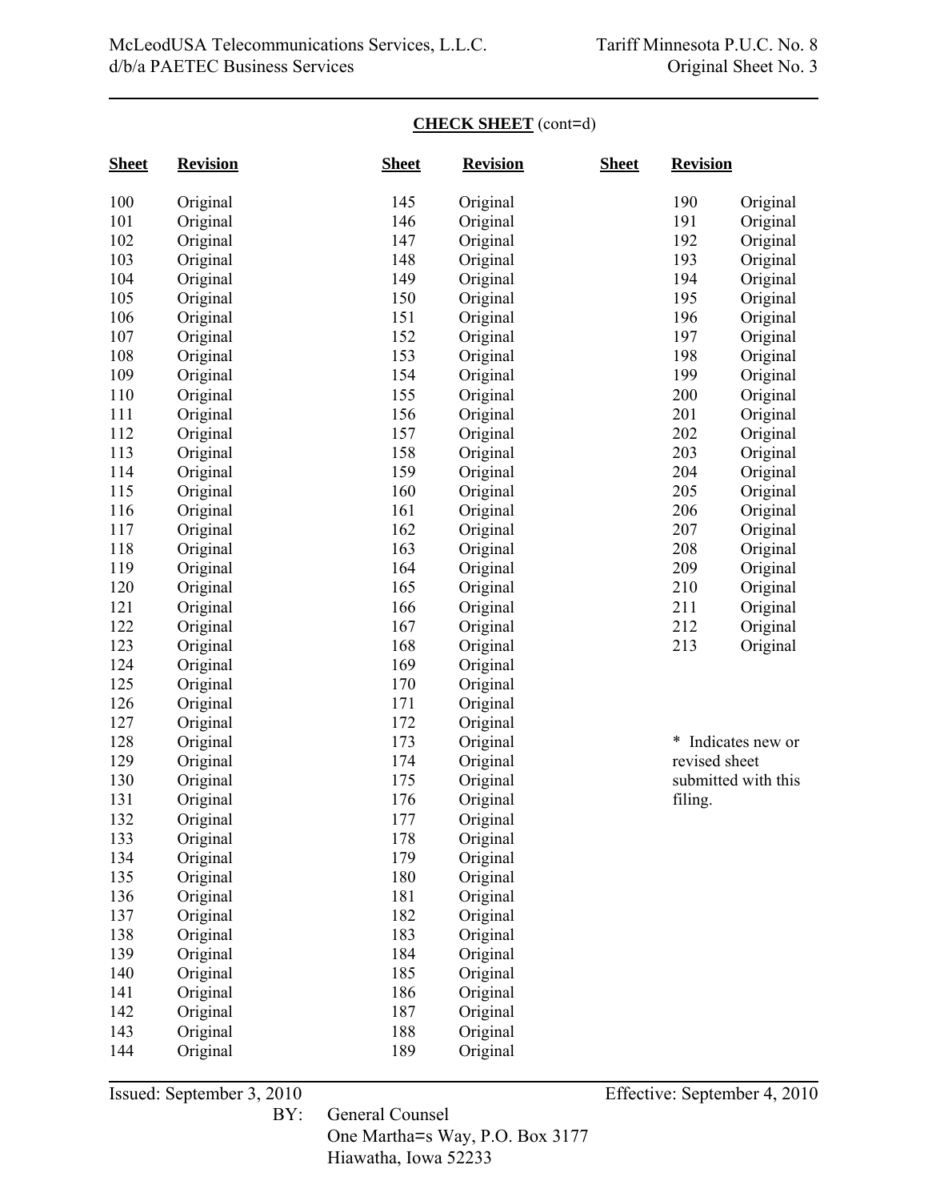**CHECK SHEET** (cont=d)

| Sheet | Revision | Sheet | Revision | Sheet | Revision |
|---|---|---|---|---|---|
| 100 | Original | 145 | Original | 190 | Original |
| 101 | Original | 146 | Original | 191 | Original |
| 102 | Original | 147 | Original | 192 | Original |
| 103 | Original | 148 | Original | 193 | Original |
| 104 | Original | 149 | Original | 194 | Original |
| 105 | Original | 150 | Original | 195 | Original |
| 106 | Original | 151 | Original | 196 | Original |
| 107 | Original | 152 | Original | 197 | Original |
| 108 | Original | 153 | Original | 198 | Original |
| 109 | Original | 154 | Original | 199 | Original |
| 110 | Original | 155 | Original | 200 | Original |
| 111 | Original | 156 | Original | 201 | Original |
| 112 | Original | 157 | Original | 202 | Original |
| 113 | Original | 158 | Original | 203 | Original |
| 114 | Original | 159 | Original | 204 | Original |
| 115 | Original | 160 | Original | 205 | Original |
| 116 | Original | 161 | Original | 206 | Original |
| 117 | Original | 162 | Original | 207 | Original |
| 118 | Original | 163 | Original | 208 | Original |
| 119 | Original | 164 | Original | 209 | Original |
| 120 | Original | 165 | Original | 210 | Original |
| 121 | Original | 166 | Original | 211 | Original |
| 122 | Original | 167 | Original | 212 | Original |
| 123 | Original | 168 | Original | 213 | Original |
| 124 | Original | 169 | Original | | |
| 125 | Original | 170 | Original | | |
| 126 | Original | 171 | Original | | |
| 127 | Original | 172 | Original | | |
| 128 | Original | 173 | Original | | |
| 129 | Original | 174 | Original | | |
| 130 | Original | 175 | Original | | |
| 131 | Original | 176 | Original | | |
| 132 | Original | 177 | Original | | |
| 133 | Original | 178 | Original | | |
| 134 | Original | 179 | Original | | |
| 135 | Original | 180 | Original | | |
| 136 | Original | 181 | Original | | |
| 137 | Original | 182 | Original | | |
| 138 | Original | 183 | Original | | |
| 139 | Original | 184 | Original | | |
| 140 | Original | 185 | Original | | |
| 141 | Original | 186 | Original | | |
| 142 | Original | 187 | Original | | |
| 143 | Original | 188 | Original | | |
| 144 | Original | 189 | Original | | |

\* Indicates new or revised sheet submitted with this filing.

Issued: September 3, 2010 | Effective: September 4, 2010

BY: General Counsel
One Martha=s Way, P.O. Box 3177
Hiawatha, Iowa 52233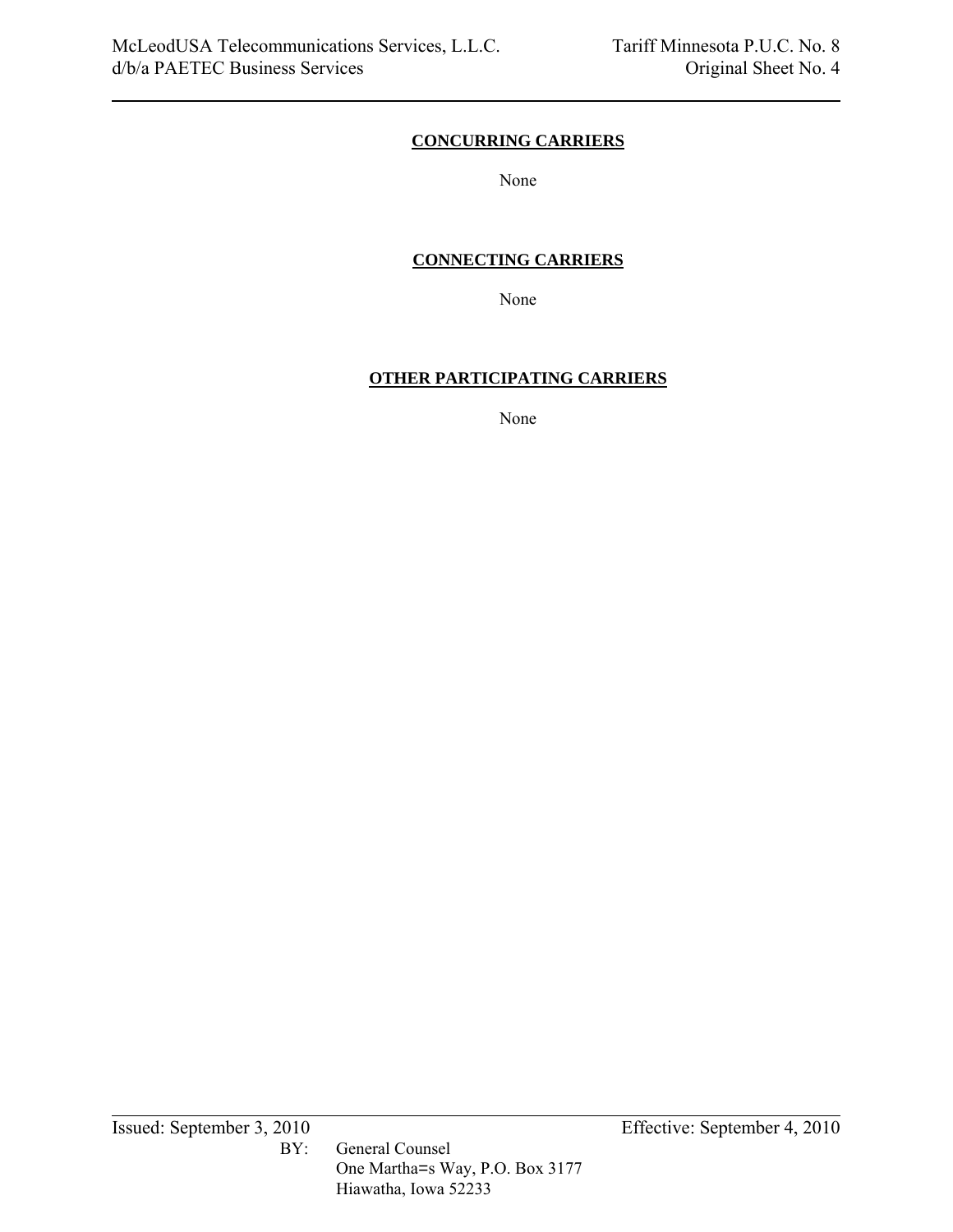**CONCURRING CARRIERS**

None

**CONNECTING CARRIERS**

None

**OTHER PARTICIPATING CARRIERS**

None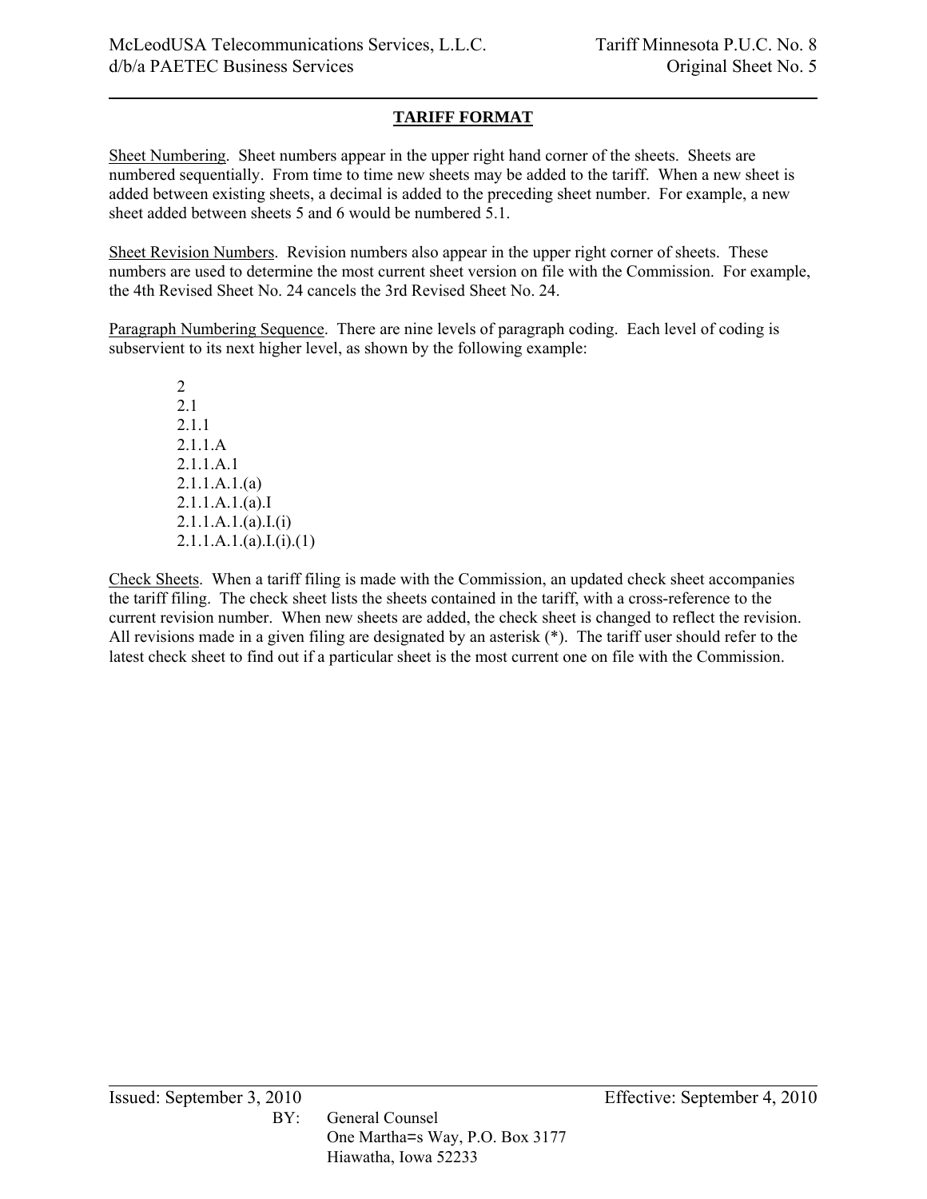# TARIFF FORMAT

Sheet Numbering. Sheet numbers appear in the upper right hand corner of the sheets. Sheets are numbered sequentially. From time to time new sheets may be added to the tariff. When a new sheet is added between existing sheets, a decimal is added to the preceding sheet number. For example, a new sheet added between sheets 5 and 6 would be numbered 5.1.

Sheet Revision Numbers. Revision numbers also appear in the upper right corner of sheets. These numbers are used to determine the most current sheet version on file with the Commission. For example, the 4th Revised Sheet No. 24 cancels the 3rd Revised Sheet No. 24.

Paragraph Numbering Sequence. There are nine levels of paragraph coding. Each level of coding is subservient to its next higher level, as shown by the following example:

2
2.1
2.1.1
2.1.1.A
2.1.1.A.1
2.1.1.A.1.(a)
2.1.1.A.1.(a).I
2.1.1.A.1.(a).I.(i)
2.1.1.A.1.(a).I.(i).(1)

Check Sheets. When a tariff filing is made with the Commission, an updated check sheet accompanies the tariff filing. The check sheet lists the sheets contained in the tariff, with a cross-reference to the current revision number. When new sheets are added, the check sheet is changed to reflect the revision. All revisions made in a given filing are designated by an asterisk (*). The tariff user should refer to the latest check sheet to find out if a particular sheet is the most current one on file with the Commission.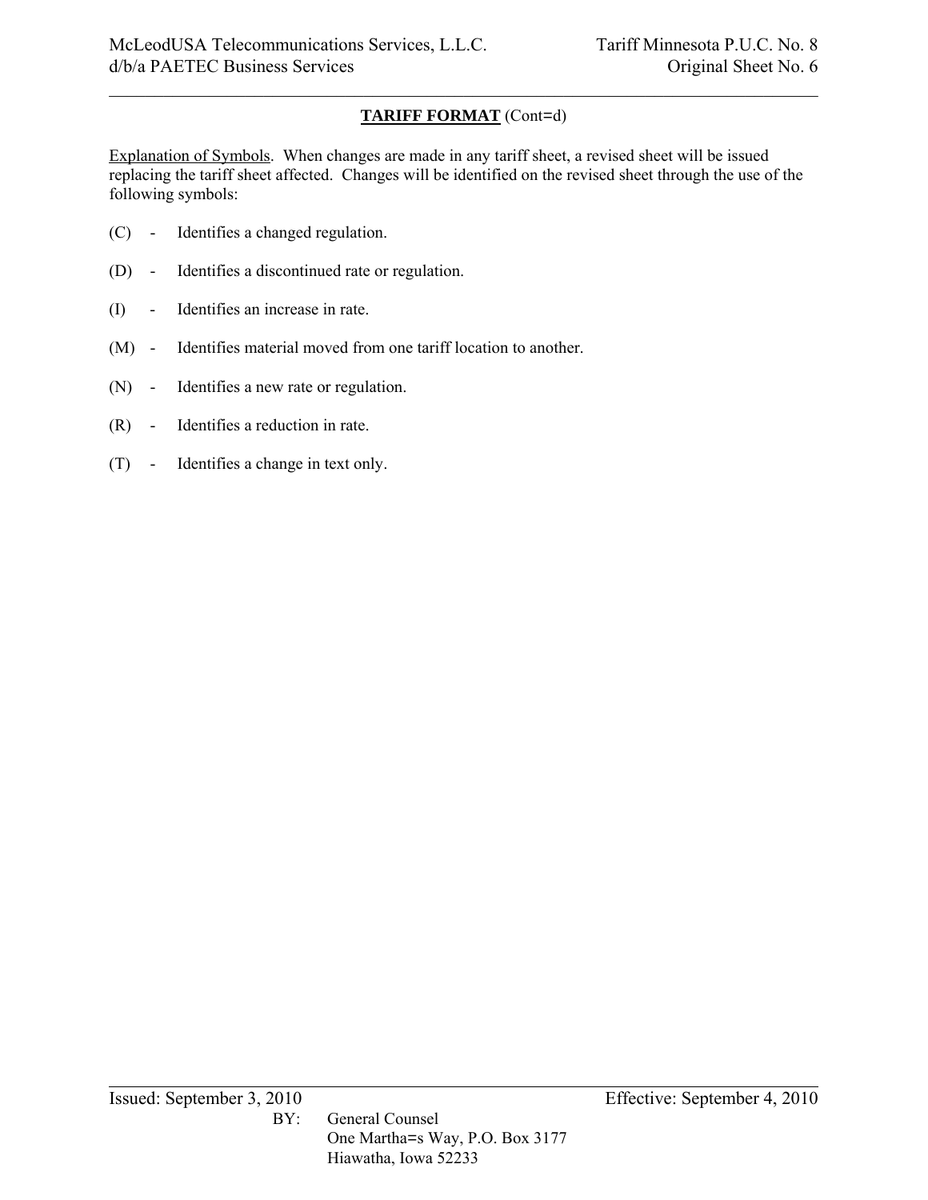**TARIFF FORMAT** (Cont=d)

Explanation of Symbols. When changes are made in any tariff sheet, a revised sheet will be issued replacing the tariff sheet affected. Changes will be identified on the revised sheet through the use of the following symbols:

(C) - Identifies a changed regulation.

(D) - Identifies a discontinued rate or regulation.

(I) - Identifies an increase in rate.

(M) - Identifies material moved from one tariff location to another.

(N) - Identifies a new rate or regulation.

(R) - Identifies a reduction in rate.

(T) - Identifies a change in text only.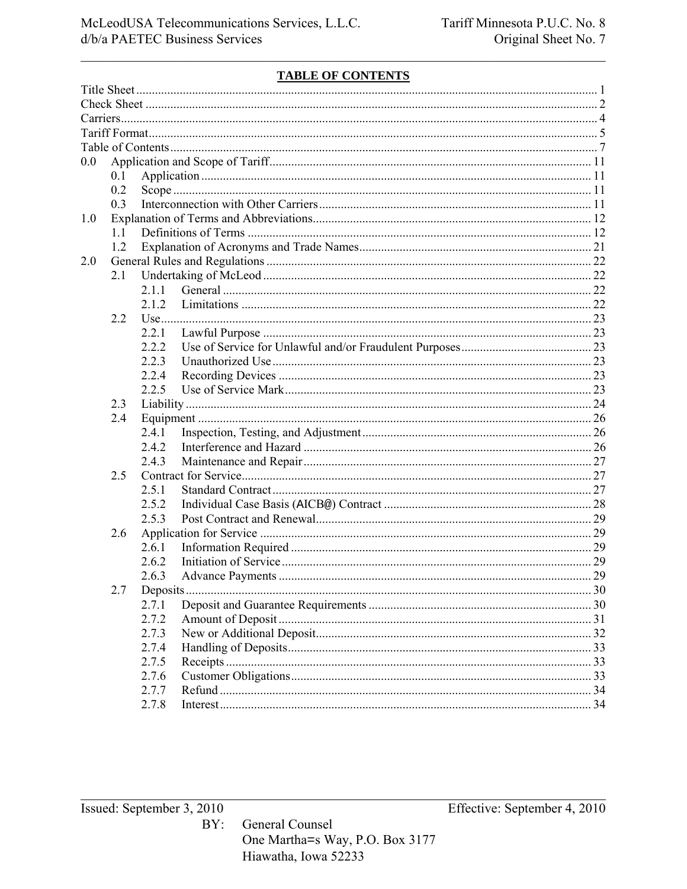## TABLE OF CONTENTS

Title Sheet ........ 1
Check Sheet ........ 2
Carriers ........ 4
Tariff Format ........ 5
Table of Contents ........ 7

0.0 Application and Scope of Tariff ........ 11
- 0.1 Application ........ 11
- 0.2 Scope ........ 11
- 0.3 Interconnection with Other Carriers ........ 11

1.0 Explanation of Terms and Abbreviations ........ 12
- 1.1 Definitions of Terms ........ 12
- 1.2 Explanation of Acronyms and Trade Names ........ 21

2.0 General Rules and Regulations ........ 22
- 2.1 Undertaking of McLeod ........ 22
  - 2.1.1 General ........ 22
  - 2.1.2 Limitations ........ 22
- 2.2 Use ........ 23
  - 2.2.1 Lawful Purpose ........ 23
  - 2.2.2 Use of Service for Unlawful and/or Fraudulent Purposes ........ 23
  - 2.2.3 Unauthorized Use ........ 23
  - 2.2.4 Recording Devices ........ 23
  - 2.2.5 Use of Service Mark ........ 23
- 2.3 Liability ........ 24
- 2.4 Equipment ........ 26
  - 2.4.1 Inspection, Testing, and Adjustment ........ 26
  - 2.4.2 Interference and Hazard ........ 26
  - 2.4.3 Maintenance and Repair ........ 27
- 2.5 Contract for Service ........ 27
  - 2.5.1 Standard Contract ........ 27
  - 2.5.2 Individual Case Basis (AICB@) Contract ........ 28
  - 2.5.3 Post Contract and Renewal ........ 29
- 2.6 Application for Service ........ 29
  - 2.6.1 Information Required ........ 29
  - 2.6.2 Initiation of Service ........ 29
  - 2.6.3 Advance Payments ........ 29
- 2.7 Deposits ........ 30
  - 2.7.1 Deposit and Guarantee Requirements ........ 30
  - 2.7.2 Amount of Deposit ........ 31
  - 2.7.3 New or Additional Deposit ........ 32
  - 2.7.4 Handling of Deposits ........ 33
  - 2.7.5 Receipts ........ 33
  - 2.7.6 Customer Obligations ........ 33
  - 2.7.7 Refund ........ 34
  - 2.7.8 Interest ........ 34

Issued: September 3, 2010 Effective: September 4, 2010

BY: General Counsel
One Martha=s Way, P.O. Box 3177
Hiawatha, Iowa 52233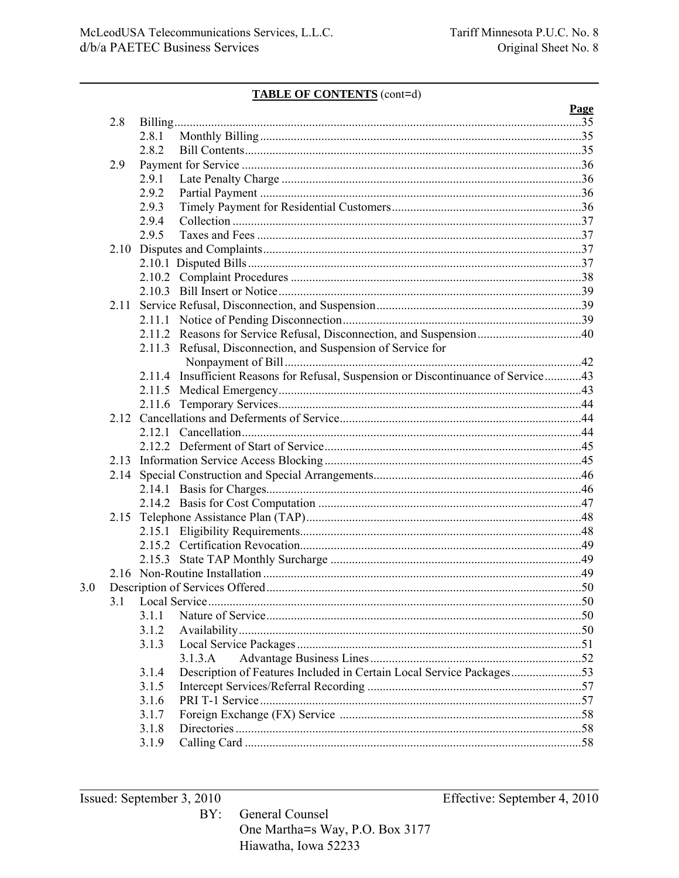**TABLE OF CONTENTS** (cont=d)

| | | | Page |
|---|---|---|---|
| 2.8 | Billing | | 35 |
| | 2.8.1 | Monthly Billing | 35 |
| | 2.8.2 | Bill Contents | 35 |
| 2.9 | Payment for Service | | 36 |
| | 2.9.1 | Late Penalty Charge | 36 |
| | 2.9.2 | Partial Payment | 36 |
| | 2.9.3 | Timely Payment for Residential Customers | 36 |
| | 2.9.4 | Collection | 37 |
| | 2.9.5 | Taxes and Fees | 37 |
| 2.10 | Disputes and Complaints | | 37 |
| | 2.10.1 | Disputed Bills | 37 |
| | 2.10.2 | Complaint Procedures | 38 |
| | 2.10.3 | Bill Insert or Notice | 39 |
| 2.11 | Service Refusal, Disconnection, and Suspension | | 39 |
| | 2.11.1 | Notice of Pending Disconnection | 39 |
| | 2.11.2 | Reasons for Service Refusal, Disconnection, and Suspension | 40 |
| | 2.11.3 | Refusal, Disconnection, and Suspension of Service for Nonpayment of Bill | 42 |
| | 2.11.4 | Insufficient Reasons for Refusal, Suspension or Discontinuance of Service | 43 |
| | 2.11.5 | Medical Emergency | 43 |
| | 2.11.6 | Temporary Services | 44 |
| 2.12 | Cancellations and Deferments of Service | | 44 |
| | 2.12.1 | Cancellation | 44 |
| | 2.12.2 | Deferment of Start of Service | 45 |
| 2.13 | Information Service Access Blocking | | 45 |
| 2.14 | Special Construction and Special Arrangements | | 46 |
| | 2.14.1 | Basis for Charges | 46 |
| | 2.14.2 | Basis for Cost Computation | 47 |
| 2.15 | Telephone Assistance Plan (TAP) | | 48 |
| | 2.15.1 | Eligibility Requirements | 48 |
| | 2.15.2 | Certification Revocation | 49 |
| | 2.15.3 | State TAP Monthly Surcharge | 49 |
| 2.16 | Non-Routine Installation | | 49 |
| 3.0 | Description of Services Offered | | 50 |
| 3.1 | Local Service | | 50 |
| | 3.1.1 | Nature of Service | 50 |
| | 3.1.2 | Availability | 50 |
| | 3.1.3 | Local Service Packages | 51 |
| | | 3.1.3.A Advantage Business Lines | 52 |
| | 3.1.4 | Description of Features Included in Certain Local Service Packages | 53 |
| | 3.1.5 | Intercept Services/Referral Recording | 57 |
| | 3.1.6 | PRI T-1 Service | 57 |
| | 3.1.7 | Foreign Exchange (FX) Service | 58 |
| | 3.1.8 | Directories | 58 |
| | 3.1.9 | Calling Card | 58 |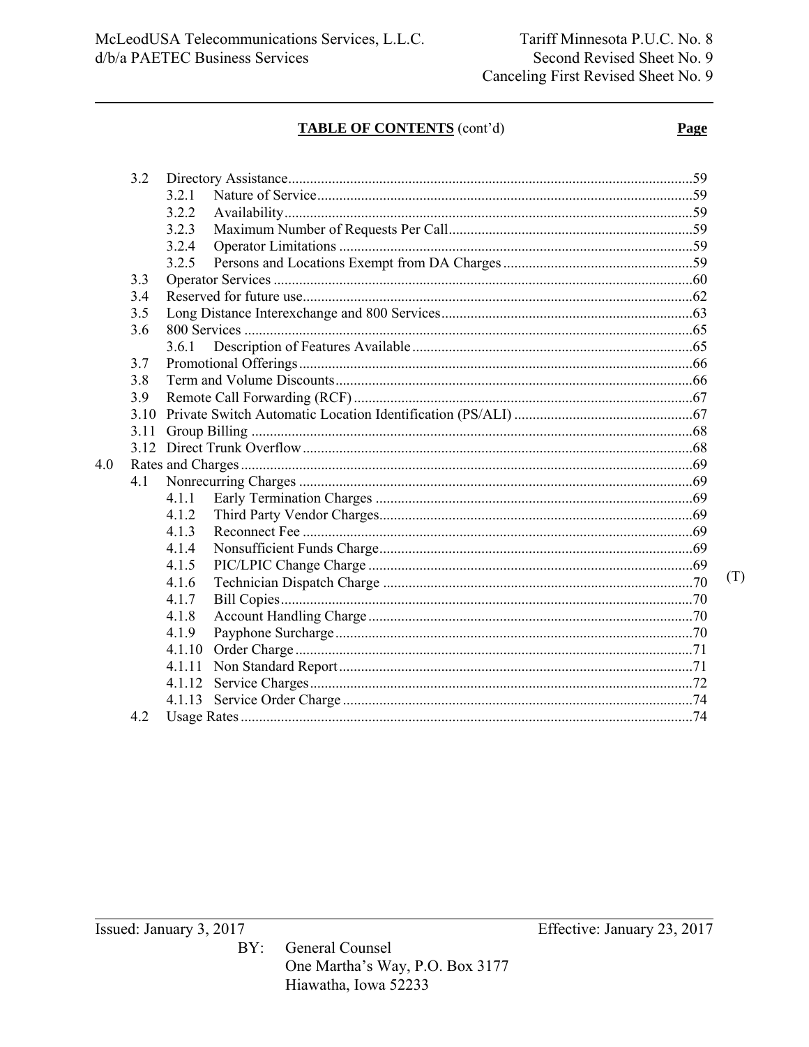McLeodUSA Telecommunications Services, L.L.C.
d/b/a PAETEC Business Services

Tariff Minnesota P.U.C. No. 8
Second Revised Sheet No. 9
Canceling First Revised Sheet No. 9

---

**TABLE OF CONTENTS** (cont'd)

| | | | Page |
|---|---|---|---|
| 3.2 | Directory Assistance | | 59 |
| | 3.2.1 | Nature of Service | 59 |
| | 3.2.2 | Availability | 59 |
| | 3.2.3 | Maximum Number of Requests Per Call | 59 |
| | 3.2.4 | Operator Limitations | 59 |
| | 3.2.5 | Persons and Locations Exempt from DA Charges | 59 |
| 3.3 | Operator Services | | 60 |
| 3.4 | Reserved for future use | | 62 |
| 3.5 | Long Distance Interexchange and 800 Services | | 63 |
| 3.6 | 800 Services | | 65 |
| | 3.6.1 | Description of Features Available | 65 |
| 3.7 | Promotional Offerings | | 66 |
| 3.8 | Term and Volume Discounts | | 66 |
| 3.9 | Remote Call Forwarding (RCF) | | 67 |
| 3.10 | Private Switch Automatic Location Identification (PS/ALI) | | 67 |
| 3.11 | Group Billing | | 68 |
| 3.12 | Direct Trunk Overflow | | 68 |
| 4.0 | Rates and Charges | | 69 |
| 4.1 | Nonrecurring Charges | | 69 |
| | 4.1.1 | Early Termination Charges | 69 |
| | 4.1.2 | Third Party Vendor Charges | 69 |
| | 4.1.3 | Reconnect Fee | 69 |
| | 4.1.4 | Nonsufficient Funds Charge | 69 |
| | 4.1.5 | PIC/LPIC Change Charge | 69 |
| | 4.1.6 | Technician Dispatch Charge | 70 (T) |
| | 4.1.7 | Bill Copies | 70 |
| | 4.1.8 | Account Handling Charge | 70 |
| | 4.1.9 | Payphone Surcharge | 70 |
| | 4.1.10 | Order Charge | 71 |
| | 4.1.11 | Non Standard Report | 71 |
| | 4.1.12 | Service Charges | 72 |
| | 4.1.13 | Service Order Charge | 74 |
| 4.2 | Usage Rates | | 74 |

---

Issued: January 3, 2017

Effective: January 23, 2017

BY: General Counsel
One Martha's Way, P.O. Box 3177
Hiawatha, Iowa 52233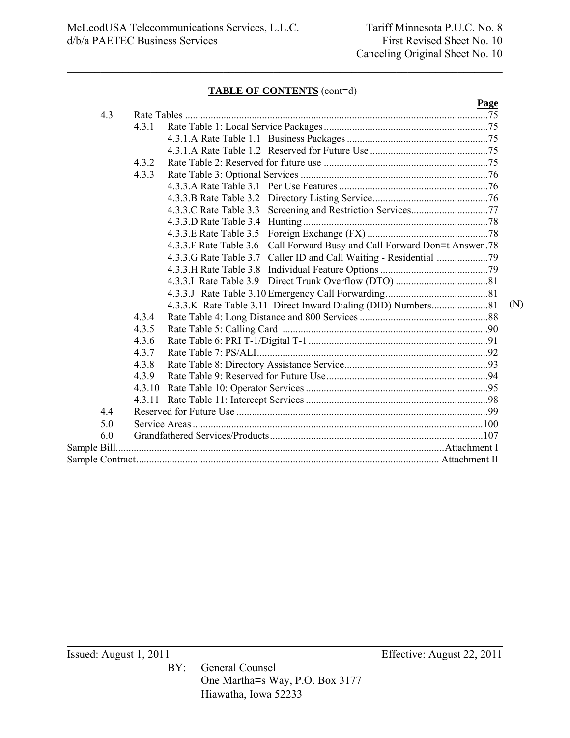**TABLE OF CONTENTS** (cont=d)

| | | | Page |
|---|---|---|---|
| 4.3 | Rate Tables | | 75 |
| | 4.3.1 | Rate Table 1: Local Service Packages | 75 |
| | | 4.3.1.A Rate Table 1.1 Business Packages | 75 |
| | | 4.3.1.A Rate Table 1.2 Reserved for Future Use | 75 |
| | 4.3.2 | Rate Table 2: Reserved for future use | 75 |
| | 4.3.3 | Rate Table 3: Optional Services | 76 |
| | | 4.3.3.A Rate Table 3.1 Per Use Features | 76 |
| | | 4.3.3.B Rate Table 3.2 Directory Listing Service | 76 |
| | | 4.3.3.C Rate Table 3.3 Screening and Restriction Services | 77 |
| | | 4.3.3.D Rate Table 3.4 Hunting | 78 |
| | | 4.3.3.E Rate Table 3.5 Foreign Exchange (FX) | 78 |
| | | 4.3.3.F Rate Table 3.6 Call Forward Busy and Call Forward Don=t Answer | 78 |
| | | 4.3.3.G Rate Table 3.7 Caller ID and Call Waiting - Residential | 79 |
| | | 4.3.3.H Rate Table 3.8 Individual Feature Options | 79 |
| | | 4.3.3.I Rate Table 3.9 Direct Trunk Overflow (DTO) | 81 |
| | | 4.3.3.J Rate Table 3.10 Emergency Call Forwarding | 81 |
| | | 4.3.3.K Rate Table 3.11 Direct Inward Dialing (DID) Numbers | 81 (N) |
| | 4.3.4 | Rate Table 4: Long Distance and 800 Services | 88 |
| | 4.3.5 | Rate Table 5: Calling Card | 90 |
| | 4.3.6 | Rate Table 6: PRI T-1/Digital T-1 | 91 |
| | 4.3.7 | Rate Table 7: PS/ALI | 92 |
| | 4.3.8 | Rate Table 8: Directory Assistance Service | 93 |
| | 4.3.9 | Rate Table 9: Reserved for Future Use | 94 |
| | 4.3.10 | Rate Table 10: Operator Services | 95 |
| | 4.3.11 | Rate Table 11: Intercept Services | 98 |
| 4.4 | Reserved for Future Use | | 99 |
| 5.0 | Service Areas | | 100 |
| 6.0 | Grandfathered Services/Products | | 107 |
| Sample Bill | | | Attachment I |
| Sample Contract | | | Attachment II |

Issued: August 1, 2011 Effective: August 22, 2011

BY: General Counsel
One Martha=s Way, P.O. Box 3177
Hiawatha, Iowa 52233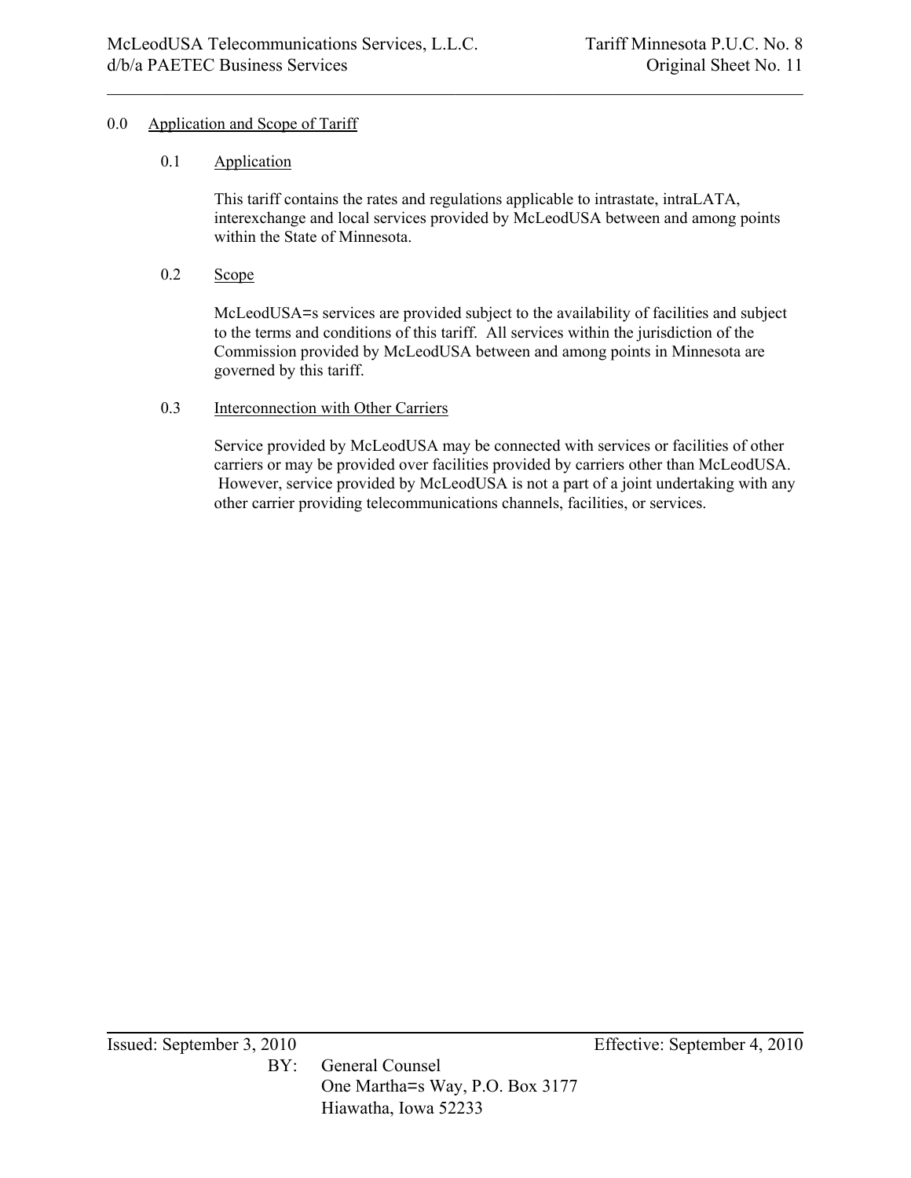# 0.0 Application and Scope of Tariff

## 0.1 Application

This tariff contains the rates and regulations applicable to intrastate, intraLATA, interexchange and local services provided by McLeodUSA between and among points within the State of Minnesota.

## 0.2 Scope

McLeodUSA=s services are provided subject to the availability of facilities and subject to the terms and conditions of this tariff. All services within the jurisdiction of the Commission provided by McLeodUSA between and among points in Minnesota are governed by this tariff.

## 0.3 Interconnection with Other Carriers

Service provided by McLeodUSA may be connected with services or facilities of other carriers or may be provided over facilities provided by carriers other than McLeodUSA. However, service provided by McLeodUSA is not a part of a joint undertaking with any other carrier providing telecommunications channels, facilities, or services.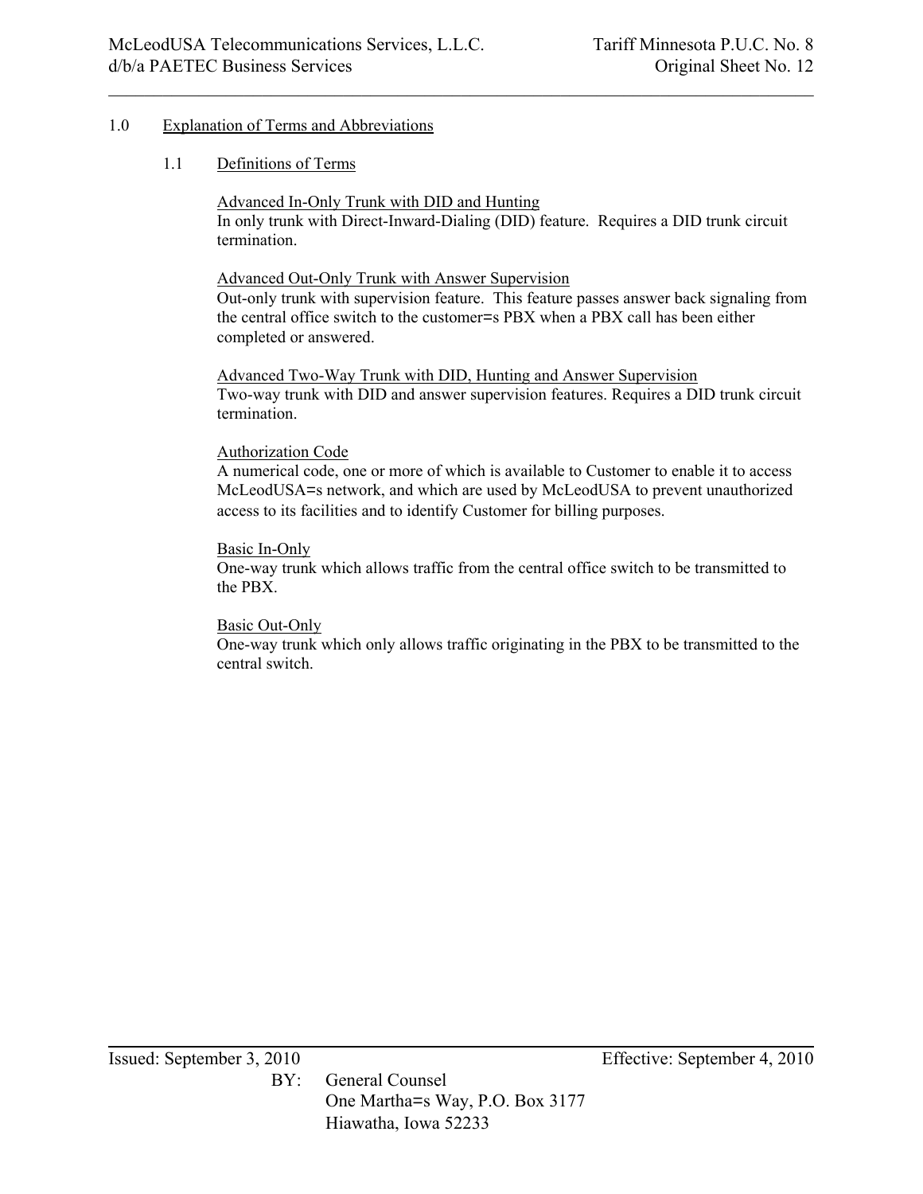## 1.0 Explanation of Terms and Abbreviations

### 1.1 Definitions of Terms

Advanced In-Only Trunk with DID and Hunting
In only trunk with Direct-Inward-Dialing (DID) feature. Requires a DID trunk circuit termination.

Advanced Out-Only Trunk with Answer Supervision
Out-only trunk with supervision feature. This feature passes answer back signaling from the central office switch to the customer=s PBX when a PBX call has been either completed or answered.

Advanced Two-Way Trunk with DID, Hunting and Answer Supervision
Two-way trunk with DID and answer supervision features. Requires a DID trunk circuit termination.

Authorization Code
A numerical code, one or more of which is available to Customer to enable it to access McLeodUSA=s network, and which are used by McLeodUSA to prevent unauthorized access to its facilities and to identify Customer for billing purposes.

Basic In-Only
One-way trunk which allows traffic from the central office switch to be transmitted to the PBX.

Basic Out-Only
One-way trunk which only allows traffic originating in the PBX to be transmitted to the central switch.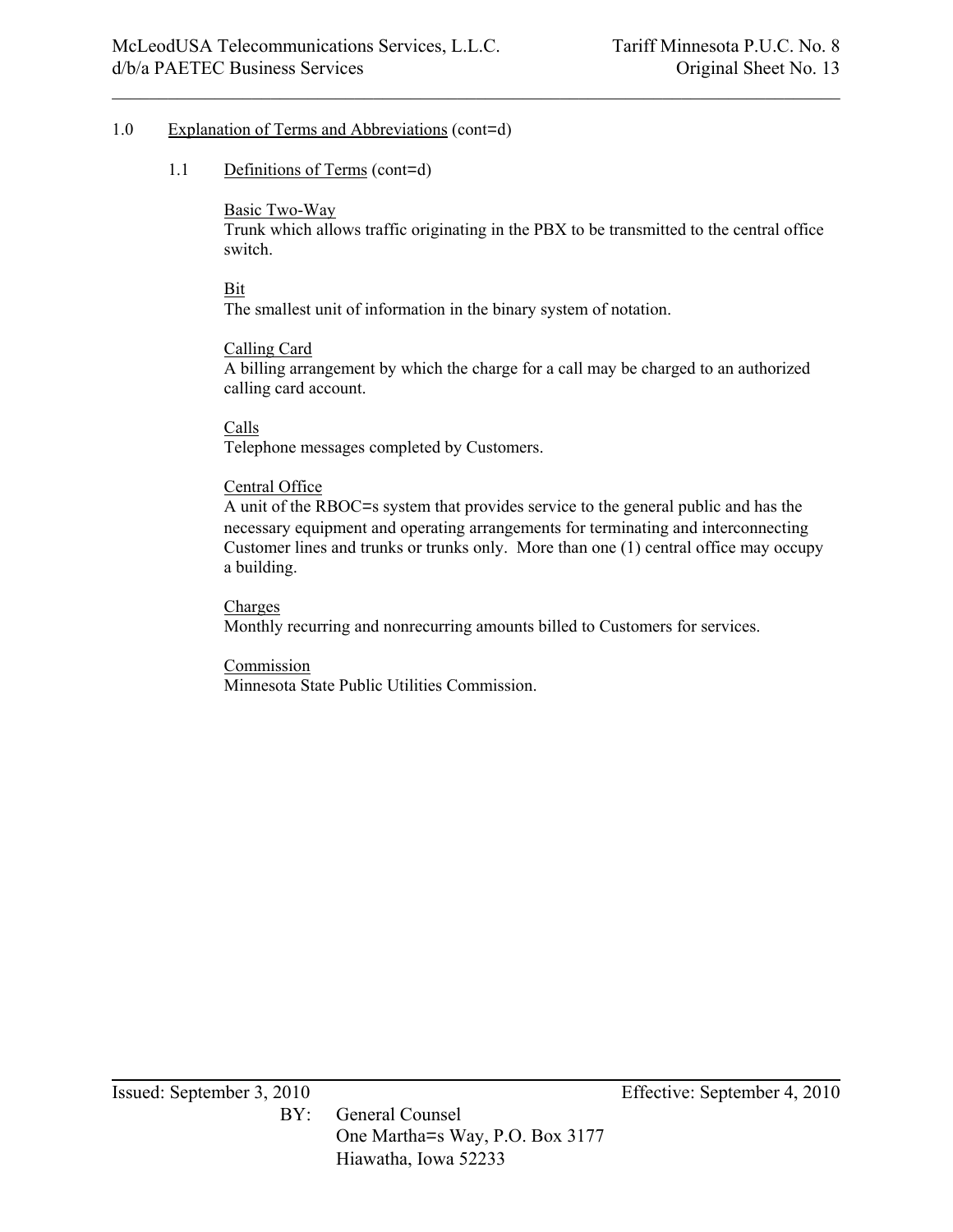1.0 Explanation of Terms and Abbreviations (cont=d)

1.1 Definitions of Terms (cont=d)

Basic Two-Way
Trunk which allows traffic originating in the PBX to be transmitted to the central office switch.

Bit
The smallest unit of information in the binary system of notation.

Calling Card
A billing arrangement by which the charge for a call may be charged to an authorized calling card account.

Calls
Telephone messages completed by Customers.

Central Office
A unit of the RBOC=s system that provides service to the general public and has the necessary equipment and operating arrangements for terminating and interconnecting Customer lines and trunks or trunks only. More than one (1) central office may occupy a building.

Charges
Monthly recurring and nonrecurring amounts billed to Customers for services.

Commission
Minnesota State Public Utilities Commission.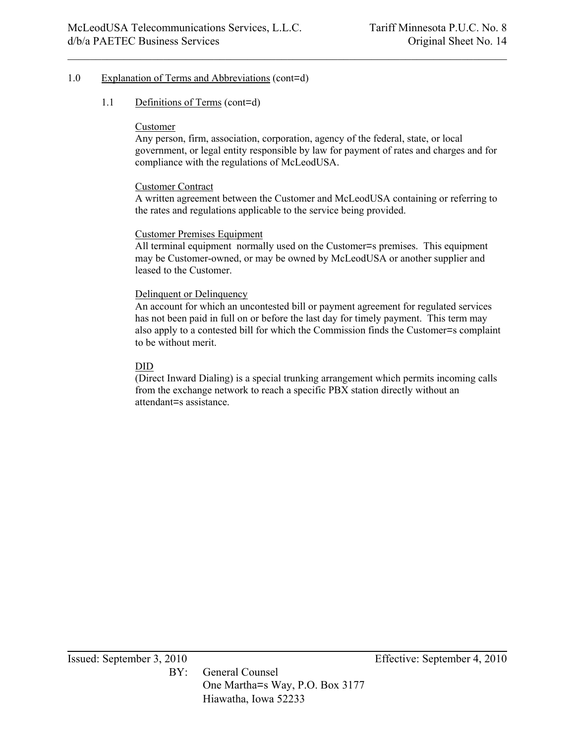1.0 Explanation of Terms and Abbreviations (cont=d)

1.1 Definitions of Terms (cont=d)

Customer
Any person, firm, association, corporation, agency of the federal, state, or local government, or legal entity responsible by law for payment of rates and charges and for compliance with the regulations of McLeodUSA.

Customer Contract
A written agreement between the Customer and McLeodUSA containing or referring to the rates and regulations applicable to the service being provided.

Customer Premises Equipment
All terminal equipment normally used on the Customer=s premises. This equipment may be Customer-owned, or may be owned by McLeodUSA or another supplier and leased to the Customer.

Delinquent or Delinquency
An account for which an uncontested bill or payment agreement for regulated services has not been paid in full on or before the last day for timely payment. This term may also apply to a contested bill for which the Commission finds the Customer=s complaint to be without merit.

DID
(Direct Inward Dialing) is a special trunking arrangement which permits incoming calls from the exchange network to reach a specific PBX station directly without an attendant=s assistance.

Issued: September 3, 2010 Effective: September 4, 2010

BY: General Counsel
One Martha=s Way, P.O. Box 3177
Hiawatha, Iowa 52233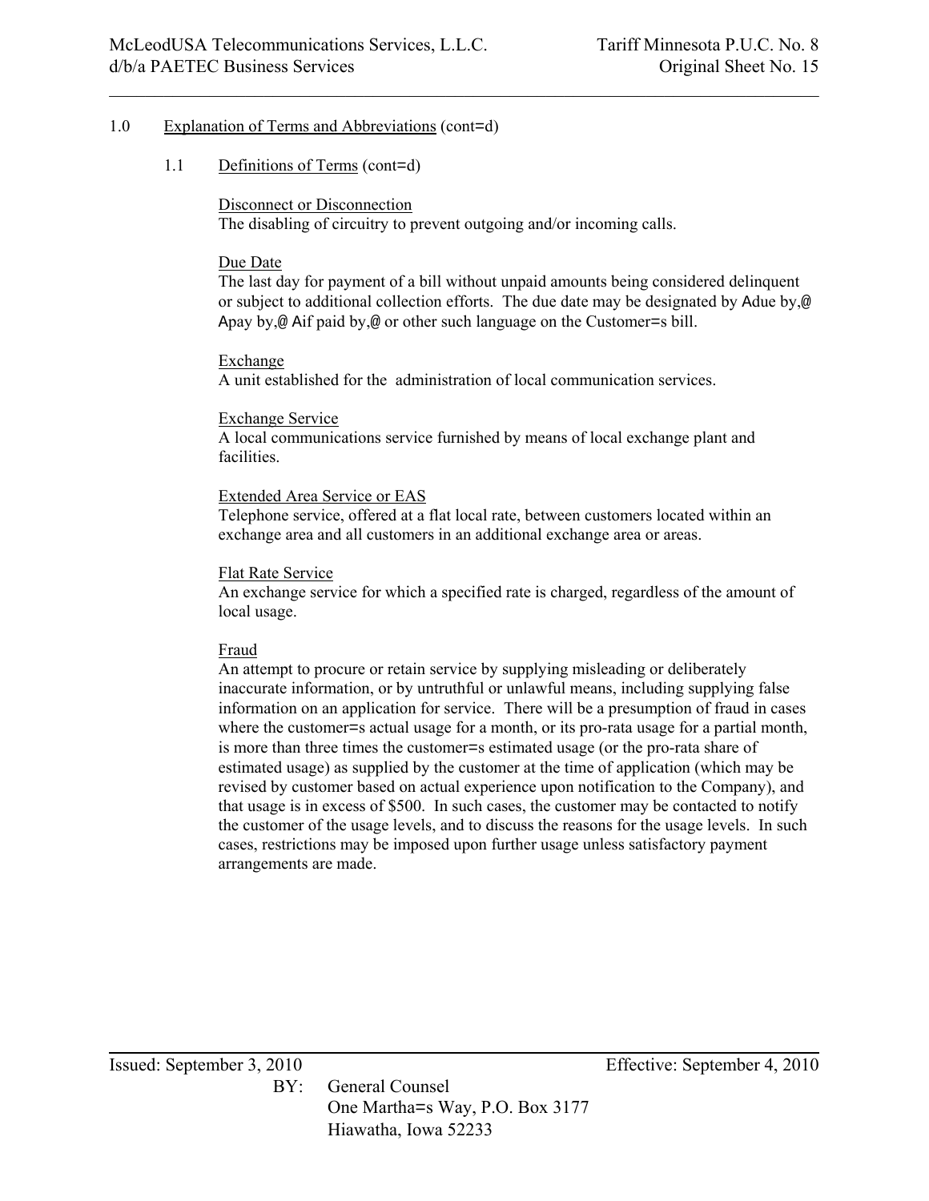1.0 Explanation of Terms and Abbreviations (cont=d)

1.1 Definitions of Terms (cont=d)

Disconnect or Disconnection
The disabling of circuitry to prevent outgoing and/or incoming calls.

Due Date
The last day for payment of a bill without unpaid amounts being considered delinquent or subject to additional collection efforts. The due date may be designated by Adue by,@ Apay by,@ Aif paid by,@ or other such language on the Customer=s bill.

Exchange
A unit established for the administration of local communication services.

Exchange Service
A local communications service furnished by means of local exchange plant and facilities.

Extended Area Service or EAS
Telephone service, offered at a flat local rate, between customers located within an exchange area and all customers in an additional exchange area or areas.

Flat Rate Service
An exchange service for which a specified rate is charged, regardless of the amount of local usage.

Fraud
An attempt to procure or retain service by supplying misleading or deliberately inaccurate information, or by untruthful or unlawful means, including supplying false information on an application for service. There will be a presumption of fraud in cases where the customer=s actual usage for a month, or its pro-rata usage for a partial month, is more than three times the customer=s estimated usage (or the pro-rata share of estimated usage) as supplied by the customer at the time of application (which may be revised by customer based on actual experience upon notification to the Company), and that usage is in excess of $500. In such cases, the customer may be contacted to notify the customer of the usage levels, and to discuss the reasons for the usage levels. In such cases, restrictions may be imposed upon further usage unless satisfactory payment arrangements are made.

Issued: September 3, 2010 Effective: September 4, 2010

BY: General Counsel
One Martha=s Way, P.O. Box 3177
Hiawatha, Iowa 52233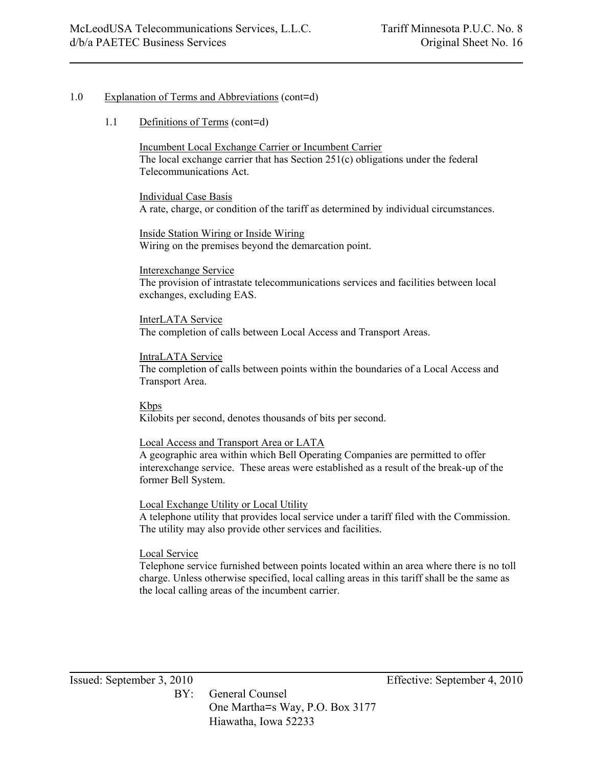## 1.0 Explanation of Terms and Abbreviations (cont=d)

### 1.1 Definitions of Terms (cont=d)

Incumbent Local Exchange Carrier or Incumbent Carrier
The local exchange carrier that has Section 251(c) obligations under the federal Telecommunications Act.

Individual Case Basis
A rate, charge, or condition of the tariff as determined by individual circumstances.

Inside Station Wiring or Inside Wiring
Wiring on the premises beyond the demarcation point.

Interexchange Service
The provision of intrastate telecommunications services and facilities between local exchanges, excluding EAS.

InterLATA Service
The completion of calls between Local Access and Transport Areas.

IntraLATA Service
The completion of calls between points within the boundaries of a Local Access and Transport Area.

Kbps
Kilobits per second, denotes thousands of bits per second.

Local Access and Transport Area or LATA
A geographic area within which Bell Operating Companies are permitted to offer interexchange service. These areas were established as a result of the break-up of the former Bell System.

Local Exchange Utility or Local Utility
A telephone utility that provides local service under a tariff filed with the Commission. The utility may also provide other services and facilities.

Local Service
Telephone service furnished between points located within an area where there is no toll charge. Unless otherwise specified, local calling areas in this tariff shall be the same as the local calling areas of the incumbent carrier.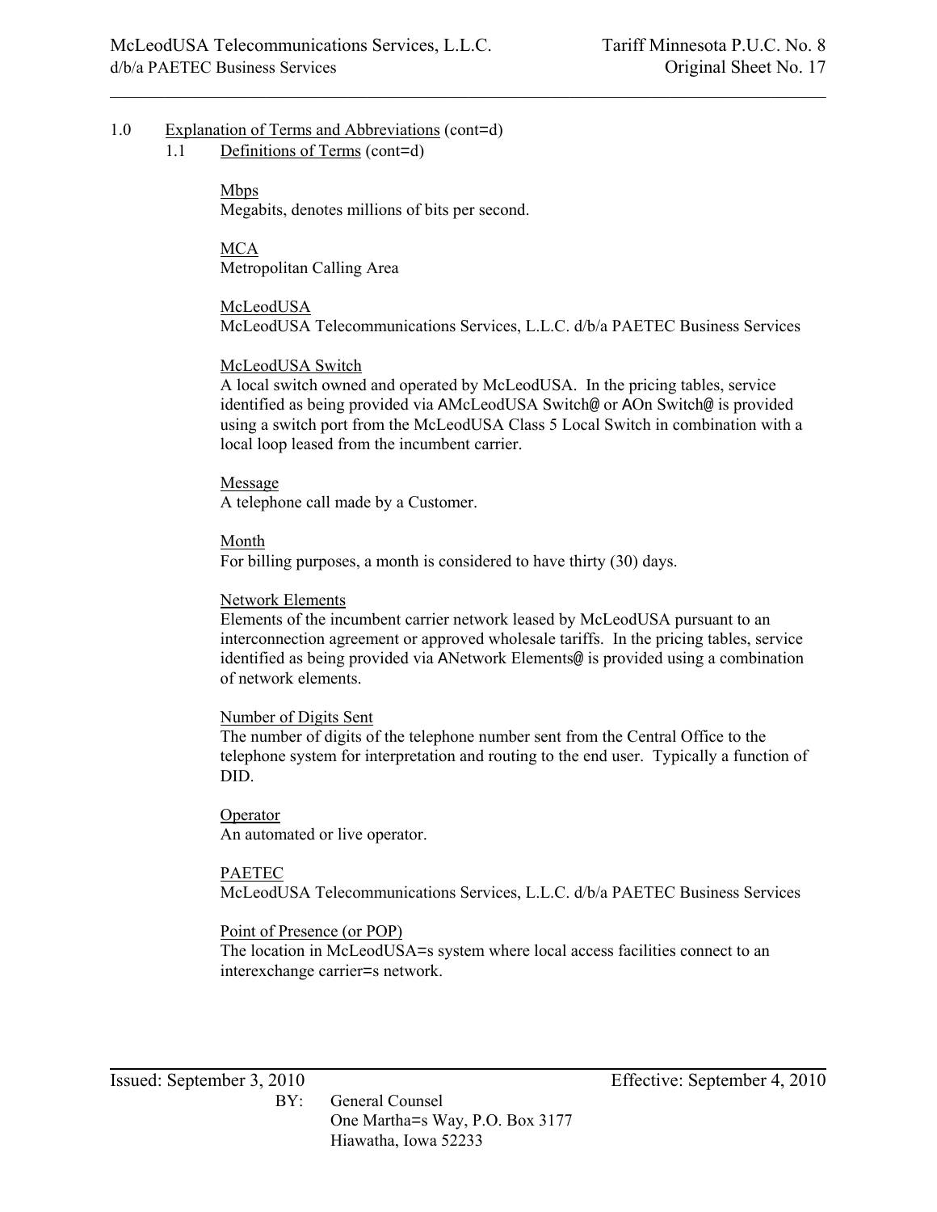1.0 Explanation of Terms and Abbreviations (cont=d)

1.1 Definitions of Terms (cont=d)

Mbps
Megabits, denotes millions of bits per second.

MCA
Metropolitan Calling Area

McLeodUSA
McLeodUSA Telecommunications Services, L.L.C. d/b/a PAETEC Business Services

McLeodUSA Switch
A local switch owned and operated by McLeodUSA. In the pricing tables, service identified as being provided via AMcLeodUSA Switch@ or AOn Switch@ is provided using a switch port from the McLeodUSA Class 5 Local Switch in combination with a local loop leased from the incumbent carrier.

Message
A telephone call made by a Customer.

Month
For billing purposes, a month is considered to have thirty (30) days.

Network Elements
Elements of the incumbent carrier network leased by McLeodUSA pursuant to an interconnection agreement or approved wholesale tariffs. In the pricing tables, service identified as being provided via ANetwork Elements@ is provided using a combination of network elements.

Number of Digits Sent
The number of digits of the telephone number sent from the Central Office to the telephone system for interpretation and routing to the end user. Typically a function of DID.

Operator
An automated or live operator.

PAETEC
McLeodUSA Telecommunications Services, L.L.C. d/b/a PAETEC Business Services

Point of Presence (or POP)
The location in McLeodUSA=s system where local access facilities connect to an interexchange carrier=s network.

Issued: September 3, 2010 Effective: September 4, 2010

BY: General Counsel
One Martha=s Way, P.O. Box 3177
Hiawatha, Iowa 52233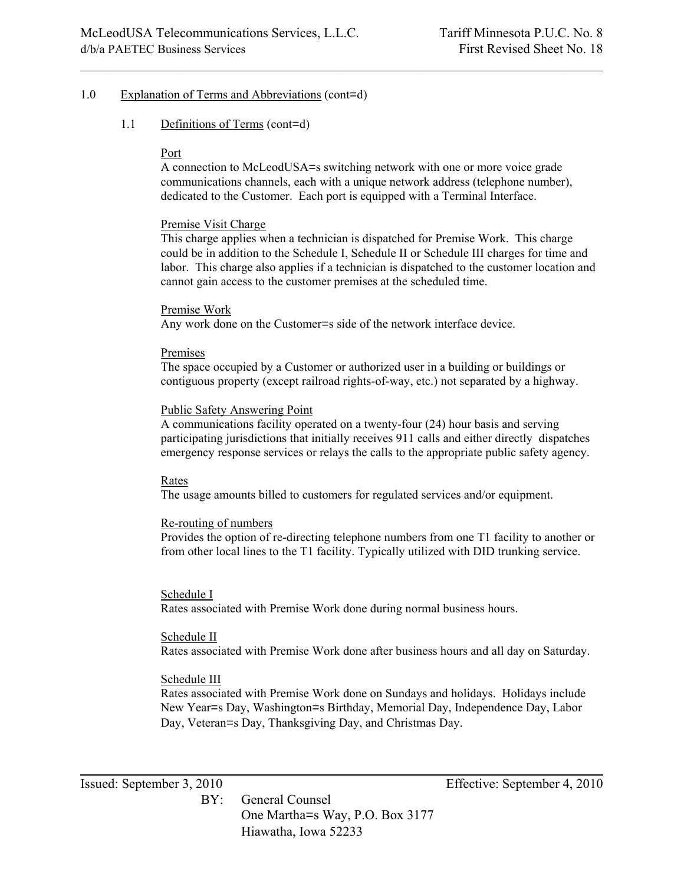## 1.0 Explanation of Terms and Abbreviations (cont=d)

### 1.1 Definitions of Terms (cont=d)

Port
A connection to McLeodUSA=s switching network with one or more voice grade communications channels, each with a unique network address (telephone number), dedicated to the Customer. Each port is equipped with a Terminal Interface.

Premise Visit Charge
This charge applies when a technician is dispatched for Premise Work. This charge could be in addition to the Schedule I, Schedule II or Schedule III charges for time and labor. This charge also applies if a technician is dispatched to the customer location and cannot gain access to the customer premises at the scheduled time.

Premise Work
Any work done on the Customer=s side of the network interface device.

Premises
The space occupied by a Customer or authorized user in a building or buildings or contiguous property (except railroad rights-of-way, etc.) not separated by a highway.

Public Safety Answering Point
A communications facility operated on a twenty-four (24) hour basis and serving participating jurisdictions that initially receives 911 calls and either directly dispatches emergency response services or relays the calls to the appropriate public safety agency.

Rates
The usage amounts billed to customers for regulated services and/or equipment.

Re-routing of numbers
Provides the option of re-directing telephone numbers from one T1 facility to another or from other local lines to the T1 facility. Typically utilized with DID trunking service.

Schedule I
Rates associated with Premise Work done during normal business hours.

Schedule II
Rates associated with Premise Work done after business hours and all day on Saturday.

Schedule III
Rates associated with Premise Work done on Sundays and holidays. Holidays include New Year=s Day, Washington=s Birthday, Memorial Day, Independence Day, Labor Day, Veteran=s Day, Thanksgiving Day, and Christmas Day.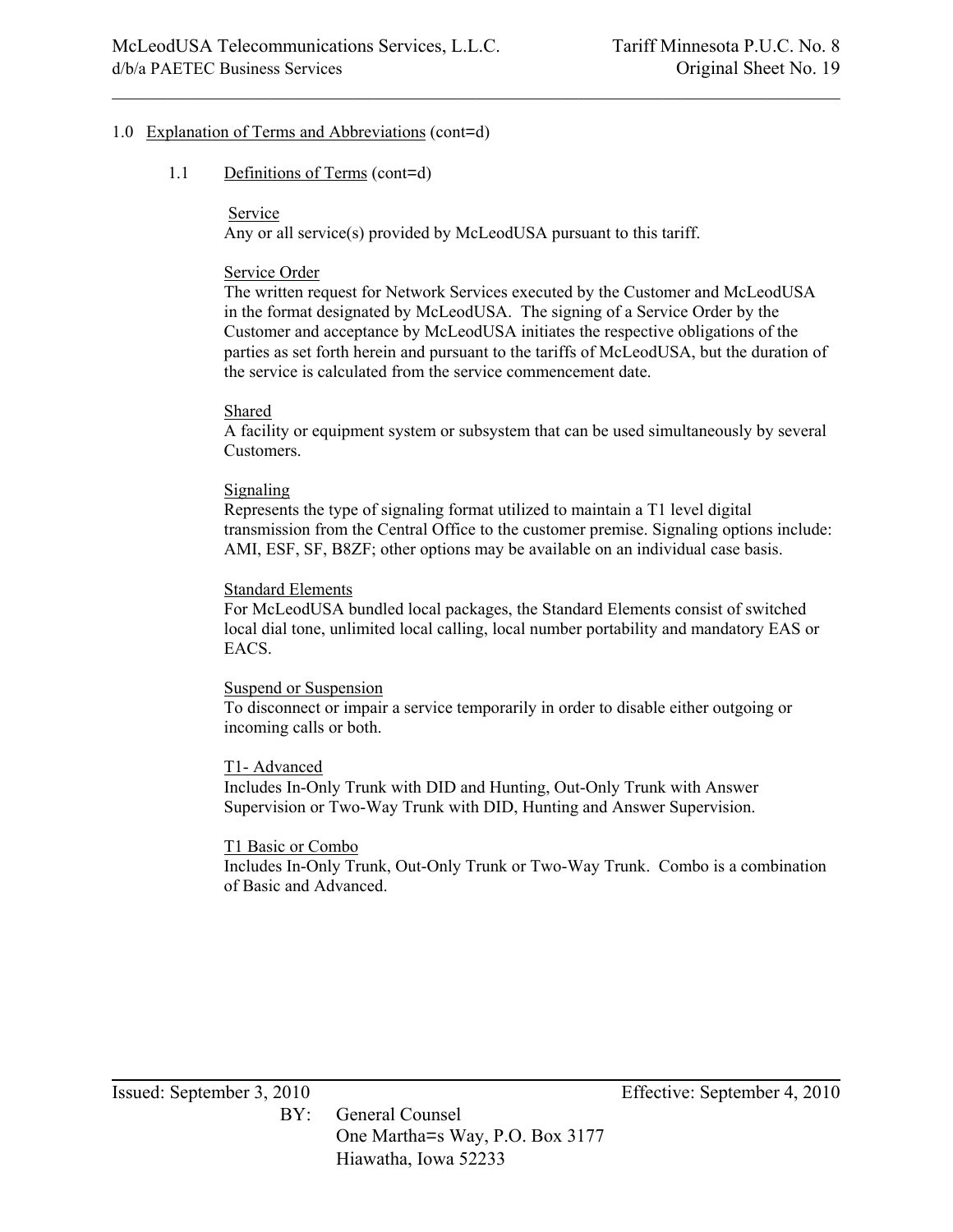1.0 Explanation of Terms and Abbreviations (cont=d)

1.1 Definitions of Terms (cont=d)

Service
Any or all service(s) provided by McLeodUSA pursuant to this tariff.

Service Order
The written request for Network Services executed by the Customer and McLeodUSA in the format designated by McLeodUSA. The signing of a Service Order by the Customer and acceptance by McLeodUSA initiates the respective obligations of the parties as set forth herein and pursuant to the tariffs of McLeodUSA, but the duration of the service is calculated from the service commencement date.

Shared
A facility or equipment system or subsystem that can be used simultaneously by several Customers.

Signaling
Represents the type of signaling format utilized to maintain a T1 level digital transmission from the Central Office to the customer premise. Signaling options include: AMI, ESF, SF, B8ZF; other options may be available on an individual case basis.

Standard Elements
For McLeodUSA bundled local packages, the Standard Elements consist of switched local dial tone, unlimited local calling, local number portability and mandatory EAS or EACS.

Suspend or Suspension
To disconnect or impair a service temporarily in order to disable either outgoing or incoming calls or both.

T1- Advanced
Includes In-Only Trunk with DID and Hunting, Out-Only Trunk with Answer Supervision or Two-Way Trunk with DID, Hunting and Answer Supervision.

T1 Basic or Combo
Includes In-Only Trunk, Out-Only Trunk or Two-Way Trunk. Combo is a combination of Basic and Advanced.

Issued: September 3, 2010 Effective: September 4, 2010

BY: General Counsel
One Martha=s Way, P.O. Box 3177
Hiawatha, Iowa 52233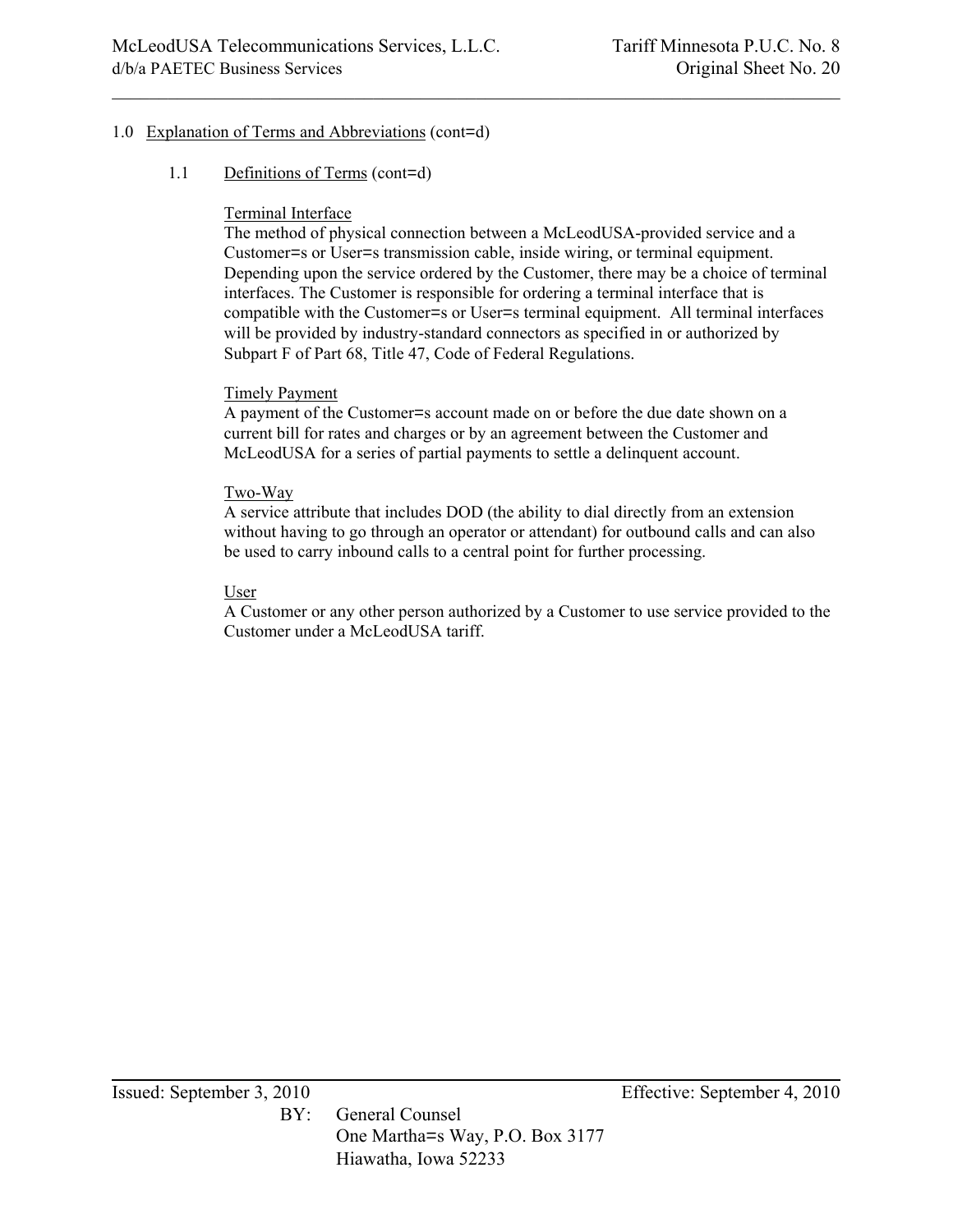1.0 Explanation of Terms and Abbreviations (cont=d)

1.1 Definitions of Terms (cont=d)

Terminal Interface
The method of physical connection between a McLeodUSA-provided service and a Customer=s or User=s transmission cable, inside wiring, or terminal equipment. Depending upon the service ordered by the Customer, there may be a choice of terminal interfaces. The Customer is responsible for ordering a terminal interface that is compatible with the Customer=s or User=s terminal equipment. All terminal interfaces will be provided by industry-standard connectors as specified in or authorized by Subpart F of Part 68, Title 47, Code of Federal Regulations.

Timely Payment
A payment of the Customer=s account made on or before the due date shown on a current bill for rates and charges or by an agreement between the Customer and McLeodUSA for a series of partial payments to settle a delinquent account.

Two-Way
A service attribute that includes DOD (the ability to dial directly from an extension without having to go through an operator or attendant) for outbound calls and can also be used to carry inbound calls to a central point for further processing.

User
A Customer or any other person authorized by a Customer to use service provided to the Customer under a McLeodUSA tariff.

Issued: September 3, 2010 Effective: September 4, 2010

BY: General Counsel
One Martha=s Way, P.O. Box 3177
Hiawatha, Iowa 52233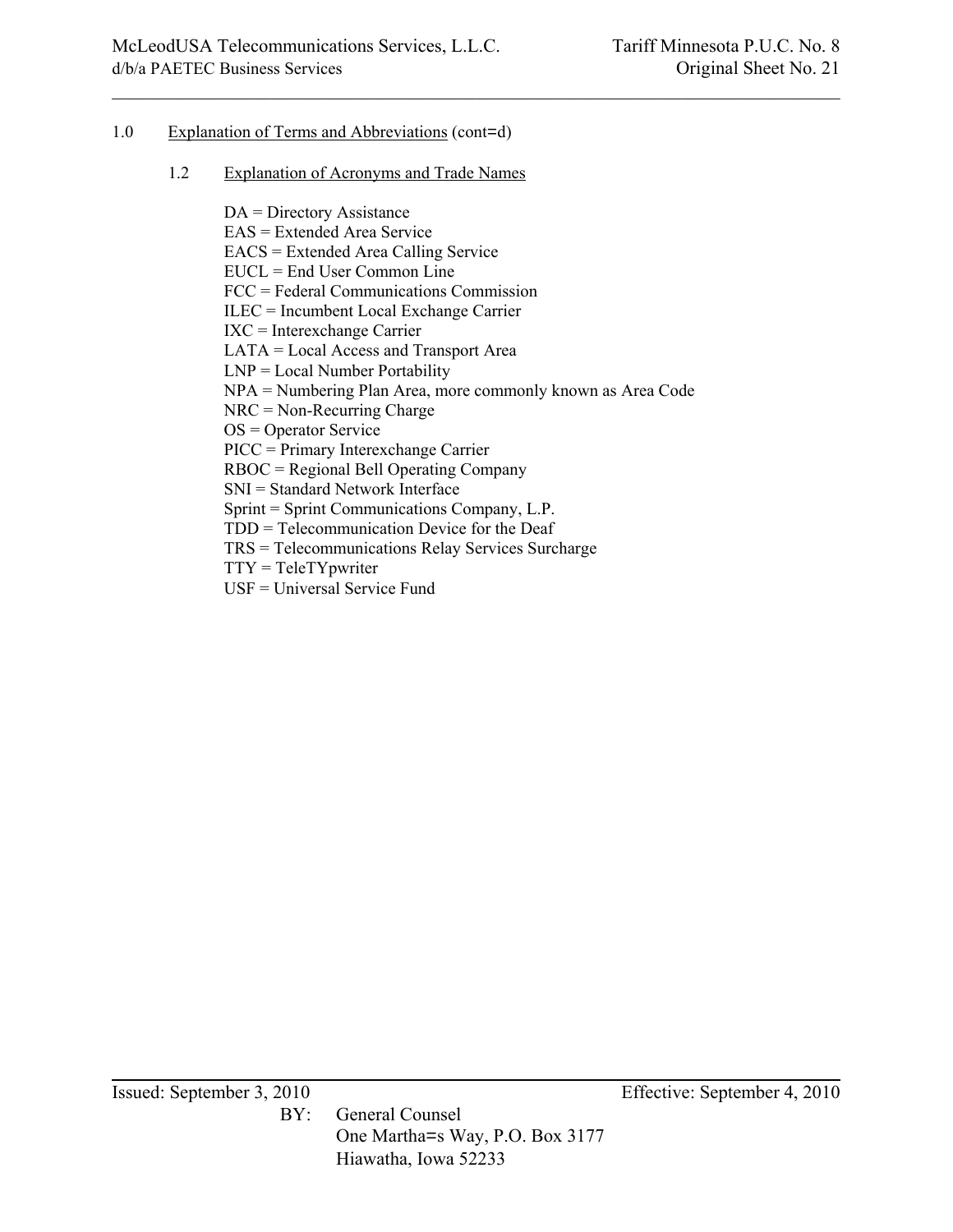1.0 Explanation of Terms and Abbreviations (cont=d)

1.2 Explanation of Acronyms and Trade Names

DA = Directory Assistance  
EAS = Extended Area Service  
EACS = Extended Area Calling Service  
EUCL = End User Common Line  
FCC = Federal Communications Commission  
ILEC = Incumbent Local Exchange Carrier  
IXC = Interexchange Carrier  
LATA = Local Access and Transport Area  
LNP = Local Number Portability  
NPA = Numbering Plan Area, more commonly known as Area Code  
NRC = Non-Recurring Charge  
OS = Operator Service  
PICC = Primary Interexchange Carrier  
RBOC = Regional Bell Operating Company  
SNI = Standard Network Interface  
Sprint = Sprint Communications Company, L.P.  
TDD = Telecommunication Device for the Deaf  
TRS = Telecommunications Relay Services Surcharge  
TTY = TeleTYpwriter  
USF = Universal Service Fund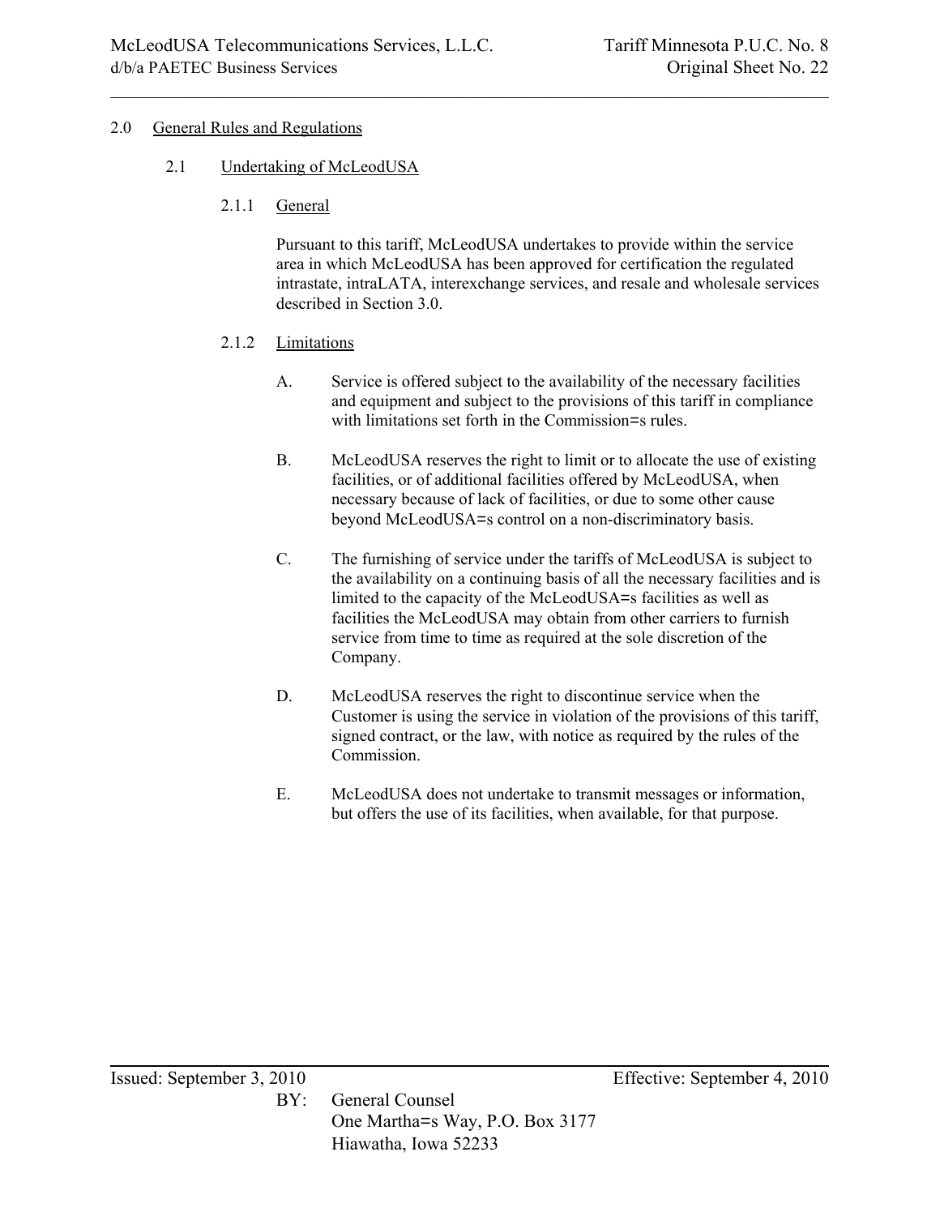## 2.0 General Rules and Regulations

### 2.1 Undertaking of McLeodUSA

#### 2.1.1 General

Pursuant to this tariff, McLeodUSA undertakes to provide within the service area in which McLeodUSA has been approved for certification the regulated intrastate, intraLATA, interexchange services, and resale and wholesale services described in Section 3.0.

#### 2.1.2 Limitations

A. Service is offered subject to the availability of the necessary facilities and equipment and subject to the provisions of this tariff in compliance with limitations set forth in the Commission=s rules.

B. McLeodUSA reserves the right to limit or to allocate the use of existing facilities, or of additional facilities offered by McLeodUSA, when necessary because of lack of facilities, or due to some other cause beyond McLeodUSA=s control on a non-discriminatory basis.

C. The furnishing of service under the tariffs of McLeodUSA is subject to the availability on a continuing basis of all the necessary facilities and is limited to the capacity of the McLeodUSA=s facilities as well as facilities the McLeodUSA may obtain from other carriers to furnish service from time to time as required at the sole discretion of the Company.

D. McLeodUSA reserves the right to discontinue service when the Customer is using the service in violation of the provisions of this tariff, signed contract, or the law, with notice as required by the rules of the Commission.

E. McLeodUSA does not undertake to transmit messages or information, but offers the use of its facilities, when available, for that purpose.

Issued: September 3, 2010 Effective: September 4, 2010

BY: General Counsel
One Martha=s Way, P.O. Box 3177
Hiawatha, Iowa 52233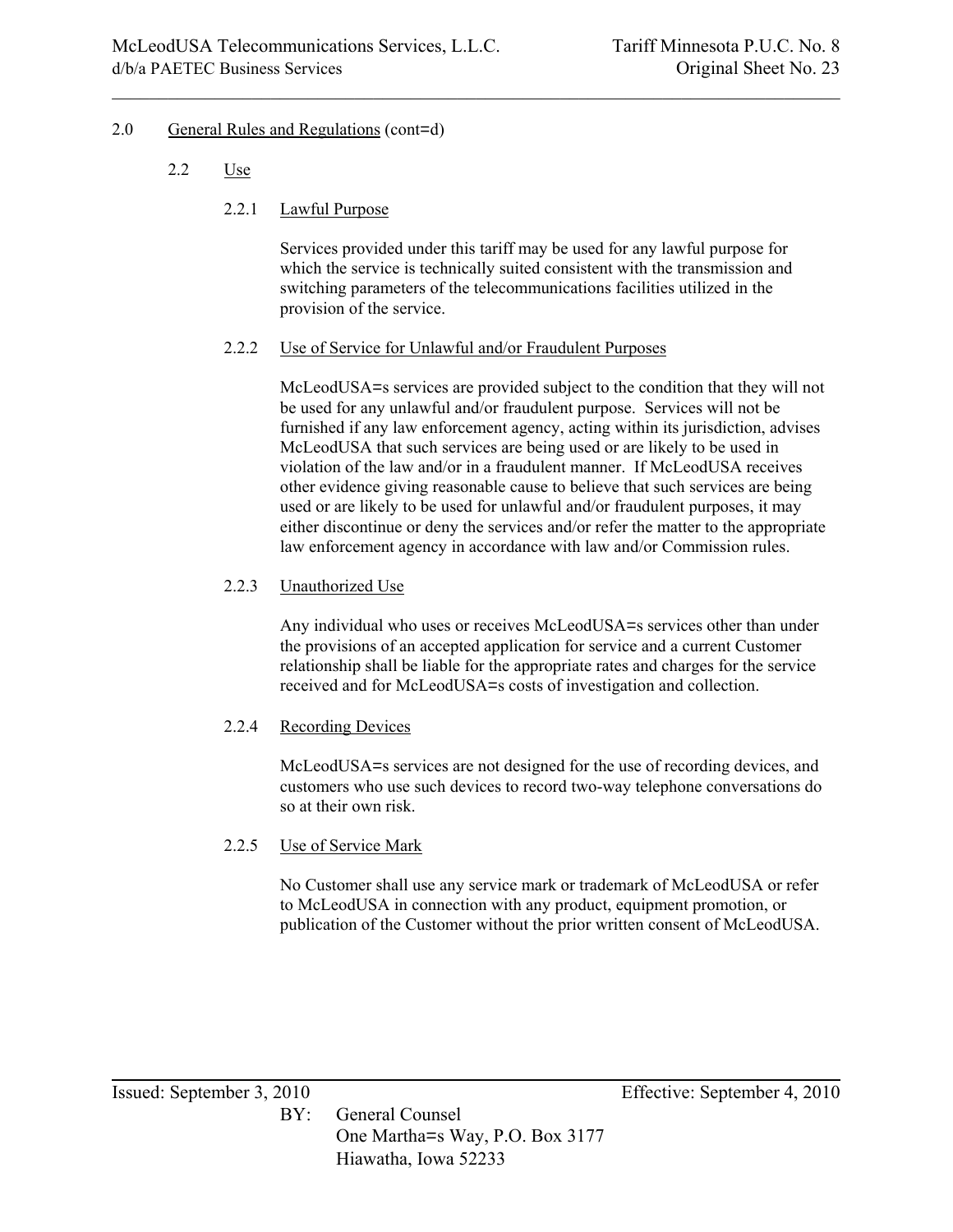## 2.0 General Rules and Regulations (cont=d)

### 2.2 Use

#### 2.2.1 Lawful Purpose

Services provided under this tariff may be used for any lawful purpose for which the service is technically suited consistent with the transmission and switching parameters of the telecommunications facilities utilized in the provision of the service.

#### 2.2.2 Use of Service for Unlawful and/or Fraudulent Purposes

McLeodUSA=s services are provided subject to the condition that they will not be used for any unlawful and/or fraudulent purpose. Services will not be furnished if any law enforcement agency, acting within its jurisdiction, advises McLeodUSA that such services are being used or are likely to be used in violation of the law and/or in a fraudulent manner. If McLeodUSA receives other evidence giving reasonable cause to believe that such services are being used or are likely to be used for unlawful and/or fraudulent purposes, it may either discontinue or deny the services and/or refer the matter to the appropriate law enforcement agency in accordance with law and/or Commission rules.

#### 2.2.3 Unauthorized Use

Any individual who uses or receives McLeodUSA=s services other than under the provisions of an accepted application for service and a current Customer relationship shall be liable for the appropriate rates and charges for the service received and for McLeodUSA=s costs of investigation and collection.

#### 2.2.4 Recording Devices

McLeodUSA=s services are not designed for the use of recording devices, and customers who use such devices to record two-way telephone conversations do so at their own risk.

#### 2.2.5 Use of Service Mark

No Customer shall use any service mark or trademark of McLeodUSA or refer to McLeodUSA in connection with any product, equipment promotion, or publication of the Customer without the prior written consent of McLeodUSA.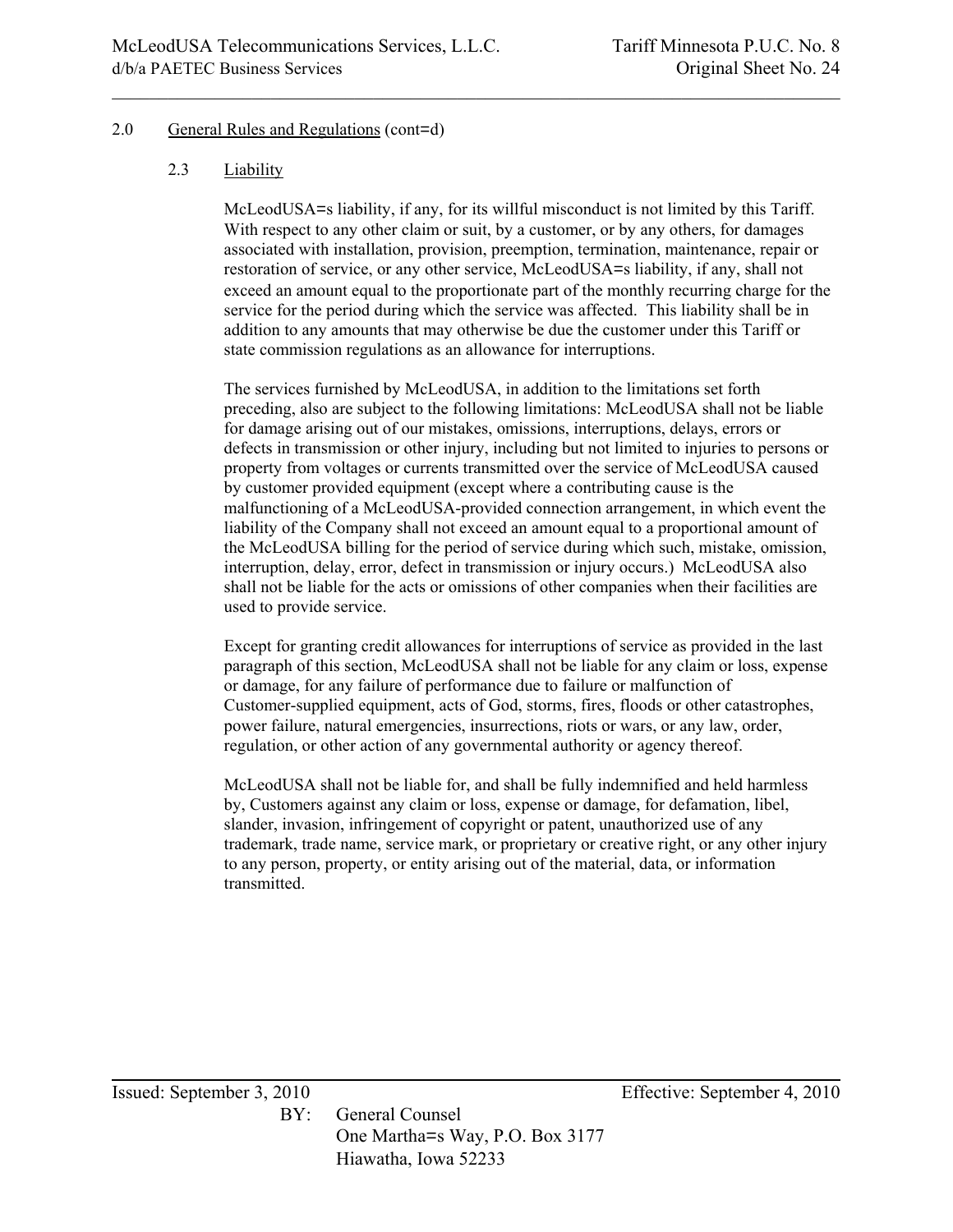2.0 General Rules and Regulations (cont=d)

2.3 Liability

McLeodUSA=s liability, if any, for its willful misconduct is not limited by this Tariff. With respect to any other claim or suit, by a customer, or by any others, for damages associated with installation, provision, preemption, termination, maintenance, repair or restoration of service, or any other service, McLeodUSA=s liability, if any, shall not exceed an amount equal to the proportionate part of the monthly recurring charge for the service for the period during which the service was affected. This liability shall be in addition to any amounts that may otherwise be due the customer under this Tariff or state commission regulations as an allowance for interruptions.

The services furnished by McLeodUSA, in addition to the limitations set forth preceding, also are subject to the following limitations: McLeodUSA shall not be liable for damage arising out of our mistakes, omissions, interruptions, delays, errors or defects in transmission or other injury, including but not limited to injuries to persons or property from voltages or currents transmitted over the service of McLeodUSA caused by customer provided equipment (except where a contributing cause is the malfunctioning of a McLeodUSA-provided connection arrangement, in which event the liability of the Company shall not exceed an amount equal to a proportional amount of the McLeodUSA billing for the period of service during which such, mistake, omission, interruption, delay, error, defect in transmission or injury occurs.) McLeodUSA also shall not be liable for the acts or omissions of other companies when their facilities are used to provide service.

Except for granting credit allowances for interruptions of service as provided in the last paragraph of this section, McLeodUSA shall not be liable for any claim or loss, expense or damage, for any failure of performance due to failure or malfunction of Customer-supplied equipment, acts of God, storms, fires, floods or other catastrophes, power failure, natural emergencies, insurrections, riots or wars, or any law, order, regulation, or other action of any governmental authority or agency thereof.

McLeodUSA shall not be liable for, and shall be fully indemnified and held harmless by, Customers against any claim or loss, expense or damage, for defamation, libel, slander, invasion, infringement of copyright or patent, unauthorized use of any trademark, trade name, service mark, or proprietary or creative right, or any other injury to any person, property, or entity arising out of the material, data, or information transmitted.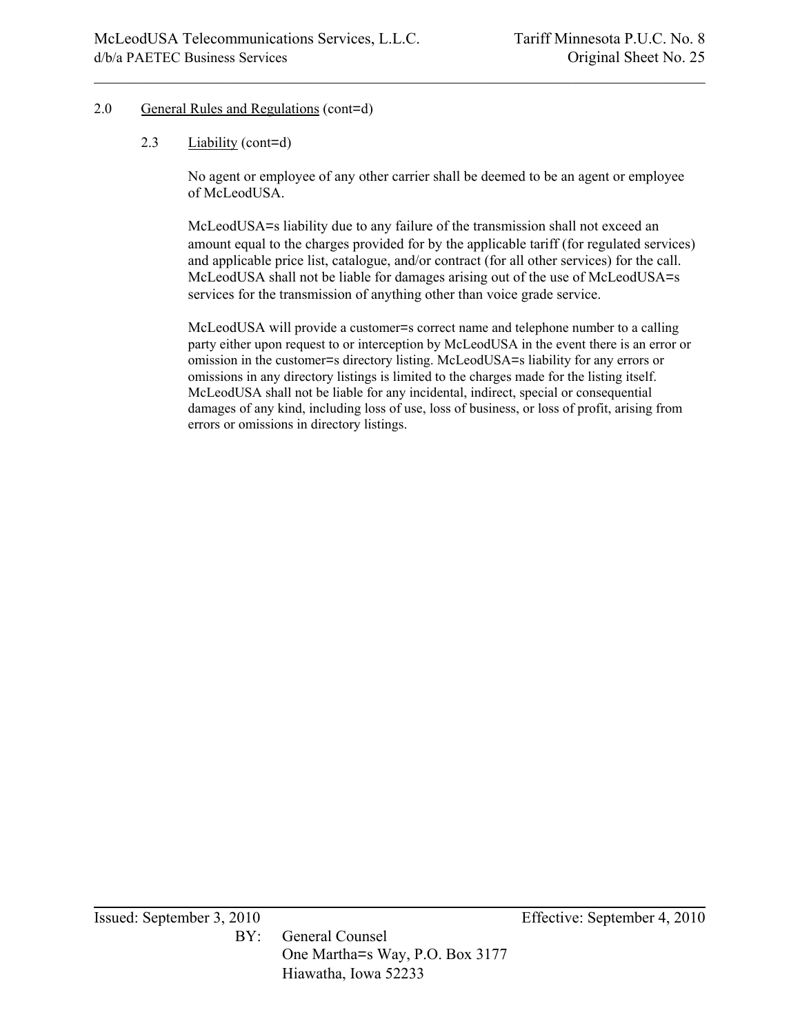2.0 General Rules and Regulations (cont=d)

2.3 Liability (cont=d)

No agent or employee of any other carrier shall be deemed to be an agent or employee of McLeodUSA.

McLeodUSA=s liability due to any failure of the transmission shall not exceed an amount equal to the charges provided for by the applicable tariff (for regulated services) and applicable price list, catalogue, and/or contract (for all other services) for the call. McLeodUSA shall not be liable for damages arising out of the use of McLeodUSA=s services for the transmission of anything other than voice grade service.

McLeodUSA will provide a customer=s correct name and telephone number to a calling party either upon request to or interception by McLeodUSA in the event there is an error or omission in the customer=s directory listing. McLeodUSA=s liability for any errors or omissions in any directory listings is limited to the charges made for the listing itself. McLeodUSA shall not be liable for any incidental, indirect, special or consequential damages of any kind, including loss of use, loss of business, or loss of profit, arising from errors or omissions in directory listings.

Issued: September 3, 2010 Effective: September 4, 2010

BY: General Counsel
One Martha=s Way, P.O. Box 3177
Hiawatha, Iowa 52233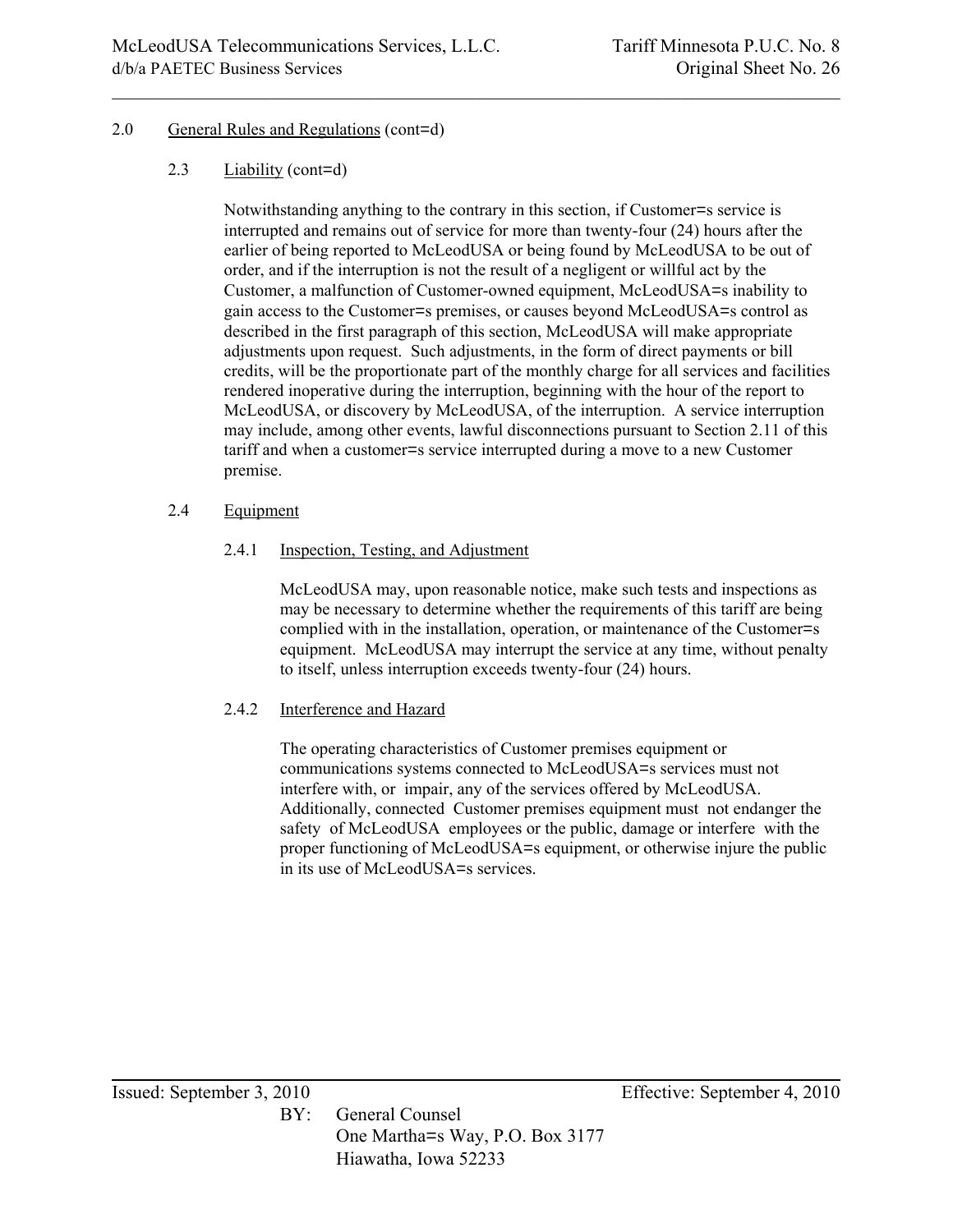2.0 General Rules and Regulations (cont=d)

2.3 Liability (cont=d)

Notwithstanding anything to the contrary in this section, if Customer=s service is interrupted and remains out of service for more than twenty-four (24) hours after the earlier of being reported to McLeodUSA or being found by McLeodUSA to be out of order, and if the interruption is not the result of a negligent or willful act by the Customer, a malfunction of Customer-owned equipment, McLeodUSA=s inability to gain access to the Customer=s premises, or causes beyond McLeodUSA=s control as described in the first paragraph of this section, McLeodUSA will make appropriate adjustments upon request. Such adjustments, in the form of direct payments or bill credits, will be the proportionate part of the monthly charge for all services and facilities rendered inoperative during the interruption, beginning with the hour of the report to McLeodUSA, or discovery by McLeodUSA, of the interruption. A service interruption may include, among other events, lawful disconnections pursuant to Section 2.11 of this tariff and when a customer=s service interrupted during a move to a new Customer premise.

2.4 Equipment

2.4.1 Inspection, Testing, and Adjustment

McLeodUSA may, upon reasonable notice, make such tests and inspections as may be necessary to determine whether the requirements of this tariff are being complied with in the installation, operation, or maintenance of the Customer=s equipment. McLeodUSA may interrupt the service at any time, without penalty to itself, unless interruption exceeds twenty-four (24) hours.

2.4.2 Interference and Hazard

The operating characteristics of Customer premises equipment or communications systems connected to McLeodUSA=s services must not interfere with, or impair, any of the services offered by McLeodUSA. Additionally, connected Customer premises equipment must not endanger the safety of McLeodUSA employees or the public, damage or interfere with the proper functioning of McLeodUSA=s equipment, or otherwise injure the public in its use of McLeodUSA=s services.

Issued: September 3, 2010 Effective: September 4, 2010

BY: General Counsel
One Martha=s Way, P.O. Box 3177
Hiawatha, Iowa 52233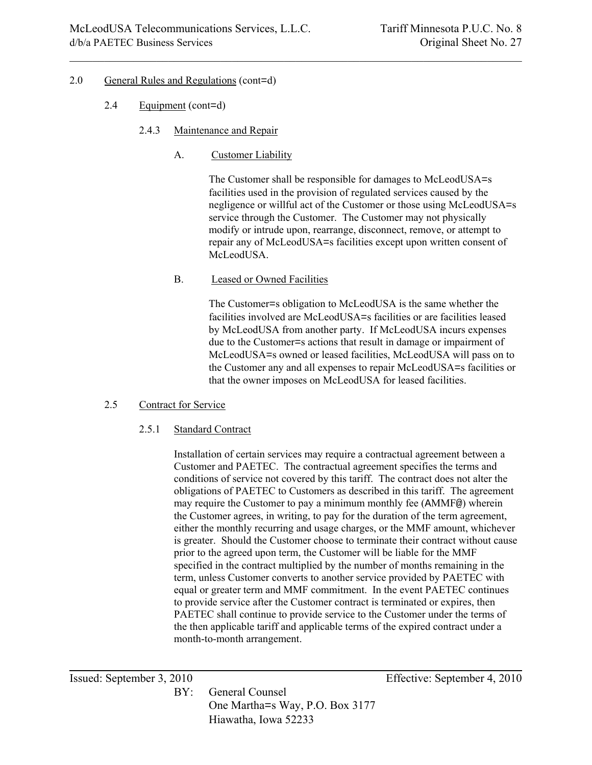2.0 General Rules and Regulations (cont=d)

2.4 Equipment (cont=d)

2.4.3 Maintenance and Repair

A. Customer Liability

The Customer shall be responsible for damages to McLeodUSA=s facilities used in the provision of regulated services caused by the negligence or willful act of the Customer or those using McLeodUSA=s service through the Customer. The Customer may not physically modify or intrude upon, rearrange, disconnect, remove, or attempt to repair any of McLeodUSA=s facilities except upon written consent of McLeodUSA.

B. Leased or Owned Facilities

The Customer=s obligation to McLeodUSA is the same whether the facilities involved are McLeodUSA=s facilities or are facilities leased by McLeodUSA from another party. If McLeodUSA incurs expenses due to the Customer=s actions that result in damage or impairment of McLeodUSA=s owned or leased facilities, McLeodUSA will pass on to the Customer any and all expenses to repair McLeodUSA=s facilities or that the owner imposes on McLeodUSA for leased facilities.

2.5 Contract for Service

2.5.1 Standard Contract

Installation of certain services may require a contractual agreement between a Customer and PAETEC. The contractual agreement specifies the terms and conditions of service not covered by this tariff. The contract does not alter the obligations of PAETEC to Customers as described in this tariff. The agreement may require the Customer to pay a minimum monthly fee (AMMF@) wherein the Customer agrees, in writing, to pay for the duration of the term agreement, either the monthly recurring and usage charges, or the MMF amount, whichever is greater. Should the Customer choose to terminate their contract without cause prior to the agreed upon term, the Customer will be liable for the MMF specified in the contract multiplied by the number of months remaining in the term, unless Customer converts to another service provided by PAETEC with equal or greater term and MMF commitment. In the event PAETEC continues to provide service after the Customer contract is terminated or expires, then PAETEC shall continue to provide service to the Customer under the terms of the then applicable tariff and applicable terms of the expired contract under a month-to-month arrangement.

Issued: September 3, 2010 Effective: September 4, 2010

BY: General Counsel
One Martha=s Way, P.O. Box 3177
Hiawatha, Iowa 52233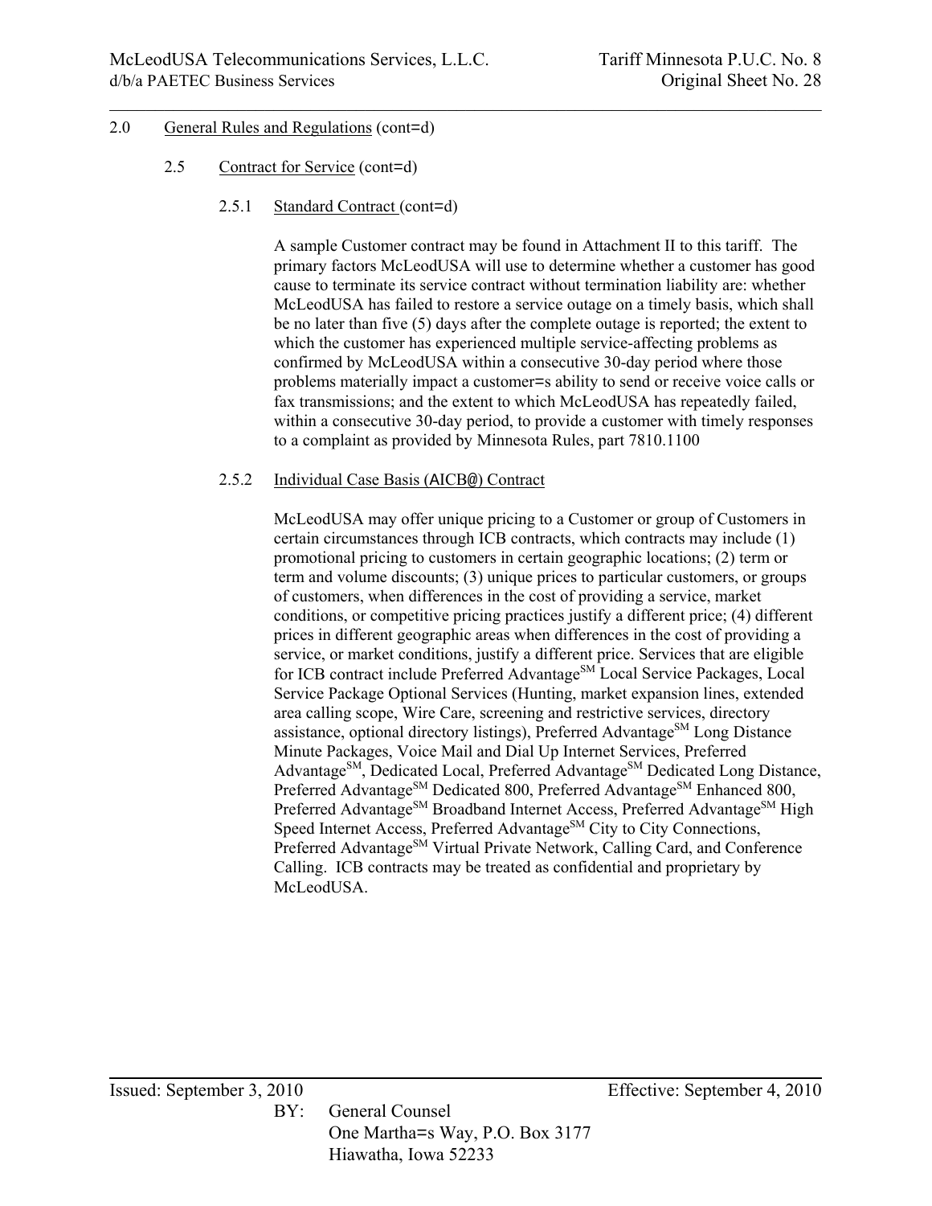2.0 General Rules and Regulations (cont=d)

2.5 Contract for Service (cont=d)

2.5.1 Standard Contract (cont=d)

A sample Customer contract may be found in Attachment II to this tariff. The primary factors McLeodUSA will use to determine whether a customer has good cause to terminate its service contract without termination liability are: whether McLeodUSA has failed to restore a service outage on a timely basis, which shall be no later than five (5) days after the complete outage is reported; the extent to which the customer has experienced multiple service-affecting problems as confirmed by McLeodUSA within a consecutive 30-day period where those problems materially impact a customer=s ability to send or receive voice calls or fax transmissions; and the extent to which McLeodUSA has repeatedly failed, within a consecutive 30-day period, to provide a customer with timely responses to a complaint as provided by Minnesota Rules, part 7810.1100

2.5.2 Individual Case Basis (AICB@) Contract

McLeodUSA may offer unique pricing to a Customer or group of Customers in certain circumstances through ICB contracts, which contracts may include (1) promotional pricing to customers in certain geographic locations; (2) term or term and volume discounts; (3) unique prices to particular customers, or groups of customers, when differences in the cost of providing a service, market conditions, or competitive pricing practices justify a different price; (4) different prices in different geographic areas when differences in the cost of providing a service, or market conditions, justify a different price. Services that are eligible for ICB contract include Preferred Advantage[SM] Local Service Packages, Local Service Package Optional Services (Hunting, market expansion lines, extended area calling scope, Wire Care, screening and restrictive services, directory assistance, optional directory listings), Preferred Advantage[SM] Long Distance Minute Packages, Voice Mail and Dial Up Internet Services, Preferred Advantage[SM], Dedicated Local, Preferred Advantage[SM] Dedicated Long Distance, Preferred Advantage[SM] Dedicated 800, Preferred Advantage[SM] Enhanced 800, Preferred Advantage[SM] Broadband Internet Access, Preferred Advantage[SM] High Speed Internet Access, Preferred Advantage[SM] City to City Connections, Preferred Advantage[SM] Virtual Private Network, Calling Card, and Conference Calling. ICB contracts may be treated as confidential and proprietary by McLeodUSA.

Issued: September 3, 2010 Effective: September 4, 2010

BY: General Counsel
One Martha=s Way, P.O. Box 3177
Hiawatha, Iowa 52233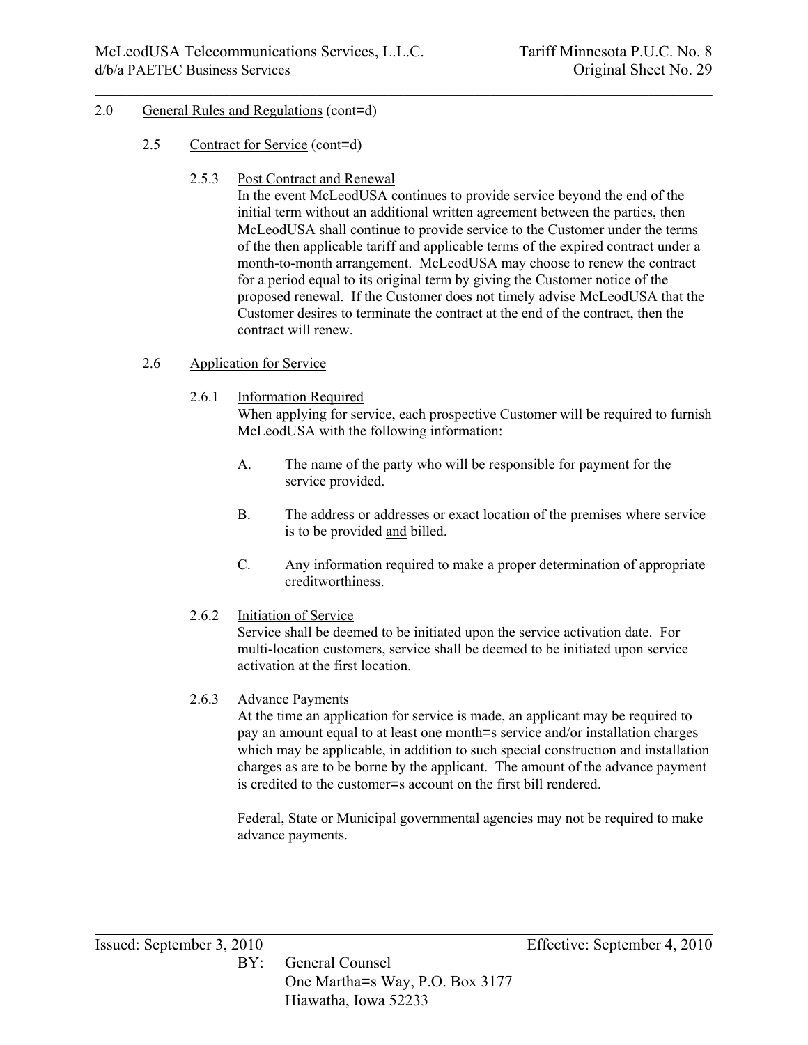2.0 General Rules and Regulations (cont=d)

2.5 Contract for Service (cont=d)

2.5.3 Post Contract and Renewal

In the event McLeodUSA continues to provide service beyond the end of the initial term without an additional written agreement between the parties, then McLeodUSA shall continue to provide service to the Customer under the terms of the then applicable tariff and applicable terms of the expired contract under a month-to-month arrangement. McLeodUSA may choose to renew the contract for a period equal to its original term by giving the Customer notice of the proposed renewal. If the Customer does not timely advise McLeodUSA that the Customer desires to terminate the contract at the end of the contract, then the contract will renew.

2.6 Application for Service

2.6.1 Information Required

When applying for service, each prospective Customer will be required to furnish McLeodUSA with the following information:

A. The name of the party who will be responsible for payment for the service provided.

B. The address or addresses or exact location of the premises where service is to be provided and billed.

C. Any information required to make a proper determination of appropriate creditworthiness.

2.6.2 Initiation of Service

Service shall be deemed to be initiated upon the service activation date. For multi-location customers, service shall be deemed to be initiated upon service activation at the first location.

2.6.3 Advance Payments

At the time an application for service is made, an applicant may be required to pay an amount equal to at least one month=s service and/or installation charges which may be applicable, in addition to such special construction and installation charges as are to be borne by the applicant. The amount of the advance payment is credited to the customer=s account on the first bill rendered.

Federal, State or Municipal governmental agencies may not be required to make advance payments.

Issued: September 3, 2010 Effective: September 4, 2010

BY: General Counsel
One Martha=s Way, P.O. Box 3177
Hiawatha, Iowa 52233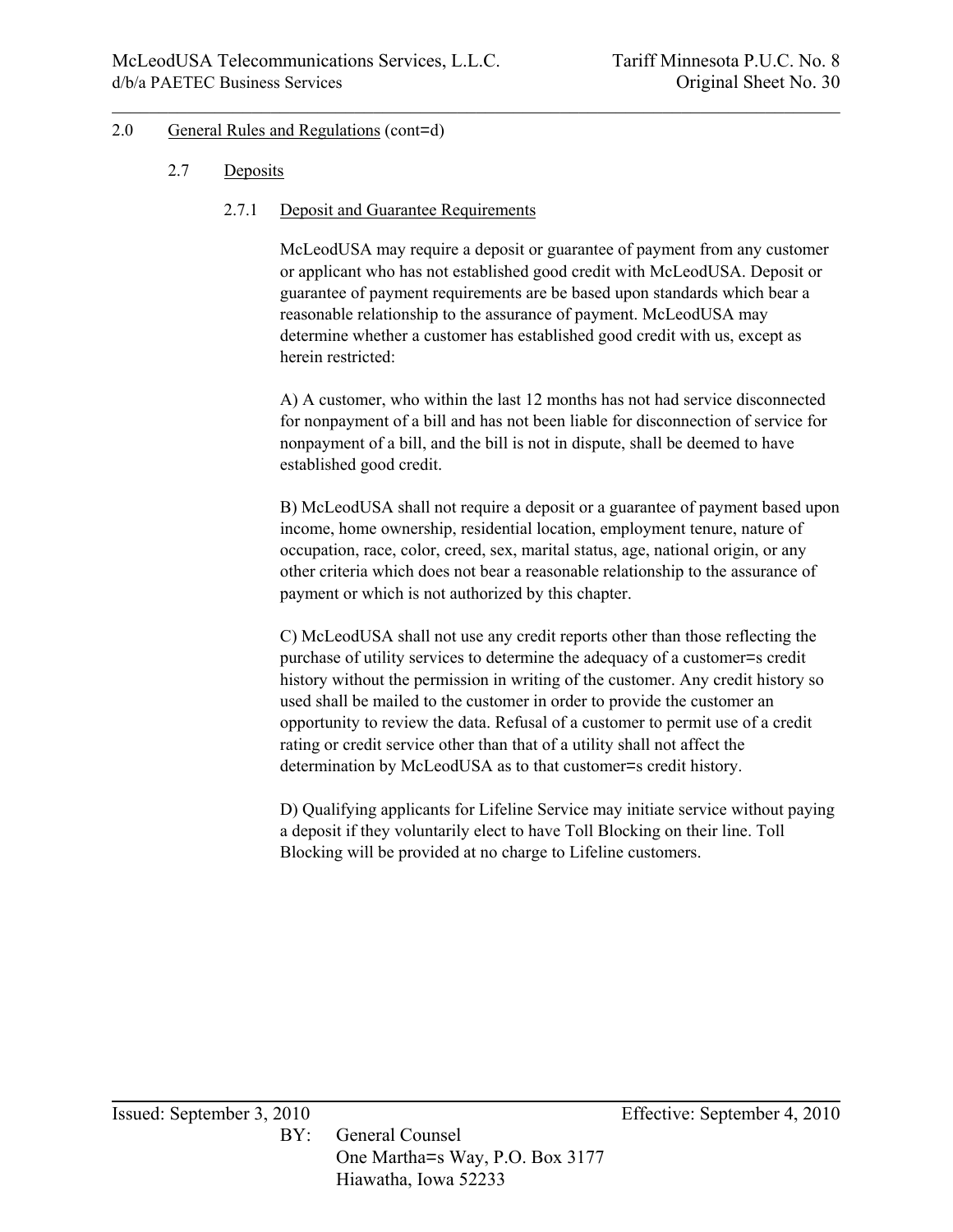## 2.0 General Rules and Regulations (cont=d)

### 2.7 Deposits

#### 2.7.1 Deposit and Guarantee Requirements

McLeodUSA may require a deposit or guarantee of payment from any customer or applicant who has not established good credit with McLeodUSA. Deposit or guarantee of payment requirements are be based upon standards which bear a reasonable relationship to the assurance of payment. McLeodUSA may determine whether a customer has established good credit with us, except as herein restricted:

A) A customer, who within the last 12 months has not had service disconnected for nonpayment of a bill and has not been liable for disconnection of service for nonpayment of a bill, and the bill is not in dispute, shall be deemed to have established good credit.

B) McLeodUSA shall not require a deposit or a guarantee of payment based upon income, home ownership, residential location, employment tenure, nature of occupation, race, color, creed, sex, marital status, age, national origin, or any other criteria which does not bear a reasonable relationship to the assurance of payment or which is not authorized by this chapter.

C) McLeodUSA shall not use any credit reports other than those reflecting the purchase of utility services to determine the adequacy of a customer=s credit history without the permission in writing of the customer. Any credit history so used shall be mailed to the customer in order to provide the customer an opportunity to review the data. Refusal of a customer to permit use of a credit rating or credit service other than that of a utility shall not affect the determination by McLeodUSA as to that customer=s credit history.

D) Qualifying applicants for Lifeline Service may initiate service without paying a deposit if they voluntarily elect to have Toll Blocking on their line. Toll Blocking will be provided at no charge to Lifeline customers.

Issued: September 3, 2010 Effective: September 4, 2010

BY: General Counsel
One Martha=s Way, P.O. Box 3177
Hiawatha, Iowa 52233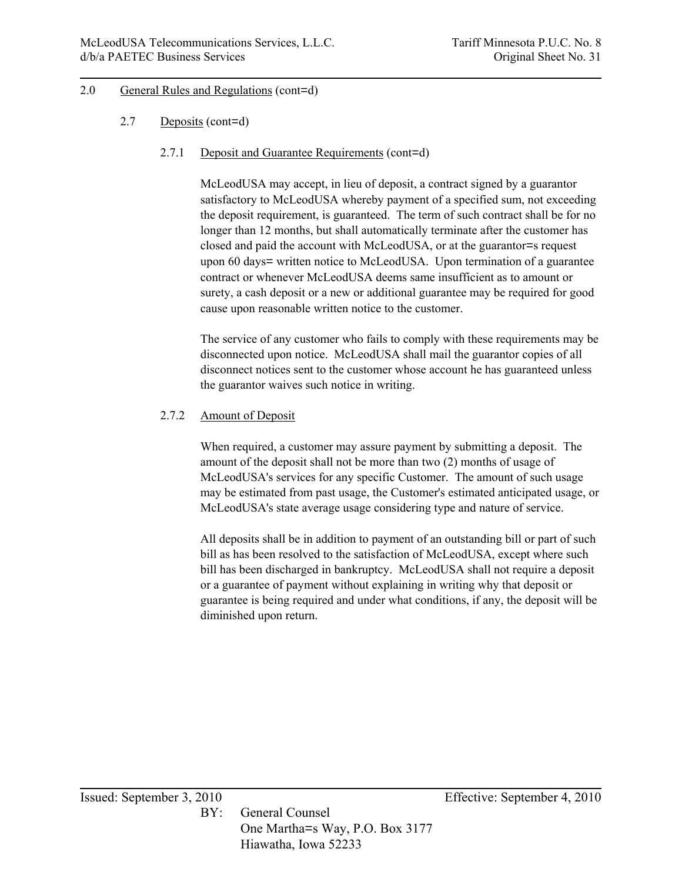2.0 General Rules and Regulations (cont=d)

2.7 Deposits (cont=d)

2.7.1 Deposit and Guarantee Requirements (cont=d)

McLeodUSA may accept, in lieu of deposit, a contract signed by a guarantor satisfactory to McLeodUSA whereby payment of a specified sum, not exceeding the deposit requirement, is guaranteed. The term of such contract shall be for no longer than 12 months, but shall automatically terminate after the customer has closed and paid the account with McLeodUSA, or at the guarantor=s request upon 60 days= written notice to McLeodUSA. Upon termination of a guarantee contract or whenever McLeodUSA deems same insufficient as to amount or surety, a cash deposit or a new or additional guarantee may be required for good cause upon reasonable written notice to the customer.

The service of any customer who fails to comply with these requirements may be disconnected upon notice. McLeodUSA shall mail the guarantor copies of all disconnect notices sent to the customer whose account he has guaranteed unless the guarantor waives such notice in writing.

2.7.2 Amount of Deposit

When required, a customer may assure payment by submitting a deposit. The amount of the deposit shall not be more than two (2) months of usage of McLeodUSA's services for any specific Customer. The amount of such usage may be estimated from past usage, the Customer's estimated anticipated usage, or McLeodUSA's state average usage considering type and nature of service.

All deposits shall be in addition to payment of an outstanding bill or part of such bill as has been resolved to the satisfaction of McLeodUSA, except where such bill has been discharged in bankruptcy. McLeodUSA shall not require a deposit or a guarantee of payment without explaining in writing why that deposit or guarantee is being required and under what conditions, if any, the deposit will be diminished upon return.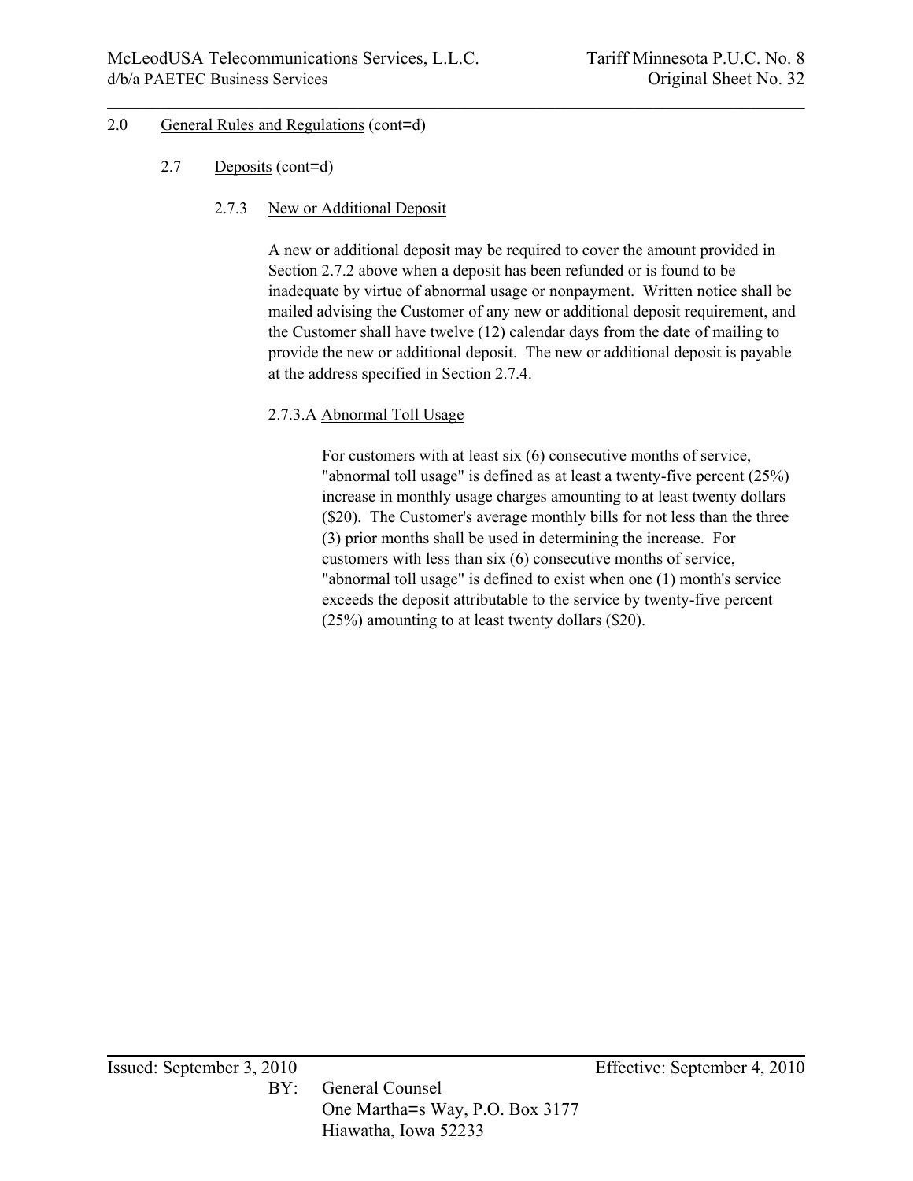## 2.0 General Rules and Regulations (cont=d)

### 2.7 Deposits (cont=d)

#### 2.7.3 New or Additional Deposit

A new or additional deposit may be required to cover the amount provided in Section 2.7.2 above when a deposit has been refunded or is found to be inadequate by virtue of abnormal usage or nonpayment. Written notice shall be mailed advising the Customer of any new or additional deposit requirement, and the Customer shall have twelve (12) calendar days from the date of mailing to provide the new or additional deposit. The new or additional deposit is payable at the address specified in Section 2.7.4.

##### 2.7.3.A Abnormal Toll Usage

For customers with at least six (6) consecutive months of service, "abnormal toll usage" is defined as at least a twenty-five percent (25%) increase in monthly usage charges amounting to at least twenty dollars ($20). The Customer's average monthly bills for not less than the three (3) prior months shall be used in determining the increase. For customers with less than six (6) consecutive months of service, "abnormal toll usage" is defined to exist when one (1) month's service exceeds the deposit attributable to the service by twenty-five percent (25%) amounting to at least twenty dollars ($20).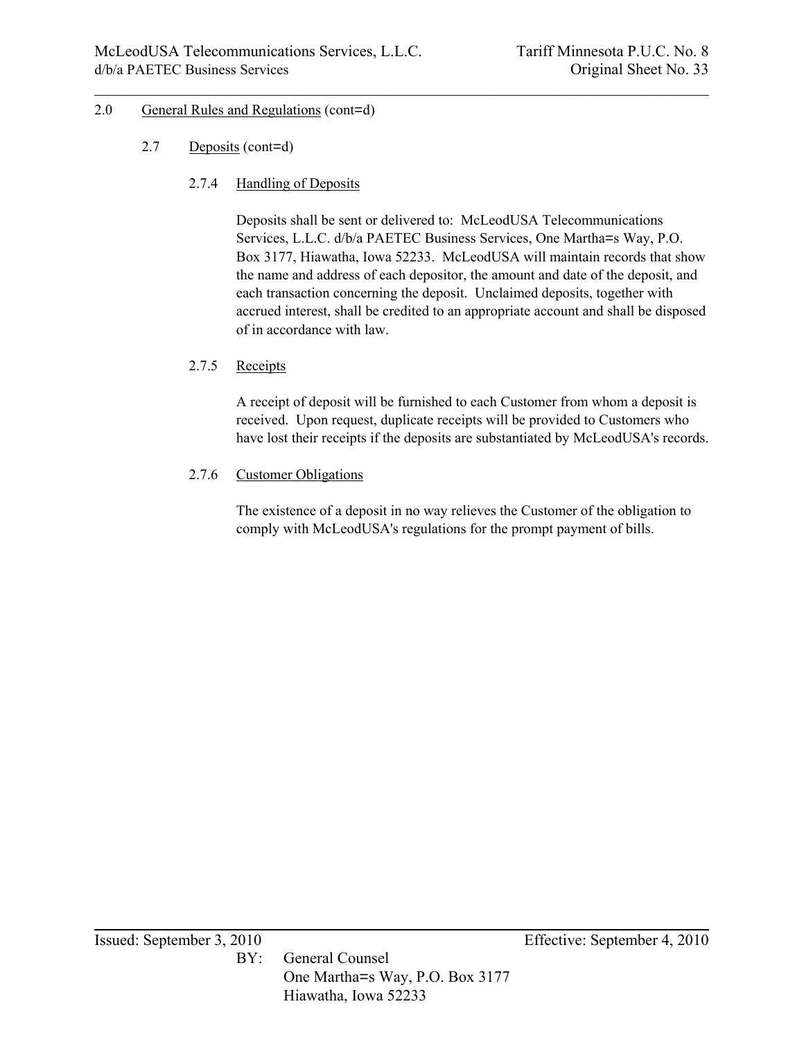2.0 General Rules and Regulations (cont=d)

2.7 Deposits (cont=d)

2.7.4 Handling of Deposits

Deposits shall be sent or delivered to: McLeodUSA Telecommunications Services, L.L.C. d/b/a PAETEC Business Services, One Martha=s Way, P.O. Box 3177, Hiawatha, Iowa 52233. McLeodUSA will maintain records that show the name and address of each depositor, the amount and date of the deposit, and each transaction concerning the deposit. Unclaimed deposits, together with accrued interest, shall be credited to an appropriate account and shall be disposed of in accordance with law.

2.7.5 Receipts

A receipt of deposit will be furnished to each Customer from whom a deposit is received. Upon request, duplicate receipts will be provided to Customers who have lost their receipts if the deposits are substantiated by McLeodUSA's records.

2.7.6 Customer Obligations

The existence of a deposit in no way relieves the Customer of the obligation to comply with McLeodUSA's regulations for the prompt payment of bills.

Issued: September 3, 2010 Effective: September 4, 2010

BY: General Counsel
One Martha=s Way, P.O. Box 3177
Hiawatha, Iowa 52233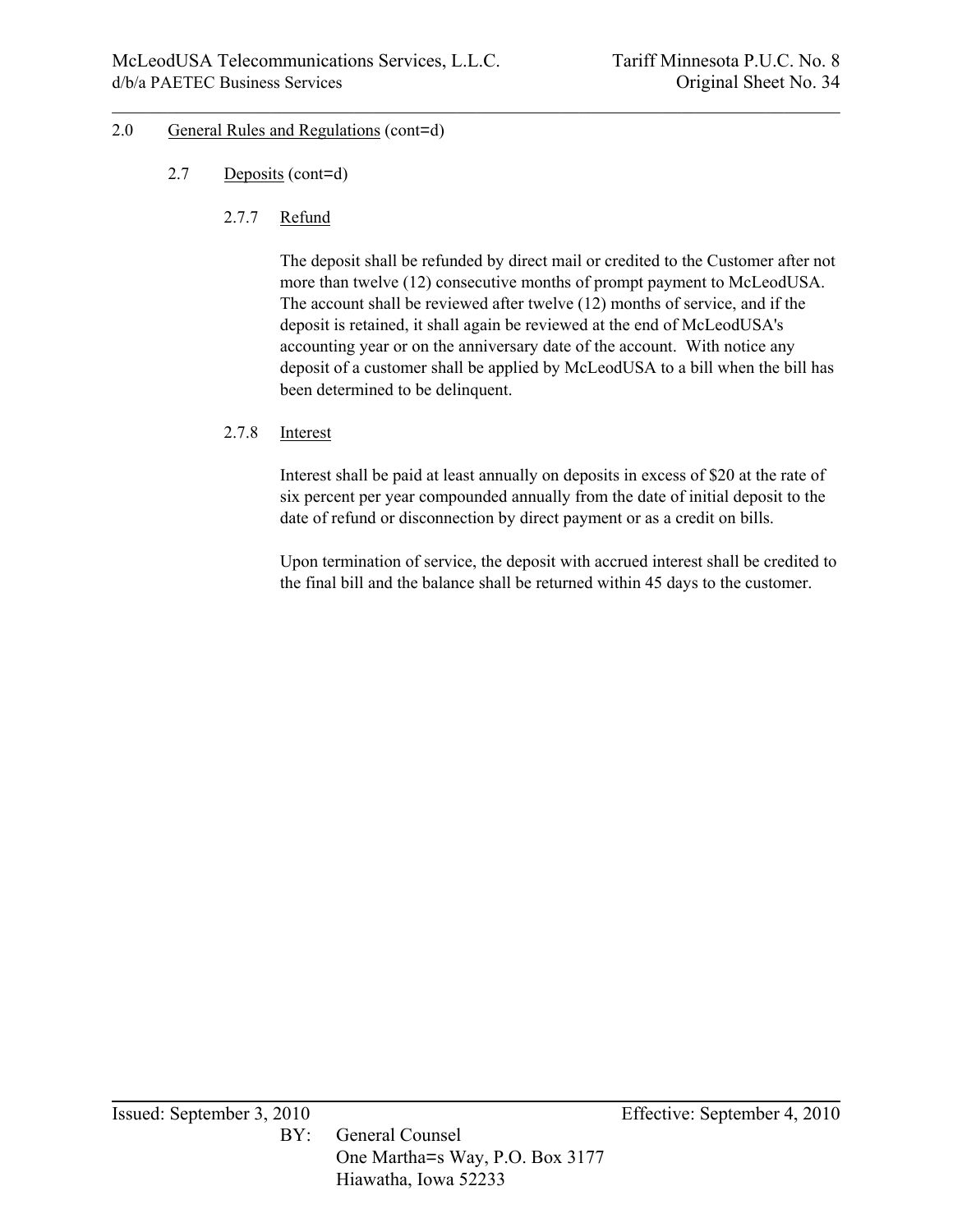2.0 General Rules and Regulations (cont=d)

2.7 Deposits (cont=d)

2.7.7 Refund

The deposit shall be refunded by direct mail or credited to the Customer after not more than twelve (12) consecutive months of prompt payment to McLeodUSA. The account shall be reviewed after twelve (12) months of service, and if the deposit is retained, it shall again be reviewed at the end of McLeodUSA's accounting year or on the anniversary date of the account. With notice any deposit of a customer shall be applied by McLeodUSA to a bill when the bill has been determined to be delinquent.

2.7.8 Interest

Interest shall be paid at least annually on deposits in excess of $20 at the rate of six percent per year compounded annually from the date of initial deposit to the date of refund or disconnection by direct payment or as a credit on bills.

Upon termination of service, the deposit with accrued interest shall be credited to the final bill and the balance shall be returned within 45 days to the customer.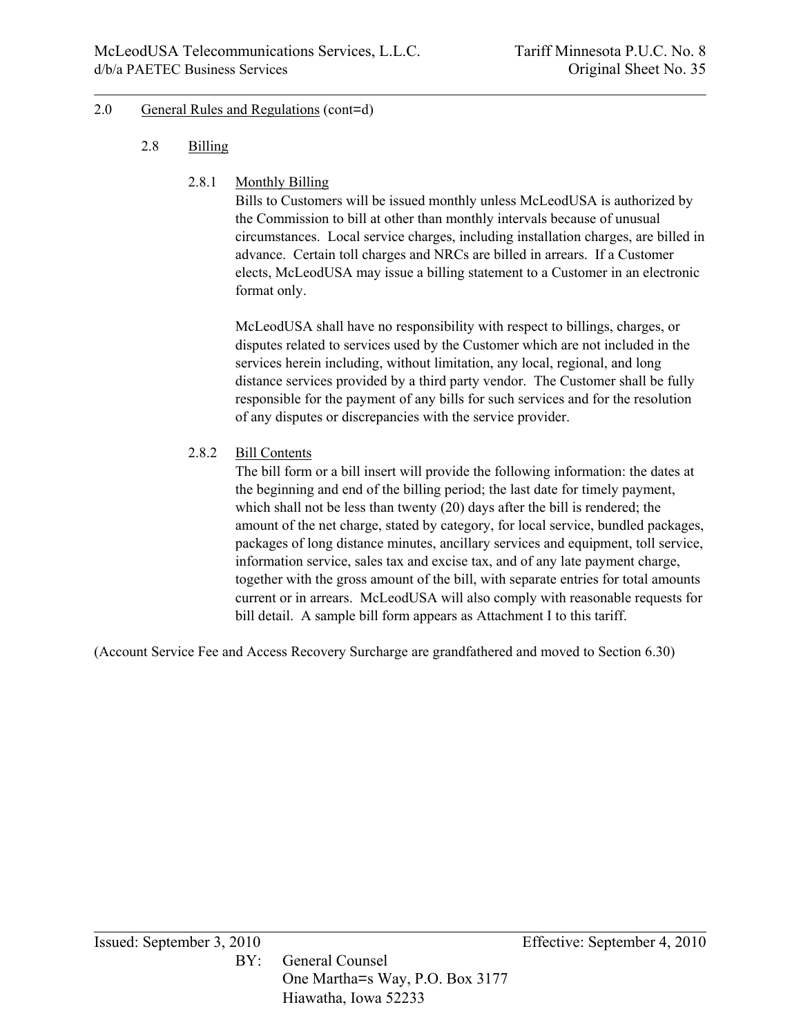2.0 General Rules and Regulations (cont=d)

2.8 Billing

2.8.1 Monthly Billing

Bills to Customers will be issued monthly unless McLeodUSA is authorized by the Commission to bill at other than monthly intervals because of unusual circumstances. Local service charges, including installation charges, are billed in advance. Certain toll charges and NRCs are billed in arrears. If a Customer elects, McLeodUSA may issue a billing statement to a Customer in an electronic format only.

McLeodUSA shall have no responsibility with respect to billings, charges, or disputes related to services used by the Customer which are not included in the services herein including, without limitation, any local, regional, and long distance services provided by a third party vendor. The Customer shall be fully responsible for the payment of any bills for such services and for the resolution of any disputes or discrepancies with the service provider.

2.8.2 Bill Contents

The bill form or a bill insert will provide the following information: the dates at the beginning and end of the billing period; the last date for timely payment, which shall not be less than twenty (20) days after the bill is rendered; the amount of the net charge, stated by category, for local service, bundled packages, packages of long distance minutes, ancillary services and equipment, toll service, information service, sales tax and excise tax, and of any late payment charge, together with the gross amount of the bill, with separate entries for total amounts current or in arrears. McLeodUSA will also comply with reasonable requests for bill detail. A sample bill form appears as Attachment I to this tariff.

(Account Service Fee and Access Recovery Surcharge are grandfathered and moved to Section 6.30)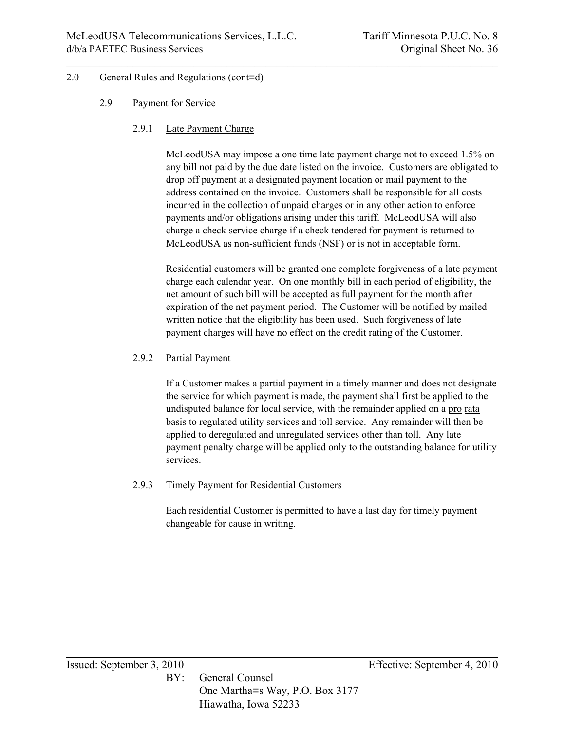## 2.0 General Rules and Regulations (cont=d)

### 2.9 Payment for Service

#### 2.9.1 Late Payment Charge

McLeodUSA may impose a one time late payment charge not to exceed 1.5% on any bill not paid by the due date listed on the invoice. Customers are obligated to drop off payment at a designated payment location or mail payment to the address contained on the invoice. Customers shall be responsible for all costs incurred in the collection of unpaid charges or in any other action to enforce payments and/or obligations arising under this tariff. McLeodUSA will also charge a check service charge if a check tendered for payment is returned to McLeodUSA as non-sufficient funds (NSF) or is not in acceptable form.

Residential customers will be granted one complete forgiveness of a late payment charge each calendar year. On one monthly bill in each period of eligibility, the net amount of such bill will be accepted as full payment for the month after expiration of the net payment period. The Customer will be notified by mailed written notice that the eligibility has been used. Such forgiveness of late payment charges will have no effect on the credit rating of the Customer.

#### 2.9.2 Partial Payment

If a Customer makes a partial payment in a timely manner and does not designate the service for which payment is made, the payment shall first be applied to the undisputed balance for local service, with the remainder applied on a pro rata basis to regulated utility services and toll service. Any remainder will then be applied to deregulated and unregulated services other than toll. Any late payment penalty charge will be applied only to the outstanding balance for utility services.

#### 2.9.3 Timely Payment for Residential Customers

Each residential Customer is permitted to have a last day for timely payment changeable for cause in writing.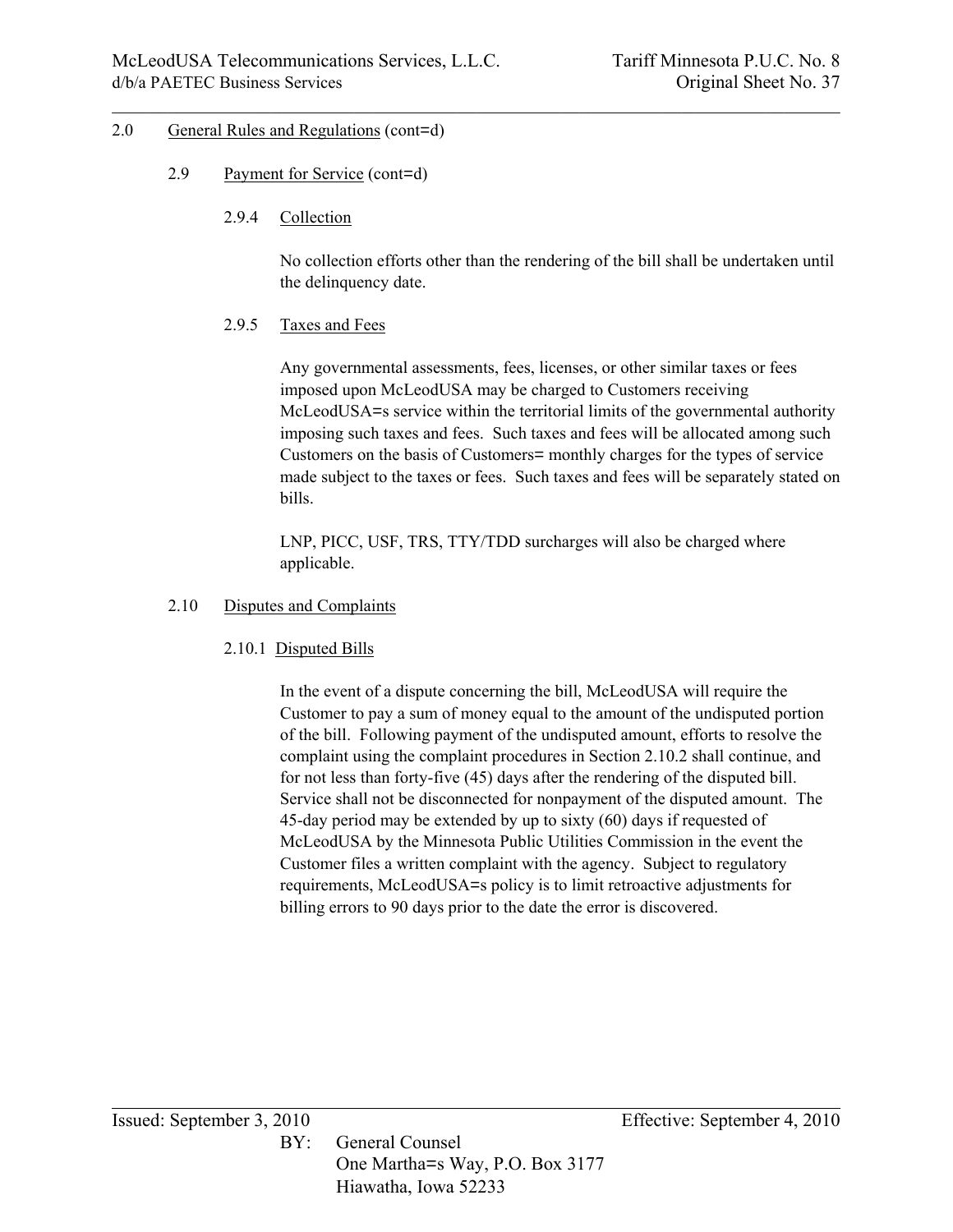## 2.0 General Rules and Regulations (cont=d)

### 2.9 Payment for Service (cont=d)

#### 2.9.4 Collection

No collection efforts other than the rendering of the bill shall be undertaken until the delinquency date.

#### 2.9.5 Taxes and Fees

Any governmental assessments, fees, licenses, or other similar taxes or fees imposed upon McLeodUSA may be charged to Customers receiving McLeodUSA=s service within the territorial limits of the governmental authority imposing such taxes and fees. Such taxes and fees will be allocated among such Customers on the basis of Customers= monthly charges for the types of service made subject to the taxes or fees. Such taxes and fees will be separately stated on bills.

LNP, PICC, USF, TRS, TTY/TDD surcharges will also be charged where applicable.

### 2.10 Disputes and Complaints

#### 2.10.1 Disputed Bills

In the event of a dispute concerning the bill, McLeodUSA will require the Customer to pay a sum of money equal to the amount of the undisputed portion of the bill. Following payment of the undisputed amount, efforts to resolve the complaint using the complaint procedures in Section 2.10.2 shall continue, and for not less than forty-five (45) days after the rendering of the disputed bill. Service shall not be disconnected for nonpayment of the disputed amount. The 45-day period may be extended by up to sixty (60) days if requested of McLeodUSA by the Minnesota Public Utilities Commission in the event the Customer files a written complaint with the agency. Subject to regulatory requirements, McLeodUSA=s policy is to limit retroactive adjustments for billing errors to 90 days prior to the date the error is discovered.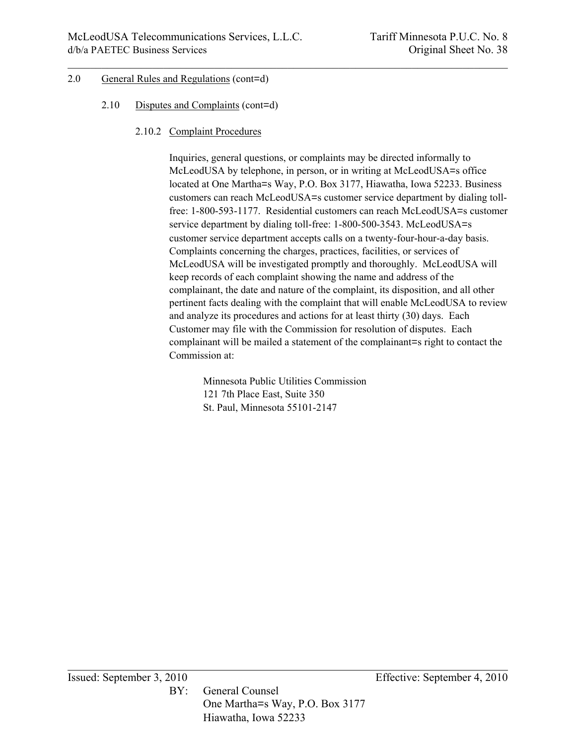2.0 General Rules and Regulations (cont=d)

2.10 Disputes and Complaints (cont=d)

2.10.2 Complaint Procedures

Inquiries, general questions, or complaints may be directed informally to McLeodUSA by telephone, in person, or in writing at McLeodUSA=s office located at One Martha=s Way, P.O. Box 3177, Hiawatha, Iowa 52233. Business customers can reach McLeodUSA=s customer service department by dialing toll-free: 1-800-593-1177. Residential customers can reach McLeodUSA=s customer service department by dialing toll-free: 1-800-500-3543. McLeodUSA=s customer service department accepts calls on a twenty-four-hour-a-day basis. Complaints concerning the charges, practices, facilities, or services of McLeodUSA will be investigated promptly and thoroughly. McLeodUSA will keep records of each complaint showing the name and address of the complainant, the date and nature of the complaint, its disposition, and all other pertinent facts dealing with the complaint that will enable McLeodUSA to review and analyze its procedures and actions for at least thirty (30) days. Each Customer may file with the Commission for resolution of disputes. Each complainant will be mailed a statement of the complainant=s right to contact the Commission at:

Minnesota Public Utilities Commission
121 7th Place East, Suite 350
St. Paul, Minnesota 55101-2147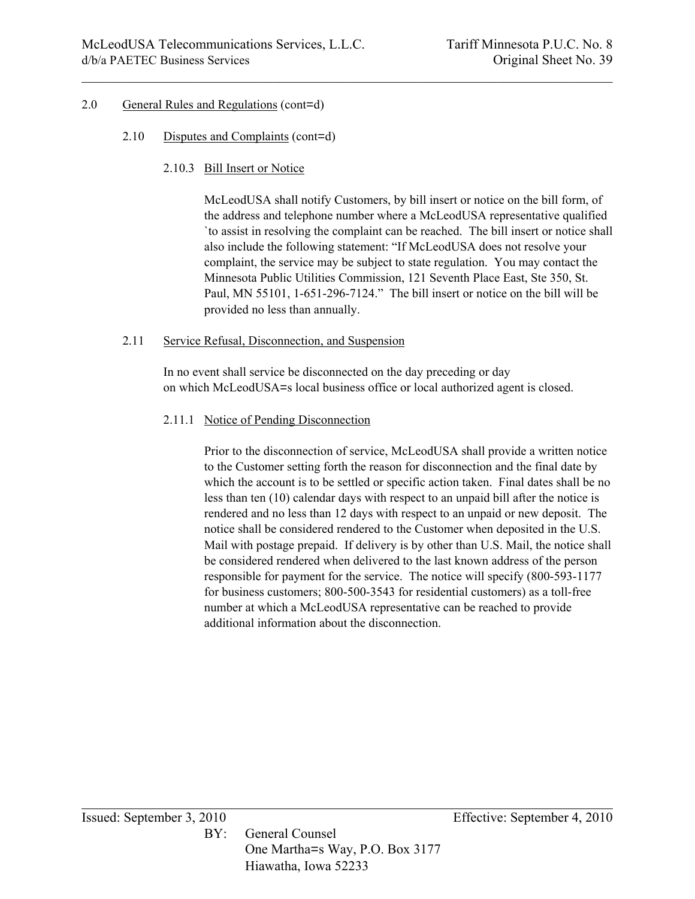2.0 General Rules and Regulations (cont=d)

2.10 Disputes and Complaints (cont=d)

2.10.3 Bill Insert or Notice

McLeodUSA shall notify Customers, by bill insert or notice on the bill form, of the address and telephone number where a McLeodUSA representative qualified `to assist in resolving the complaint can be reached. The bill insert or notice shall also include the following statement: "If McLeodUSA does not resolve your complaint, the service may be subject to state regulation. You may contact the Minnesota Public Utilities Commission, 121 Seventh Place East, Ste 350, St. Paul, MN 55101, 1-651-296-7124." The bill insert or notice on the bill will be provided no less than annually.

2.11 Service Refusal, Disconnection, and Suspension

In no event shall service be disconnected on the day preceding or day on which McLeodUSA=s local business office or local authorized agent is closed.

2.11.1 Notice of Pending Disconnection

Prior to the disconnection of service, McLeodUSA shall provide a written notice to the Customer setting forth the reason for disconnection and the final date by which the account is to be settled or specific action taken. Final dates shall be no less than ten (10) calendar days with respect to an unpaid bill after the notice is rendered and no less than 12 days with respect to an unpaid or new deposit. The notice shall be considered rendered to the Customer when deposited in the U.S. Mail with postage prepaid. If delivery is by other than U.S. Mail, the notice shall be considered rendered when delivered to the last known address of the person responsible for payment for the service. The notice will specify (800-593-1177 for business customers; 800-500-3543 for residential customers) as a toll-free number at which a McLeodUSA representative can be reached to provide additional information about the disconnection.

Issued: September 3, 2010 Effective: September 4, 2010

BY: General Counsel
One Martha=s Way, P.O. Box 3177
Hiawatha, Iowa 52233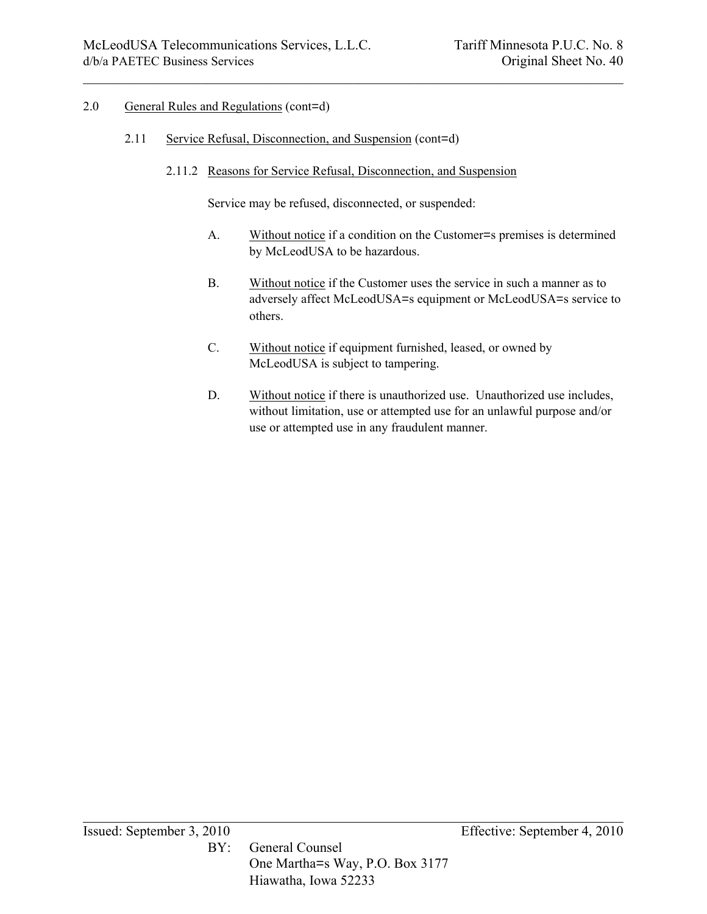## 2.0 General Rules and Regulations (cont=d)

### 2.11 Service Refusal, Disconnection, and Suspension (cont=d)

#### 2.11.2 Reasons for Service Refusal, Disconnection, and Suspension

Service may be refused, disconnected, or suspended:

A. Without notice if a condition on the Customer=s premises is determined by McLeodUSA to be hazardous.

B. Without notice if the Customer uses the service in such a manner as to adversely affect McLeodUSA=s equipment or McLeodUSA=s service to others.

C. Without notice if equipment furnished, leased, or owned by McLeodUSA is subject to tampering.

D. Without notice if there is unauthorized use. Unauthorized use includes, without limitation, use or attempted use for an unlawful purpose and/or use or attempted use in any fraudulent manner.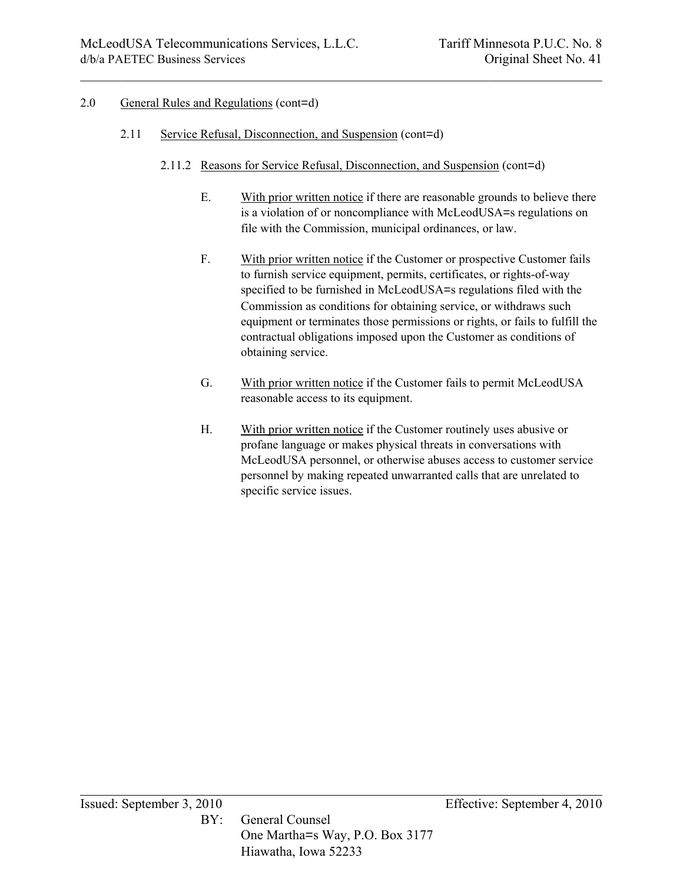2.0 General Rules and Regulations (cont=d)

2.11 Service Refusal, Disconnection, and Suspension (cont=d)

2.11.2 Reasons for Service Refusal, Disconnection, and Suspension (cont=d)

E. With prior written notice if there are reasonable grounds to believe there is a violation of or noncompliance with McLeodUSA=s regulations on file with the Commission, municipal ordinances, or law.

F. With prior written notice if the Customer or prospective Customer fails to furnish service equipment, permits, certificates, or rights-of-way specified to be furnished in McLeodUSA=s regulations filed with the Commission as conditions for obtaining service, or withdraws such equipment or terminates those permissions or rights, or fails to fulfill the contractual obligations imposed upon the Customer as conditions of obtaining service.

G. With prior written notice if the Customer fails to permit McLeodUSA reasonable access to its equipment.

H. With prior written notice if the Customer routinely uses abusive or profane language or makes physical threats in conversations with McLeodUSA personnel, or otherwise abuses access to customer service personnel by making repeated unwarranted calls that are unrelated to specific service issues.

Issued: September 3, 2010 Effective: September 4, 2010

BY: General Counsel
One Martha=s Way, P.O. Box 3177
Hiawatha, Iowa 52233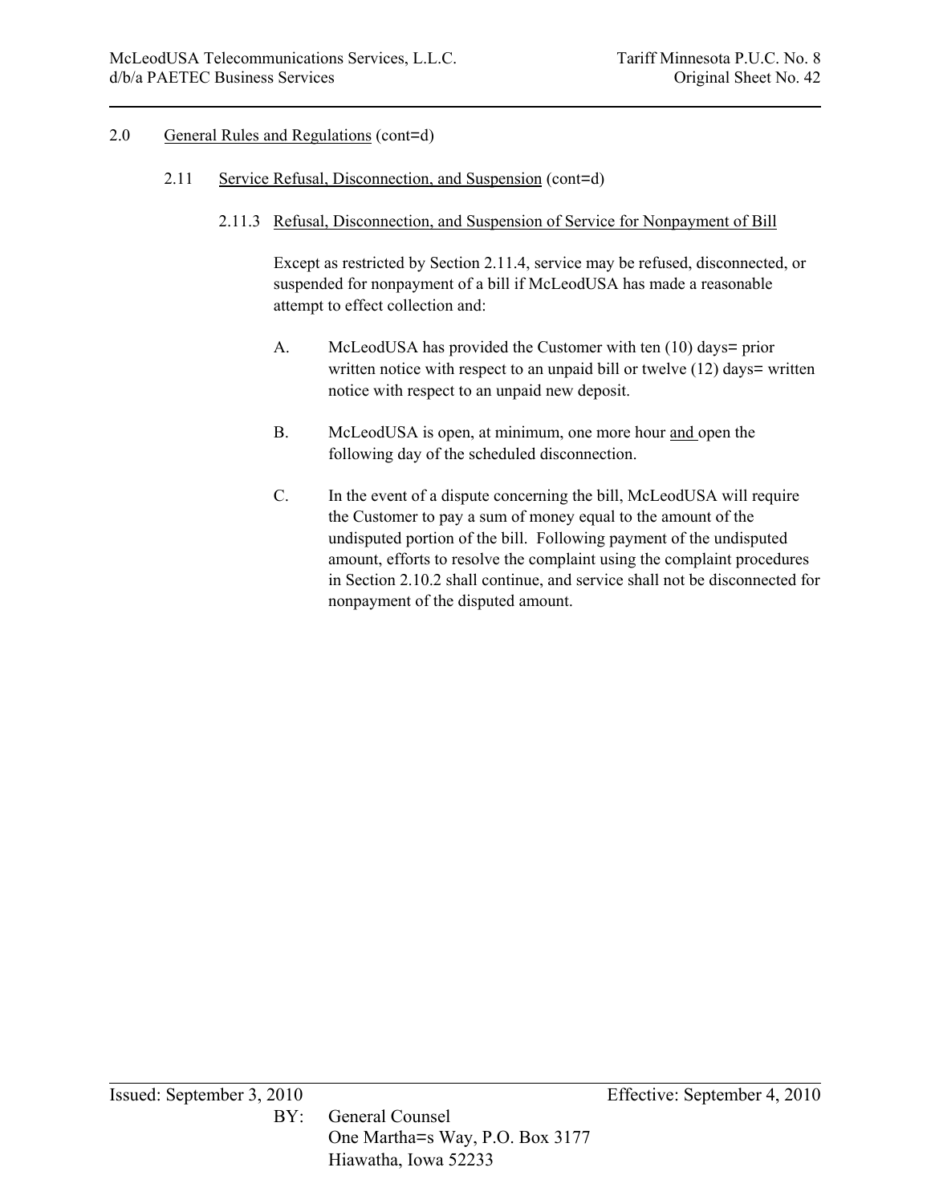## 2.0 General Rules and Regulations (cont=d)

### 2.11 Service Refusal, Disconnection, and Suspension (cont=d)

#### 2.11.3 Refusal, Disconnection, and Suspension of Service for Nonpayment of Bill

Except as restricted by Section 2.11.4, service may be refused, disconnected, or suspended for nonpayment of a bill if McLeodUSA has made a reasonable attempt to effect collection and:

A. McLeodUSA has provided the Customer with ten (10) days= prior written notice with respect to an unpaid bill or twelve (12) days= written notice with respect to an unpaid new deposit.

B. McLeodUSA is open, at minimum, one more hour and open the following day of the scheduled disconnection.

C. In the event of a dispute concerning the bill, McLeodUSA will require the Customer to pay a sum of money equal to the amount of the undisputed portion of the bill. Following payment of the undisputed amount, efforts to resolve the complaint using the complaint procedures in Section 2.10.2 shall continue, and service shall not be disconnected for nonpayment of the disputed amount.

Issued: September 3, 2010 Effective: September 4, 2010

BY: General Counsel
One Martha=s Way, P.O. Box 3177
Hiawatha, Iowa 52233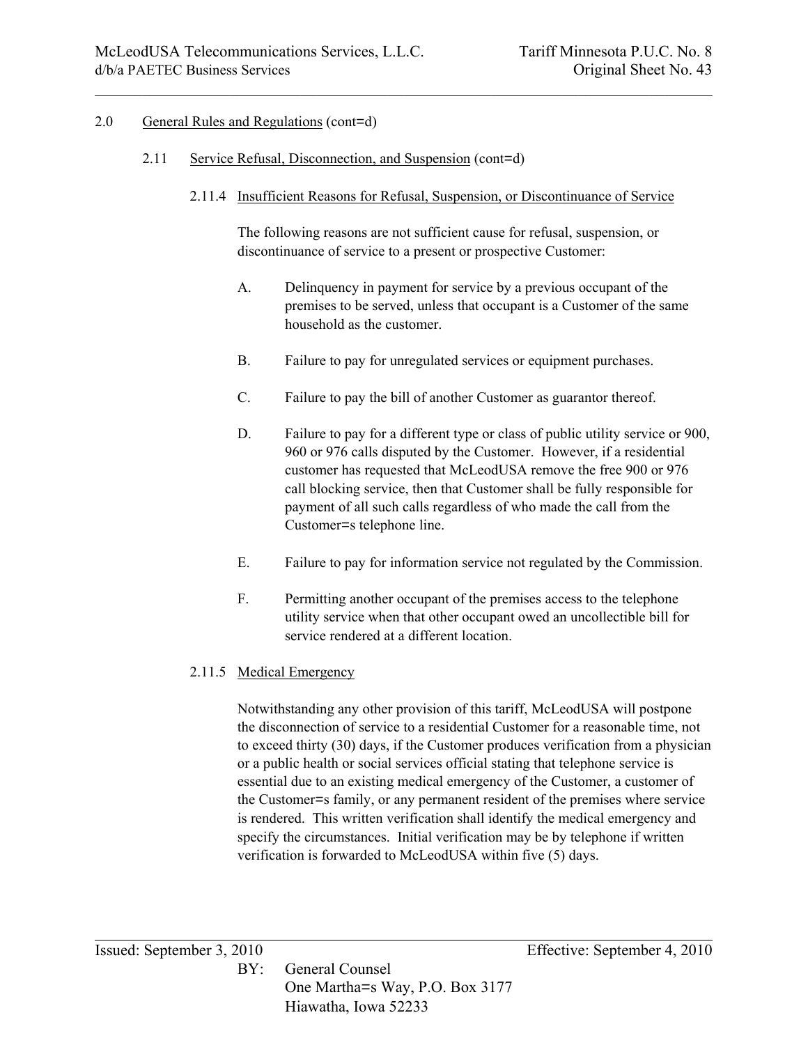## 2.0 General Rules and Regulations (cont=d)

### 2.11 Service Refusal, Disconnection, and Suspension (cont=d)

#### 2.11.4 Insufficient Reasons for Refusal, Suspension, or Discontinuance of Service

The following reasons are not sufficient cause for refusal, suspension, or discontinuance of service to a present or prospective Customer:

A. Delinquency in payment for service by a previous occupant of the premises to be served, unless that occupant is a Customer of the same household as the customer.

B. Failure to pay for unregulated services or equipment purchases.

C. Failure to pay the bill of another Customer as guarantor thereof.

D. Failure to pay for a different type or class of public utility service or 900, 960 or 976 calls disputed by the Customer. However, if a residential customer has requested that McLeodUSA remove the free 900 or 976 call blocking service, then that Customer shall be fully responsible for payment of all such calls regardless of who made the call from the Customer=s telephone line.

E. Failure to pay for information service not regulated by the Commission.

F. Permitting another occupant of the premises access to the telephone utility service when that other occupant owed an uncollectible bill for service rendered at a different location.

#### 2.11.5 Medical Emergency

Notwithstanding any other provision of this tariff, McLeodUSA will postpone the disconnection of service to a residential Customer for a reasonable time, not to exceed thirty (30) days, if the Customer produces verification from a physician or a public health or social services official stating that telephone service is essential due to an existing medical emergency of the Customer, a customer of the Customer=s family, or any permanent resident of the premises where service is rendered. This written verification shall identify the medical emergency and specify the circumstances. Initial verification may be by telephone if written verification is forwarded to McLeodUSA within five (5) days.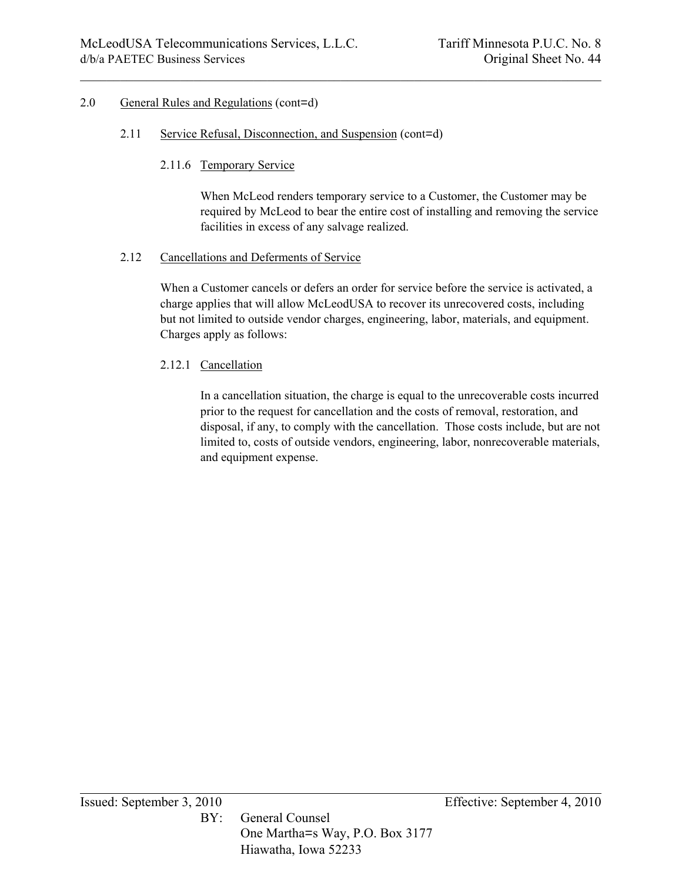2.0 General Rules and Regulations (cont=d)

2.11 Service Refusal, Disconnection, and Suspension (cont=d)

2.11.6 Temporary Service

When McLeod renders temporary service to a Customer, the Customer may be required by McLeod to bear the entire cost of installing and removing the service facilities in excess of any salvage realized.

2.12 Cancellations and Deferments of Service

When a Customer cancels or defers an order for service before the service is activated, a charge applies that will allow McLeodUSA to recover its unrecovered costs, including but not limited to outside vendor charges, engineering, labor, materials, and equipment. Charges apply as follows:

2.12.1 Cancellation

In a cancellation situation, the charge is equal to the unrecoverable costs incurred prior to the request for cancellation and the costs of removal, restoration, and disposal, if any, to comply with the cancellation. Those costs include, but are not limited to, costs of outside vendors, engineering, labor, nonrecoverable materials, and equipment expense.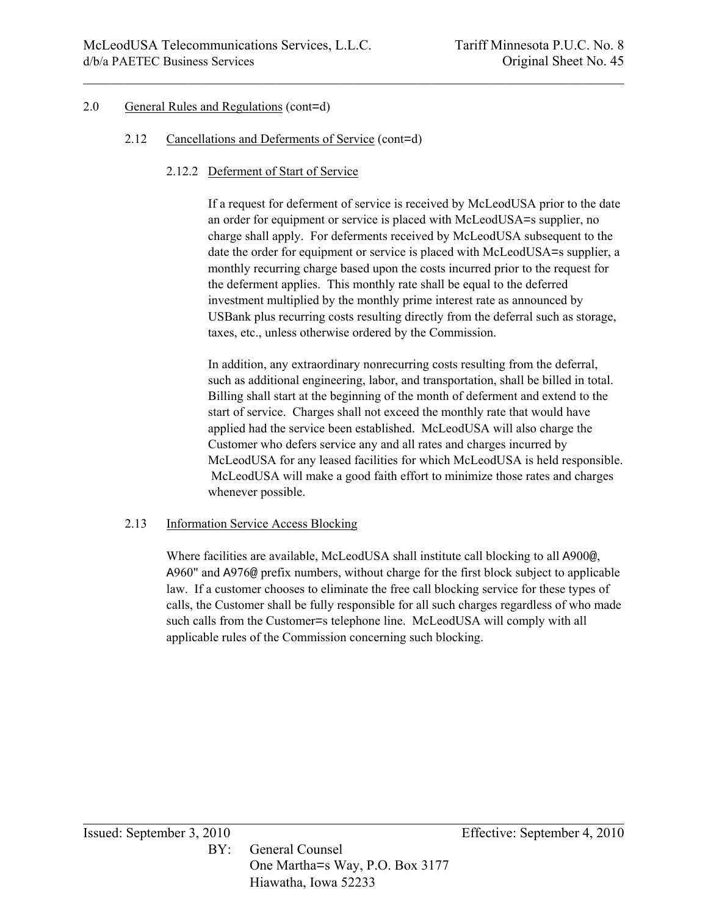## 2.0 General Rules and Regulations (cont=d)

### 2.12 Cancellations and Deferments of Service (cont=d)

#### 2.12.2 Deferment of Start of Service

If a request for deferment of service is received by McLeodUSA prior to the date an order for equipment or service is placed with McLeodUSA=s supplier, no charge shall apply. For deferments received by McLeodUSA subsequent to the date the order for equipment or service is placed with McLeodUSA=s supplier, a monthly recurring charge based upon the costs incurred prior to the request for the deferment applies. This monthly rate shall be equal to the deferred investment multiplied by the monthly prime interest rate as announced by USBank plus recurring costs resulting directly from the deferral such as storage, taxes, etc., unless otherwise ordered by the Commission.

In addition, any extraordinary nonrecurring costs resulting from the deferral, such as additional engineering, labor, and transportation, shall be billed in total. Billing shall start at the beginning of the month of deferment and extend to the start of service. Charges shall not exceed the monthly rate that would have applied had the service been established. McLeodUSA will also charge the Customer who defers service any and all rates and charges incurred by McLeodUSA for any leased facilities for which McLeodUSA is held responsible. McLeodUSA will make a good faith effort to minimize those rates and charges whenever possible.

### 2.13 Information Service Access Blocking

Where facilities are available, McLeodUSA shall institute call blocking to all A900@, A960" and A976@ prefix numbers, without charge for the first block subject to applicable law. If a customer chooses to eliminate the free call blocking service for these types of calls, the Customer shall be fully responsible for all such charges regardless of who made such calls from the Customer=s telephone line. McLeodUSA will comply with all applicable rules of the Commission concerning such blocking.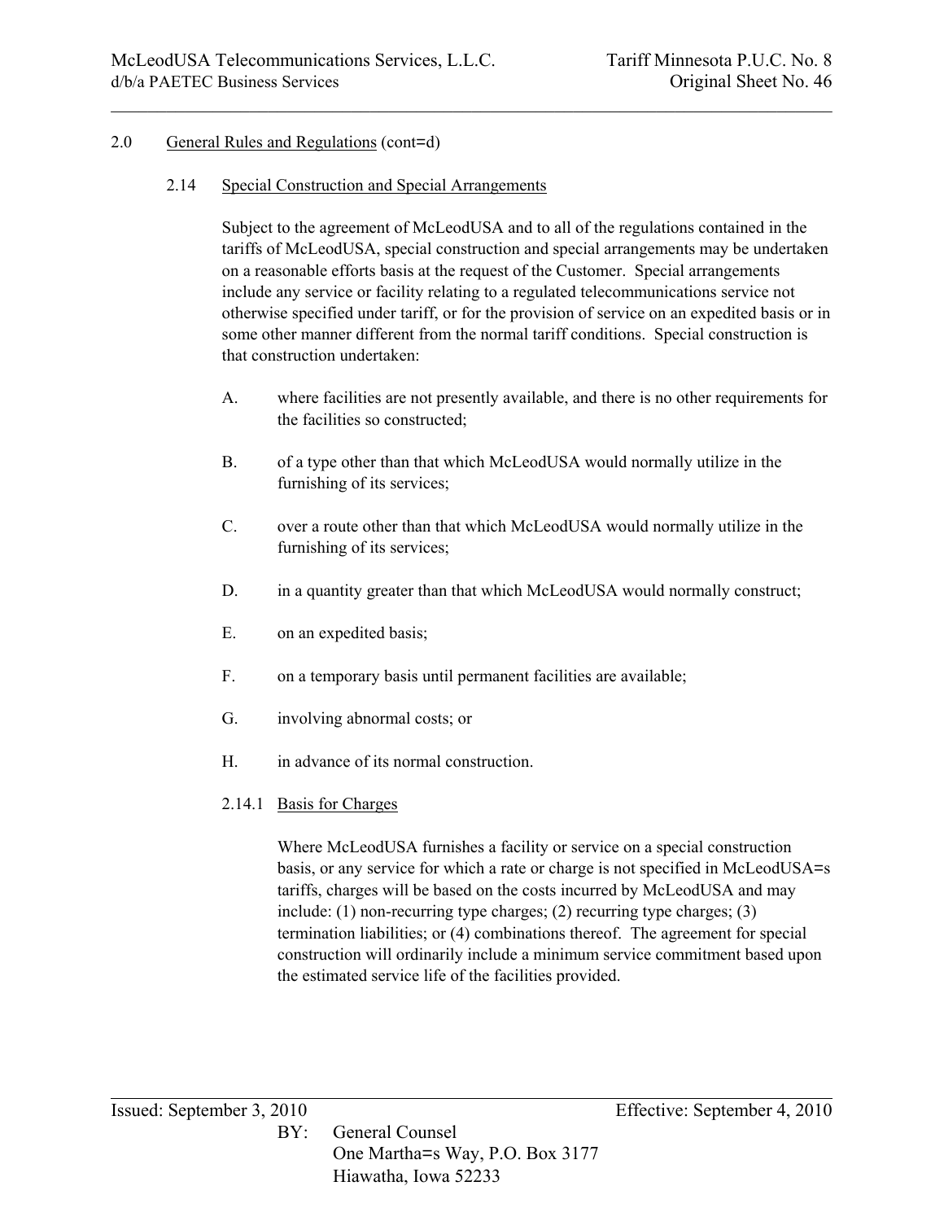## 2.0 General Rules and Regulations (cont=d)

### 2.14 Special Construction and Special Arrangements

Subject to the agreement of McLeodUSA and to all of the regulations contained in the tariffs of McLeodUSA, special construction and special arrangements may be undertaken on a reasonable efforts basis at the request of the Customer. Special arrangements include any service or facility relating to a regulated telecommunications service not otherwise specified under tariff, or for the provision of service on an expedited basis or in some other manner different from the normal tariff conditions. Special construction is that construction undertaken:

A. where facilities are not presently available, and there is no other requirements for the facilities so constructed;

B. of a type other than that which McLeodUSA would normally utilize in the furnishing of its services;

C. over a route other than that which McLeodUSA would normally utilize in the furnishing of its services;

D. in a quantity greater than that which McLeodUSA would normally construct;

E. on an expedited basis;

F. on a temporary basis until permanent facilities are available;

G. involving abnormal costs; or

H. in advance of its normal construction.

#### 2.14.1 Basis for Charges

Where McLeodUSA furnishes a facility or service on a special construction basis, or any service for which a rate or charge is not specified in McLeodUSA=s tariffs, charges will be based on the costs incurred by McLeodUSA and may include: (1) non-recurring type charges; (2) recurring type charges; (3) termination liabilities; or (4) combinations thereof. The agreement for special construction will ordinarily include a minimum service commitment based upon the estimated service life of the facilities provided.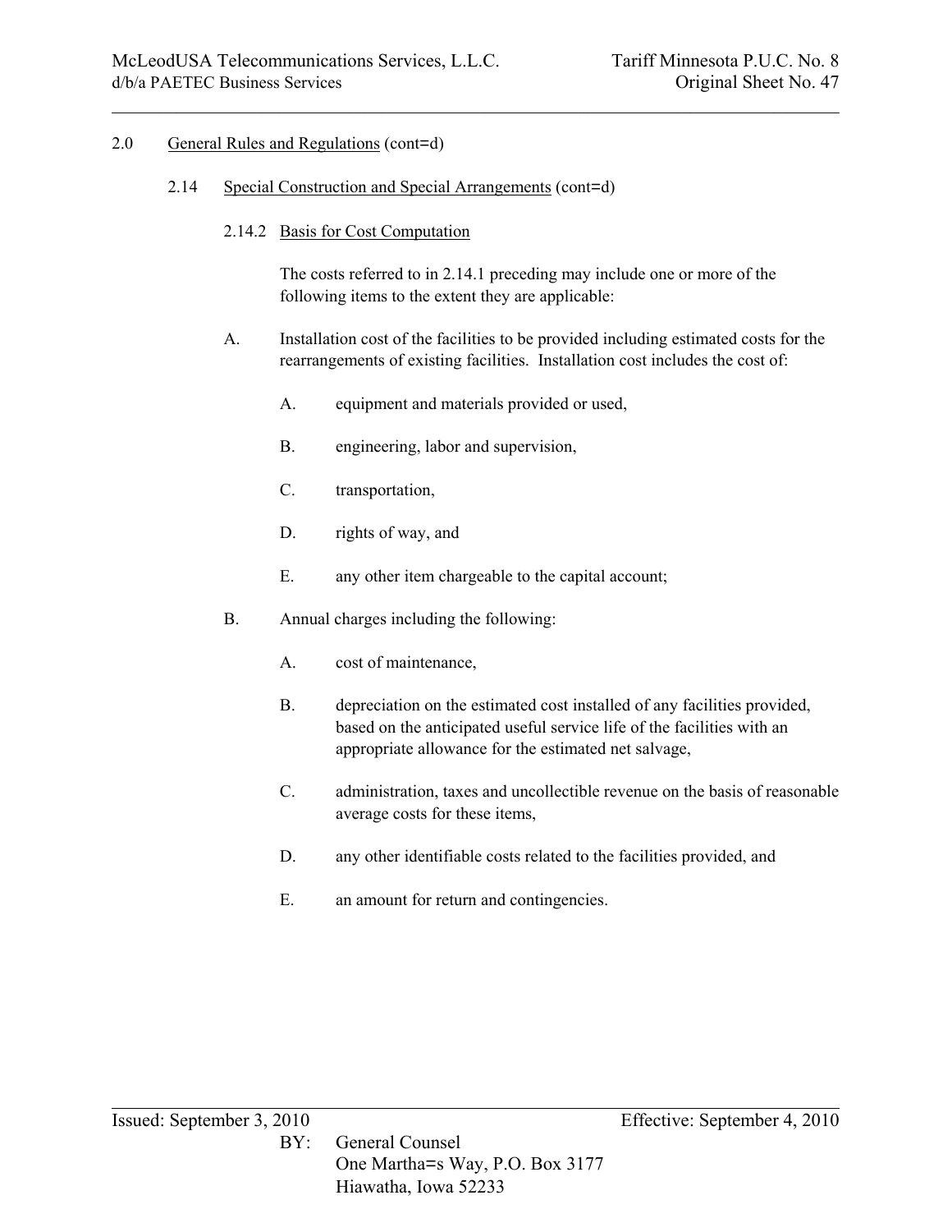2.0 General Rules and Regulations (cont=d)

2.14 Special Construction and Special Arrangements (cont=d)

2.14.2 Basis for Cost Computation

The costs referred to in 2.14.1 preceding may include one or more of the following items to the extent they are applicable:

A. Installation cost of the facilities to be provided including estimated costs for the rearrangements of existing facilities. Installation cost includes the cost of:

   A. equipment and materials provided or used,

   B. engineering, labor and supervision,

   C. transportation,

   D. rights of way, and

   E. any other item chargeable to the capital account;

B. Annual charges including the following:

   A. cost of maintenance,

   B. depreciation on the estimated cost installed of any facilities provided, based on the anticipated useful service life of the facilities with an appropriate allowance for the estimated net salvage,

   C. administration, taxes and uncollectible revenue on the basis of reasonable average costs for these items,

   D. any other identifiable costs related to the facilities provided, and

   E. an amount for return and contingencies.

Issued: September 3, 2010 Effective: September 4, 2010

BY: General Counsel
One Martha=s Way, P.O. Box 3177
Hiawatha, Iowa 52233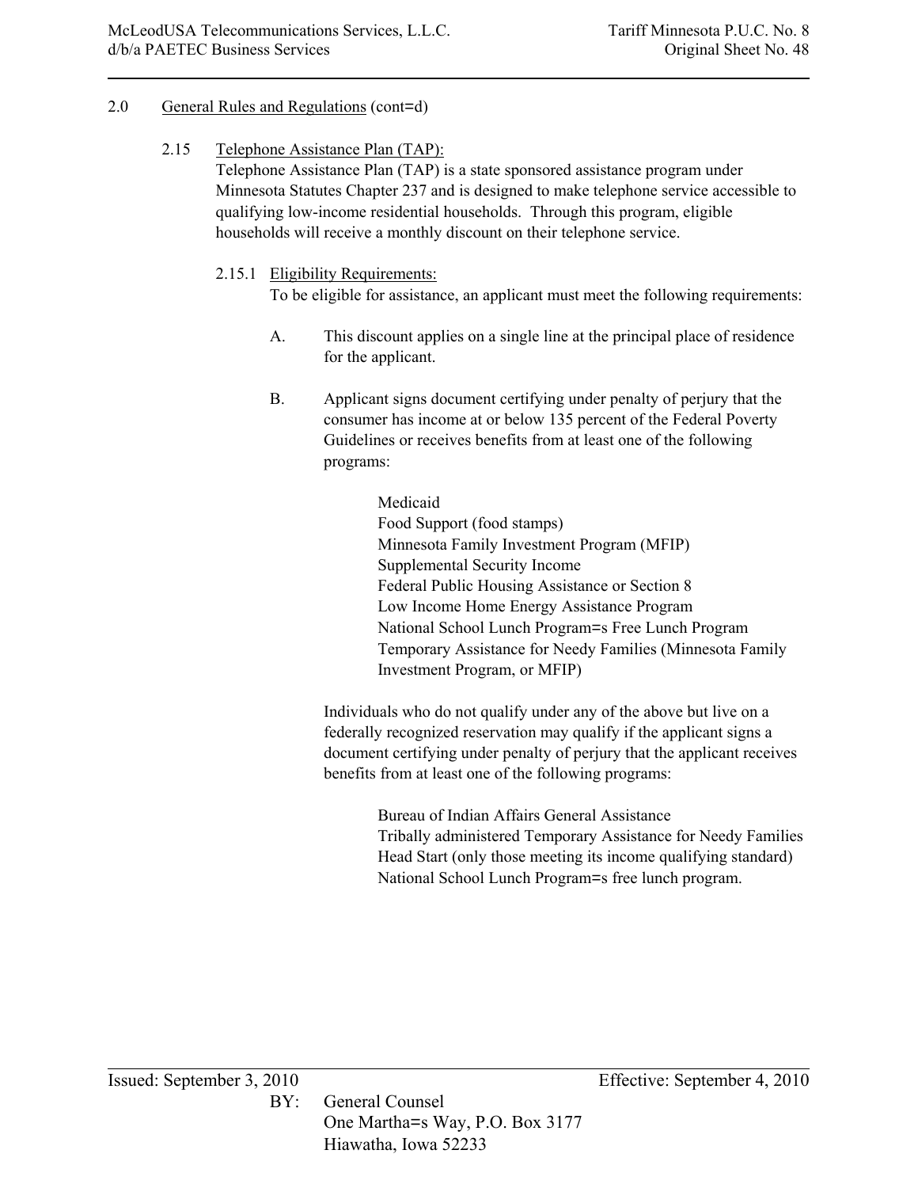2.0 General Rules and Regulations (cont=d)

2.15 Telephone Assistance Plan (TAP):

Telephone Assistance Plan (TAP) is a state sponsored assistance program under Minnesota Statutes Chapter 237 and is designed to make telephone service accessible to qualifying low-income residential households. Through this program, eligible households will receive a monthly discount on their telephone service.

2.15.1 Eligibility Requirements:

To be eligible for assistance, an applicant must meet the following requirements:

A. This discount applies on a single line at the principal place of residence for the applicant.

B. Applicant signs document certifying under penalty of perjury that the consumer has income at or below 135 percent of the Federal Poverty Guidelines or receives benefits from at least one of the following programs:

Medicaid
Food Support (food stamps)
Minnesota Family Investment Program (MFIP)
Supplemental Security Income
Federal Public Housing Assistance or Section 8
Low Income Home Energy Assistance Program
National School Lunch Program=s Free Lunch Program
Temporary Assistance for Needy Families (Minnesota Family Investment Program, or MFIP)

Individuals who do not qualify under any of the above but live on a federally recognized reservation may qualify if the applicant signs a document certifying under penalty of perjury that the applicant receives benefits from at least one of the following programs:

Bureau of Indian Affairs General Assistance
Tribally administered Temporary Assistance for Needy Families
Head Start (only those meeting its income qualifying standard)
National School Lunch Program=s free lunch program.

Issued: September 3, 2010 Effective: September 4, 2010

BY: General Counsel
One Martha=s Way, P.O. Box 3177
Hiawatha, Iowa 52233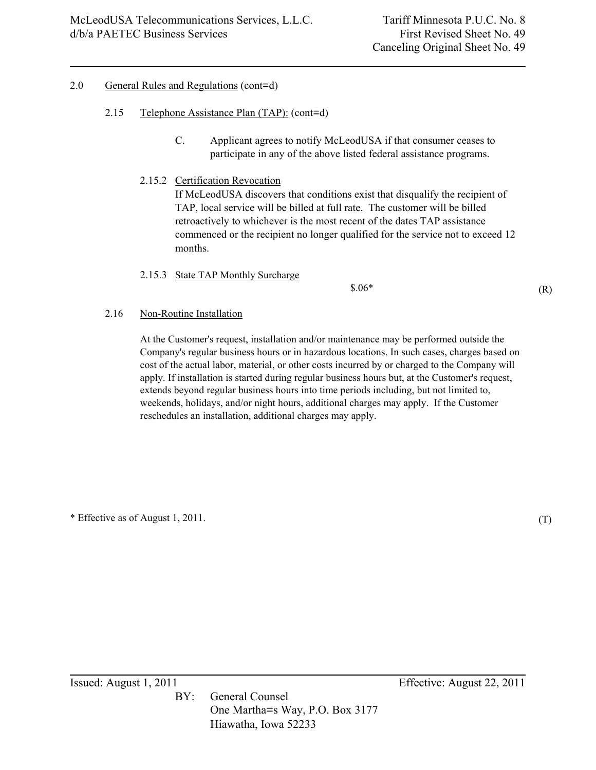2.0 General Rules and Regulations (cont=d)

2.15 Telephone Assistance Plan (TAP): (cont=d)

C. Applicant agrees to notify McLeodUSA if that consumer ceases to participate in any of the above listed federal assistance programs.

2.15.2 Certification Revocation

If McLeodUSA discovers that conditions exist that disqualify the recipient of TAP, local service will be billed at full rate. The customer will be billed retroactively to whichever is the most recent of the dates TAP assistance commenced or the recipient no longer qualified for the service not to exceed 12 months.

2.15.3 State TAP Monthly Surcharge

$.06* (R)

2.16 Non-Routine Installation

At the Customer's request, installation and/or maintenance may be performed outside the Company's regular business hours or in hazardous locations. In such cases, charges based on cost of the actual labor, material, or other costs incurred by or charged to the Company will apply. If installation is started during regular business hours but, at the Customer's request, extends beyond regular business hours into time periods including, but not limited to, weekends, holidays, and/or night hours, additional charges may apply. If the Customer reschedules an installation, additional charges may apply.

* Effective as of August 1, 2011. (T)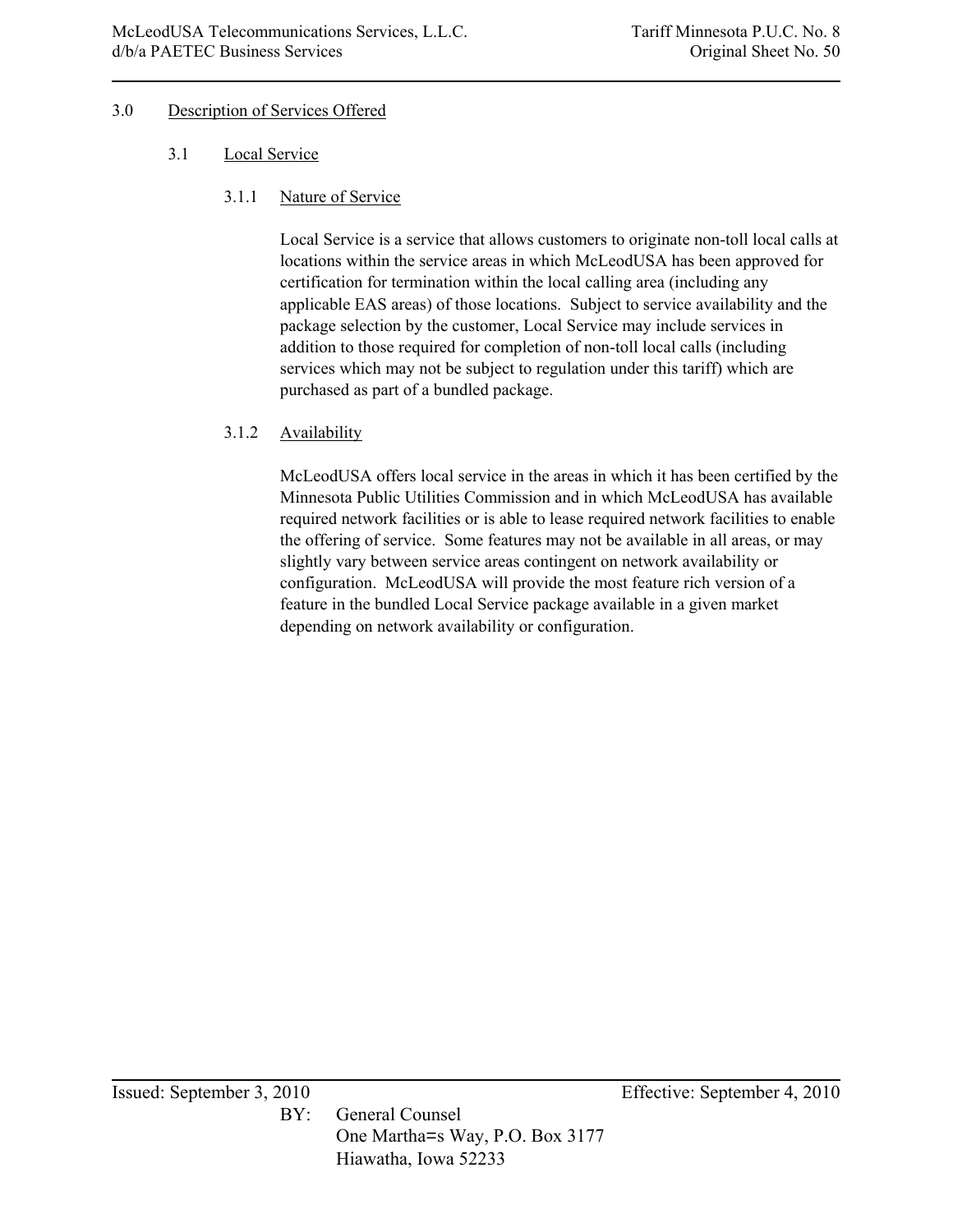# 3.0 Description of Services Offered

## 3.1 Local Service

### 3.1.1 Nature of Service

Local Service is a service that allows customers to originate non-toll local calls at locations within the service areas in which McLeodUSA has been approved for certification for termination within the local calling area (including any applicable EAS areas) of those locations. Subject to service availability and the package selection by the customer, Local Service may include services in addition to those required for completion of non-toll local calls (including services which may not be subject to regulation under this tariff) which are purchased as part of a bundled package.

### 3.1.2 Availability

McLeodUSA offers local service in the areas in which it has been certified by the Minnesota Public Utilities Commission and in which McLeodUSA has available required network facilities or is able to lease required network facilities to enable the offering of service. Some features may not be available in all areas, or may slightly vary between service areas contingent on network availability or configuration. McLeodUSA will provide the most feature rich version of a feature in the bundled Local Service package available in a given market depending on network availability or configuration.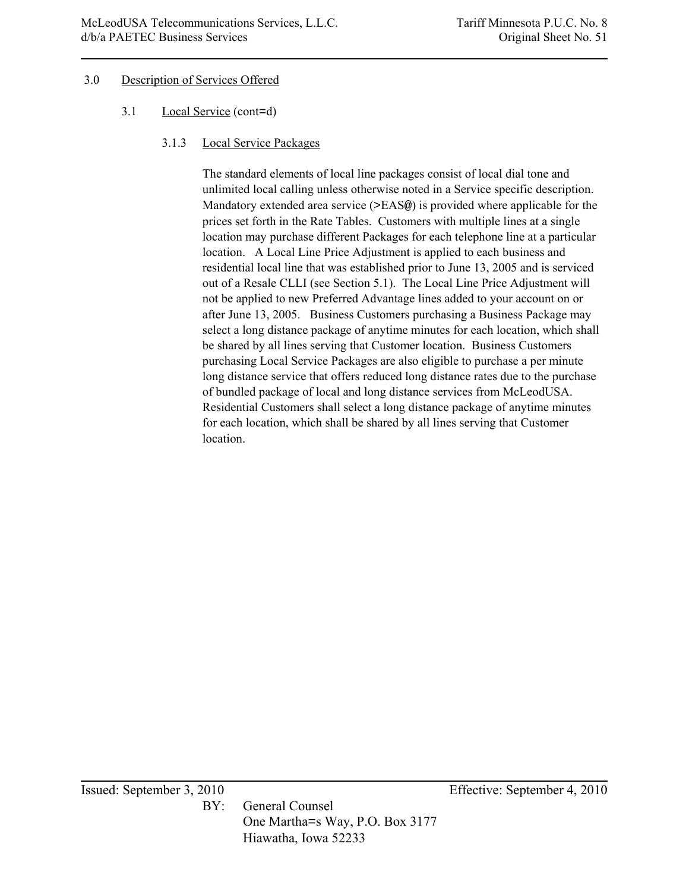# 3.0 Description of Services Offered

## 3.1 Local Service (cont=d)

### 3.1.3 Local Service Packages

The standard elements of local line packages consist of local dial tone and unlimited local calling unless otherwise noted in a Service specific description. Mandatory extended area service (>EAS@) is provided where applicable for the prices set forth in the Rate Tables. Customers with multiple lines at a single location may purchase different Packages for each telephone line at a particular location. A Local Line Price Adjustment is applied to each business and residential local line that was established prior to June 13, 2005 and is serviced out of a Resale CLLI (see Section 5.1). The Local Line Price Adjustment will not be applied to new Preferred Advantage lines added to your account on or after June 13, 2005. Business Customers purchasing a Business Package may select a long distance package of anytime minutes for each location, which shall be shared by all lines serving that Customer location. Business Customers purchasing Local Service Packages are also eligible to purchase a per minute long distance service that offers reduced long distance rates due to the purchase of bundled package of local and long distance services from McLeodUSA. Residential Customers shall select a long distance package of anytime minutes for each location, which shall be shared by all lines serving that Customer location.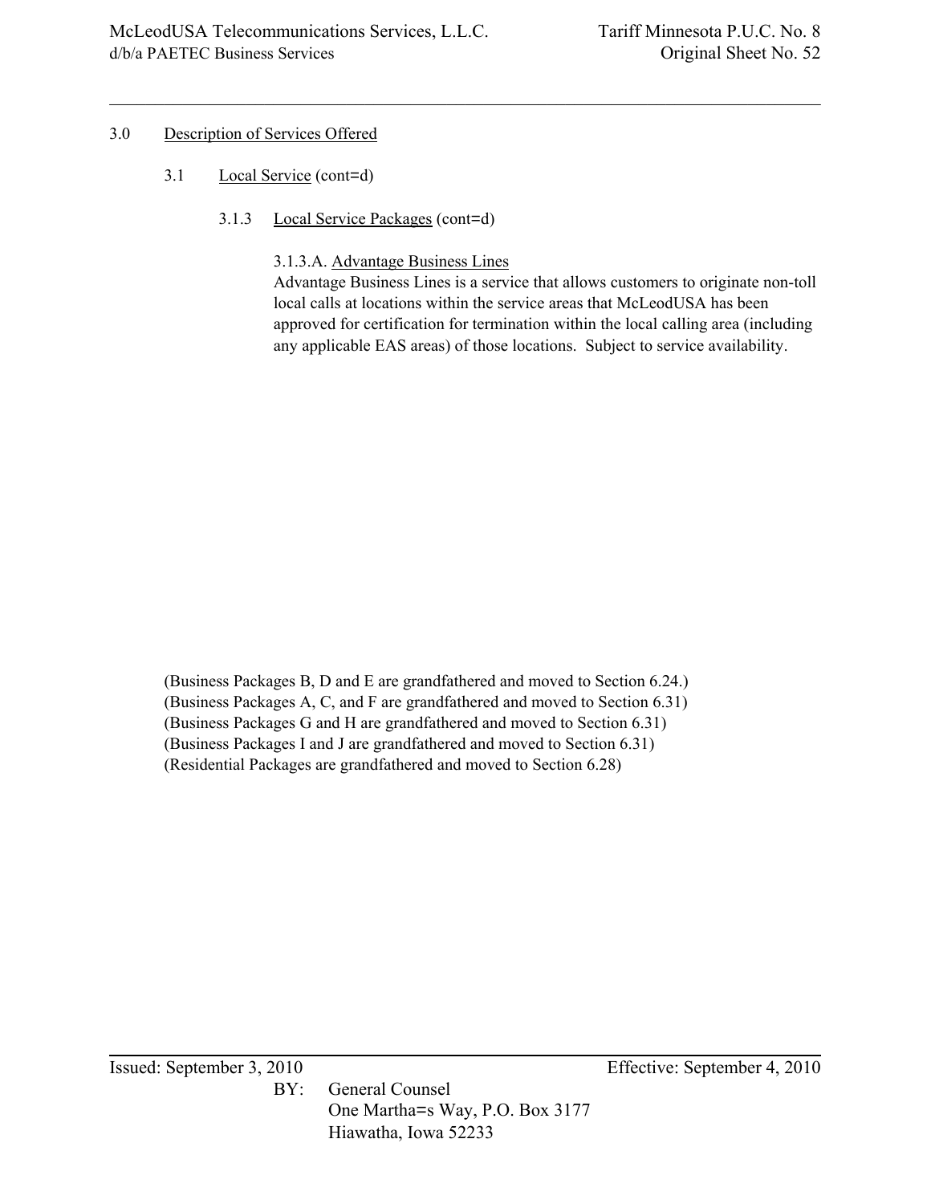# 3.0 Description of Services Offered

## 3.1 Local Service (cont=d)

### 3.1.3 Local Service Packages (cont=d)

#### 3.1.3.A. Advantage Business Lines

Advantage Business Lines is a service that allows customers to originate non-toll local calls at locations within the service areas that McLeodUSA has been approved for certification for termination within the local calling area (including any applicable EAS areas) of those locations. Subject to service availability.

(Business Packages B, D and E are grandfathered and moved to Section 6.24.)
(Business Packages A, C, and F are grandfathered and moved to Section 6.31)
(Business Packages G and H are grandfathered and moved to Section 6.31)
(Business Packages I and J are grandfathered and moved to Section 6.31)
(Residential Packages are grandfathered and moved to Section 6.28)

Issued: September 3, 2010 Effective: September 4, 2010

BY: General Counsel
One Martha=s Way, P.O. Box 3177
Hiawatha, Iowa 52233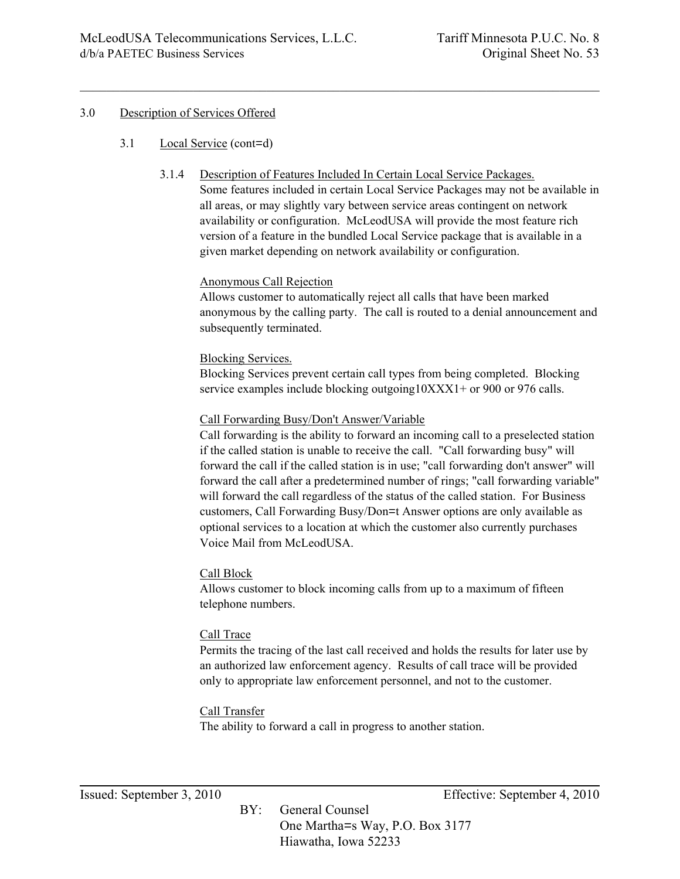## 3.0 Description of Services Offered

### 3.1 Local Service (cont=d)

#### 3.1.4 Description of Features Included In Certain Local Service Packages.

Some features included in certain Local Service Packages may not be available in all areas, or may slightly vary between service areas contingent on network availability or configuration. McLeodUSA will provide the most feature rich version of a feature in the bundled Local Service package that is available in a given market depending on network availability or configuration.

Anonymous Call Rejection
Allows customer to automatically reject all calls that have been marked anonymous by the calling party. The call is routed to a denial announcement and subsequently terminated.

Blocking Services.
Blocking Services prevent certain call types from being completed. Blocking service examples include blocking outgoing10XXX1+ or 900 or 976 calls.

Call Forwarding Busy/Don't Answer/Variable
Call forwarding is the ability to forward an incoming call to a preselected station if the called station is unable to receive the call. "Call forwarding busy" will forward the call if the called station is in use; "call forwarding don't answer" will forward the call after a predetermined number of rings; "call forwarding variable" will forward the call regardless of the status of the called station. For Business customers, Call Forwarding Busy/Don=t Answer options are only available as optional services to a location at which the customer also currently purchases Voice Mail from McLeodUSA.

Call Block
Allows customer to block incoming calls from up to a maximum of fifteen telephone numbers.

Call Trace
Permits the tracing of the last call received and holds the results for later use by an authorized law enforcement agency. Results of call trace will be provided only to appropriate law enforcement personnel, and not to the customer.

Call Transfer
The ability to forward a call in progress to another station.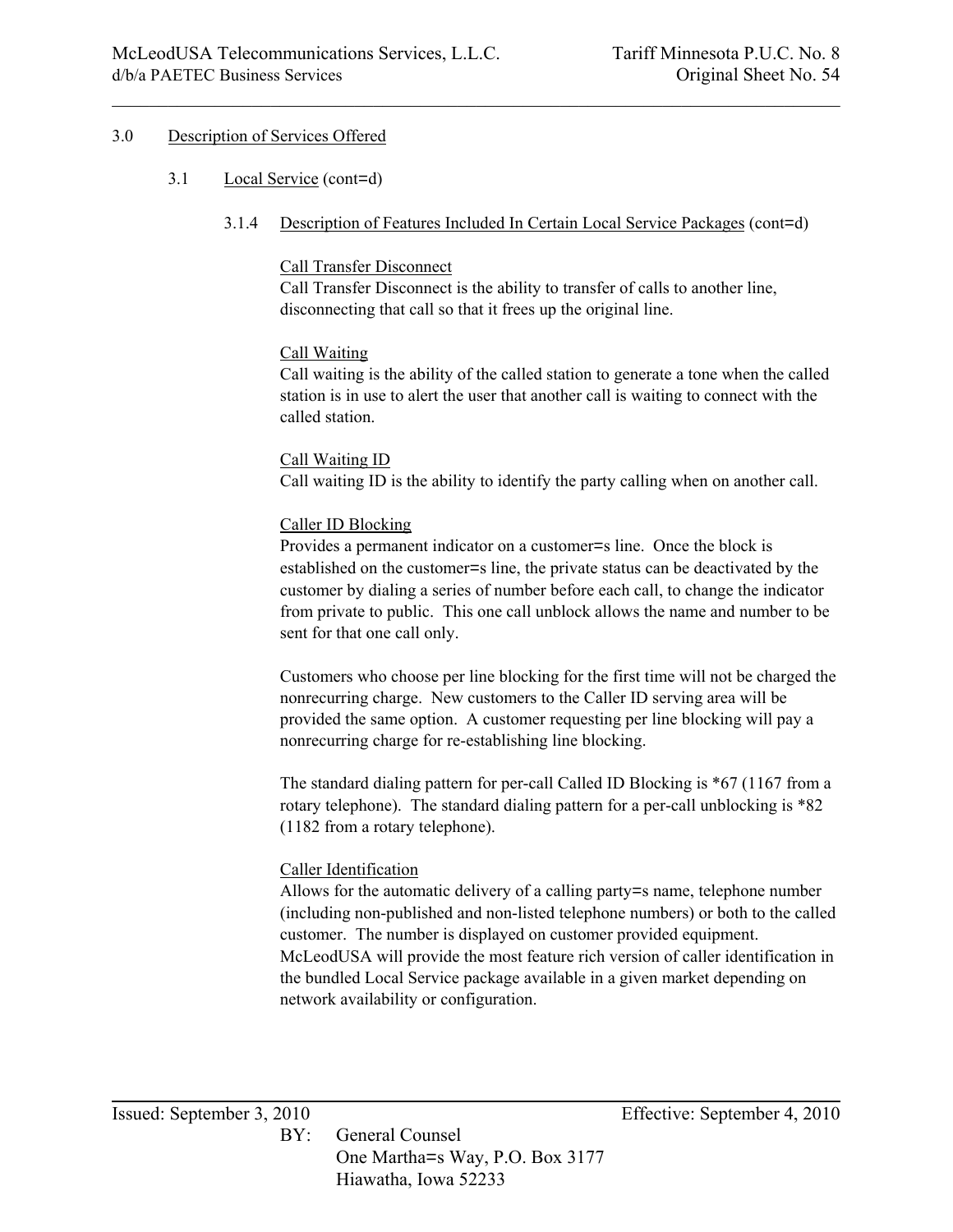3.0 Description of Services Offered

3.1 Local Service (cont=d)

3.1.4 Description of Features Included In Certain Local Service Packages (cont=d)

Call Transfer Disconnect

Call Transfer Disconnect is the ability to transfer of calls to another line, disconnecting that call so that it frees up the original line.

Call Waiting

Call waiting is the ability of the called station to generate a tone when the called station is in use to alert the user that another call is waiting to connect with the called station.

Call Waiting ID

Call waiting ID is the ability to identify the party calling when on another call.

Caller ID Blocking

Provides a permanent indicator on a customer=s line. Once the block is established on the customer=s line, the private status can be deactivated by the customer by dialing a series of number before each call, to change the indicator from private to public. This one call unblock allows the name and number to be sent for that one call only.

Customers who choose per line blocking for the first time will not be charged the nonrecurring charge. New customers to the Caller ID serving area will be provided the same option. A customer requesting per line blocking will pay a nonrecurring charge for re-establishing line blocking.

The standard dialing pattern for per-call Called ID Blocking is *67 (1167 from a rotary telephone). The standard dialing pattern for a per-call unblocking is *82 (1182 from a rotary telephone).

Caller Identification

Allows for the automatic delivery of a calling party=s name, telephone number (including non-published and non-listed telephone numbers) or both to the called customer. The number is displayed on customer provided equipment. McLeodUSA will provide the most feature rich version of caller identification in the bundled Local Service package available in a given market depending on network availability or configuration.

Issued: September 3, 2010 Effective: September 4, 2010

BY: General Counsel
One Martha=s Way, P.O. Box 3177
Hiawatha, Iowa 52233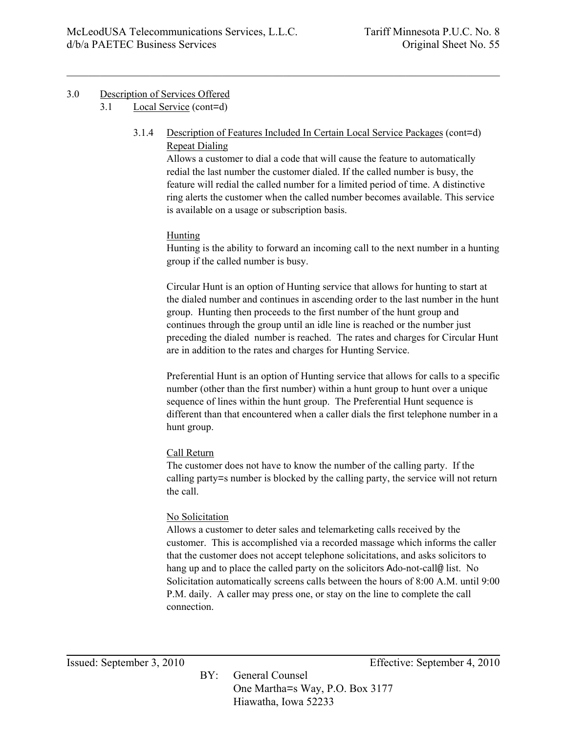## 3.0 Description of Services Offered

### 3.1 Local Service (cont=d)

#### 3.1.4 Description of Features Included In Certain Local Service Packages (cont=d)

Repeat Dialing

Allows a customer to dial a code that will cause the feature to automatically redial the last number the customer dialed. If the called number is busy, the feature will redial the called number for a limited period of time. A distinctive ring alerts the customer when the called number becomes available. This service is available on a usage or subscription basis.

Hunting

Hunting is the ability to forward an incoming call to the next number in a hunting group if the called number is busy.

Circular Hunt is an option of Hunting service that allows for hunting to start at the dialed number and continues in ascending order to the last number in the hunt group. Hunting then proceeds to the first number of the hunt group and continues through the group until an idle line is reached or the number just preceding the dialed number is reached. The rates and charges for Circular Hunt are in addition to the rates and charges for Hunting Service.

Preferential Hunt is an option of Hunting service that allows for calls to a specific number (other than the first number) within a hunt group to hunt over a unique sequence of lines within the hunt group. The Preferential Hunt sequence is different than that encountered when a caller dials the first telephone number in a hunt group.

Call Return

The customer does not have to know the number of the calling party. If the calling party=s number is blocked by the calling party, the service will not return the call.

No Solicitation

Allows a customer to deter sales and telemarketing calls received by the customer. This is accomplished via a recorded massage which informs the caller that the customer does not accept telephone solicitations, and asks solicitors to hang up and to place the called party on the solicitors Ado-not-call@ list. No Solicitation automatically screens calls between the hours of 8:00 A.M. until 9:00 P.M. daily. A caller may press one, or stay on the line to complete the call connection.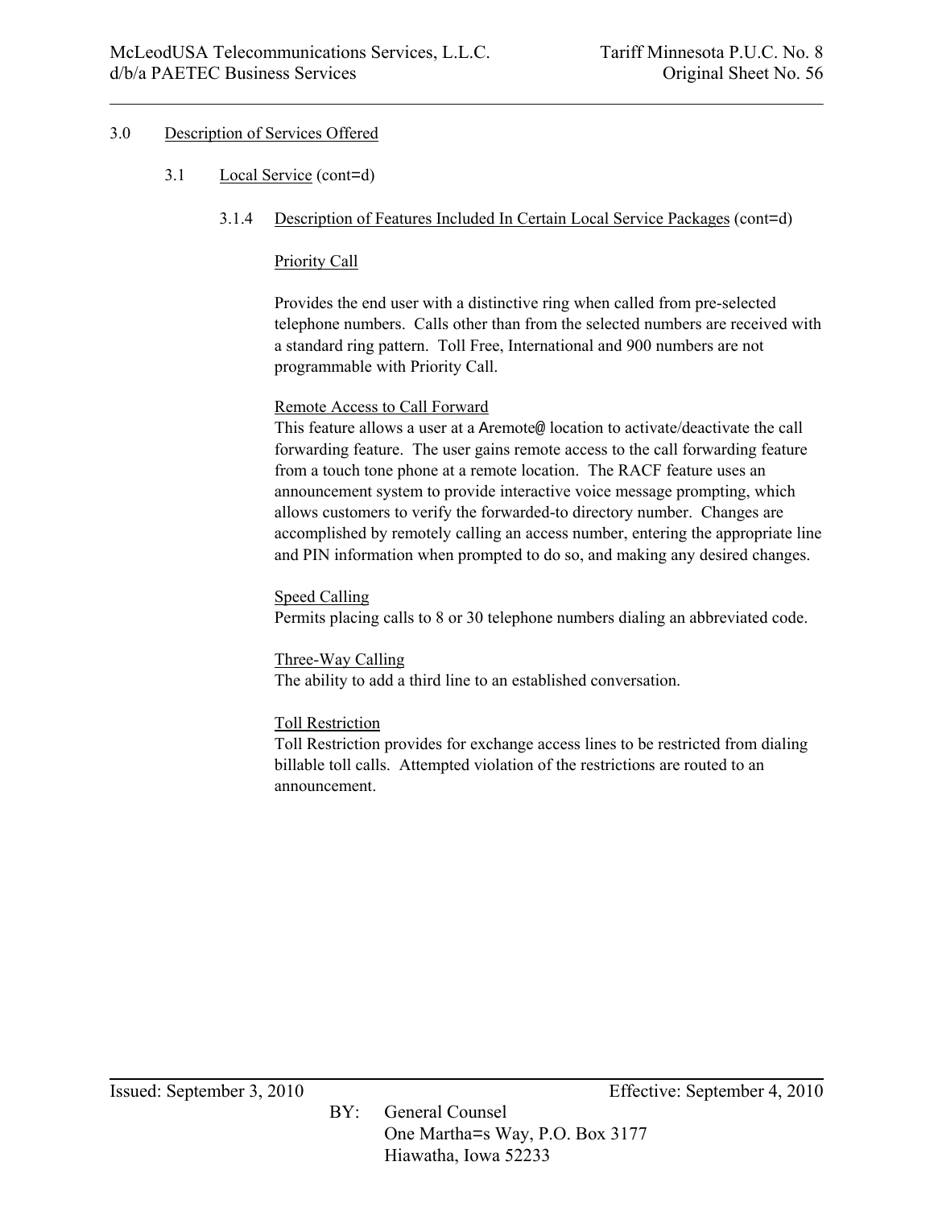# 3.0 Description of Services Offered

## 3.1 Local Service (cont=d)

### 3.1.4 Description of Features Included In Certain Local Service Packages (cont=d)

Priority Call

Provides the end user with a distinctive ring when called from pre-selected telephone numbers. Calls other than from the selected numbers are received with a standard ring pattern. Toll Free, International and 900 numbers are not programmable with Priority Call.

Remote Access to Call Forward

This feature allows a user at a Aremote@ location to activate/deactivate the call forwarding feature. The user gains remote access to the call forwarding feature from a touch tone phone at a remote location. The RACF feature uses an announcement system to provide interactive voice message prompting, which allows customers to verify the forwarded-to directory number. Changes are accomplished by remotely calling an access number, entering the appropriate line and PIN information when prompted to do so, and making any desired changes.

Speed Calling

Permits placing calls to 8 or 30 telephone numbers dialing an abbreviated code.

Three-Way Calling

The ability to add a third line to an established conversation.

Toll Restriction

Toll Restriction provides for exchange access lines to be restricted from dialing billable toll calls. Attempted violation of the restrictions are routed to an announcement.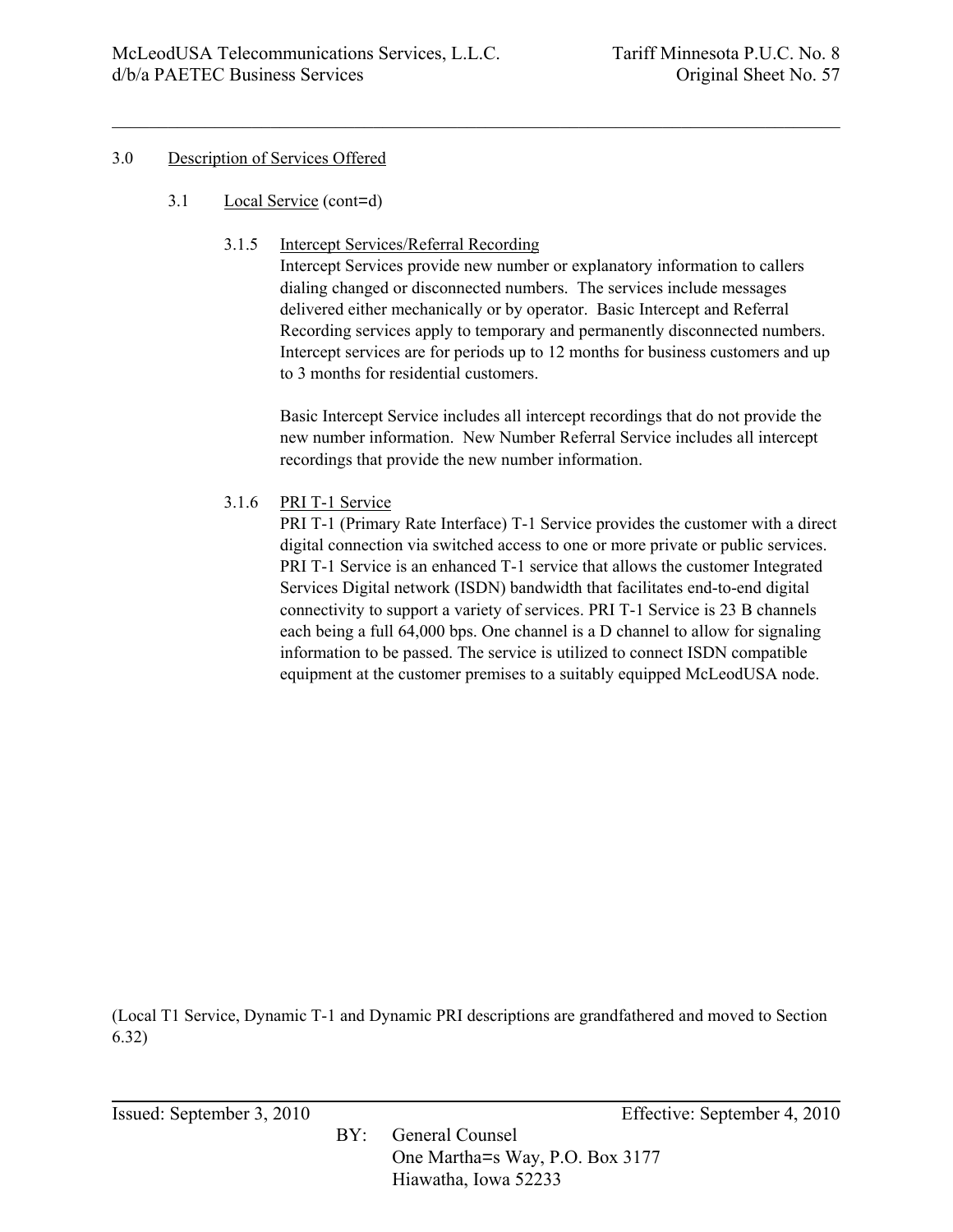## 3.0 Description of Services Offered

### 3.1 Local Service (cont=d)

#### 3.1.5 Intercept Services/Referral Recording

Intercept Services provide new number or explanatory information to callers dialing changed or disconnected numbers. The services include messages delivered either mechanically or by operator. Basic Intercept and Referral Recording services apply to temporary and permanently disconnected numbers. Intercept services are for periods up to 12 months for business customers and up to 3 months for residential customers.

Basic Intercept Service includes all intercept recordings that do not provide the new number information. New Number Referral Service includes all intercept recordings that provide the new number information.

#### 3.1.6 PRI T-1 Service

PRI T-1 (Primary Rate Interface) T-1 Service provides the customer with a direct digital connection via switched access to one or more private or public services. PRI T-1 Service is an enhanced T-1 service that allows the customer Integrated Services Digital network (ISDN) bandwidth that facilitates end-to-end digital connectivity to support a variety of services. PRI T-1 Service is 23 B channels each being a full 64,000 bps. One channel is a D channel to allow for signaling information to be passed. The service is utilized to connect ISDN compatible equipment at the customer premises to a suitably equipped McLeodUSA node.

(Local T1 Service, Dynamic T-1 and Dynamic PRI descriptions are grandfathered and moved to Section 6.32)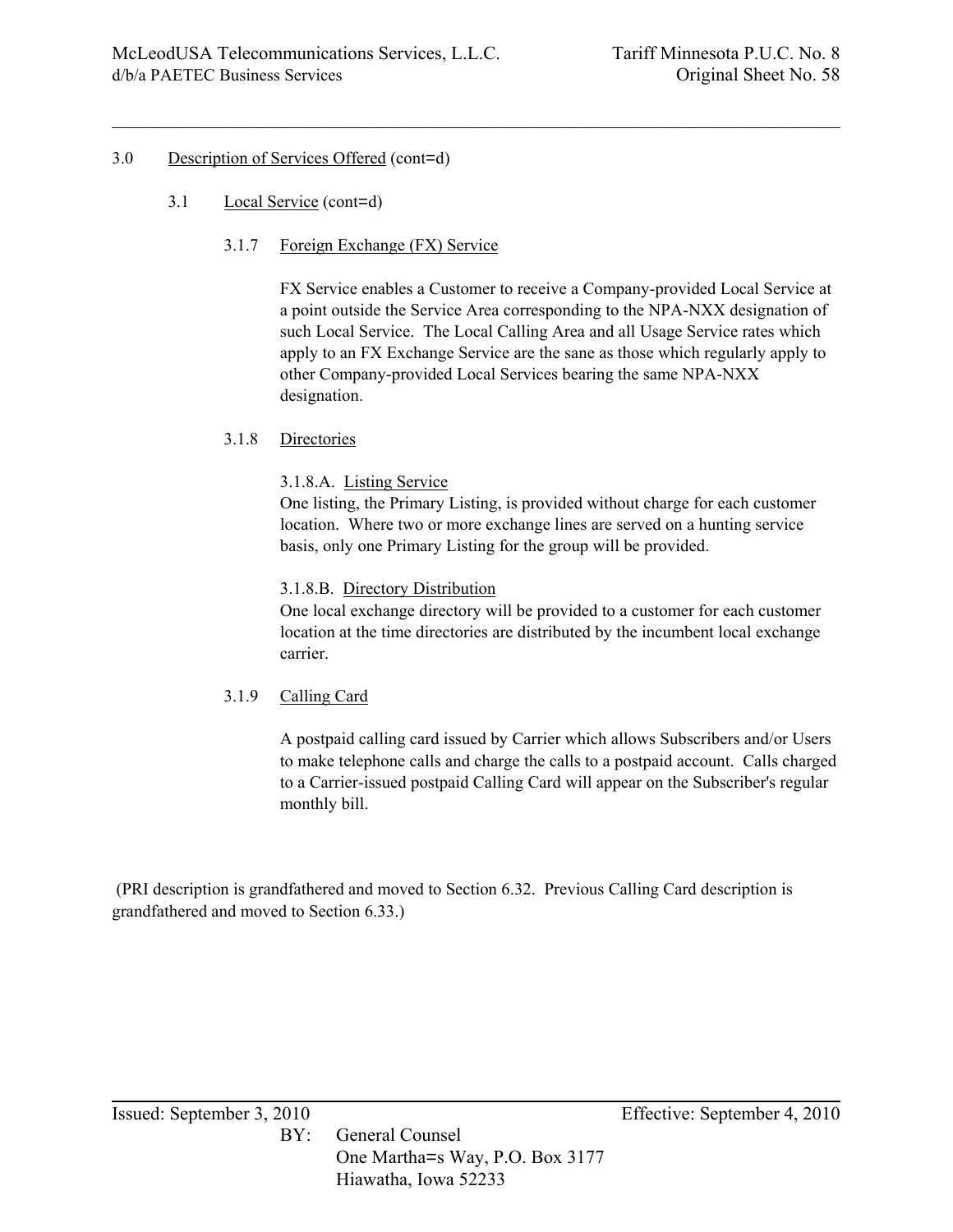3.0 Description of Services Offered (cont=d)

3.1 Local Service (cont=d)

3.1.7 Foreign Exchange (FX) Service

FX Service enables a Customer to receive a Company-provided Local Service at a point outside the Service Area corresponding to the NPA-NXX designation of such Local Service. The Local Calling Area and all Usage Service rates which apply to an FX Exchange Service are the sane as those which regularly apply to other Company-provided Local Services bearing the same NPA-NXX designation.

3.1.8 Directories

3.1.8.A. Listing Service

One listing, the Primary Listing, is provided without charge for each customer location. Where two or more exchange lines are served on a hunting service basis, only one Primary Listing for the group will be provided.

3.1.8.B. Directory Distribution

One local exchange directory will be provided to a customer for each customer location at the time directories are distributed by the incumbent local exchange carrier.

3.1.9 Calling Card

A postpaid calling card issued by Carrier which allows Subscribers and/or Users to make telephone calls and charge the calls to a postpaid account. Calls charged to a Carrier-issued postpaid Calling Card will appear on the Subscriber's regular monthly bill.

(PRI description is grandfathered and moved to Section 6.32. Previous Calling Card description is grandfathered and moved to Section 6.33.)

Issued: September 3, 2010

Effective: September 4, 2010

BY: General Counsel
One Martha=s Way, P.O. Box 3177
Hiawatha, Iowa 52233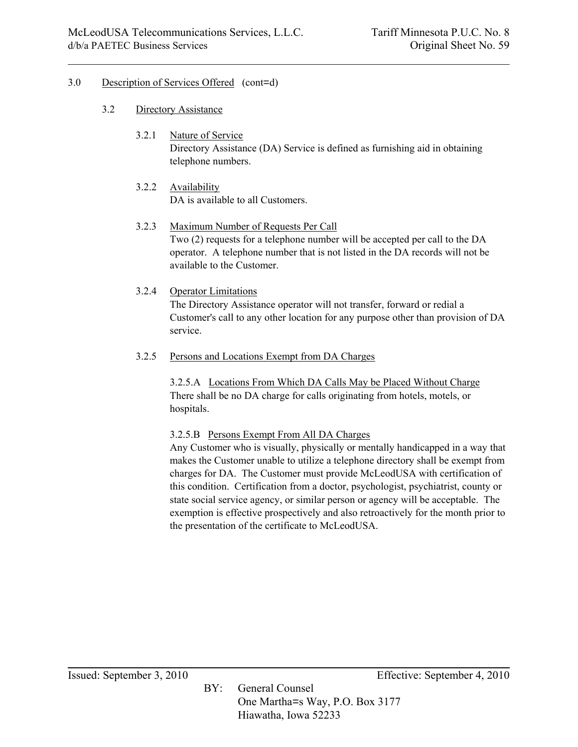## 3.0 Description of Services Offered (cont=d)

### 3.2 Directory Assistance

#### 3.2.1 Nature of Service

Directory Assistance (DA) Service is defined as furnishing aid in obtaining telephone numbers.

#### 3.2.2 Availability

DA is available to all Customers.

#### 3.2.3 Maximum Number of Requests Per Call

Two (2) requests for a telephone number will be accepted per call to the DA operator. A telephone number that is not listed in the DA records will not be available to the Customer.

#### 3.2.4 Operator Limitations

The Directory Assistance operator will not transfer, forward or redial a Customer's call to any other location for any purpose other than provision of DA service.

#### 3.2.5 Persons and Locations Exempt from DA Charges

##### 3.2.5.A Locations From Which DA Calls May be Placed Without Charge

There shall be no DA charge for calls originating from hotels, motels, or hospitals.

##### 3.2.5.B Persons Exempt From All DA Charges

Any Customer who is visually, physically or mentally handicapped in a way that makes the Customer unable to utilize a telephone directory shall be exempt from charges for DA. The Customer must provide McLeodUSA with certification of this condition. Certification from a doctor, psychologist, psychiatrist, county or state social service agency, or similar person or agency will be acceptable. The exemption is effective prospectively and also retroactively for the month prior to the presentation of the certificate to McLeodUSA.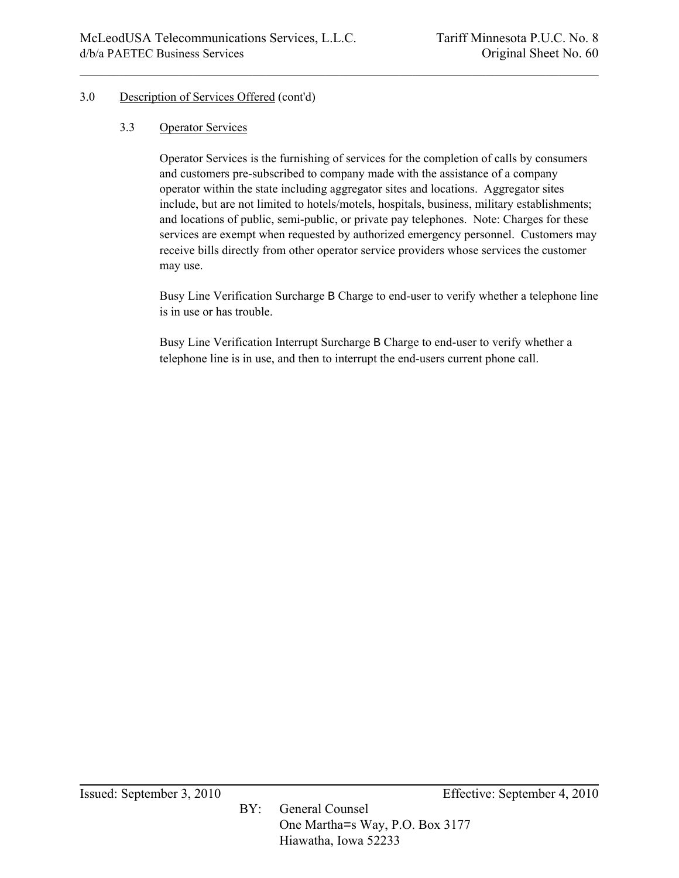3.0 Description of Services Offered (cont'd)

3.3 Operator Services

Operator Services is the furnishing of services for the completion of calls by consumers and customers pre-subscribed to company made with the assistance of a company operator within the state including aggregator sites and locations. Aggregator sites include, but are not limited to hotels/motels, hospitals, business, military establishments; and locations of public, semi-public, or private pay telephones. Note: Charges for these services are exempt when requested by authorized emergency personnel. Customers may receive bills directly from other operator service providers whose services the customer may use.

Busy Line Verification Surcharge B Charge to end-user to verify whether a telephone line is in use or has trouble.

Busy Line Verification Interrupt Surcharge B Charge to end-user to verify whether a telephone line is in use, and then to interrupt the end-users current phone call.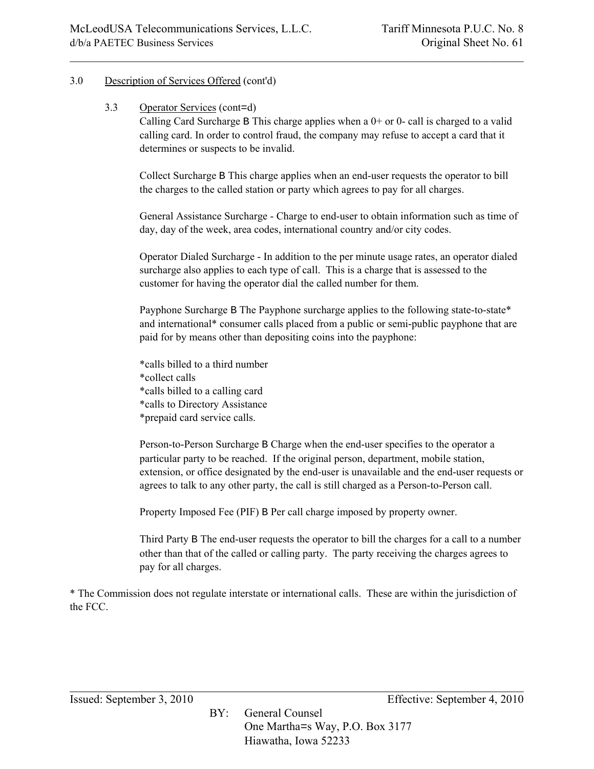3.0 Description of Services Offered (cont'd)

3.3 Operator Services (cont=d)

Calling Card Surcharge B This charge applies when a 0+ or 0- call is charged to a valid calling card. In order to control fraud, the company may refuse to accept a card that it determines or suspects to be invalid.

Collect Surcharge B This charge applies when an end-user requests the operator to bill the charges to the called station or party which agrees to pay for all charges.

General Assistance Surcharge - Charge to end-user to obtain information such as time of day, day of the week, area codes, international country and/or city codes.

Operator Dialed Surcharge - In addition to the per minute usage rates, an operator dialed surcharge also applies to each type of call. This is a charge that is assessed to the customer for having the operator dial the called number for them.

Payphone Surcharge B The Payphone surcharge applies to the following state-to-state* and international* consumer calls placed from a public or semi-public payphone that are paid for by means other than depositing coins into the payphone:

*calls billed to a third number
*collect calls
*calls billed to a calling card
*calls to Directory Assistance
*prepaid card service calls.

Person-to-Person Surcharge B Charge when the end-user specifies to the operator a particular party to be reached. If the original person, department, mobile station, extension, or office designated by the end-user is unavailable and the end-user requests or agrees to talk to any other party, the call is still charged as a Person-to-Person call.

Property Imposed Fee (PIF) B Per call charge imposed by property owner.

Third Party B The end-user requests the operator to bill the charges for a call to a number other than that of the called or calling party. The party receiving the charges agrees to pay for all charges.

* The Commission does not regulate interstate or international calls. These are within the jurisdiction of the FCC.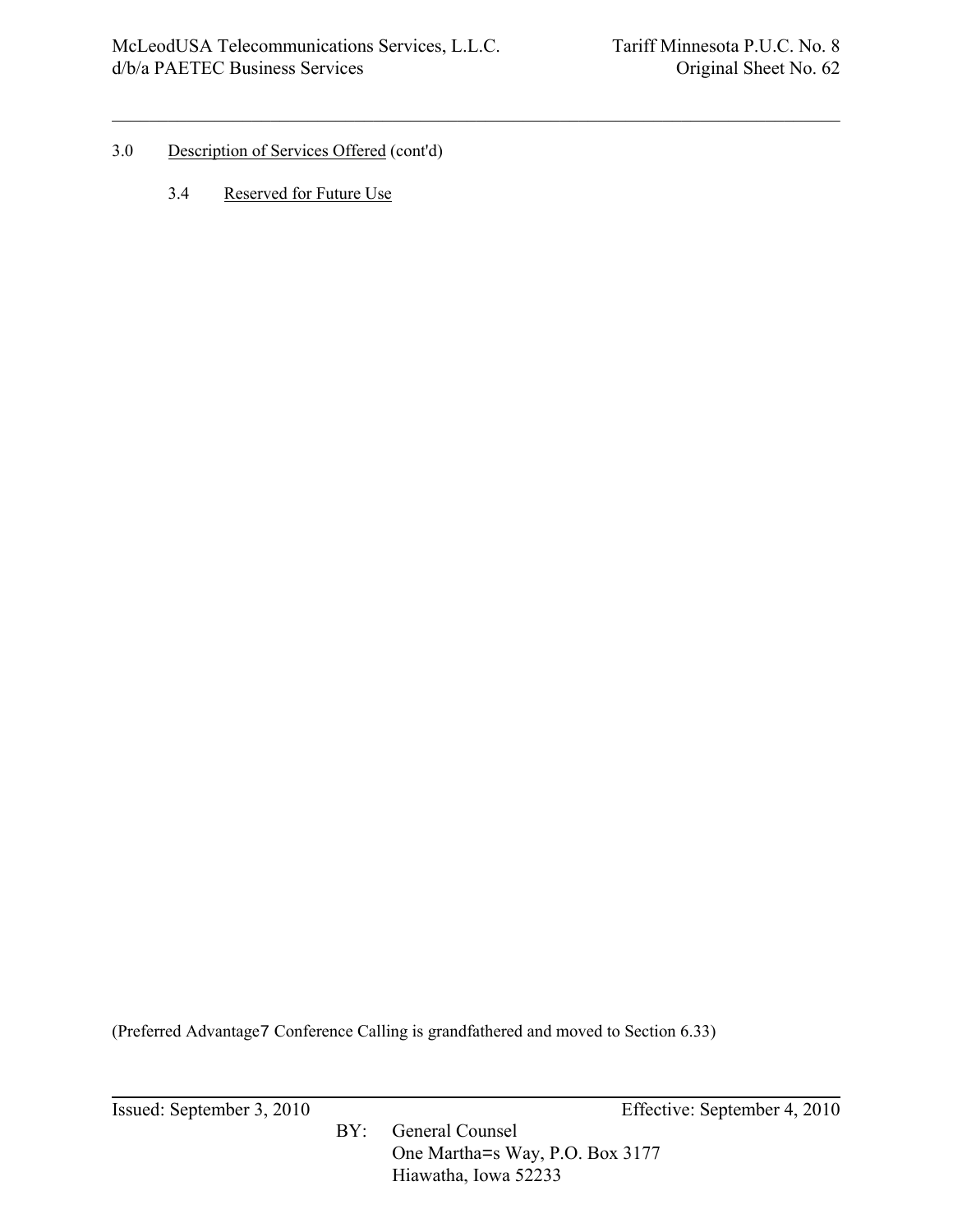3.0 Description of Services Offered (cont'd)

3.4 Reserved for Future Use

(Preferred Advantage7 Conference Calling is grandfathered and moved to Section 6.33)

Issued: September 3, 2010 Effective: September 4, 2010

BY: General Counsel
One Martha=s Way, P.O. Box 3177
Hiawatha, Iowa 52233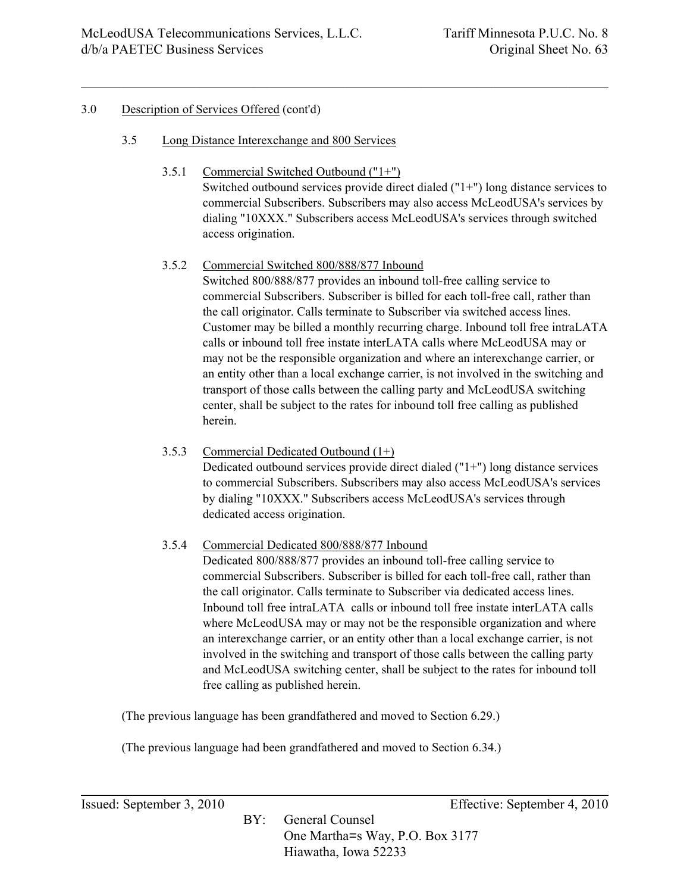3.0 Description of Services Offered (cont'd)

3.5 Long Distance Interexchange and 800 Services

3.5.1 Commercial Switched Outbound ("1+")
Switched outbound services provide direct dialed ("1+") long distance services to commercial Subscribers. Subscribers may also access McLeodUSA's services by dialing "10XXX." Subscribers access McLeodUSA's services through switched access origination.

3.5.2 Commercial Switched 800/888/877 Inbound
Switched 800/888/877 provides an inbound toll-free calling service to commercial Subscribers. Subscriber is billed for each toll-free call, rather than the call originator. Calls terminate to Subscriber via switched access lines. Customer may be billed a monthly recurring charge. Inbound toll free intraLATA calls or inbound toll free instate interLATA calls where McLeodUSA may or may not be the responsible organization and where an interexchange carrier, or an entity other than a local exchange carrier, is not involved in the switching and transport of those calls between the calling party and McLeodUSA switching center, shall be subject to the rates for inbound toll free calling as published herein.

3.5.3 Commercial Dedicated Outbound (1+)
Dedicated outbound services provide direct dialed ("1+") long distance services to commercial Subscribers. Subscribers may also access McLeodUSA's services by dialing "10XXX." Subscribers access McLeodUSA's services through dedicated access origination.

3.5.4 Commercial Dedicated 800/888/877 Inbound
Dedicated 800/888/877 provides an inbound toll-free calling service to commercial Subscribers. Subscriber is billed for each toll-free call, rather than the call originator. Calls terminate to Subscriber via dedicated access lines. Inbound toll free intraLATA calls or inbound toll free instate interLATA calls where McLeodUSA may or may not be the responsible organization and where an interexchange carrier, or an entity other than a local exchange carrier, is not involved in the switching and transport of those calls between the calling party and McLeodUSA switching center, shall be subject to the rates for inbound toll free calling as published herein.

(The previous language has been grandfathered and moved to Section 6.29.)

(The previous language had been grandfathered and moved to Section 6.34.)

Issued: September 3, 2010 Effective: September 4, 2010

BY: General Counsel
One Martha=s Way, P.O. Box 3177
Hiawatha, Iowa 52233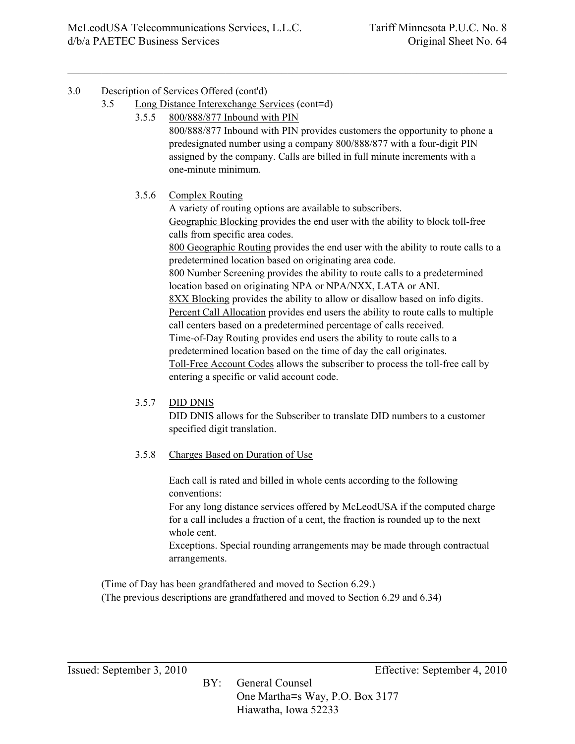3.0 Description of Services Offered (cont'd)

3.5 Long Distance Interexchange Services (cont=d)

3.5.5 800/888/877 Inbound with PIN

800/888/877 Inbound with PIN provides customers the opportunity to phone a predesignated number using a company 800/888/877 with a four-digit PIN assigned by the company. Calls are billed in full minute increments with a one-minute minimum.

3.5.6 Complex Routing

A variety of routing options are available to subscribers.

Geographic Blocking provides the end user with the ability to block toll-free calls from specific area codes.

800 Geographic Routing provides the end user with the ability to route calls to a predetermined location based on originating area code.

800 Number Screening provides the ability to route calls to a predetermined location based on originating NPA or NPA/NXX, LATA or ANI.

8XX Blocking provides the ability to allow or disallow based on info digits.

Percent Call Allocation provides end users the ability to route calls to multiple call centers based on a predetermined percentage of calls received.

Time-of-Day Routing provides end users the ability to route calls to a predetermined location based on the time of day the call originates.

Toll-Free Account Codes allows the subscriber to process the toll-free call by entering a specific or valid account code.

3.5.7 DID DNIS

DID DNIS allows for the Subscriber to translate DID numbers to a customer specified digit translation.

3.5.8 Charges Based on Duration of Use

Each call is rated and billed in whole cents according to the following conventions:

For any long distance services offered by McLeodUSA if the computed charge for a call includes a fraction of a cent, the fraction is rounded up to the next whole cent.

Exceptions. Special rounding arrangements may be made through contractual arrangements.

(Time of Day has been grandfathered and moved to Section 6.29.)

(The previous descriptions are grandfathered and moved to Section 6.29 and 6.34)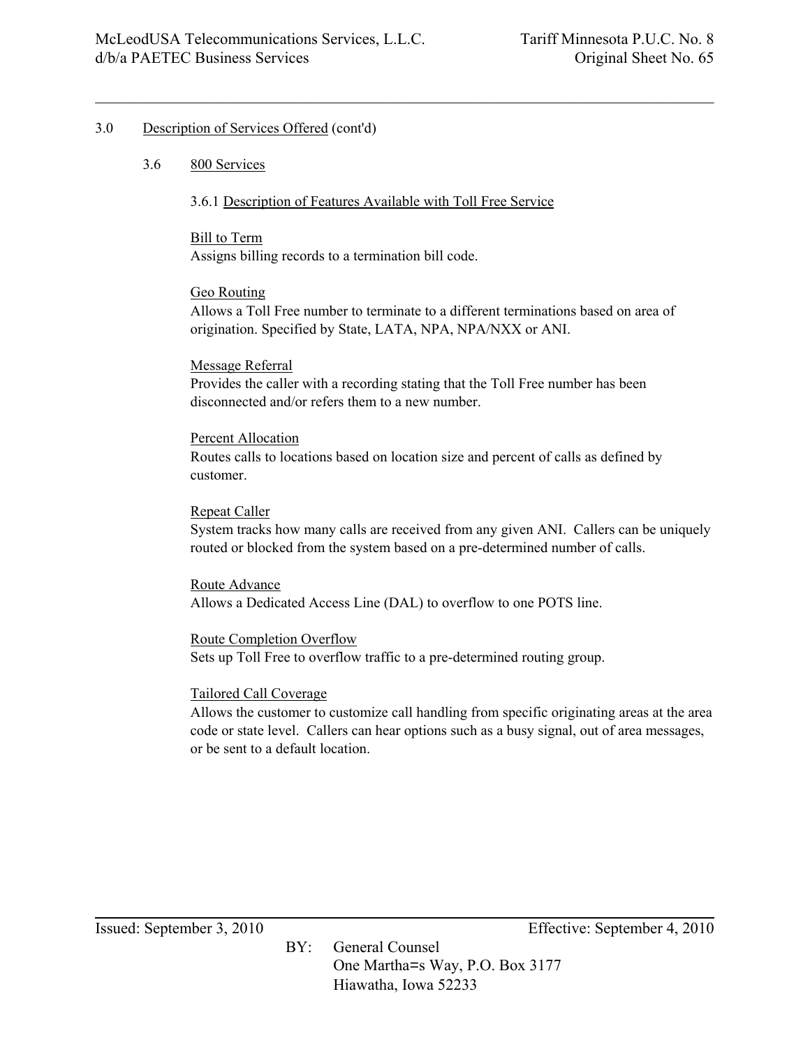3.0 Description of Services Offered (cont'd)

3.6 800 Services

3.6.1 Description of Features Available with Toll Free Service

Bill to Term
Assigns billing records to a termination bill code.

Geo Routing
Allows a Toll Free number to terminate to a different terminations based on area of origination. Specified by State, LATA, NPA, NPA/NXX or ANI.

Message Referral
Provides the caller with a recording stating that the Toll Free number has been disconnected and/or refers them to a new number.

Percent Allocation
Routes calls to locations based on location size and percent of calls as defined by customer.

Repeat Caller
System tracks how many calls are received from any given ANI. Callers can be uniquely routed or blocked from the system based on a pre-determined number of calls.

Route Advance
Allows a Dedicated Access Line (DAL) to overflow to one POTS line.

Route Completion Overflow
Sets up Toll Free to overflow traffic to a pre-determined routing group.

Tailored Call Coverage
Allows the customer to customize call handling from specific originating areas at the area code or state level. Callers can hear options such as a busy signal, out of area messages, or be sent to a default location.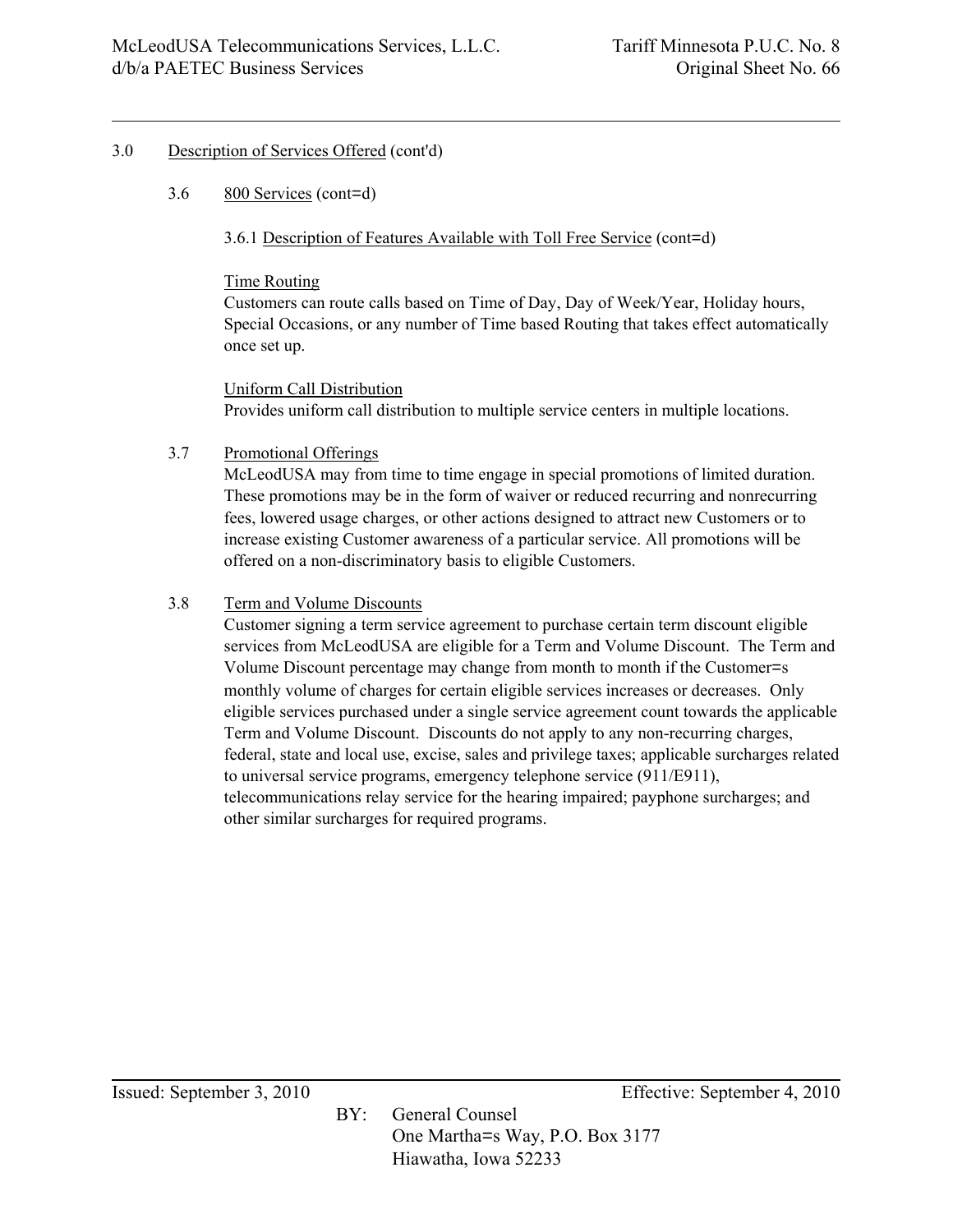3.0 Description of Services Offered (cont'd)

3.6 800 Services (cont=d)

3.6.1 Description of Features Available with Toll Free Service (cont=d)

Time Routing

Customers can route calls based on Time of Day, Day of Week/Year, Holiday hours, Special Occasions, or any number of Time based Routing that takes effect automatically once set up.

Uniform Call Distribution

Provides uniform call distribution to multiple service centers in multiple locations.

3.7 Promotional Offerings

McLeodUSA may from time to time engage in special promotions of limited duration. These promotions may be in the form of waiver or reduced recurring and nonrecurring fees, lowered usage charges, or other actions designed to attract new Customers or to increase existing Customer awareness of a particular service. All promotions will be offered on a non-discriminatory basis to eligible Customers.

3.8 Term and Volume Discounts

Customer signing a term service agreement to purchase certain term discount eligible services from McLeodUSA are eligible for a Term and Volume Discount. The Term and Volume Discount percentage may change from month to month if the Customer=s monthly volume of charges for certain eligible services increases or decreases. Only eligible services purchased under a single service agreement count towards the applicable Term and Volume Discount. Discounts do not apply to any non-recurring charges, federal, state and local use, excise, sales and privilege taxes; applicable surcharges related to universal service programs, emergency telephone service (911/E911), telecommunications relay service for the hearing impaired; payphone surcharges; and other similar surcharges for required programs.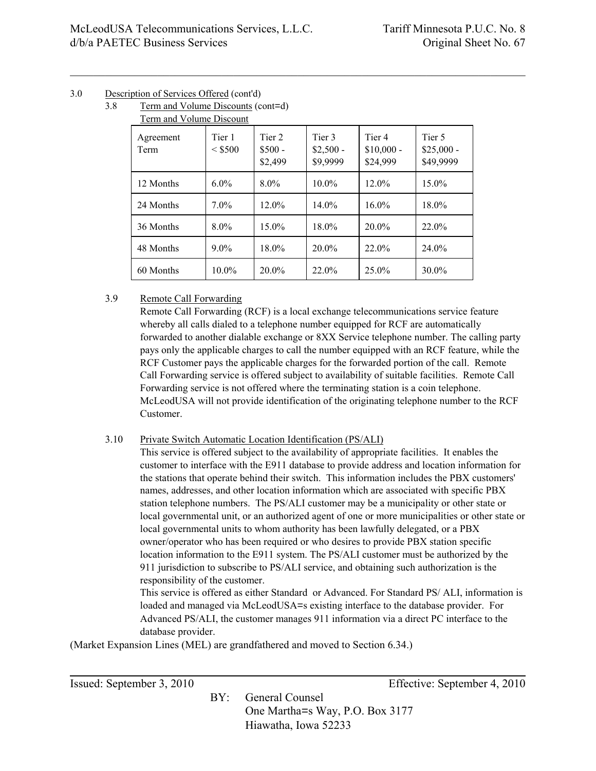3.0 Description of Services Offered (cont'd)

3.8 Term and Volume Discounts (cont=d)

Term and Volume Discount

| Agreement Term | Tier 1 < $500 | Tier 2 $500 - $2,499 | Tier 3 $2,500 - $9,9999 | Tier 4 $10,000 - $24,999 | Tier 5 $25,000 - $49,9999 |
|---|---|---|---|---|---|
| 12 Months | 6.0% | 8.0% | 10.0% | 12.0% | 15.0% |
| 24 Months | 7.0% | 12.0% | 14.0% | 16.0% | 18.0% |
| 36 Months | 8.0% | 15.0% | 18.0% | 20.0% | 22.0% |
| 48 Months | 9.0% | 18.0% | 20.0% | 22.0% | 24.0% |
| 60 Months | 10.0% | 20.0% | 22.0% | 25.0% | 30.0% |

3.9 Remote Call Forwarding

Remote Call Forwarding (RCF) is a local exchange telecommunications service feature whereby all calls dialed to a telephone number equipped for RCF are automatically forwarded to another dialable exchange or 8XX Service telephone number. The calling party pays only the applicable charges to call the number equipped with an RCF feature, while the RCF Customer pays the applicable charges for the forwarded portion of the call. Remote Call Forwarding service is offered subject to availability of suitable facilities. Remote Call Forwarding service is not offered where the terminating station is a coin telephone. McLeodUSA will not provide identification of the originating telephone number to the RCF Customer.

3.10 Private Switch Automatic Location Identification (PS/ALI)

This service is offered subject to the availability of appropriate facilities. It enables the customer to interface with the E911 database to provide address and location information for the stations that operate behind their switch. This information includes the PBX customers' names, addresses, and other location information which are associated with specific PBX station telephone numbers. The PS/ALI customer may be a municipality or other state or local governmental unit, or an authorized agent of one or more municipalities or other state or local governmental units to whom authority has been lawfully delegated, or a PBX owner/operator who has been required or who desires to provide PBX station specific location information to the E911 system. The PS/ALI customer must be authorized by the 911 jurisdiction to subscribe to PS/ALI service, and obtaining such authorization is the responsibility of the customer.

This service is offered as either Standard or Advanced. For Standard PS/ ALI, information is loaded and managed via McLeodUSA=s existing interface to the database provider. For Advanced PS/ALI, the customer manages 911 information via a direct PC interface to the database provider.

(Market Expansion Lines (MEL) are grandfathered and moved to Section 6.34.)

Issued: September 3, 2010 Effective: September 4, 2010

BY: General Counsel
One Martha=s Way, P.O. Box 3177
Hiawatha, Iowa 52233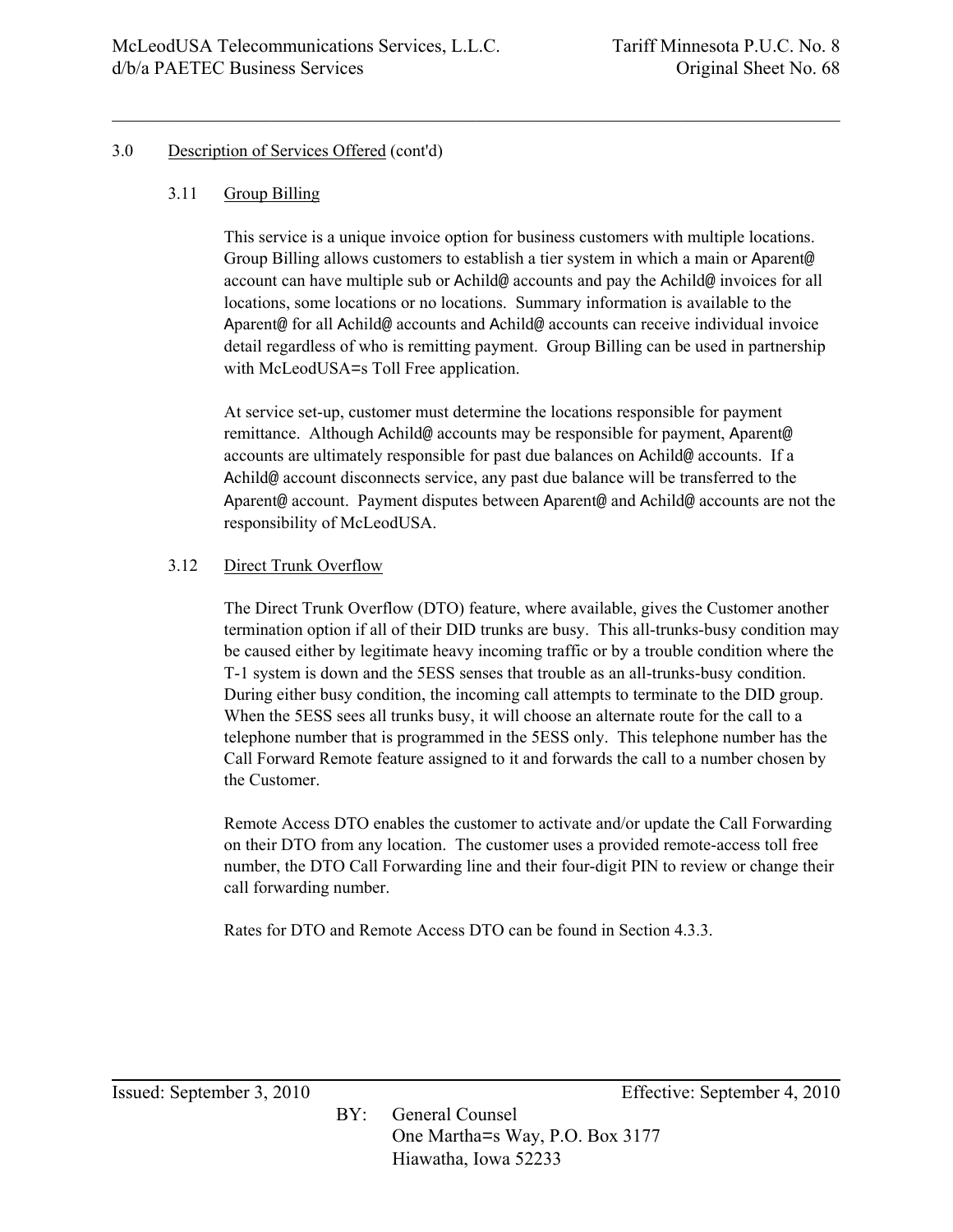## 3.0 Description of Services Offered (cont'd)

### 3.11 Group Billing

This service is a unique invoice option for business customers with multiple locations. Group Billing allows customers to establish a tier system in which a main or Aparent@ account can have multiple sub or Achild@ accounts and pay the Achild@ invoices for all locations, some locations or no locations. Summary information is available to the Aparent@ for all Achild@ accounts and Achild@ accounts can receive individual invoice detail regardless of who is remitting payment. Group Billing can be used in partnership with McLeodUSA=s Toll Free application.

At service set-up, customer must determine the locations responsible for payment remittance. Although Achild@ accounts may be responsible for payment, Aparent@ accounts are ultimately responsible for past due balances on Achild@ accounts. If a Achild@ account disconnects service, any past due balance will be transferred to the Aparent@ account. Payment disputes between Aparent@ and Achild@ accounts are not the responsibility of McLeodUSA.

### 3.12 Direct Trunk Overflow

The Direct Trunk Overflow (DTO) feature, where available, gives the Customer another termination option if all of their DID trunks are busy. This all-trunks-busy condition may be caused either by legitimate heavy incoming traffic or by a trouble condition where the T-1 system is down and the 5ESS senses that trouble as an all-trunks-busy condition. During either busy condition, the incoming call attempts to terminate to the DID group. When the 5ESS sees all trunks busy, it will choose an alternate route for the call to a telephone number that is programmed in the 5ESS only. This telephone number has the Call Forward Remote feature assigned to it and forwards the call to a number chosen by the Customer.

Remote Access DTO enables the customer to activate and/or update the Call Forwarding on their DTO from any location. The customer uses a provided remote-access toll free number, the DTO Call Forwarding line and their four-digit PIN to review or change their call forwarding number.

Rates for DTO and Remote Access DTO can be found in Section 4.3.3.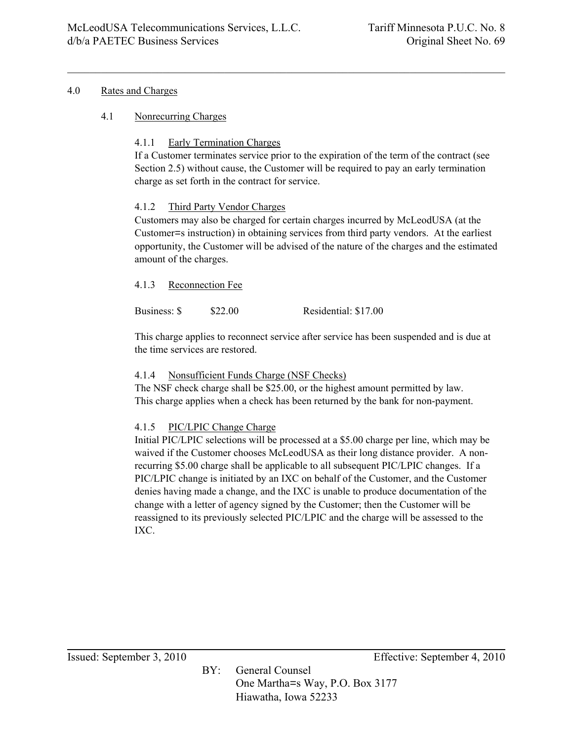# 4.0 Rates and Charges

## 4.1 Nonrecurring Charges

### 4.1.1 Early Termination Charges

If a Customer terminates service prior to the expiration of the term of the contract (see Section 2.5) without cause, the Customer will be required to pay an early termination charge as set forth in the contract for service.

### 4.1.2 Third Party Vendor Charges

Customers may also be charged for certain charges incurred by McLeodUSA (at the Customer=s instruction) in obtaining services from third party vendors. At the earliest opportunity, the Customer will be advised of the nature of the charges and the estimated amount of the charges.

### 4.1.3 Reconnection Fee

Business: $ $22.00 Residential: $17.00

This charge applies to reconnect service after service has been suspended and is due at the time services are restored.

### 4.1.4 Nonsufficient Funds Charge (NSF Checks)

The NSF check charge shall be $25.00, or the highest amount permitted by law. This charge applies when a check has been returned by the bank for non-payment.

### 4.1.5 PIC/LPIC Change Charge

Initial PIC/LPIC selections will be processed at a $5.00 charge per line, which may be waived if the Customer chooses McLeodUSA as their long distance provider. A non-recurring $5.00 charge shall be applicable to all subsequent PIC/LPIC changes. If a PIC/LPIC change is initiated by an IXC on behalf of the Customer, and the Customer denies having made a change, and the IXC is unable to produce documentation of the change with a letter of agency signed by the Customer; then the Customer will be reassigned to its previously selected PIC/LPIC and the charge will be assessed to the IXC.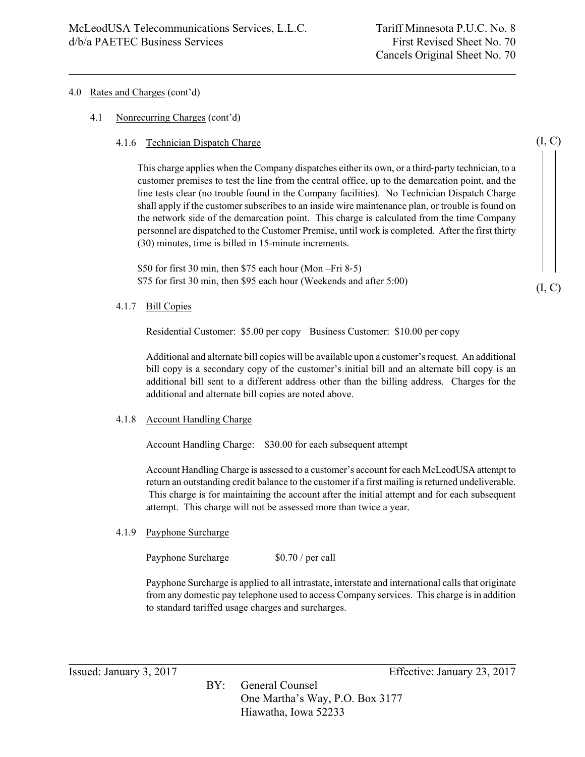4.0 Rates and Charges (cont'd)

4.1 Nonrecurring Charges (cont'd)

4.1.6 Technician Dispatch Charge (I, C)

This charge applies when the Company dispatches either its own, or a third-party technician, to a customer premises to test the line from the central office, up to the demarcation point, and the line tests clear (no trouble found in the Company facilities). No Technician Dispatch Charge shall apply if the customer subscribes to an inside wire maintenance plan, or trouble is found on the network side of the demarcation point. This charge is calculated from the time Company personnel are dispatched to the Customer Premise, until work is completed. After the first thirty (30) minutes, time is billed in 15-minute increments.

$50 for first 30 min, then $75 each hour (Mon –Fri 8-5)
$75 for first 30 min, then $95 each hour (Weekends and after 5:00) (I, C)

4.1.7 Bill Copies

Residential Customer: $5.00 per copy  Business Customer: $10.00 per copy

Additional and alternate bill copies will be available upon a customer's request. An additional bill copy is a secondary copy of the customer's initial bill and an alternate bill copy is an additional bill sent to a different address other than the billing address. Charges for the additional and alternate bill copies are noted above.

4.1.8 Account Handling Charge

Account Handling Charge: $30.00 for each subsequent attempt

Account Handling Charge is assessed to a customer's account for each McLeodUSA attempt to return an outstanding credit balance to the customer if a first mailing is returned undeliverable. This charge is for maintaining the account after the initial attempt and for each subsequent attempt. This charge will not be assessed more than twice a year.

4.1.9 Payphone Surcharge

Payphone Surcharge $0.70 / per call

Payphone Surcharge is applied to all intrastate, interstate and international calls that originate from any domestic pay telephone used to access Company services. This charge is in addition to standard tariffed usage charges and surcharges.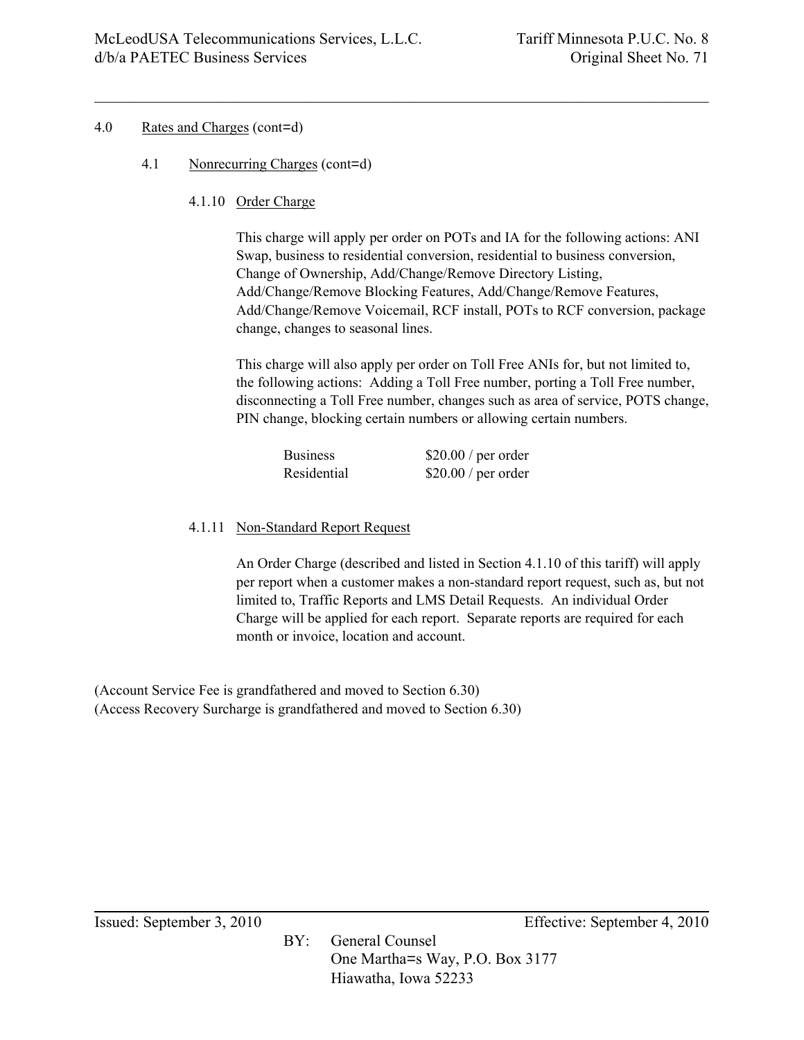4.0 Rates and Charges (cont=d)

4.1 Nonrecurring Charges (cont=d)

4.1.10 Order Charge

This charge will apply per order on POTs and IA for the following actions: ANI Swap, business to residential conversion, residential to business conversion, Change of Ownership, Add/Change/Remove Directory Listing, Add/Change/Remove Blocking Features, Add/Change/Remove Features, Add/Change/Remove Voicemail, RCF install, POTs to RCF conversion, package change, changes to seasonal lines.

This charge will also apply per order on Toll Free ANIs for, but not limited to, the following actions: Adding a Toll Free number, porting a Toll Free number, disconnecting a Toll Free number, changes such as area of service, POTS change, PIN change, blocking certain numbers or allowing certain numbers.

| | |
|---|---|
| Business | $20.00 / per order |
| Residential | $20.00 / per order |

4.1.11 Non-Standard Report Request

An Order Charge (described and listed in Section 4.1.10 of this tariff) will apply per report when a customer makes a non-standard report request, such as, but not limited to, Traffic Reports and LMS Detail Requests. An individual Order Charge will be applied for each report. Separate reports are required for each month or invoice, location and account.

(Account Service Fee is grandfathered and moved to Section 6.30)
(Access Recovery Surcharge is grandfathered and moved to Section 6.30)

Issued: September 3, 2010 Effective: September 4, 2010

BY: General Counsel
One Martha=s Way, P.O. Box 3177
Hiawatha, Iowa 52233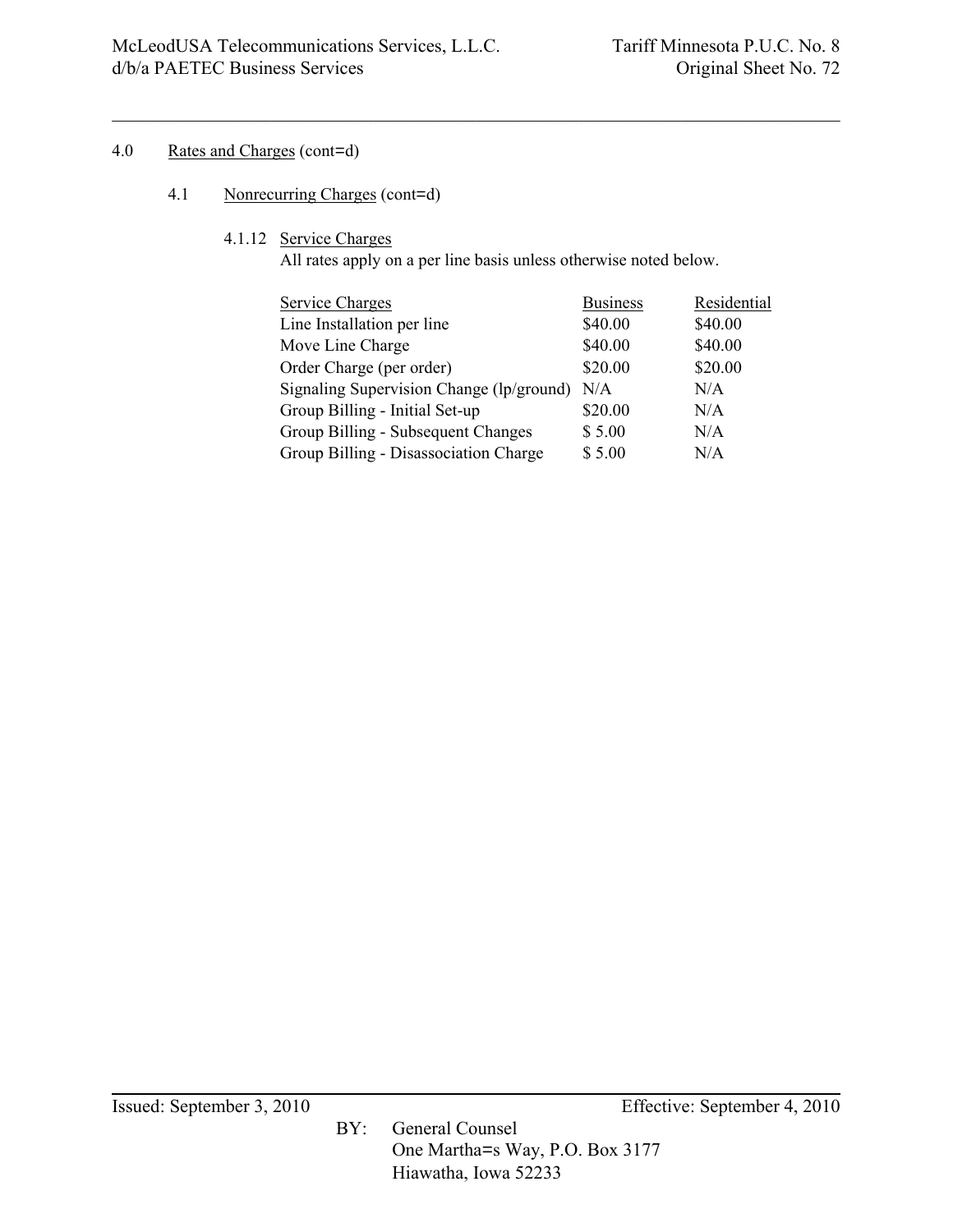4.0 Rates and Charges (cont=d)

4.1 Nonrecurring Charges (cont=d)

4.1.12 Service Charges

All rates apply on a per line basis unless otherwise noted below.

| Service Charges | Business | Residential |
|---|---|---|
| Line Installation per line | $40.00 | $40.00 |
| Move Line Charge | $40.00 | $40.00 |
| Order Charge (per order) | $20.00 | $20.00 |
| Signaling Supervision Change (lp/ground) | N/A | N/A |
| Group Billing - Initial Set-up | $20.00 | N/A |
| Group Billing - Subsequent Changes | $ 5.00 | N/A |
| Group Billing - Disassociation Charge | $ 5.00 | N/A |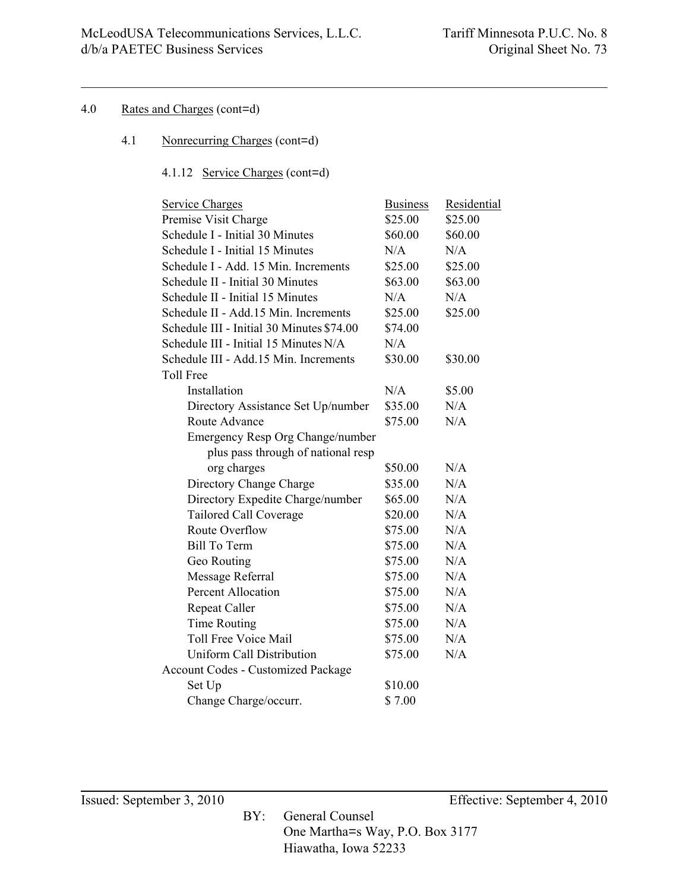4.0 Rates and Charges (cont=d)

4.1 Nonrecurring Charges (cont=d)

4.1.12 Service Charges (cont=d)

| Service Charges | Business | Residential |
|---|---|---|
| Premise Visit Charge | $25.00 | $25.00 |
| Schedule I - Initial 30 Minutes | $60.00 | $60.00 |
| Schedule I - Initial 15 Minutes | N/A | N/A |
| Schedule I - Add. 15 Min. Increments | $25.00 | $25.00 |
| Schedule II - Initial 30 Minutes | $63.00 | $63.00 |
| Schedule II - Initial 15 Minutes | N/A | N/A |
| Schedule II - Add.15 Min. Increments | $25.00 | $25.00 |
| Schedule III - Initial 30 Minutes $74.00 | $74.00 | |
| Schedule III - Initial 15 Minutes N/A | N/A | |
| Schedule III - Add.15 Min. Increments | $30.00 | $30.00 |
| Toll Free | | |
| Installation | N/A | $5.00 |
| Directory Assistance Set Up/number | $35.00 | N/A |
| Route Advance | $75.00 | N/A |
| Emergency Resp Org Change/number plus pass through of national resp org charges | $50.00 | N/A |
| Directory Change Charge | $35.00 | N/A |
| Directory Expedite Charge/number | $65.00 | N/A |
| Tailored Call Coverage | $20.00 | N/A |
| Route Overflow | $75.00 | N/A |
| Bill To Term | $75.00 | N/A |
| Geo Routing | $75.00 | N/A |
| Message Referral | $75.00 | N/A |
| Percent Allocation | $75.00 | N/A |
| Repeat Caller | $75.00 | N/A |
| Time Routing | $75.00 | N/A |
| Toll Free Voice Mail | $75.00 | N/A |
| Uniform Call Distribution | $75.00 | N/A |
| Account Codes - Customized Package | | |
| Set Up | $10.00 | |
| Change Charge/occurr. | $ 7.00 | |

Issued: September 3, 2010 Effective: September 4, 2010

BY: General Counsel
One Martha=s Way, P.O. Box 3177
Hiawatha, Iowa 52233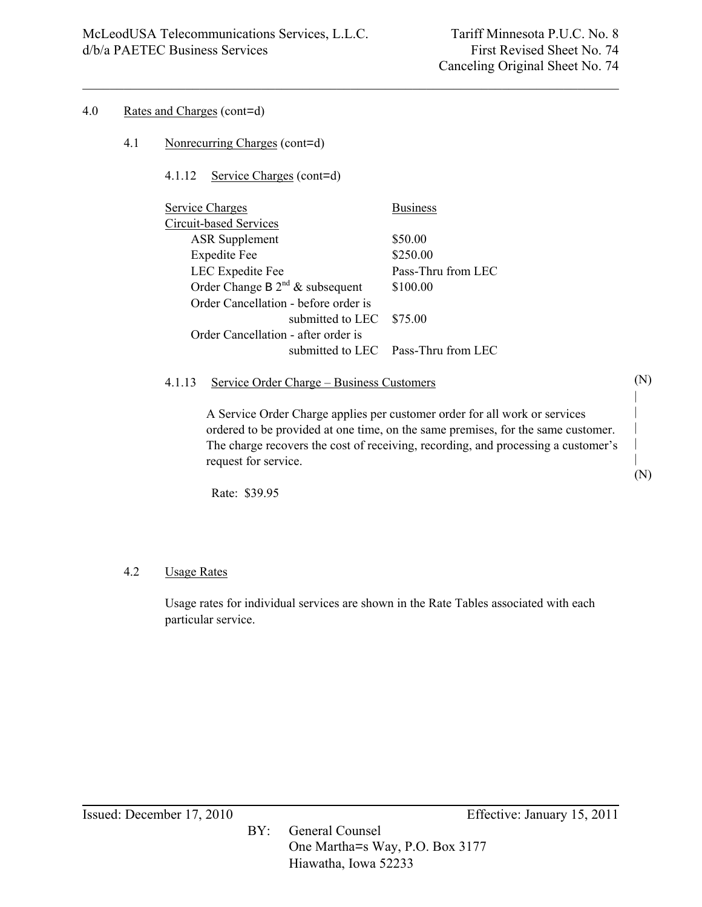4.0 Rates and Charges (cont=d)

4.1 Nonrecurring Charges (cont=d)

4.1.12 Service Charges (cont=d)

| Service Charges | Business |
|---|---|
| Circuit-based Services | |
| ASR Supplement | $50.00 |
| Expedite Fee | $250.00 |
| LEC Expedite Fee | Pass-Thru from LEC |
| Order Change B 2nd & subsequent | $100.00 |
| Order Cancellation - before order is submitted to LEC | $75.00 |
| Order Cancellation - after order is submitted to LEC | Pass-Thru from LEC |

4.1.13 Service Order Charge – Business Customers (N)

A Service Order Charge applies per customer order for all work or services ordered to be provided at one time, on the same premises, for the same customer. The charge recovers the cost of receiving, recording, and processing a customer's request for service. (N)

Rate: $39.95

4.2 Usage Rates

Usage rates for individual services are shown in the Rate Tables associated with each particular service.

Issued: December 17, 2010 Effective: January 15, 2011

BY: General Counsel
One Martha=s Way, P.O. Box 3177
Hiawatha, Iowa 52233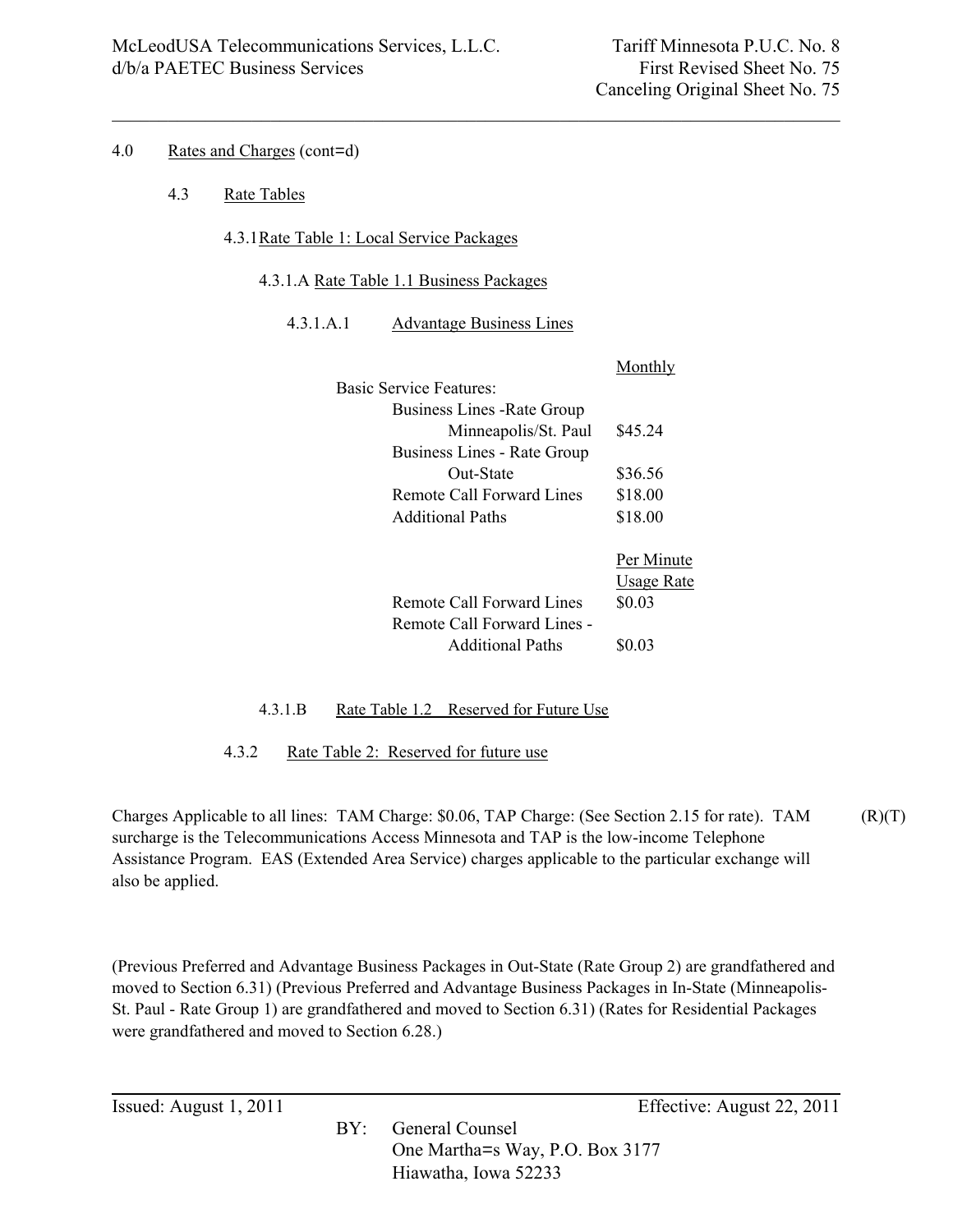4.0 Rates and Charges (cont=d)

4.3 Rate Tables

4.3.1 Rate Table 1: Local Service Packages

4.3.1.A Rate Table 1.1 Business Packages

4.3.1.A.1 Advantage Business Lines

| | Monthly |
|---|---|
| Basic Service Features: | |
| Business Lines -Rate Group Minneapolis/St. Paul | $45.24 |
| Business Lines - Rate Group Out-State | $36.56 |
| Remote Call Forward Lines | $18.00 |
| Additional Paths | $18.00 |

| | Per Minute Usage Rate |
|---|---|
| Remote Call Forward Lines | $0.03 |
| Remote Call Forward Lines - Additional Paths | $0.03 |

4.3.1.B Rate Table 1.2 Reserved for Future Use

4.3.2 Rate Table 2: Reserved for future use

Charges Applicable to all lines: TAM Charge: $0.06, TAP Charge: (See Section 2.15 for rate). TAM surcharge is the Telecommunications Access Minnesota and TAP is the low-income Telephone Assistance Program. EAS (Extended Area Service) charges applicable to the particular exchange will also be applied. (R)(T)

(Previous Preferred and Advantage Business Packages in Out-State (Rate Group 2) are grandfathered and moved to Section 6.31) (Previous Preferred and Advantage Business Packages in In-State (Minneapolis-St. Paul - Rate Group 1) are grandfathered and moved to Section 6.31) (Rates for Residential Packages were grandfathered and moved to Section 6.28.)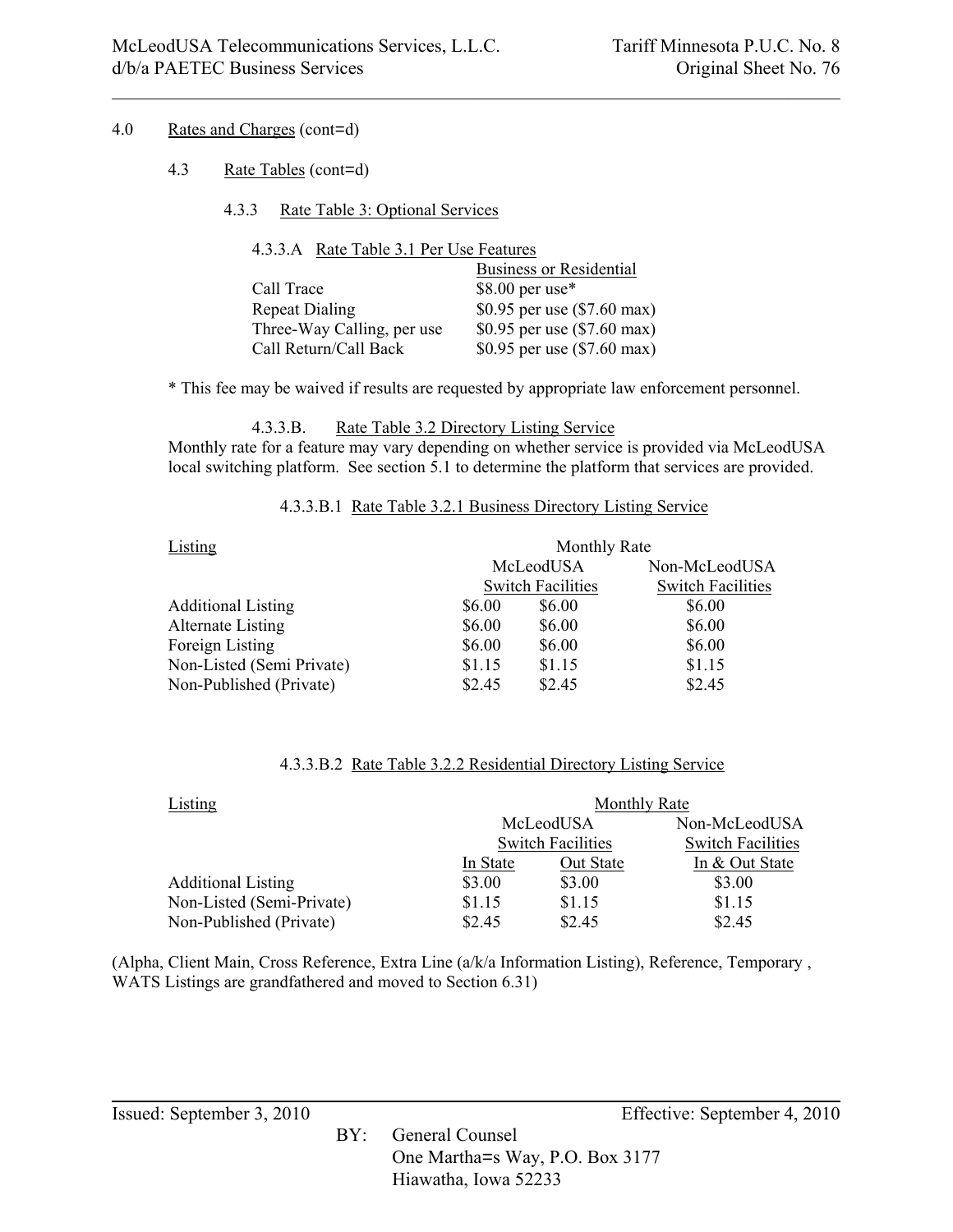4.0 Rates and Charges (cont=d)

4.3 Rate Tables (cont=d)

4.3.3 Rate Table 3: Optional Services

4.3.3.A Rate Table 3.1 Per Use Features

| | Business or Residential |
|---|---|
| Call Trace | $8.00 per use* |
| Repeat Dialing | $0.95 per use ($7.60 max) |
| Three-Way Calling, per use | $0.95 per use ($7.60 max) |
| Call Return/Call Back | $0.95 per use ($7.60 max) |

* This fee may be waived if results are requested by appropriate law enforcement personnel.

4.3.3.B. Rate Table 3.2 Directory Listing Service

Monthly rate for a feature may vary depending on whether service is provided via McLeodUSA local switching platform. See section 5.1 to determine the platform that services are provided.

4.3.3.B.1 Rate Table 3.2.1 Business Directory Listing Service

| Listing | Monthly Rate | | |
|---|---|---|---|
| | McLeodUSA Switch Facilities | | Non-McLeodUSA Switch Facilities |
| Additional Listing | $6.00 | $6.00 | $6.00 |
| Alternate Listing | $6.00 | $6.00 | $6.00 |
| Foreign Listing | $6.00 | $6.00 | $6.00 |
| Non-Listed (Semi Private) | $1.15 | $1.15 | $1.15 |
| Non-Published (Private) | $2.45 | $2.45 | $2.45 |

4.3.3.B.2 Rate Table 3.2.2 Residential Directory Listing Service

| Listing | Monthly Rate | | |
|---|---|---|---|
| | McLeodUSA Switch Facilities | | Non-McLeodUSA Switch Facilities |
| | In State | Out State | In & Out State |
| Additional Listing | $3.00 | $3.00 | $3.00 |
| Non-Listed (Semi-Private) | $1.15 | $1.15 | $1.15 |
| Non-Published (Private) | $2.45 | $2.45 | $2.45 |

(Alpha, Client Main, Cross Reference, Extra Line (a/k/a Information Listing), Reference, Temporary , WATS Listings are grandfathered and moved to Section 6.31)

Issued: September 3, 2010 Effective: September 4, 2010

BY: General Counsel
One Martha=s Way, P.O. Box 3177
Hiawatha, Iowa 52233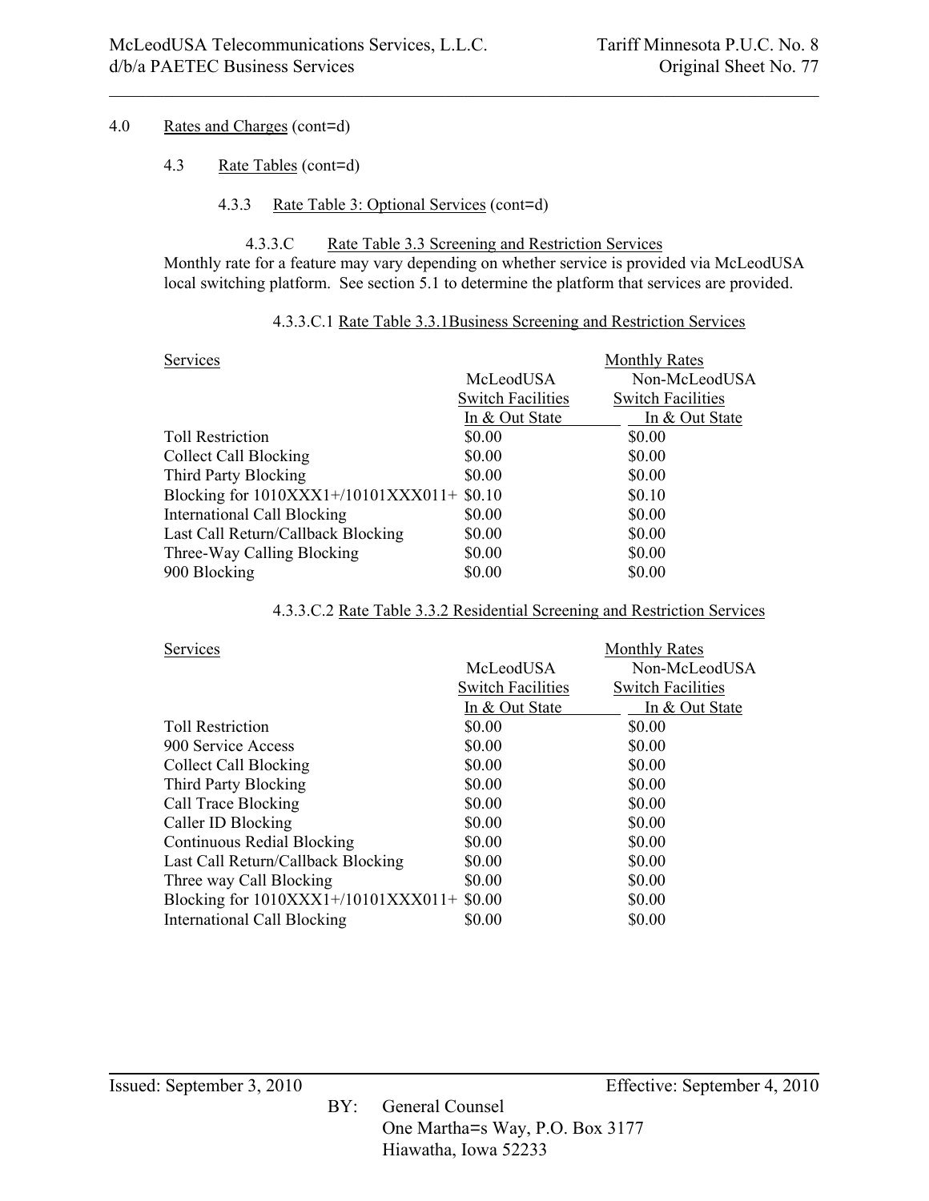4.0 Rates and Charges (cont=d)

4.3 Rate Tables (cont=d)

4.3.3 Rate Table 3: Optional Services (cont=d)

4.3.3.C Rate Table 3.3 Screening and Restriction Services

Monthly rate for a feature may vary depending on whether service is provided via McLeodUSA local switching platform. See section 5.1 to determine the platform that services are provided.

4.3.3.C.1 Rate Table 3.3.1Business Screening and Restriction Services

| Services | Monthly Rates | |
|---|---|---|
| | McLeodUSA Switch Facilities In & Out State | Non-McLeodUSA Switch Facilities In & Out State |
| Toll Restriction | $0.00 | $0.00 |
| Collect Call Blocking | $0.00 | $0.00 |
| Third Party Blocking | $0.00 | $0.00 |
| Blocking for 1010XXX1+/10101XXX011+ | $0.10 | $0.10 |
| International Call Blocking | $0.00 | $0.00 |
| Last Call Return/Callback Blocking | $0.00 | $0.00 |
| Three-Way Calling Blocking | $0.00 | $0.00 |
| 900 Blocking | $0.00 | $0.00 |

4.3.3.C.2 Rate Table 3.3.2 Residential Screening and Restriction Services

| Services | Monthly Rates | |
|---|---|---|
| | McLeodUSA Switch Facilities In & Out State | Non-McLeodUSA Switch Facilities In & Out State |
| Toll Restriction | $0.00 | $0.00 |
| 900 Service Access | $0.00 | $0.00 |
| Collect Call Blocking | $0.00 | $0.00 |
| Third Party Blocking | $0.00 | $0.00 |
| Call Trace Blocking | $0.00 | $0.00 |
| Caller ID Blocking | $0.00 | $0.00 |
| Continuous Redial Blocking | $0.00 | $0.00 |
| Last Call Return/Callback Blocking | $0.00 | $0.00 |
| Three way Call Blocking | $0.00 | $0.00 |
| Blocking for 1010XXX1+/10101XXX011+ | $0.00 | $0.00 |
| International Call Blocking | $0.00 | $0.00 |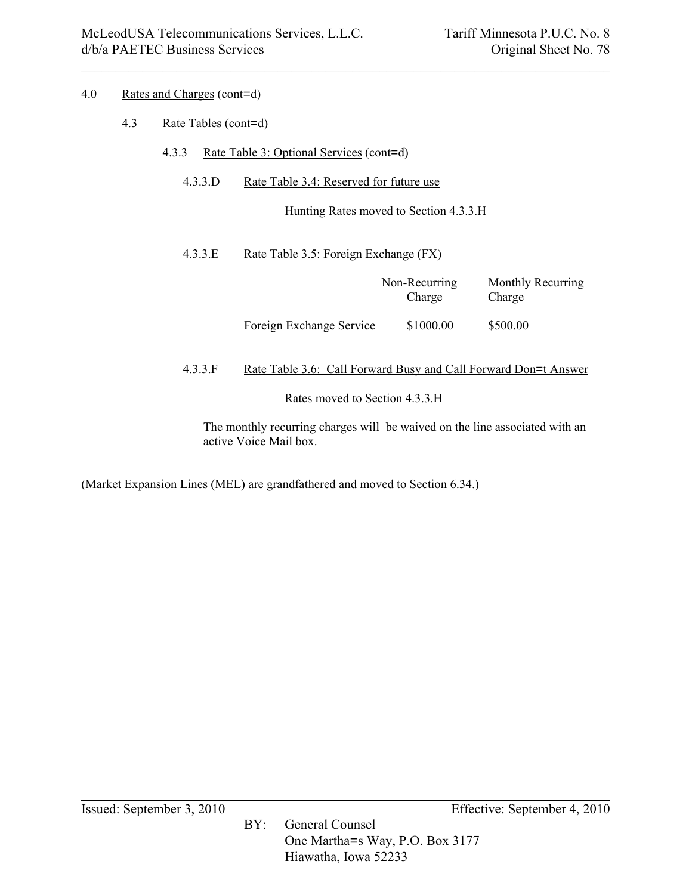4.0 Rates and Charges (cont=d)

4.3 Rate Tables (cont=d)

4.3.3 Rate Table 3: Optional Services (cont=d)

4.3.3.D Rate Table 3.4: Reserved for future use

Hunting Rates moved to Section 4.3.3.H

4.3.3.E Rate Table 3.5: Foreign Exchange (FX)

| | Non-Recurring Charge | Monthly Recurring Charge |
| --- | --- | --- |
| Foreign Exchange Service | $1000.00 | $500.00 |

4.3.3.F Rate Table 3.6: Call Forward Busy and Call Forward Don=t Answer

Rates moved to Section 4.3.3.H

The monthly recurring charges will be waived on the line associated with an active Voice Mail box.

(Market Expansion Lines (MEL) are grandfathered and moved to Section 6.34.)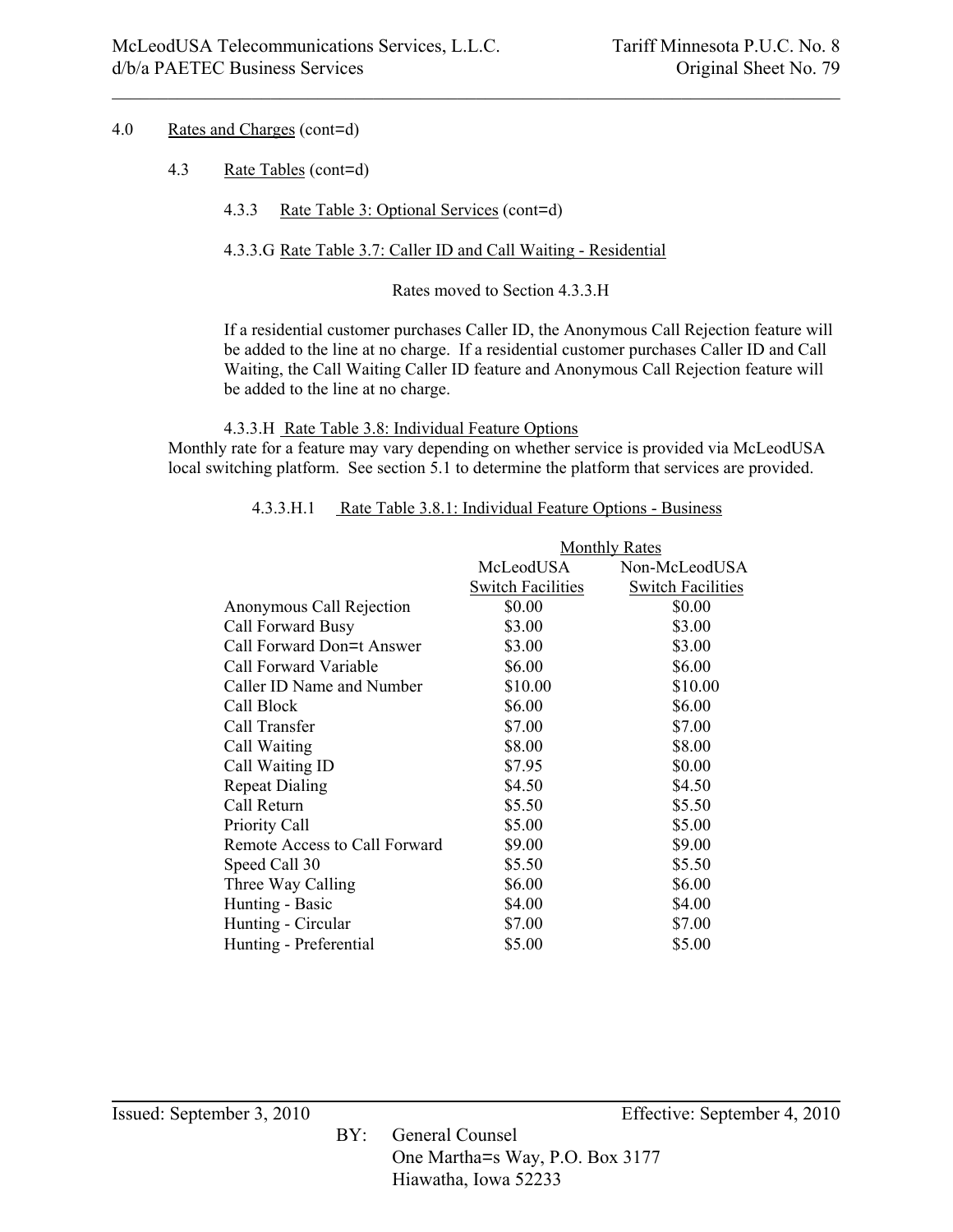4.0 Rates and Charges (cont=d)

4.3 Rate Tables (cont=d)

4.3.3 Rate Table 3: Optional Services (cont=d)

4.3.3.G Rate Table 3.7: Caller ID and Call Waiting - Residential

Rates moved to Section 4.3.3.H

If a residential customer purchases Caller ID, the Anonymous Call Rejection feature will be added to the line at no charge. If a residential customer purchases Caller ID and Call Waiting, the Call Waiting Caller ID feature and Anonymous Call Rejection feature will be added to the line at no charge.

4.3.3.H Rate Table 3.8: Individual Feature Options

Monthly rate for a feature may vary depending on whether service is provided via McLeodUSA local switching platform. See section 5.1 to determine the platform that services are provided.

4.3.3.H.1 Rate Table 3.8.1: Individual Feature Options - Business

| | Monthly Rates | |
|---|---|---|
| | McLeodUSA Switch Facilities | Non-McLeodUSA Switch Facilities |
| Anonymous Call Rejection | $0.00 | $0.00 |
| Call Forward Busy | $3.00 | $3.00 |
| Call Forward Don=t Answer | $3.00 | $3.00 |
| Call Forward Variable | $6.00 | $6.00 |
| Caller ID Name and Number | $10.00 | $10.00 |
| Call Block | $6.00 | $6.00 |
| Call Transfer | $7.00 | $7.00 |
| Call Waiting | $8.00 | $8.00 |
| Call Waiting ID | $7.95 | $0.00 |
| Repeat Dialing | $4.50 | $4.50 |
| Call Return | $5.50 | $5.50 |
| Priority Call | $5.00 | $5.00 |
| Remote Access to Call Forward | $9.00 | $9.00 |
| Speed Call 30 | $5.50 | $5.50 |
| Three Way Calling | $6.00 | $6.00 |
| Hunting - Basic | $4.00 | $4.00 |
| Hunting - Circular | $7.00 | $7.00 |
| Hunting - Preferential | $5.00 | $5.00 |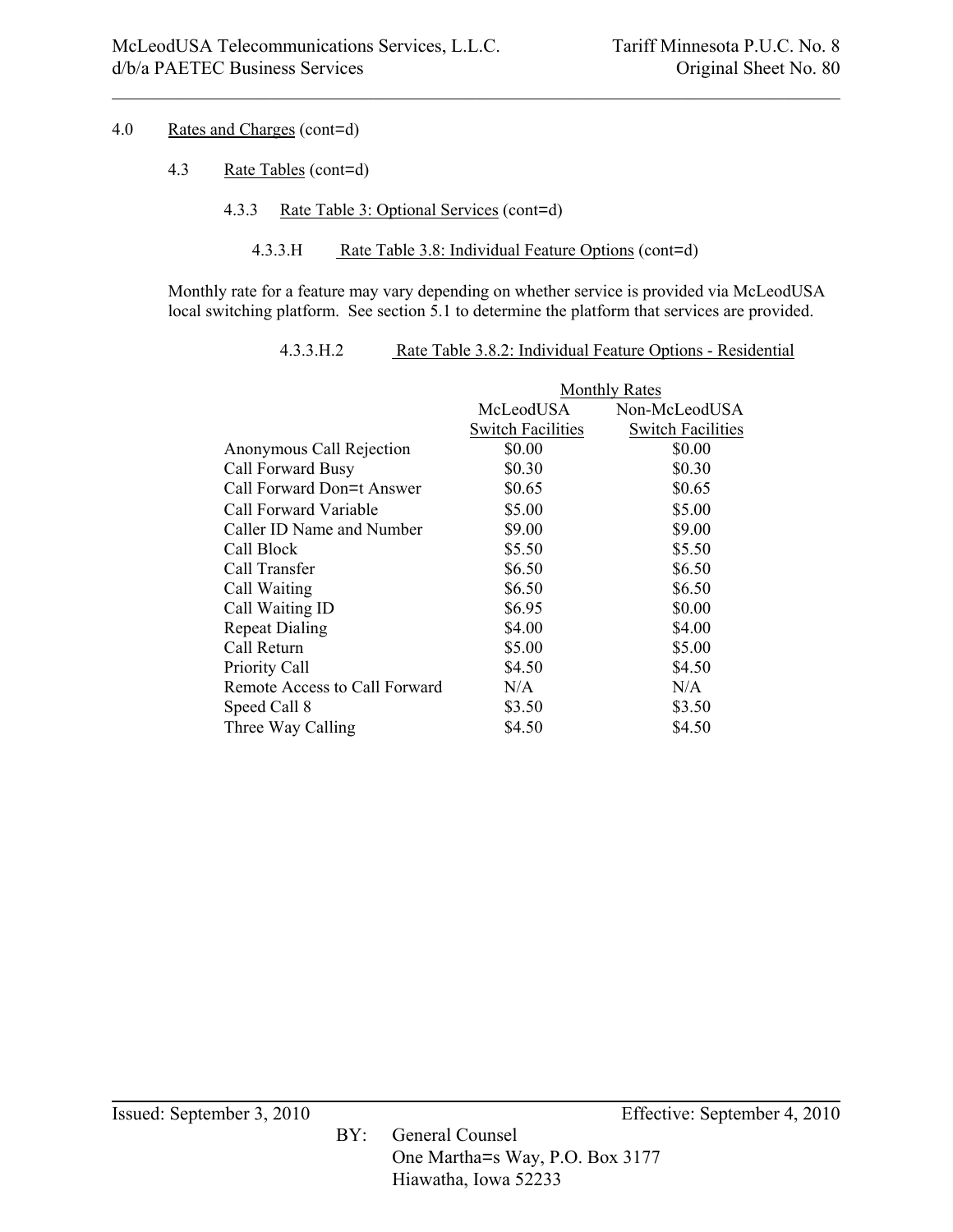4.0 Rates and Charges (cont=d)

4.3 Rate Tables (cont=d)

4.3.3 Rate Table 3: Optional Services (cont=d)

4.3.3.H Rate Table 3.8: Individual Feature Options (cont=d)

Monthly rate for a feature may vary depending on whether service is provided via McLeodUSA local switching platform. See section 5.1 to determine the platform that services are provided.

4.3.3.H.2 Rate Table 3.8.2: Individual Feature Options - Residential

| | Monthly Rates | |
|---|---|---|
| | McLeodUSA Switch Facilities | Non-McLeodUSA Switch Facilities |
| Anonymous Call Rejection | $0.00 | $0.00 |
| Call Forward Busy | $0.30 | $0.30 |
| Call Forward Don=t Answer | $0.65 | $0.65 |
| Call Forward Variable | $5.00 | $5.00 |
| Caller ID Name and Number | $9.00 | $9.00 |
| Call Block | $5.50 | $5.50 |
| Call Transfer | $6.50 | $6.50 |
| Call Waiting | $6.50 | $6.50 |
| Call Waiting ID | $6.95 | $0.00 |
| Repeat Dialing | $4.00 | $4.00 |
| Call Return | $5.00 | $5.00 |
| Priority Call | $4.50 | $4.50 |
| Remote Access to Call Forward | N/A | N/A |
| Speed Call 8 | $3.50 | $3.50 |
| Three Way Calling | $4.50 | $4.50 |

Issued: September 3, 2010 Effective: September 4, 2010

BY: General Counsel
One Martha=s Way, P.O. Box 3177
Hiawatha, Iowa 52233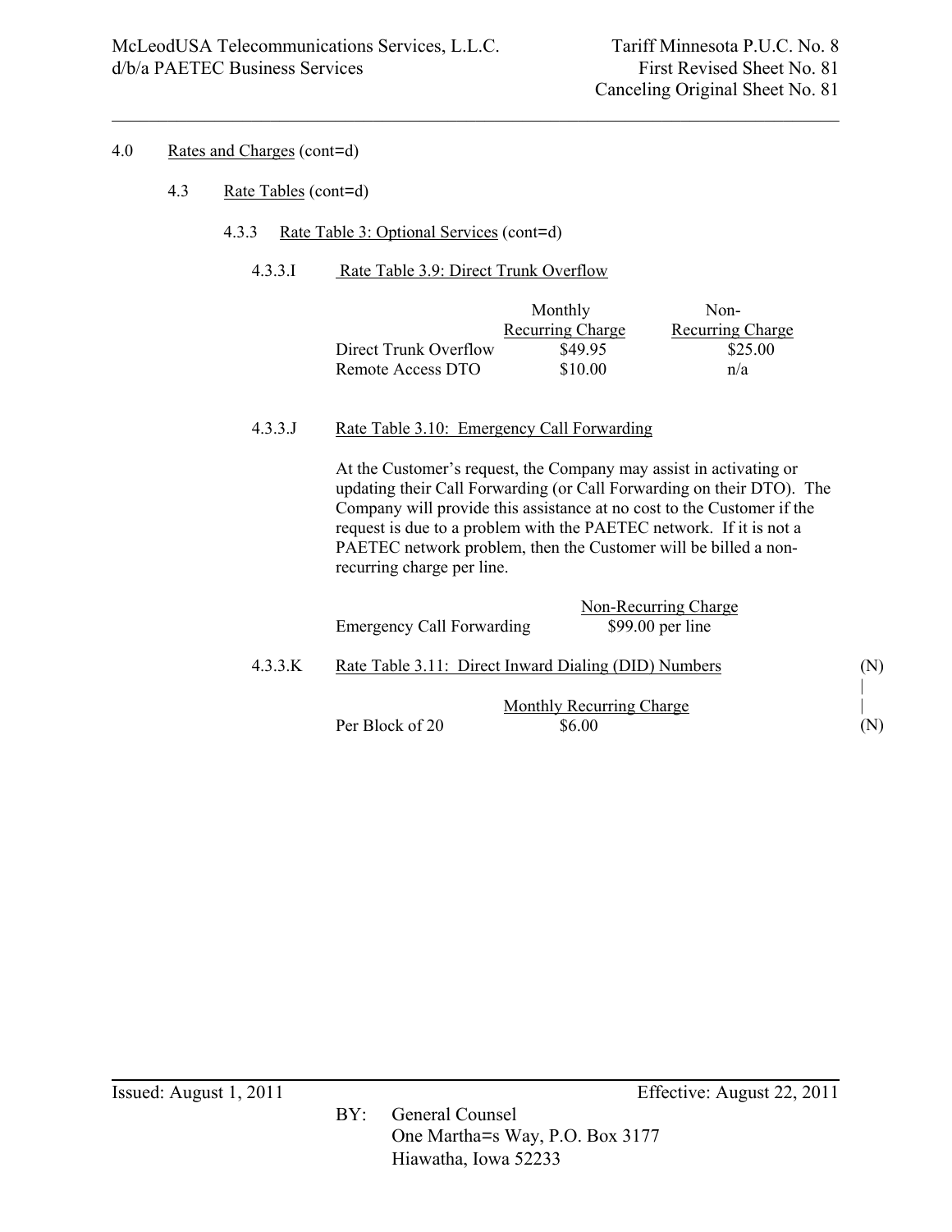4.0 Rates and Charges (cont=d)

4.3 Rate Tables (cont=d)

4.3.3 Rate Table 3: Optional Services (cont=d)

4.3.3.I Rate Table 3.9: Direct Trunk Overflow

| | Monthly Recurring Charge | Non-Recurring Charge |
|---|---|---|
| Direct Trunk Overflow | $49.95 | $25.00 |
| Remote Access DTO | $10.00 | n/a |

4.3.3.J Rate Table 3.10: Emergency Call Forwarding

At the Customer's request, the Company may assist in activating or updating their Call Forwarding (or Call Forwarding on their DTO). The Company will provide this assistance at no cost to the Customer if the request is due to a problem with the PAETEC network. If it is not a PAETEC network problem, then the Customer will be billed a non-recurring charge per line.

| | Non-Recurring Charge |
|---|---|
| Emergency Call Forwarding | $99.00 per line |

4.3.3.K Rate Table 3.11: Direct Inward Dialing (DID) Numbers (N)

| | Monthly Recurring Charge |
|---|---|
| Per Block of 20 | $6.00 |

(N)

Issued: August 1, 2011 Effective: August 22, 2011

BY: General Counsel
One Martha=s Way, P.O. Box 3177
Hiawatha, Iowa 52233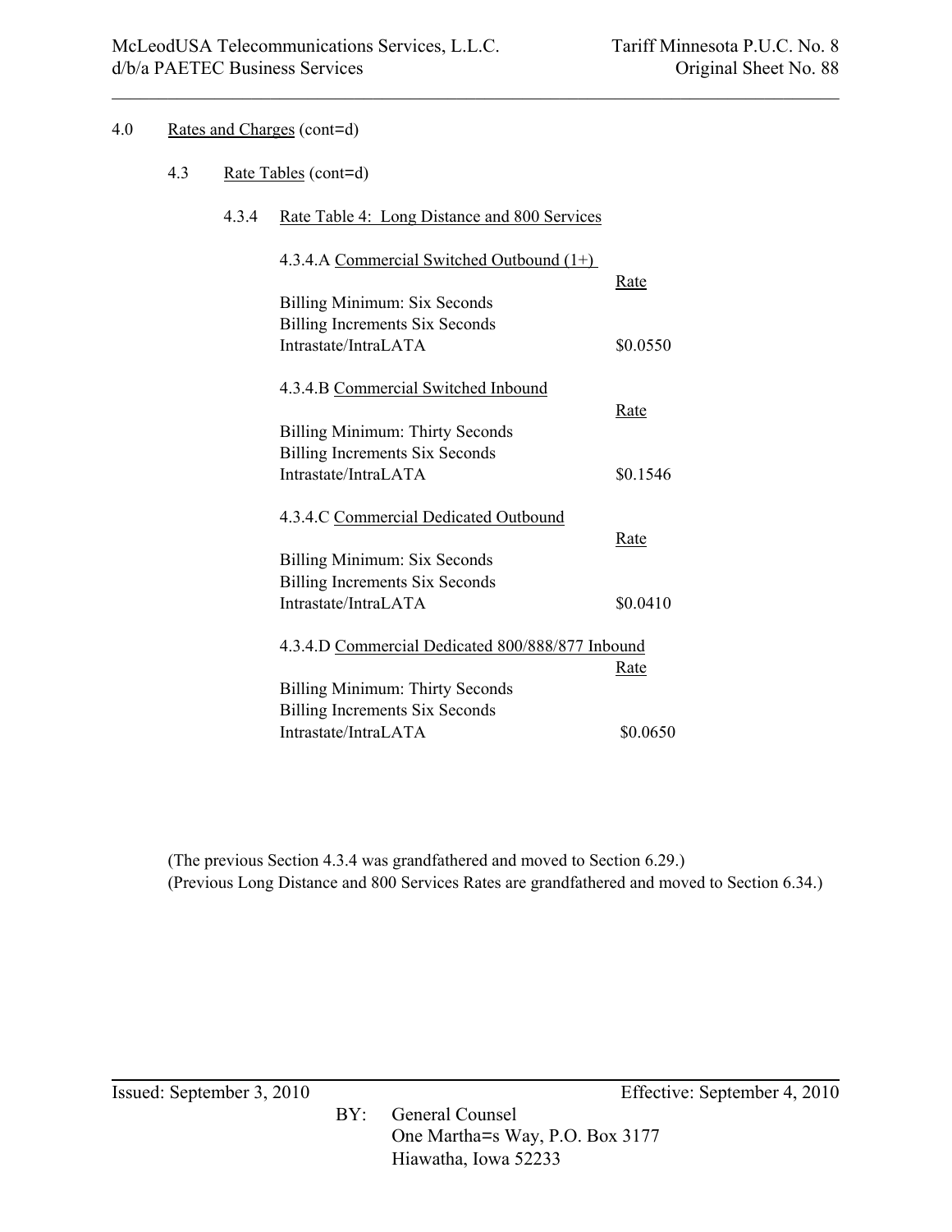4.0 Rates and Charges (cont=d)

4.3 Rate Tables (cont=d)

4.3.4 Rate Table 4: Long Distance and 800 Services

4.3.4.A Commercial Switched Outbound (1+)

| | Rate |
|---|---|
| Billing Minimum: Six Seconds | |
| Billing Increments Six Seconds | |
| Intrastate/IntraLATA | \$0.0550 |

4.3.4.B Commercial Switched Inbound

| | Rate |
|---|---|
| Billing Minimum: Thirty Seconds | |
| Billing Increments Six Seconds | |
| Intrastate/IntraLATA | \$0.1546 |

4.3.4.C Commercial Dedicated Outbound

| | Rate |
|---|---|
| Billing Minimum: Six Seconds | |
| Billing Increments Six Seconds | |
| Intrastate/IntraLATA | \$0.0410 |

4.3.4.D Commercial Dedicated 800/888/877 Inbound

| | Rate |
|---|---|
| Billing Minimum: Thirty Seconds | |
| Billing Increments Six Seconds | |
| Intrastate/IntraLATA | \$0.0650 |

(The previous Section 4.3.4 was grandfathered and moved to Section 6.29.)
(Previous Long Distance and 800 Services Rates are grandfathered and moved to Section 6.34.)

Issued: September 3, 2010 Effective: September 4, 2010

BY: General Counsel
One Martha=s Way, P.O. Box 3177
Hiawatha, Iowa 52233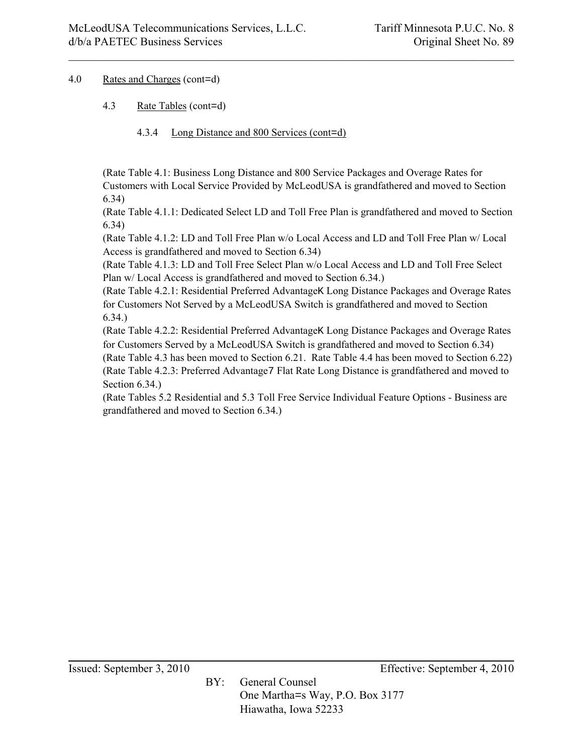4.0 Rates and Charges (cont=d)

4.3 Rate Tables (cont=d)

4.3.4 Long Distance and 800 Services (cont=d)

(Rate Table 4.1: Business Long Distance and 800 Service Packages and Overage Rates for Customers with Local Service Provided by McLeodUSA is grandfathered and moved to Section 6.34)
(Rate Table 4.1.1: Dedicated Select LD and Toll Free Plan is grandfathered and moved to Section 6.34)
(Rate Table 4.1.2: LD and Toll Free Plan w/o Local Access and LD and Toll Free Plan w/ Local Access is grandfathered and moved to Section 6.34)
(Rate Table 4.1.3: LD and Toll Free Select Plan w/o Local Access and LD and Toll Free Select Plan w/ Local Access is grandfathered and moved to Section 6.34.)
(Rate Table 4.2.1: Residential Preferred AdvantageK Long Distance Packages and Overage Rates for Customers Not Served by a McLeodUSA Switch is grandfathered and moved to Section 6.34.)
(Rate Table 4.2.2: Residential Preferred AdvantageK Long Distance Packages and Overage Rates for Customers Served by a McLeodUSA Switch is grandfathered and moved to Section 6.34)
(Rate Table 4.3 has been moved to Section 6.21. Rate Table 4.4 has been moved to Section 6.22)
(Rate Table 4.2.3: Preferred Advantage7 Flat Rate Long Distance is grandfathered and moved to Section 6.34.)
(Rate Tables 5.2 Residential and 5.3 Toll Free Service Individual Feature Options - Business are grandfathered and moved to Section 6.34.)

Issued: September 3, 2010

Effective: September 4, 2010

BY: General Counsel
One Martha=s Way, P.O. Box 3177
Hiawatha, Iowa 52233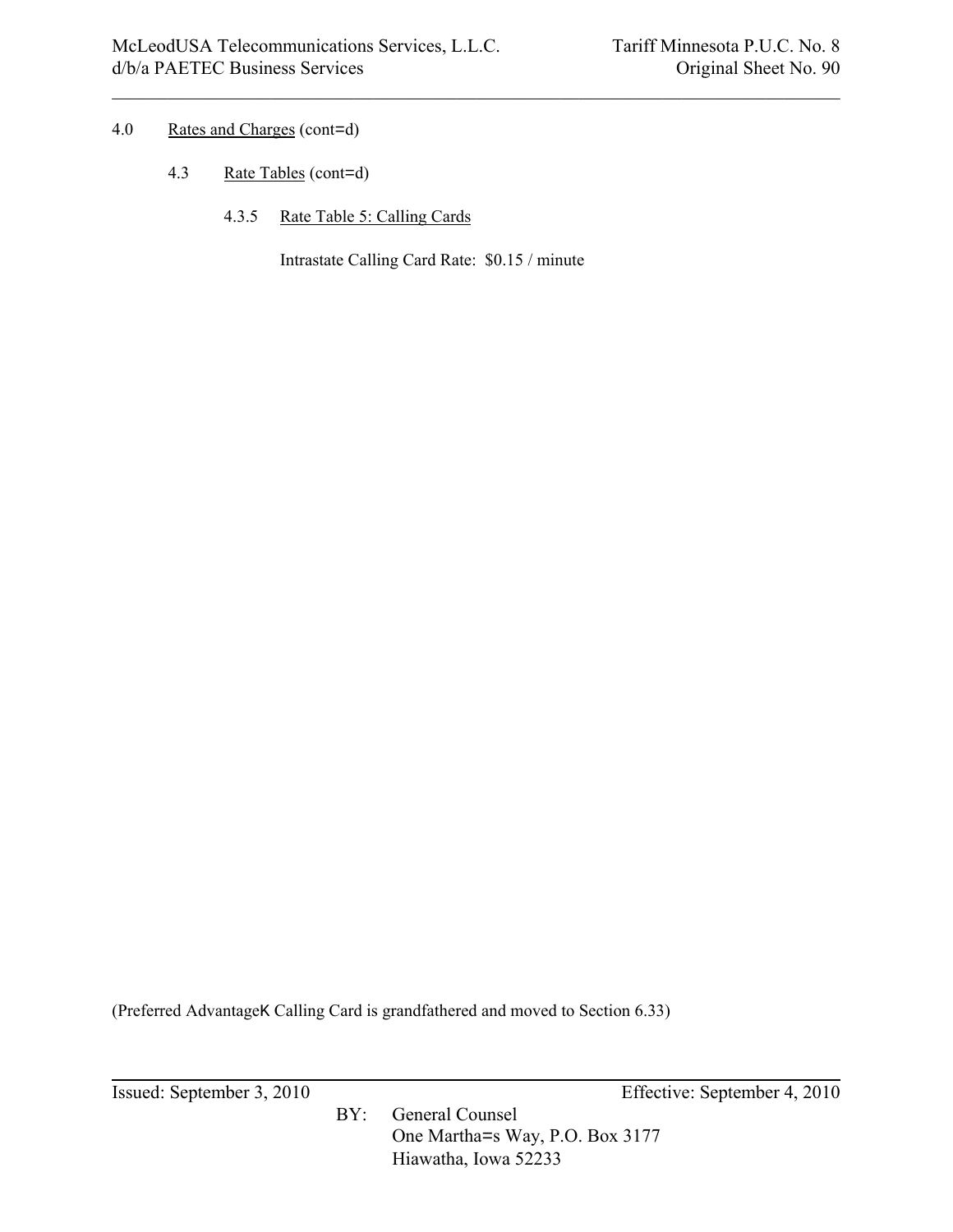4.0 Rates and Charges (cont=d)

4.3 Rate Tables (cont=d)

4.3.5 Rate Table 5: Calling Cards

Intrastate Calling Card Rate: $0.15 / minute

(Preferred AdvantageK Calling Card is grandfathered and moved to Section 6.33)

Issued: September 3, 2010 Effective: September 4, 2010

BY: General Counsel
One Martha=s Way, P.O. Box 3177
Hiawatha, Iowa 52233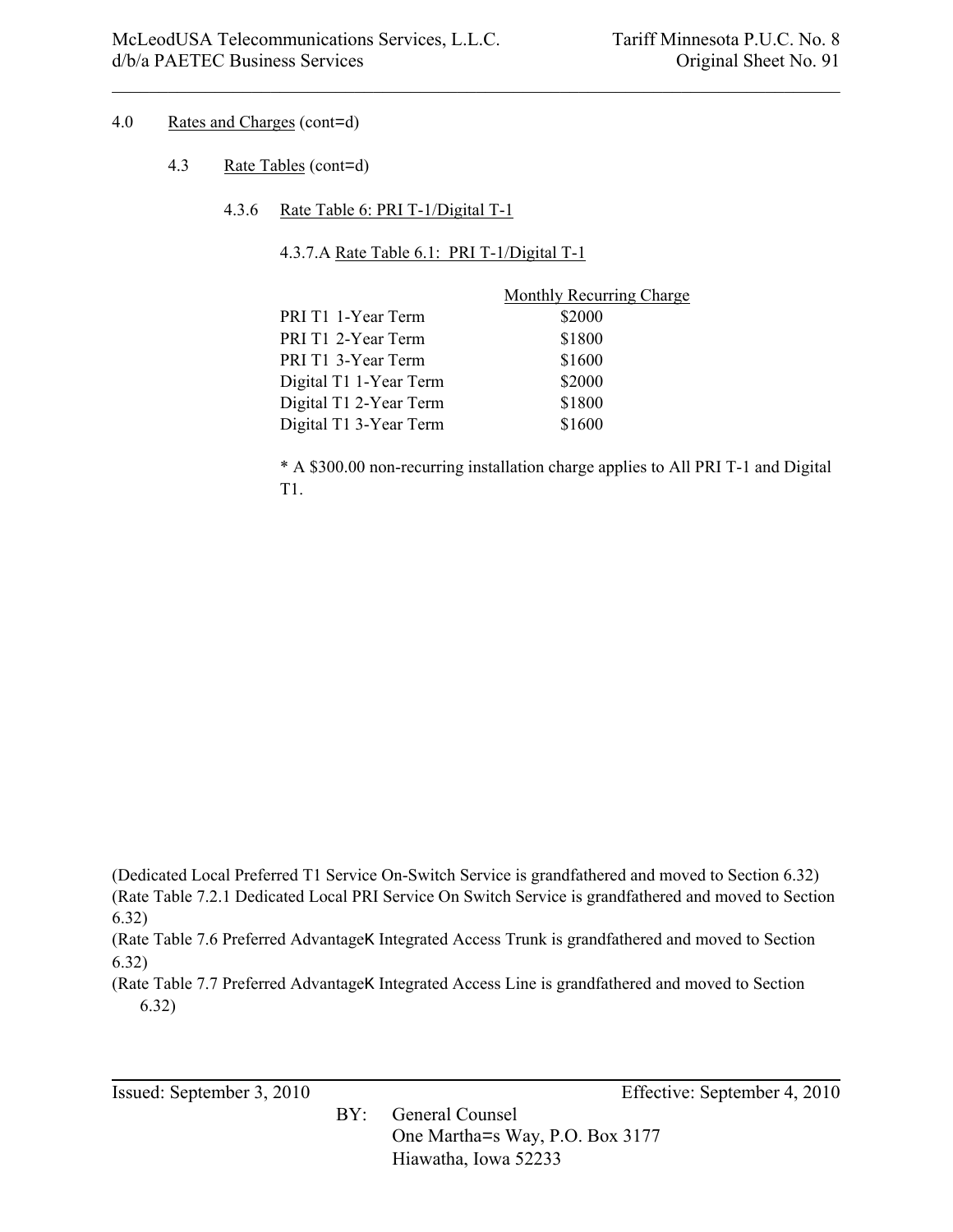4.0 Rates and Charges (cont=d)

4.3 Rate Tables (cont=d)

4.3.6 Rate Table 6: PRI T-1/Digital T-1

4.3.7.A Rate Table 6.1: PRI T-1/Digital T-1

| | Monthly Recurring Charge |
|---|---|
| PRI T1 1-Year Term | $2000 |
| PRI T1 2-Year Term | $1800 |
| PRI T1 3-Year Term | $1600 |
| Digital T1 1-Year Term | $2000 |
| Digital T1 2-Year Term | $1800 |
| Digital T1 3-Year Term | $1600 |

* A $300.00 non-recurring installation charge applies to All PRI T-1 and Digital T1.

(Dedicated Local Preferred T1 Service On-Switch Service is grandfathered and moved to Section 6.32)
(Rate Table 7.2.1 Dedicated Local PRI Service On Switch Service is grandfathered and moved to Section 6.32)
(Rate Table 7.6 Preferred AdvantageK Integrated Access Trunk is grandfathered and moved to Section 6.32)
(Rate Table 7.7 Preferred AdvantageK Integrated Access Line is grandfathered and moved to Section 6.32)

Issued: September 3, 2010 Effective: September 4, 2010

BY: General Counsel
One Martha=s Way, P.O. Box 3177
Hiawatha, Iowa 52233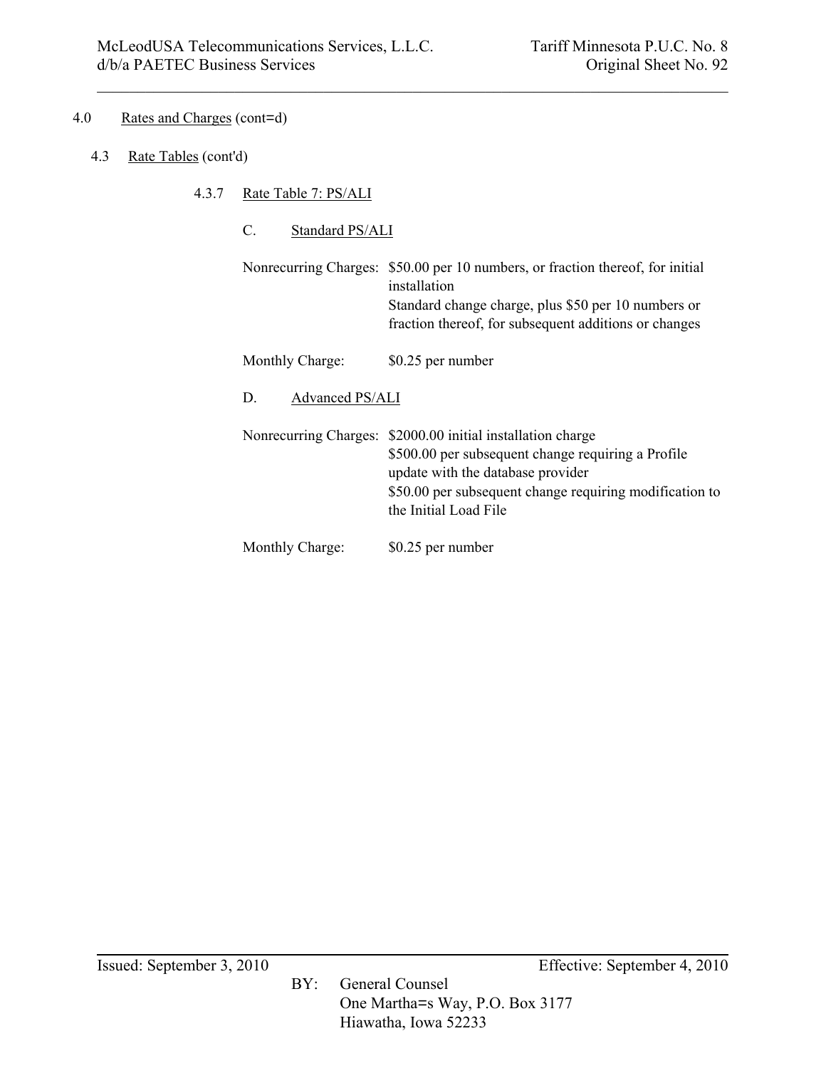4.0 Rates and Charges (cont=d)

4.3 Rate Tables (cont'd)

4.3.7 Rate Table 7: PS/ALI

C. Standard PS/ALI

Nonrecurring Charges: $50.00 per 10 numbers, or fraction thereof, for initial installation
Standard change charge, plus $50 per 10 numbers or fraction thereof, for subsequent additions or changes

Monthly Charge: $0.25 per number

D. Advanced PS/ALI

Nonrecurring Charges: $2000.00 initial installation charge
$500.00 per subsequent change requiring a Profile update with the database provider
$50.00 per subsequent change requiring modification to the Initial Load File

Monthly Charge: $0.25 per number

Issued: September 3, 2010 Effective: September 4, 2010

BY: General Counsel
One Martha=s Way, P.O. Box 3177
Hiawatha, Iowa 52233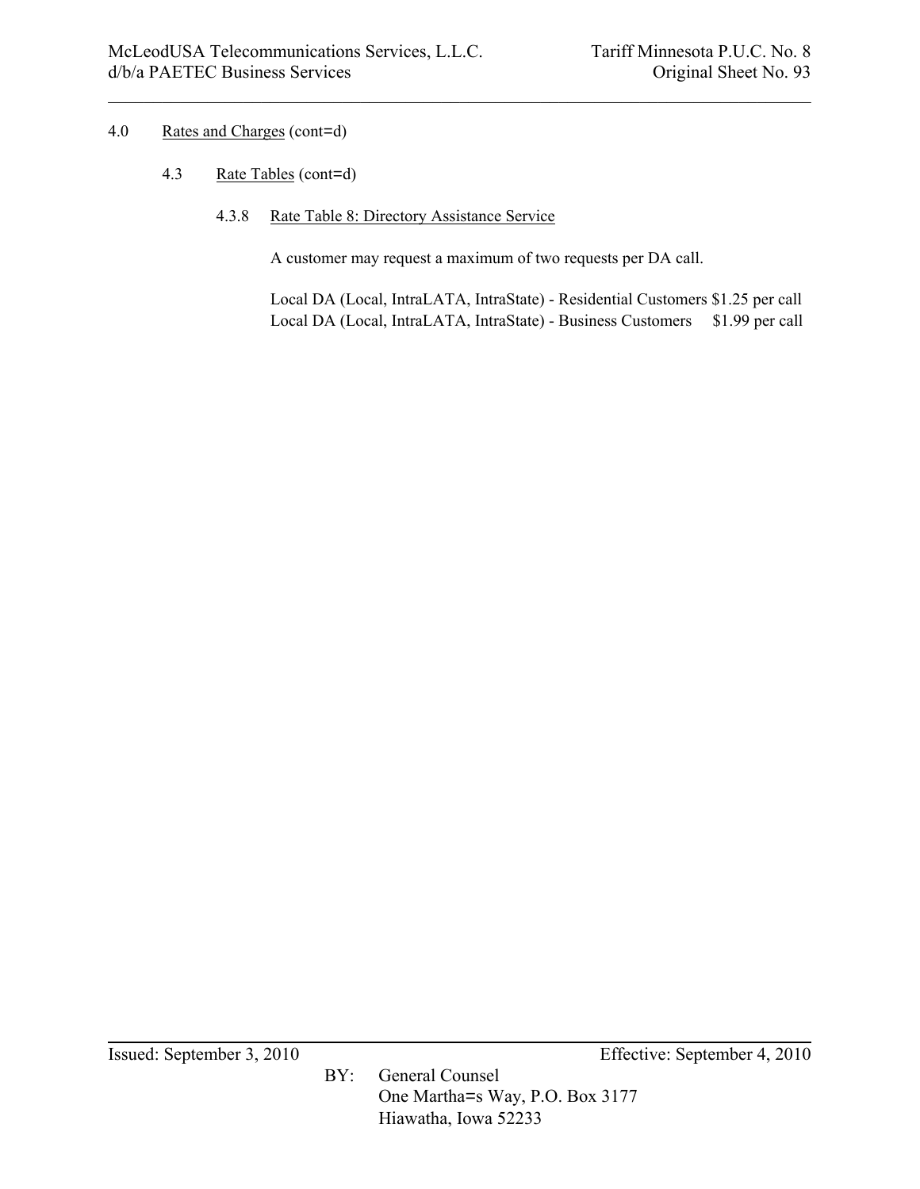4.0 Rates and Charges (cont=d)

4.3 Rate Tables (cont=d)

4.3.8 Rate Table 8: Directory Assistance Service

A customer may request a maximum of two requests per DA call.

| | |
|---|---|
| Local DA (Local, IntraLATA, IntraState) - Residential Customers | $1.25 per call |
| Local DA (Local, IntraLATA, IntraState) - Business Customers | $1.99 per call |

Issued: September 3, 2010

Effective: September 4, 2010

BY: General Counsel
One Martha=s Way, P.O. Box 3177
Hiawatha, Iowa 52233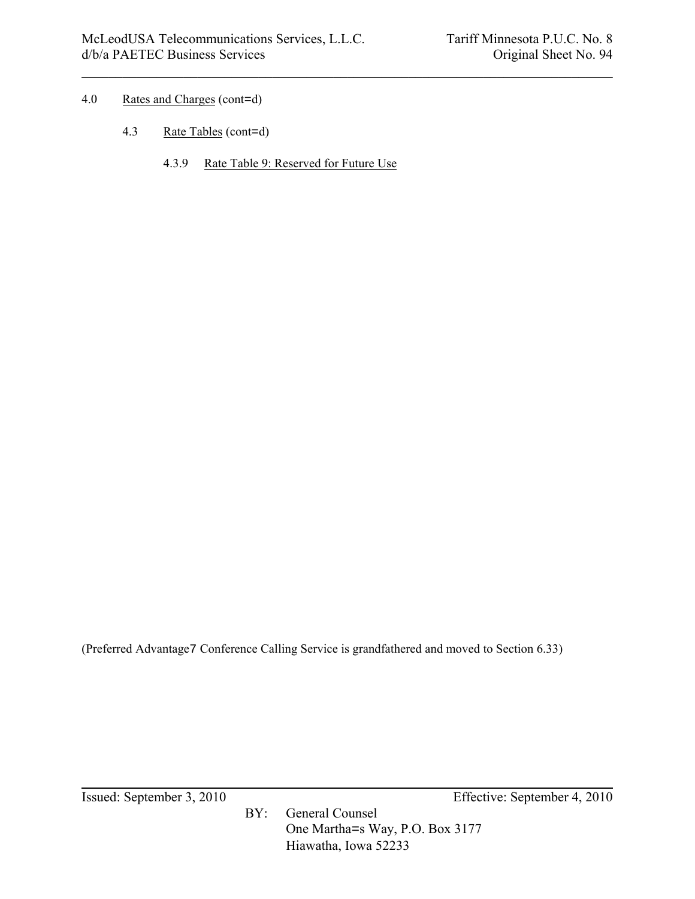4.0 Rates and Charges (cont=d)

4.3 Rate Tables (cont=d)

4.3.9 Rate Table 9: Reserved for Future Use

(Preferred Advantage7 Conference Calling Service is grandfathered and moved to Section 6.33)

Issued: September 3, 2010 Effective: September 4, 2010

BY: General Counsel
One Martha=s Way, P.O. Box 3177
Hiawatha, Iowa 52233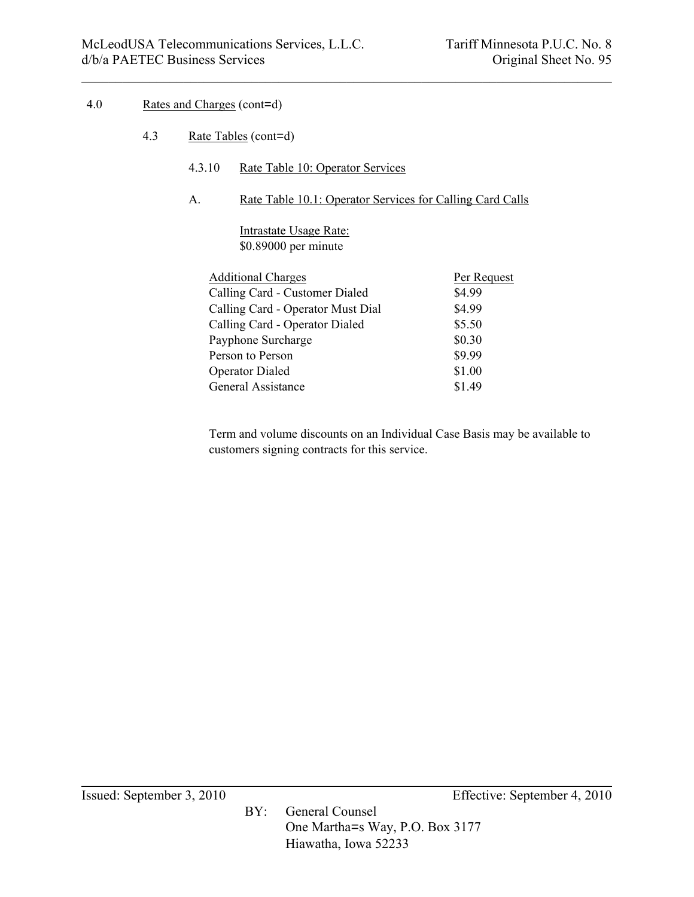4.0 Rates and Charges (cont=d)

4.3 Rate Tables (cont=d)

4.3.10 Rate Table 10: Operator Services

A. Rate Table 10.1: Operator Services for Calling Card Calls

Intrastate Usage Rate:
$0.89000 per minute

| Additional Charges | Per Request |
|---|---|
| Calling Card - Customer Dialed | $4.99 |
| Calling Card - Operator Must Dial | $4.99 |
| Calling Card - Operator Dialed | $5.50 |
| Payphone Surcharge | $0.30 |
| Person to Person | $9.99 |
| Operator Dialed | $1.00 |
| General Assistance | $1.49 |

Term and volume discounts on an Individual Case Basis may be available to customers signing contracts for this service.

Issued: September 3, 2010 Effective: September 4, 2010

BY: General Counsel
One Martha=s Way, P.O. Box 3177
Hiawatha, Iowa 52233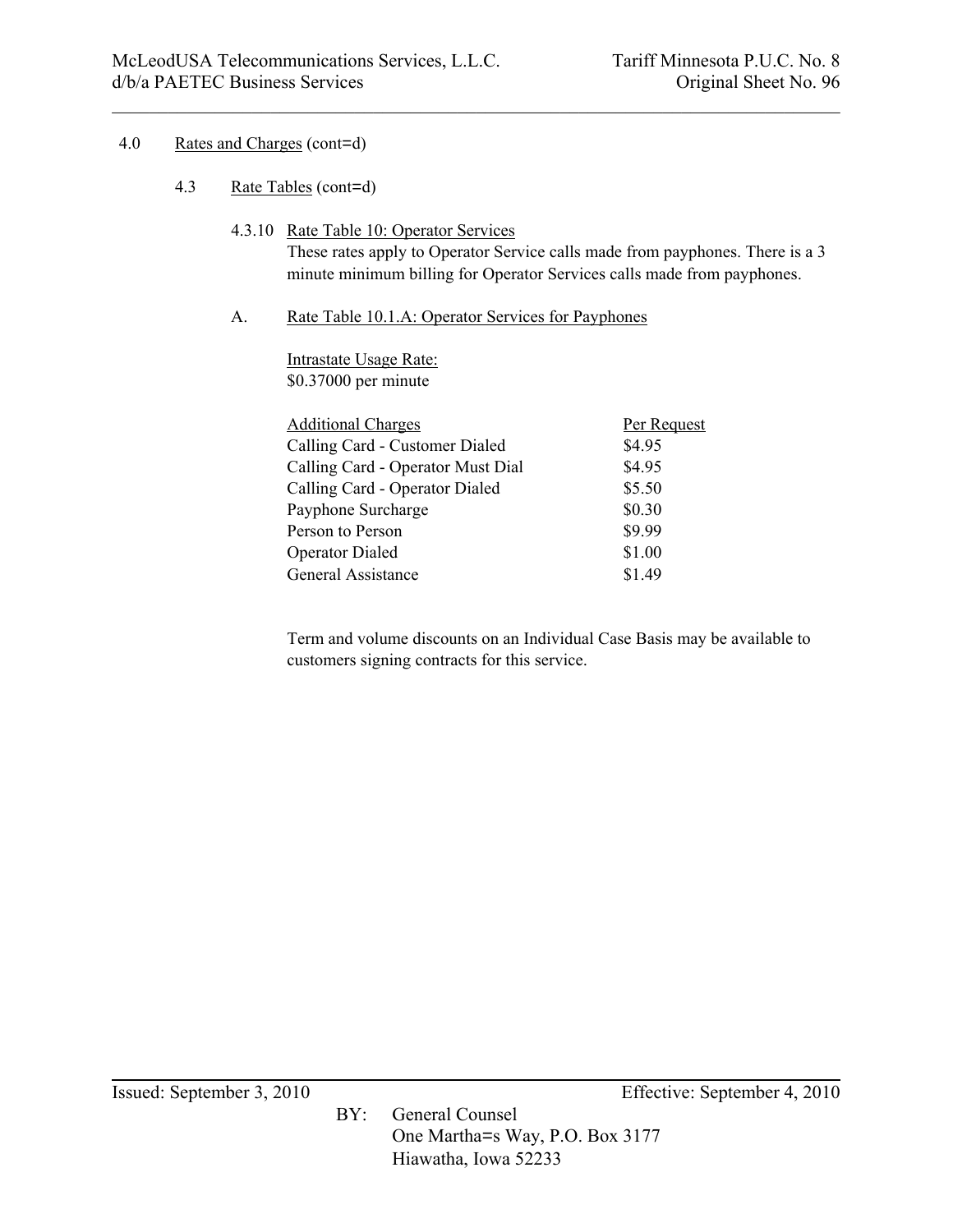4.0 Rates and Charges (cont=d)

4.3 Rate Tables (cont=d)

4.3.10 Rate Table 10: Operator Services

These rates apply to Operator Service calls made from payphones. There is a 3 minute minimum billing for Operator Services calls made from payphones.

A. Rate Table 10.1.A: Operator Services for Payphones

Intrastate Usage Rate:
$0.37000 per minute

| Additional Charges | Per Request |
| --- | --- |
| Calling Card - Customer Dialed | $4.95 |
| Calling Card - Operator Must Dial | $4.95 |
| Calling Card - Operator Dialed | $5.50 |
| Payphone Surcharge | $0.30 |
| Person to Person | $9.99 |
| Operator Dialed | $1.00 |
| General Assistance | $1.49 |

Term and volume discounts on an Individual Case Basis may be available to customers signing contracts for this service.

Issued: September 3, 2010 Effective: September 4, 2010

BY: General Counsel
One Martha=s Way, P.O. Box 3177
Hiawatha, Iowa 52233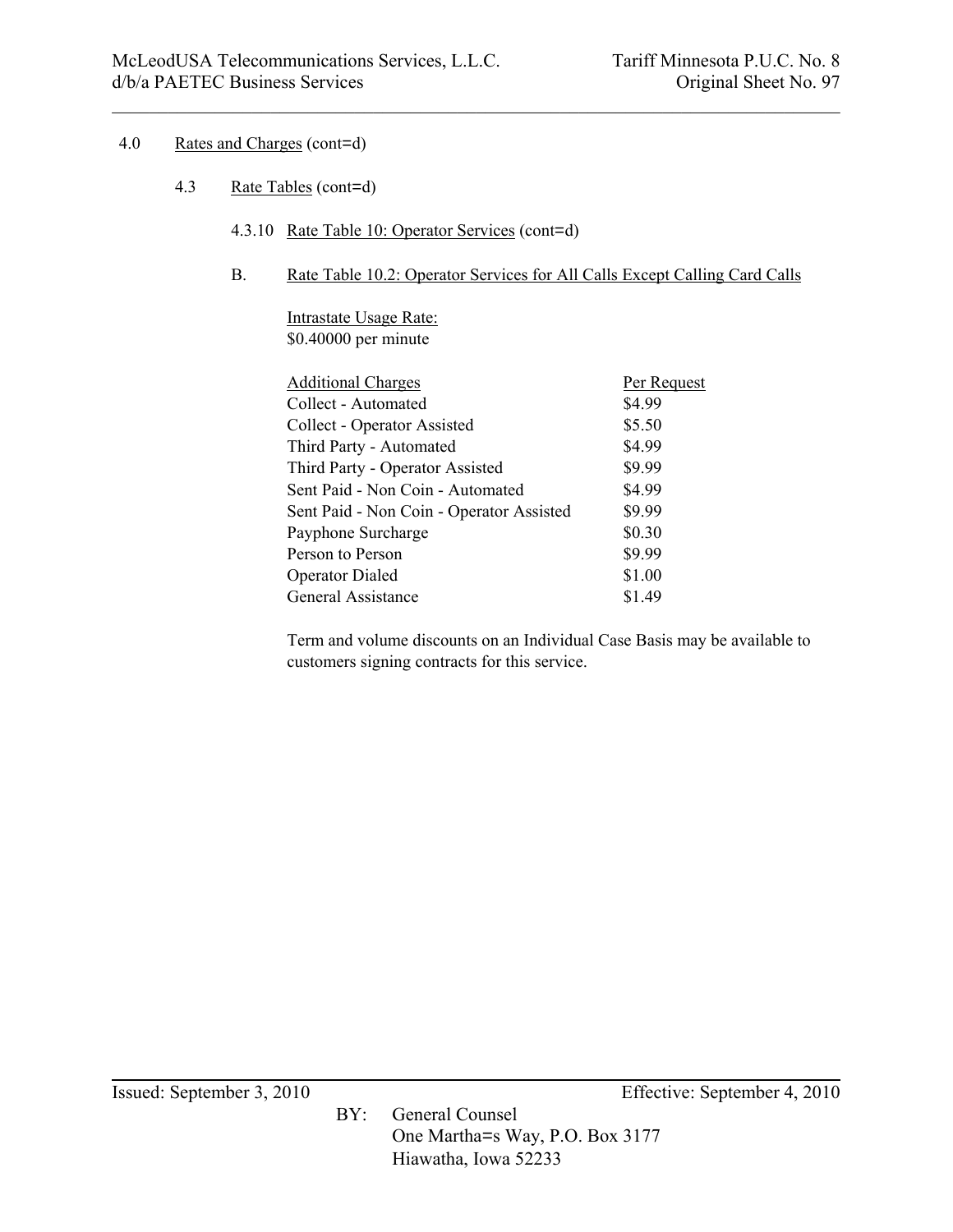4.0 Rates and Charges (cont=d)

4.3 Rate Tables (cont=d)

4.3.10 Rate Table 10: Operator Services (cont=d)

B. Rate Table 10.2: Operator Services for All Calls Except Calling Card Calls

Intrastate Usage Rate:
$0.40000 per minute

| Additional Charges | Per Request |
|---|---|
| Collect - Automated | $4.99 |
| Collect - Operator Assisted | $5.50 |
| Third Party - Automated | $4.99 |
| Third Party - Operator Assisted | $9.99 |
| Sent Paid - Non Coin - Automated | $4.99 |
| Sent Paid - Non Coin - Operator Assisted | $9.99 |
| Payphone Surcharge | $0.30 |
| Person to Person | $9.99 |
| Operator Dialed | $1.00 |
| General Assistance | $1.49 |

Term and volume discounts on an Individual Case Basis may be available to customers signing contracts for this service.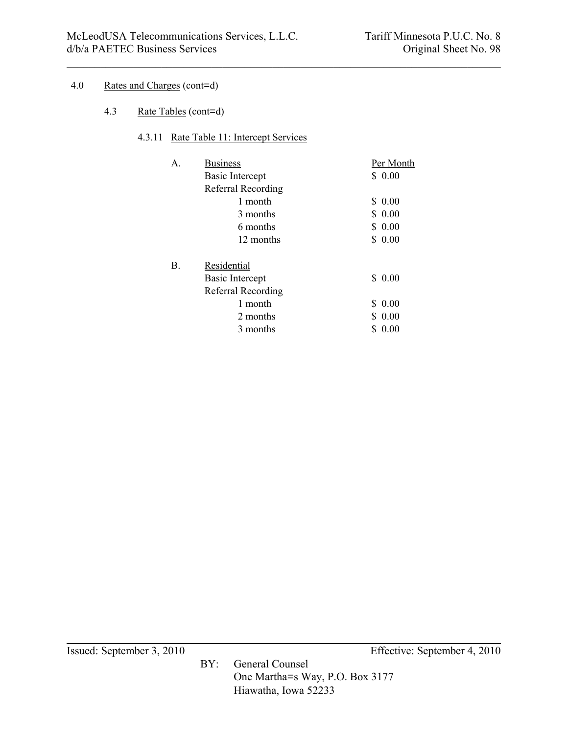4.0 Rates and Charges (cont=d)

4.3 Rate Tables (cont=d)

4.3.11 Rate Table 11: Intercept Services

A. Business

| | Per Month |
|---|---|
| Basic Intercept | $ 0.00 |
| Referral Recording | |
| 1 month | $ 0.00 |
| 3 months | $ 0.00 |
| 6 months | $ 0.00 |
| 12 months | $ 0.00 |

B. Residential

| | |
|---|---|
| Basic Intercept | $ 0.00 |
| Referral Recording | |
| 1 month | $ 0.00 |
| 2 months | $ 0.00 |
| 3 months | $ 0.00 |

Issued: September 3, 2010 Effective: September 4, 2010

BY: General Counsel
One Martha=s Way, P.O. Box 3177
Hiawatha, Iowa 52233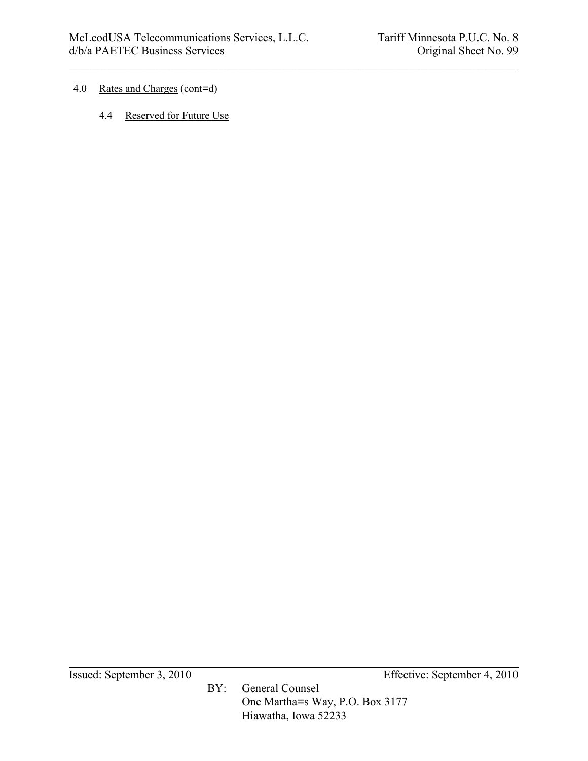4.0 Rates and Charges (cont=d)

4.4 Reserved for Future Use

Issued: September 3, 2010 Effective: September 4, 2010

BY: General Counsel
One Martha=s Way, P.O. Box 3177
Hiawatha, Iowa 52233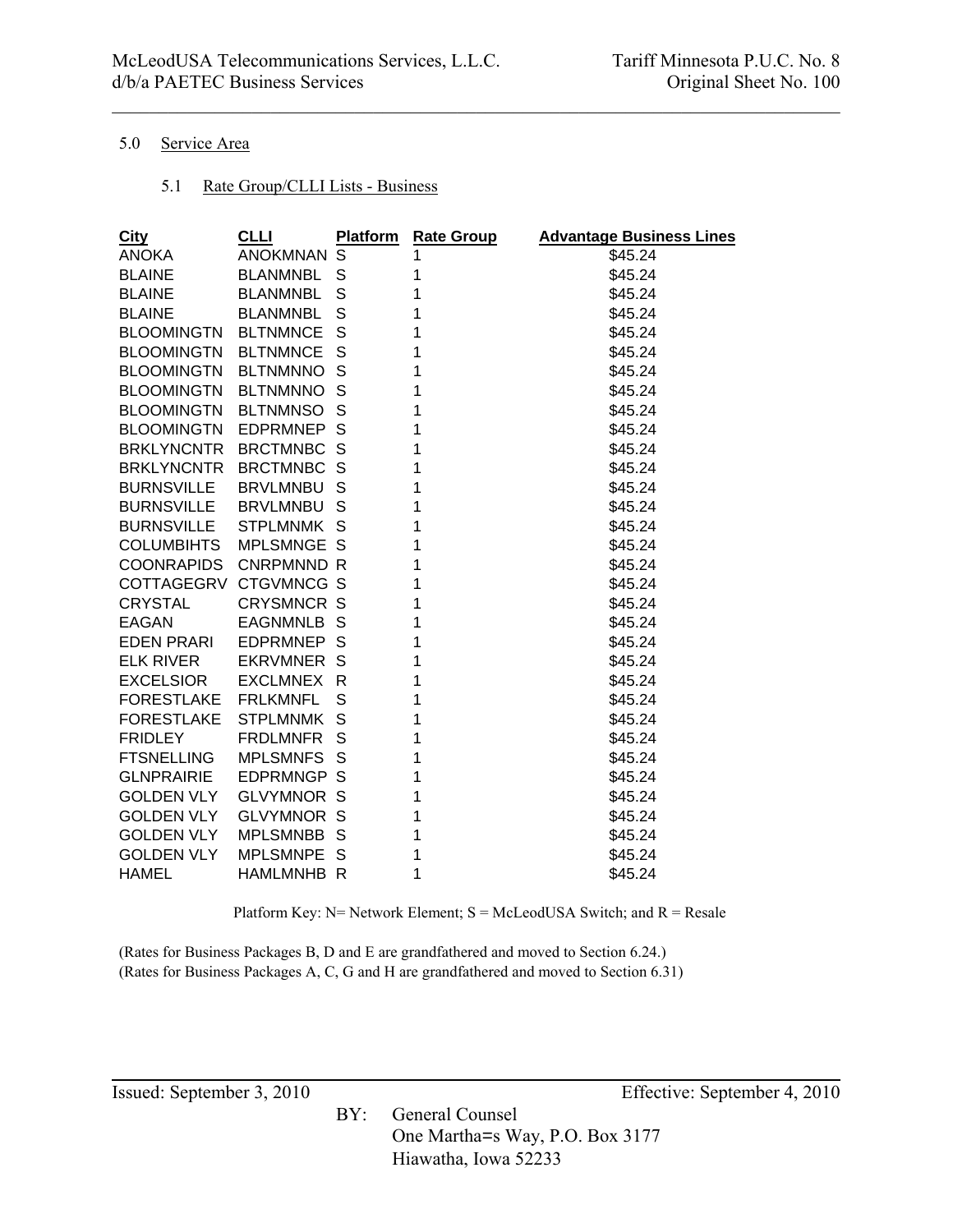## 5.0 Service Area

### 5.1 Rate Group/CLLI Lists - Business

| City | CLLI | Platform | Rate Group | Advantage Business Lines |
|---|---|---|---|---|
| ANOKA | ANOKMNAN | S | 1 | $45.24 |
| BLAINE | BLANMNBL | S | 1 | $45.24 |
| BLAINE | BLANMNBL | S | 1 | $45.24 |
| BLAINE | BLANMNBL | S | 1 | $45.24 |
| BLOOMINGTN | BLTNMNCE | S | 1 | $45.24 |
| BLOOMINGTN | BLTNMNCE | S | 1 | $45.24 |
| BLOOMINGTN | BLTNMNNO | S | 1 | $45.24 |
| BLOOMINGTN | BLTNMNNO | S | 1 | $45.24 |
| BLOOMINGTN | BLTNMNSO | S | 1 | $45.24 |
| BLOOMINGTN | EDPRMNEP | S | 1 | $45.24 |
| BRKLYNCNTR | BRCTMNBC | S | 1 | $45.24 |
| BRKLYNCNTR | BRCTMNBC | S | 1 | $45.24 |
| BURNSVILLE | BRVLMNBU | S | 1 | $45.24 |
| BURNSVILLE | BRVLMNBU | S | 1 | $45.24 |
| BURNSVILLE | STPLMNMK | S | 1 | $45.24 |
| COLUMBIHTS | MPLSMNGE | S | 1 | $45.24 |
| COONRAPIDS | CNRPMNND | R | 1 | $45.24 |
| COTTAGEGRV | CTGVMNCG | S | 1 | $45.24 |
| CRYSTAL | CRYSMNCR | S | 1 | $45.24 |
| EAGAN | EAGNMNLB | S | 1 | $45.24 |
| EDEN PRARI | EDPRMNEP | S | 1 | $45.24 |
| ELK RIVER | EKRVMNER | S | 1 | $45.24 |
| EXCELSIOR | EXCLMNEX | R | 1 | $45.24 |
| FORESTLAKE | FRLKMNFL | S | 1 | $45.24 |
| FORESTLAKE | STPLMNMK | S | 1 | $45.24 |
| FRIDLEY | FRDLMNFR | S | 1 | $45.24 |
| FTSNELLING | MPLSMNFS | S | 1 | $45.24 |
| GLNPRAIRIE | EDPRMNGP | S | 1 | $45.24 |
| GOLDEN VLY | GLVYMNOR | S | 1 | $45.24 |
| GOLDEN VLY | GLVYMNOR | S | 1 | $45.24 |
| GOLDEN VLY | MPLSMNBB | S | 1 | $45.24 |
| GOLDEN VLY | MPLSMNPE | S | 1 | $45.24 |
| HAMEL | HAMLMNHB | R | 1 | $45.24 |

Platform Key: N= Network Element; S = McLeodUSA Switch; and R = Resale

(Rates for Business Packages B, D and E are grandfathered and moved to Section 6.24.)
(Rates for Business Packages A, C, G and H are grandfathered and moved to Section 6.31)

Issued: September 3, 2010 Effective: September 4, 2010

BY: General Counsel
One Martha=s Way, P.O. Box 3177
Hiawatha, Iowa 52233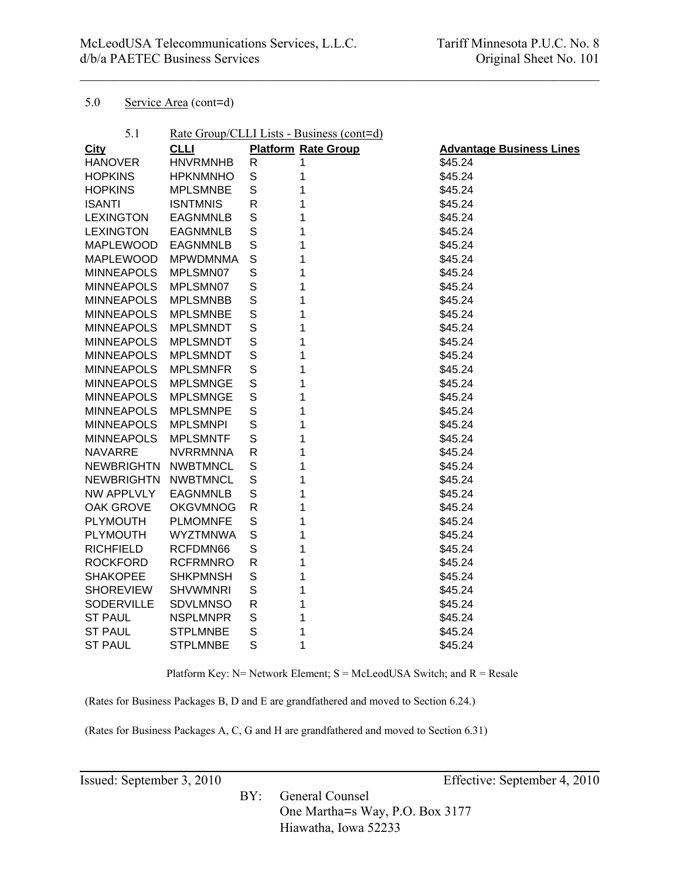5.0 Service Area (cont=d)

5.1 Rate Group/CLLI Lists - Business (cont=d)

| City | CLLI | Platform | Rate Group | Advantage Business Lines |
|---|---|---|---|---|
| HANOVER | HNVRMNHB | R | 1 | $45.24 |
| HOPKINS | HPKNMNHO | S | 1 | $45.24 |
| HOPKINS | MPLSMNBE | S | 1 | $45.24 |
| ISANTI | ISNTMNIS | R | 1 | $45.24 |
| LEXINGTON | EAGNMNLB | S | 1 | $45.24 |
| LEXINGTON | EAGNMNLB | S | 1 | $45.24 |
| MAPLEWOOD | EAGNMNLB | S | 1 | $45.24 |
| MAPLEWOOD | MPWDMNMA | S | 1 | $45.24 |
| MINNEAPOLS | MPLSMN07 | S | 1 | $45.24 |
| MINNEAPOLS | MPLSMN07 | S | 1 | $45.24 |
| MINNEAPOLS | MPLSMNBB | S | 1 | $45.24 |
| MINNEAPOLS | MPLSMNBE | S | 1 | $45.24 |
| MINNEAPOLS | MPLSMNDT | S | 1 | $45.24 |
| MINNEAPOLS | MPLSMNDT | S | 1 | $45.24 |
| MINNEAPOLS | MPLSMNDT | S | 1 | $45.24 |
| MINNEAPOLS | MPLSMNFR | S | 1 | $45.24 |
| MINNEAPOLS | MPLSMNGE | S | 1 | $45.24 |
| MINNEAPOLS | MPLSMNGE | S | 1 | $45.24 |
| MINNEAPOLS | MPLSMNPE | S | 1 | $45.24 |
| MINNEAPOLS | MPLSMNPI | S | 1 | $45.24 |
| MINNEAPOLS | MPLSMNTF | S | 1 | $45.24 |
| NAVARRE | NVRRMNNA | R | 1 | $45.24 |
| NEWBRIGHTN | NWBTMNCL | S | 1 | $45.24 |
| NEWBRIGHTN | NWBTMNCL | S | 1 | $45.24 |
| NW APPLVLY | EAGNMNLB | S | 1 | $45.24 |
| OAK GROVE | OKGVMNOG | R | 1 | $45.24 |
| PLYMOUTH | PLMOMNFE | S | 1 | $45.24 |
| PLYMOUTH | WYZTMNWA | S | 1 | $45.24 |
| RICHFIELD | RCFDMN66 | S | 1 | $45.24 |
| ROCKFORD | RCFRMNRO | R | 1 | $45.24 |
| SHAKOPEE | SHKPMNSH | S | 1 | $45.24 |
| SHOREVIEW | SHVWMNRI | S | 1 | $45.24 |
| SODERVILLE | SDVLMNSO | R | 1 | $45.24 |
| ST PAUL | NSPLMNPR | S | 1 | $45.24 |
| ST PAUL | STPLMNBE | S | 1 | $45.24 |
| ST PAUL | STPLMNBE | S | 1 | $45.24 |

Platform Key: N= Network Element; S = McLeodUSA Switch; and R = Resale

(Rates for Business Packages B, D and E are grandfathered and moved to Section 6.24.)

(Rates for Business Packages A, C, G and H are grandfathered and moved to Section 6.31)

Issued: September 3, 2010 Effective: September 4, 2010

BY: General Counsel
One Martha=s Way, P.O. Box 3177
Hiawatha, Iowa 52233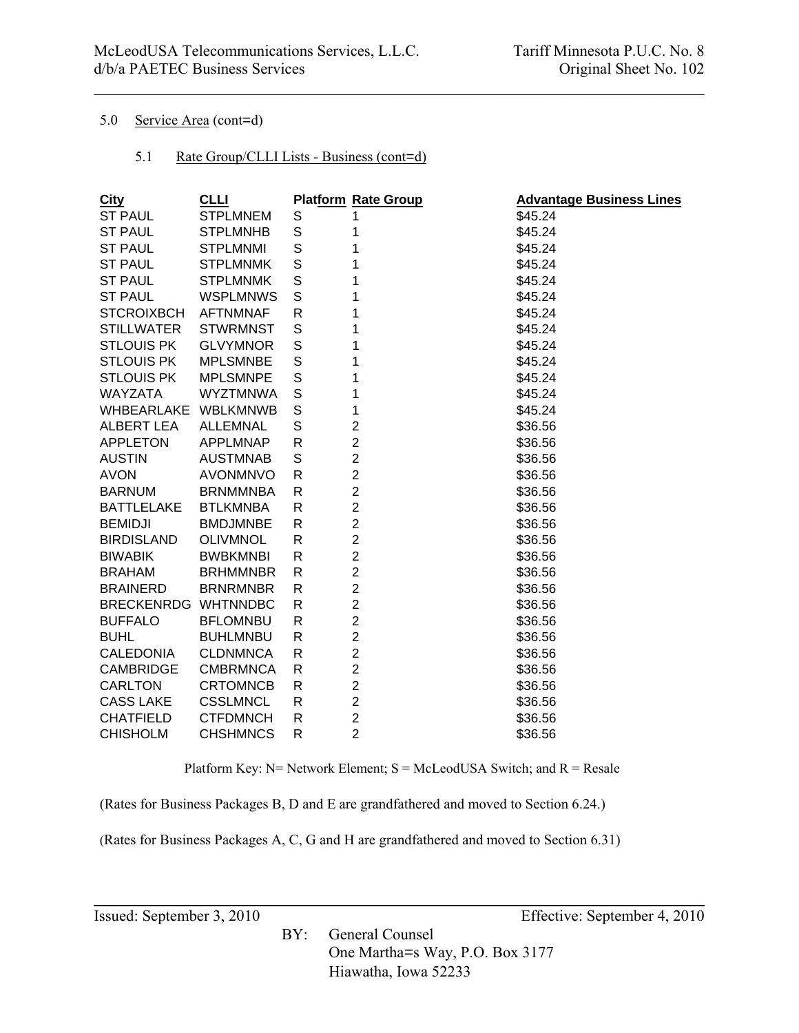5.0 Service Area (cont=d)

5.1 Rate Group/CLLI Lists - Business (cont=d)

| City | CLLI | Platform | Rate Group | Advantage Business Lines |
|---|---|---|---|---|
| ST PAUL | STPLMNEM | S | 1 | $45.24 |
| ST PAUL | STPLMNHB | S | 1 | $45.24 |
| ST PAUL | STPLMNMI | S | 1 | $45.24 |
| ST PAUL | STPLMNMK | S | 1 | $45.24 |
| ST PAUL | STPLMNMK | S | 1 | $45.24 |
| ST PAUL | WSPLMNWS | S | 1 | $45.24 |
| STCROIXBCH | AFTNMNAF | R | 1 | $45.24 |
| STILLWATER | STWRMNST | S | 1 | $45.24 |
| STLOUIS PK | GLVYMNOR | S | 1 | $45.24 |
| STLOUIS PK | MPLSMNBE | S | 1 | $45.24 |
| STLOUIS PK | MPLSMNPE | S | 1 | $45.24 |
| WAYZATA | WYZTMNWA | S | 1 | $45.24 |
| WHBEARLAKE | WBLKMNWB | S | 1 | $45.24 |
| ALBERT LEA | ALLEMNAL | S | 2 | $36.56 |
| APPLETON | APPLMNAP | R | 2 | $36.56 |
| AUSTIN | AUSTMNAB | S | 2 | $36.56 |
| AVON | AVONMNVO | R | 2 | $36.56 |
| BARNUM | BRNMMNBA | R | 2 | $36.56 |
| BATTLELAKE | BTLKMNBA | R | 2 | $36.56 |
| BEMIDJI | BMDJMNBE | R | 2 | $36.56 |
| BIRDISLAND | OLIVMNOL | R | 2 | $36.56 |
| BIWABIK | BWBKMNBI | R | 2 | $36.56 |
| BRAHAM | BRHMMNBR | R | 2 | $36.56 |
| BRAINERD | BRNRMNBR | R | 2 | $36.56 |
| BRECKENRDG | WHTNNDBC | R | 2 | $36.56 |
| BUFFALO | BFLOMNBU | R | 2 | $36.56 |
| BUHL | BUHLMNBU | R | 2 | $36.56 |
| CALEDONIA | CLDNMNCA | R | 2 | $36.56 |
| CAMBRIDGE | CMBRMNCA | R | 2 | $36.56 |
| CARLTON | CRTOMNCB | R | 2 | $36.56 |
| CASS LAKE | CSSLMNCL | R | 2 | $36.56 |
| CHATFIELD | CTFDMNCH | R | 2 | $36.56 |
| CHISHOLM | CHSHMNCS | R | 2 | $36.56 |

Platform Key: N= Network Element; S = McLeodUSA Switch; and R = Resale

(Rates for Business Packages B, D and E are grandfathered and moved to Section 6.24.)

(Rates for Business Packages A, C, G and H are grandfathered and moved to Section 6.31)

Issued: September 3, 2010

Effective: September 4, 2010

BY: General Counsel
One Martha=s Way, P.O. Box 3177
Hiawatha, Iowa 52233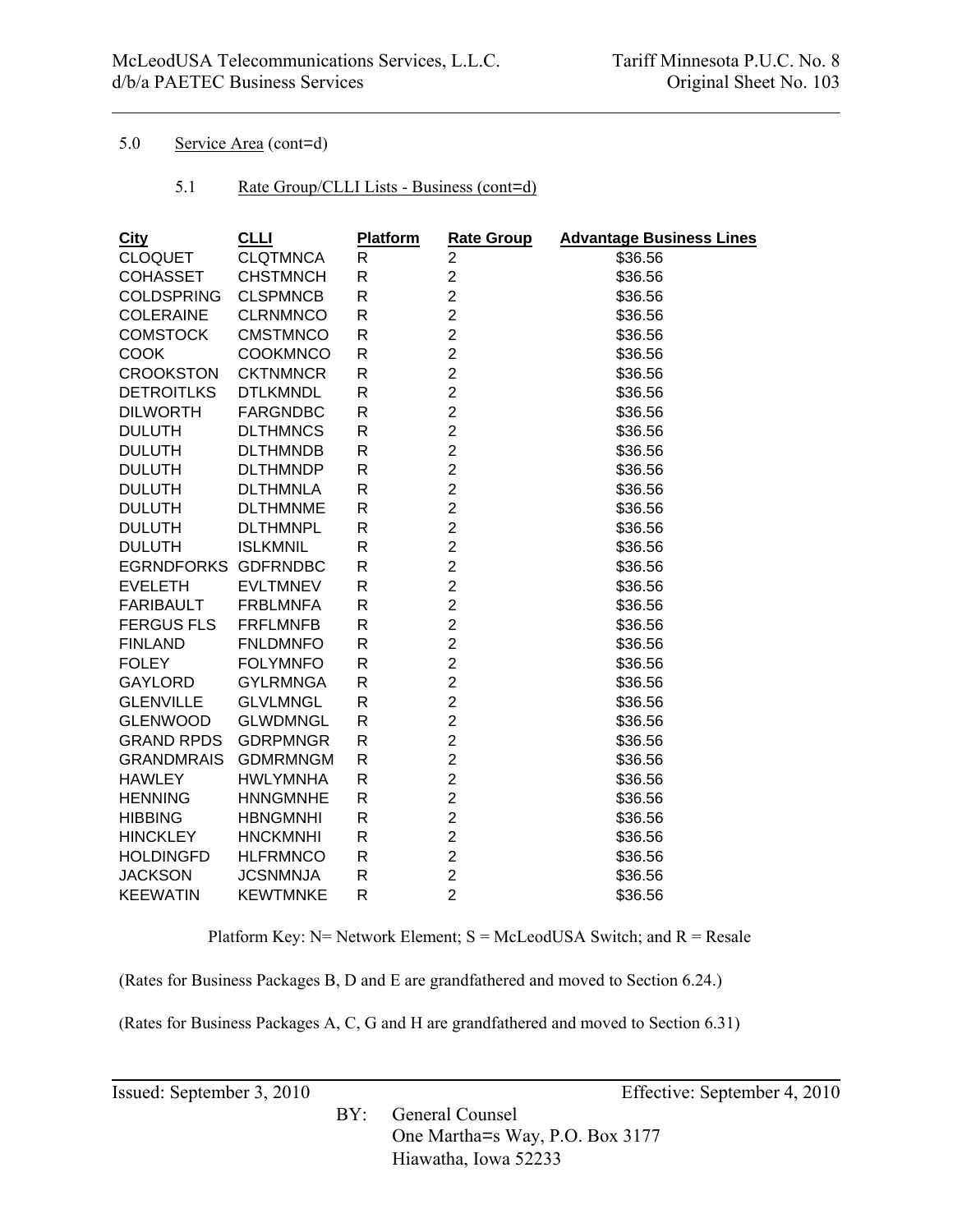5.0 Service Area (cont=d)

5.1 Rate Group/CLLI Lists - Business (cont=d)

| City | CLLI | Platform | Rate Group | Advantage Business Lines |
|---|---|---|---|---|
| CLOQUET | CLQTMNCA | R | 2 | $36.56 |
| COHASSET | CHSTMNCH | R | 2 | $36.56 |
| COLDSPRING | CLSPMNCB | R | 2 | $36.56 |
| COLERAINE | CLRNMNCO | R | 2 | $36.56 |
| COMSTOCK | CMSTMNCO | R | 2 | $36.56 |
| COOK | COOKMNCO | R | 2 | $36.56 |
| CROOKSTON | CKTNMNCR | R | 2 | $36.56 |
| DETROITLKS | DTLKMNDL | R | 2 | $36.56 |
| DILWORTH | FARGNDBC | R | 2 | $36.56 |
| DULUTH | DLTHMNCS | R | 2 | $36.56 |
| DULUTH | DLTHMNDB | R | 2 | $36.56 |
| DULUTH | DLTHMNDP | R | 2 | $36.56 |
| DULUTH | DLTHMNLA | R | 2 | $36.56 |
| DULUTH | DLTHMNME | R | 2 | $36.56 |
| DULUTH | DLTHMNPL | R | 2 | $36.56 |
| DULUTH | ISLKMNIL | R | 2 | $36.56 |
| EGRNDFORKS | GDFRNDBC | R | 2 | $36.56 |
| EVELETH | EVLTMNEV | R | 2 | $36.56 |
| FARIBAULT | FRBLMNFA | R | 2 | $36.56 |
| FERGUS FLS | FRFLMNFB | R | 2 | $36.56 |
| FINLAND | FNLDMNFO | R | 2 | $36.56 |
| FOLEY | FOLYMNFO | R | 2 | $36.56 |
| GAYLORD | GYLRMNGA | R | 2 | $36.56 |
| GLENVILLE | GLVLMNGL | R | 2 | $36.56 |
| GLENWOOD | GLWDMNGL | R | 2 | $36.56 |
| GRAND RPDS | GDRPMNGR | R | 2 | $36.56 |
| GRANDMRAIS | GDMRMNGM | R | 2 | $36.56 |
| HAWLEY | HWLYMNHA | R | 2 | $36.56 |
| HENNING | HNNGMNHE | R | 2 | $36.56 |
| HIBBING | HBNGMNHI | R | 2 | $36.56 |
| HINCKLEY | HNCKMNHI | R | 2 | $36.56 |
| HOLDINGFD | HLFRMNCO | R | 2 | $36.56 |
| JACKSON | JCSNMNJA | R | 2 | $36.56 |
| KEEWATIN | KEWTMNKE | R | 2 | $36.56 |

Platform Key: N= Network Element; S = McLeodUSA Switch; and R = Resale

(Rates for Business Packages B, D and E are grandfathered and moved to Section 6.24.)

(Rates for Business Packages A, C, G and H are grandfathered and moved to Section 6.31)

Issued: September 3, 2010 Effective: September 4, 2010

BY: General Counsel
One Martha=s Way, P.O. Box 3177
Hiawatha, Iowa 52233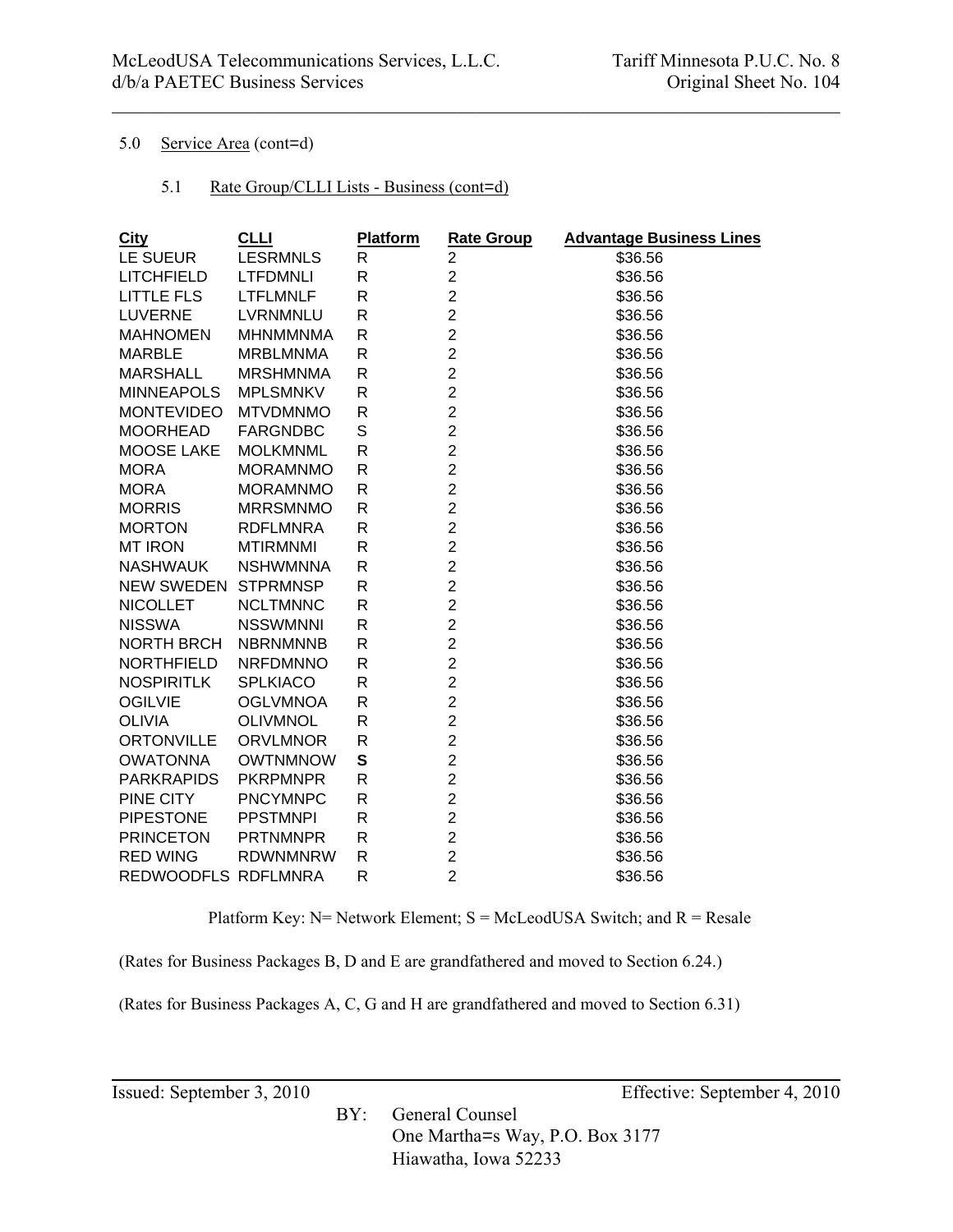5.0 Service Area (cont=d)

5.1 Rate Group/CLLI Lists - Business (cont=d)

| City | CLLI | Platform | Rate Group | Advantage Business Lines |
|---|---|---|---|---|
| LE SUEUR | LESRMNLS | R | 2 | $36.56 |
| LITCHFIELD | LTFDMNLI | R | 2 | $36.56 |
| LITTLE FLS | LTFLMNLF | R | 2 | $36.56 |
| LUVERNE | LVRNMNLU | R | 2 | $36.56 |
| MAHNOMEN | MHNMMNMA | R | 2 | $36.56 |
| MARBLE | MRBLMNMA | R | 2 | $36.56 |
| MARSHALL | MRSHMNMA | R | 2 | $36.56 |
| MINNEAPOLS | MPLSMNKV | R | 2 | $36.56 |
| MONTEVIDEO | MTVDMNMO | R | 2 | $36.56 |
| MOORHEAD | FARGNDBC | S | 2 | $36.56 |
| MOOSE LAKE | MOLKMNML | R | 2 | $36.56 |
| MORA | MORAMNMO | R | 2 | $36.56 |
| MORA | MORAMNMO | R | 2 | $36.56 |
| MORRIS | MRRSMNMO | R | 2 | $36.56 |
| MORTON | RDFLMNRA | R | 2 | $36.56 |
| MT IRON | MTIRMNMI | R | 2 | $36.56 |
| NASHWAUK | NSHWMNNA | R | 2 | $36.56 |
| NEW SWEDEN | STPRMNSP | R | 2 | $36.56 |
| NICOLLET | NCLTMNNC | R | 2 | $36.56 |
| NISSWA | NSSWMNNI | R | 2 | $36.56 |
| NORTH BRCH | NBRNMNNB | R | 2 | $36.56 |
| NORTHFIELD | NRFDMNNO | R | 2 | $36.56 |
| NOSPIRITLK | SPLKIACO | R | 2 | $36.56 |
| OGILVIE | OGLVMNOA | R | 2 | $36.56 |
| OLIVIA | OLIVMNOL | R | 2 | $36.56 |
| ORTONVILLE | ORVLMNOR | R | 2 | $36.56 |
| OWATONNA | OWTNMNOW | **S** | 2 | $36.56 |
| PARKRAPIDS | PKRPMNPR | R | 2 | $36.56 |
| PINE CITY | PNCYMNPC | R | 2 | $36.56 |
| PIPESTONE | PPSTMNPI | R | 2 | $36.56 |
| PRINCETON | PRTNMNPR | R | 2 | $36.56 |
| RED WING | RDWNMNRW | R | 2 | $36.56 |
| REDWOODFLS | RDFLMNRA | R | 2 | $36.56 |

Platform Key: N= Network Element; S = McLeodUSA Switch; and R = Resale

(Rates for Business Packages B, D and E are grandfathered and moved to Section 6.24.)

(Rates for Business Packages A, C, G and H are grandfathered and moved to Section 6.31)

Issued: September 3, 2010 Effective: September 4, 2010

BY: General Counsel
One Martha=s Way, P.O. Box 3177
Hiawatha, Iowa 52233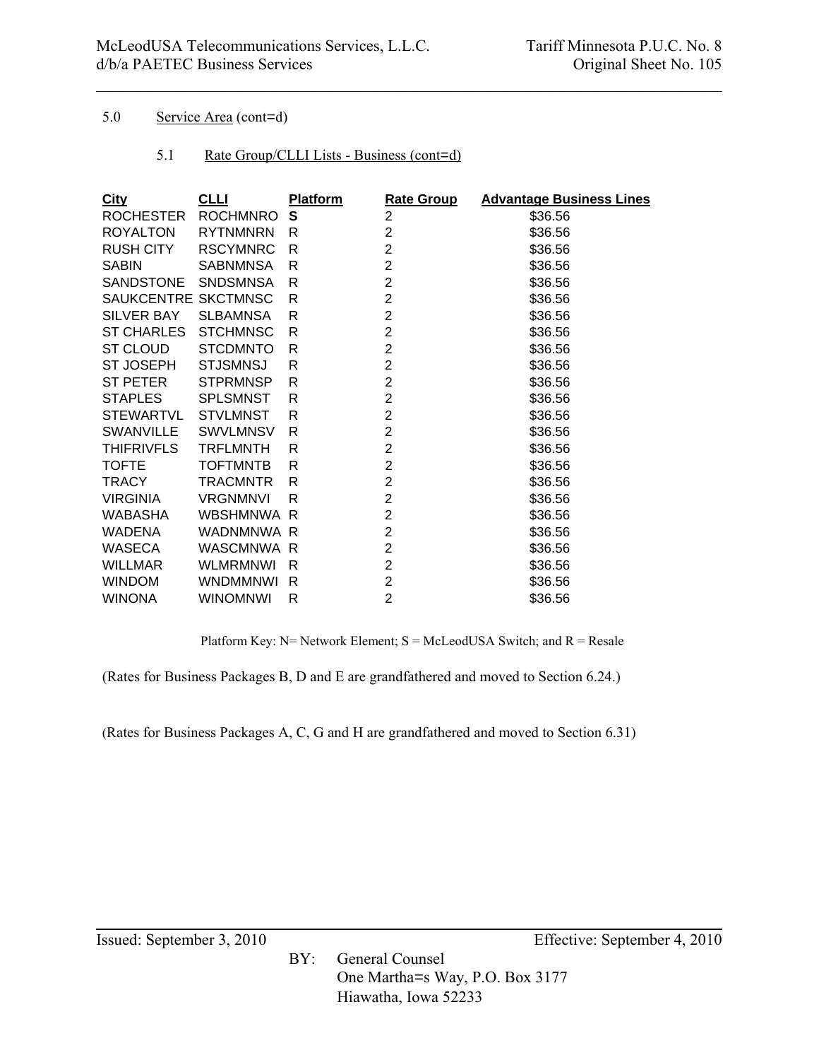5.0 Service Area (cont=d)

5.1 Rate Group/CLLI Lists - Business (cont=d)

| City | CLLI | Platform | Rate Group | Advantage Business Lines |
|---|---|---|---|---|
| ROCHESTER | ROCHMNRO | **S** | 2 | $36.56 |
| ROYALTON | RYTNMNRN | R | 2 | $36.56 |
| RUSH CITY | RSCYMNRC | R | 2 | $36.56 |
| SABIN | SABNMNSA | R | 2 | $36.56 |
| SANDSTONE | SNDSMNSA | R | 2 | $36.56 |
| SAUKCENTRE | SKCTMNSC | R | 2 | $36.56 |
| SILVER BAY | SLBAMNSA | R | 2 | $36.56 |
| ST CHARLES | STCHMNSC | R | 2 | $36.56 |
| ST CLOUD | STCDMNTO | R | 2 | $36.56 |
| ST JOSEPH | STJSMNSJ | R | 2 | $36.56 |
| ST PETER | STPRMNSP | R | 2 | $36.56 |
| STAPLES | SPLSMNST | R | 2 | $36.56 |
| STEWARTVL | STVLMNST | R | 2 | $36.56 |
| SWANVILLE | SWVLMNSV | R | 2 | $36.56 |
| THIFRIVFLS | TRFLMNTH | R | 2 | $36.56 |
| TOFTE | TOFTMNTB | R | 2 | $36.56 |
| TRACY | TRACMNTR | R | 2 | $36.56 |
| VIRGINIA | VRGNMNVI | R | 2 | $36.56 |
| WABASHA | WBSHMNWA | R | 2 | $36.56 |
| WADENA | WADNMNWA | R | 2 | $36.56 |
| WASECA | WASCMNWA | R | 2 | $36.56 |
| WILLMAR | WLMRMNWI | R | 2 | $36.56 |
| WINDOM | WNDMMNWI | R | 2 | $36.56 |
| WINONA | WINOMNWI | R | 2 | $36.56 |

Platform Key: N= Network Element; S = McLeodUSA Switch; and R = Resale

(Rates for Business Packages B, D and E are grandfathered and moved to Section 6.24.)

(Rates for Business Packages A, C, G and H are grandfathered and moved to Section 6.31)

Issued: September 3, 2010 Effective: September 4, 2010

BY: General Counsel
One Martha=s Way, P.O. Box 3177
Hiawatha, Iowa 52233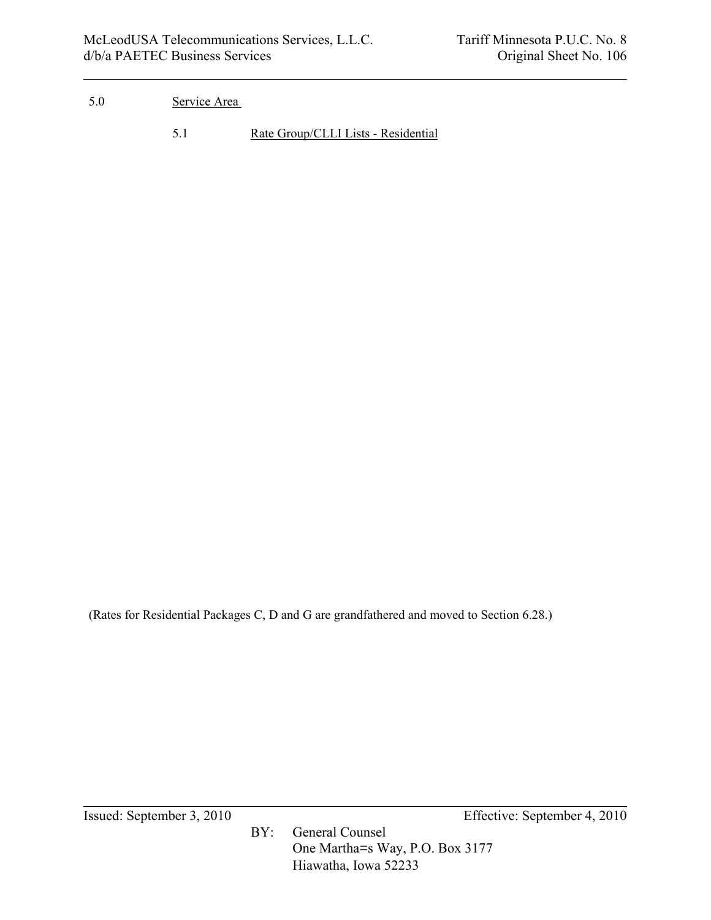5.0 Service Area

5.1 Rate Group/CLLI Lists - Residential

(Rates for Residential Packages C, D and G are grandfathered and moved to Section 6.28.)

Issued: September 3, 2010 Effective: September 4, 2010

BY: General Counsel
One Martha=s Way, P.O. Box 3177
Hiawatha, Iowa 52233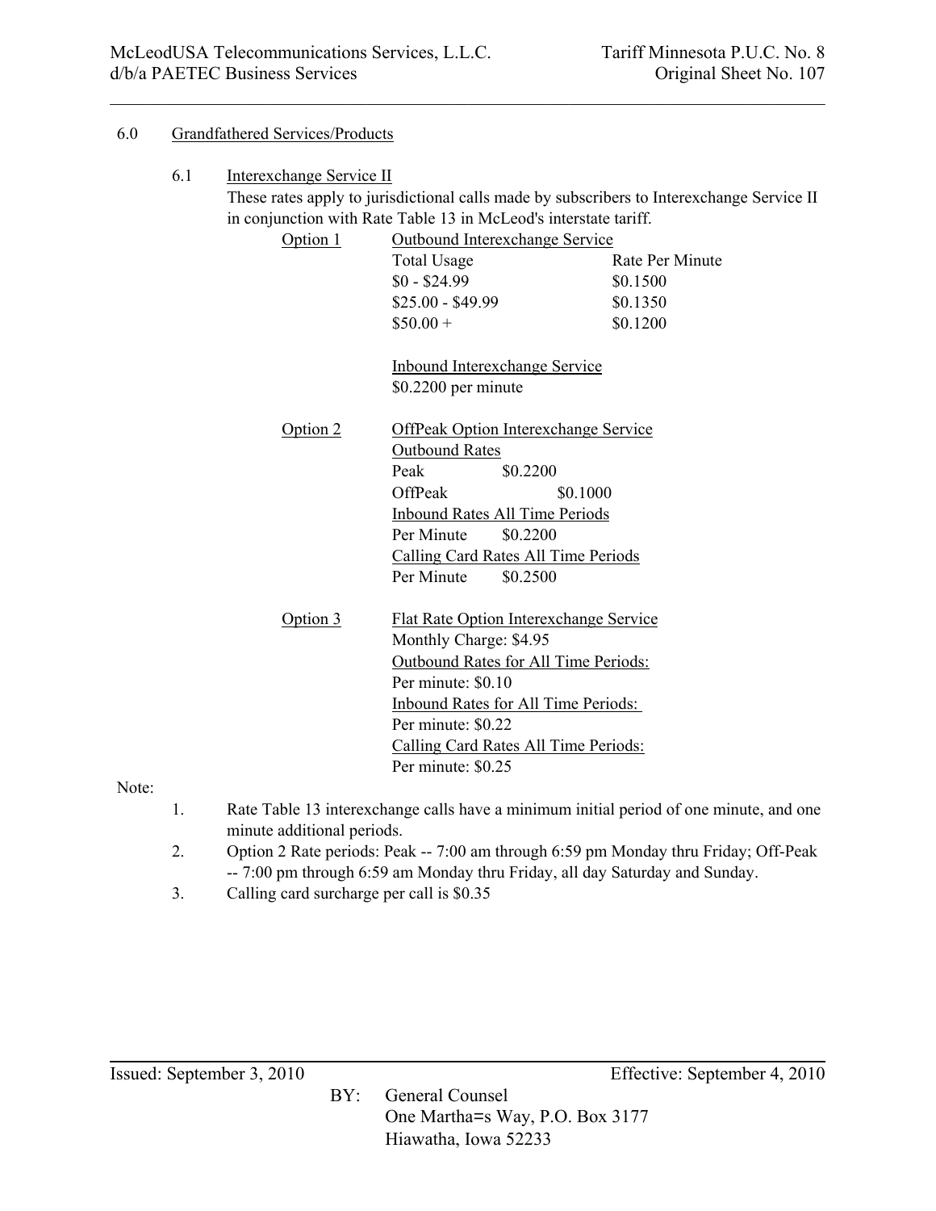6.0 Grandfathered Services/Products

6.1 Interexchange Service II

These rates apply to jurisdictional calls made by subscribers to Interexchange Service II in conjunction with Rate Table 13 in McLeod's interstate tariff.

Option 1 — Outbound Interexchange Service

| Total Usage | Rate Per Minute |
|---|---|
| $0 - $24.99 | $0.1500 |
| $25.00 - $49.99 | $0.1350 |
| $50.00 + | $0.1200 |

Inbound Interexchange Service
$0.2200 per minute

Option 2 — OffPeak Option Interexchange Service

Outbound Rates

| | |
|---|---|
| Peak | $0.2200 |
| OffPeak | $0.1000 |

Inbound Rates All Time Periods
Per Minute $0.2200

Calling Card Rates All Time Periods
Per Minute $0.2500

Option 3 — Flat Rate Option Interexchange Service

Monthly Charge: $4.95

Outbound Rates for All Time Periods:
Per minute: $0.10

Inbound Rates for All Time Periods:
Per minute: $0.22

Calling Card Rates All Time Periods:
Per minute: $0.25

Note:

1. Rate Table 13 interexchange calls have a minimum initial period of one minute, and one minute additional periods.
2. Option 2 Rate periods: Peak -- 7:00 am through 6:59 pm Monday thru Friday; Off-Peak -- 7:00 pm through 6:59 am Monday thru Friday, all day Saturday and Sunday.
3. Calling card surcharge per call is $0.35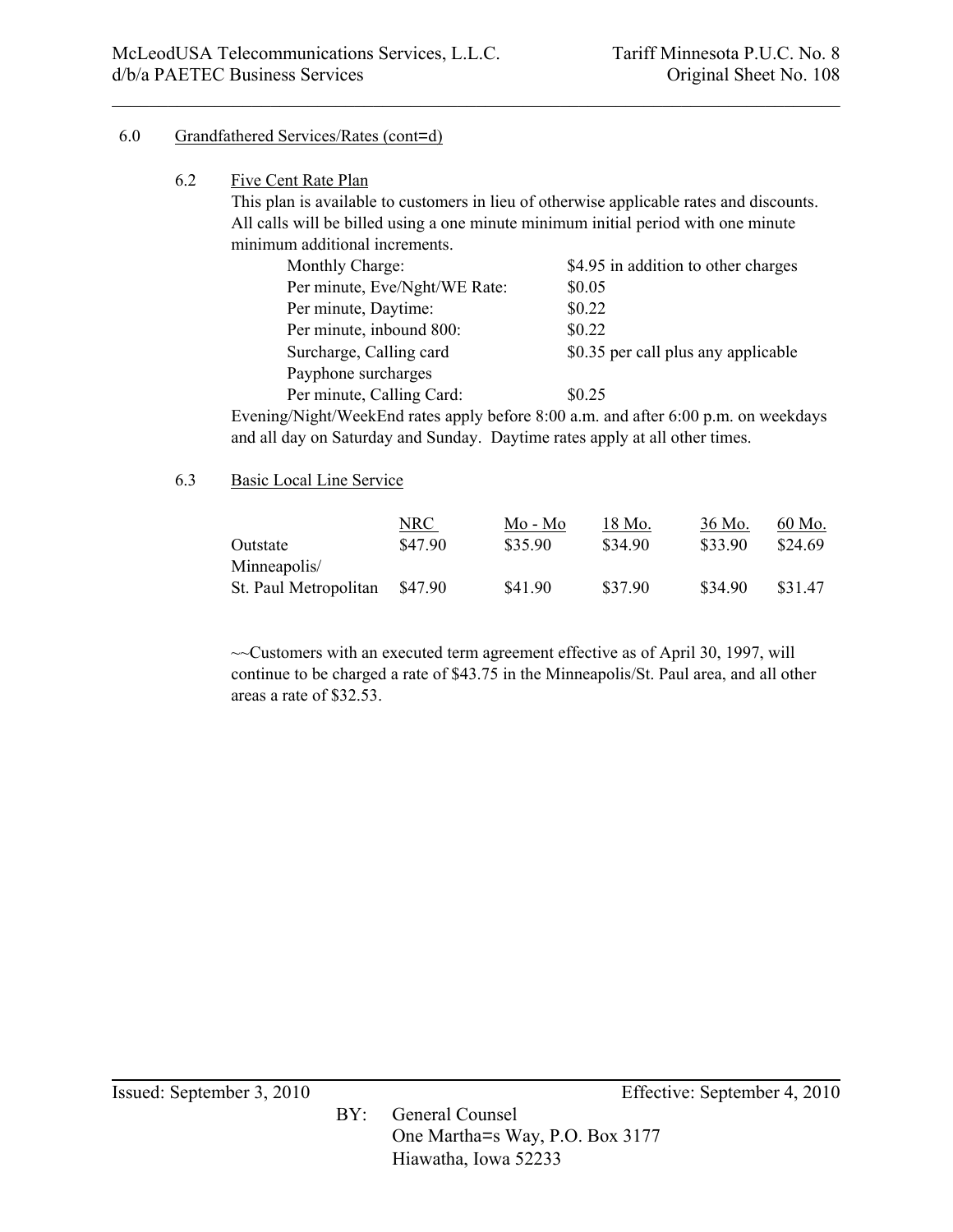6.0 Grandfathered Services/Rates (cont=d)

6.2 Five Cent Rate Plan

This plan is available to customers in lieu of otherwise applicable rates and discounts. All calls will be billed using a one minute minimum initial period with one minute minimum additional increments.

| | |
|---|---|
| Monthly Charge: | $4.95 in addition to other charges |
| Per minute, Eve/Nght/WE Rate: | $0.05 |
| Per minute, Daytime: | $0.22 |
| Per minute, inbound 800: | $0.22 |
| Surcharge, Calling card Payphone surcharges | $0.35 per call plus any applicable |
| Per minute, Calling Card: | $0.25 |

Evening/Night/WeekEnd rates apply before 8:00 a.m. and after 6:00 p.m. on weekdays and all day on Saturday and Sunday. Daytime rates apply at all other times.

6.3 Basic Local Line Service

| | NRC | Mo - Mo | 18 Mo. | 36 Mo. | 60 Mo. |
|---|---|---|---|---|---|
| Outstate | $47.90 | $35.90 | $34.90 | $33.90 | $24.69 |
| Minneapolis/ St. Paul Metropolitan | $47.90 | $41.90 | $37.90 | $34.90 | $31.47 |

~~Customers with an executed term agreement effective as of April 30, 1997, will continue to be charged a rate of $43.75 in the Minneapolis/St. Paul area, and all other areas a rate of $32.53.

Issued: September 3, 2010 Effective: September 4, 2010

BY: General Counsel
One Martha=s Way, P.O. Box 3177
Hiawatha, Iowa 52233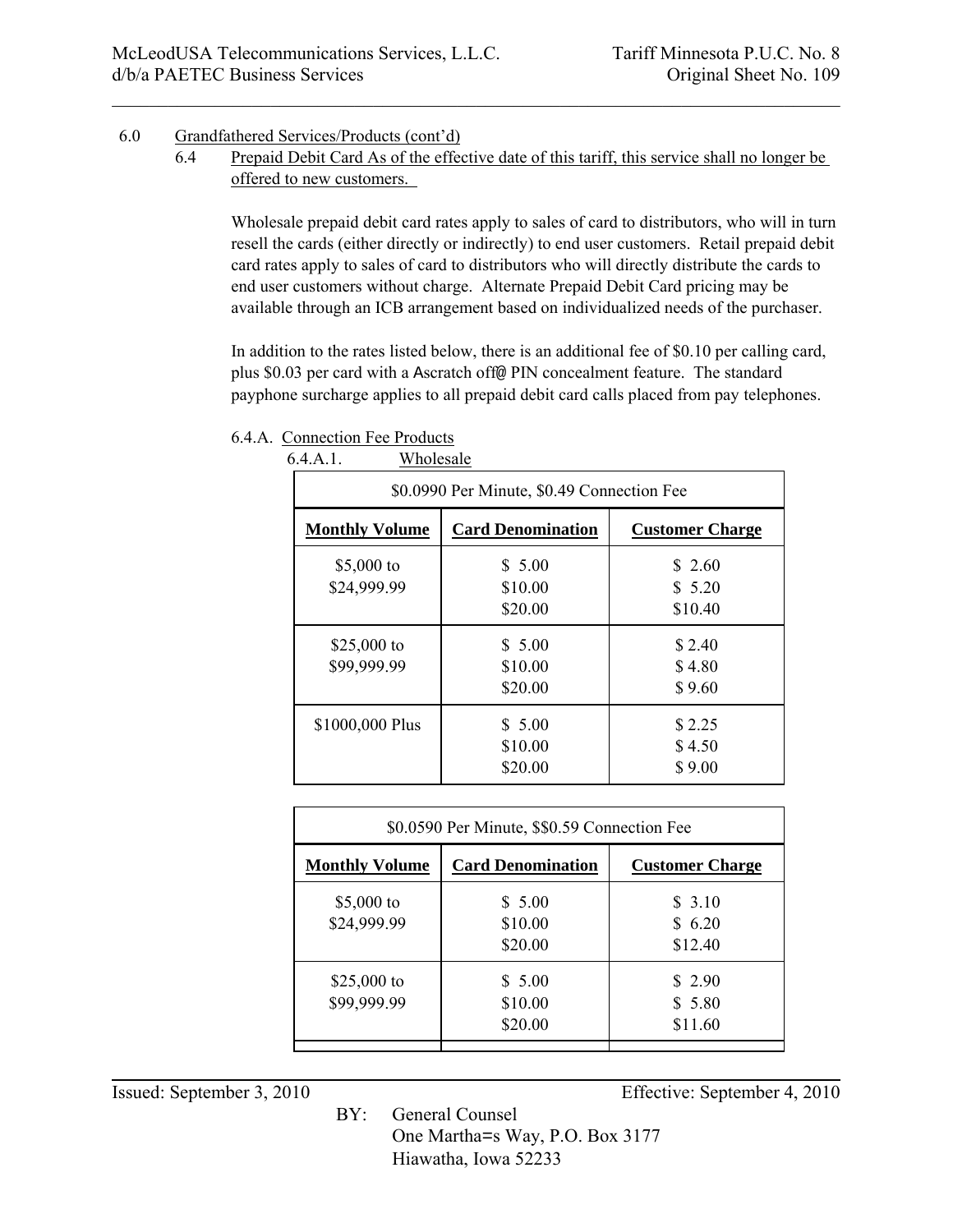6.0 Grandfathered Services/Products (cont'd)

6.4 Prepaid Debit Card As of the effective date of this tariff, this service shall no longer be offered to new customers.

Wholesale prepaid debit card rates apply to sales of card to distributors, who will in turn resell the cards (either directly or indirectly) to end user customers. Retail prepaid debit card rates apply to sales of card to distributors who will directly distribute the cards to end user customers without charge. Alternate Prepaid Debit Card pricing may be available through an ICB arrangement based on individualized needs of the purchaser.

In addition to the rates listed below, there is an additional fee of $0.10 per calling card, plus $0.03 per card with a Ascratch off@ PIN concealment feature. The standard payphone surcharge applies to all prepaid debit card calls placed from pay telephones.

6.4.A. Connection Fee Products

6.4.A.1. Wholesale

| $0.0990 Per Minute, $0.49 Connection Fee | | |
|---|---|---|
| **Monthly Volume** | **Card Denomination** | **Customer Charge** |
| $5,000 to $24,999.99 | $ 5.00<br>$10.00<br>$20.00 | $ 2.60<br>$ 5.20<br>$10.40 |
| $25,000 to $99,999.99 | $ 5.00<br>$10.00<br>$20.00 | $ 2.40<br>$ 4.80<br>$ 9.60 |
| $1000,000 Plus | $ 5.00<br>$10.00<br>$20.00 | $ 2.25<br>$ 4.50<br>$ 9.00 |

| $0.0590 Per Minute, $$0.59 Connection Fee | | |
|---|---|---|
| **Monthly Volume** | **Card Denomination** | **Customer Charge** |
| $5,000 to $24,999.99 | $ 5.00<br>$10.00<br>$20.00 | $ 3.10<br>$ 6.20<br>$12.40 |
| $25,000 to $99,999.99 | $ 5.00<br>$10.00<br>$20.00 | $ 2.90<br>$ 5.80<br>$11.60 |
| | | |

Issued: September 3, 2010 Effective: September 4, 2010

BY: General Counsel
One Martha=s Way, P.O. Box 3177
Hiawatha, Iowa 52233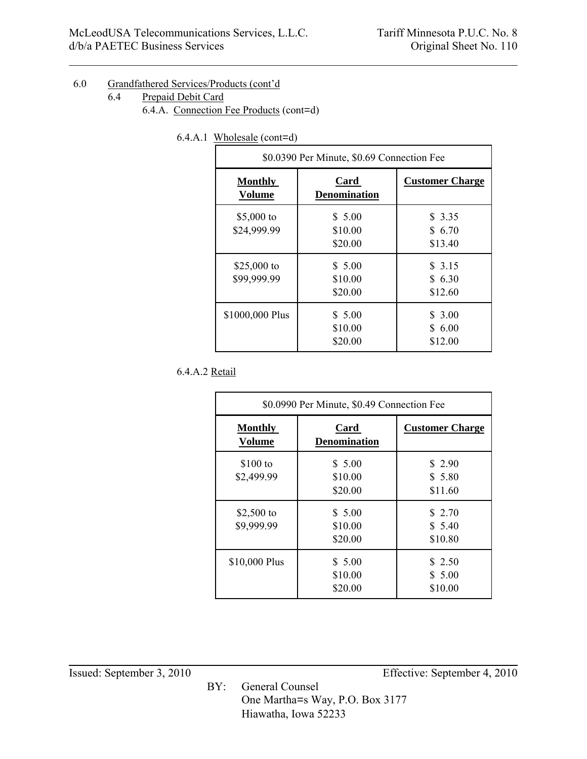6.0 Grandfathered Services/Products (cont'd

6.4 Prepaid Debit Card

6.4.A. Connection Fee Products (cont=d)

6.4.A.1 Wholesale (cont=d)

| $0.0390 Per Minute, $0.69 Connection Fee | | |
|---|---|---|
| **Monthly Volume** | **Card Denomination** | **Customer Charge** |
| $5,000 to $24,999.99 | $ 5.00<br>$10.00<br>$20.00 | $ 3.35<br>$ 6.70<br>$13.40 |
| $25,000 to $99,999.99 | $ 5.00<br>$10.00<br>$20.00 | $ 3.15<br>$ 6.30<br>$12.60 |
| $1000,000 Plus | $ 5.00<br>$10.00<br>$20.00 | $ 3.00<br>$ 6.00<br>$12.00 |

6.4.A.2 Retail

| $0.0990 Per Minute, $0.49 Connection Fee | | |
|---|---|---|
| **Monthly Volume** | **Card Denomination** | **Customer Charge** |
| $100 to $2,499.99 | $ 5.00<br>$10.00<br>$20.00 | $ 2.90<br>$ 5.80<br>$11.60 |
| $2,500 to $9,999.99 | $ 5.00<br>$10.00<br>$20.00 | $ 2.70<br>$ 5.40<br>$10.80 |
| $10,000 Plus | $ 5.00<br>$10.00<br>$20.00 | $ 2.50<br>$ 5.00<br>$10.00 |

Issued: September 3, 2010

Effective: September 4, 2010

BY: General Counsel
One Martha=s Way, P.O. Box 3177
Hiawatha, Iowa 52233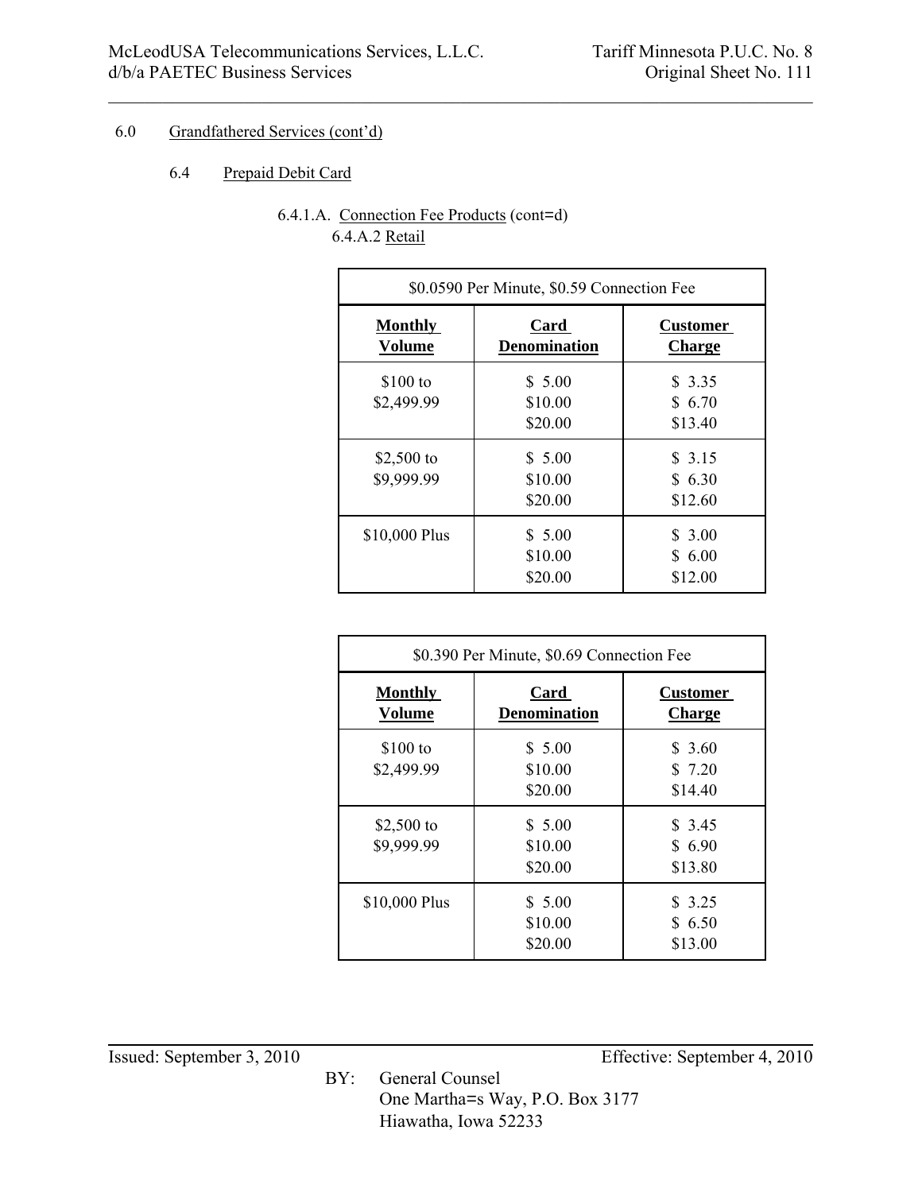6.0 Grandfathered Services (cont'd)

6.4 Prepaid Debit Card

6.4.1.A. Connection Fee Products (cont=d)

6.4.A.2 Retail

| $0.0590 Per Minute, $0.59 Connection Fee | | |
|---|---|---|
| **Monthly Volume** | **Card Denomination** | **Customer Charge** |
| $100 to $2,499.99 | $ 5.00<br>$10.00<br>$20.00 | $ 3.35<br>$ 6.70<br>$13.40 |
| $2,500 to $9,999.99 | $ 5.00<br>$10.00<br>$20.00 | $ 3.15<br>$ 6.30<br>$12.60 |
| $10,000 Plus | $ 5.00<br>$10.00<br>$20.00 | $ 3.00<br>$ 6.00<br>$12.00 |

| $0.390 Per Minute, $0.69 Connection Fee | | |
|---|---|---|
| **Monthly Volume** | **Card Denomination** | **Customer Charge** |
| $100 to $2,499.99 | $ 5.00<br>$10.00<br>$20.00 | $ 3.60<br>$ 7.20<br>$14.40 |
| $2,500 to $9,999.99 | $ 5.00<br>$10.00<br>$20.00 | $ 3.45<br>$ 6.90<br>$13.80 |
| $10,000 Plus | $ 5.00<br>$10.00<br>$20.00 | $ 3.25<br>$ 6.50<br>$13.00 |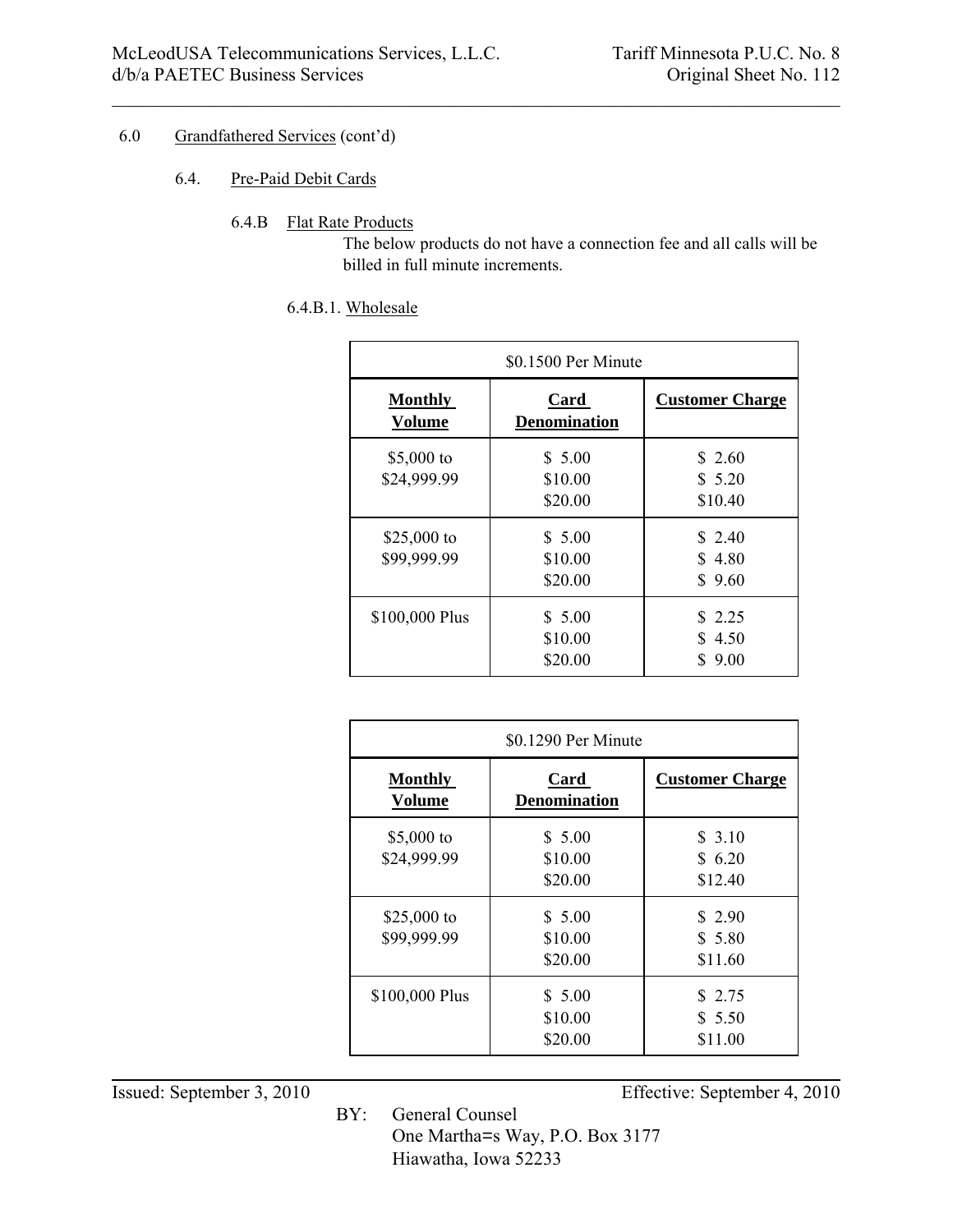6.0 Grandfathered Services (cont'd)

6.4. Pre-Paid Debit Cards

6.4.B Flat Rate Products

The below products do not have a connection fee and all calls will be billed in full minute increments.

6.4.B.1. Wholesale

| $0.1500 Per Minute | | |
|---|---|---|
| **Monthly Volume** | **Card Denomination** | **Customer Charge** |
| $5,000 to $24,999.99 | $ 5.00<br>$10.00<br>$20.00 | $ 2.60<br>$ 5.20<br>$10.40 |
| $25,000 to $99,999.99 | $ 5.00<br>$10.00<br>$20.00 | $ 2.40<br>$ 4.80<br>$ 9.60 |
| $100,000 Plus | $ 5.00<br>$10.00<br>$20.00 | $ 2.25<br>$ 4.50<br>$ 9.00 |

| $0.1290 Per Minute | | |
|---|---|---|
| **Monthly Volume** | **Card Denomination** | **Customer Charge** |
| $5,000 to $24,999.99 | $ 5.00<br>$10.00<br>$20.00 | $ 3.10<br>$ 6.20<br>$12.40 |
| $25,000 to $99,999.99 | $ 5.00<br>$10.00<br>$20.00 | $ 2.90<br>$ 5.80<br>$11.60 |
| $100,000 Plus | $ 5.00<br>$10.00<br>$20.00 | $ 2.75<br>$ 5.50<br>$11.00 |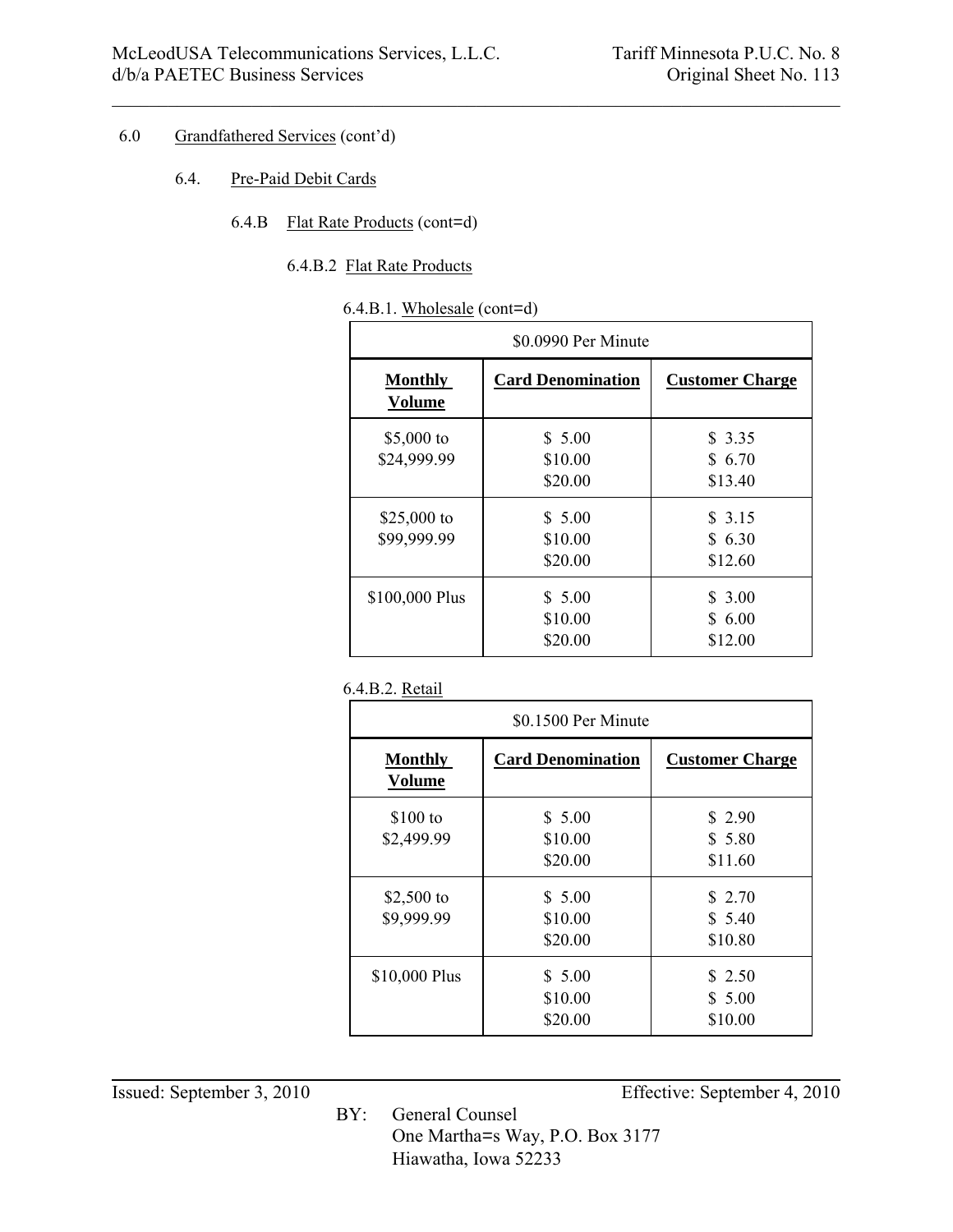6.0 Grandfathered Services (cont'd)

6.4. Pre-Paid Debit Cards

6.4.B Flat Rate Products (cont=d)

6.4.B.2 Flat Rate Products

6.4.B.1. Wholesale (cont=d)

| $0.0990 Per Minute | | |
|---|---|---|
| **Monthly Volume** | **Card Denomination** | **Customer Charge** |
| $5,000 to $24,999.99 | $ 5.00<br>$10.00<br>$20.00 | $ 3.35<br>$ 6.70<br>$13.40 |
| $25,000 to $99,999.99 | $ 5.00<br>$10.00<br>$20.00 | $ 3.15<br>$ 6.30<br>$12.60 |
| $100,000 Plus | $ 5.00<br>$10.00<br>$20.00 | $ 3.00<br>$ 6.00<br>$12.00 |

6.4.B.2. Retail

| $0.1500 Per Minute | | |
|---|---|---|
| **Monthly Volume** | **Card Denomination** | **Customer Charge** |
| $100 to $2,499.99 | $ 5.00<br>$10.00<br>$20.00 | $ 2.90<br>$ 5.80<br>$11.60 |
| $2,500 to $9,999.99 | $ 5.00<br>$10.00<br>$20.00 | $ 2.70<br>$ 5.40<br>$10.80 |
| $10,000 Plus | $ 5.00<br>$10.00<br>$20.00 | $ 2.50<br>$ 5.00<br>$10.00 |

Issued: September 3, 2010 Effective: September 4, 2010

BY: General Counsel
One Martha=s Way, P.O. Box 3177
Hiawatha, Iowa 52233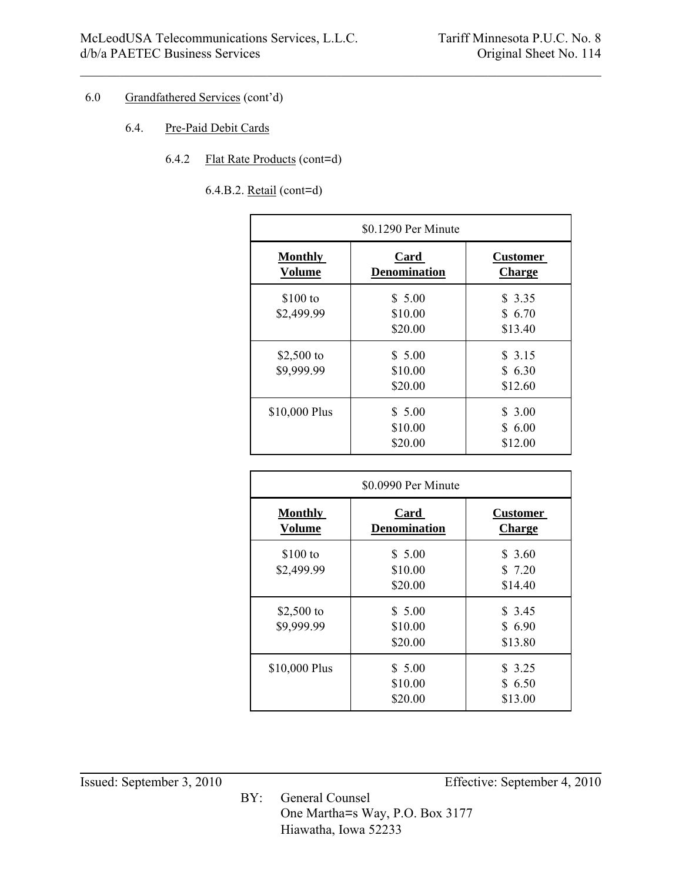6.0 Grandfathered Services (cont'd)

6.4. Pre-Paid Debit Cards

6.4.2 Flat Rate Products (cont=d)

6.4.B.2. Retail (cont=d)

| $0.1290 Per Minute | | |
|---|---|---|
| **Monthly Volume** | **Card Denomination** | **Customer Charge** |
| $100 to $2,499.99 | $ 5.00<br>$10.00<br>$20.00 | $ 3.35<br>$ 6.70<br>$13.40 |
| $2,500 to $9,999.99 | $ 5.00<br>$10.00<br>$20.00 | $ 3.15<br>$ 6.30<br>$12.60 |
| $10,000 Plus | $ 5.00<br>$10.00<br>$20.00 | $ 3.00<br>$ 6.00<br>$12.00 |

| $0.0990 Per Minute | | |
|---|---|---|
| **Monthly Volume** | **Card Denomination** | **Customer Charge** |
| $100 to $2,499.99 | $ 5.00<br>$10.00<br>$20.00 | $ 3.60<br>$ 7.20<br>$14.40 |
| $2,500 to $9,999.99 | $ 5.00<br>$10.00<br>$20.00 | $ 3.45<br>$ 6.90<br>$13.80 |
| $10,000 Plus | $ 5.00<br>$10.00<br>$20.00 | $ 3.25<br>$ 6.50<br>$13.00 |

Issued: September 3, 2010 Effective: September 4, 2010

BY: General Counsel
One Martha=s Way, P.O. Box 3177
Hiawatha, Iowa 52233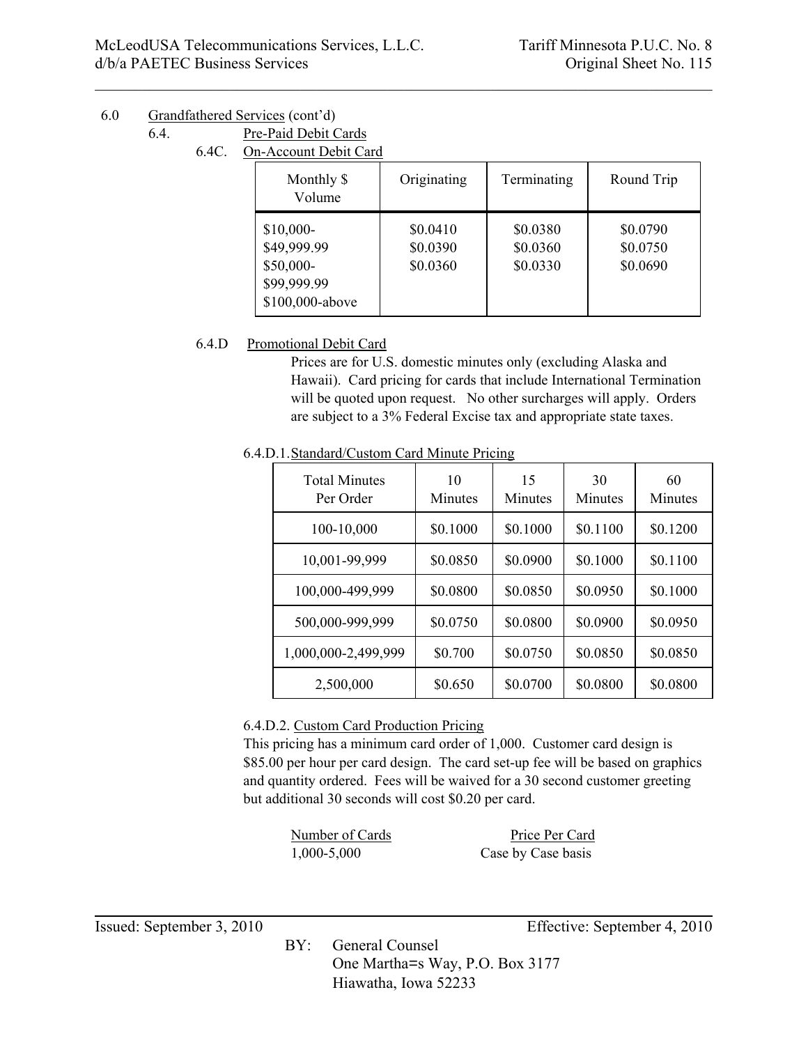6.0 Grandfathered Services (cont'd)

6.4. Pre-Paid Debit Cards

6.4C. On-Account Debit Card

| Monthly $ Volume | Originating | Terminating | Round Trip |
|---|---|---|---|
| $10,000-$49,999.99 | $0.0410 | $0.0380 | $0.0790 |
| $50,000-$99,999.99 | $0.0390 | $0.0360 | $0.0750 |
| $100,000-above | $0.0360 | $0.0330 | $0.0690 |

6.4.D Promotional Debit Card

Prices are for U.S. domestic minutes only (excluding Alaska and Hawaii). Card pricing for cards that include International Termination will be quoted upon request. No other surcharges will apply. Orders are subject to a 3% Federal Excise tax and appropriate state taxes.

6.4.D.1. Standard/Custom Card Minute Pricing

| Total Minutes Per Order | 10 Minutes | 15 Minutes | 30 Minutes | 60 Minutes |
|---|---|---|---|---|
| 100-10,000 | $0.1000 | $0.1000 | $0.1100 | $0.1200 |
| 10,001-99,999 | $0.0850 | $0.0900 | $0.1000 | $0.1100 |
| 100,000-499,999 | $0.0800 | $0.0850 | $0.0950 | $0.1000 |
| 500,000-999,999 | $0.0750 | $0.0800 | $0.0900 | $0.0950 |
| 1,000,000-2,499,999 | $0.700 | $0.0750 | $0.0850 | $0.0850 |
| 2,500,000 | $0.650 | $0.0700 | $0.0800 | $0.0800 |

6.4.D.2. Custom Card Production Pricing

This pricing has a minimum card order of 1,000. Customer card design is $85.00 per hour per card design. The card set-up fee will be based on graphics and quantity ordered. Fees will be waived for a 30 second customer greeting but additional 30 seconds will cost $0.20 per card.

| Number of Cards | Price Per Card |
|---|---|
| 1,000-5,000 | Case by Case basis |

Issued: September 3, 2010 Effective: September 4, 2010

BY: General Counsel
One Martha=s Way, P.O. Box 3177
Hiawatha, Iowa 52233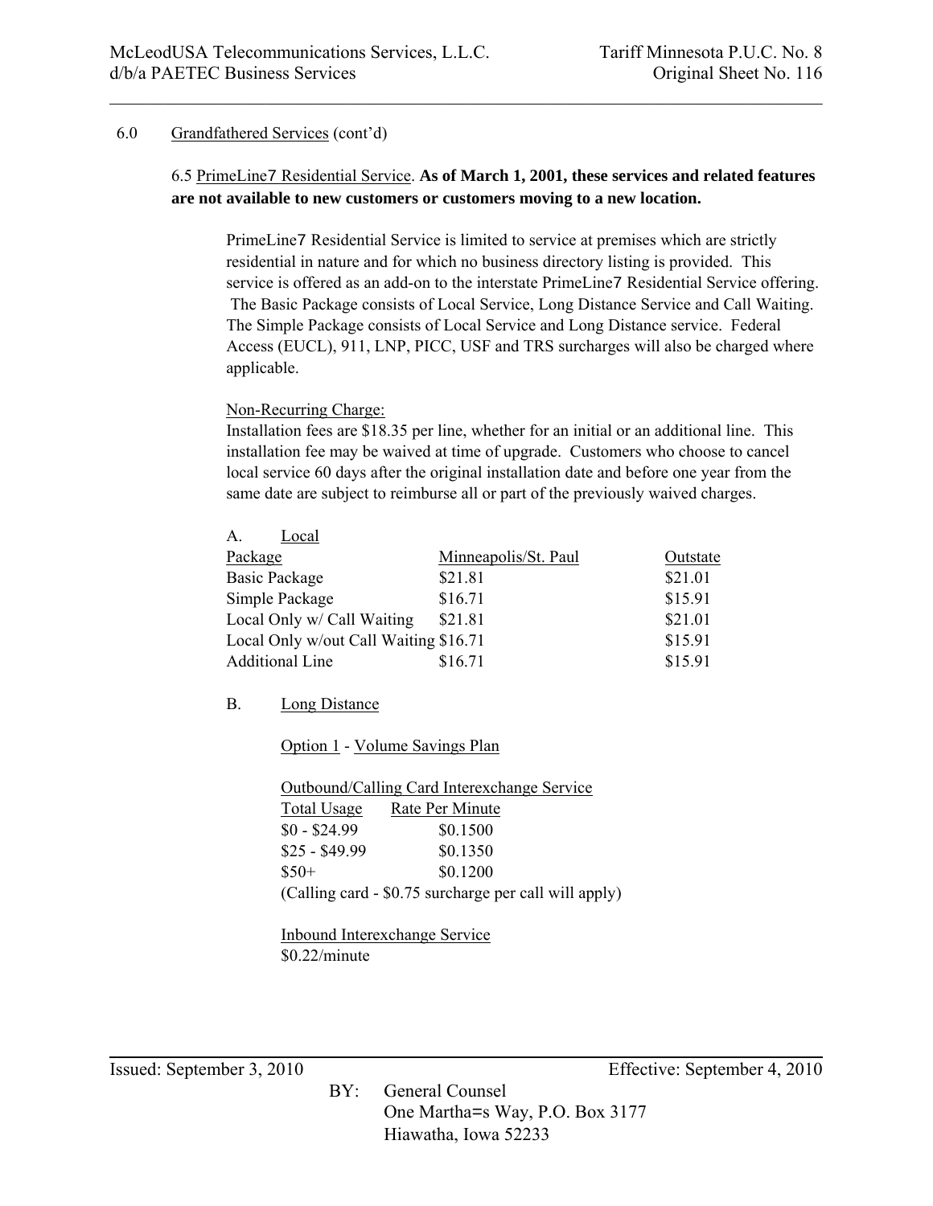6.0 Grandfathered Services (cont'd)

6.5 PrimeLine7 Residential Service. **As of March 1, 2001, these services and related features are not available to new customers or customers moving to a new location.**

PrimeLine7 Residential Service is limited to service at premises which are strictly residential in nature and for which no business directory listing is provided. This service is offered as an add-on to the interstate PrimeLine7 Residential Service offering. The Basic Package consists of Local Service, Long Distance Service and Call Waiting. The Simple Package consists of Local Service and Long Distance service. Federal Access (EUCL), 911, LNP, PICC, USF and TRS surcharges will also be charged where applicable.

Non-Recurring Charge:
Installation fees are $18.35 per line, whether for an initial or an additional line. This installation fee may be waived at time of upgrade. Customers who choose to cancel local service 60 days after the original installation date and before one year from the same date are subject to reimburse all or part of the previously waived charges.

A. Local

| Package | Minneapolis/St. Paul | Outstate |
|---|---|---|
| Basic Package | $21.81 | $21.01 |
| Simple Package | $16.71 | $15.91 |
| Local Only w/ Call Waiting | $21.81 | $21.01 |
| Local Only w/out Call Waiting | $16.71 | $15.91 |
| Additional Line | $16.71 | $15.91 |

B. Long Distance

Option 1 - Volume Savings Plan

Outbound/Calling Card Interexchange Service

| Total Usage | Rate Per Minute |
|---|---|
| $0 - $24.99 | $0.1500 |
| $25 - $49.99 | $0.1350 |
| $50+ | $0.1200 |

(Calling card - $0.75 surcharge per call will apply)

Inbound Interexchange Service
$0.22/minute

Issued: September 3, 2010 Effective: September 4, 2010

BY: General Counsel
One Martha=s Way, P.O. Box 3177
Hiawatha, Iowa 52233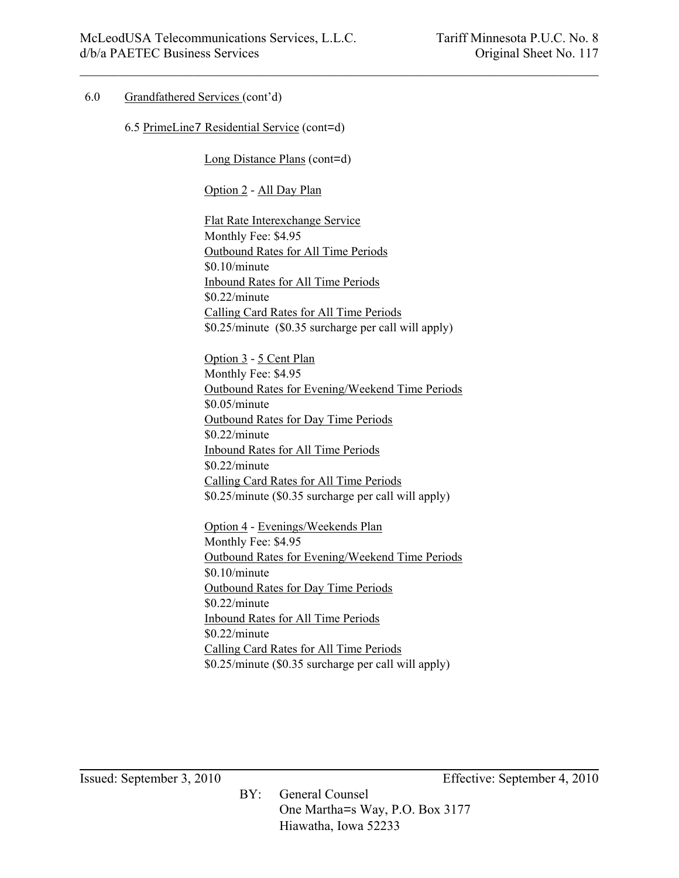6.0 Grandfathered Services (cont'd)

6.5 PrimeLine7 Residential Service (cont=d)

Long Distance Plans (cont=d)

Option 2 - All Day Plan

Flat Rate Interexchange Service
Monthly Fee: $4.95
Outbound Rates for All Time Periods
$0.10/minute
Inbound Rates for All Time Periods
$0.22/minute
Calling Card Rates for All Time Periods
$0.25/minute ($0.35 surcharge per call will apply)

Option 3 - 5 Cent Plan
Monthly Fee: $4.95
Outbound Rates for Evening/Weekend Time Periods
$0.05/minute
Outbound Rates for Day Time Periods
$0.22/minute
Inbound Rates for All Time Periods
$0.22/minute
Calling Card Rates for All Time Periods
$0.25/minute ($0.35 surcharge per call will apply)

Option 4 - Evenings/Weekends Plan
Monthly Fee: $4.95
Outbound Rates for Evening/Weekend Time Periods
$0.10/minute
Outbound Rates for Day Time Periods
$0.22/minute
Inbound Rates for All Time Periods
$0.22/minute
Calling Card Rates for All Time Periods
$0.25/minute ($0.35 surcharge per call will apply)

Issued: September 3, 2010 Effective: September 4, 2010

BY: General Counsel
One Martha=s Way, P.O. Box 3177
Hiawatha, Iowa 52233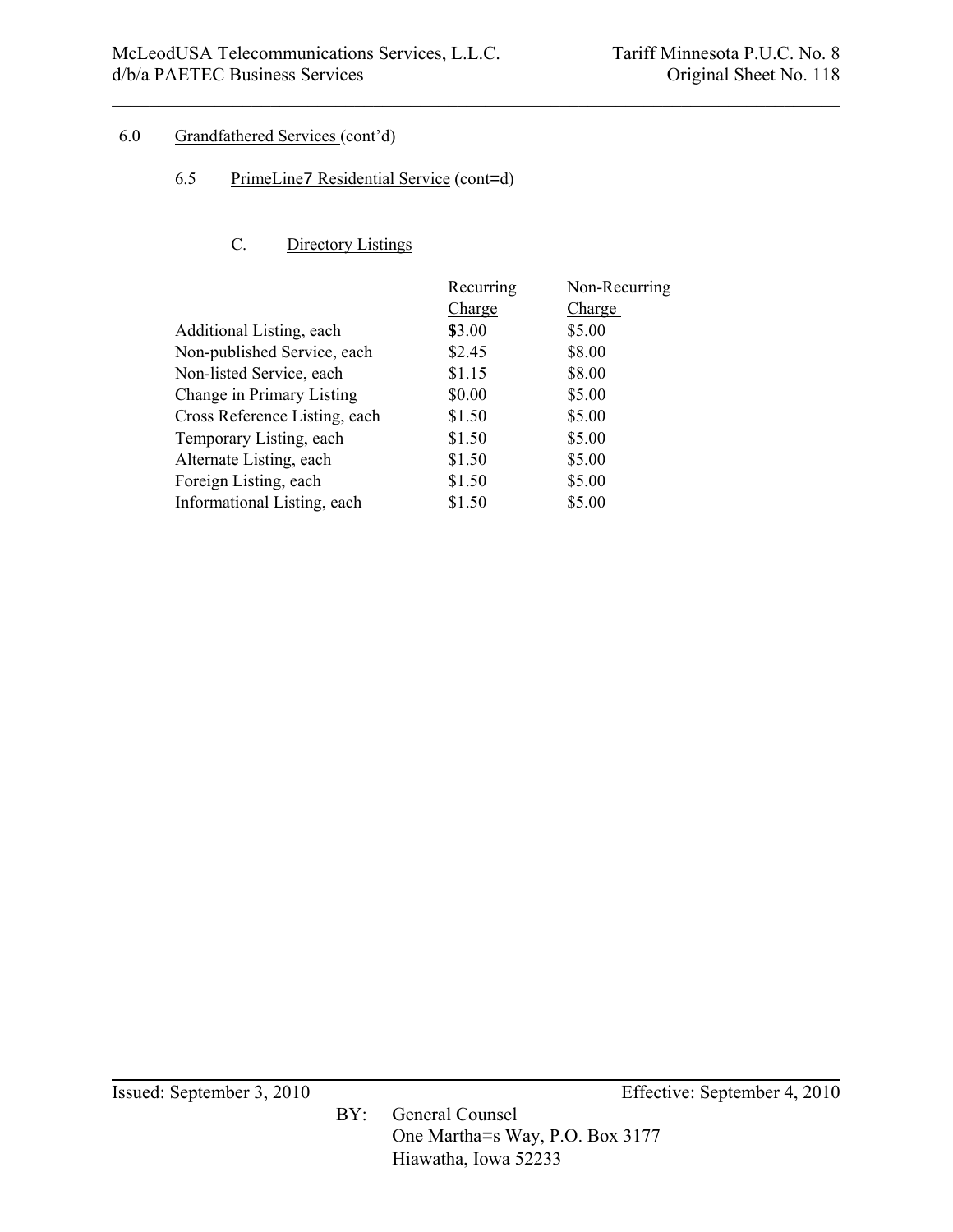6.0 Grandfathered Services (cont'd)

6.5 PrimeLine7 Residential Service (cont=d)

C. Directory Listings

| | Recurring Charge | Non-Recurring Charge |
|---|---|---|
| Additional Listing, each | $3.00 | $5.00 |
| Non-published Service, each | $2.45 | $8.00 |
| Non-listed Service, each | $1.15 | $8.00 |
| Change in Primary Listing | $0.00 | $5.00 |
| Cross Reference Listing, each | $1.50 | $5.00 |
| Temporary Listing, each | $1.50 | $5.00 |
| Alternate Listing, each | $1.50 | $5.00 |
| Foreign Listing, each | $1.50 | $5.00 |
| Informational Listing, each | $1.50 | $5.00 |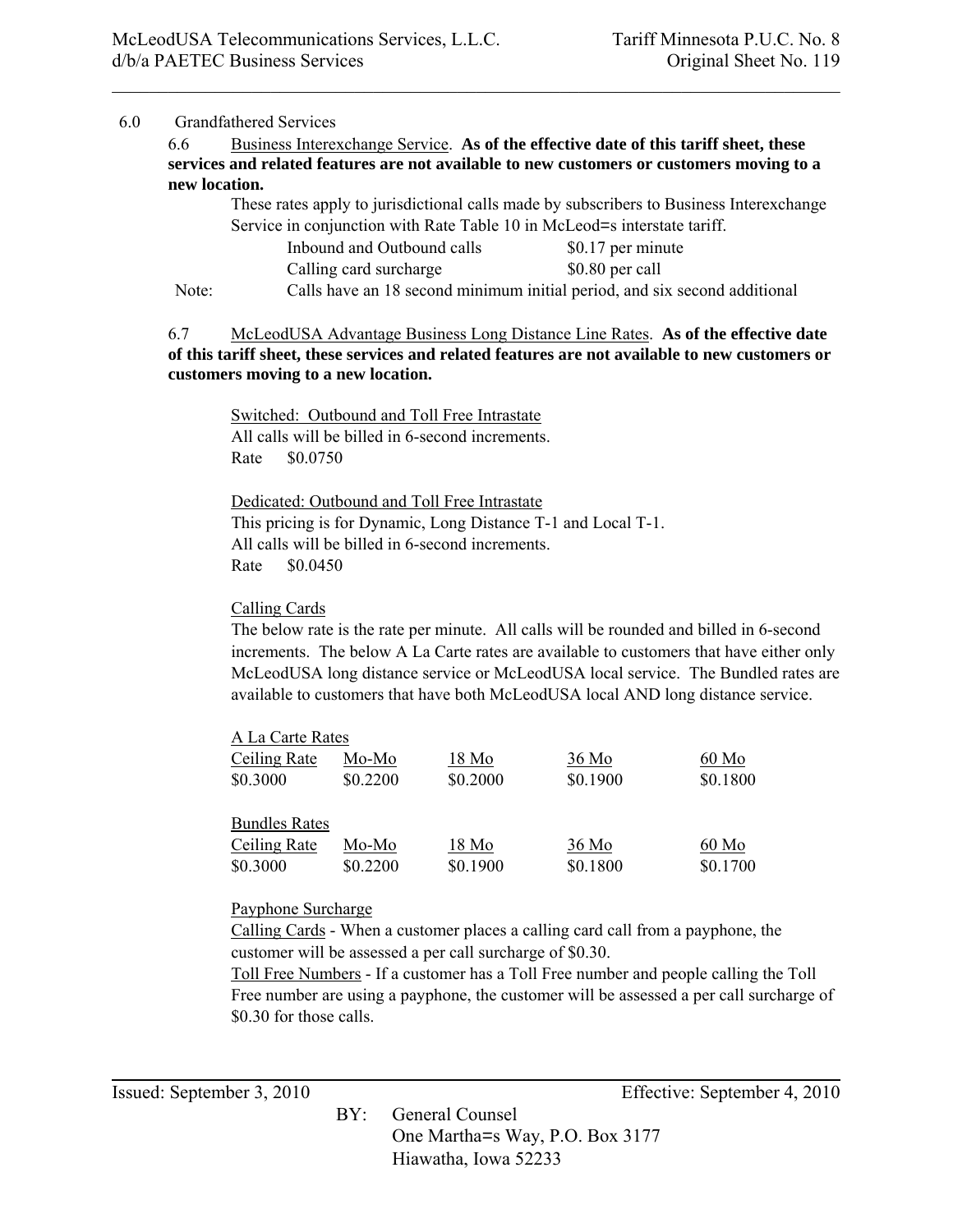6.0 Grandfathered Services

6.6 Business Interexchange Service. **As of the effective date of this tariff sheet, these services and related features are not available to new customers or customers moving to a new location.**

These rates apply to jurisdictional calls made by subscribers to Business Interexchange Service in conjunction with Rate Table 10 in McLeod=s interstate tariff.

| | |
|---|---|
| Inbound and Outbound calls | $0.17 per minute |
| Calling card surcharge | $0.80 per call |

Note: Calls have an 18 second minimum initial period, and six second additional

6.7 McLeodUSA Advantage Business Long Distance Line Rates. **As of the effective date of this tariff sheet, these services and related features are not available to new customers or customers moving to a new location.**

Switched: Outbound and Toll Free Intrastate
All calls will be billed in 6-second increments.
Rate $0.0750

Dedicated: Outbound and Toll Free Intrastate
This pricing is for Dynamic, Long Distance T-1 and Local T-1.
All calls will be billed in 6-second increments.
Rate $0.0450

Calling Cards
The below rate is the rate per minute. All calls will be rounded and billed in 6-second increments. The below A La Carte rates are available to customers that have either only McLeodUSA long distance service or McLeodUSA local service. The Bundled rates are available to customers that have both McLeodUSA local AND long distance service.

A La Carte Rates

| Ceiling Rate | Mo-Mo | 18 Mo | 36 Mo | 60 Mo |
|---|---|---|---|---|
| $0.3000 | $0.2200 | $0.2000 | $0.1900 | $0.1800 |

Bundles Rates

| Ceiling Rate | Mo-Mo | 18 Mo | 36 Mo | 60 Mo |
|---|---|---|---|---|
| $0.3000 | $0.2200 | $0.1900 | $0.1800 | $0.1700 |

Payphone Surcharge
Calling Cards - When a customer places a calling card call from a payphone, the customer will be assessed a per call surcharge of $0.30.
Toll Free Numbers - If a customer has a Toll Free number and people calling the Toll Free number are using a payphone, the customer will be assessed a per call surcharge of $0.30 for those calls.

Issued: September 3, 2010 Effective: September 4, 2010

BY: General Counsel
One Martha=s Way, P.O. Box 3177
Hiawatha, Iowa 52233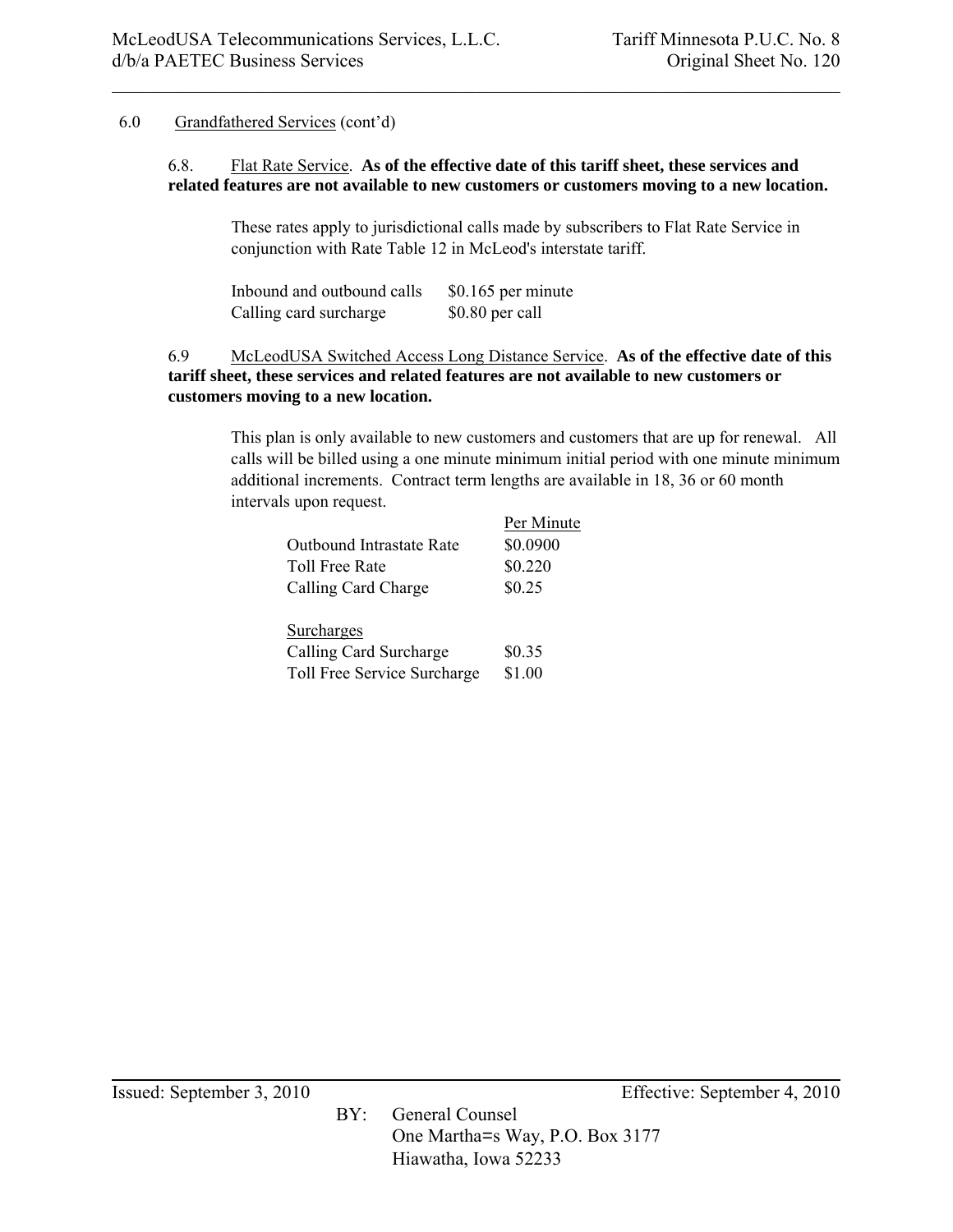6.0 Grandfathered Services (cont'd)

6.8. Flat Rate Service. **As of the effective date of this tariff sheet, these services and related features are not available to new customers or customers moving to a new location.**

These rates apply to jurisdictional calls made by subscribers to Flat Rate Service in conjunction with Rate Table 12 in McLeod's interstate tariff.

| | |
|---|---|
| Inbound and outbound calls | $0.165 per minute |
| Calling card surcharge | $0.80 per call |

6.9 McLeodUSA Switched Access Long Distance Service. **As of the effective date of this tariff sheet, these services and related features are not available to new customers or customers moving to a new location.**

This plan is only available to new customers and customers that are up for renewal. All calls will be billed using a one minute minimum initial period with one minute minimum additional increments. Contract term lengths are available in 18, 36 or 60 month intervals upon request.

| | Per Minute |
|---|---|
| Outbound Intrastate Rate | $0.0900 |
| Toll Free Rate | $0.220 |
| Calling Card Charge | $0.25 |
| | |
| Surcharges | |
| Calling Card Surcharge | $0.35 |
| Toll Free Service Surcharge | $1.00 |

Issued: September 3, 2010 Effective: September 4, 2010

BY: General Counsel
One Martha=s Way, P.O. Box 3177
Hiawatha, Iowa 52233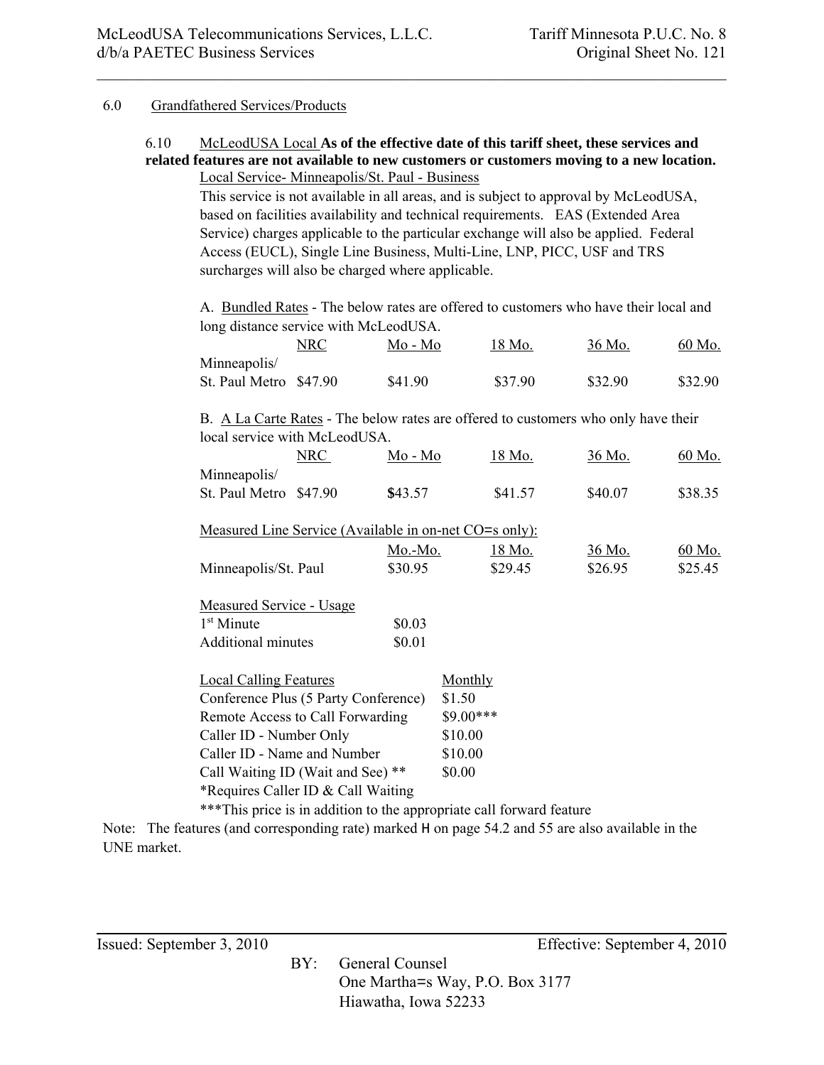## 6.0 Grandfathered Services/Products

### 6.10 McLeodUSA Local **As of the effective date of this tariff sheet, these services and related features are not available to new customers or customers moving to a new location.**

Local Service- Minneapolis/St. Paul - Business

This service is not available in all areas, and is subject to approval by McLeodUSA, based on facilities availability and technical requirements. EAS (Extended Area Service) charges applicable to the particular exchange will also be applied. Federal Access (EUCL), Single Line Business, Multi-Line, LNP, PICC, USF and TRS surcharges will also be charged where applicable.

A. Bundled Rates - The below rates are offered to customers who have their local and long distance service with McLeodUSA.

| | NRC | Mo - Mo | 18 Mo. | 36 Mo. | 60 Mo. |
|---|---|---|---|---|---|
| Minneapolis/ St. Paul Metro | $47.90 | $41.90 | $37.90 | $32.90 | $32.90 |

B. A La Carte Rates - The below rates are offered to customers who only have their local service with McLeodUSA.

| | NRC | Mo - Mo | 18 Mo. | 36 Mo. | 60 Mo. |
|---|---|---|---|---|---|
| Minneapolis/ St. Paul Metro | $47.90 | $43.57 | $41.57 | $40.07 | $38.35 |

Measured Line Service (Available in on-net CO=s only):

| | Mo.-Mo. | 18 Mo. | 36 Mo. | 60 Mo. |
|---|---|---|---|---|
| Minneapolis/St. Paul | $30.95 | $29.45 | $26.95 | $25.45 |

| Measured Service - Usage | |
|---|---|
| 1st Minute | $0.03 |
| Additional minutes | $0.01 |

| Local Calling Features | Monthly |
|---|---|
| Conference Plus (5 Party Conference) | $1.50 |
| Remote Access to Call Forwarding | $9.00*** |
| Caller ID - Number Only | $10.00 |
| Caller ID - Name and Number | $10.00 |
| Call Waiting ID (Wait and See) ** | $0.00 |

*Requires Caller ID & Call Waiting

***This price is in addition to the appropriate call forward feature

Note: The features (and corresponding rate) marked H on page 54.2 and 55 are also available in the UNE market.

Issued: September 3, 2010 Effective: September 4, 2010

BY: General Counsel
One Martha=s Way, P.O. Box 3177
Hiawatha, Iowa 52233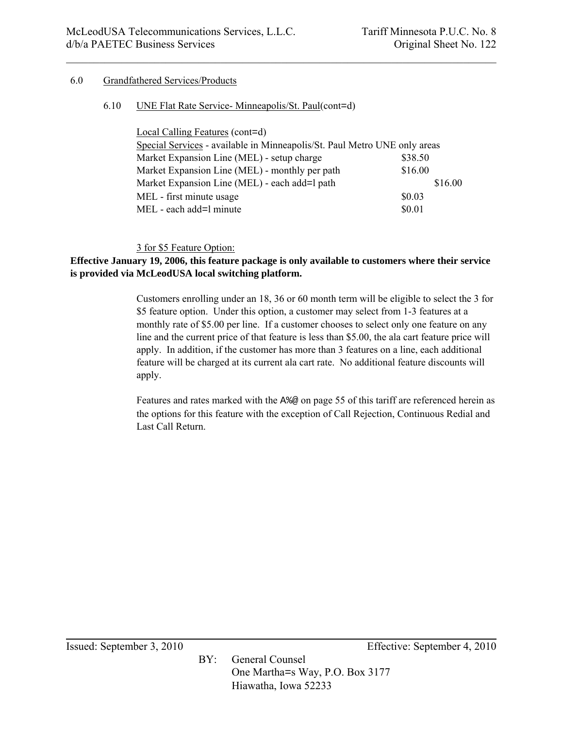6.0 Grandfathered Services/Products

6.10 UNE Flat Rate Service- Minneapolis/St. Paul(cont=d)

Local Calling Features (cont=d)

Special Services - available in Minneapolis/St. Paul Metro UNE only areas

| | |
|---|---|
| Market Expansion Line (MEL) - setup charge | $38.50 |
| Market Expansion Line (MEL) - monthly per path | $16.00 |
| Market Expansion Line (MEL) - each add=l path | $16.00 |
| MEL - first minute usage | $0.03 |
| MEL - each add=l minute | $0.01 |

3 for $5 Feature Option:

**Effective January 19, 2006, this feature package is only available to customers where their service is provided via McLeodUSA local switching platform.**

Customers enrolling under an 18, 36 or 60 month term will be eligible to select the 3 for $5 feature option. Under this option, a customer may select from 1-3 features at a monthly rate of $5.00 per line. If a customer chooses to select only one feature on any line and the current price of that feature is less than $5.00, the ala cart feature price will apply. In addition, if the customer has more than 3 features on a line, each additional feature will be charged at its current ala cart rate. No additional feature discounts will apply.

Features and rates marked with the A%@ on page 55 of this tariff are referenced herein as the options for this feature with the exception of Call Rejection, Continuous Redial and Last Call Return.

Issued: September 3, 2010 Effective: September 4, 2010

BY: General Counsel
One Martha=s Way, P.O. Box 3177
Hiawatha, Iowa 52233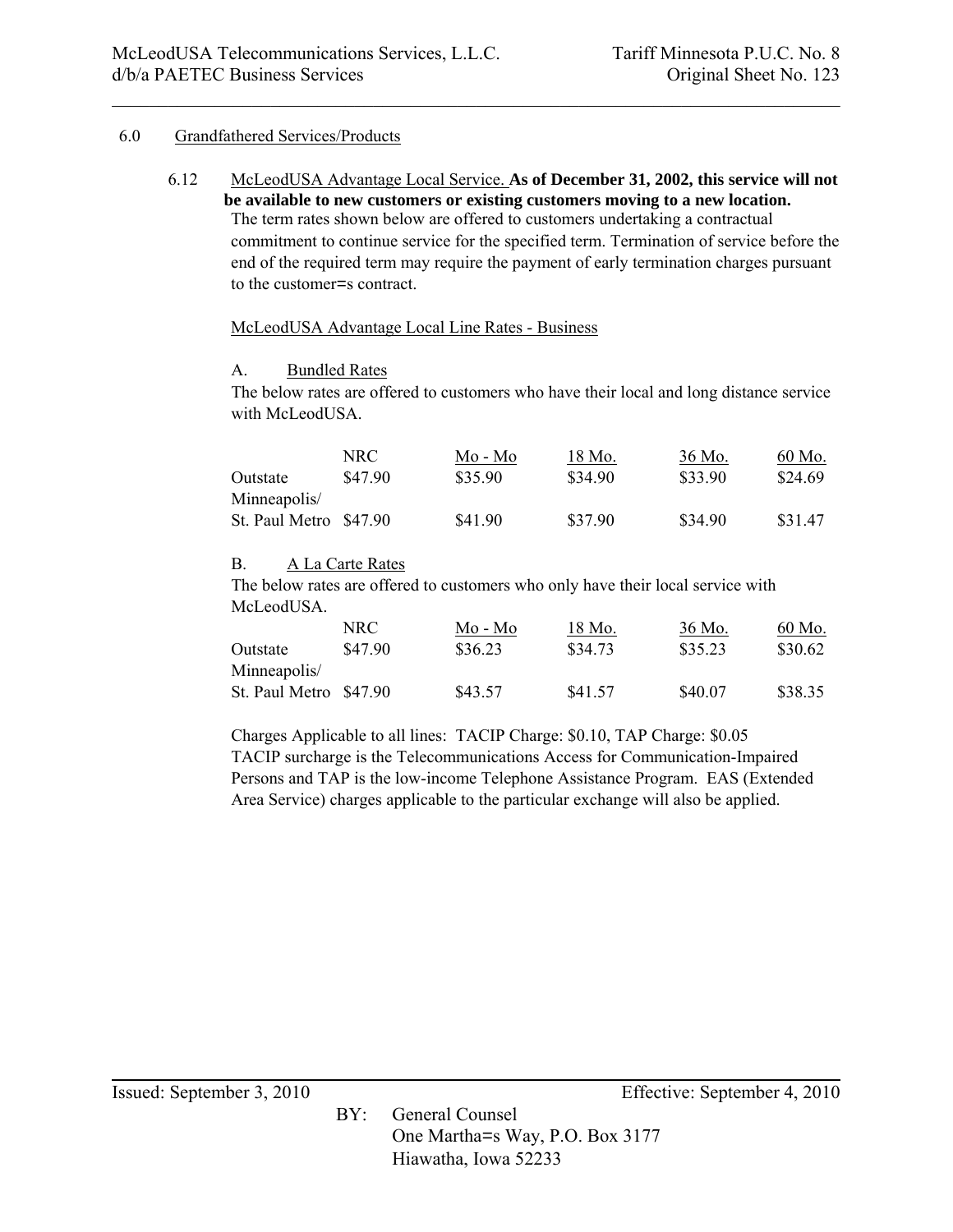## 6.0 Grandfathered Services/Products

### 6.12 McLeodUSA Advantage Local Service. **As of December 31, 2002, this service will not be available to new customers or existing customers moving to a new location.**

The term rates shown below are offered to customers undertaking a contractual commitment to continue service for the specified term. Termination of service before the end of the required term may require the payment of early termination charges pursuant to the customer=s contract.

McLeodUSA Advantage Local Line Rates - Business

A. Bundled Rates

The below rates are offered to customers who have their local and long distance service with McLeodUSA.

| | NRC | Mo - Mo | 18 Mo. | 36 Mo. | 60 Mo. |
|---|---|---|---|---|---|
| Outstate | $47.90 | $35.90 | $34.90 | $33.90 | $24.69 |
| Minneapolis/ St. Paul Metro | $47.90 | $41.90 | $37.90 | $34.90 | $31.47 |

B. A La Carte Rates

The below rates are offered to customers who only have their local service with McLeodUSA.

| | NRC | Mo - Mo | 18 Mo. | 36 Mo. | 60 Mo. |
|---|---|---|---|---|---|
| Outstate | $47.90 | $36.23 | $34.73 | $35.23 | $30.62 |
| Minneapolis/ St. Paul Metro | $47.90 | $43.57 | $41.57 | $40.07 | $38.35 |

Charges Applicable to all lines: TACIP Charge: $0.10, TAP Charge: $0.05
TACIP surcharge is the Telecommunications Access for Communication-Impaired Persons and TAP is the low-income Telephone Assistance Program. EAS (Extended Area Service) charges applicable to the particular exchange will also be applied.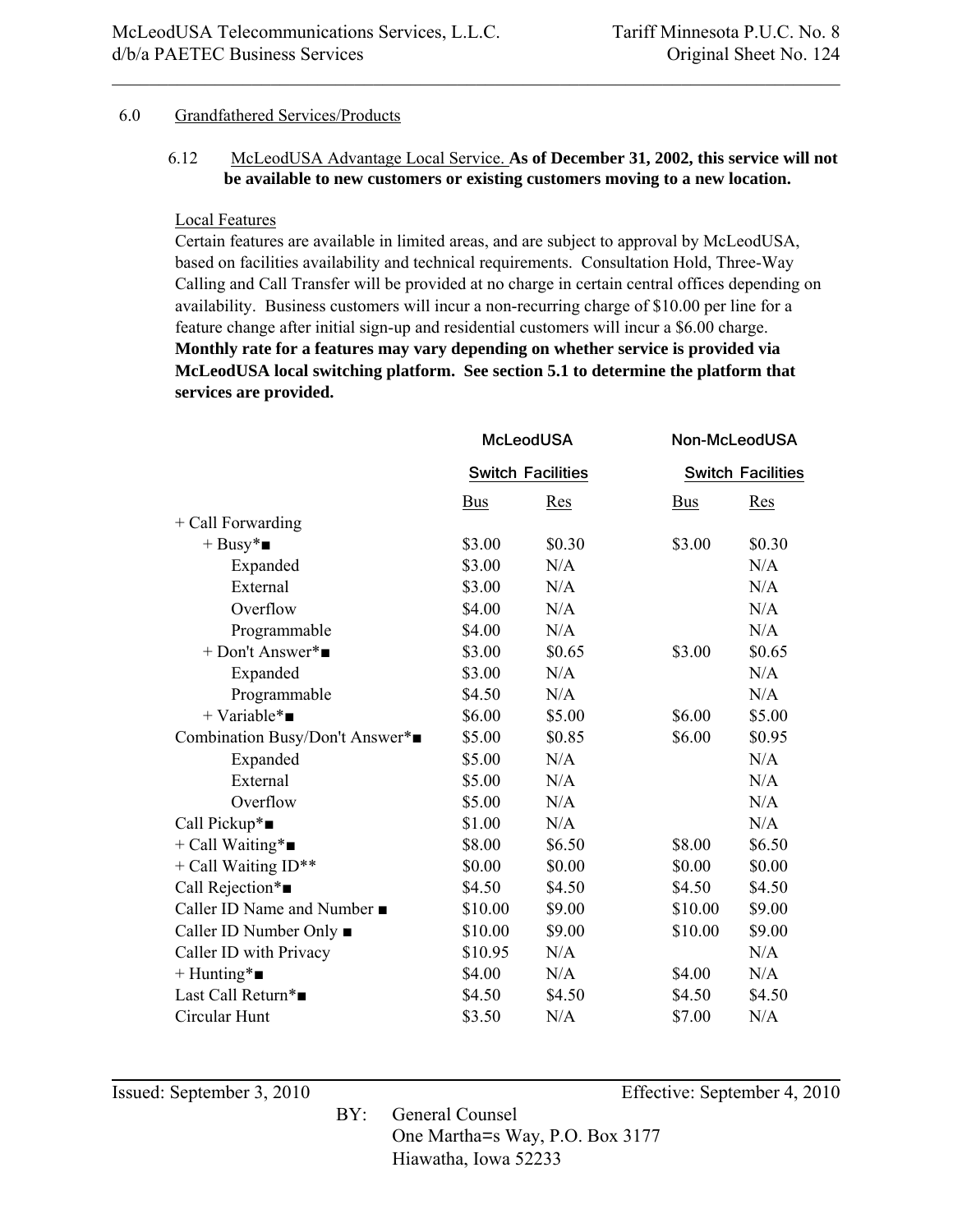## 6.0 Grandfathered Services/Products

### 6.12 McLeodUSA Advantage Local Service. **As of December 31, 2002, this service will not be available to new customers or existing customers moving to a new location.**

Local Features

Certain features are available in limited areas, and are subject to approval by McLeodUSA, based on facilities availability and technical requirements. Consultation Hold, Three-Way Calling and Call Transfer will be provided at no charge in certain central offices depending on availability. Business customers will incur a non-recurring charge of $10.00 per line for a feature change after initial sign-up and residential customers will incur a $6.00 charge. **Monthly rate for a features may vary depending on whether service is provided via McLeodUSA local switching platform. See section 5.1 to determine the platform that services are provided.**

| | McLeodUSA Switch Facilities | | Non-McLeodUSA Switch Facilities | |
|---|---|---|---|---|
| | Bus | Res | Bus | Res |
| + Call Forwarding | | | | |
| + Busy*■ | $3.00 | $0.30 | $3.00 | $0.30 |
| Expanded | $3.00 | N/A | | N/A |
| External | $3.00 | N/A | | N/A |
| Overflow | $4.00 | N/A | | N/A |
| Programmable | $4.00 | N/A | | N/A |
| + Don't Answer*■ | $3.00 | $0.65 | $3.00 | $0.65 |
| Expanded | $3.00 | N/A | | N/A |
| Programmable | $4.50 | N/A | | N/A |
| + Variable*■ | $6.00 | $5.00 | $6.00 | $5.00 |
| Combination Busy/Don't Answer*■ | $5.00 | $0.85 | $6.00 | $0.95 |
| Expanded | $5.00 | N/A | | N/A |
| External | $5.00 | N/A | | N/A |
| Overflow | $5.00 | N/A | | N/A |
| Call Pickup*■ | $1.00 | N/A | | N/A |
| + Call Waiting*■ | $8.00 | $6.50 | $8.00 | $6.50 |
| + Call Waiting ID** | $0.00 | $0.00 | $0.00 | $0.00 |
| Call Rejection*■ | $4.50 | $4.50 | $4.50 | $4.50 |
| Caller ID Name and Number ■ | $10.00 | $9.00 | $10.00 | $9.00 |
| Caller ID Number Only ■ | $10.00 | $9.00 | $10.00 | $9.00 |
| Caller ID with Privacy | $10.95 | N/A | | N/A |
| + Hunting*■ | $4.00 | N/A | $4.00 | N/A |
| Last Call Return*■ | $4.50 | $4.50 | $4.50 | $4.50 |
| Circular Hunt | $3.50 | N/A | $7.00 | N/A |

Issued: September 3, 2010 Effective: September 4, 2010

BY: General Counsel
One Martha=s Way, P.O. Box 3177
Hiawatha, Iowa 52233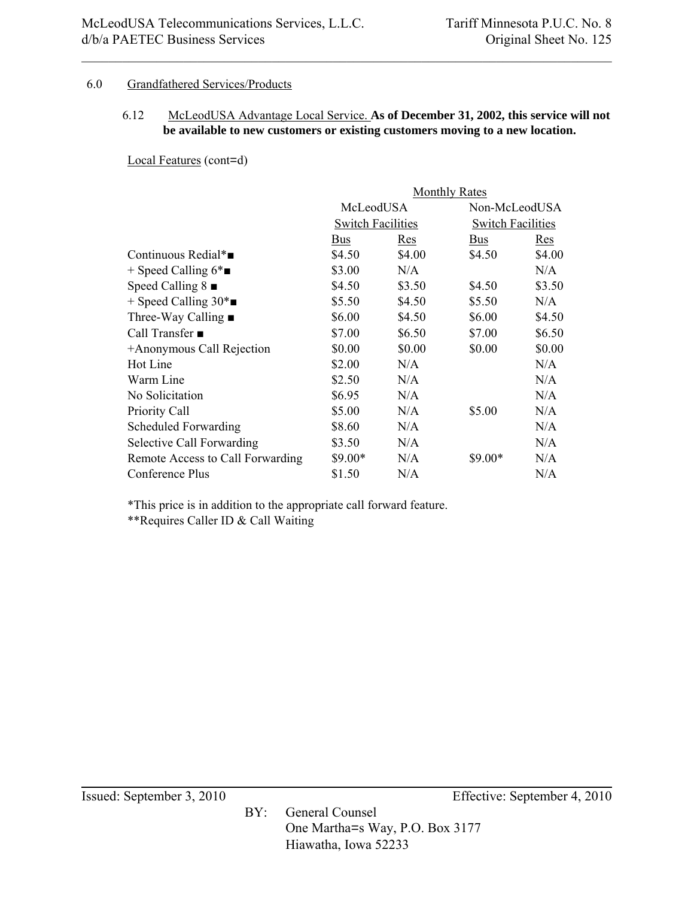## 6.0 Grandfathered Services/Products

### 6.12 McLeodUSA Advantage Local Service. **As of December 31, 2002, this service will not be available to new customers or existing customers moving to a new location.**

Local Features (cont=d)

| | Monthly Rates | | | |
|---|---|---|---|---|
| | McLeodUSA Switch Facilities | | Non-McLeodUSA Switch Facilities | |
| | Bus | Res | Bus | Res |
| Continuous Redial*■ | $4.50 | $4.00 | $4.50 | $4.00 |
| + Speed Calling 6*■ | $3.00 | N/A | | N/A |
| Speed Calling 8 ■ | $4.50 | $3.50 | $4.50 | $3.50 |
| + Speed Calling 30*■ | $5.50 | $4.50 | $5.50 | N/A |
| Three-Way Calling ■ | $6.00 | $4.50 | $6.00 | $4.50 |
| Call Transfer ■ | $7.00 | $6.50 | $7.00 | $6.50 |
| +Anonymous Call Rejection | $0.00 | $0.00 | $0.00 | $0.00 |
| Hot Line | $2.00 | N/A | | N/A |
| Warm Line | $2.50 | N/A | | N/A |
| No Solicitation | $6.95 | N/A | | N/A |
| Priority Call | $5.00 | N/A | $5.00 | N/A |
| Scheduled Forwarding | $8.60 | N/A | | N/A |
| Selective Call Forwarding | $3.50 | N/A | | N/A |
| Remote Access to Call Forwarding | $9.00* | N/A | $9.00* | N/A |
| Conference Plus | $1.50 | N/A | | N/A |

*This price is in addition to the appropriate call forward feature.

**Requires Caller ID & Call Waiting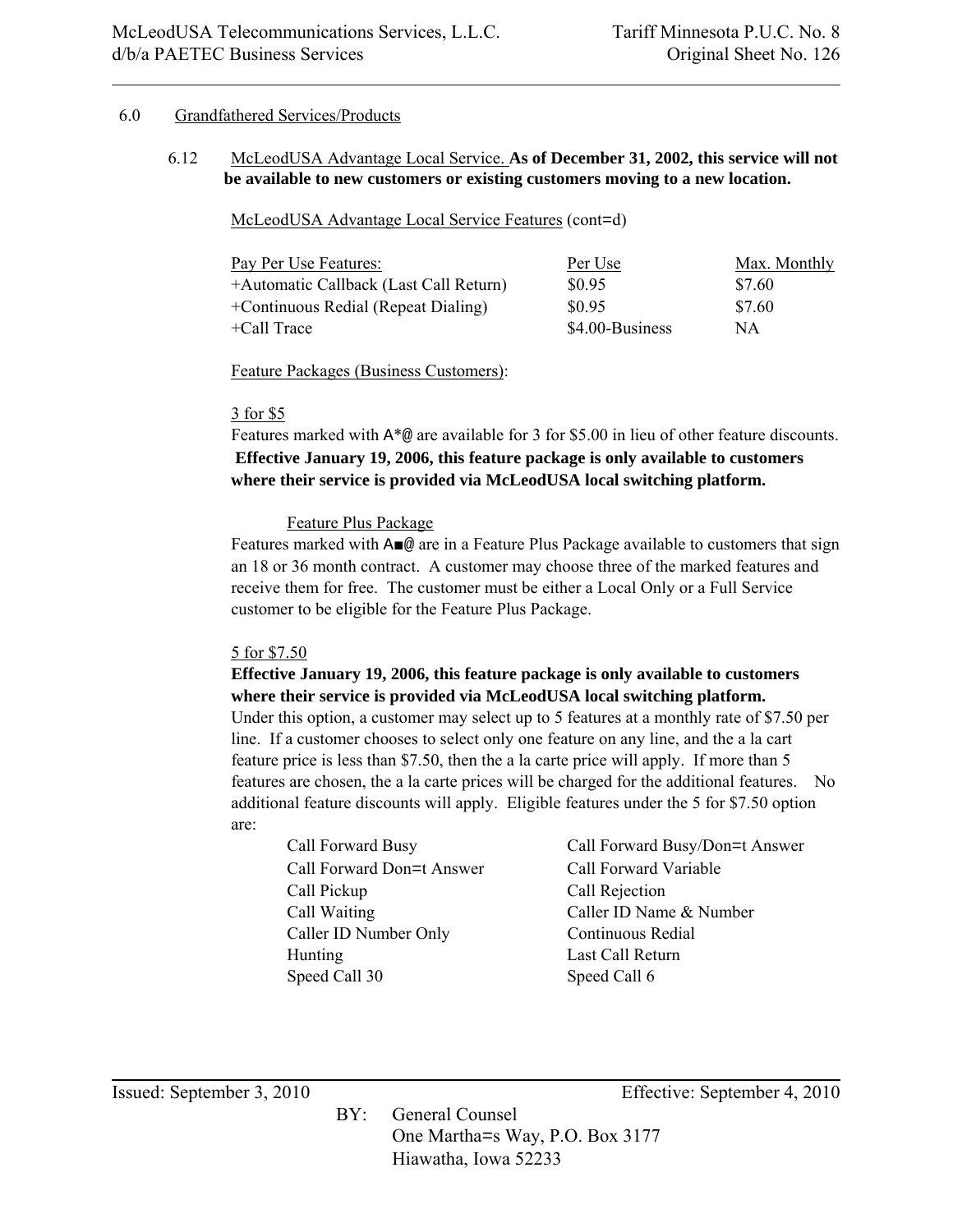## 6.0 Grandfathered Services/Products

### 6.12 McLeodUSA Advantage Local Service. **As of December 31, 2002, this service will not be available to new customers or existing customers moving to a new location.**

McLeodUSA Advantage Local Service Features (cont=d)

| Pay Per Use Features: | Per Use | Max. Monthly |
|---|---|---|
| +Automatic Callback (Last Call Return) | $0.95 | $7.60 |
| +Continuous Redial (Repeat Dialing) | $0.95 | $7.60 |
| +Call Trace | $4.00-Business | NA |

Feature Packages (Business Customers):

3 for $5

Features marked with A*@ are available for 3 for $5.00 in lieu of other feature discounts. **Effective January 19, 2006, this feature package is only available to customers where their service is provided via McLeodUSA local switching platform.**

Feature Plus Package

Features marked with A■@ are in a Feature Plus Package available to customers that sign an 18 or 36 month contract. A customer may choose three of the marked features and receive them for free. The customer must be either a Local Only or a Full Service customer to be eligible for the Feature Plus Package.

5 for $7.50

**Effective January 19, 2006, this feature package is only available to customers where their service is provided via McLeodUSA local switching platform.**

Under this option, a customer may select up to 5 features at a monthly rate of $7.50 per line. If a customer chooses to select only one feature on any line, and the a la cart feature price is less than $7.50, then the a la carte price will apply. If more than 5 features are chosen, the a la carte prices will be charged for the additional features. No additional feature discounts will apply. Eligible features under the 5 for $7.50 option are:

- Call Forward Busy
- Call Forward Busy/Don=t Answer
- Call Forward Don=t Answer
- Call Forward Variable
- Call Pickup
- Call Rejection
- Call Waiting
- Caller ID Name & Number
- Caller ID Number Only
- Continuous Redial
- Hunting
- Last Call Return
- Speed Call 30
- Speed Call 6

Issued: September 3, 2010 Effective: September 4, 2010

BY: General Counsel
One Martha=s Way, P.O. Box 3177
Hiawatha, Iowa 52233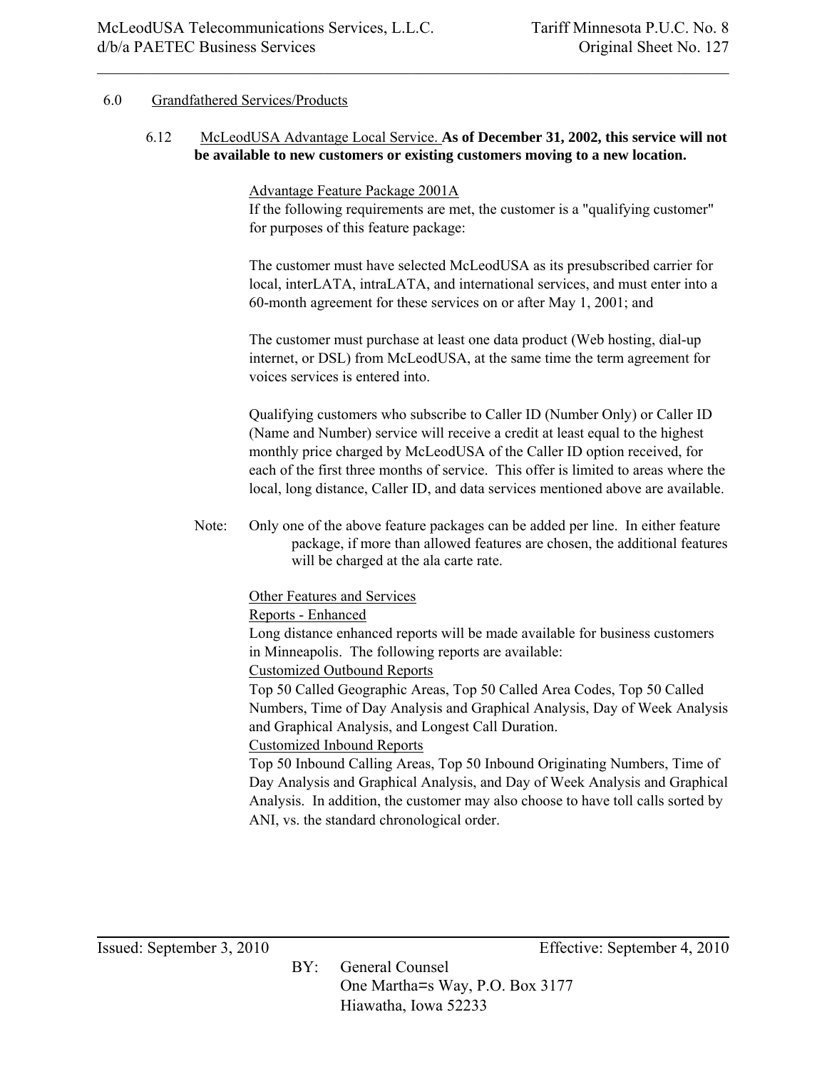6.0 Grandfathered Services/Products

6.12 McLeodUSA Advantage Local Service. **As of December 31, 2002, this service will not be available to new customers or existing customers moving to a new location.**

Advantage Feature Package 2001A

If the following requirements are met, the customer is a "qualifying customer" for purposes of this feature package:

The customer must have selected McLeodUSA as its presubscribed carrier for local, interLATA, intraLATA, and international services, and must enter into a 60-month agreement for these services on or after May 1, 2001; and

The customer must purchase at least one data product (Web hosting, dial-up internet, or DSL) from McLeodUSA, at the same time the term agreement for voices services is entered into.

Qualifying customers who subscribe to Caller ID (Number Only) or Caller ID (Name and Number) service will receive a credit at least equal to the highest monthly price charged by McLeodUSA of the Caller ID option received, for each of the first three months of service. This offer is limited to areas where the local, long distance, Caller ID, and data services mentioned above are available.

Note: Only one of the above feature packages can be added per line. In either feature package, if more than allowed features are chosen, the additional features will be charged at the ala carte rate.

Other Features and Services

Reports - Enhanced

Long distance enhanced reports will be made available for business customers in Minneapolis. The following reports are available:

Customized Outbound Reports

Top 50 Called Geographic Areas, Top 50 Called Area Codes, Top 50 Called Numbers, Time of Day Analysis and Graphical Analysis, Day of Week Analysis and Graphical Analysis, and Longest Call Duration.

Customized Inbound Reports

Top 50 Inbound Calling Areas, Top 50 Inbound Originating Numbers, Time of Day Analysis and Graphical Analysis, and Day of Week Analysis and Graphical Analysis. In addition, the customer may also choose to have toll calls sorted by ANI, vs. the standard chronological order.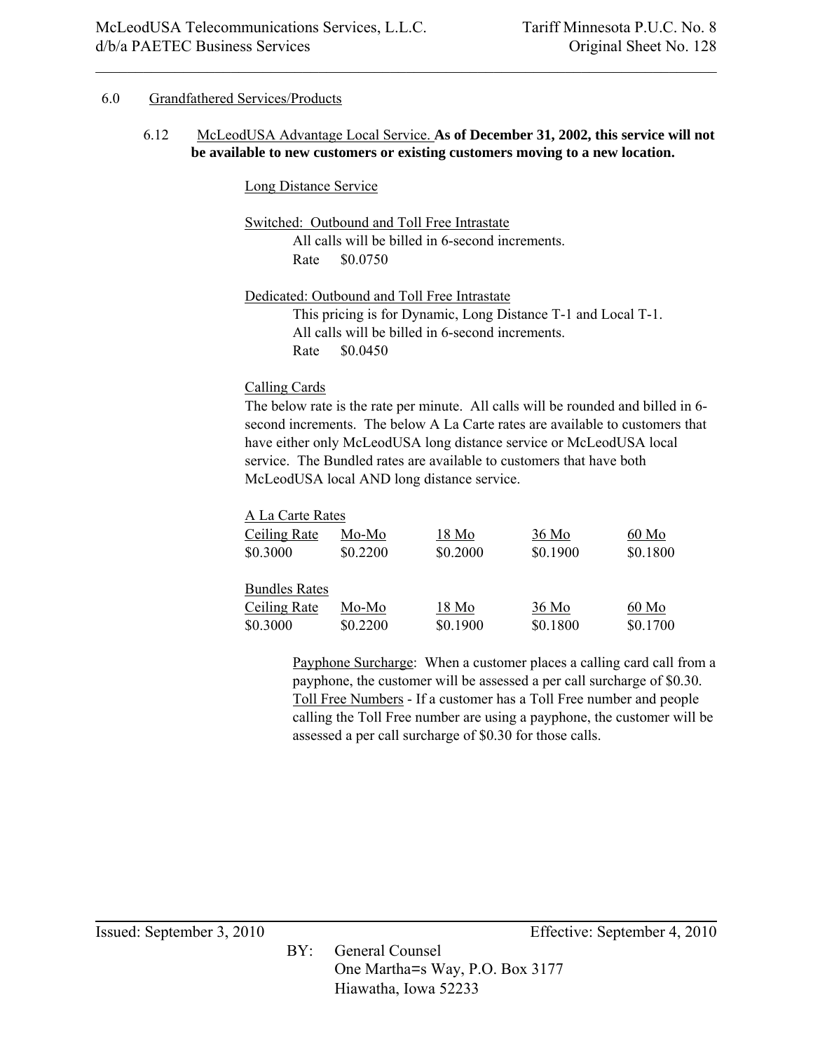6.0 Grandfathered Services/Products

6.12 McLeodUSA Advantage Local Service. **As of December 31, 2002, this service will not be available to new customers or existing customers moving to a new location.**

Long Distance Service

Switched: Outbound and Toll Free Intrastate

All calls will be billed in 6-second increments.

Rate $0.0750

Dedicated: Outbound and Toll Free Intrastate

This pricing is for Dynamic, Long Distance T-1 and Local T-1.

All calls will be billed in 6-second increments.

Rate $0.0450

Calling Cards

The below rate is the rate per minute. All calls will be rounded and billed in 6-second increments. The below A La Carte rates are available to customers that have either only McLeodUSA long distance service or McLeodUSA local service. The Bundled rates are available to customers that have both McLeodUSA local AND long distance service.

A La Carte Rates

| Ceiling Rate | Mo-Mo | 18 Mo | 36 Mo | 60 Mo |
|---|---|---|---|---|
| $0.3000 | $0.2200 | $0.2000 | $0.1900 | $0.1800 |

Bundles Rates

| Ceiling Rate | Mo-Mo | 18 Mo | 36 Mo | 60 Mo |
|---|---|---|---|---|
| $0.3000 | $0.2200 | $0.1900 | $0.1800 | $0.1700 |

Payphone Surcharge: When a customer places a calling card call from a payphone, the customer will be assessed a per call surcharge of $0.30. Toll Free Numbers - If a customer has a Toll Free number and people calling the Toll Free number are using a payphone, the customer will be assessed a per call surcharge of $0.30 for those calls.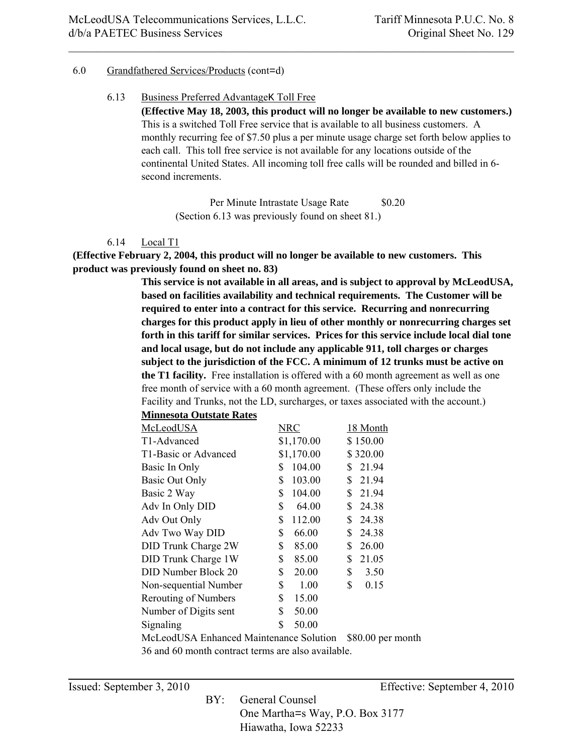6.0 Grandfathered Services/Products (cont=d)

6.13 Business Preferred AdvantageK Toll Free

**(Effective May 18, 2003, this product will no longer be available to new customers.)** This is a switched Toll Free service that is available to all business customers. A monthly recurring fee of $7.50 plus a per minute usage charge set forth below applies to each call. This toll free service is not available for any locations outside of the continental United States. All incoming toll free calls will be rounded and billed in 6-second increments.

Per Minute Intrastate Usage Rate $0.20

(Section 6.13 was previously found on sheet 81.)

6.14 Local T1

**(Effective February 2, 2004, this product will no longer be available to new customers. This product was previously found on sheet no. 83)**

**This service is not available in all areas, and is subject to approval by McLeodUSA, based on facilities availability and technical requirements. The Customer will be required to enter into a contract for this service. Recurring and nonrecurring charges for this product apply in lieu of other monthly or nonrecurring charges set forth in this tariff for similar services. Prices for this service include local dial tone and local usage, but do not include any applicable 911, toll charges or charges subject to the jurisdiction of the FCC. A minimum of 12 trunks must be active on the T1 facility.** Free installation is offered with a 60 month agreement as well as one free month of service with a 60 month agreement. (These offers only include the Facility and Trunks, not the LD, surcharges, or taxes associated with the account.)

**Minnesota Outstate Rates**

| McLeodUSA | NRC | 18 Month |
|---|---|---|
| T1-Advanced | $1,170.00 | $ 150.00 |
| T1-Basic or Advanced | $1,170.00 | $ 320.00 |
| Basic In Only | $ 104.00 | $ 21.94 |
| Basic Out Only | $ 103.00 | $ 21.94 |
| Basic 2 Way | $ 104.00 | $ 21.94 |
| Adv In Only DID | $ 64.00 | $ 24.38 |
| Adv Out Only | $ 112.00 | $ 24.38 |
| Adv Two Way DID | $ 66.00 | $ 24.38 |
| DID Trunk Charge 2W | $ 85.00 | $ 26.00 |
| DID Trunk Charge 1W | $ 85.00 | $ 21.05 |
| DID Number Block 20 | $ 20.00 | $ 3.50 |
| Non-sequential Number | $ 1.00 | $ 0.15 |
| Rerouting of Numbers | $ 15.00 | |
| Number of Digits sent | $ 50.00 | |
| Signaling | $ 50.00 | |

McLeodUSA Enhanced Maintenance Solution $80.00 per month

36 and 60 month contract terms are also available.

Issued: September 3, 2010 Effective: September 4, 2010

BY: General Counsel
One Martha=s Way, P.O. Box 3177
Hiawatha, Iowa 52233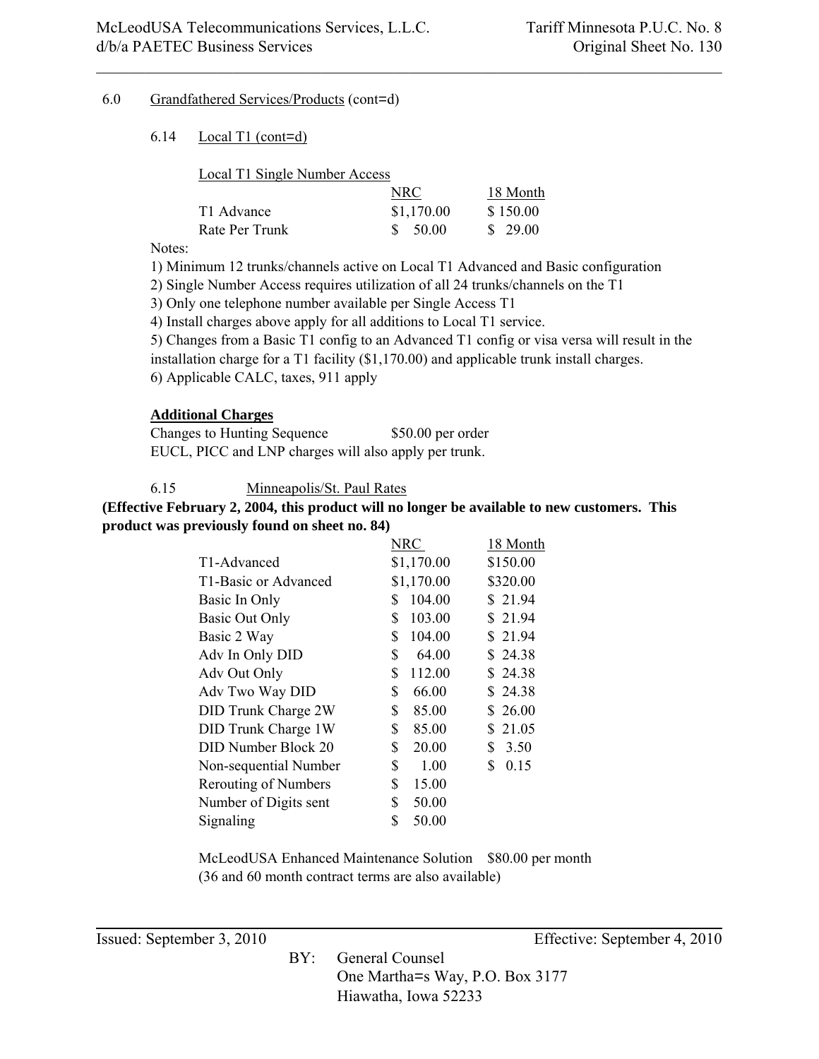6.0 Grandfathered Services/Products (cont=d)

6.14 Local T1 (cont=d)

Local T1 Single Number Access

| | NRC | 18 Month |
|---|---|---|
| T1 Advance | $1,170.00 | $ 150.00 |
| Rate Per Trunk | $ 50.00 | $ 29.00 |

Notes:

1) Minimum 12 trunks/channels active on Local T1 Advanced and Basic configuration
2) Single Number Access requires utilization of all 24 trunks/channels on the T1
3) Only one telephone number available per Single Access T1
4) Install charges above apply for all additions to Local T1 service.
5) Changes from a Basic T1 config to an Advanced T1 config or visa versa will result in the installation charge for a T1 facility ($1,170.00) and applicable trunk install charges.
6) Applicable CALC, taxes, 911 apply

**Additional Charges**

Changes to Hunting Sequence $50.00 per order

EUCL, PICC and LNP charges will also apply per trunk.

6.15 Minneapolis/St. Paul Rates

**(Effective February 2, 2004, this product will no longer be available to new customers. This product was previously found on sheet no. 84)**

| | NRC | 18 Month |
|---|---|---|
| T1-Advanced | $1,170.00 | $150.00 |
| T1-Basic or Advanced | $1,170.00 | $320.00 |
| Basic In Only | $ 104.00 | $ 21.94 |
| Basic Out Only | $ 103.00 | $ 21.94 |
| Basic 2 Way | $ 104.00 | $ 21.94 |
| Adv In Only DID | $ 64.00 | $ 24.38 |
| Adv Out Only | $ 112.00 | $ 24.38 |
| Adv Two Way DID | $ 66.00 | $ 24.38 |
| DID Trunk Charge 2W | $ 85.00 | $ 26.00 |
| DID Trunk Charge 1W | $ 85.00 | $ 21.05 |
| DID Number Block 20 | $ 20.00 | $ 3.50 |
| Non-sequential Number | $ 1.00 | $ 0.15 |
| Rerouting of Numbers | $ 15.00 | |
| Number of Digits sent | $ 50.00 | |
| Signaling | $ 50.00 | |

McLeodUSA Enhanced Maintenance Solution $80.00 per month
(36 and 60 month contract terms are also available)

Issued: September 3, 2010 Effective: September 4, 2010

BY: General Counsel
One Martha=s Way, P.O. Box 3177
Hiawatha, Iowa 52233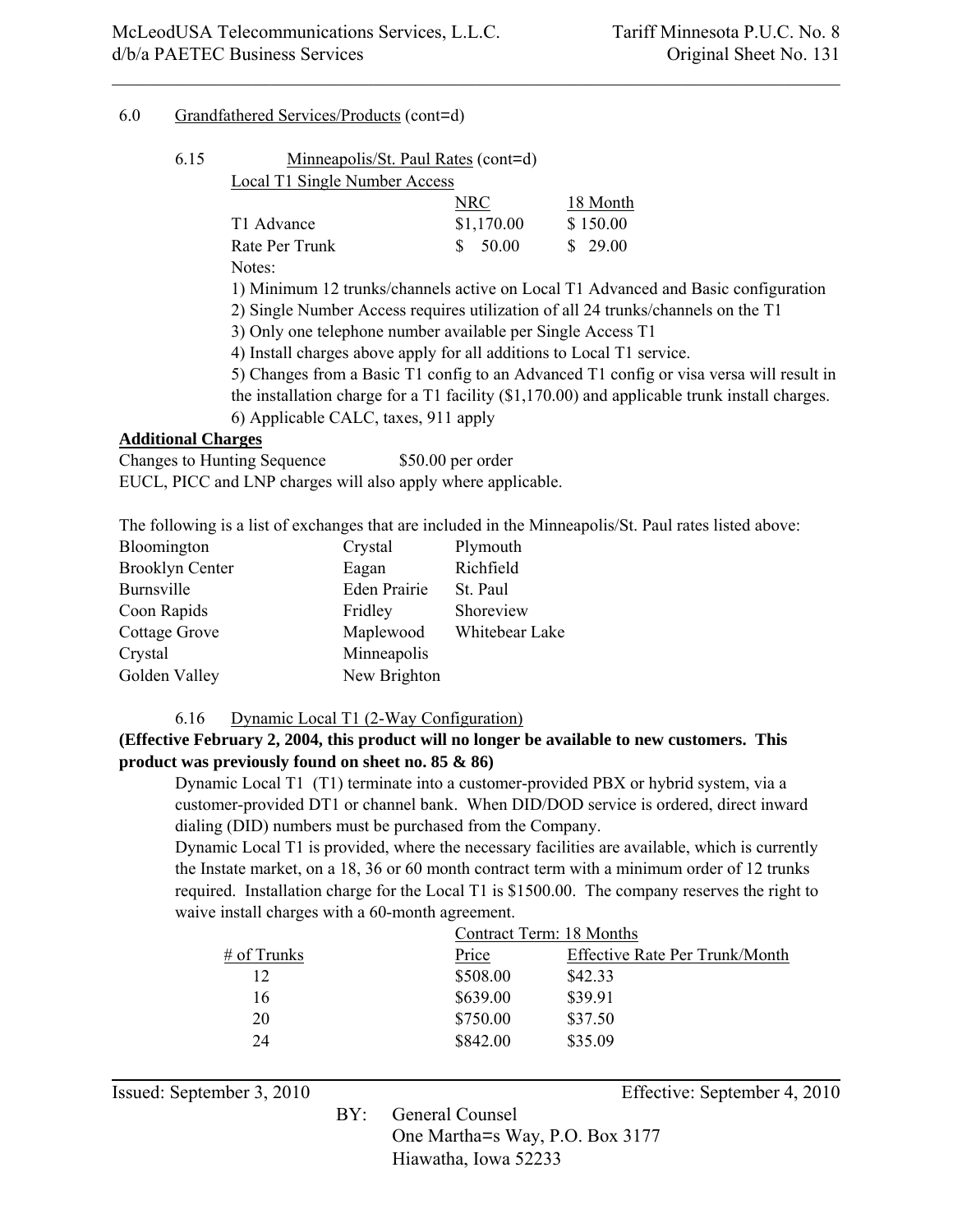6.0 Grandfathered Services/Products (cont=d)

6.15 Minneapolis/St. Paul Rates (cont=d)

Local T1 Single Number Access

| | NRC | 18 Month |
|---|---|---|
| T1 Advance | $1,170.00 | $ 150.00 |
| Rate Per Trunk | $ 50.00 | $ 29.00 |

Notes:

1) Minimum 12 trunks/channels active on Local T1 Advanced and Basic configuration
2) Single Number Access requires utilization of all 24 trunks/channels on the T1
3) Only one telephone number available per Single Access T1
4) Install charges above apply for all additions to Local T1 service.
5) Changes from a Basic T1 config to an Advanced T1 config or visa versa will result in the installation charge for a T1 facility ($1,170.00) and applicable trunk install charges.
6) Applicable CALC, taxes, 911 apply

**Additional Charges**

Changes to Hunting Sequence $50.00 per order

EUCL, PICC and LNP charges will also apply where applicable.

The following is a list of exchanges that are included in the Minneapolis/St. Paul rates listed above:

| | | |
|---|---|---|
| Bloomington | Crystal | Plymouth |
| Brooklyn Center | Eagan | Richfield |
| Burnsville | Eden Prairie | St. Paul |
| Coon Rapids | Fridley | Shoreview |
| Cottage Grove | Maplewood | Whitebear Lake |
| Crystal | Minneapolis | |
| Golden Valley | New Brighton | |

6.16 Dynamic Local T1 (2-Way Configuration)

**(Effective February 2, 2004, this product will no longer be available to new customers. This product was previously found on sheet no. 85 & 86)**

Dynamic Local T1 (T1) terminate into a customer-provided PBX or hybrid system, via a customer-provided DT1 or channel bank. When DID/DOD service is ordered, direct inward dialing (DID) numbers must be purchased from the Company.

Dynamic Local T1 is provided, where the necessary facilities are available, which is currently the Instate market, on a 18, 36 or 60 month contract term with a minimum order of 12 trunks required. Installation charge for the Local T1 is $1500.00. The company reserves the right to waive install charges with a 60-month agreement.

| | Contract Term: 18 Months | |
|---|---|---|
| # of Trunks | Price | Effective Rate Per Trunk/Month |
| 12 | $508.00 | $42.33 |
| 16 | $639.00 | $39.91 |
| 20 | $750.00 | $37.50 |
| 24 | $842.00 | $35.09 |

Issued: September 3, 2010 Effective: September 4, 2010

BY: General Counsel
One Martha=s Way, P.O. Box 3177
Hiawatha, Iowa 52233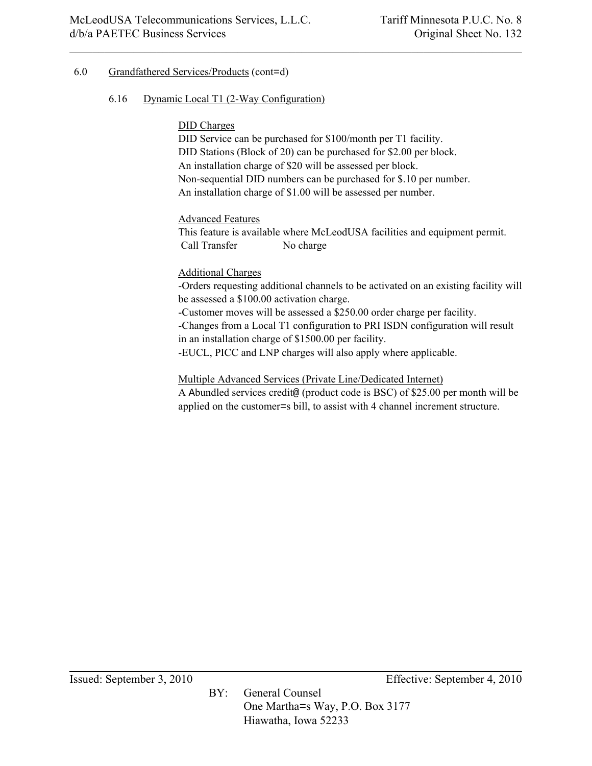6.0 Grandfathered Services/Products (cont=d)

6.16 Dynamic Local T1 (2-Way Configuration)

DID Charges
DID Service can be purchased for $100/month per T1 facility.
DID Stations (Block of 20) can be purchased for $2.00 per block.
An installation charge of $20 will be assessed per block.
Non-sequential DID numbers can be purchased for $.10 per number.
An installation charge of $1.00 will be assessed per number.

Advanced Features
This feature is available where McLeodUSA facilities and equipment permit.
Call Transfer No charge

Additional Charges
-Orders requesting additional channels to be activated on an existing facility will be assessed a $100.00 activation charge.
-Customer moves will be assessed a $250.00 order charge per facility.
-Changes from a Local T1 configuration to PRI ISDN configuration will result in an installation charge of $1500.00 per facility.
-EUCL, PICC and LNP charges will also apply where applicable.

Multiple Advanced Services (Private Line/Dedicated Internet)
A Abundled services credit@ (product code is BSC) of $25.00 per month will be applied on the customer=s bill, to assist with 4 channel increment structure.

Issued: September 3, 2010 Effective: September 4, 2010

BY: General Counsel
One Martha=s Way, P.O. Box 3177
Hiawatha, Iowa 52233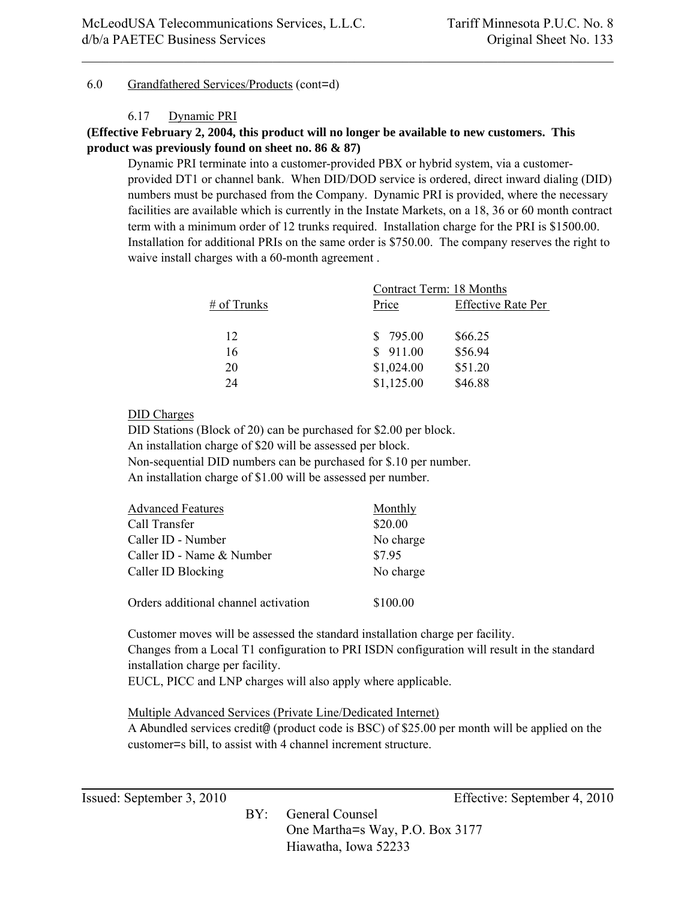6.0 Grandfathered Services/Products (cont=d)

6.17 Dynamic PRI

**(Effective February 2, 2004, this product will no longer be available to new customers. This product was previously found on sheet no. 86 & 87)**

Dynamic PRI terminate into a customer-provided PBX or hybrid system, via a customer-provided DT1 or channel bank. When DID/DOD service is ordered, direct inward dialing (DID) numbers must be purchased from the Company. Dynamic PRI is provided, where the necessary facilities are available which is currently in the Instate Markets, on a 18, 36 or 60 month contract term with a minimum order of 12 trunks required. Installation charge for the PRI is $1500.00. Installation for additional PRIs on the same order is $750.00. The company reserves the right to waive install charges with a 60-month agreement .

| | Contract Term: 18 Months | |
|---|---|---|
| # of Trunks | Price | Effective Rate Per |
| 12 | $ 795.00 | $66.25 |
| 16 | $ 911.00 | $56.94 |
| 20 | $1,024.00 | $51.20 |
| 24 | $1,125.00 | $46.88 |

DID Charges

DID Stations (Block of 20) can be purchased for $2.00 per block.
An installation charge of $20 will be assessed per block.
Non-sequential DID numbers can be purchased for $.10 per number.
An installation charge of $1.00 will be assessed per number.

| Advanced Features | Monthly |
|---|---|
| Call Transfer | $20.00 |
| Caller ID - Number | No charge |
| Caller ID - Name & Number | $7.95 |
| Caller ID Blocking | No charge |
| | |
| Orders additional channel activation | $100.00 |

Customer moves will be assessed the standard installation charge per facility.
Changes from a Local T1 configuration to PRI ISDN configuration will result in the standard installation charge per facility.
EUCL, PICC and LNP charges will also apply where applicable.

Multiple Advanced Services (Private Line/Dedicated Internet)

A Abundled services credit@ (product code is BSC) of $25.00 per month will be applied on the customer=s bill, to assist with 4 channel increment structure.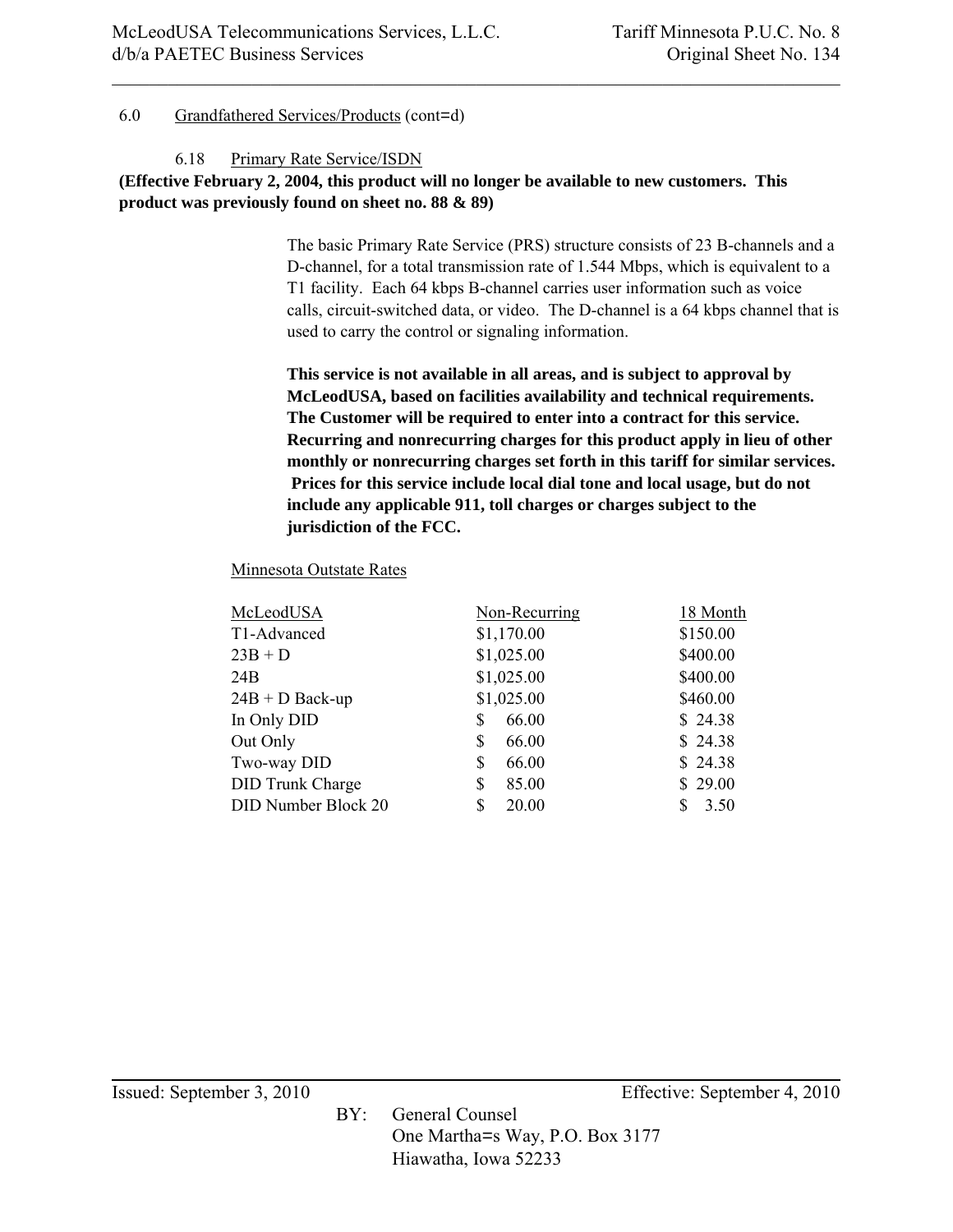6.0 Grandfathered Services/Products (cont=d)

6.18 Primary Rate Service/ISDN

**(Effective February 2, 2004, this product will no longer be available to new customers. This product was previously found on sheet no. 88 & 89)**

The basic Primary Rate Service (PRS) structure consists of 23 B-channels and a D-channel, for a total transmission rate of 1.544 Mbps, which is equivalent to a T1 facility. Each 64 kbps B-channel carries user information such as voice calls, circuit-switched data, or video. The D-channel is a 64 kbps channel that is used to carry the control or signaling information.

**This service is not available in all areas, and is subject to approval by McLeodUSA, based on facilities availability and technical requirements. The Customer will be required to enter into a contract for this service. Recurring and nonrecurring charges for this product apply in lieu of other monthly or nonrecurring charges set forth in this tariff for similar services. Prices for this service include local dial tone and local usage, but do not include any applicable 911, toll charges or charges subject to the jurisdiction of the FCC.**

Minnesota Outstate Rates

| McLeodUSA | Non-Recurring | 18 Month |
|---|---|---|
| T1-Advanced | $1,170.00 | $150.00 |
| 23B + D | $1,025.00 | $400.00 |
| 24B | $1,025.00 | $400.00 |
| 24B + D Back-up | $1,025.00 | $460.00 |
| In Only DID | $ 66.00 | $ 24.38 |
| Out Only | $ 66.00 | $ 24.38 |
| Two-way DID | $ 66.00 | $ 24.38 |
| DID Trunk Charge | $ 85.00 | $ 29.00 |
| DID Number Block 20 | $ 20.00 | $ 3.50 |

Issued: September 3, 2010 Effective: September 4, 2010

BY: General Counsel
One Martha=s Way, P.O. Box 3177
Hiawatha, Iowa 52233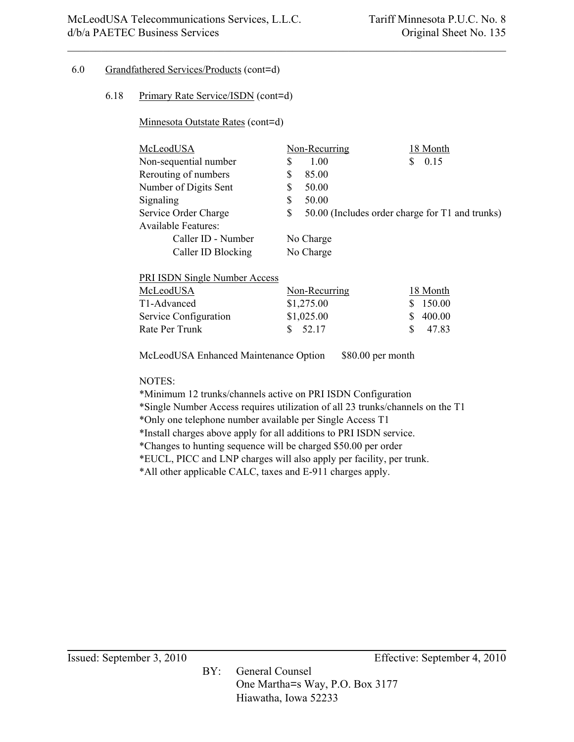6.0 Grandfathered Services/Products (cont=d)

6.18 Primary Rate Service/ISDN (cont=d)

Minnesota Outstate Rates (cont=d)

| McLeodUSA | Non-Recurring | 18 Month |
|---|---|---|
| Non-sequential number | $ 1.00 | $ 0.15 |
| Rerouting of numbers | $ 85.00 | |
| Number of Digits Sent | $ 50.00 | |
| Signaling | $ 50.00 | |
| Service Order Charge | $ 50.00 (Includes order charge for T1 and trunks) | |
| Available Features: | | |
| Caller ID - Number | No Charge | |
| Caller ID Blocking | No Charge | |

PRI ISDN Single Number Access

| McLeodUSA | Non-Recurring | 18 Month |
|---|---|---|
| T1-Advanced | $1,275.00 | $ 150.00 |
| Service Configuration | $1,025.00 | $ 400.00 |
| Rate Per Trunk | $ 52.17 | $ 47.83 |

McLeodUSA Enhanced Maintenance Option $80.00 per month

NOTES:

*Minimum 12 trunks/channels active on PRI ISDN Configuration
*Single Number Access requires utilization of all 23 trunks/channels on the T1
*Only one telephone number available per Single Access T1
*Install charges above apply for all additions to PRI ISDN service.
*Changes to hunting sequence will be charged $50.00 per order
*EUCL, PICC and LNP charges will also apply per facility, per trunk.
*All other applicable CALC, taxes and E-911 charges apply.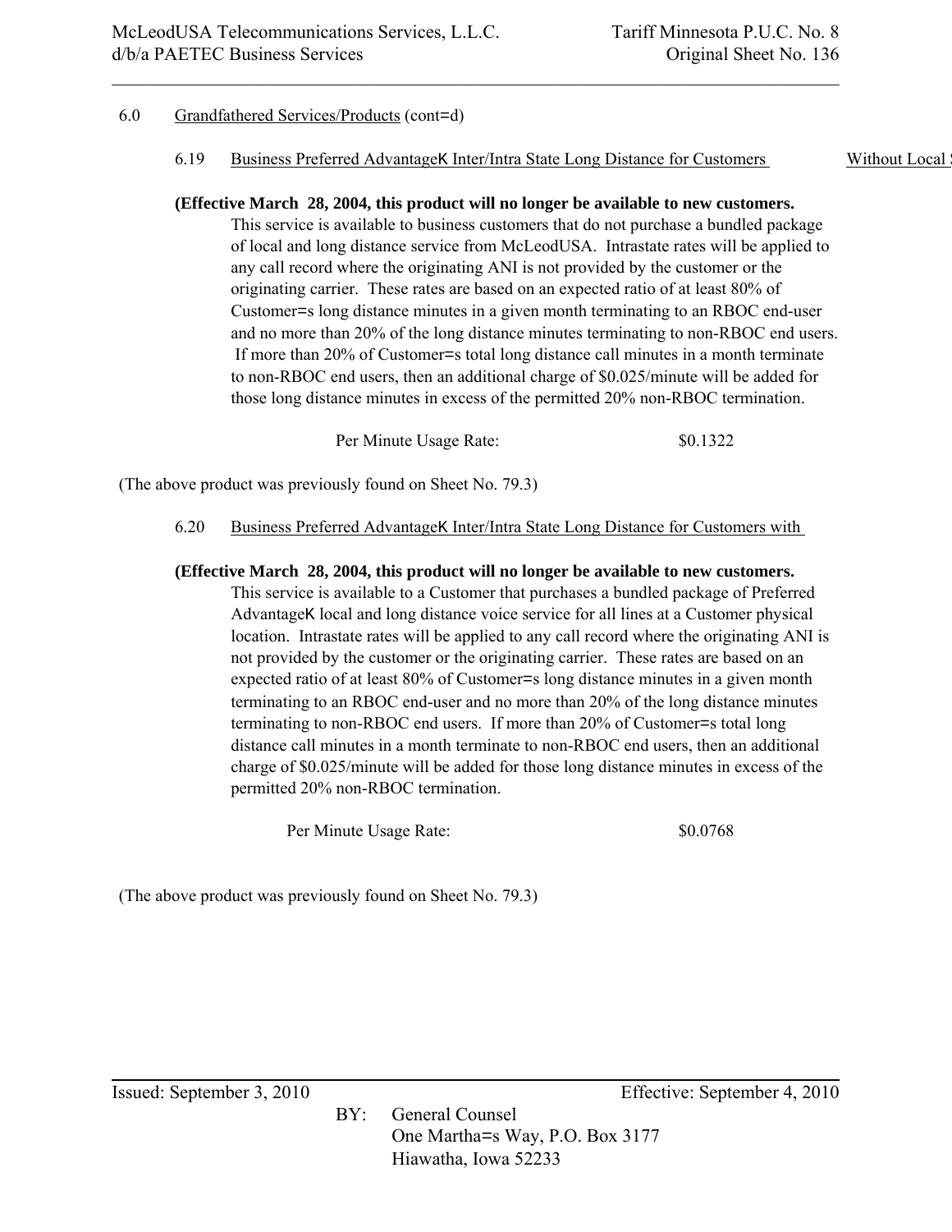6.0 Grandfathered Services/Products (cont=d)

6.19 Business Preferred AdvantageK Inter/Intra State Long Distance for Customers Without Local S

**(Effective March 28, 2004, this product will no longer be available to new customers.**

This service is available to business customers that do not purchase a bundled package of local and long distance service from McLeodUSA. Intrastate rates will be applied to any call record where the originating ANI is not provided by the customer or the originating carrier. These rates are based on an expected ratio of at least 80% of Customer=s long distance minutes in a given month terminating to an RBOC end-user and no more than 20% of the long distance minutes terminating to non-RBOC end users. If more than 20% of Customer=s total long distance call minutes in a month terminate to non-RBOC end users, then an additional charge of $0.025/minute will be added for those long distance minutes in excess of the permitted 20% non-RBOC termination.

| | |
|---|---|
| Per Minute Usage Rate: | $0.1322 |

(The above product was previously found on Sheet No. 79.3)

6.20 Business Preferred AdvantageK Inter/Intra State Long Distance for Customers with

**(Effective March 28, 2004, this product will no longer be available to new customers.**

This service is available to a Customer that purchases a bundled package of Preferred AdvantageK local and long distance voice service for all lines at a Customer physical location. Intrastate rates will be applied to any call record where the originating ANI is not provided by the customer or the originating carrier. These rates are based on an expected ratio of at least 80% of Customer=s long distance minutes in a given month terminating to an RBOC end-user and no more than 20% of the long distance minutes terminating to non-RBOC end users. If more than 20% of Customer=s total long distance call minutes in a month terminate to non-RBOC end users, then an additional charge of $0.025/minute will be added for those long distance minutes in excess of the permitted 20% non-RBOC termination.

| | |
|---|---|
| Per Minute Usage Rate: | $0.0768 |

(The above product was previously found on Sheet No. 79.3)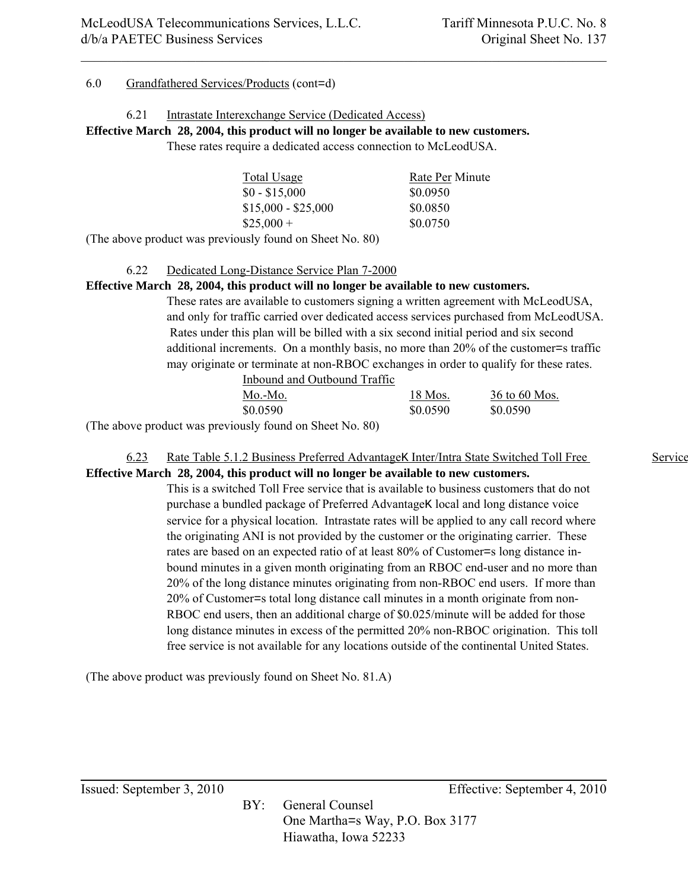6.0 Grandfathered Services/Products (cont=d)

6.21 Intrastate Interexchange Service (Dedicated Access)

**Effective March 28, 2004, this product will no longer be available to new customers.**

These rates require a dedicated access connection to McLeodUSA.

| Total Usage | Rate Per Minute |
|---|---|
| $0 - $15,000 | $0.0950 |
| $15,000 - $25,000 | $0.0850 |
| $25,000 + | $0.0750 |

(The above product was previously found on Sheet No. 80)

6.22 Dedicated Long-Distance Service Plan 7-2000

**Effective March 28, 2004, this product will no longer be available to new customers.**

These rates are available to customers signing a written agreement with McLeodUSA, and only for traffic carried over dedicated access services purchased from McLeodUSA. Rates under this plan will be billed with a six second initial period and six second additional increments. On a monthly basis, no more than 20% of the customer=s traffic may originate or terminate at non-RBOC exchanges in order to qualify for these rates.

| Inbound and Outbound Traffic | | |
|---|---|---|
| Mo.-Mo. | 18 Mos. | 36 to 60 Mos. |
| $0.0590 | $0.0590 | $0.0590 |

(The above product was previously found on Sheet No. 80)

6.23 Rate Table 5.1.2 Business Preferred AdvantageK Inter/Intra State Switched Toll Free Service

**Effective March 28, 2004, this product will no longer be available to new customers.**

This is a switched Toll Free service that is available to business customers that do not purchase a bundled package of Preferred AdvantageK local and long distance voice service for a physical location. Intrastate rates will be applied to any call record where the originating ANI is not provided by the customer or the originating carrier. These rates are based on an expected ratio of at least 80% of Customer=s long distance in-bound minutes in a given month originating from an RBOC end-user and no more than 20% of the long distance minutes originating from non-RBOC end users. If more than 20% of Customer=s total long distance call minutes in a month originate from non-RBOC end users, then an additional charge of $0.025/minute will be added for those long distance minutes in excess of the permitted 20% non-RBOC origination. This toll free service is not available for any locations outside of the continental United States.

(The above product was previously found on Sheet No. 81.A)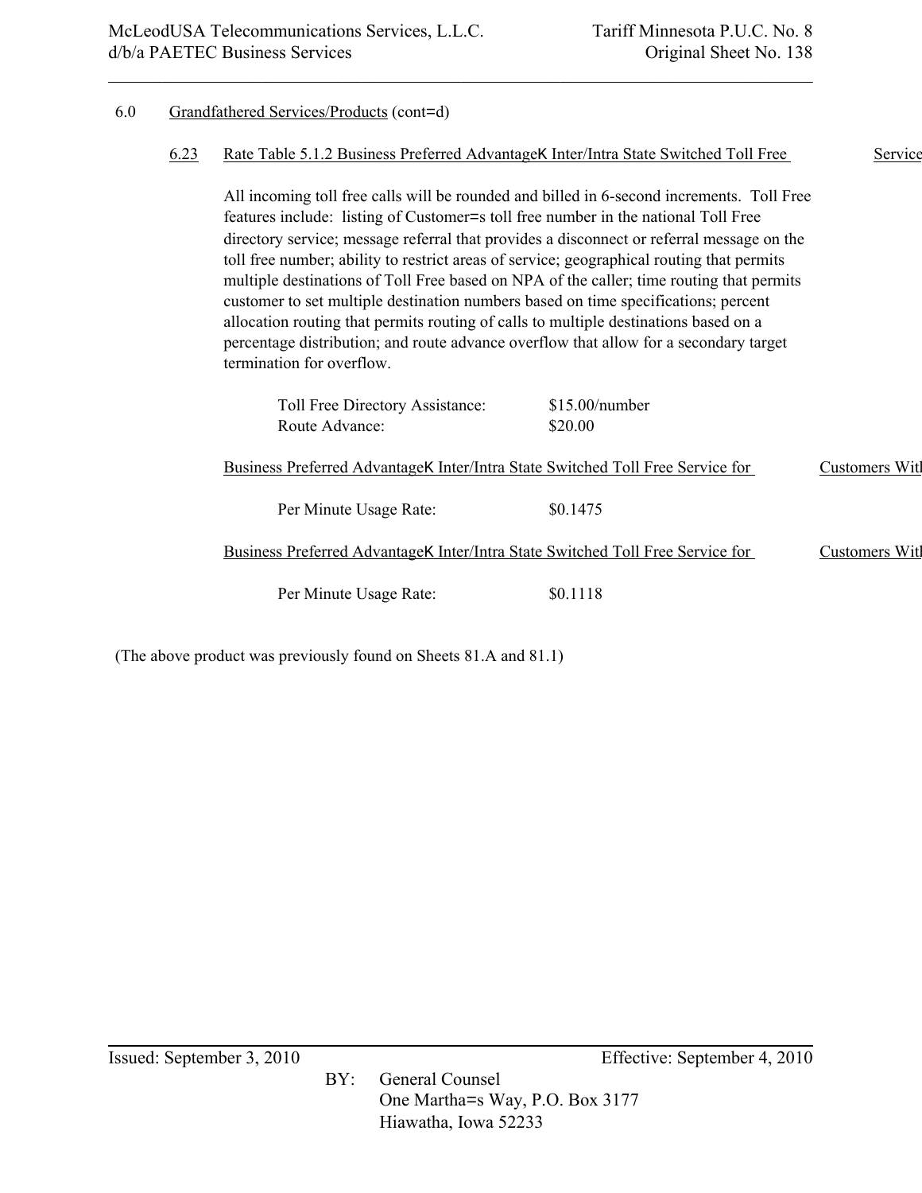## 6.0 Grandfathered Services/Products (cont=d)

### 6.23 Rate Table 5.1.2 Business Preferred AdvantageK Inter/Intra State Switched Toll Free Service

All incoming toll free calls will be rounded and billed in 6-second increments. Toll Free features include: listing of Customer=s toll free number in the national Toll Free directory service; message referral that provides a disconnect or referral message on the toll free number; ability to restrict areas of service; geographical routing that permits multiple destinations of Toll Free based on NPA of the caller; time routing that permits customer to set multiple destination numbers based on time specifications; percent allocation routing that permits routing of calls to multiple destinations based on a percentage distribution; and route advance overflow that allow for a secondary target termination for overflow.

| | |
|---|---|
| Toll Free Directory Assistance: | $15.00/number |
| Route Advance: | $20.00 |

Business Preferred AdvantageK Inter/Intra State Switched Toll Free Service for Customers With

| | |
|---|---|
| Per Minute Usage Rate: | $0.1475 |

Business Preferred AdvantageK Inter/Intra State Switched Toll Free Service for Customers With

| | |
|---|---|
| Per Minute Usage Rate: | $0.1118 |

(The above product was previously found on Sheets 81.A and 81.1)

Issued: September 3, 2010 Effective: September 4, 2010

BY: General Counsel
One Martha=s Way, P.O. Box 3177
Hiawatha, Iowa 52233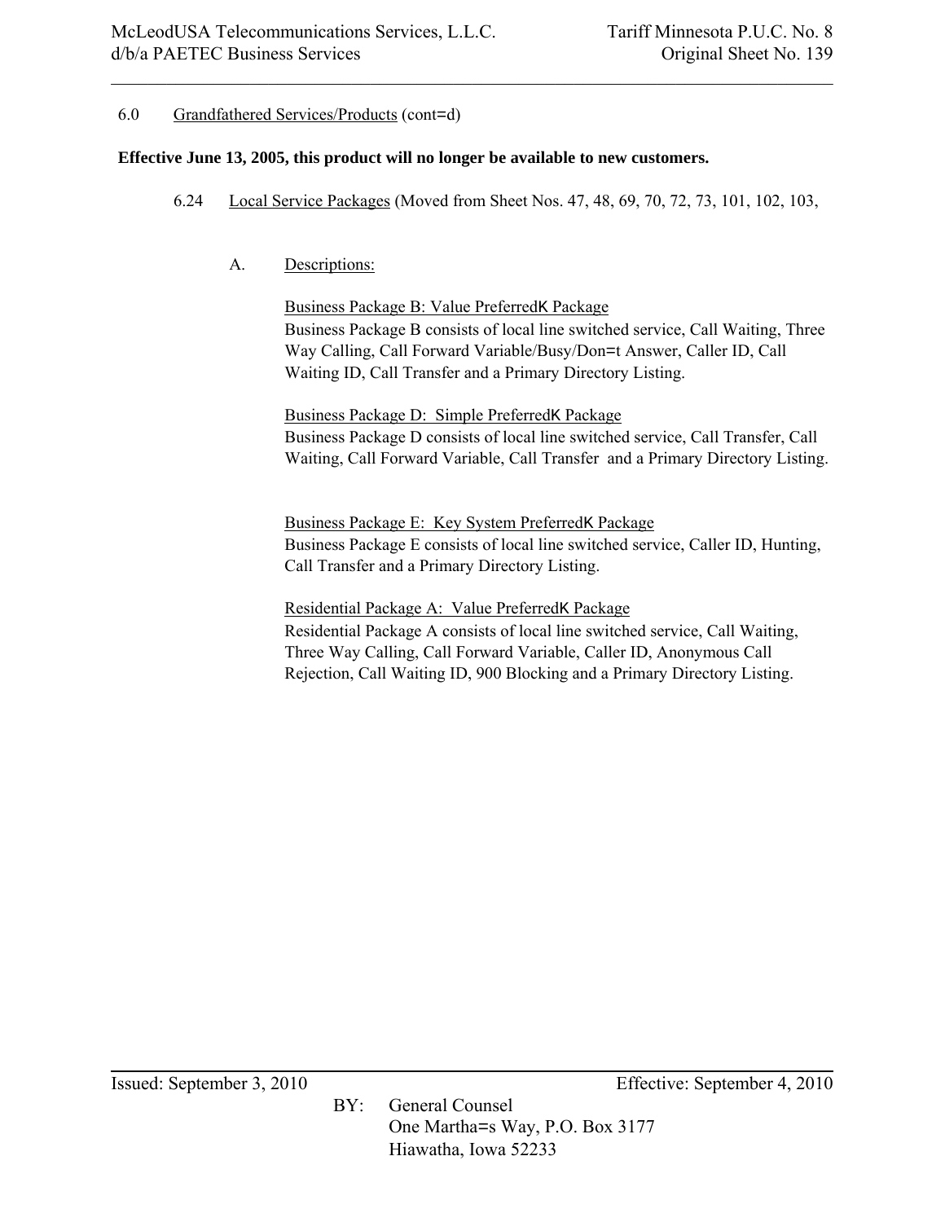6.0 Grandfathered Services/Products (cont=d)

**Effective June 13, 2005, this product will no longer be available to new customers.**

6.24 Local Service Packages (Moved from Sheet Nos. 47, 48, 69, 70, 72, 73, 101, 102, 103,

A. Descriptions:

Business Package B: Value PreferredK Package
Business Package B consists of local line switched service, Call Waiting, Three Way Calling, Call Forward Variable/Busy/Don=t Answer, Caller ID, Call Waiting ID, Call Transfer and a Primary Directory Listing.

Business Package D: Simple PreferredK Package
Business Package D consists of local line switched service, Call Transfer, Call Waiting, Call Forward Variable, Call Transfer and a Primary Directory Listing.

Business Package E: Key System PreferredK Package
Business Package E consists of local line switched service, Caller ID, Hunting, Call Transfer and a Primary Directory Listing.

Residential Package A: Value PreferredK Package
Residential Package A consists of local line switched service, Call Waiting, Three Way Calling, Call Forward Variable, Caller ID, Anonymous Call Rejection, Call Waiting ID, 900 Blocking and a Primary Directory Listing.

Issued: September 3, 2010 Effective: September 4, 2010

BY: General Counsel
One Martha=s Way, P.O. Box 3177
Hiawatha, Iowa 52233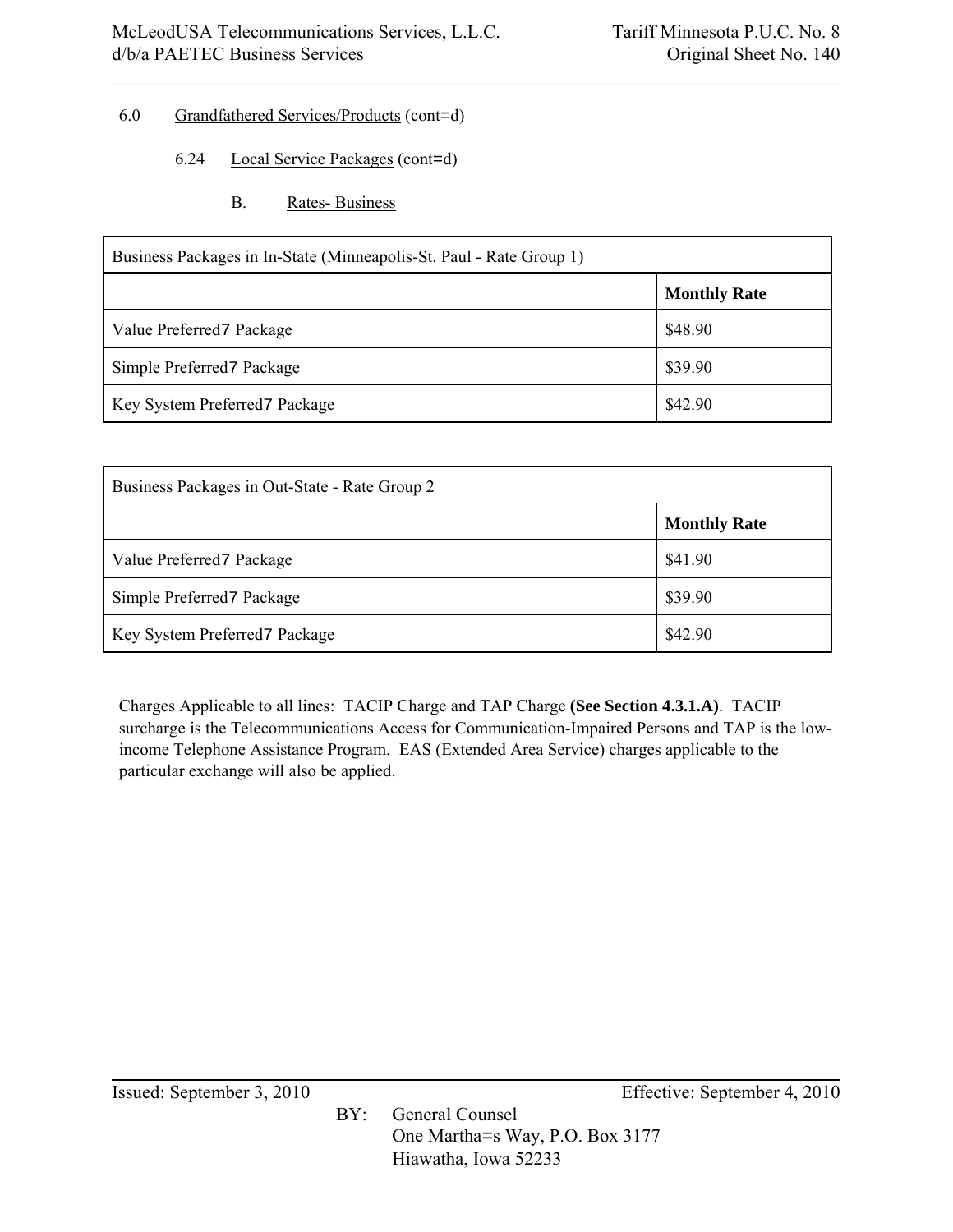6.0 Grandfathered Services/Products (cont=d)

6.24 Local Service Packages (cont=d)

B. Rates- Business

| Business Packages in In-State (Minneapolis-St. Paul - Rate Group 1) | |
|---|---|
| | **Monthly Rate** |
| Value Preferred7 Package | $48.90 |
| Simple Preferred7 Package | $39.90 |
| Key System Preferred7 Package | $42.90 |

| Business Packages in Out-State - Rate Group 2 | |
|---|---|
| | **Monthly Rate** |
| Value Preferred7 Package | $41.90 |
| Simple Preferred7 Package | $39.90 |
| Key System Preferred7 Package | $42.90 |

Charges Applicable to all lines: TACIP Charge and TAP Charge **(See Section 4.3.1.A)**. TACIP surcharge is the Telecommunications Access for Communication-Impaired Persons and TAP is the low-income Telephone Assistance Program. EAS (Extended Area Service) charges applicable to the particular exchange will also be applied.

Issued: September 3, 2010 Effective: September 4, 2010

BY: General Counsel
One Martha=s Way, P.O. Box 3177
Hiawatha, Iowa 52233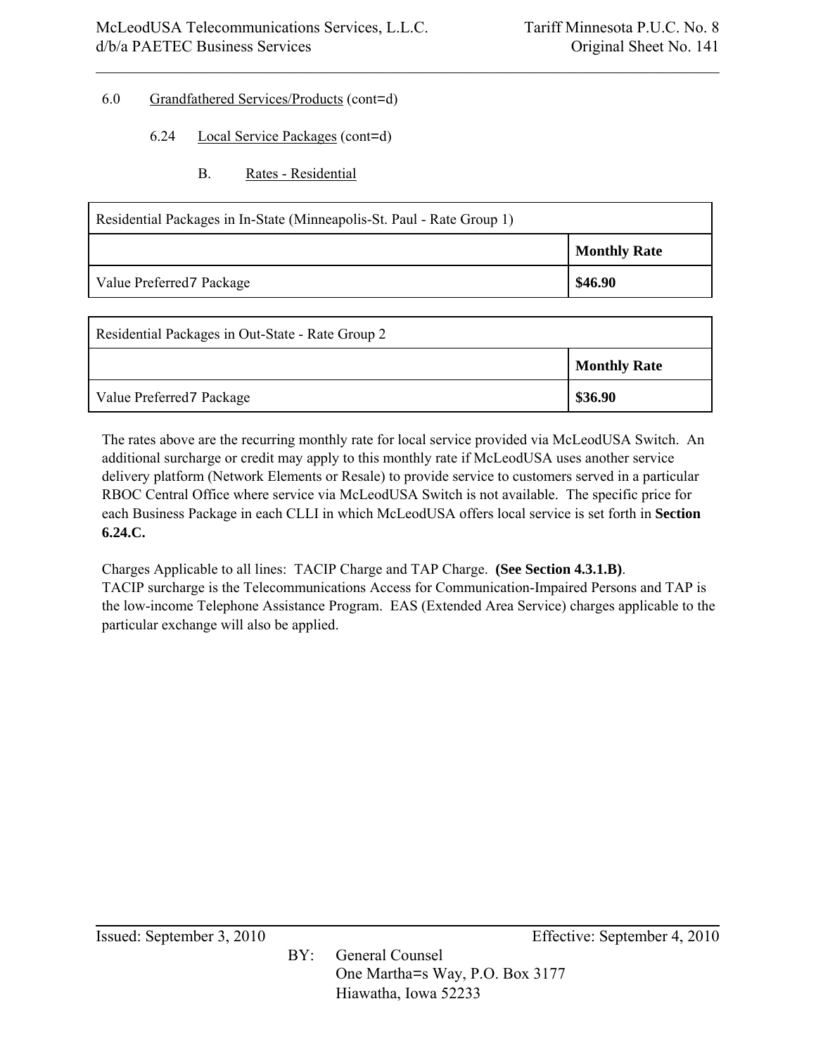6.0 Grandfathered Services/Products (cont=d)

6.24 Local Service Packages (cont=d)

B. Rates - Residential

| Residential Packages in In-State (Minneapolis-St. Paul - Rate Group 1) | |
|---|---|
| | **Monthly Rate** |
| Value Preferred7 Package | **$46.90** |

| Residential Packages in Out-State - Rate Group 2 | |
|---|---|
| | **Monthly Rate** |
| Value Preferred7 Package | **$36.90** |

The rates above are the recurring monthly rate for local service provided via McLeodUSA Switch. An additional surcharge or credit may apply to this monthly rate if McLeodUSA uses another service delivery platform (Network Elements or Resale) to provide service to customers served in a particular RBOC Central Office where service via McLeodUSA Switch is not available. The specific price for each Business Package in each CLLI in which McLeodUSA offers local service is set forth in **Section 6.24.C.**

Charges Applicable to all lines: TACIP Charge and TAP Charge. **(See Section 4.3.1.B)**.
TACIP surcharge is the Telecommunications Access for Communication-Impaired Persons and TAP is the low-income Telephone Assistance Program. EAS (Extended Area Service) charges applicable to the particular exchange will also be applied.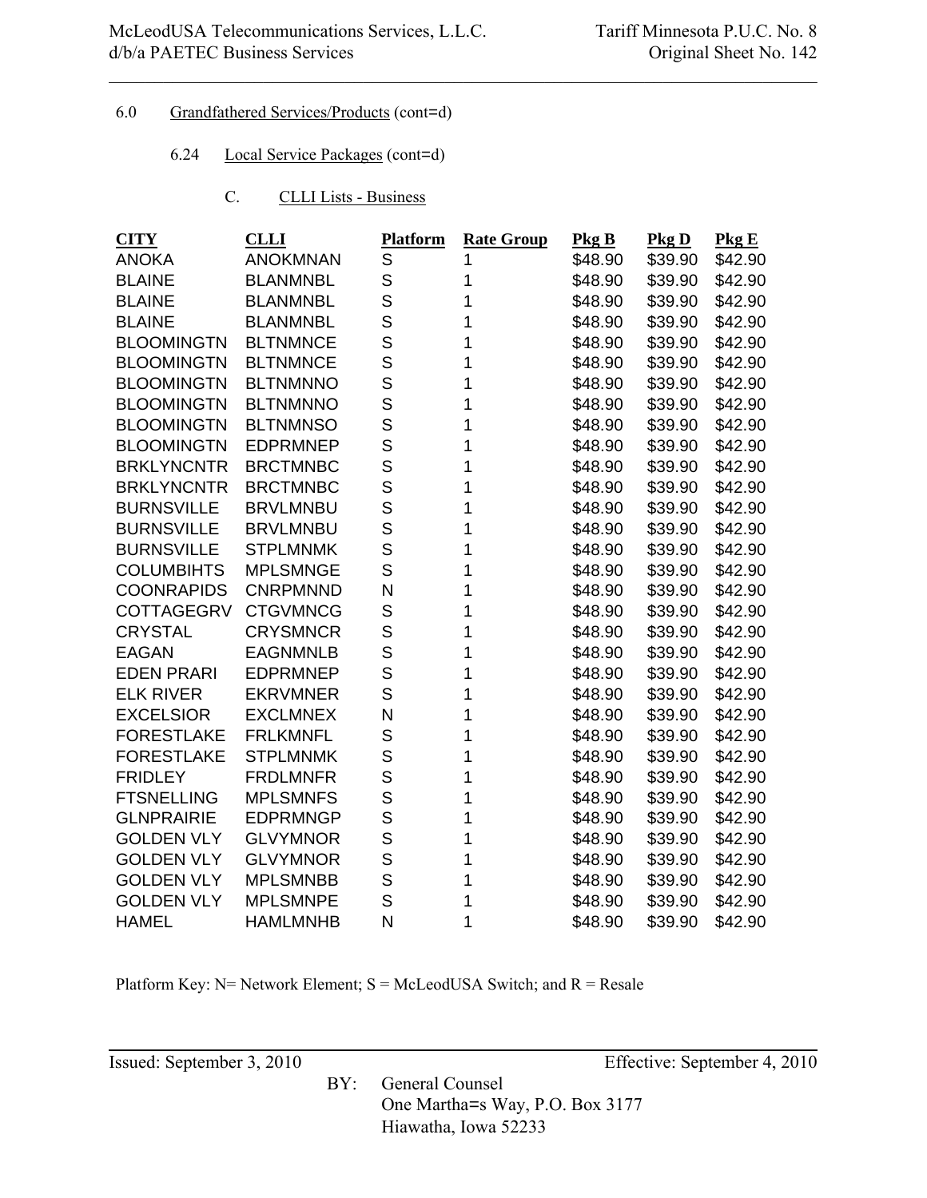6.0 Grandfathered Services/Products (cont=d)

6.24 Local Service Packages (cont=d)

C. CLLI Lists - Business

| CITY | CLLI | Platform | Rate Group | Pkg B | Pkg D | Pkg E |
|---|---|---|---|---|---|---|
| ANOKA | ANOKMNAN | S | 1 | $48.90 | $39.90 | $42.90 |
| BLAINE | BLANMNBL | S | 1 | $48.90 | $39.90 | $42.90 |
| BLAINE | BLANMNBL | S | 1 | $48.90 | $39.90 | $42.90 |
| BLAINE | BLANMNBL | S | 1 | $48.90 | $39.90 | $42.90 |
| BLOOMINGTN | BLTNMNCE | S | 1 | $48.90 | $39.90 | $42.90 |
| BLOOMINGTN | BLTNMNCE | S | 1 | $48.90 | $39.90 | $42.90 |
| BLOOMINGTN | BLTNMNNO | S | 1 | $48.90 | $39.90 | $42.90 |
| BLOOMINGTN | BLTNMNNO | S | 1 | $48.90 | $39.90 | $42.90 |
| BLOOMINGTN | BLTNMNSO | S | 1 | $48.90 | $39.90 | $42.90 |
| BLOOMINGTN | EDPRMNEP | S | 1 | $48.90 | $39.90 | $42.90 |
| BRKLYNCNTR | BRCTMNBC | S | 1 | $48.90 | $39.90 | $42.90 |
| BRKLYNCNTR | BRCTMNBC | S | 1 | $48.90 | $39.90 | $42.90 |
| BURNSVILLE | BRVLMNBU | S | 1 | $48.90 | $39.90 | $42.90 |
| BURNSVILLE | BRVLMNBU | S | 1 | $48.90 | $39.90 | $42.90 |
| BURNSVILLE | STPLMNMK | S | 1 | $48.90 | $39.90 | $42.90 |
| COLUMBIHTS | MPLSMNGE | S | 1 | $48.90 | $39.90 | $42.90 |
| COONRAPIDS | CNRPMNND | N | 1 | $48.90 | $39.90 | $42.90 |
| COTTAGEGRV | CTGVMNCG | S | 1 | $48.90 | $39.90 | $42.90 |
| CRYSTAL | CRYSMNCR | S | 1 | $48.90 | $39.90 | $42.90 |
| EAGAN | EAGNMNLB | S | 1 | $48.90 | $39.90 | $42.90 |
| EDEN PRARI | EDPRMNEP | S | 1 | $48.90 | $39.90 | $42.90 |
| ELK RIVER | EKRVMNER | S | 1 | $48.90 | $39.90 | $42.90 |
| EXCELSIOR | EXCLMNEX | N | 1 | $48.90 | $39.90 | $42.90 |
| FORESTLAKE | FRLKMNFL | S | 1 | $48.90 | $39.90 | $42.90 |
| FORESTLAKE | STPLMNMK | S | 1 | $48.90 | $39.90 | $42.90 |
| FRIDLEY | FRDLMNFR | S | 1 | $48.90 | $39.90 | $42.90 |
| FTSNELLING | MPLSMNFS | S | 1 | $48.90 | $39.90 | $42.90 |
| GLNPRAIRIE | EDPRMNGP | S | 1 | $48.90 | $39.90 | $42.90 |
| GOLDEN VLY | GLVYMNOR | S | 1 | $48.90 | $39.90 | $42.90 |
| GOLDEN VLY | GLVYMNOR | S | 1 | $48.90 | $39.90 | $42.90 |
| GOLDEN VLY | MPLSMNBB | S | 1 | $48.90 | $39.90 | $42.90 |
| GOLDEN VLY | MPLSMNPE | S | 1 | $48.90 | $39.90 | $42.90 |
| HAMEL | HAMLMNHB | N | 1 | $48.90 | $39.90 | $42.90 |

Platform Key: N= Network Element; S = McLeodUSA Switch; and R = Resale

Issued: September 3, 2010 Effective: September 4, 2010

BY: General Counsel
One Martha=s Way, P.O. Box 3177
Hiawatha, Iowa 52233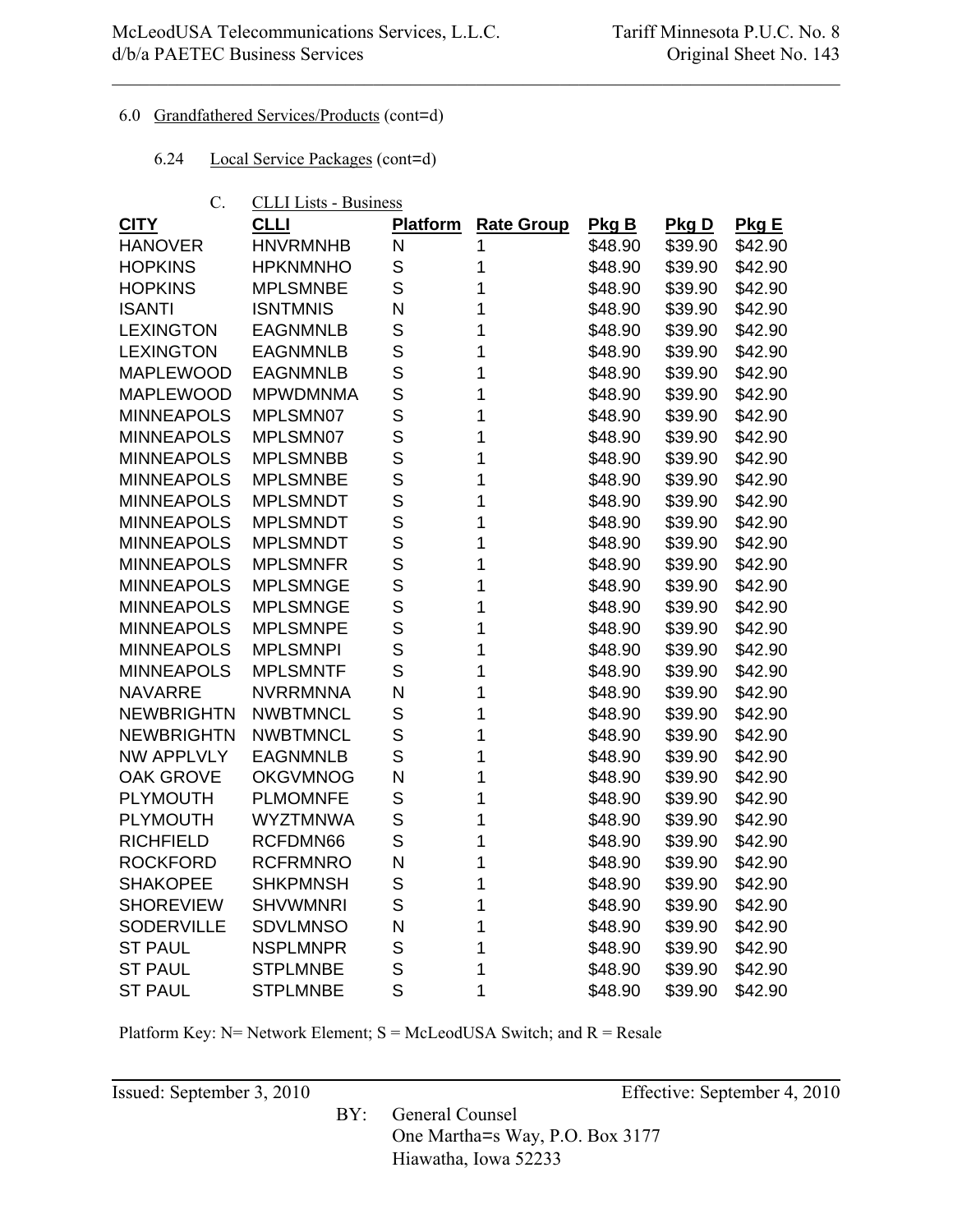6.0 Grandfathered Services/Products (cont=d)

6.24 Local Service Packages (cont=d)

C. CLLI Lists - Business

| CITY | CLLI | Platform | Rate Group | Pkg B | Pkg D | Pkg E |
|---|---|---|---|---|---|---|
| HANOVER | HNVRMNHB | N | 1 | $48.90 | $39.90 | $42.90 |
| HOPKINS | HPKNMNHO | S | 1 | $48.90 | $39.90 | $42.90 |
| HOPKINS | MPLSMNBE | S | 1 | $48.90 | $39.90 | $42.90 |
| ISANTI | ISNTMNIS | N | 1 | $48.90 | $39.90 | $42.90 |
| LEXINGTON | EAGNMNLB | S | 1 | $48.90 | $39.90 | $42.90 |
| LEXINGTON | EAGNMNLB | S | 1 | $48.90 | $39.90 | $42.90 |
| MAPLEWOOD | EAGNMNLB | S | 1 | $48.90 | $39.90 | $42.90 |
| MAPLEWOOD | MPWDMNMA | S | 1 | $48.90 | $39.90 | $42.90 |
| MINNEAPOLS | MPLSMN07 | S | 1 | $48.90 | $39.90 | $42.90 |
| MINNEAPOLS | MPLSMN07 | S | 1 | $48.90 | $39.90 | $42.90 |
| MINNEAPOLS | MPLSMNBB | S | 1 | $48.90 | $39.90 | $42.90 |
| MINNEAPOLS | MPLSMNBE | S | 1 | $48.90 | $39.90 | $42.90 |
| MINNEAPOLS | MPLSMNDT | S | 1 | $48.90 | $39.90 | $42.90 |
| MINNEAPOLS | MPLSMNDT | S | 1 | $48.90 | $39.90 | $42.90 |
| MINNEAPOLS | MPLSMNDT | S | 1 | $48.90 | $39.90 | $42.90 |
| MINNEAPOLS | MPLSMNFR | S | 1 | $48.90 | $39.90 | $42.90 |
| MINNEAPOLS | MPLSMNGE | S | 1 | $48.90 | $39.90 | $42.90 |
| MINNEAPOLS | MPLSMNGE | S | 1 | $48.90 | $39.90 | $42.90 |
| MINNEAPOLS | MPLSMNPE | S | 1 | $48.90 | $39.90 | $42.90 |
| MINNEAPOLS | MPLSMNPI | S | 1 | $48.90 | $39.90 | $42.90 |
| MINNEAPOLS | MPLSMNTF | S | 1 | $48.90 | $39.90 | $42.90 |
| NAVARRE | NVRRMNNA | N | 1 | $48.90 | $39.90 | $42.90 |
| NEWBRIGHTN | NWBTMNCL | S | 1 | $48.90 | $39.90 | $42.90 |
| NEWBRIGHTN | NWBTMNCL | S | 1 | $48.90 | $39.90 | $42.90 |
| NW APPLVLY | EAGNMNLB | S | 1 | $48.90 | $39.90 | $42.90 |
| OAK GROVE | OKGVMNOG | N | 1 | $48.90 | $39.90 | $42.90 |
| PLYMOUTH | PLMOMNFE | S | 1 | $48.90 | $39.90 | $42.90 |
| PLYMOUTH | WYZTMNWA | S | 1 | $48.90 | $39.90 | $42.90 |
| RICHFIELD | RCFDMN66 | S | 1 | $48.90 | $39.90 | $42.90 |
| ROCKFORD | RCFRMNRO | N | 1 | $48.90 | $39.90 | $42.90 |
| SHAKOPEE | SHKPMNSH | S | 1 | $48.90 | $39.90 | $42.90 |
| SHOREVIEW | SHVWMNRI | S | 1 | $48.90 | $39.90 | $42.90 |
| SODERVILLE | SDVLMNSO | N | 1 | $48.90 | $39.90 | $42.90 |
| ST PAUL | NSPLMNPR | S | 1 | $48.90 | $39.90 | $42.90 |
| ST PAUL | STPLMNBE | S | 1 | $48.90 | $39.90 | $42.90 |
| ST PAUL | STPLMNBE | S | 1 | $48.90 | $39.90 | $42.90 |

Platform Key: N= Network Element; S = McLeodUSA Switch; and R = Resale

Issued: September 3, 2010 | Effective: September 4, 2010

BY: General Counsel
One Martha=s Way, P.O. Box 3177
Hiawatha, Iowa 52233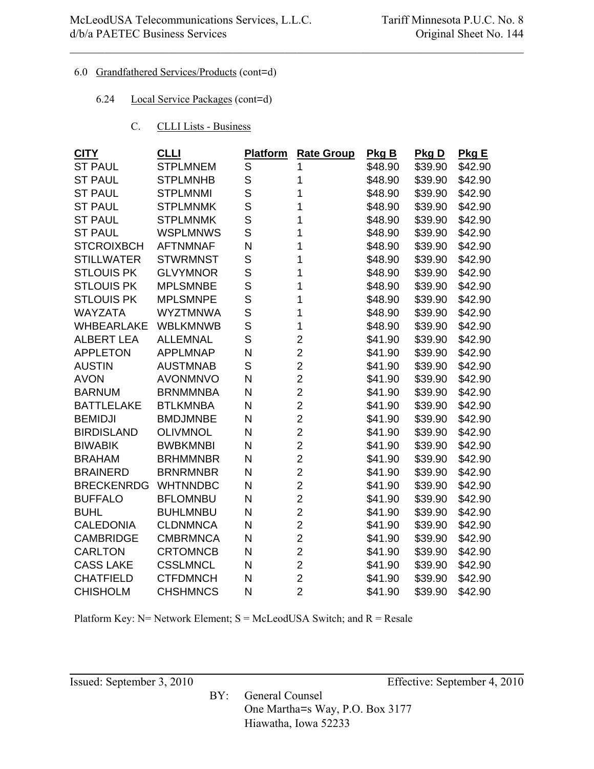6.0 Grandfathered Services/Products (cont=d)

6.24 Local Service Packages (cont=d)

C. CLLI Lists - Business

| CITY | CLLI | Platform | Rate Group | Pkg B | Pkg D | Pkg E |
|---|---|---|---|---|---|---|
| ST PAUL | STPLMNEM | S | 1 | $48.90 | $39.90 | $42.90 |
| ST PAUL | STPLMNHB | S | 1 | $48.90 | $39.90 | $42.90 |
| ST PAUL | STPLMNMI | S | 1 | $48.90 | $39.90 | $42.90 |
| ST PAUL | STPLMNMK | S | 1 | $48.90 | $39.90 | $42.90 |
| ST PAUL | STPLMNMK | S | 1 | $48.90 | $39.90 | $42.90 |
| ST PAUL | WSPLMNWS | S | 1 | $48.90 | $39.90 | $42.90 |
| STCROIXBCH | AFTNMNAF | N | 1 | $48.90 | $39.90 | $42.90 |
| STILLWATER | STWRMNST | S | 1 | $48.90 | $39.90 | $42.90 |
| STLOUIS PK | GLVYMNOR | S | 1 | $48.90 | $39.90 | $42.90 |
| STLOUIS PK | MPLSMNBE | S | 1 | $48.90 | $39.90 | $42.90 |
| STLOUIS PK | MPLSMNPE | S | 1 | $48.90 | $39.90 | $42.90 |
| WAYZATA | WYZTMNWA | S | 1 | $48.90 | $39.90 | $42.90 |
| WHBEARLAKE | WBLKMNWB | S | 1 | $48.90 | $39.90 | $42.90 |
| ALBERT LEA | ALLEMNAL | S | 2 | $41.90 | $39.90 | $42.90 |
| APPLETON | APPLMNAP | N | 2 | $41.90 | $39.90 | $42.90 |
| AUSTIN | AUSTMNAB | S | 2 | $41.90 | $39.90 | $42.90 |
| AVON | AVONMNVO | N | 2 | $41.90 | $39.90 | $42.90 |
| BARNUM | BRNMMNBA | N | 2 | $41.90 | $39.90 | $42.90 |
| BATTLELAKE | BTLKMNBA | N | 2 | $41.90 | $39.90 | $42.90 |
| BEMIDJI | BMDJMNBE | N | 2 | $41.90 | $39.90 | $42.90 |
| BIRDISLAND | OLIVMNOL | N | 2 | $41.90 | $39.90 | $42.90 |
| BIWABIK | BWBKMNBI | N | 2 | $41.90 | $39.90 | $42.90 |
| BRAHAM | BRHMMNBR | N | 2 | $41.90 | $39.90 | $42.90 |
| BRAINERD | BRNRMNBR | N | 2 | $41.90 | $39.90 | $42.90 |
| BRECKENRDG | WHTNNDBC | N | 2 | $41.90 | $39.90 | $42.90 |
| BUFFALO | BFLOMNBU | N | 2 | $41.90 | $39.90 | $42.90 |
| BUHL | BUHLMNBU | N | 2 | $41.90 | $39.90 | $42.90 |
| CALEDONIA | CLDNMNCA | N | 2 | $41.90 | $39.90 | $42.90 |
| CAMBRIDGE | CMBRMNCA | N | 2 | $41.90 | $39.90 | $42.90 |
| CARLTON | CRTOMNCB | N | 2 | $41.90 | $39.90 | $42.90 |
| CASS LAKE | CSSLMNCL | N | 2 | $41.90 | $39.90 | $42.90 |
| CHATFIELD | CTFDMNCH | N | 2 | $41.90 | $39.90 | $42.90 |
| CHISHOLM | CHSHMNCS | N | 2 | $41.90 | $39.90 | $42.90 |

Platform Key: N= Network Element; S = McLeodUSA Switch; and R = Resale

Issued: September 3, 2010 Effective: September 4, 2010

BY: General Counsel
One Martha=s Way, P.O. Box 3177
Hiawatha, Iowa 52233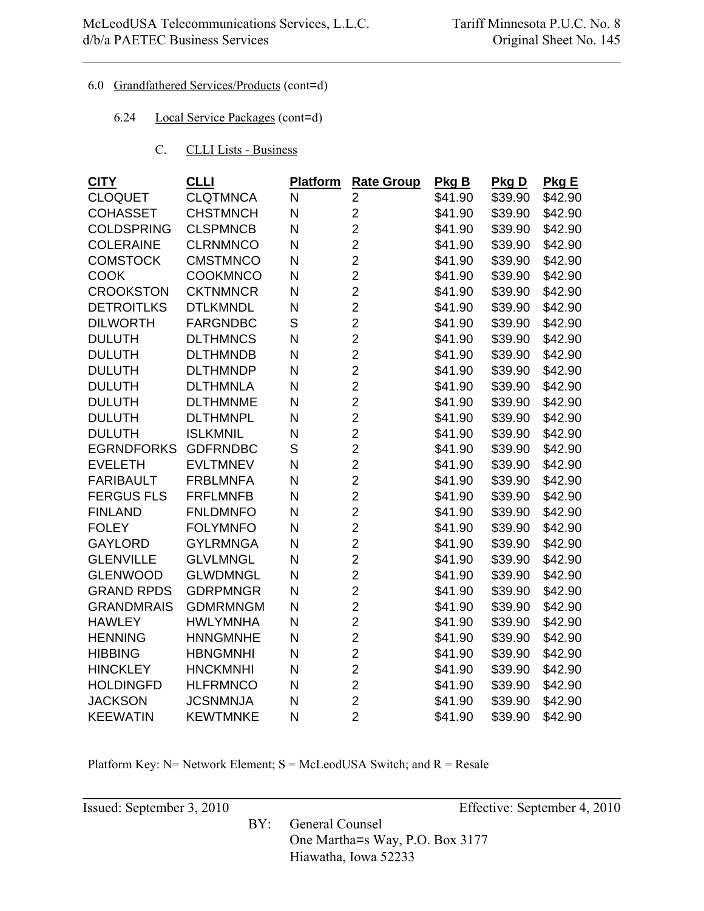6.0 Grandfathered Services/Products (cont=d)

6.24 Local Service Packages (cont=d)

C. CLLI Lists - Business

| CITY | CLLI | Platform | Rate Group | Pkg B | Pkg D | Pkg E |
|---|---|---|---|---|---|---|
| CLOQUET | CLQTMNCA | N | 2 | $41.90 | $39.90 | $42.90 |
| COHASSET | CHSTMNCH | N | 2 | $41.90 | $39.90 | $42.90 |
| COLDSPRING | CLSPMNCB | N | 2 | $41.90 | $39.90 | $42.90 |
| COLERAINE | CLRNMNCO | N | 2 | $41.90 | $39.90 | $42.90 |
| COMSTOCK | CMSTMNCO | N | 2 | $41.90 | $39.90 | $42.90 |
| COOK | COOKMNCO | N | 2 | $41.90 | $39.90 | $42.90 |
| CROOKSTON | CKTNMNCR | N | 2 | $41.90 | $39.90 | $42.90 |
| DETROITLKS | DTLKMNDL | N | 2 | $41.90 | $39.90 | $42.90 |
| DILWORTH | FARGNDBC | S | 2 | $41.90 | $39.90 | $42.90 |
| DULUTH | DLTHMNCS | N | 2 | $41.90 | $39.90 | $42.90 |
| DULUTH | DLTHMNDB | N | 2 | $41.90 | $39.90 | $42.90 |
| DULUTH | DLTHMNDP | N | 2 | $41.90 | $39.90 | $42.90 |
| DULUTH | DLTHMNLA | N | 2 | $41.90 | $39.90 | $42.90 |
| DULUTH | DLTHMNME | N | 2 | $41.90 | $39.90 | $42.90 |
| DULUTH | DLTHMNPL | N | 2 | $41.90 | $39.90 | $42.90 |
| DULUTH | ISLKMNIL | N | 2 | $41.90 | $39.90 | $42.90 |
| EGRNDFORKS | GDFRNDBC | S | 2 | $41.90 | $39.90 | $42.90 |
| EVELETH | EVLTMNEV | N | 2 | $41.90 | $39.90 | $42.90 |
| FARIBAULT | FRBLMNFA | N | 2 | $41.90 | $39.90 | $42.90 |
| FERGUS FLS | FRFLMNFB | N | 2 | $41.90 | $39.90 | $42.90 |
| FINLAND | FNLDMNFO | N | 2 | $41.90 | $39.90 | $42.90 |
| FOLEY | FOLYMNFO | N | 2 | $41.90 | $39.90 | $42.90 |
| GAYLORD | GYLRMNGA | N | 2 | $41.90 | $39.90 | $42.90 |
| GLENVILLE | GLVLMNGL | N | 2 | $41.90 | $39.90 | $42.90 |
| GLENWOOD | GLWDMNGL | N | 2 | $41.90 | $39.90 | $42.90 |
| GRAND RPDS | GDRPMNGR | N | 2 | $41.90 | $39.90 | $42.90 |
| GRANDMRAIS | GDMRMNGM | N | 2 | $41.90 | $39.90 | $42.90 |
| HAWLEY | HWLYMNHA | N | 2 | $41.90 | $39.90 | $42.90 |
| HENNING | HNNGMNHE | N | 2 | $41.90 | $39.90 | $42.90 |
| HIBBING | HBNGMNHI | N | 2 | $41.90 | $39.90 | $42.90 |
| HINCKLEY | HNCKMNHI | N | 2 | $41.90 | $39.90 | $42.90 |
| HOLDINGFD | HLFRMNCO | N | 2 | $41.90 | $39.90 | $42.90 |
| JACKSON | JCSNMNJA | N | 2 | $41.90 | $39.90 | $42.90 |
| KEEWATIN | KEWTMNKE | N | 2 | $41.90 | $39.90 | $42.90 |

Platform Key: N= Network Element; S = McLeodUSA Switch; and R = Resale

Issued: September 3, 2010 Effective: September 4, 2010

BY: General Counsel
One Martha=s Way, P.O. Box 3177
Hiawatha, Iowa 52233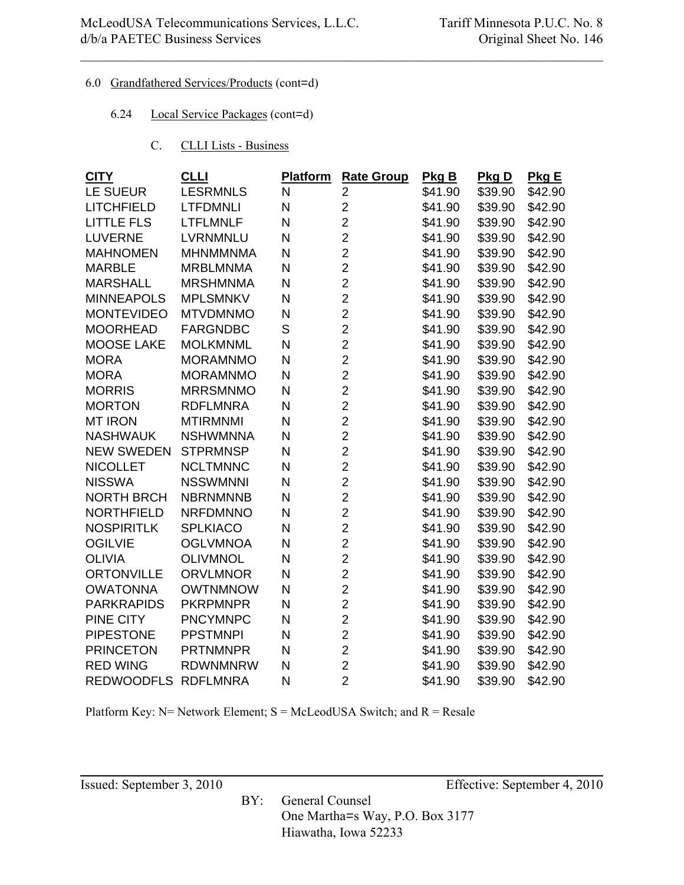6.0 Grandfathered Services/Products (cont=d)

6.24 Local Service Packages (cont=d)

C. CLLI Lists - Business

| CITY | CLLI | Platform | Rate Group | Pkg B | Pkg D | Pkg E |
|---|---|---|---|---|---|---|
| LE SUEUR | LESRMNLS | N | 2 | $41.90 | $39.90 | $42.90 |
| LITCHFIELD | LTFDMNLI | N | 2 | $41.90 | $39.90 | $42.90 |
| LITTLE FLS | LTFLMNLF | N | 2 | $41.90 | $39.90 | $42.90 |
| LUVERNE | LVRNMNLU | N | 2 | $41.90 | $39.90 | $42.90 |
| MAHNOMEN | MHNMMNMA | N | 2 | $41.90 | $39.90 | $42.90 |
| MARBLE | MRBLMNMA | N | 2 | $41.90 | $39.90 | $42.90 |
| MARSHALL | MRSHMNMA | N | 2 | $41.90 | $39.90 | $42.90 |
| MINNEAPOLS | MPLSMNKV | N | 2 | $41.90 | $39.90 | $42.90 |
| MONTEVIDEO | MTVDMNMO | N | 2 | $41.90 | $39.90 | $42.90 |
| MOORHEAD | FARGNDBC | S | 2 | $41.90 | $39.90 | $42.90 |
| MOOSE LAKE | MOLKMNML | N | 2 | $41.90 | $39.90 | $42.90 |
| MORA | MORAMNMO | N | 2 | $41.90 | $39.90 | $42.90 |
| MORA | MORAMNMO | N | 2 | $41.90 | $39.90 | $42.90 |
| MORRIS | MRRSMNMO | N | 2 | $41.90 | $39.90 | $42.90 |
| MORTON | RDFLMNRA | N | 2 | $41.90 | $39.90 | $42.90 |
| MT IRON | MTIRMNMI | N | 2 | $41.90 | $39.90 | $42.90 |
| NASHWAUK | NSHWMNNA | N | 2 | $41.90 | $39.90 | $42.90 |
| NEW SWEDEN | STPRMNSP | N | 2 | $41.90 | $39.90 | $42.90 |
| NICOLLET | NCLTMNNC | N | 2 | $41.90 | $39.90 | $42.90 |
| NISSWA | NSSWMNNI | N | 2 | $41.90 | $39.90 | $42.90 |
| NORTH BRCH | NBRNMNNB | N | 2 | $41.90 | $39.90 | $42.90 |
| NORTHFIELD | NRFDMNNO | N | 2 | $41.90 | $39.90 | $42.90 |
| NOSPIRITLK | SPLKIACO | N | 2 | $41.90 | $39.90 | $42.90 |
| OGILVIE | OGLVMNOA | N | 2 | $41.90 | $39.90 | $42.90 |
| OLIVIA | OLIVMNOL | N | 2 | $41.90 | $39.90 | $42.90 |
| ORTONVILLE | ORVLMNOR | N | 2 | $41.90 | $39.90 | $42.90 |
| OWATONNA | OWTNMNOW | N | 2 | $41.90 | $39.90 | $42.90 |
| PARKRAPIDS | PKRPMNPR | N | 2 | $41.90 | $39.90 | $42.90 |
| PINE CITY | PNCYMNPC | N | 2 | $41.90 | $39.90 | $42.90 |
| PIPESTONE | PPSTMNPI | N | 2 | $41.90 | $39.90 | $42.90 |
| PRINCETON | PRTNMNPR | N | 2 | $41.90 | $39.90 | $42.90 |
| RED WING | RDWNMNRW | N | 2 | $41.90 | $39.90 | $42.90 |
| REDWOODFLS | RDFLMNRA | N | 2 | $41.90 | $39.90 | $42.90 |

Platform Key: N= Network Element; S = McLeodUSA Switch; and R = Resale

Issued: September 3, 2010 Effective: September 4, 2010

BY: General Counsel
One Martha=s Way, P.O. Box 3177
Hiawatha, Iowa 52233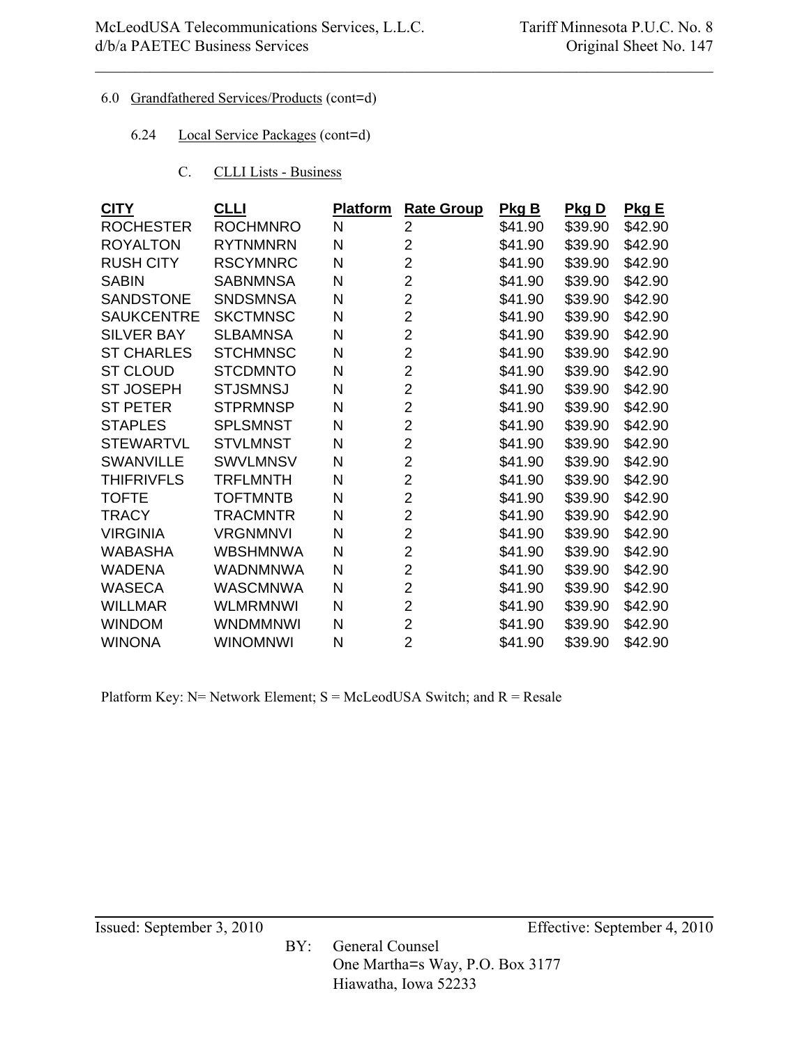6.0 Grandfathered Services/Products (cont=d)

6.24 Local Service Packages (cont=d)

C. CLLI Lists - Business

| CITY | CLLI | Platform | Rate Group | Pkg B | Pkg D | Pkg E |
|---|---|---|---|---|---|---|
| ROCHESTER | ROCHMNRO | N | 2 | $41.90 | $39.90 | $42.90 |
| ROYALTON | RYTNMNRN | N | 2 | $41.90 | $39.90 | $42.90 |
| RUSH CITY | RSCYMNRC | N | 2 | $41.90 | $39.90 | $42.90 |
| SABIN | SABNMNSA | N | 2 | $41.90 | $39.90 | $42.90 |
| SANDSTONE | SNDSMNSA | N | 2 | $41.90 | $39.90 | $42.90 |
| SAUKCENTRE | SKCTMNSC | N | 2 | $41.90 | $39.90 | $42.90 |
| SILVER BAY | SLBAMNSA | N | 2 | $41.90 | $39.90 | $42.90 |
| ST CHARLES | STCHMNSC | N | 2 | $41.90 | $39.90 | $42.90 |
| ST CLOUD | STCDMNTO | N | 2 | $41.90 | $39.90 | $42.90 |
| ST JOSEPH | STJSMNSJ | N | 2 | $41.90 | $39.90 | $42.90 |
| ST PETER | STPRMNSP | N | 2 | $41.90 | $39.90 | $42.90 |
| STAPLES | SPLSMNST | N | 2 | $41.90 | $39.90 | $42.90 |
| STEWARTVL | STVLMNST | N | 2 | $41.90 | $39.90 | $42.90 |
| SWANVILLE | SWVLMNSV | N | 2 | $41.90 | $39.90 | $42.90 |
| THIFRIVFLS | TRFLMNTH | N | 2 | $41.90 | $39.90 | $42.90 |
| TOFTE | TOFTMNTB | N | 2 | $41.90 | $39.90 | $42.90 |
| TRACY | TRACMNTR | N | 2 | $41.90 | $39.90 | $42.90 |
| VIRGINIA | VRGNMNVI | N | 2 | $41.90 | $39.90 | $42.90 |
| WABASHA | WBSHMNWA | N | 2 | $41.90 | $39.90 | $42.90 |
| WADENA | WADNMNWA | N | 2 | $41.90 | $39.90 | $42.90 |
| WASECA | WASCMNWA | N | 2 | $41.90 | $39.90 | $42.90 |
| WILLMAR | WLMRMNWI | N | 2 | $41.90 | $39.90 | $42.90 |
| WINDOM | WNDMMNWI | N | 2 | $41.90 | $39.90 | $42.90 |
| WINONA | WINOMNWI | N | 2 | $41.90 | $39.90 | $42.90 |

Platform Key: N= Network Element; S = McLeodUSA Switch; and R = Resale

Issued: September 3, 2010 Effective: September 4, 2010

BY: General Counsel
One Martha=s Way, P.O. Box 3177
Hiawatha, Iowa 52233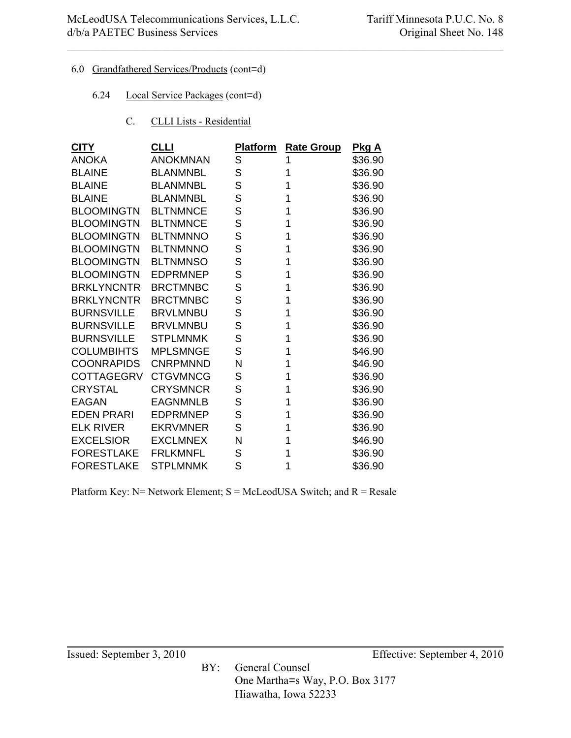6.0 Grandfathered Services/Products (cont=d)

6.24 Local Service Packages (cont=d)

C. CLLI Lists - Residential

| CITY | CLLI | Platform | Rate Group | Pkg A |
|---|---|---|---|---|
| ANOKA | ANOKMNAN | S | 1 | $36.90 |
| BLAINE | BLANMNBL | S | 1 | $36.90 |
| BLAINE | BLANMNBL | S | 1 | $36.90 |
| BLAINE | BLANMNBL | S | 1 | $36.90 |
| BLOOMINGTN | BLTNMNCE | S | 1 | $36.90 |
| BLOOMINGTN | BLTNMNCE | S | 1 | $36.90 |
| BLOOMINGTN | BLTNMNNO | S | 1 | $36.90 |
| BLOOMINGTN | BLTNMNNO | S | 1 | $36.90 |
| BLOOMINGTN | BLTNMNSO | S | 1 | $36.90 |
| BLOOMINGTN | EDPRMNEP | S | 1 | $36.90 |
| BRKLYNCNTR | BRCTMNBC | S | 1 | $36.90 |
| BRKLYNCNTR | BRCTMNBC | S | 1 | $36.90 |
| BURNSVILLE | BRVLMNBU | S | 1 | $36.90 |
| BURNSVILLE | BRVLMNBU | S | 1 | $36.90 |
| BURNSVILLE | STPLMNMK | S | 1 | $36.90 |
| COLUMBIHTS | MPLSMNGE | S | 1 | $46.90 |
| COONRAPIDS | CNRPMNND | N | 1 | $46.90 |
| COTTAGEGRV | CTGVMNCG | S | 1 | $36.90 |
| CRYSTAL | CRYSMNCR | S | 1 | $36.90 |
| EAGAN | EAGNMNLB | S | 1 | $36.90 |
| EDEN PRARI | EDPRMNEP | S | 1 | $36.90 |
| ELK RIVER | EKRVMNER | S | 1 | $36.90 |
| EXCELSIOR | EXCLMNEX | N | 1 | $46.90 |
| FORESTLAKE | FRLKMNFL | S | 1 | $36.90 |
| FORESTLAKE | STPLMNMK | S | 1 | $36.90 |

Platform Key: N= Network Element; S = McLeodUSA Switch; and R = Resale

Issued: September 3, 2010 Effective: September 4, 2010

BY: General Counsel
One Martha=s Way, P.O. Box 3177
Hiawatha, Iowa 52233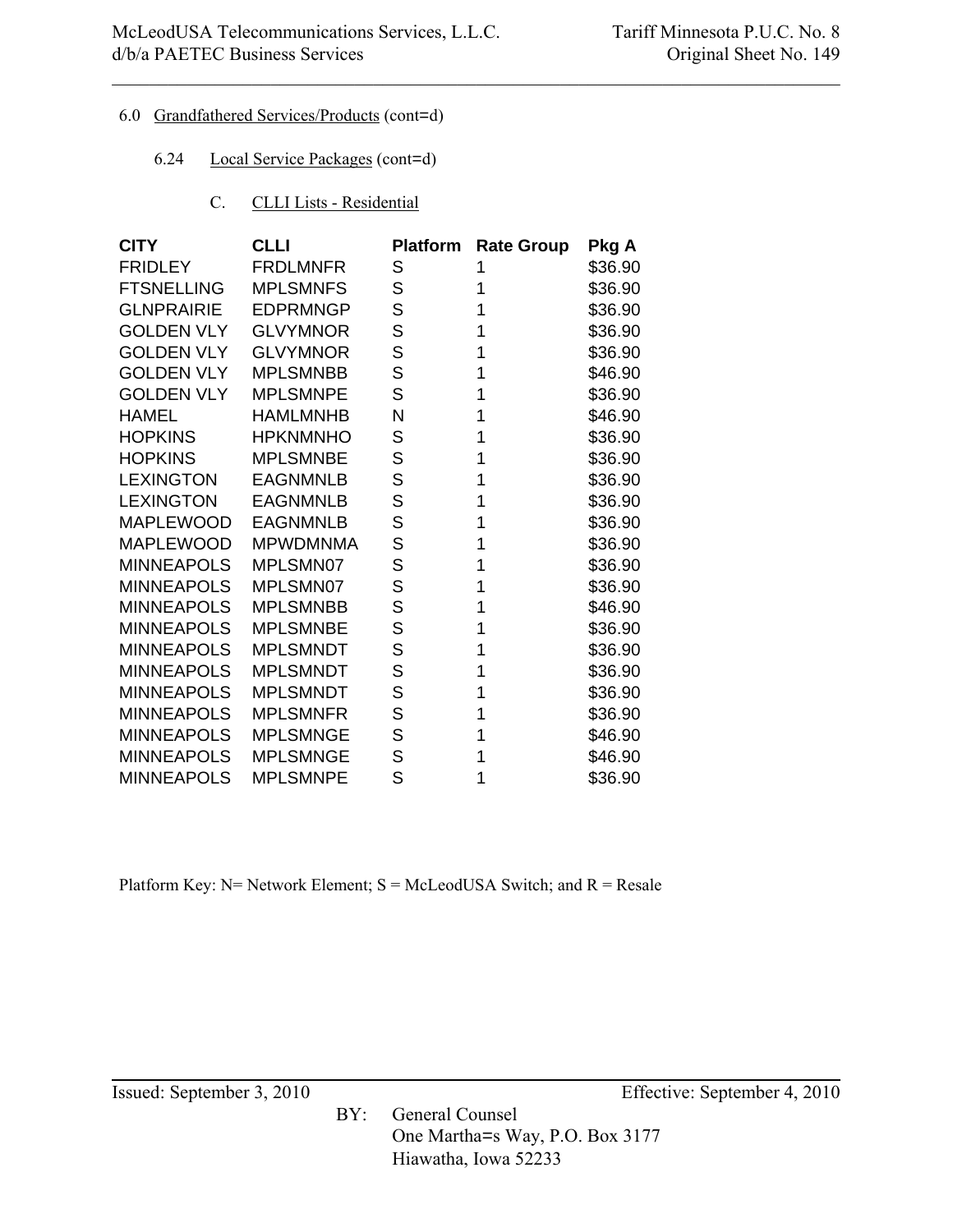6.0 Grandfathered Services/Products (cont=d)

6.24 Local Service Packages (cont=d)

C. CLLI Lists - Residential

| CITY | CLLI | Platform | Rate Group | Pkg A |
|---|---|---|---|---|
| FRIDLEY | FRDLMNFR | S | 1 | $36.90 |
| FTSNELLING | MPLSMNFS | S | 1 | $36.90 |
| GLNPRAIRIE | EDPRMNGP | S | 1 | $36.90 |
| GOLDEN VLY | GLVYMNOR | S | 1 | $36.90 |
| GOLDEN VLY | GLVYMNOR | S | 1 | $36.90 |
| GOLDEN VLY | MPLSMNBB | S | 1 | $46.90 |
| GOLDEN VLY | MPLSMNPE | S | 1 | $36.90 |
| HAMEL | HAMLMNHB | N | 1 | $46.90 |
| HOPKINS | HPKNMNHO | S | 1 | $36.90 |
| HOPKINS | MPLSMNBE | S | 1 | $36.90 |
| LEXINGTON | EAGNMNLB | S | 1 | $36.90 |
| LEXINGTON | EAGNMNLB | S | 1 | $36.90 |
| MAPLEWOOD | EAGNMNLB | S | 1 | $36.90 |
| MAPLEWOOD | MPWDMNMA | S | 1 | $36.90 |
| MINNEAPOLS | MPLSMN07 | S | 1 | $36.90 |
| MINNEAPOLS | MPLSMN07 | S | 1 | $36.90 |
| MINNEAPOLS | MPLSMNBB | S | 1 | $46.90 |
| MINNEAPOLS | MPLSMNBE | S | 1 | $36.90 |
| MINNEAPOLS | MPLSMNDT | S | 1 | $36.90 |
| MINNEAPOLS | MPLSMNDT | S | 1 | $36.90 |
| MINNEAPOLS | MPLSMNDT | S | 1 | $36.90 |
| MINNEAPOLS | MPLSMNFR | S | 1 | $36.90 |
| MINNEAPOLS | MPLSMNGE | S | 1 | $46.90 |
| MINNEAPOLS | MPLSMNGE | S | 1 | $46.90 |
| MINNEAPOLS | MPLSMNPE | S | 1 | $36.90 |

Platform Key: N= Network Element; S = McLeodUSA Switch; and R = Resale

Issued: September 3, 2010 Effective: September 4, 2010

BY: General Counsel
One Martha=s Way, P.O. Box 3177
Hiawatha, Iowa 52233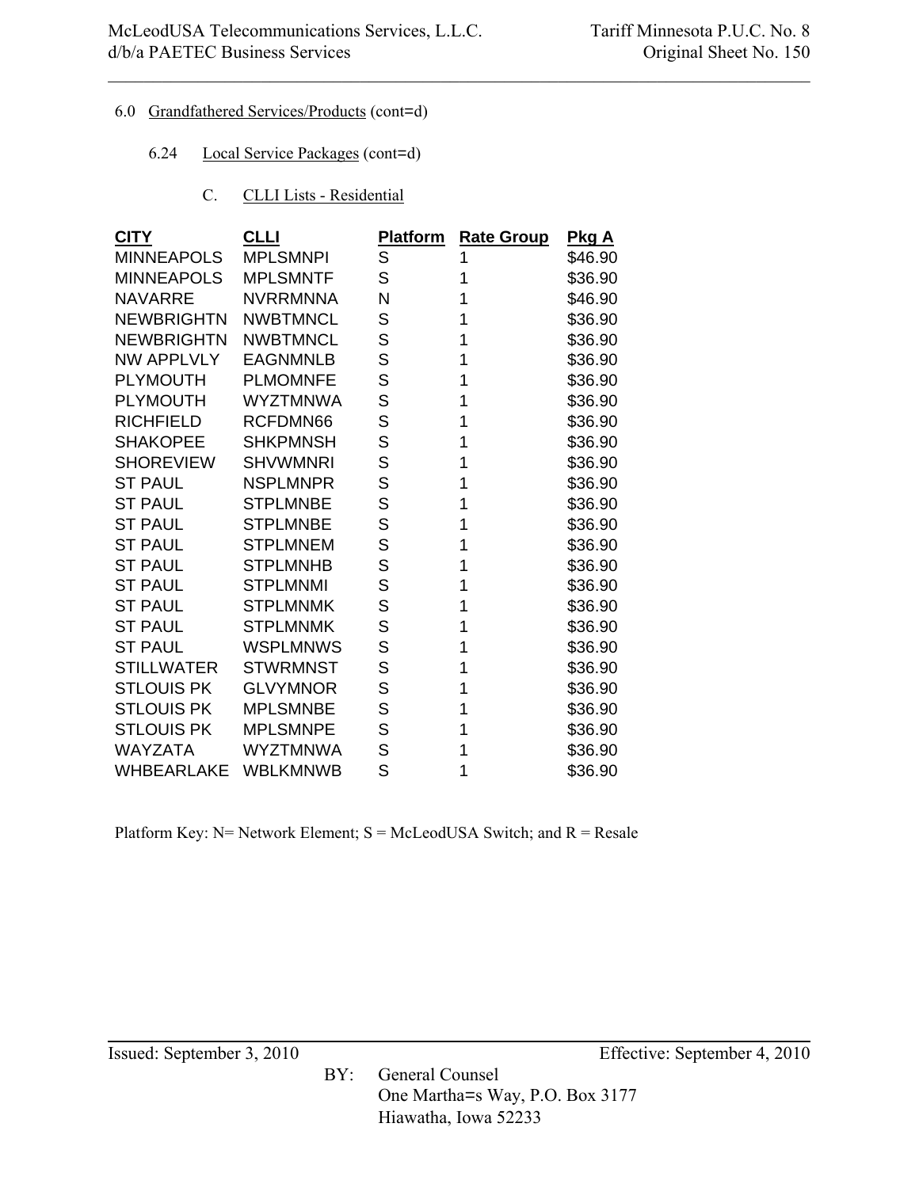6.0 Grandfathered Services/Products (cont=d)

6.24 Local Service Packages (cont=d)

C. CLLI Lists - Residential

| CITY | CLLI | Platform | Rate Group | Pkg A |
|---|---|---|---|---|
| MINNEAPOLS | MPLSMNPI | S | 1 | $46.90 |
| MINNEAPOLS | MPLSMNTF | S | 1 | $36.90 |
| NAVARRE | NVRRMNNA | N | 1 | $46.90 |
| NEWBRIGHTN | NWBTMNCL | S | 1 | $36.90 |
| NEWBRIGHTN | NWBTMNCL | S | 1 | $36.90 |
| NW APPLVLY | EAGNMNLB | S | 1 | $36.90 |
| PLYMOUTH | PLMOMNFE | S | 1 | $36.90 |
| PLYMOUTH | WYZTMNWA | S | 1 | $36.90 |
| RICHFIELD | RCFDMN66 | S | 1 | $36.90 |
| SHAKOPEE | SHKPMNSH | S | 1 | $36.90 |
| SHOREVIEW | SHVWMNRI | S | 1 | $36.90 |
| ST PAUL | NSPLMNPR | S | 1 | $36.90 |
| ST PAUL | STPLMNBE | S | 1 | $36.90 |
| ST PAUL | STPLMNBE | S | 1 | $36.90 |
| ST PAUL | STPLMNEM | S | 1 | $36.90 |
| ST PAUL | STPLMNHB | S | 1 | $36.90 |
| ST PAUL | STPLMNMI | S | 1 | $36.90 |
| ST PAUL | STPLMNMK | S | 1 | $36.90 |
| ST PAUL | STPLMNMK | S | 1 | $36.90 |
| ST PAUL | WSPLMNWS | S | 1 | $36.90 |
| STILLWATER | STWRMNST | S | 1 | $36.90 |
| STLOUIS PK | GLVYMNOR | S | 1 | $36.90 |
| STLOUIS PK | MPLSMNBE | S | 1 | $36.90 |
| STLOUIS PK | MPLSMNPE | S | 1 | $36.90 |
| WAYZATA | WYZTMNWA | S | 1 | $36.90 |
| WHBEARLAKE | WBLKMNWB | S | 1 | $36.90 |

Platform Key: N= Network Element; S = McLeodUSA Switch; and R = Resale

Issued: September 3, 2010 Effective: September 4, 2010

BY: General Counsel
One Martha=s Way, P.O. Box 3177
Hiawatha, Iowa 52233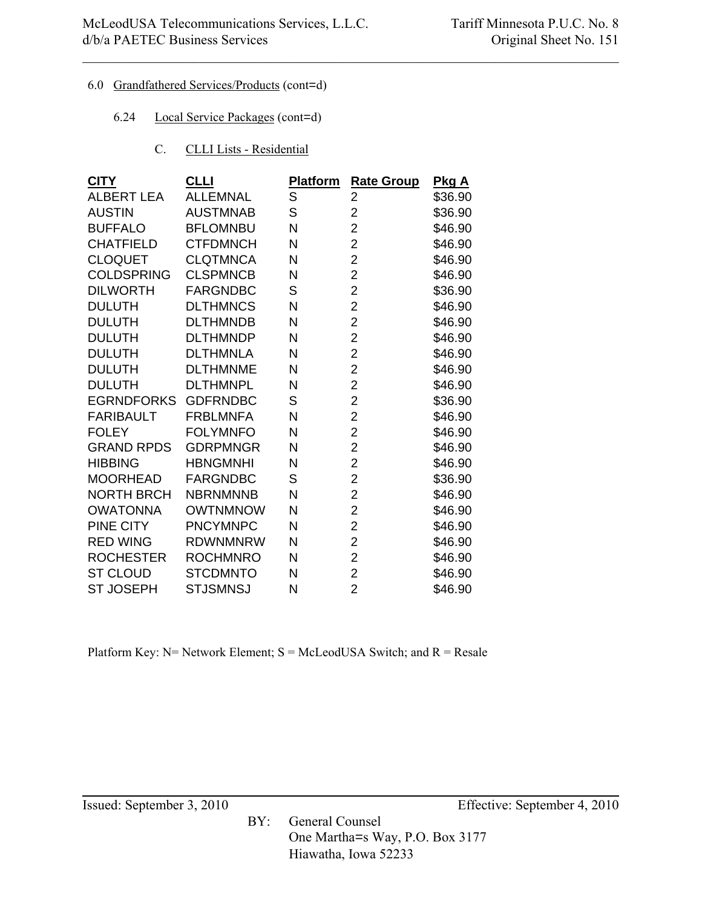6.0 Grandfathered Services/Products (cont=d)

6.24 Local Service Packages (cont=d)

C. CLLI Lists - Residential

| CITY | CLLI | Platform | Rate Group | Pkg A |
|---|---|---|---|---|
| ALBERT LEA | ALLEMNAL | S | 2 | $36.90 |
| AUSTIN | AUSTMNAB | S | 2 | $36.90 |
| BUFFALO | BFLOMNBU | N | 2 | $46.90 |
| CHATFIELD | CTFDMNCH | N | 2 | $46.90 |
| CLOQUET | CLQTMNCA | N | 2 | $46.90 |
| COLDSPRING | CLSPMNCB | N | 2 | $46.90 |
| DILWORTH | FARGNDBC | S | 2 | $36.90 |
| DULUTH | DLTHMNCS | N | 2 | $46.90 |
| DULUTH | DLTHMNDB | N | 2 | $46.90 |
| DULUTH | DLTHMNDP | N | 2 | $46.90 |
| DULUTH | DLTHMNLA | N | 2 | $46.90 |
| DULUTH | DLTHMNME | N | 2 | $46.90 |
| DULUTH | DLTHMNPL | N | 2 | $46.90 |
| EGRNDFORKS | GDFRNDBC | S | 2 | $36.90 |
| FARIBAULT | FRBLMNFA | N | 2 | $46.90 |
| FOLEY | FOLYMNFO | N | 2 | $46.90 |
| GRAND RPDS | GDRPMNGR | N | 2 | $46.90 |
| HIBBING | HBNGMNHI | N | 2 | $46.90 |
| MOORHEAD | FARGNDBC | S | 2 | $36.90 |
| NORTH BRCH | NBRNMNNB | N | 2 | $46.90 |
| OWATONNA | OWTNMNOW | N | 2 | $46.90 |
| PINE CITY | PNCYMNPC | N | 2 | $46.90 |
| RED WING | RDWNMNRW | N | 2 | $46.90 |
| ROCHESTER | ROCHMNRO | N | 2 | $46.90 |
| ST CLOUD | STCDMNTO | N | 2 | $46.90 |
| ST JOSEPH | STJSMNSJ | N | 2 | $46.90 |

Platform Key: N= Network Element; S = McLeodUSA Switch; and R = Resale

Issued: September 3, 2010 Effective: September 4, 2010

BY: General Counsel
One Martha=s Way, P.O. Box 3177
Hiawatha, Iowa 52233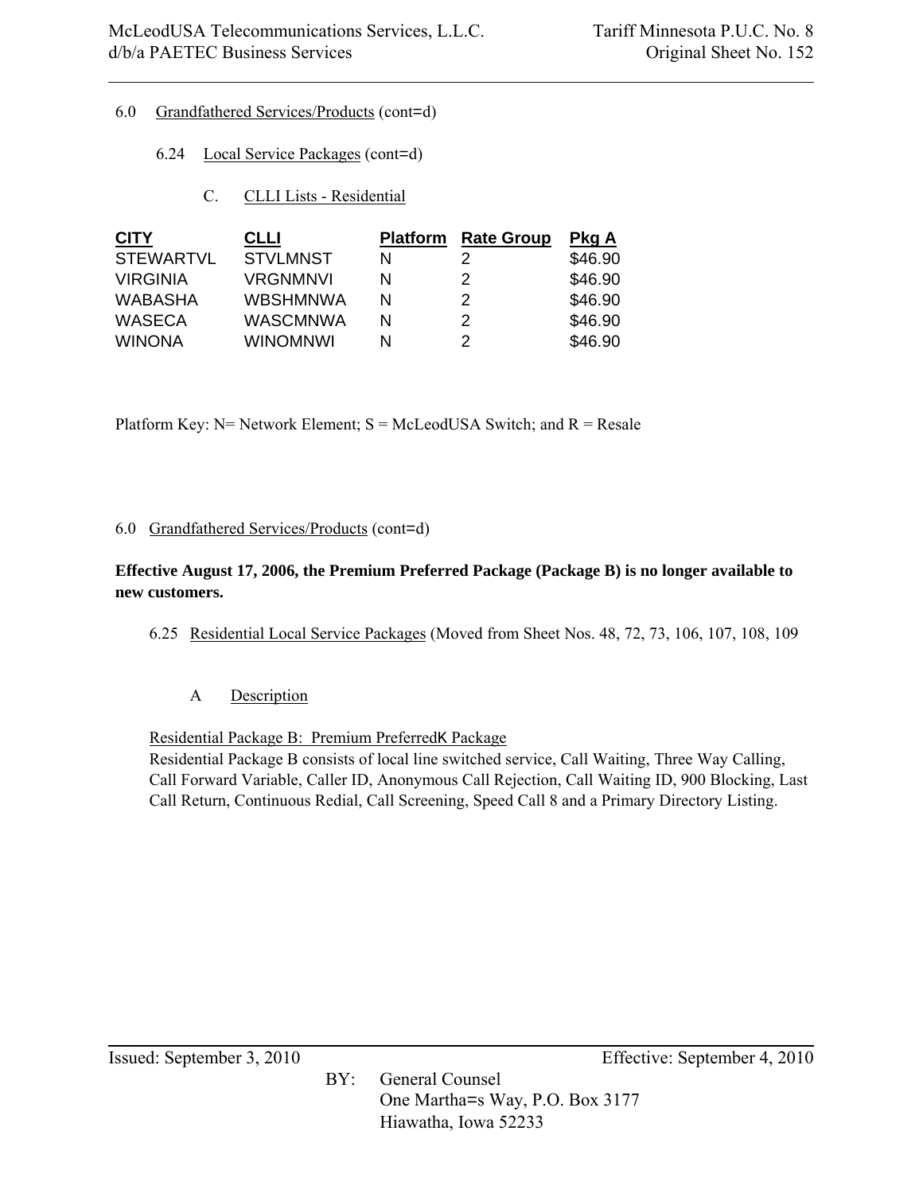6.0 Grandfathered Services/Products (cont=d)

6.24 Local Service Packages (cont=d)

C. CLLI Lists - Residential

| CITY | CLLI | Platform | Rate Group | Pkg A |
| --- | --- | --- | --- | --- |
| STEWARTVL | STVLMNST | N | 2 | $46.90 |
| VIRGINIA | VRGNMNVI | N | 2 | $46.90 |
| WABASHA | WBSHMNWA | N | 2 | $46.90 |
| WASECA | WASCMNWA | N | 2 | $46.90 |
| WINONA | WINOMNWI | N | 2 | $46.90 |

Platform Key: N= Network Element; S = McLeodUSA Switch; and R = Resale

6.0 Grandfathered Services/Products (cont=d)

**Effective August 17, 2006, the Premium Preferred Package (Package B) is no longer available to new customers.**

6.25 Residential Local Service Packages (Moved from Sheet Nos. 48, 72, 73, 106, 107, 108, 109

A Description

Residential Package B: Premium PreferredK Package
Residential Package B consists of local line switched service, Call Waiting, Three Way Calling, Call Forward Variable, Caller ID, Anonymous Call Rejection, Call Waiting ID, 900 Blocking, Last Call Return, Continuous Redial, Call Screening, Speed Call 8 and a Primary Directory Listing.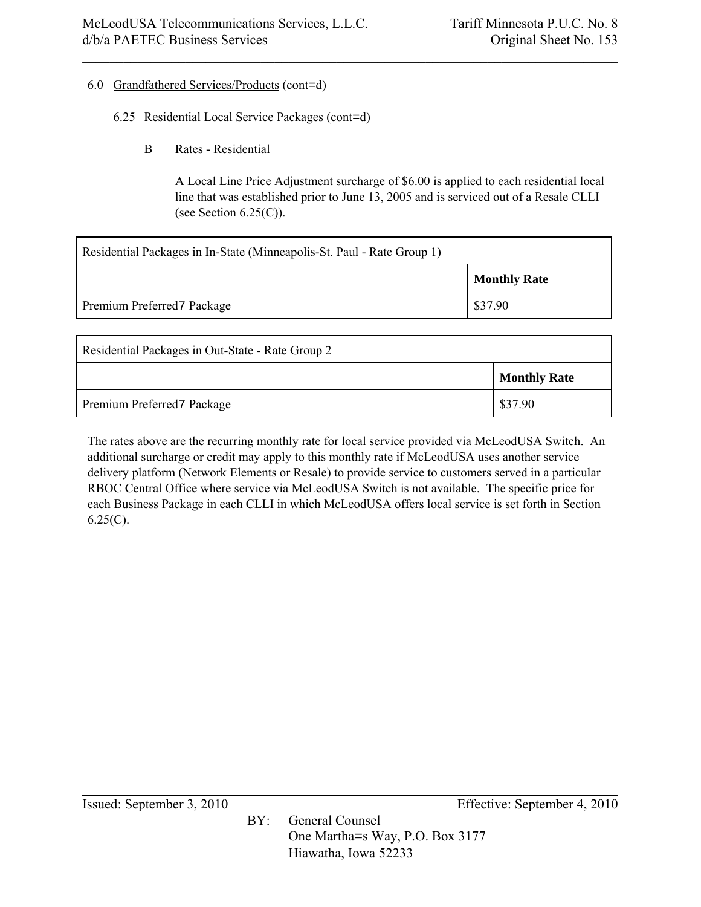6.0 Grandfathered Services/Products (cont=d)

6.25 Residential Local Service Packages (cont=d)

B Rates - Residential

A Local Line Price Adjustment surcharge of $6.00 is applied to each residential local line that was established prior to June 13, 2005 and is serviced out of a Resale CLLI (see Section 6.25(C)).

| Residential Packages in In-State (Minneapolis-St. Paul - Rate Group 1) | |
|---|---|
| | **Monthly Rate** |
| Premium Preferred7 Package | $37.90 |

| Residential Packages in Out-State - Rate Group 2 | |
|---|---|
| | **Monthly Rate** |
| Premium Preferred7 Package | $37.90 |

The rates above are the recurring monthly rate for local service provided via McLeodUSA Switch. An additional surcharge or credit may apply to this monthly rate if McLeodUSA uses another service delivery platform (Network Elements or Resale) to provide service to customers served in a particular RBOC Central Office where service via McLeodUSA Switch is not available. The specific price for each Business Package in each CLLI in which McLeodUSA offers local service is set forth in Section 6.25(C).

Issued: September 3, 2010 Effective: September 4, 2010

BY: General Counsel
One Martha=s Way, P.O. Box 3177
Hiawatha, Iowa 52233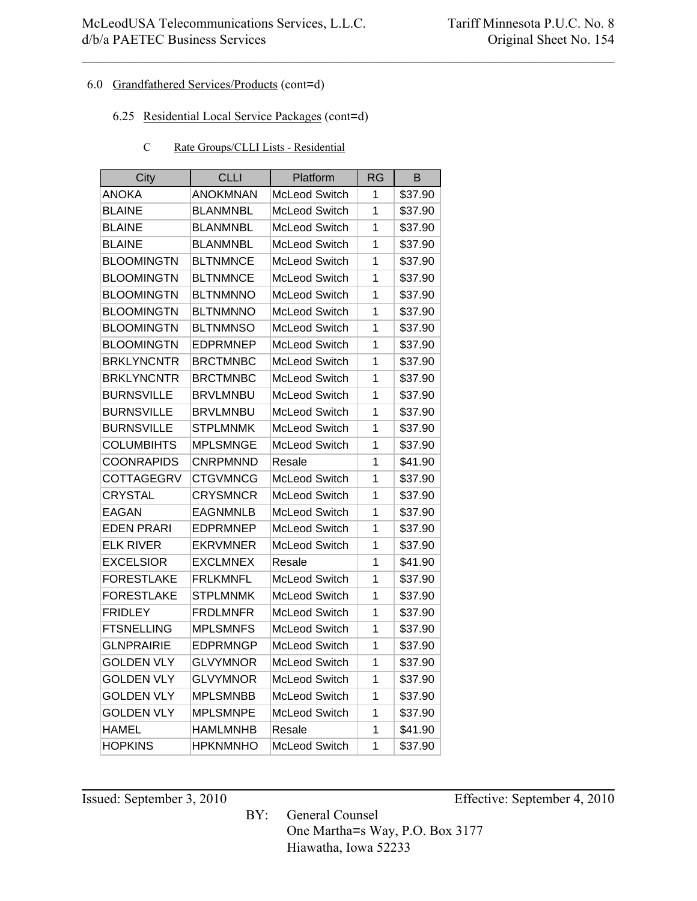6.0 Grandfathered Services/Products (cont=d)

6.25 Residential Local Service Packages (cont=d)

C Rate Groups/CLLI Lists - Residential

| City | CLLI | Platform | RG | B |
|---|---|---|---|---|
| ANOKA | ANOKMNAN | McLeod Switch | 1 | $37.90 |
| BLAINE | BLANMNBL | McLeod Switch | 1 | $37.90 |
| BLAINE | BLANMNBL | McLeod Switch | 1 | $37.90 |
| BLAINE | BLANMNBL | McLeod Switch | 1 | $37.90 |
| BLOOMINGTN | BLTNMNCE | McLeod Switch | 1 | $37.90 |
| BLOOMINGTN | BLTNMNCE | McLeod Switch | 1 | $37.90 |
| BLOOMINGTN | BLTNMNNO | McLeod Switch | 1 | $37.90 |
| BLOOMINGTN | BLTNMNNO | McLeod Switch | 1 | $37.90 |
| BLOOMINGTN | BLTNMNSO | McLeod Switch | 1 | $37.90 |
| BLOOMINGTN | EDPRMNEP | McLeod Switch | 1 | $37.90 |
| BRKLYNCNTR | BRCTMNBC | McLeod Switch | 1 | $37.90 |
| BRKLYNCNTR | BRCTMNBC | McLeod Switch | 1 | $37.90 |
| BURNSVILLE | BRVLMNBU | McLeod Switch | 1 | $37.90 |
| BURNSVILLE | BRVLMNBU | McLeod Switch | 1 | $37.90 |
| BURNSVILLE | STPLMNMK | McLeod Switch | 1 | $37.90 |
| COLUMBIHTS | MPLSMNGE | McLeod Switch | 1 | $37.90 |
| COONRAPIDS | CNRPMNND | Resale | 1 | $41.90 |
| COTTAGEGRV | CTGVMNCG | McLeod Switch | 1 | $37.90 |
| CRYSTAL | CRYSMNCR | McLeod Switch | 1 | $37.90 |
| EAGAN | EAGNMNLB | McLeod Switch | 1 | $37.90 |
| EDEN PRARI | EDPRMNEP | McLeod Switch | 1 | $37.90 |
| ELK RIVER | EKRVMNER | McLeod Switch | 1 | $37.90 |
| EXCELSIOR | EXCLMNEX | Resale | 1 | $41.90 |
| FORESTLAKE | FRLKMNFL | McLeod Switch | 1 | $37.90 |
| FORESTLAKE | STPLMNMK | McLeod Switch | 1 | $37.90 |
| FRIDLEY | FRDLMNFR | McLeod Switch | 1 | $37.90 |
| FTSNELLING | MPLSMNFS | McLeod Switch | 1 | $37.90 |
| GLNPRAIRIE | EDPRMNGP | McLeod Switch | 1 | $37.90 |
| GOLDEN VLY | GLVYMNOR | McLeod Switch | 1 | $37.90 |
| GOLDEN VLY | GLVYMNOR | McLeod Switch | 1 | $37.90 |
| GOLDEN VLY | MPLSMNBB | McLeod Switch | 1 | $37.90 |
| GOLDEN VLY | MPLSMNPE | McLeod Switch | 1 | $37.90 |
| HAMEL | HAMLMNHB | Resale | 1 | $41.90 |
| HOPKINS | HPKNMNHO | McLeod Switch | 1 | $37.90 |

Issued: September 3, 2010 Effective: September 4, 2010

BY: General Counsel
One Martha=s Way, P.O. Box 3177
Hiawatha, Iowa 52233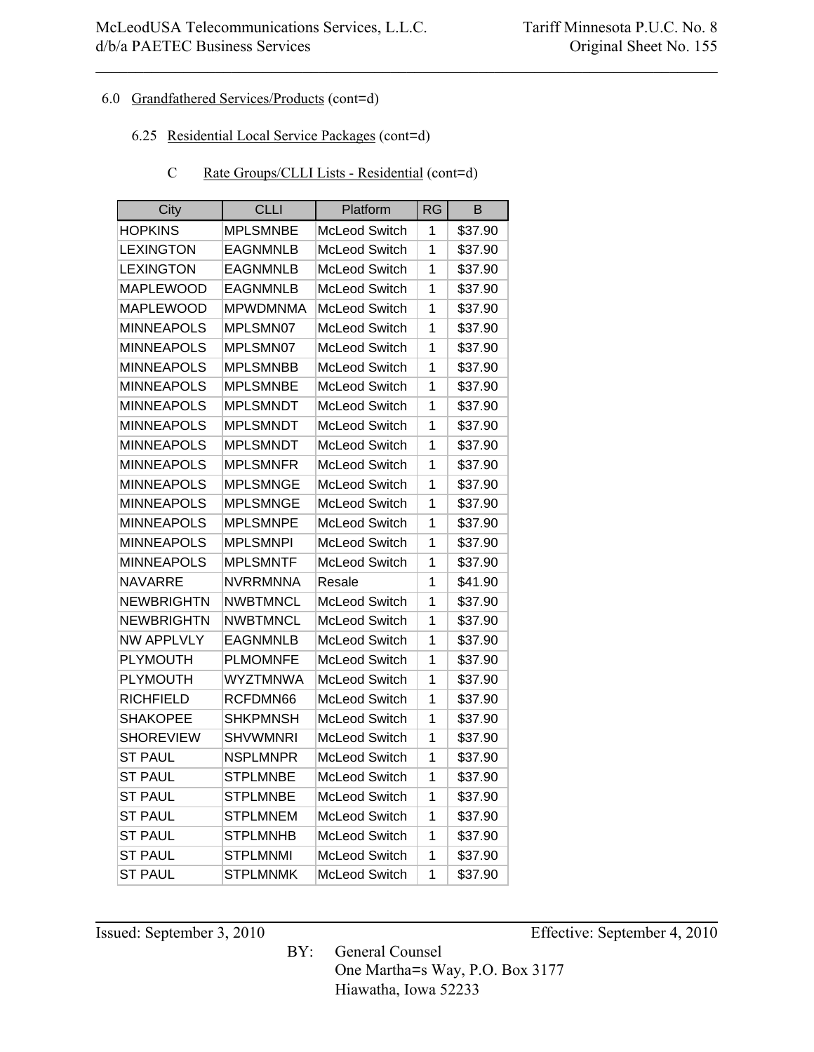6.0 Grandfathered Services/Products (cont=d)

6.25 Residential Local Service Packages (cont=d)

C Rate Groups/CLLI Lists - Residential (cont=d)

| City | CLLI | Platform | RG | B |
|---|---|---|---|---|
| HOPKINS | MPLSMNBE | McLeod Switch | 1 | $37.90 |
| LEXINGTON | EAGNMNLB | McLeod Switch | 1 | $37.90 |
| LEXINGTON | EAGNMNLB | McLeod Switch | 1 | $37.90 |
| MAPLEWOOD | EAGNMNLB | McLeod Switch | 1 | $37.90 |
| MAPLEWOOD | MPWDMNMA | McLeod Switch | 1 | $37.90 |
| MINNEAPOLS | MPLSMN07 | McLeod Switch | 1 | $37.90 |
| MINNEAPOLS | MPLSMN07 | McLeod Switch | 1 | $37.90 |
| MINNEAPOLS | MPLSMNBB | McLeod Switch | 1 | $37.90 |
| MINNEAPOLS | MPLSMNBE | McLeod Switch | 1 | $37.90 |
| MINNEAPOLS | MPLSMNDT | McLeod Switch | 1 | $37.90 |
| MINNEAPOLS | MPLSMNDT | McLeod Switch | 1 | $37.90 |
| MINNEAPOLS | MPLSMNDT | McLeod Switch | 1 | $37.90 |
| MINNEAPOLS | MPLSMNFR | McLeod Switch | 1 | $37.90 |
| MINNEAPOLS | MPLSMNGE | McLeod Switch | 1 | $37.90 |
| MINNEAPOLS | MPLSMNGE | McLeod Switch | 1 | $37.90 |
| MINNEAPOLS | MPLSMNPE | McLeod Switch | 1 | $37.90 |
| MINNEAPOLS | MPLSMNPI | McLeod Switch | 1 | $37.90 |
| MINNEAPOLS | MPLSMNTF | McLeod Switch | 1 | $37.90 |
| NAVARRE | NVRRMNNA | Resale | 1 | $41.90 |
| NEWBRIGHTN | NWBTMNCL | McLeod Switch | 1 | $37.90 |
| NEWBRIGHTN | NWBTMNCL | McLeod Switch | 1 | $37.90 |
| NW APPLVLY | EAGNMNLB | McLeod Switch | 1 | $37.90 |
| PLYMOUTH | PLMOMNFE | McLeod Switch | 1 | $37.90 |
| PLYMOUTH | WYZTMNWA | McLeod Switch | 1 | $37.90 |
| RICHFIELD | RCFDMN66 | McLeod Switch | 1 | $37.90 |
| SHAKOPEE | SHKPMNSH | McLeod Switch | 1 | $37.90 |
| SHOREVIEW | SHVWMNRI | McLeod Switch | 1 | $37.90 |
| ST PAUL | NSPLMNPR | McLeod Switch | 1 | $37.90 |
| ST PAUL | STPLMNBE | McLeod Switch | 1 | $37.90 |
| ST PAUL | STPLMNBE | McLeod Switch | 1 | $37.90 |
| ST PAUL | STPLMNEM | McLeod Switch | 1 | $37.90 |
| ST PAUL | STPLMNHB | McLeod Switch | 1 | $37.90 |
| ST PAUL | STPLMNMI | McLeod Switch | 1 | $37.90 |
| ST PAUL | STPLMNMK | McLeod Switch | 1 | $37.90 |

Issued: September 3, 2010 Effective: September 4, 2010

BY: General Counsel
One Martha=s Way, P.O. Box 3177
Hiawatha, Iowa 52233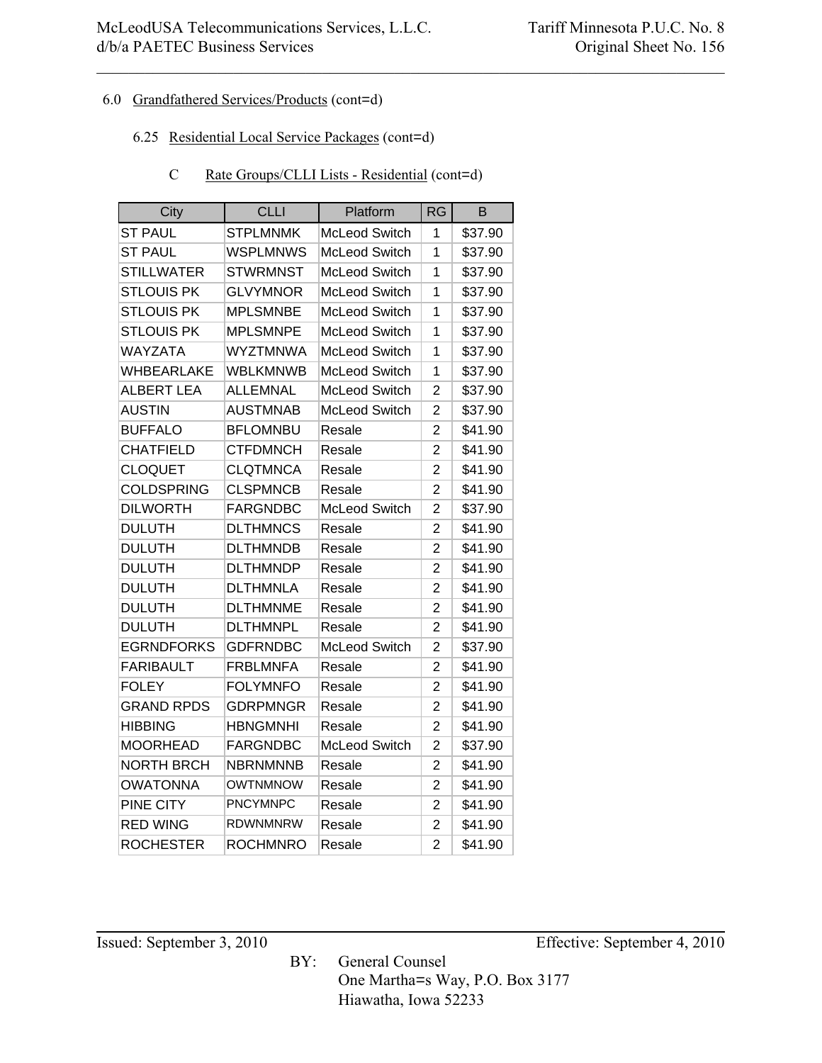6.0 Grandfathered Services/Products (cont=d)

6.25 Residential Local Service Packages (cont=d)

C Rate Groups/CLLI Lists - Residential (cont=d)

| City | CLLI | Platform | RG | B |
|---|---|---|---|---|
| ST PAUL | STPLMNMK | McLeod Switch | 1 | $37.90 |
| ST PAUL | WSPLMNWS | McLeod Switch | 1 | $37.90 |
| STILLWATER | STWRMNST | McLeod Switch | 1 | $37.90 |
| STLOUIS PK | GLVYMNOR | McLeod Switch | 1 | $37.90 |
| STLOUIS PK | MPLSMNBE | McLeod Switch | 1 | $37.90 |
| STLOUIS PK | MPLSMNPE | McLeod Switch | 1 | $37.90 |
| WAYZATA | WYZTMNWA | McLeod Switch | 1 | $37.90 |
| WHBEARLAKE | WBLKMNWB | McLeod Switch | 1 | $37.90 |
| ALBERT LEA | ALLEMNAL | McLeod Switch | 2 | $37.90 |
| AUSTIN | AUSTMNAB | McLeod Switch | 2 | $37.90 |
| BUFFALO | BFLOMNBU | Resale | 2 | $41.90 |
| CHATFIELD | CTFDMNCH | Resale | 2 | $41.90 |
| CLOQUET | CLQTMNCA | Resale | 2 | $41.90 |
| COLDSPRING | CLSPMNCB | Resale | 2 | $41.90 |
| DILWORTH | FARGNDBC | McLeod Switch | 2 | $37.90 |
| DULUTH | DLTHMNCS | Resale | 2 | $41.90 |
| DULUTH | DLTHMNDB | Resale | 2 | $41.90 |
| DULUTH | DLTHMNDP | Resale | 2 | $41.90 |
| DULUTH | DLTHMNLA | Resale | 2 | $41.90 |
| DULUTH | DLTHMNME | Resale | 2 | $41.90 |
| DULUTH | DLTHMNPL | Resale | 2 | $41.90 |
| EGRNDFORKS | GDFRNDBC | McLeod Switch | 2 | $37.90 |
| FARIBAULT | FRBLMNFA | Resale | 2 | $41.90 |
| FOLEY | FOLYMNFO | Resale | 2 | $41.90 |
| GRAND RPDS | GDRPMNGR | Resale | 2 | $41.90 |
| HIBBING | HBNGMNHI | Resale | 2 | $41.90 |
| MOORHEAD | FARGNDBC | McLeod Switch | 2 | $37.90 |
| NORTH BRCH | NBRNMNNB | Resale | 2 | $41.90 |
| OWATONNA | OWTNMNOW | Resale | 2 | $41.90 |
| PINE CITY | PNCYMNPC | Resale | 2 | $41.90 |
| RED WING | RDWNMNRW | Resale | 2 | $41.90 |
| ROCHESTER | ROCHMNRO | Resale | 2 | $41.90 |

Issued: September 3, 2010 Effective: September 4, 2010

BY: General Counsel
One Martha=s Way, P.O. Box 3177
Hiawatha, Iowa 52233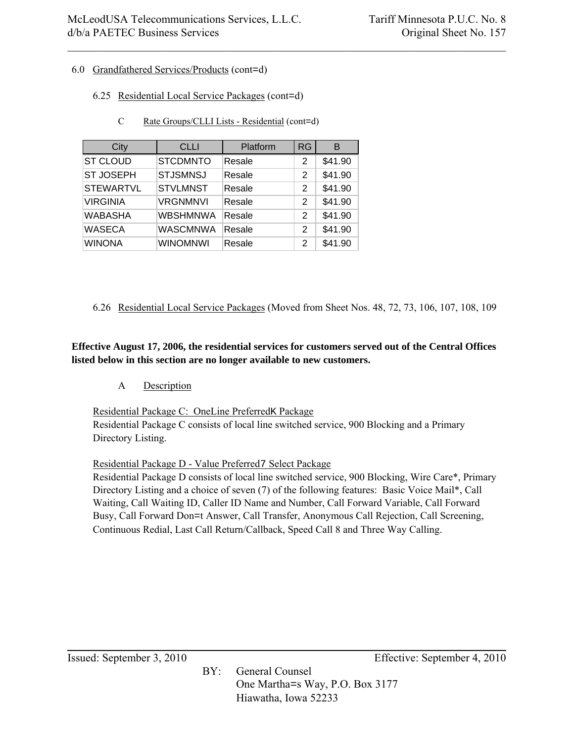6.0 Grandfathered Services/Products (cont=d)

6.25 Residential Local Service Packages (cont=d)

C Rate Groups/CLLI Lists - Residential (cont=d)

| City | CLLI | Platform | RG | B |
|---|---|---|---|---|
| ST CLOUD | STCDMNTO | Resale | 2 | $41.90 |
| ST JOSEPH | STJSMNSJ | Resale | 2 | $41.90 |
| STEWARTVL | STVLMNST | Resale | 2 | $41.90 |
| VIRGINIA | VRGNMNVI | Resale | 2 | $41.90 |
| WABASHA | WBSHMNWA | Resale | 2 | $41.90 |
| WASECA | WASCMNWA | Resale | 2 | $41.90 |
| WINONA | WINOMNWI | Resale | 2 | $41.90 |

6.26 Residential Local Service Packages (Moved from Sheet Nos. 48, 72, 73, 106, 107, 108, 109

**Effective August 17, 2006, the residential services for customers served out of the Central Offices listed below in this section are no longer available to new customers.**

A Description

Residential Package C: OneLine PreferredK Package
Residential Package C consists of local line switched service, 900 Blocking and a Primary Directory Listing.

Residential Package D - Value Preferred7 Select Package
Residential Package D consists of local line switched service, 900 Blocking, Wire Care*, Primary Directory Listing and a choice of seven (7) of the following features: Basic Voice Mail*, Call Waiting, Call Waiting ID, Caller ID Name and Number, Call Forward Variable, Call Forward Busy, Call Forward Don=t Answer, Call Transfer, Anonymous Call Rejection, Call Screening, Continuous Redial, Last Call Return/Callback, Speed Call 8 and Three Way Calling.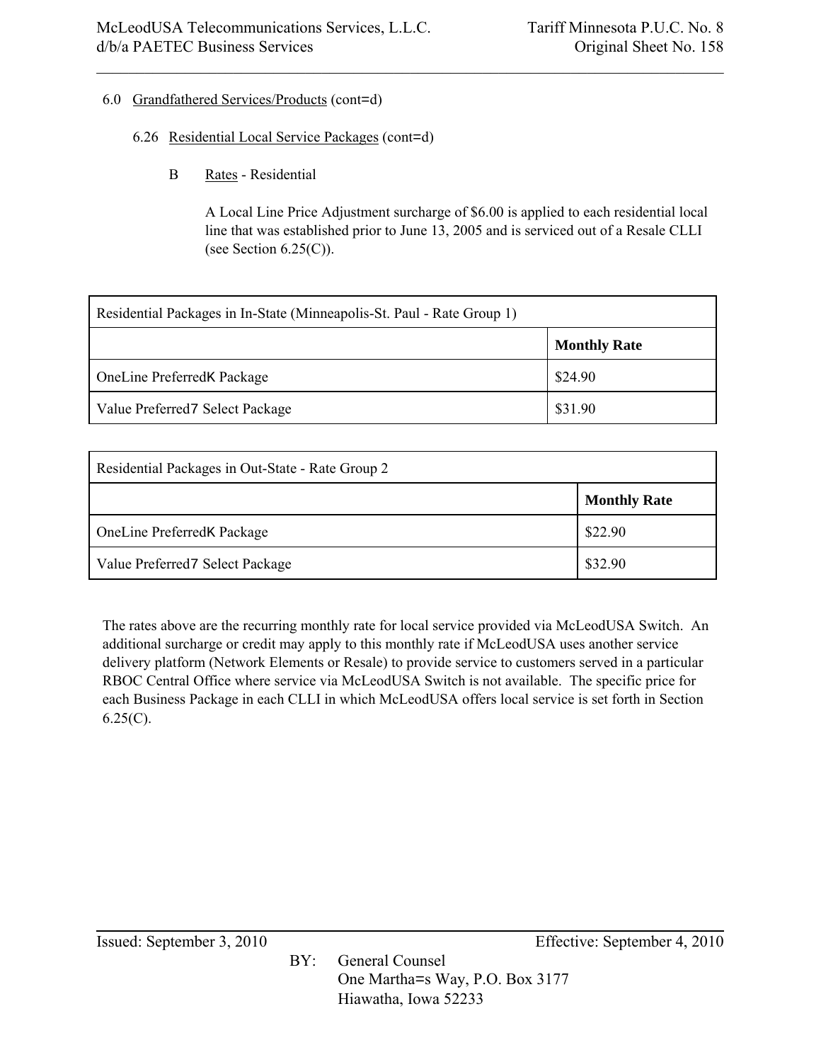6.0 Grandfathered Services/Products (cont=d)

6.26 Residential Local Service Packages (cont=d)

B Rates - Residential

A Local Line Price Adjustment surcharge of $6.00 is applied to each residential local line that was established prior to June 13, 2005 and is serviced out of a Resale CLLI (see Section 6.25(C)).

| Residential Packages in In-State (Minneapolis-St. Paul - Rate Group 1) | |
|---|---|
| | **Monthly Rate** |
| OneLine PreferredK Package | $24.90 |
| Value Preferred7 Select Package | $31.90 |

| Residential Packages in Out-State - Rate Group 2 | |
|---|---|
| | **Monthly Rate** |
| OneLine PreferredK Package | $22.90 |
| Value Preferred7 Select Package | $32.90 |

The rates above are the recurring monthly rate for local service provided via McLeodUSA Switch. An additional surcharge or credit may apply to this monthly rate if McLeodUSA uses another service delivery platform (Network Elements or Resale) to provide service to customers served in a particular RBOC Central Office where service via McLeodUSA Switch is not available. The specific price for each Business Package in each CLLI in which McLeodUSA offers local service is set forth in Section 6.25(C).

Issued: September 3, 2010 Effective: September 4, 2010

BY: General Counsel
One Martha=s Way, P.O. Box 3177
Hiawatha, Iowa 52233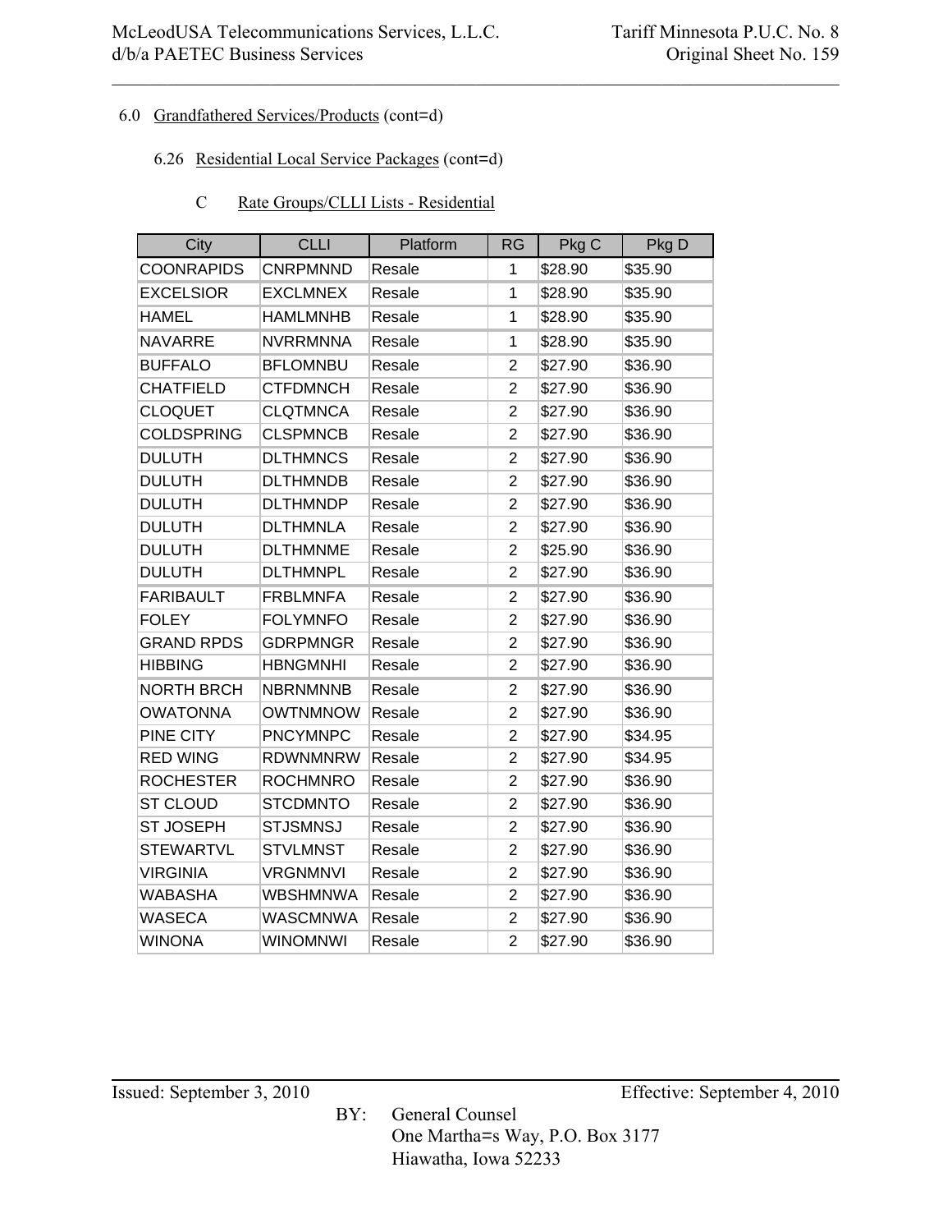6.0 Grandfathered Services/Products (cont=d)

6.26 Residential Local Service Packages (cont=d)

C Rate Groups/CLLI Lists - Residential

| City | CLLI | Platform | RG | Pkg C | Pkg D |
|---|---|---|---|---|---|
| COONRAPIDS | CNRPMNND | Resale | 1 | $28.90 | $35.90 |
| EXCELSIOR | EXCLMNEX | Resale | 1 | $28.90 | $35.90 |
| HAMEL | HAMLMNHB | Resale | 1 | $28.90 | $35.90 |
| NAVARRE | NVRRMNNA | Resale | 1 | $28.90 | $35.90 |
| BUFFALO | BFLOMNBU | Resale | 2 | $27.90 | $36.90 |
| CHATFIELD | CTFDMNCH | Resale | 2 | $27.90 | $36.90 |
| CLOQUET | CLQTMNCA | Resale | 2 | $27.90 | $36.90 |
| COLDSPRING | CLSPMNCB | Resale | 2 | $27.90 | $36.90 |
| DULUTH | DLTHMNCS | Resale | 2 | $27.90 | $36.90 |
| DULUTH | DLTHMNDB | Resale | 2 | $27.90 | $36.90 |
| DULUTH | DLTHMNDP | Resale | 2 | $27.90 | $36.90 |
| DULUTH | DLTHMNLA | Resale | 2 | $27.90 | $36.90 |
| DULUTH | DLTHMNME | Resale | 2 | $25.90 | $36.90 |
| DULUTH | DLTHMNPL | Resale | 2 | $27.90 | $36.90 |
| FARIBAULT | FRBLMNFA | Resale | 2 | $27.90 | $36.90 |
| FOLEY | FOLYMNFO | Resale | 2 | $27.90 | $36.90 |
| GRAND RPDS | GDRPMNGR | Resale | 2 | $27.90 | $36.90 |
| HIBBING | HBNGMNHI | Resale | 2 | $27.90 | $36.90 |
| NORTH BRCH | NBRNMNNB | Resale | 2 | $27.90 | $36.90 |
| OWATONNA | OWTNMNOW | Resale | 2 | $27.90 | $36.90 |
| PINE CITY | PNCYMNPC | Resale | 2 | $27.90 | $34.95 |
| RED WING | RDWNMNRW | Resale | 2 | $27.90 | $34.95 |
| ROCHESTER | ROCHMNRO | Resale | 2 | $27.90 | $36.90 |
| ST CLOUD | STCDMNTO | Resale | 2 | $27.90 | $36.90 |
| ST JOSEPH | STJSMNSJ | Resale | 2 | $27.90 | $36.90 |
| STEWARTVL | STVLMNST | Resale | 2 | $27.90 | $36.90 |
| VIRGINIA | VRGNMNVI | Resale | 2 | $27.90 | $36.90 |
| WABASHA | WBSHMNWA | Resale | 2 | $27.90 | $36.90 |
| WASECA | WASCMNWA | Resale | 2 | $27.90 | $36.90 |
| WINONA | WINOMNWI | Resale | 2 | $27.90 | $36.90 |

Issued: September 3, 2010 Effective: September 4, 2010

BY: General Counsel
One Martha=s Way, P.O. Box 3177
Hiawatha, Iowa 52233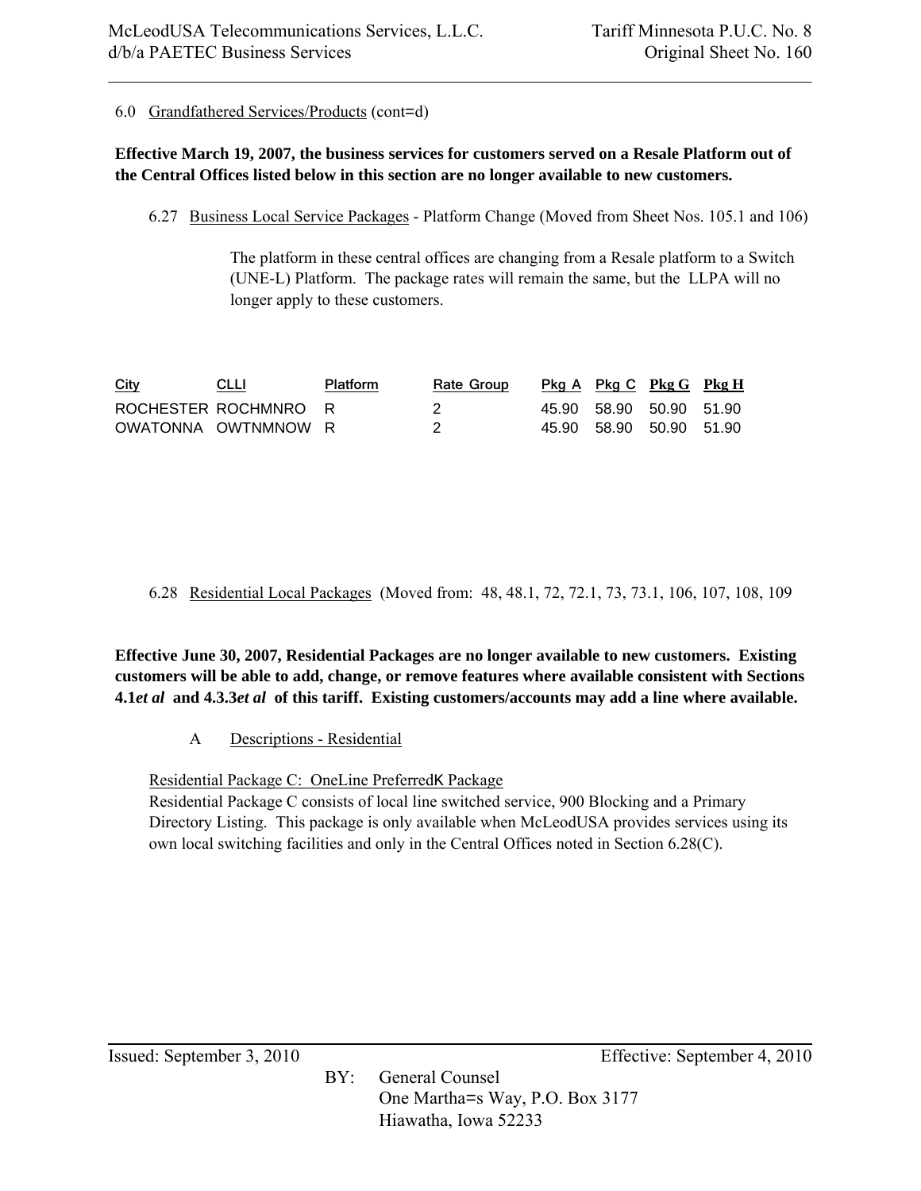6.0 Grandfathered Services/Products (cont=d)

**Effective March 19, 2007, the business services for customers served on a Resale Platform out of the Central Offices listed below in this section are no longer available to new customers.**

6.27 Business Local Service Packages - Platform Change (Moved from Sheet Nos. 105.1 and 106)

The platform in these central offices are changing from a Resale platform to a Switch (UNE-L) Platform. The package rates will remain the same, but the LLPA will no longer apply to these customers.

| City | CLLI | Platform | Rate Group | Pkg A | Pkg C | Pkg G | Pkg H |
|---|---|---|---|---|---|---|---|
| ROCHESTER | ROCHMNRO | R | 2 | 45.90 | 58.90 | 50.90 | 51.90 |
| OWATONNA | OWTNMNOW | R | 2 | 45.90 | 58.90 | 50.90 | 51.90 |

6.28 Residential Local Packages (Moved from: 48, 48.1, 72, 72.1, 73, 73.1, 106, 107, 108, 109

**Effective June 30, 2007, Residential Packages are no longer available to new customers. Existing customers will be able to add, change, or remove features where available consistent with Sections 4.1*et al* and 4.3.3*et al* of this tariff. Existing customers/accounts may add a line where available.**

A Descriptions - Residential

Residential Package C: OneLine PreferredK Package

Residential Package C consists of local line switched service, 900 Blocking and a Primary Directory Listing. This package is only available when McLeodUSA provides services using its own local switching facilities and only in the Central Offices noted in Section 6.28(C).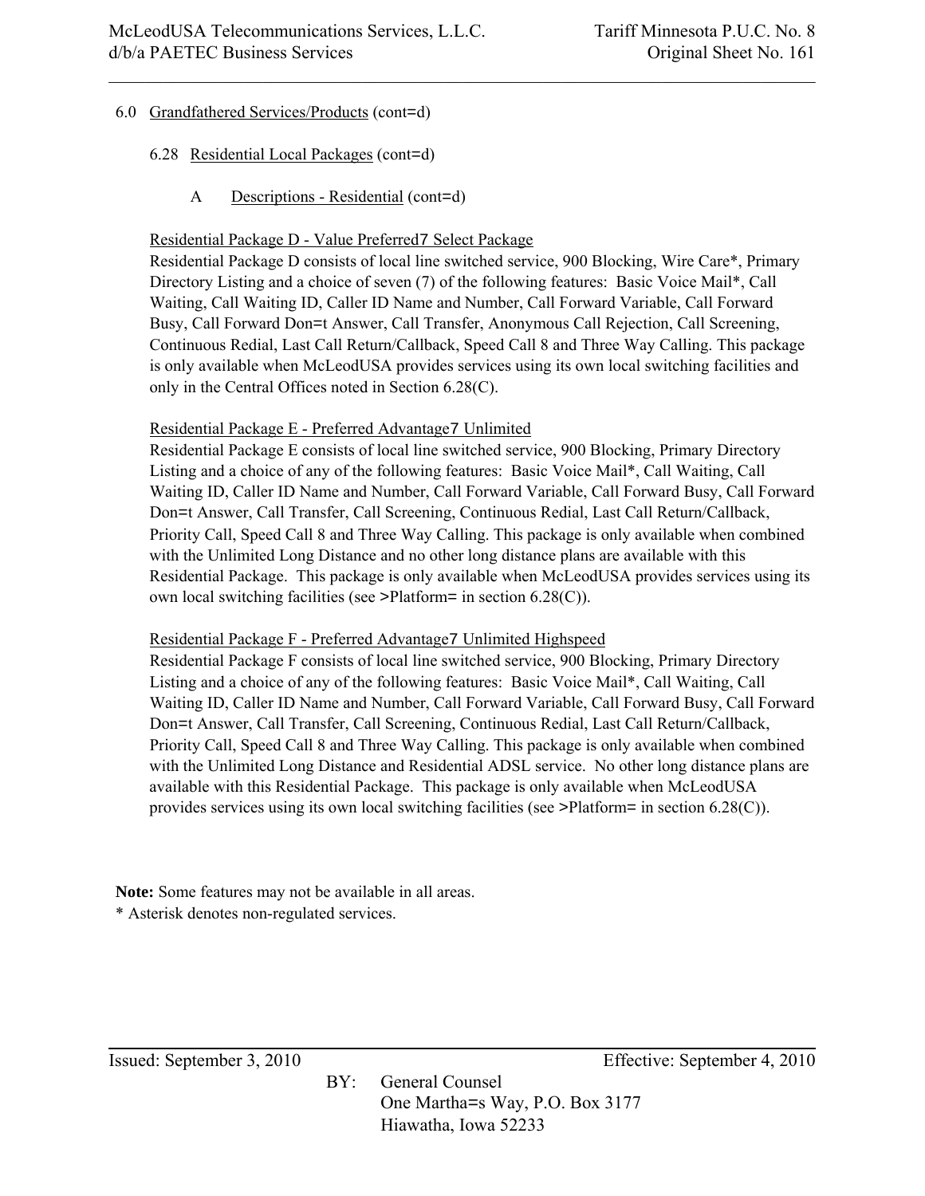6.0 Grandfathered Services/Products (cont=d)

6.28 Residential Local Packages (cont=d)

A Descriptions - Residential (cont=d)

Residential Package D - Value Preferred7 Select Package

Residential Package D consists of local line switched service, 900 Blocking, Wire Care*, Primary Directory Listing and a choice of seven (7) of the following features: Basic Voice Mail*, Call Waiting, Call Waiting ID, Caller ID Name and Number, Call Forward Variable, Call Forward Busy, Call Forward Don=t Answer, Call Transfer, Anonymous Call Rejection, Call Screening, Continuous Redial, Last Call Return/Callback, Speed Call 8 and Three Way Calling. This package is only available when McLeodUSA provides services using its own local switching facilities and only in the Central Offices noted in Section 6.28(C).

Residential Package E - Preferred Advantage7 Unlimited

Residential Package E consists of local line switched service, 900 Blocking, Primary Directory Listing and a choice of any of the following features: Basic Voice Mail*, Call Waiting, Call Waiting ID, Caller ID Name and Number, Call Forward Variable, Call Forward Busy, Call Forward Don=t Answer, Call Transfer, Call Screening, Continuous Redial, Last Call Return/Callback, Priority Call, Speed Call 8 and Three Way Calling. This package is only available when combined with the Unlimited Long Distance and no other long distance plans are available with this Residential Package. This package is only available when McLeodUSA provides services using its own local switching facilities (see >Platform= in section 6.28(C)).

Residential Package F - Preferred Advantage7 Unlimited Highspeed

Residential Package F consists of local line switched service, 900 Blocking, Primary Directory Listing and a choice of any of the following features: Basic Voice Mail*, Call Waiting, Call Waiting ID, Caller ID Name and Number, Call Forward Variable, Call Forward Busy, Call Forward Don=t Answer, Call Transfer, Call Screening, Continuous Redial, Last Call Return/Callback, Priority Call, Speed Call 8 and Three Way Calling. This package is only available when combined with the Unlimited Long Distance and Residential ADSL service. No other long distance plans are available with this Residential Package. This package is only available when McLeodUSA provides services using its own local switching facilities (see >Platform= in section 6.28(C)).

**Note:** Some features may not be available in all areas.
* Asterisk denotes non-regulated services.

Issued: September 3, 2010 Effective: September 4, 2010

BY: General Counsel
One Martha=s Way, P.O. Box 3177
Hiawatha, Iowa 52233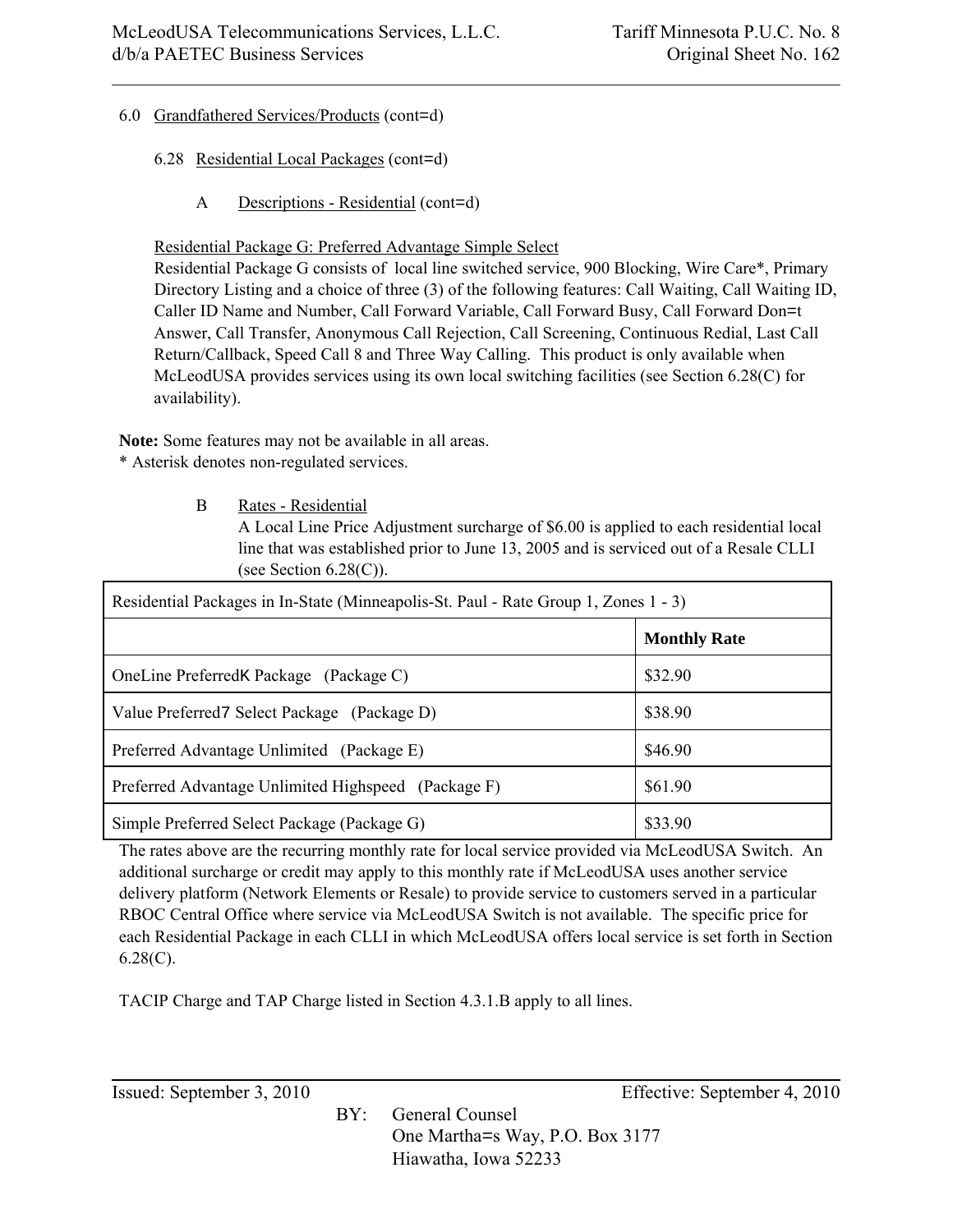6.0 Grandfathered Services/Products (cont=d)

6.28 Residential Local Packages (cont=d)

A Descriptions - Residential (cont=d)

Residential Package G: Preferred Advantage Simple Select

Residential Package G consists of local line switched service, 900 Blocking, Wire Care*, Primary Directory Listing and a choice of three (3) of the following features: Call Waiting, Call Waiting ID, Caller ID Name and Number, Call Forward Variable, Call Forward Busy, Call Forward Don=t Answer, Call Transfer, Anonymous Call Rejection, Call Screening, Continuous Redial, Last Call Return/Callback, Speed Call 8 and Three Way Calling. This product is only available when McLeodUSA provides services using its own local switching facilities (see Section 6.28(C) for availability).

**Note:** Some features may not be available in all areas.
* Asterisk denotes non-regulated services.

B Rates - Residential

A Local Line Price Adjustment surcharge of $6.00 is applied to each residential local line that was established prior to June 13, 2005 and is serviced out of a Resale CLLI (see Section 6.28(C)).

| Residential Packages in In-State (Minneapolis-St. Paul - Rate Group 1, Zones 1 - 3) | |
|---|---|
| | **Monthly Rate** |
| OneLine PreferredK Package (Package C) | $32.90 |
| Value Preferred7 Select Package (Package D) | $38.90 |
| Preferred Advantage Unlimited (Package E) | $46.90 |
| Preferred Advantage Unlimited Highspeed (Package F) | $61.90 |
| Simple Preferred Select Package (Package G) | $33.90 |

The rates above are the recurring monthly rate for local service provided via McLeodUSA Switch. An additional surcharge or credit may apply to this monthly rate if McLeodUSA uses another service delivery platform (Network Elements or Resale) to provide service to customers served in a particular RBOC Central Office where service via McLeodUSA Switch is not available. The specific price for each Residential Package in each CLLI in which McLeodUSA offers local service is set forth in Section 6.28(C).

TACIP Charge and TAP Charge listed in Section 4.3.1.B apply to all lines.

Issued: September 3, 2010 Effective: September 4, 2010

BY: General Counsel
One Martha=s Way, P.O. Box 3177
Hiawatha, Iowa 52233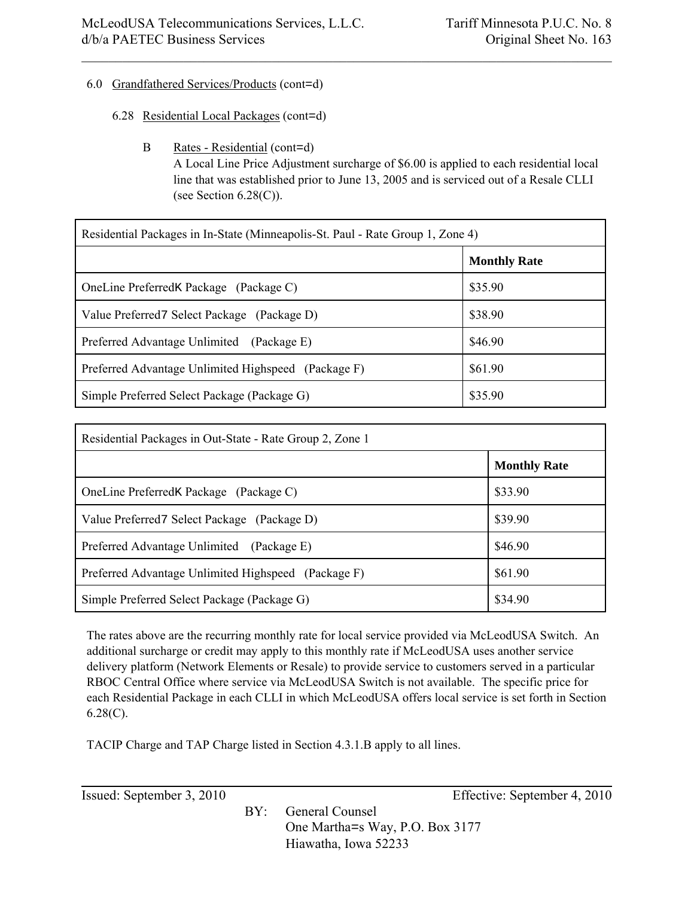6.0 Grandfathered Services/Products (cont=d)

6.28 Residential Local Packages (cont=d)

B Rates - Residential (cont=d)

A Local Line Price Adjustment surcharge of $6.00 is applied to each residential local line that was established prior to June 13, 2005 and is serviced out of a Resale CLLI (see Section 6.28(C)).

| Residential Packages in In-State (Minneapolis-St. Paul - Rate Group 1, Zone 4) | |
|---|---|
| | **Monthly Rate** |
| OneLine PreferredK Package (Package C) | $35.90 |
| Value Preferred7 Select Package (Package D) | $38.90 |
| Preferred Advantage Unlimited (Package E) | $46.90 |
| Preferred Advantage Unlimited Highspeed (Package F) | $61.90 |
| Simple Preferred Select Package (Package G) | $35.90 |

| Residential Packages in Out-State - Rate Group 2, Zone 1 | |
|---|---|
| | **Monthly Rate** |
| OneLine PreferredK Package (Package C) | $33.90 |
| Value Preferred7 Select Package (Package D) | $39.90 |
| Preferred Advantage Unlimited (Package E) | $46.90 |
| Preferred Advantage Unlimited Highspeed (Package F) | $61.90 |
| Simple Preferred Select Package (Package G) | $34.90 |

The rates above are the recurring monthly rate for local service provided via McLeodUSA Switch. An additional surcharge or credit may apply to this monthly rate if McLeodUSA uses another service delivery platform (Network Elements or Resale) to provide service to customers served in a particular RBOC Central Office where service via McLeodUSA Switch is not available. The specific price for each Residential Package in each CLLI in which McLeodUSA offers local service is set forth in Section 6.28(C).

TACIP Charge and TAP Charge listed in Section 4.3.1.B apply to all lines.

Issued: September 3, 2010 Effective: September 4, 2010

BY: General Counsel
One Martha=s Way, P.O. Box 3177
Hiawatha, Iowa 52233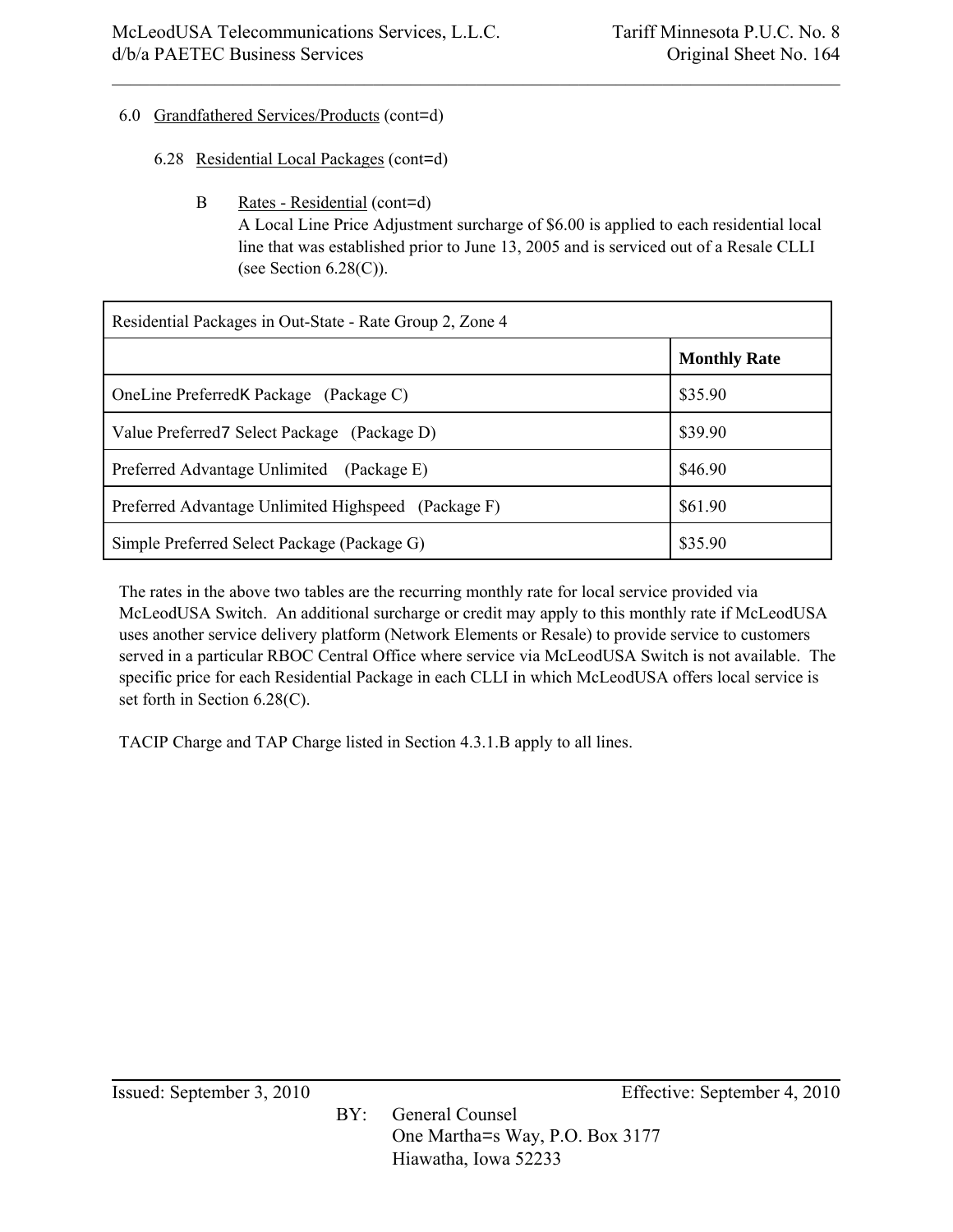6.0 Grandfathered Services/Products (cont=d)

6.28 Residential Local Packages (cont=d)

B Rates - Residential (cont=d)
A Local Line Price Adjustment surcharge of $6.00 is applied to each residential local line that was established prior to June 13, 2005 and is serviced out of a Resale CLLI (see Section 6.28(C)).

| Residential Packages in Out-State - Rate Group 2, Zone 4 | |
|---|---|
| | **Monthly Rate** |
| OneLine PreferredK Package (Package C) | $35.90 |
| Value Preferred7 Select Package (Package D) | $39.90 |
| Preferred Advantage Unlimited (Package E) | $46.90 |
| Preferred Advantage Unlimited Highspeed (Package F) | $61.90 |
| Simple Preferred Select Package (Package G) | $35.90 |

The rates in the above two tables are the recurring monthly rate for local service provided via McLeodUSA Switch. An additional surcharge or credit may apply to this monthly rate if McLeodUSA uses another service delivery platform (Network Elements or Resale) to provide service to customers served in a particular RBOC Central Office where service via McLeodUSA Switch is not available. The specific price for each Residential Package in each CLLI in which McLeodUSA offers local service is set forth in Section 6.28(C).

TACIP Charge and TAP Charge listed in Section 4.3.1.B apply to all lines.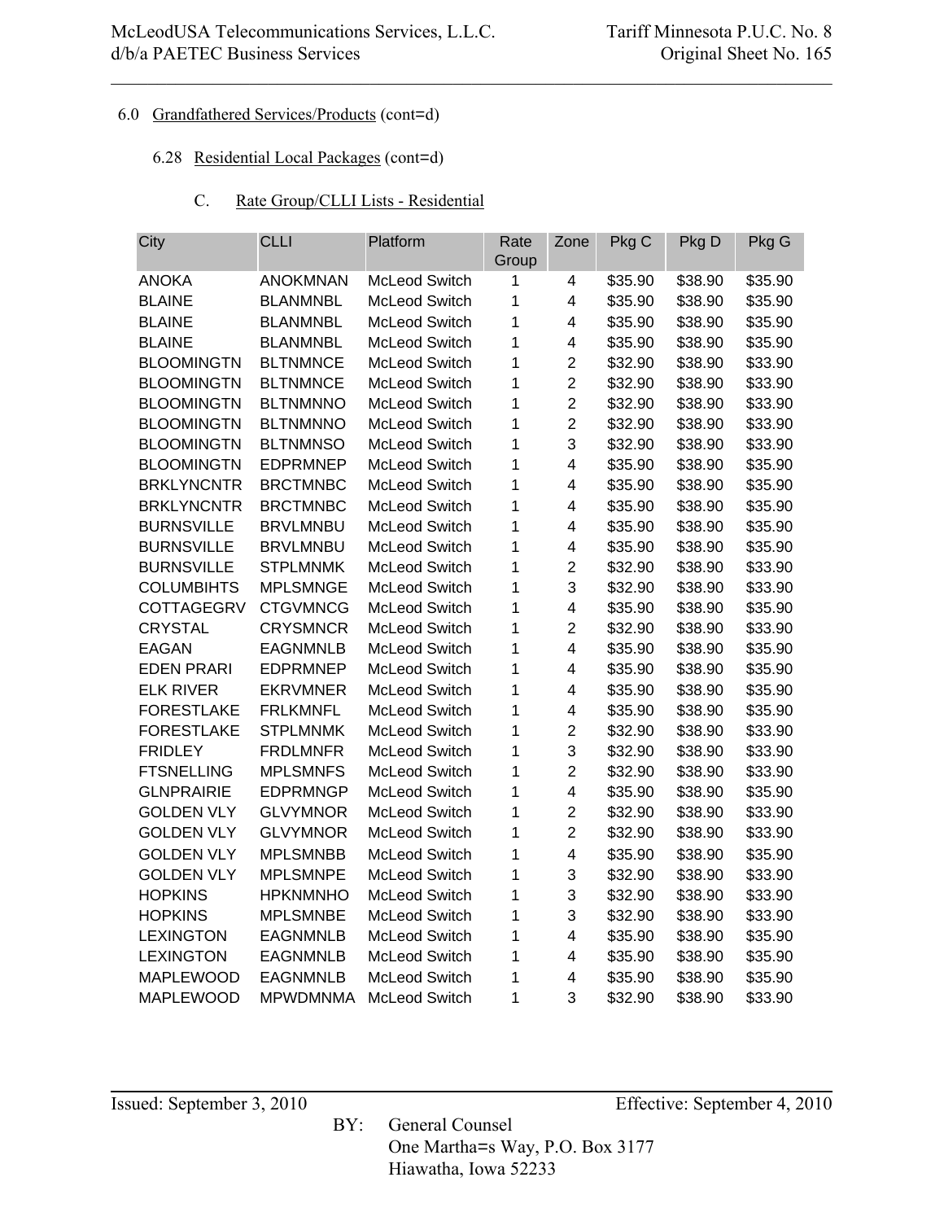6.0 Grandfathered Services/Products (cont=d)

6.28 Residential Local Packages (cont=d)

C. Rate Group/CLLI Lists - Residential

| City | CLLI | Platform | Rate Group | Zone | Pkg C | Pkg D | Pkg G |
|---|---|---|---|---|---|---|---|
| ANOKA | ANOKMNAN | McLeod Switch | 1 | 4 | $35.90 | $38.90 | $35.90 |
| BLAINE | BLANMNBL | McLeod Switch | 1 | 4 | $35.90 | $38.90 | $35.90 |
| BLAINE | BLANMNBL | McLeod Switch | 1 | 4 | $35.90 | $38.90 | $35.90 |
| BLAINE | BLANMNBL | McLeod Switch | 1 | 4 | $35.90 | $38.90 | $35.90 |
| BLOOMINGTN | BLTNMNCE | McLeod Switch | 1 | 2 | $32.90 | $38.90 | $33.90 |
| BLOOMINGTN | BLTNMNCE | McLeod Switch | 1 | 2 | $32.90 | $38.90 | $33.90 |
| BLOOMINGTN | BLTNMNNO | McLeod Switch | 1 | 2 | $32.90 | $38.90 | $33.90 |
| BLOOMINGTN | BLTNMNNO | McLeod Switch | 1 | 2 | $32.90 | $38.90 | $33.90 |
| BLOOMINGTN | BLTNMNSO | McLeod Switch | 1 | 3 | $32.90 | $38.90 | $33.90 |
| BLOOMINGTN | EDPRMNEP | McLeod Switch | 1 | 4 | $35.90 | $38.90 | $35.90 |
| BRKLYNCNTR | BRCTMNBC | McLeod Switch | 1 | 4 | $35.90 | $38.90 | $35.90 |
| BRKLYNCNTR | BRCTMNBC | McLeod Switch | 1 | 4 | $35.90 | $38.90 | $35.90 |
| BURNSVILLE | BRVLMNBU | McLeod Switch | 1 | 4 | $35.90 | $38.90 | $35.90 |
| BURNSVILLE | BRVLMNBU | McLeod Switch | 1 | 4 | $35.90 | $38.90 | $35.90 |
| BURNSVILLE | STPLMNMK | McLeod Switch | 1 | 2 | $32.90 | $38.90 | $33.90 |
| COLUMBIHTS | MPLSMNGE | McLeod Switch | 1 | 3 | $32.90 | $38.90 | $33.90 |
| COTTAGEGRV | CTGVMNCG | McLeod Switch | 1 | 4 | $35.90 | $38.90 | $35.90 |
| CRYSTAL | CRYSMNCR | McLeod Switch | 1 | 2 | $32.90 | $38.90 | $33.90 |
| EAGAN | EAGNMNLB | McLeod Switch | 1 | 4 | $35.90 | $38.90 | $35.90 |
| EDEN PRARI | EDPRMNEP | McLeod Switch | 1 | 4 | $35.90 | $38.90 | $35.90 |
| ELK RIVER | EKRVMNER | McLeod Switch | 1 | 4 | $35.90 | $38.90 | $35.90 |
| FORESTLAKE | FRLKMNFL | McLeod Switch | 1 | 4 | $35.90 | $38.90 | $35.90 |
| FORESTLAKE | STPLMNMK | McLeod Switch | 1 | 2 | $32.90 | $38.90 | $33.90 |
| FRIDLEY | FRDLMNFR | McLeod Switch | 1 | 3 | $32.90 | $38.90 | $33.90 |
| FTSNELLING | MPLSMNFS | McLeod Switch | 1 | 2 | $32.90 | $38.90 | $33.90 |
| GLNPRAIRIE | EDPRMNGP | McLeod Switch | 1 | 4 | $35.90 | $38.90 | $35.90 |
| GOLDEN VLY | GLVYMNOR | McLeod Switch | 1 | 2 | $32.90 | $38.90 | $33.90 |
| GOLDEN VLY | GLVYMNOR | McLeod Switch | 1 | 2 | $32.90 | $38.90 | $33.90 |
| GOLDEN VLY | MPLSMNBB | McLeod Switch | 1 | 4 | $35.90 | $38.90 | $35.90 |
| GOLDEN VLY | MPLSMNPE | McLeod Switch | 1 | 3 | $32.90 | $38.90 | $33.90 |
| HOPKINS | HPKNMNHO | McLeod Switch | 1 | 3 | $32.90 | $38.90 | $33.90 |
| HOPKINS | MPLSMNBE | McLeod Switch | 1 | 3 | $32.90 | $38.90 | $33.90 |
| LEXINGTON | EAGNMNLB | McLeod Switch | 1 | 4 | $35.90 | $38.90 | $35.90 |
| LEXINGTON | EAGNMNLB | McLeod Switch | 1 | 4 | $35.90 | $38.90 | $35.90 |
| MAPLEWOOD | EAGNMNLB | McLeod Switch | 1 | 4 | $35.90 | $38.90 | $35.90 |
| MAPLEWOOD | MPWDMNMA | McLeod Switch | 1 | 3 | $32.90 | $38.90 | $33.90 |

Issued: September 3, 2010 Effective: September 4, 2010

BY: General Counsel
One Martha=s Way, P.O. Box 3177
Hiawatha, Iowa 52233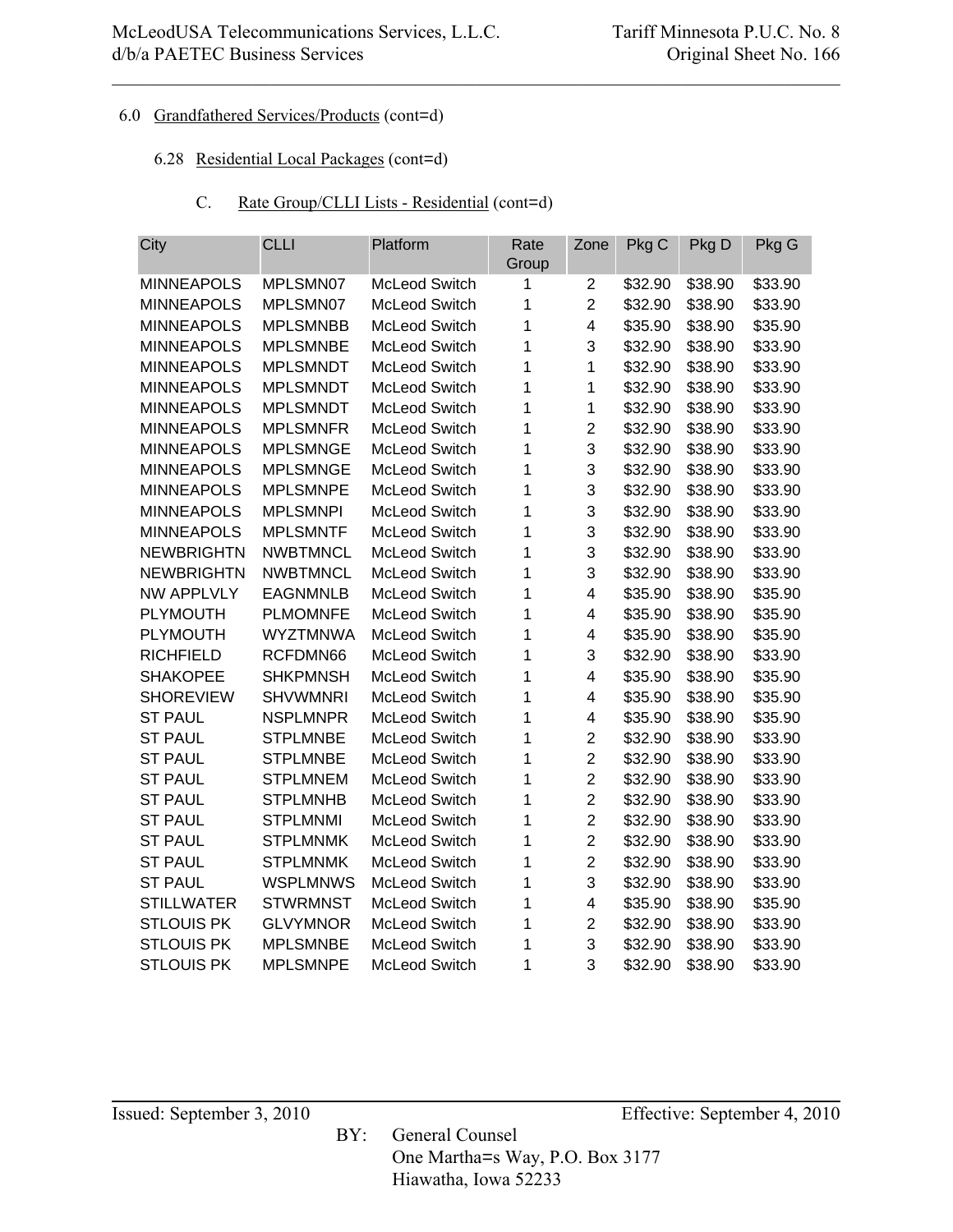6.0 Grandfathered Services/Products (cont=d)

6.28 Residential Local Packages (cont=d)

C. Rate Group/CLLI Lists - Residential (cont=d)

| City | CLLI | Platform | Rate Group | Zone | Pkg C | Pkg D | Pkg G |
|---|---|---|---|---|---|---|---|
| MINNEAPOLS | MPLSMN07 | McLeod Switch | 1 | 2 | $32.90 | $38.90 | $33.90 |
| MINNEAPOLS | MPLSMN07 | McLeod Switch | 1 | 2 | $32.90 | $38.90 | $33.90 |
| MINNEAPOLS | MPLSMNBB | McLeod Switch | 1 | 4 | $35.90 | $38.90 | $35.90 |
| MINNEAPOLS | MPLSMNBE | McLeod Switch | 1 | 3 | $32.90 | $38.90 | $33.90 |
| MINNEAPOLS | MPLSMNDT | McLeod Switch | 1 | 1 | $32.90 | $38.90 | $33.90 |
| MINNEAPOLS | MPLSMNDT | McLeod Switch | 1 | 1 | $32.90 | $38.90 | $33.90 |
| MINNEAPOLS | MPLSMNDT | McLeod Switch | 1 | 1 | $32.90 | $38.90 | $33.90 |
| MINNEAPOLS | MPLSMNFR | McLeod Switch | 1 | 2 | $32.90 | $38.90 | $33.90 |
| MINNEAPOLS | MPLSMNGE | McLeod Switch | 1 | 3 | $32.90 | $38.90 | $33.90 |
| MINNEAPOLS | MPLSMNGE | McLeod Switch | 1 | 3 | $32.90 | $38.90 | $33.90 |
| MINNEAPOLS | MPLSMNPE | McLeod Switch | 1 | 3 | $32.90 | $38.90 | $33.90 |
| MINNEAPOLS | MPLSMNPI | McLeod Switch | 1 | 3 | $32.90 | $38.90 | $33.90 |
| MINNEAPOLS | MPLSMNTF | McLeod Switch | 1 | 3 | $32.90 | $38.90 | $33.90 |
| NEWBRIGHTN | NWBTMNCL | McLeod Switch | 1 | 3 | $32.90 | $38.90 | $33.90 |
| NEWBRIGHTN | NWBTMNCL | McLeod Switch | 1 | 3 | $32.90 | $38.90 | $33.90 |
| NW APPLVLY | EAGNMNLB | McLeod Switch | 1 | 4 | $35.90 | $38.90 | $35.90 |
| PLYMOUTH | PLMOMNFE | McLeod Switch | 1 | 4 | $35.90 | $38.90 | $35.90 |
| PLYMOUTH | WYZTMNWA | McLeod Switch | 1 | 4 | $35.90 | $38.90 | $35.90 |
| RICHFIELD | RCFDMN66 | McLeod Switch | 1 | 3 | $32.90 | $38.90 | $33.90 |
| SHAKOPEE | SHKPMNSH | McLeod Switch | 1 | 4 | $35.90 | $38.90 | $35.90 |
| SHOREVIEW | SHVWMNRI | McLeod Switch | 1 | 4 | $35.90 | $38.90 | $35.90 |
| ST PAUL | NSPLMNPR | McLeod Switch | 1 | 4 | $35.90 | $38.90 | $35.90 |
| ST PAUL | STPLMNBE | McLeod Switch | 1 | 2 | $32.90 | $38.90 | $33.90 |
| ST PAUL | STPLMNBE | McLeod Switch | 1 | 2 | $32.90 | $38.90 | $33.90 |
| ST PAUL | STPLMNEM | McLeod Switch | 1 | 2 | $32.90 | $38.90 | $33.90 |
| ST PAUL | STPLMNHB | McLeod Switch | 1 | 2 | $32.90 | $38.90 | $33.90 |
| ST PAUL | STPLMNMI | McLeod Switch | 1 | 2 | $32.90 | $38.90 | $33.90 |
| ST PAUL | STPLMNMK | McLeod Switch | 1 | 2 | $32.90 | $38.90 | $33.90 |
| ST PAUL | STPLMNMK | McLeod Switch | 1 | 2 | $32.90 | $38.90 | $33.90 |
| ST PAUL | WSPLMNWS | McLeod Switch | 1 | 3 | $32.90 | $38.90 | $33.90 |
| STILLWATER | STWRMNST | McLeod Switch | 1 | 4 | $35.90 | $38.90 | $35.90 |
| STLOUIS PK | GLVYMNOR | McLeod Switch | 1 | 2 | $32.90 | $38.90 | $33.90 |
| STLOUIS PK | MPLSMNBE | McLeod Switch | 1 | 3 | $32.90 | $38.90 | $33.90 |
| STLOUIS PK | MPLSMNPE | McLeod Switch | 1 | 3 | $32.90 | $38.90 | $33.90 |

Issued: September 3, 2010 Effective: September 4, 2010

BY: General Counsel
One Martha=s Way, P.O. Box 3177
Hiawatha, Iowa 52233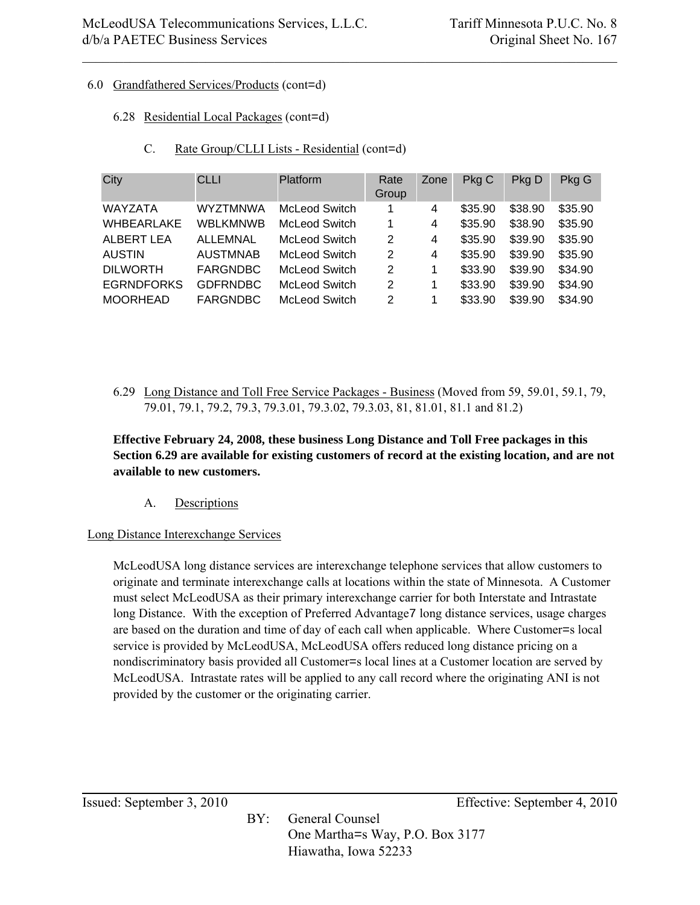6.0 Grandfathered Services/Products (cont=d)

6.28 Residential Local Packages (cont=d)

C. Rate Group/CLLI Lists - Residential (cont=d)

| City | CLLI | Platform | Rate Group | Zone | Pkg C | Pkg D | Pkg G |
|---|---|---|---|---|---|---|---|
| WAYZATA | WYZTMNWA | McLeod Switch | 1 | 4 | $35.90 | $38.90 | $35.90 |
| WHBEARLAKE | WBLKMNWB | McLeod Switch | 1 | 4 | $35.90 | $38.90 | $35.90 |
| ALBERT LEA | ALLEMNAL | McLeod Switch | 2 | 4 | $35.90 | $39.90 | $35.90 |
| AUSTIN | AUSTMNAB | McLeod Switch | 2 | 4 | $35.90 | $39.90 | $35.90 |
| DILWORTH | FARGNDBC | McLeod Switch | 2 | 1 | $33.90 | $39.90 | $34.90 |
| EGRNDFORKS | GDFRNDBC | McLeod Switch | 2 | 1 | $33.90 | $39.90 | $34.90 |
| MOORHEAD | FARGNDBC | McLeod Switch | 2 | 1 | $33.90 | $39.90 | $34.90 |

6.29 Long Distance and Toll Free Service Packages - Business (Moved from 59, 59.01, 59.1, 79, 79.01, 79.1, 79.2, 79.3, 79.3.01, 79.3.02, 79.3.03, 81, 81.01, 81.1 and 81.2)

**Effective February 24, 2008, these business Long Distance and Toll Free packages in this Section 6.29 are available for existing customers of record at the existing location, and are not available to new customers.**

A. Descriptions

Long Distance Interexchange Services

McLeodUSA long distance services are interexchange telephone services that allow customers to originate and terminate interexchange calls at locations within the state of Minnesota. A Customer must select McLeodUSA as their primary interexchange carrier for both Interstate and Intrastate long Distance. With the exception of Preferred Advantage7 long distance services, usage charges are based on the duration and time of day of each call when applicable. Where Customer=s local service is provided by McLeodUSA, McLeodUSA offers reduced long distance pricing on a nondiscriminatory basis provided all Customer=s local lines at a Customer location are served by McLeodUSA. Intrastate rates will be applied to any call record where the originating ANI is not provided by the customer or the originating carrier.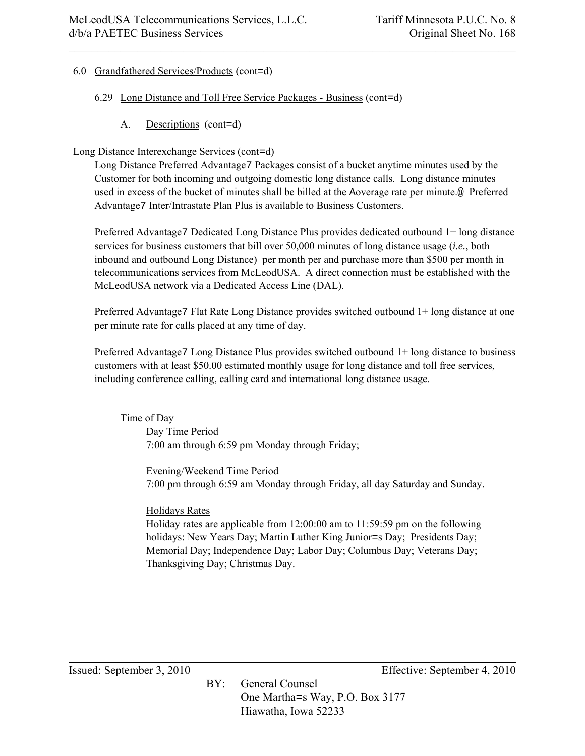6.0 Grandfathered Services/Products (cont=d)

6.29 Long Distance and Toll Free Service Packages - Business (cont=d)

A. Descriptions (cont=d)

Long Distance Interexchange Services (cont=d)

Long Distance Preferred Advantage7 Packages consist of a bucket anytime minutes used by the Customer for both incoming and outgoing domestic long distance calls. Long distance minutes used in excess of the bucket of minutes shall be billed at the Aoverage rate per minute.@ Preferred Advantage7 Inter/Intrastate Plan Plus is available to Business Customers.

Preferred Advantage7 Dedicated Long Distance Plus provides dedicated outbound 1+ long distance services for business customers that bill over 50,000 minutes of long distance usage (*i.e.*, both inbound and outbound Long Distance) per month per and purchase more than $500 per month in telecommunications services from McLeodUSA. A direct connection must be established with the McLeodUSA network via a Dedicated Access Line (DAL).

Preferred Advantage7 Flat Rate Long Distance provides switched outbound 1+ long distance at one per minute rate for calls placed at any time of day.

Preferred Advantage7 Long Distance Plus provides switched outbound 1+ long distance to business customers with at least $50.00 estimated monthly usage for long distance and toll free services, including conference calling, calling card and international long distance usage.

Time of Day

Day Time Period
7:00 am through 6:59 pm Monday through Friday;

Evening/Weekend Time Period
7:00 pm through 6:59 am Monday through Friday, all day Saturday and Sunday.

Holidays Rates
Holiday rates are applicable from 12:00:00 am to 11:59:59 pm on the following holidays: New Years Day; Martin Luther King Junior=s Day; Presidents Day; Memorial Day; Independence Day; Labor Day; Columbus Day; Veterans Day; Thanksgiving Day; Christmas Day.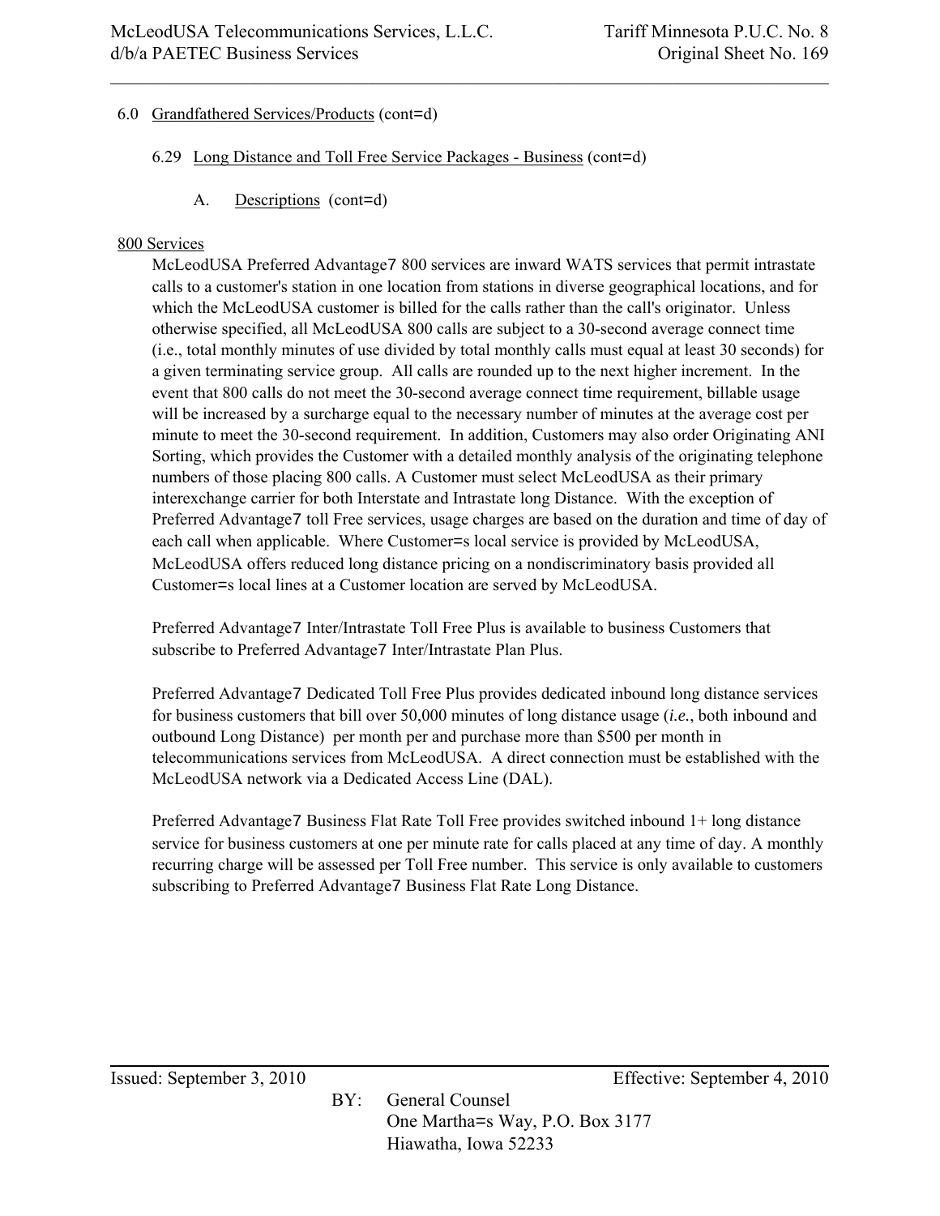6.0 Grandfathered Services/Products (cont=d)

6.29 Long Distance and Toll Free Service Packages - Business (cont=d)

A. Descriptions (cont=d)

800 Services

McLeodUSA Preferred Advantage7 800 services are inward WATS services that permit intrastate calls to a customer's station in one location from stations in diverse geographical locations, and for which the McLeodUSA customer is billed for the calls rather than the call's originator. Unless otherwise specified, all McLeodUSA 800 calls are subject to a 30-second average connect time (i.e., total monthly minutes of use divided by total monthly calls must equal at least 30 seconds) for a given terminating service group. All calls are rounded up to the next higher increment. In the event that 800 calls do not meet the 30-second average connect time requirement, billable usage will be increased by a surcharge equal to the necessary number of minutes at the average cost per minute to meet the 30-second requirement. In addition, Customers may also order Originating ANI Sorting, which provides the Customer with a detailed monthly analysis of the originating telephone numbers of those placing 800 calls. A Customer must select McLeodUSA as their primary interexchange carrier for both Interstate and Intrastate long Distance. With the exception of Preferred Advantage7 toll Free services, usage charges are based on the duration and time of day of each call when applicable. Where Customer=s local service is provided by McLeodUSA, McLeodUSA offers reduced long distance pricing on a nondiscriminatory basis provided all Customer=s local lines at a Customer location are served by McLeodUSA.

Preferred Advantage7 Inter/Intrastate Toll Free Plus is available to business Customers that subscribe to Preferred Advantage7 Inter/Intrastate Plan Plus.

Preferred Advantage7 Dedicated Toll Free Plus provides dedicated inbound long distance services for business customers that bill over 50,000 minutes of long distance usage (*i.e.*, both inbound and outbound Long Distance) per month per and purchase more than $500 per month in telecommunications services from McLeodUSA. A direct connection must be established with the McLeodUSA network via a Dedicated Access Line (DAL).

Preferred Advantage7 Business Flat Rate Toll Free provides switched inbound 1+ long distance service for business customers at one per minute rate for calls placed at any time of day. A monthly recurring charge will be assessed per Toll Free number. This service is only available to customers subscribing to Preferred Advantage7 Business Flat Rate Long Distance.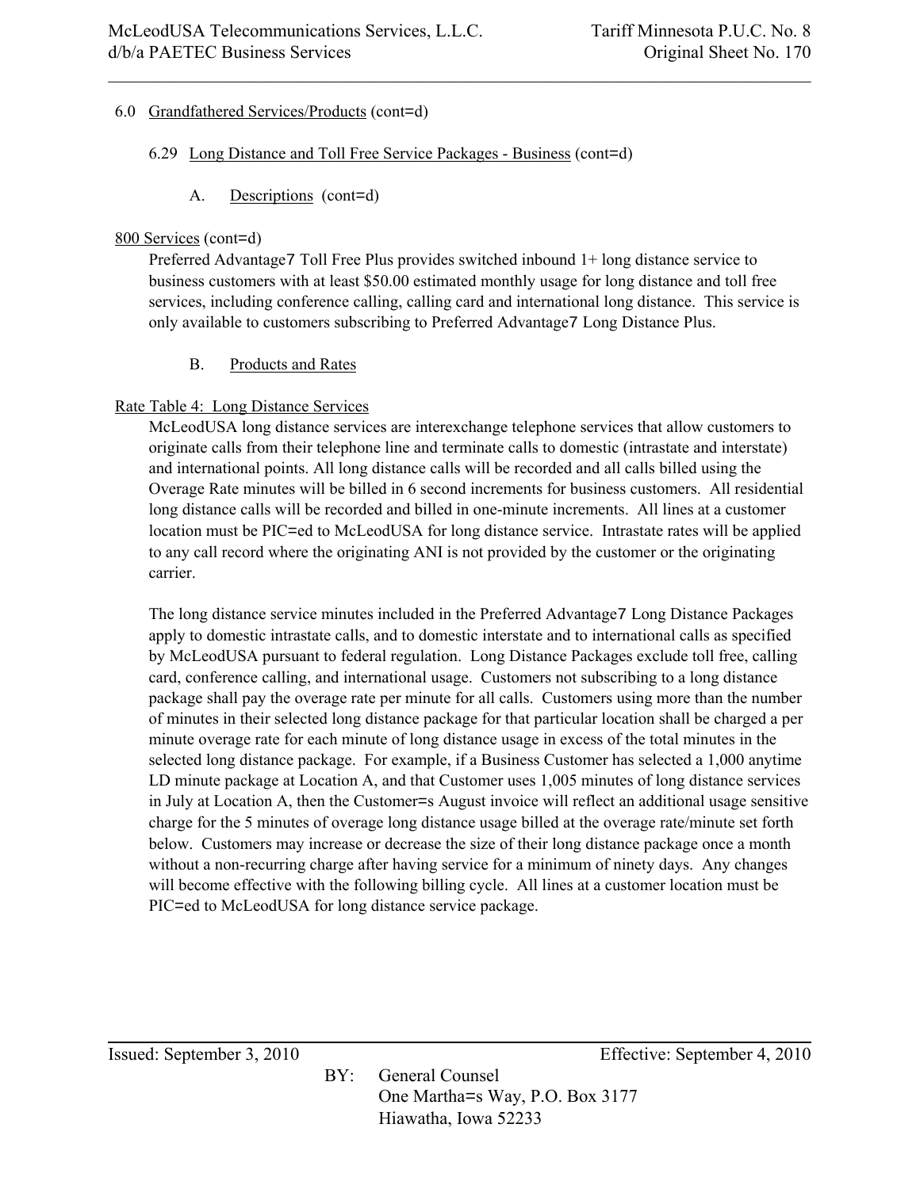6.0 Grandfathered Services/Products (cont=d)

6.29 Long Distance and Toll Free Service Packages - Business (cont=d)

A. Descriptions (cont=d)

800 Services (cont=d)

Preferred Advantage7 Toll Free Plus provides switched inbound 1+ long distance service to business customers with at least $50.00 estimated monthly usage for long distance and toll free services, including conference calling, calling card and international long distance. This service is only available to customers subscribing to Preferred Advantage7 Long Distance Plus.

B. Products and Rates

Rate Table 4: Long Distance Services

McLeodUSA long distance services are interexchange telephone services that allow customers to originate calls from their telephone line and terminate calls to domestic (intrastate and interstate) and international points. All long distance calls will be recorded and all calls billed using the Overage Rate minutes will be billed in 6 second increments for business customers. All residential long distance calls will be recorded and billed in one-minute increments. All lines at a customer location must be PIC=ed to McLeodUSA for long distance service. Intrastate rates will be applied to any call record where the originating ANI is not provided by the customer or the originating carrier.

The long distance service minutes included in the Preferred Advantage7 Long Distance Packages apply to domestic intrastate calls, and to domestic interstate and to international calls as specified by McLeodUSA pursuant to federal regulation. Long Distance Packages exclude toll free, calling card, conference calling, and international usage. Customers not subscribing to a long distance package shall pay the overage rate per minute for all calls. Customers using more than the number of minutes in their selected long distance package for that particular location shall be charged a per minute overage rate for each minute of long distance usage in excess of the total minutes in the selected long distance package. For example, if a Business Customer has selected a 1,000 anytime LD minute package at Location A, and that Customer uses 1,005 minutes of long distance services in July at Location A, then the Customer=s August invoice will reflect an additional usage sensitive charge for the 5 minutes of overage long distance usage billed at the overage rate/minute set forth below. Customers may increase or decrease the size of their long distance package once a month without a non-recurring charge after having service for a minimum of ninety days. Any changes will become effective with the following billing cycle. All lines at a customer location must be PIC=ed to McLeodUSA for long distance service package.

Issued: September 3, 2010 Effective: September 4, 2010

BY: General Counsel
One Martha=s Way, P.O. Box 3177
Hiawatha, Iowa 52233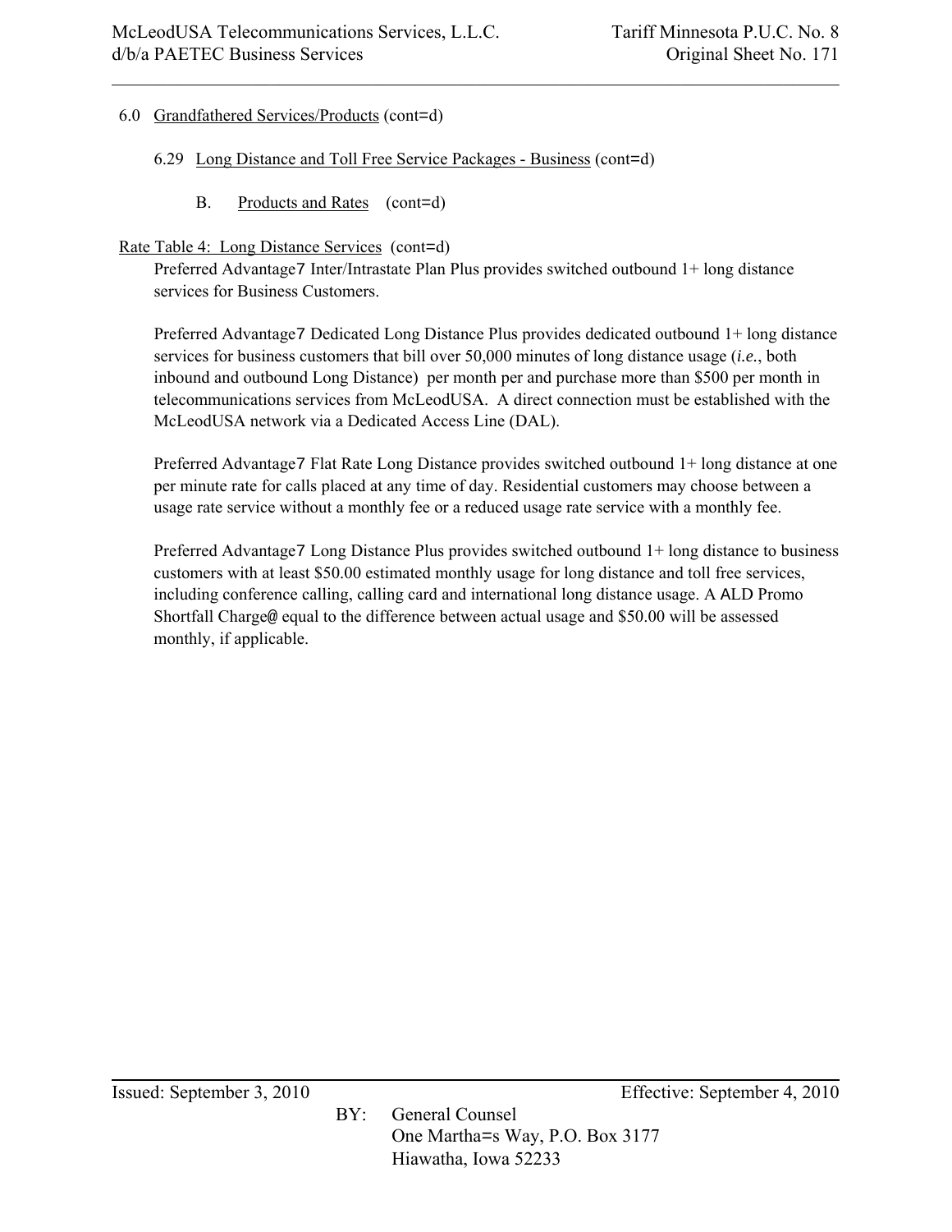6.0 Grandfathered Services/Products (cont=d)

6.29 Long Distance and Toll Free Service Packages - Business (cont=d)

B. Products and Rates (cont=d)

Rate Table 4: Long Distance Services (cont=d)

Preferred Advantage7 Inter/Intrastate Plan Plus provides switched outbound 1+ long distance services for Business Customers.

Preferred Advantage7 Dedicated Long Distance Plus provides dedicated outbound 1+ long distance services for business customers that bill over 50,000 minutes of long distance usage (*i.e.*, both inbound and outbound Long Distance) per month per and purchase more than $500 per month in telecommunications services from McLeodUSA. A direct connection must be established with the McLeodUSA network via a Dedicated Access Line (DAL).

Preferred Advantage7 Flat Rate Long Distance provides switched outbound 1+ long distance at one per minute rate for calls placed at any time of day. Residential customers may choose between a usage rate service without a monthly fee or a reduced usage rate service with a monthly fee.

Preferred Advantage7 Long Distance Plus provides switched outbound 1+ long distance to business customers with at least $50.00 estimated monthly usage for long distance and toll free services, including conference calling, calling card and international long distance usage. A ALD Promo Shortfall Charge@ equal to the difference between actual usage and $50.00 will be assessed monthly, if applicable.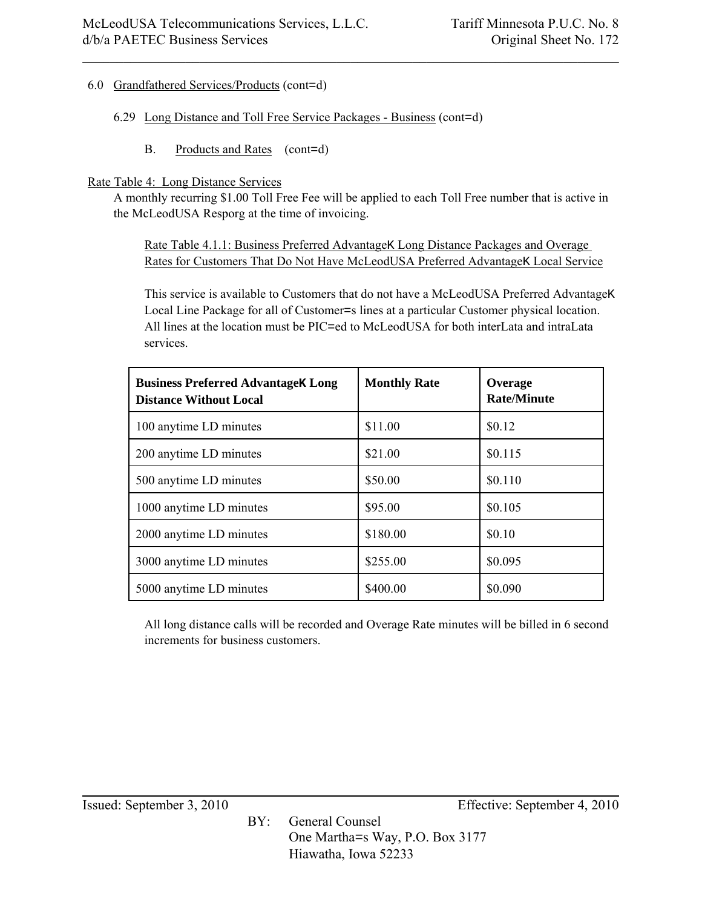6.0 Grandfathered Services/Products (cont=d)

6.29 Long Distance and Toll Free Service Packages - Business (cont=d)

B. Products and Rates (cont=d)

Rate Table 4: Long Distance Services

A monthly recurring $1.00 Toll Free Fee will be applied to each Toll Free number that is active in the McLeodUSA Resporg at the time of invoicing.

Rate Table 4.1.1: Business Preferred AdvantageK Long Distance Packages and Overage Rates for Customers That Do Not Have McLeodUSA Preferred AdvantageK Local Service

This service is available to Customers that do not have a McLeodUSA Preferred AdvantageK Local Line Package for all of Customer=s lines at a particular Customer physical location. All lines at the location must be PIC=ed to McLeodUSA for both interLata and intraLata services.

| Business Preferred AdvantageK Long Distance Without Local | Monthly Rate | Overage Rate/Minute |
|---|---|---|
| 100 anytime LD minutes | $11.00 | $0.12 |
| 200 anytime LD minutes | $21.00 | $0.115 |
| 500 anytime LD minutes | $50.00 | $0.110 |
| 1000 anytime LD minutes | $95.00 | $0.105 |
| 2000 anytime LD minutes | $180.00 | $0.10 |
| 3000 anytime LD minutes | $255.00 | $0.095 |
| 5000 anytime LD minutes | $400.00 | $0.090 |

All long distance calls will be recorded and Overage Rate minutes will be billed in 6 second increments for business customers.

Issued: September 3, 2010 Effective: September 4, 2010

BY: General Counsel
One Martha=s Way, P.O. Box 3177
Hiawatha, Iowa 52233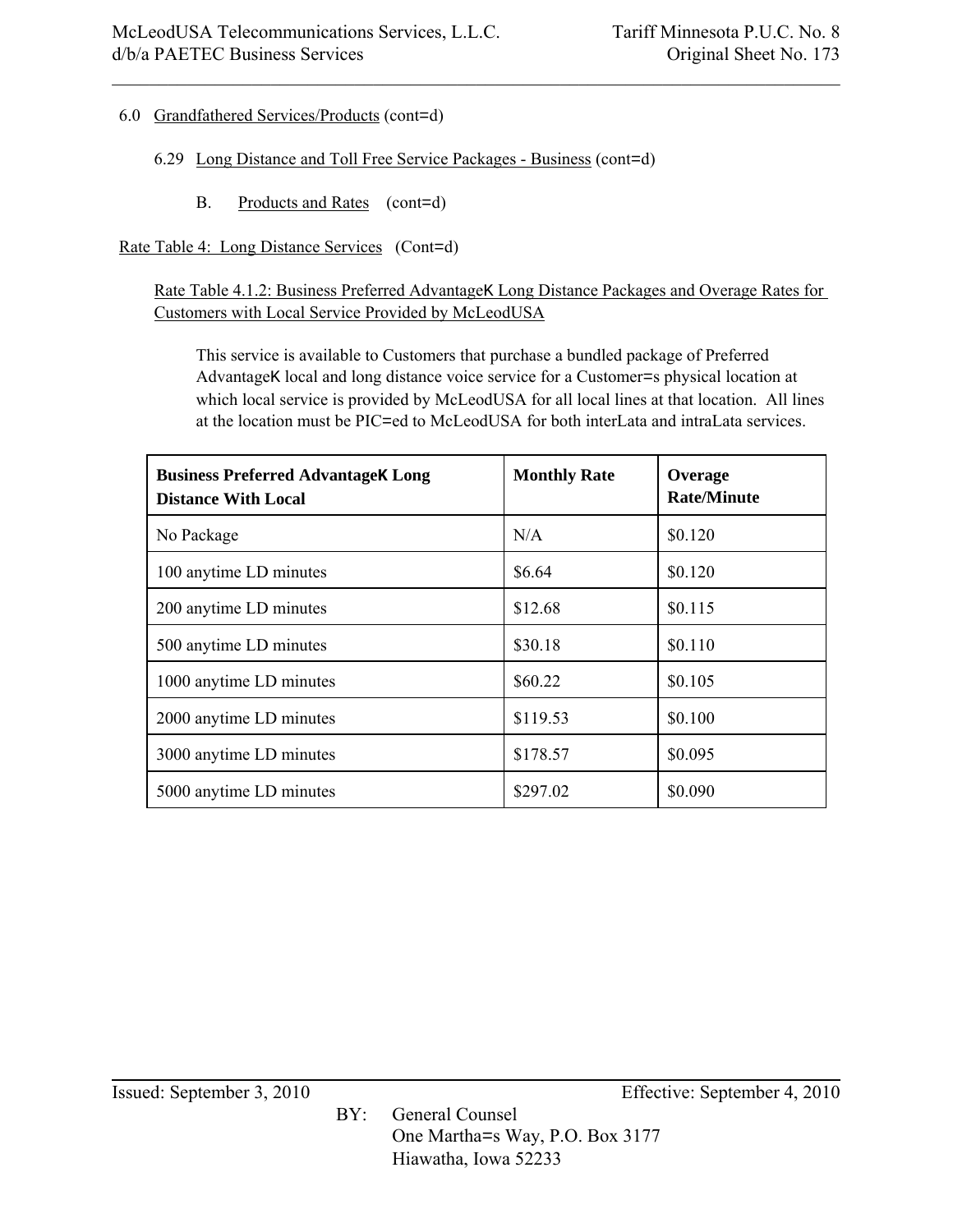6.0 Grandfathered Services/Products (cont=d)

6.29 Long Distance and Toll Free Service Packages - Business (cont=d)

B. Products and Rates (cont=d)

Rate Table 4: Long Distance Services (Cont=d)

Rate Table 4.1.2: Business Preferred AdvantageK Long Distance Packages and Overage Rates for Customers with Local Service Provided by McLeodUSA

This service is available to Customers that purchase a bundled package of Preferred AdvantageK local and long distance voice service for a Customer=s physical location at which local service is provided by McLeodUSA for all local lines at that location. All lines at the location must be PIC=ed to McLeodUSA for both interLata and intraLata services.

| Business Preferred AdvantageK Long Distance With Local | Monthly Rate | Overage Rate/Minute |
|---|---|---|
| No Package | N/A | $0.120 |
| 100 anytime LD minutes | $6.64 | $0.120 |
| 200 anytime LD minutes | $12.68 | $0.115 |
| 500 anytime LD minutes | $30.18 | $0.110 |
| 1000 anytime LD minutes | $60.22 | $0.105 |
| 2000 anytime LD minutes | $119.53 | $0.100 |
| 3000 anytime LD minutes | $178.57 | $0.095 |
| 5000 anytime LD minutes | $297.02 | $0.090 |

Issued: September 3, 2010 Effective: September 4, 2010

BY: General Counsel
One Martha=s Way, P.O. Box 3177
Hiawatha, Iowa 52233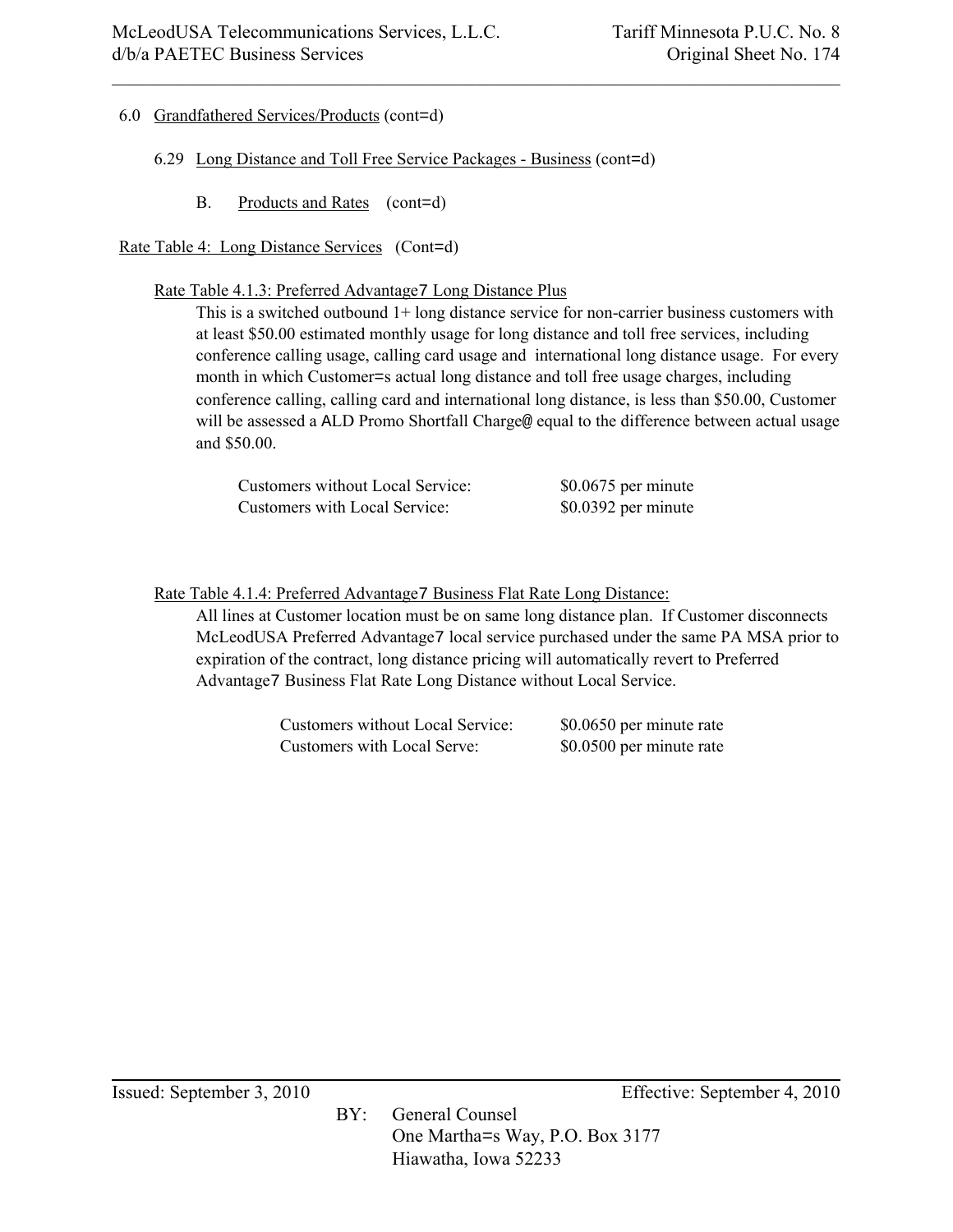6.0 Grandfathered Services/Products (cont=d)

6.29 Long Distance and Toll Free Service Packages - Business (cont=d)

B. Products and Rates (cont=d)

Rate Table 4: Long Distance Services (Cont=d)

Rate Table 4.1.3: Preferred Advantage7 Long Distance Plus

This is a switched outbound 1+ long distance service for non-carrier business customers with at least $50.00 estimated monthly usage for long distance and toll free services, including conference calling usage, calling card usage and international long distance usage. For every month in which Customer=s actual long distance and toll free usage charges, including conference calling, calling card and international long distance, is less than $50.00, Customer will be assessed a ALD Promo Shortfall Charge@ equal to the difference between actual usage and $50.00.

| | |
|---|---|
| Customers without Local Service: | $0.0675 per minute |
| Customers with Local Service: | $0.0392 per minute |

Rate Table 4.1.4: Preferred Advantage7 Business Flat Rate Long Distance:

All lines at Customer location must be on same long distance plan. If Customer disconnects McLeodUSA Preferred Advantage7 local service purchased under the same PA MSA prior to expiration of the contract, long distance pricing will automatically revert to Preferred Advantage7 Business Flat Rate Long Distance without Local Service.

| | |
|---|---|
| Customers without Local Service: | $0.0650 per minute rate |
| Customers with Local Serve: | $0.0500 per minute rate |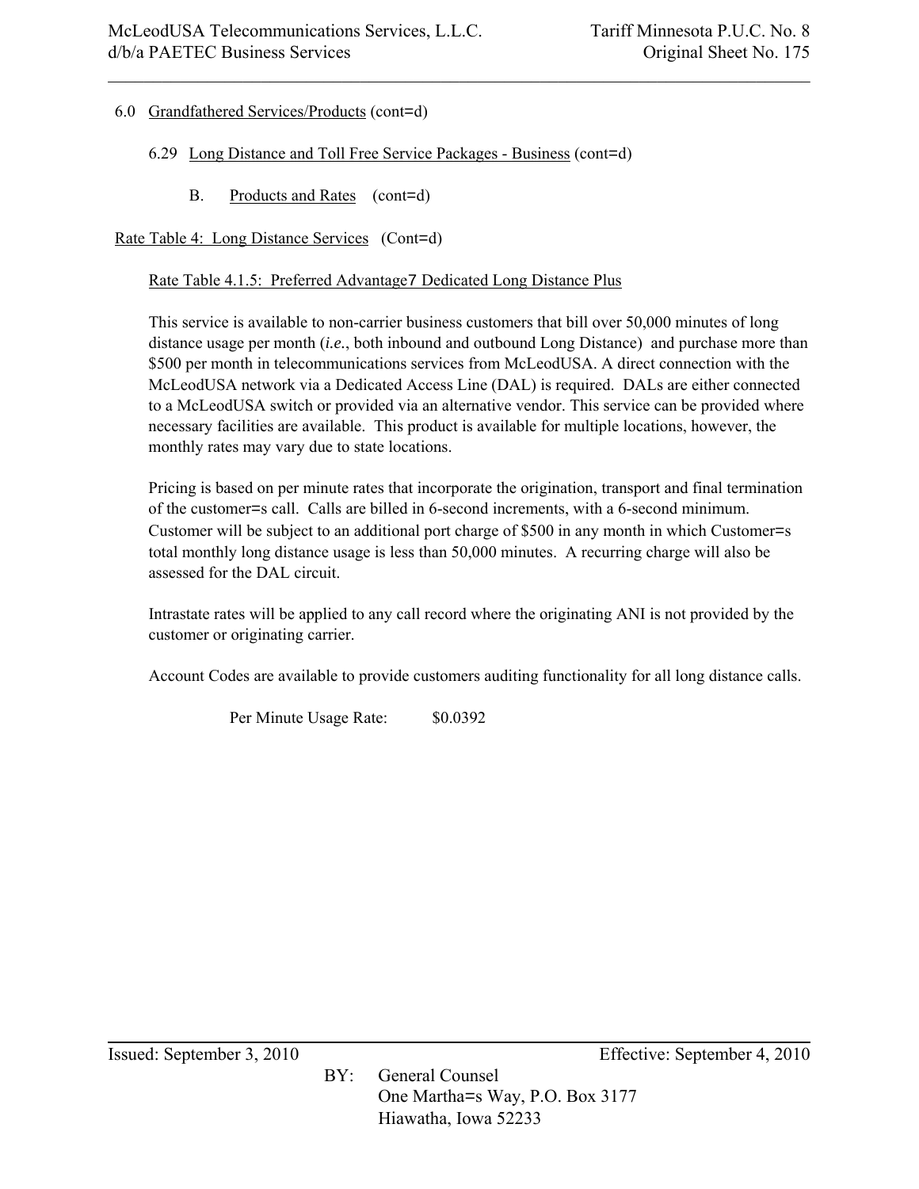6.0 Grandfathered Services/Products (cont=d)

6.29 Long Distance and Toll Free Service Packages - Business (cont=d)

B. Products and Rates (cont=d)

Rate Table 4: Long Distance Services (Cont=d)

Rate Table 4.1.5: Preferred Advantage7 Dedicated Long Distance Plus

This service is available to non-carrier business customers that bill over 50,000 minutes of long distance usage per month (*i.e.*, both inbound and outbound Long Distance) and purchase more than $500 per month in telecommunications services from McLeodUSA. A direct connection with the McLeodUSA network via a Dedicated Access Line (DAL) is required. DALs are either connected to a McLeodUSA switch or provided via an alternative vendor. This service can be provided where necessary facilities are available. This product is available for multiple locations, however, the monthly rates may vary due to state locations.

Pricing is based on per minute rates that incorporate the origination, transport and final termination of the customer=s call. Calls are billed in 6-second increments, with a 6-second minimum. Customer will be subject to an additional port charge of $500 in any month in which Customer=s total monthly long distance usage is less than 50,000 minutes. A recurring charge will also be assessed for the DAL circuit.

Intrastate rates will be applied to any call record where the originating ANI is not provided by the customer or originating carrier.

Account Codes are available to provide customers auditing functionality for all long distance calls.

Per Minute Usage Rate: $0.0392

Issued: September 3, 2010 Effective: September 4, 2010

BY: General Counsel
One Martha=s Way, P.O. Box 3177
Hiawatha, Iowa 52233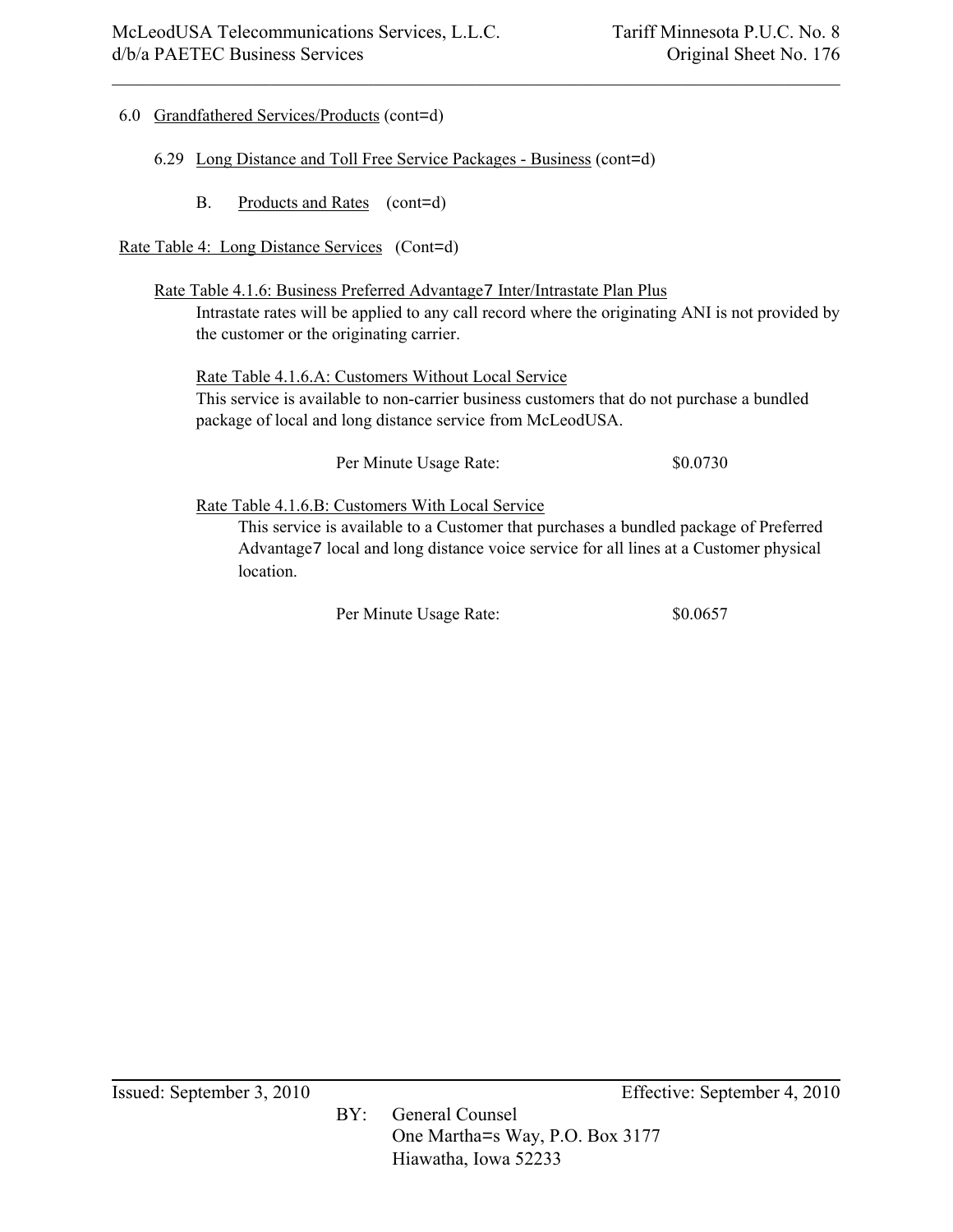6.0 Grandfathered Services/Products (cont=d)

6.29 Long Distance and Toll Free Service Packages - Business (cont=d)

B. Products and Rates (cont=d)

Rate Table 4: Long Distance Services (Cont=d)

Rate Table 4.1.6: Business Preferred Advantage7 Inter/Intrastate Plan Plus

Intrastate rates will be applied to any call record where the originating ANI is not provided by the customer or the originating carrier.

Rate Table 4.1.6.A: Customers Without Local Service

This service is available to non-carrier business customers that do not purchase a bundled package of local and long distance service from McLeodUSA.

| | |
|---|---|
| Per Minute Usage Rate: | $0.0730 |

Rate Table 4.1.6.B: Customers With Local Service

This service is available to a Customer that purchases a bundled package of Preferred Advantage7 local and long distance voice service for all lines at a Customer physical location.

| | |
|---|---|
| Per Minute Usage Rate: | $0.0657 |

Issued: September 3, 2010 Effective: September 4, 2010

BY: General Counsel
One Martha=s Way, P.O. Box 3177
Hiawatha, Iowa 52233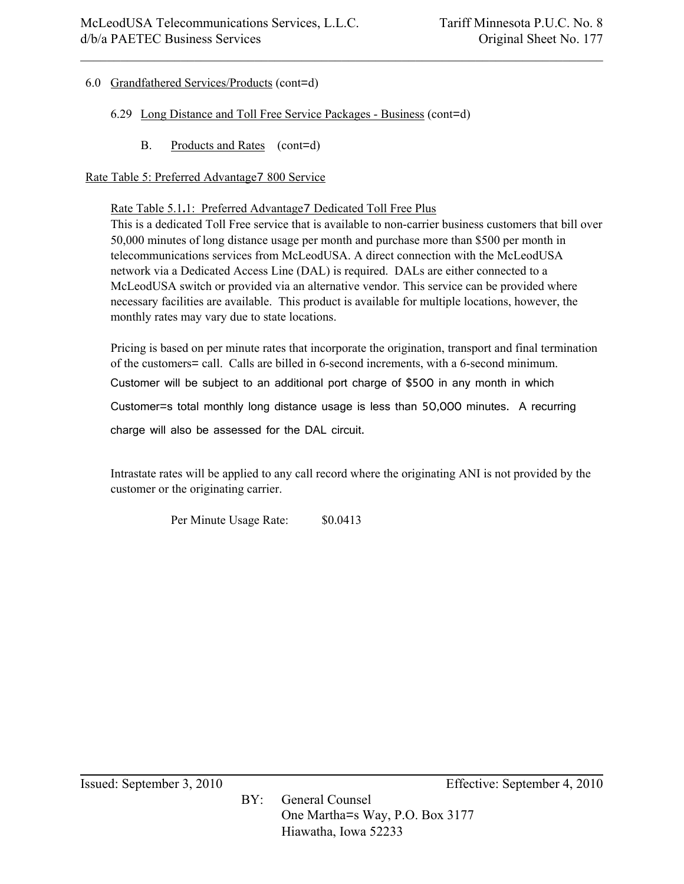6.0 Grandfathered Services/Products (cont=d)

6.29 Long Distance and Toll Free Service Packages - Business (cont=d)

B. Products and Rates (cont=d)

Rate Table 5: Preferred Advantage7 800 Service

Rate Table 5.1.1: Preferred Advantage7 Dedicated Toll Free Plus

This is a dedicated Toll Free service that is available to non-carrier business customers that bill over 50,000 minutes of long distance usage per month and purchase more than $500 per month in telecommunications services from McLeodUSA. A direct connection with the McLeodUSA network via a Dedicated Access Line (DAL) is required. DALs are either connected to a McLeodUSA switch or provided via an alternative vendor. This service can be provided where necessary facilities are available. This product is available for multiple locations, however, the monthly rates may vary due to state locations.

Pricing is based on per minute rates that incorporate the origination, transport and final termination of the customers= call. Calls are billed in 6-second increments, with a 6-second minimum. Customer will be subject to an additional port charge of $500 in any month in which Customer=s total monthly long distance usage is less than 50,000 minutes. A recurring charge will also be assessed for the DAL circuit.

Intrastate rates will be applied to any call record where the originating ANI is not provided by the customer or the originating carrier.

Per Minute Usage Rate: $0.0413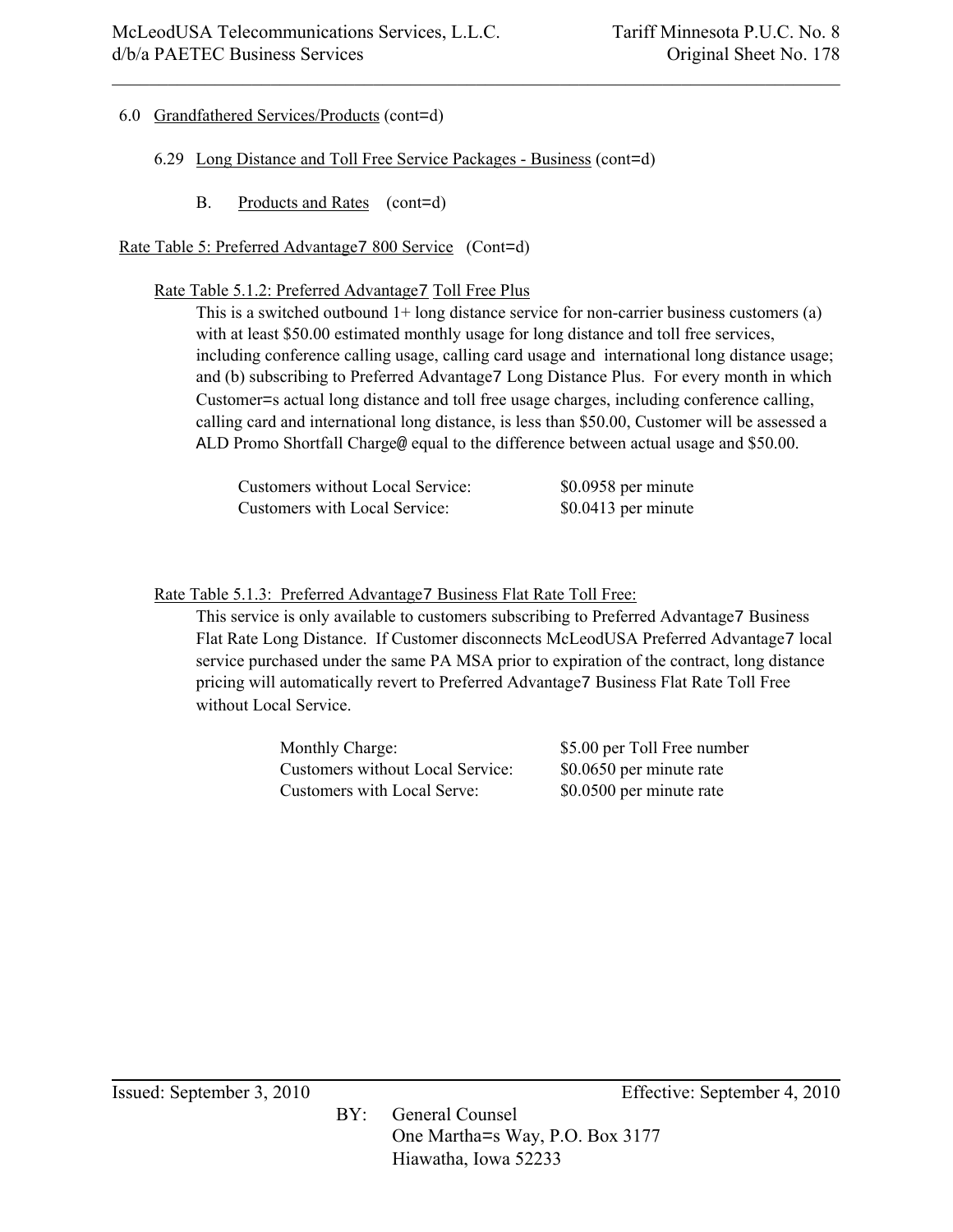6.0 Grandfathered Services/Products (cont=d)

6.29 Long Distance and Toll Free Service Packages - Business (cont=d)

B. Products and Rates (cont=d)

Rate Table 5: Preferred Advantage7 800 Service (Cont=d)

Rate Table 5.1.2: Preferred Advantage7 Toll Free Plus

This is a switched outbound 1+ long distance service for non-carrier business customers (a) with at least $50.00 estimated monthly usage for long distance and toll free services, including conference calling usage, calling card usage and international long distance usage; and (b) subscribing to Preferred Advantage7 Long Distance Plus. For every month in which Customer=s actual long distance and toll free usage charges, including conference calling, calling card and international long distance, is less than $50.00, Customer will be assessed a ALD Promo Shortfall Charge@ equal to the difference between actual usage and $50.00.

| | |
|---|---|
| Customers without Local Service: | $0.0958 per minute |
| Customers with Local Service: | $0.0413 per minute |

Rate Table 5.1.3: Preferred Advantage7 Business Flat Rate Toll Free:

This service is only available to customers subscribing to Preferred Advantage7 Business Flat Rate Long Distance. If Customer disconnects McLeodUSA Preferred Advantage7 local service purchased under the same PA MSA prior to expiration of the contract, long distance pricing will automatically revert to Preferred Advantage7 Business Flat Rate Toll Free without Local Service.

| | |
|---|---|
| Monthly Charge: | $5.00 per Toll Free number |
| Customers without Local Service: | $0.0650 per minute rate |
| Customers with Local Serve: | $0.0500 per minute rate |

Issued: September 3, 2010 Effective: September 4, 2010

BY: General Counsel
One Martha=s Way, P.O. Box 3177
Hiawatha, Iowa 52233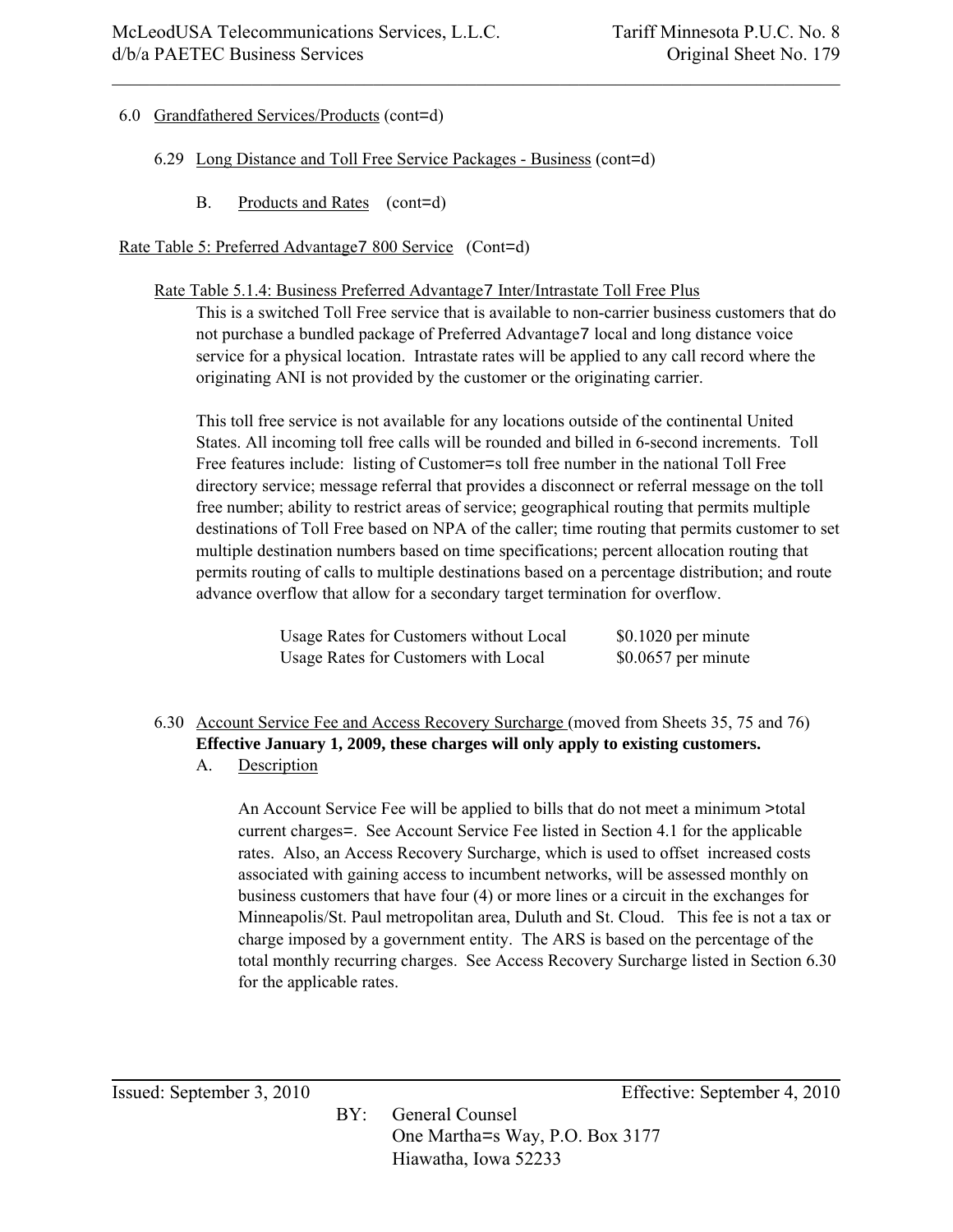6.0 Grandfathered Services/Products (cont=d)

6.29 Long Distance and Toll Free Service Packages - Business (cont=d)

B. Products and Rates (cont=d)

Rate Table 5: Preferred Advantage7 800 Service (Cont=d)

Rate Table 5.1.4: Business Preferred Advantage7 Inter/Intrastate Toll Free Plus

This is a switched Toll Free service that is available to non-carrier business customers that do not purchase a bundled package of Preferred Advantage7 local and long distance voice service for a physical location. Intrastate rates will be applied to any call record where the originating ANI is not provided by the customer or the originating carrier.

This toll free service is not available for any locations outside of the continental United States. All incoming toll free calls will be rounded and billed in 6-second increments. Toll Free features include: listing of Customer=s toll free number in the national Toll Free directory service; message referral that provides a disconnect or referral message on the toll free number; ability to restrict areas of service; geographical routing that permits multiple destinations of Toll Free based on NPA of the caller; time routing that permits customer to set multiple destination numbers based on time specifications; percent allocation routing that permits routing of calls to multiple destinations based on a percentage distribution; and route advance overflow that allow for a secondary target termination for overflow.

| | |
|---|---|
| Usage Rates for Customers without Local | $0.1020 per minute |
| Usage Rates for Customers with Local | $0.0657 per minute |

6.30 Account Service Fee and Access Recovery Surcharge (moved from Sheets 35, 75 and 76)
**Effective January 1, 2009, these charges will only apply to existing customers.**

A. Description

An Account Service Fee will be applied to bills that do not meet a minimum >total current charges=. See Account Service Fee listed in Section 4.1 for the applicable rates. Also, an Access Recovery Surcharge, which is used to offset increased costs associated with gaining access to incumbent networks, will be assessed monthly on business customers that have four (4) or more lines or a circuit in the exchanges for Minneapolis/St. Paul metropolitan area, Duluth and St. Cloud. This fee is not a tax or charge imposed by a government entity. The ARS is based on the percentage of the total monthly recurring charges. See Access Recovery Surcharge listed in Section 6.30 for the applicable rates.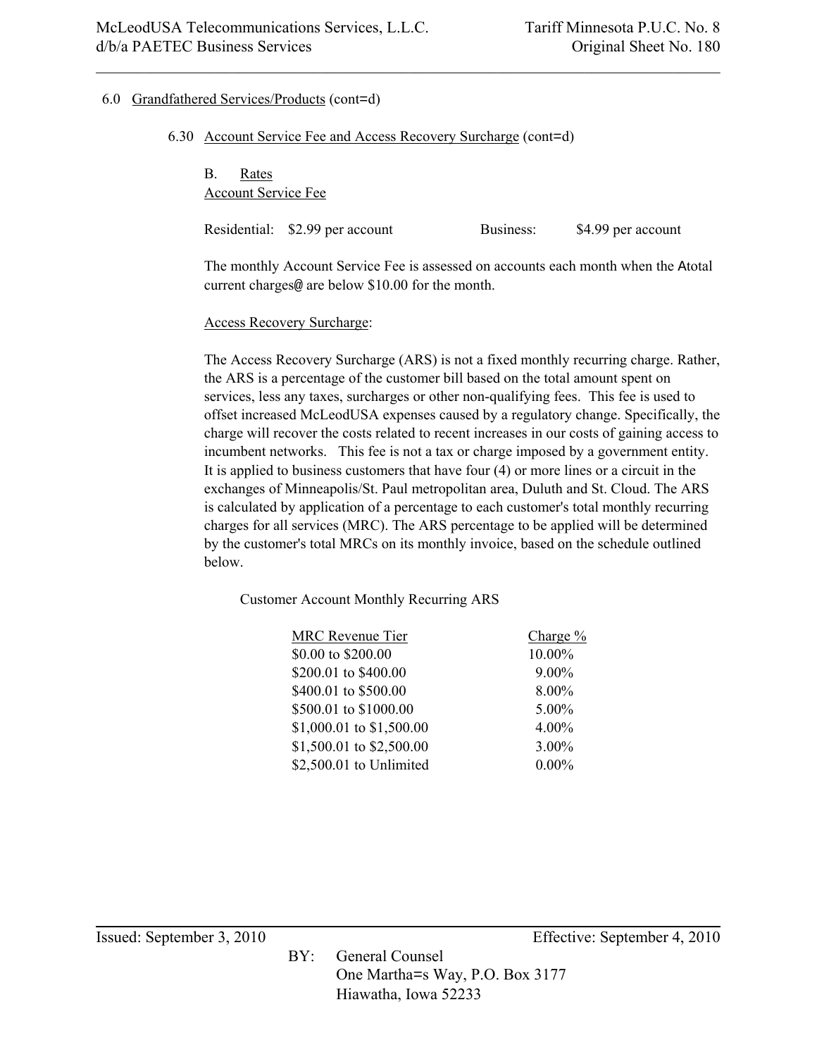6.0 Grandfathered Services/Products (cont=d)

6.30 Account Service Fee and Access Recovery Surcharge (cont=d)

B. Rates

Account Service Fee

Residential: $2.99 per account     Business: $4.99 per account

The monthly Account Service Fee is assessed on accounts each month when the Atotal current charges@ are below $10.00 for the month.

Access Recovery Surcharge:

The Access Recovery Surcharge (ARS) is not a fixed monthly recurring charge. Rather, the ARS is a percentage of the customer bill based on the total amount spent on services, less any taxes, surcharges or other non-qualifying fees. This fee is used to offset increased McLeodUSA expenses caused by a regulatory change. Specifically, the charge will recover the costs related to recent increases in our costs of gaining access to incumbent networks. This fee is not a tax or charge imposed by a government entity. It is applied to business customers that have four (4) or more lines or a circuit in the exchanges of Minneapolis/St. Paul metropolitan area, Duluth and St. Cloud. The ARS is calculated by application of a percentage to each customer's total monthly recurring charges for all services (MRC). The ARS percentage to be applied will be determined by the customer's total MRCs on its monthly invoice, based on the schedule outlined below.

Customer Account Monthly Recurring ARS

| MRC Revenue Tier | Charge % |
|---|---|
| $0.00 to $200.00 | 10.00% |
| $200.01 to $400.00 | 9.00% |
| $400.01 to $500.00 | 8.00% |
| $500.01 to $1000.00 | 5.00% |
| $1,000.01 to $1,500.00 | 4.00% |
| $1,500.01 to $2,500.00 | 3.00% |
| $2,500.01 to Unlimited | 0.00% |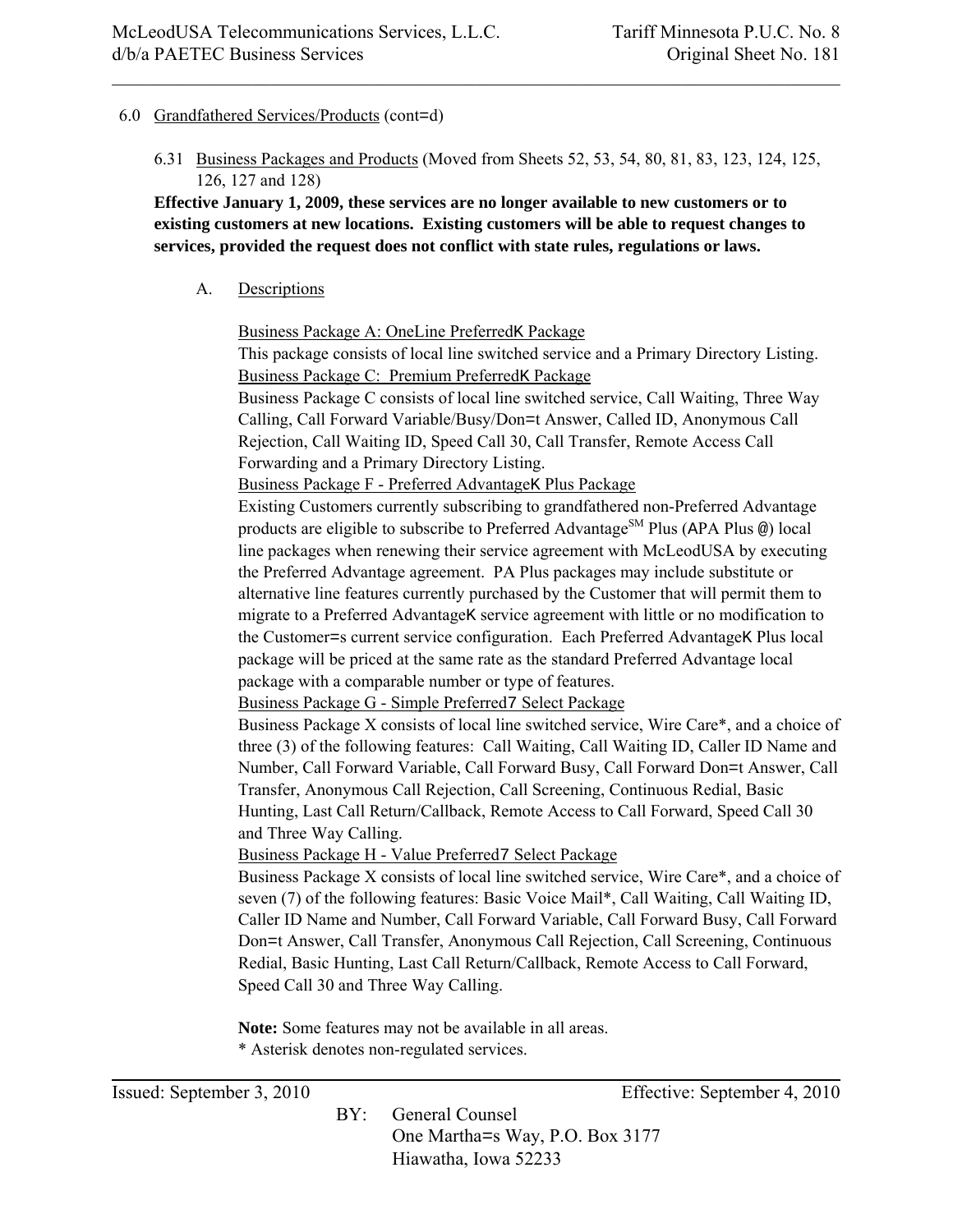McLeodUSA Telecommunications Services, L.L.C. d/b/a PAETEC Business Services — Tariff Minnesota P.U.C. No. 8, Original Sheet No. 181

6.0 Grandfathered Services/Products (cont=d)

6.31 Business Packages and Products (Moved from Sheets 52, 53, 54, 80, 81, 83, 123, 124, 125, 126, 127 and 128)

**Effective January 1, 2009, these services are no longer available to new customers or to existing customers at new locations. Existing customers will be able to request changes to services, provided the request does not conflict with state rules, regulations or laws.**

A. Descriptions

Business Package A: OneLine PreferredK Package

This package consists of local line switched service and a Primary Directory Listing.

Business Package C: Premium PreferredK Package

Business Package C consists of local line switched service, Call Waiting, Three Way Calling, Call Forward Variable/Busy/Don=t Answer, Called ID, Anonymous Call Rejection, Call Waiting ID, Speed Call 30, Call Transfer, Remote Access Call Forwarding and a Primary Directory Listing.

Business Package F - Preferred AdvantageK Plus Package

Existing Customers currently subscribing to grandfathered non-Preferred Advantage products are eligible to subscribe to Preferred Advantage[SM] Plus (APA Plus @) local line packages when renewing their service agreement with McLeodUSA by executing the Preferred Advantage agreement. PA Plus packages may include substitute or alternative line features currently purchased by the Customer that will permit them to migrate to a Preferred AdvantageK service agreement with little or no modification to the Customer=s current service configuration. Each Preferred AdvantageK Plus local package will be priced at the same rate as the standard Preferred Advantage local package with a comparable number or type of features.

Business Package G - Simple Preferred7 Select Package

Business Package X consists of local line switched service, Wire Care*, and a choice of three (3) of the following features: Call Waiting, Call Waiting ID, Caller ID Name and Number, Call Forward Variable, Call Forward Busy, Call Forward Don=t Answer, Call Transfer, Anonymous Call Rejection, Call Screening, Continuous Redial, Basic Hunting, Last Call Return/Callback, Remote Access to Call Forward, Speed Call 30 and Three Way Calling.

Business Package H - Value Preferred7 Select Package

Business Package X consists of local line switched service, Wire Care*, and a choice of seven (7) of the following features: Basic Voice Mail*, Call Waiting, Call Waiting ID, Caller ID Name and Number, Call Forward Variable, Call Forward Busy, Call Forward Don=t Answer, Call Transfer, Anonymous Call Rejection, Call Screening, Continuous Redial, Basic Hunting, Last Call Return/Callback, Remote Access to Call Forward, Speed Call 30 and Three Way Calling.

**Note:** Some features may not be available in all areas.

* Asterisk denotes non-regulated services.

Issued: September 3, 2010 — Effective: September 4, 2010

BY: General Counsel
One Martha=s Way, P.O. Box 3177
Hiawatha, Iowa 52233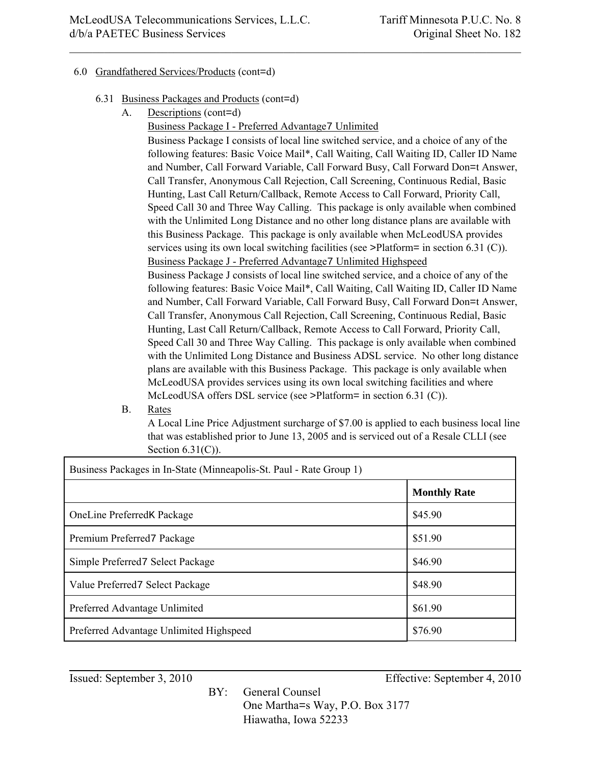6.0 Grandfathered Services/Products (cont=d)

6.31 Business Packages and Products (cont=d)

A. Descriptions (cont=d)

Business Package I - Preferred Advantage7 Unlimited

Business Package I consists of local line switched service, and a choice of any of the following features: Basic Voice Mail*, Call Waiting, Call Waiting ID, Caller ID Name and Number, Call Forward Variable, Call Forward Busy, Call Forward Don=t Answer, Call Transfer, Anonymous Call Rejection, Call Screening, Continuous Redial, Basic Hunting, Last Call Return/Callback, Remote Access to Call Forward, Priority Call, Speed Call 30 and Three Way Calling. This package is only available when combined with the Unlimited Long Distance and no other long distance plans are available with this Business Package. This package is only available when McLeodUSA provides services using its own local switching facilities (see >Platform= in section 6.31 (C)).

Business Package J - Preferred Advantage7 Unlimited Highspeed

Business Package J consists of local line switched service, and a choice of any of the following features: Basic Voice Mail*, Call Waiting, Call Waiting ID, Caller ID Name and Number, Call Forward Variable, Call Forward Busy, Call Forward Don=t Answer, Call Transfer, Anonymous Call Rejection, Call Screening, Continuous Redial, Basic Hunting, Last Call Return/Callback, Remote Access to Call Forward, Priority Call, Speed Call 30 and Three Way Calling. This package is only available when combined with the Unlimited Long Distance and Business ADSL service. No other long distance plans are available with this Business Package. This package is only available when McLeodUSA provides services using its own local switching facilities and where McLeodUSA offers DSL service (see >Platform= in section 6.31 (C)).

B. Rates

A Local Line Price Adjustment surcharge of $7.00 is applied to each business local line that was established prior to June 13, 2005 and is serviced out of a Resale CLLI (see Section 6.31(C)).

| Business Packages in In-State (Minneapolis-St. Paul - Rate Group 1) | |
|---|---|
| | **Monthly Rate** |
| OneLine PreferredK Package | $45.90 |
| Premium Preferred7 Package | $51.90 |
| Simple Preferred7 Select Package | $46.90 |
| Value Preferred7 Select Package | $48.90 |
| Preferred Advantage Unlimited | $61.90 |
| Preferred Advantage Unlimited Highspeed | $76.90 |

Issued: September 3, 2010 Effective: September 4, 2010

BY: General Counsel
One Martha=s Way, P.O. Box 3177
Hiawatha, Iowa 52233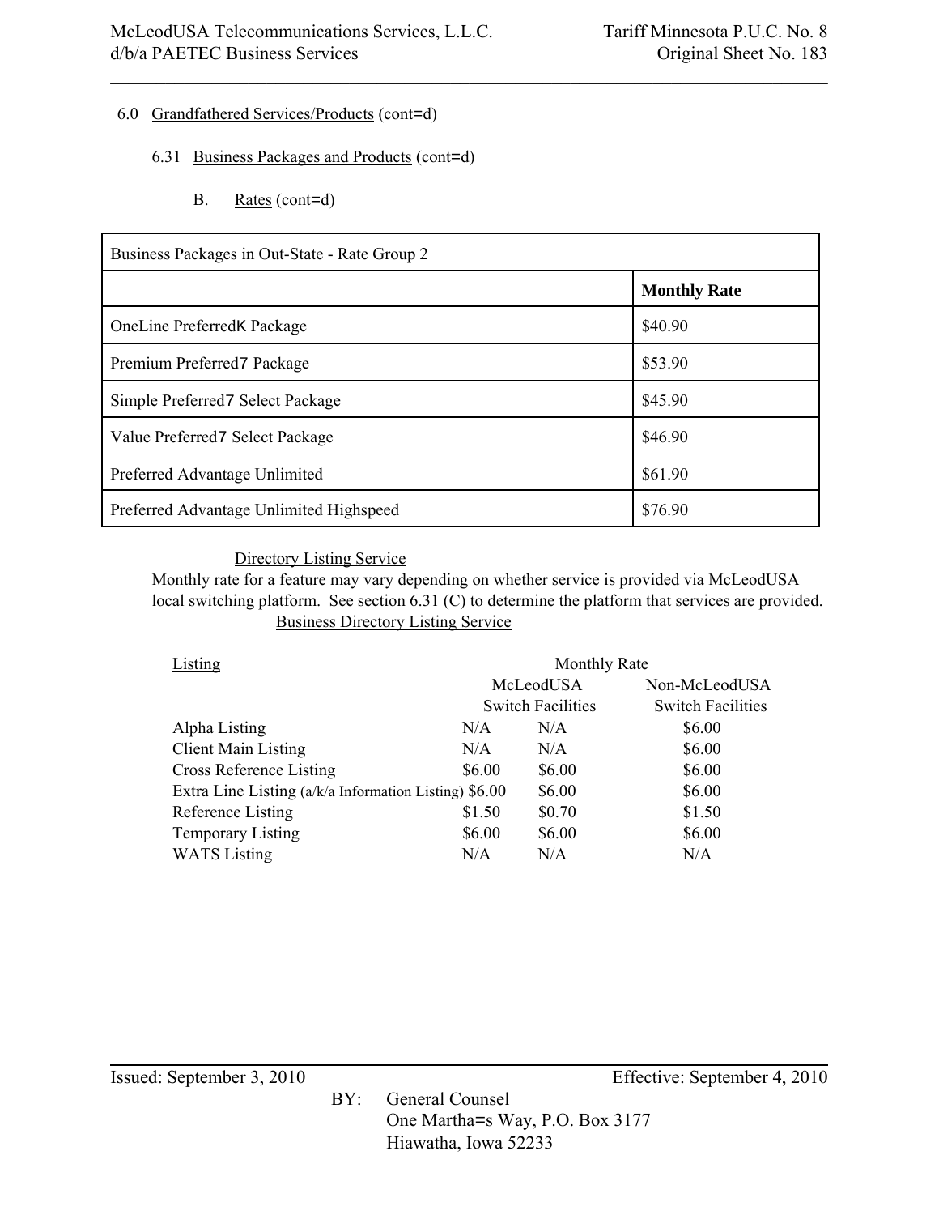6.0 Grandfathered Services/Products (cont=d)

6.31 Business Packages and Products (cont=d)

B. Rates (cont=d)

| Business Packages in Out-State - Rate Group 2 | |
|---|---|
| | **Monthly Rate** |
| OneLine PreferredK Package | $40.90 |
| Premium Preferred7 Package | $53.90 |
| Simple Preferred7 Select Package | $45.90 |
| Value Preferred7 Select Package | $46.90 |
| Preferred Advantage Unlimited | $61.90 |
| Preferred Advantage Unlimited Highspeed | $76.90 |

Directory Listing Service

Monthly rate for a feature may vary depending on whether service is provided via McLeodUSA local switching platform. See section 6.31 (C) to determine the platform that services are provided.

Business Directory Listing Service

| Listing | Monthly Rate | | |
|---|---|---|---|
| | McLeodUSA Switch Facilities | | Non-McLeodUSA Switch Facilities |
| Alpha Listing | N/A | N/A | $6.00 |
| Client Main Listing | N/A | N/A | $6.00 |
| Cross Reference Listing | $6.00 | $6.00 | $6.00 |
| Extra Line Listing (a/k/a Information Listing) | $6.00 | $6.00 | $6.00 |
| Reference Listing | $1.50 | $0.70 | $1.50 |
| Temporary Listing | $6.00 | $6.00 | $6.00 |
| WATS Listing | N/A | N/A | N/A |

Issued: September 3, 2010 Effective: September 4, 2010

BY: General Counsel
One Martha=s Way, P.O. Box 3177
Hiawatha, Iowa 52233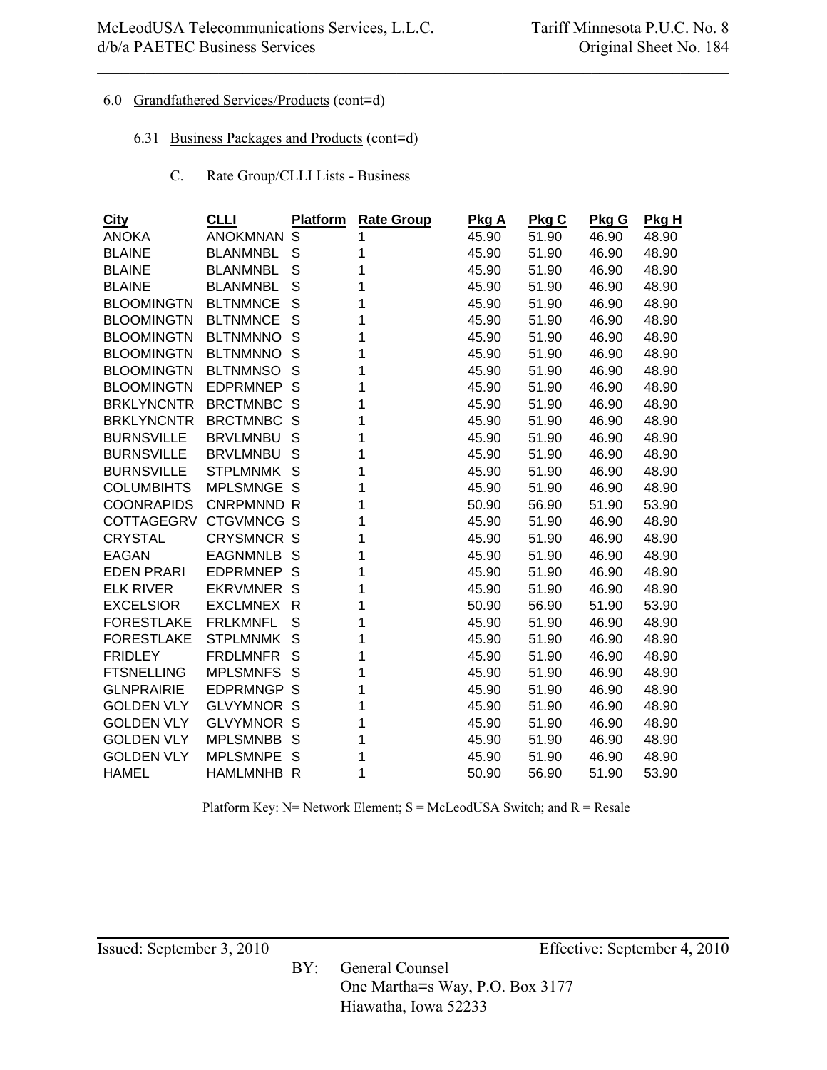6.0 Grandfathered Services/Products (cont=d)

6.31 Business Packages and Products (cont=d)

C. Rate Group/CLLI Lists - Business

| City | CLLI | Platform | Rate Group | Pkg A | Pkg C | Pkg G | Pkg H |
|---|---|---|---|---|---|---|---|
| ANOKA | ANOKMNAN | S | 1 | 45.90 | 51.90 | 46.90 | 48.90 |
| BLAINE | BLANMNBL | S | 1 | 45.90 | 51.90 | 46.90 | 48.90 |
| BLAINE | BLANMNBL | S | 1 | 45.90 | 51.90 | 46.90 | 48.90 |
| BLAINE | BLANMNBL | S | 1 | 45.90 | 51.90 | 46.90 | 48.90 |
| BLOOMINGTN | BLTNMNCE | S | 1 | 45.90 | 51.90 | 46.90 | 48.90 |
| BLOOMINGTN | BLTNMNCE | S | 1 | 45.90 | 51.90 | 46.90 | 48.90 |
| BLOOMINGTN | BLTNMNNO | S | 1 | 45.90 | 51.90 | 46.90 | 48.90 |
| BLOOMINGTN | BLTNMNNO | S | 1 | 45.90 | 51.90 | 46.90 | 48.90 |
| BLOOMINGTN | BLTNMNSO | S | 1 | 45.90 | 51.90 | 46.90 | 48.90 |
| BLOOMINGTN | EDPRMNEP | S | 1 | 45.90 | 51.90 | 46.90 | 48.90 |
| BRKLYNCNTR | BRCTMNBC | S | 1 | 45.90 | 51.90 | 46.90 | 48.90 |
| BRKLYNCNTR | BRCTMNBC | S | 1 | 45.90 | 51.90 | 46.90 | 48.90 |
| BURNSVILLE | BRVLMNBU | S | 1 | 45.90 | 51.90 | 46.90 | 48.90 |
| BURNSVILLE | BRVLMNBU | S | 1 | 45.90 | 51.90 | 46.90 | 48.90 |
| BURNSVILLE | STPLMNMK | S | 1 | 45.90 | 51.90 | 46.90 | 48.90 |
| COLUMBIHTS | MPLSMNGE | S | 1 | 45.90 | 51.90 | 46.90 | 48.90 |
| COONRAPIDS | CNRPMNND | R | 1 | 50.90 | 56.90 | 51.90 | 53.90 |
| COTTAGEGRV | CTGVMNCG | S | 1 | 45.90 | 51.90 | 46.90 | 48.90 |
| CRYSTAL | CRYSMNCR | S | 1 | 45.90 | 51.90 | 46.90 | 48.90 |
| EAGAN | EAGNMNLB | S | 1 | 45.90 | 51.90 | 46.90 | 48.90 |
| EDEN PRARI | EDPRMNEP | S | 1 | 45.90 | 51.90 | 46.90 | 48.90 |
| ELK RIVER | EKRVMNER | S | 1 | 45.90 | 51.90 | 46.90 | 48.90 |
| EXCELSIOR | EXCLMNEX | R | 1 | 50.90 | 56.90 | 51.90 | 53.90 |
| FORESTLAKE | FRLKMNFL | S | 1 | 45.90 | 51.90 | 46.90 | 48.90 |
| FORESTLAKE | STPLMNMK | S | 1 | 45.90 | 51.90 | 46.90 | 48.90 |
| FRIDLEY | FRDLMNFR | S | 1 | 45.90 | 51.90 | 46.90 | 48.90 |
| FTSNELLING | MPLSMNFS | S | 1 | 45.90 | 51.90 | 46.90 | 48.90 |
| GLNPRAIRIE | EDPRMNGP | S | 1 | 45.90 | 51.90 | 46.90 | 48.90 |
| GOLDEN VLY | GLVYMNOR | S | 1 | 45.90 | 51.90 | 46.90 | 48.90 |
| GOLDEN VLY | GLVYMNOR | S | 1 | 45.90 | 51.90 | 46.90 | 48.90 |
| GOLDEN VLY | MPLSMNBB | S | 1 | 45.90 | 51.90 | 46.90 | 48.90 |
| GOLDEN VLY | MPLSMNPE | S | 1 | 45.90 | 51.90 | 46.90 | 48.90 |
| HAMEL | HAMLMNHB | R | 1 | 50.90 | 56.90 | 51.90 | 53.90 |

Platform Key: N= Network Element; S = McLeodUSA Switch; and R = Resale

Issued: September 3, 2010 Effective: September 4, 2010

BY: General Counsel
One Martha=s Way, P.O. Box 3177
Hiawatha, Iowa 52233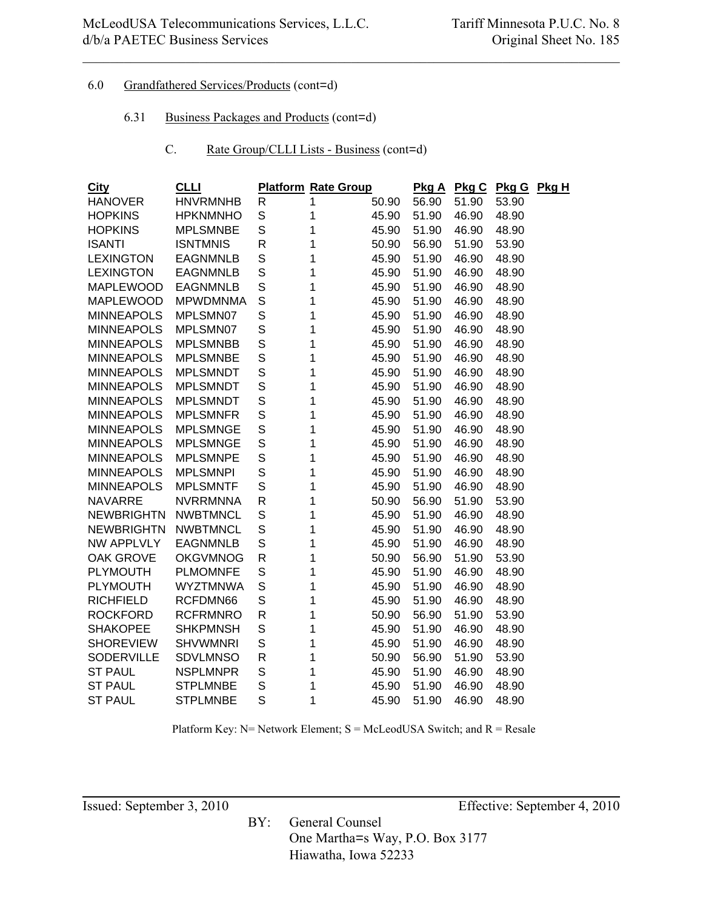6.0 Grandfathered Services/Products (cont=d)

6.31 Business Packages and Products (cont=d)

C. Rate Group/CLLI Lists - Business (cont=d)

| City | CLLI | Platform | Rate Group | | Pkg A | Pkg C | Pkg G | Pkg H |
|---|---|---|---|---|---|---|---|---|
| HANOVER | HNVRMNHB | R | 1 | 50.90 | 56.90 | 51.90 | 53.90 | |
| HOPKINS | HPKNMNHO | S | 1 | 45.90 | 51.90 | 46.90 | 48.90 | |
| HOPKINS | MPLSMNBE | S | 1 | 45.90 | 51.90 | 46.90 | 48.90 | |
| ISANTI | ISNTMNIS | R | 1 | 50.90 | 56.90 | 51.90 | 53.90 | |
| LEXINGTON | EAGNMNLB | S | 1 | 45.90 | 51.90 | 46.90 | 48.90 | |
| LEXINGTON | EAGNMNLB | S | 1 | 45.90 | 51.90 | 46.90 | 48.90 | |
| MAPLEWOOD | EAGNMNLB | S | 1 | 45.90 | 51.90 | 46.90 | 48.90 | |
| MAPLEWOOD | MPWDMNMA | S | 1 | 45.90 | 51.90 | 46.90 | 48.90 | |
| MINNEAPOLS | MPLSMN07 | S | 1 | 45.90 | 51.90 | 46.90 | 48.90 | |
| MINNEAPOLS | MPLSMN07 | S | 1 | 45.90 | 51.90 | 46.90 | 48.90 | |
| MINNEAPOLS | MPLSMNBB | S | 1 | 45.90 | 51.90 | 46.90 | 48.90 | |
| MINNEAPOLS | MPLSMNBE | S | 1 | 45.90 | 51.90 | 46.90 | 48.90 | |
| MINNEAPOLS | MPLSMNDT | S | 1 | 45.90 | 51.90 | 46.90 | 48.90 | |
| MINNEAPOLS | MPLSMNDT | S | 1 | 45.90 | 51.90 | 46.90 | 48.90 | |
| MINNEAPOLS | MPLSMNDT | S | 1 | 45.90 | 51.90 | 46.90 | 48.90 | |
| MINNEAPOLS | MPLSMNFR | S | 1 | 45.90 | 51.90 | 46.90 | 48.90 | |
| MINNEAPOLS | MPLSMNGE | S | 1 | 45.90 | 51.90 | 46.90 | 48.90 | |
| MINNEAPOLS | MPLSMNGE | S | 1 | 45.90 | 51.90 | 46.90 | 48.90 | |
| MINNEAPOLS | MPLSMNPE | S | 1 | 45.90 | 51.90 | 46.90 | 48.90 | |
| MINNEAPOLS | MPLSMNPI | S | 1 | 45.90 | 51.90 | 46.90 | 48.90 | |
| MINNEAPOLS | MPLSMNTF | S | 1 | 45.90 | 51.90 | 46.90 | 48.90 | |
| NAVARRE | NVRRMNNA | R | 1 | 50.90 | 56.90 | 51.90 | 53.90 | |
| NEWBRIGHTN | NWBTMNCL | S | 1 | 45.90 | 51.90 | 46.90 | 48.90 | |
| NEWBRIGHTN | NWBTMNCL | S | 1 | 45.90 | 51.90 | 46.90 | 48.90 | |
| NW APPLVLY | EAGNMNLB | S | 1 | 45.90 | 51.90 | 46.90 | 48.90 | |
| OAK GROVE | OKGVMNOG | R | 1 | 50.90 | 56.90 | 51.90 | 53.90 | |
| PLYMOUTH | PLMOMNFE | S | 1 | 45.90 | 51.90 | 46.90 | 48.90 | |
| PLYMOUTH | WYZTMNWA | S | 1 | 45.90 | 51.90 | 46.90 | 48.90 | |
| RICHFIELD | RCFDMN66 | S | 1 | 45.90 | 51.90 | 46.90 | 48.90 | |
| ROCKFORD | RCFRMNRO | R | 1 | 50.90 | 56.90 | 51.90 | 53.90 | |
| SHAKOPEE | SHKPMNSH | S | 1 | 45.90 | 51.90 | 46.90 | 48.90 | |
| SHOREVIEW | SHVWMNRI | S | 1 | 45.90 | 51.90 | 46.90 | 48.90 | |
| SODERVILLE | SDVLMNSO | R | 1 | 50.90 | 56.90 | 51.90 | 53.90 | |
| ST PAUL | NSPLMNPR | S | 1 | 45.90 | 51.90 | 46.90 | 48.90 | |
| ST PAUL | STPLMNBE | S | 1 | 45.90 | 51.90 | 46.90 | 48.90 | |
| ST PAUL | STPLMNBE | S | 1 | 45.90 | 51.90 | 46.90 | 48.90 | |

Platform Key: N= Network Element; S = McLeodUSA Switch; and R = Resale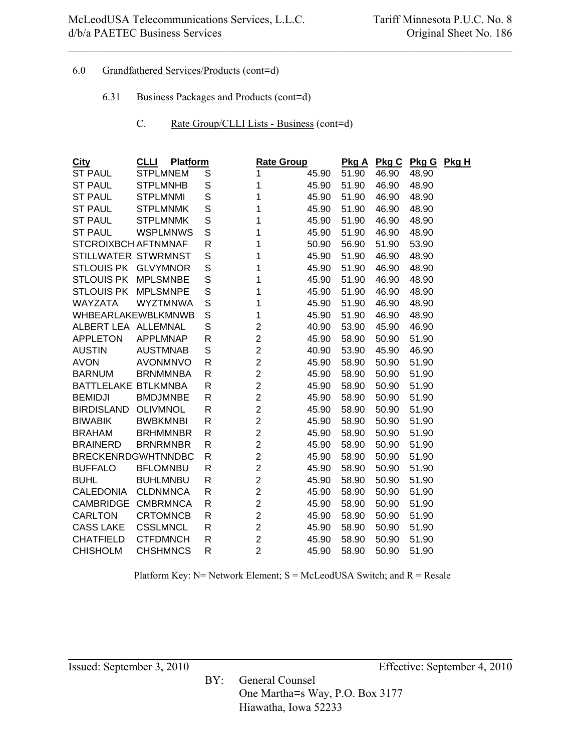6.0 Grandfathered Services/Products (cont=d)

6.31 Business Packages and Products (cont=d)

C. Rate Group/CLLI Lists - Business (cont=d)

| City | CLLI | Platform | Rate Group | | Pkg A | Pkg C | Pkg G | Pkg H |
|---|---|---|---|---|---|---|---|---|
| ST PAUL | STPLMNEM | S | 1 | 45.90 | 51.90 | 46.90 | 48.90 | |
| ST PAUL | STPLMNHB | S | 1 | 45.90 | 51.90 | 46.90 | 48.90 | |
| ST PAUL | STPLMNMI | S | 1 | 45.90 | 51.90 | 46.90 | 48.90 | |
| ST PAUL | STPLMNMK | S | 1 | 45.90 | 51.90 | 46.90 | 48.90 | |
| ST PAUL | STPLMNMK | S | 1 | 45.90 | 51.90 | 46.90 | 48.90 | |
| ST PAUL | WSPLMNWS | S | 1 | 45.90 | 51.90 | 46.90 | 48.90 | |
| STCROIXBCH | AFTNMNAF | R | 1 | 50.90 | 56.90 | 51.90 | 53.90 | |
| STILLWATER | STWRMNST | S | 1 | 45.90 | 51.90 | 46.90 | 48.90 | |
| STLOUIS PK | GLVYMNOR | S | 1 | 45.90 | 51.90 | 46.90 | 48.90 | |
| STLOUIS PK | MPLSMNBE | S | 1 | 45.90 | 51.90 | 46.90 | 48.90 | |
| STLOUIS PK | MPLSMNPE | S | 1 | 45.90 | 51.90 | 46.90 | 48.90 | |
| WAYZATA | WYZTMNWA | S | 1 | 45.90 | 51.90 | 46.90 | 48.90 | |
| WHBEARLAKE | WBLKMNWB | S | 1 | 45.90 | 51.90 | 46.90 | 48.90 | |
| ALBERT LEA | ALLEMNAL | S | 2 | 40.90 | 53.90 | 45.90 | 46.90 | |
| APPLETON | APPLMNAP | R | 2 | 45.90 | 58.90 | 50.90 | 51.90 | |
| AUSTIN | AUSTMNAB | S | 2 | 40.90 | 53.90 | 45.90 | 46.90 | |
| AVON | AVONMNVO | R | 2 | 45.90 | 58.90 | 50.90 | 51.90 | |
| BARNUM | BRNMMNBA | R | 2 | 45.90 | 58.90 | 50.90 | 51.90 | |
| BATTLELAKE | BTLKMNBA | R | 2 | 45.90 | 58.90 | 50.90 | 51.90 | |
| BEMIDJI | BMDJMNBE | R | 2 | 45.90 | 58.90 | 50.90 | 51.90 | |
| BIRDISLAND | OLIVMNOL | R | 2 | 45.90 | 58.90 | 50.90 | 51.90 | |
| BIWABIK | BWBKMNBI | R | 2 | 45.90 | 58.90 | 50.90 | 51.90 | |
| BRAHAM | BRHMMNBR | R | 2 | 45.90 | 58.90 | 50.90 | 51.90 | |
| BRAINERD | BRNRMNBR | R | 2 | 45.90 | 58.90 | 50.90 | 51.90 | |
| BRECKENRDG | WHTNNDBC | R | 2 | 45.90 | 58.90 | 50.90 | 51.90 | |
| BUFFALO | BFLOMNBU | R | 2 | 45.90 | 58.90 | 50.90 | 51.90 | |
| BUHL | BUHLMNBU | R | 2 | 45.90 | 58.90 | 50.90 | 51.90 | |
| CALEDONIA | CLDNMNCA | R | 2 | 45.90 | 58.90 | 50.90 | 51.90 | |
| CAMBRIDGE | CMBRMNCA | R | 2 | 45.90 | 58.90 | 50.90 | 51.90 | |
| CARLTON | CRTOMNCB | R | 2 | 45.90 | 58.90 | 50.90 | 51.90 | |
| CASS LAKE | CSSLMNCL | R | 2 | 45.90 | 58.90 | 50.90 | 51.90 | |
| CHATFIELD | CTFDMNCH | R | 2 | 45.90 | 58.90 | 50.90 | 51.90 | |
| CHISHOLM | CHSHMNCS | R | 2 | 45.90 | 58.90 | 50.90 | 51.90 | |

Platform Key: N= Network Element; S = McLeodUSA Switch; and R = Resale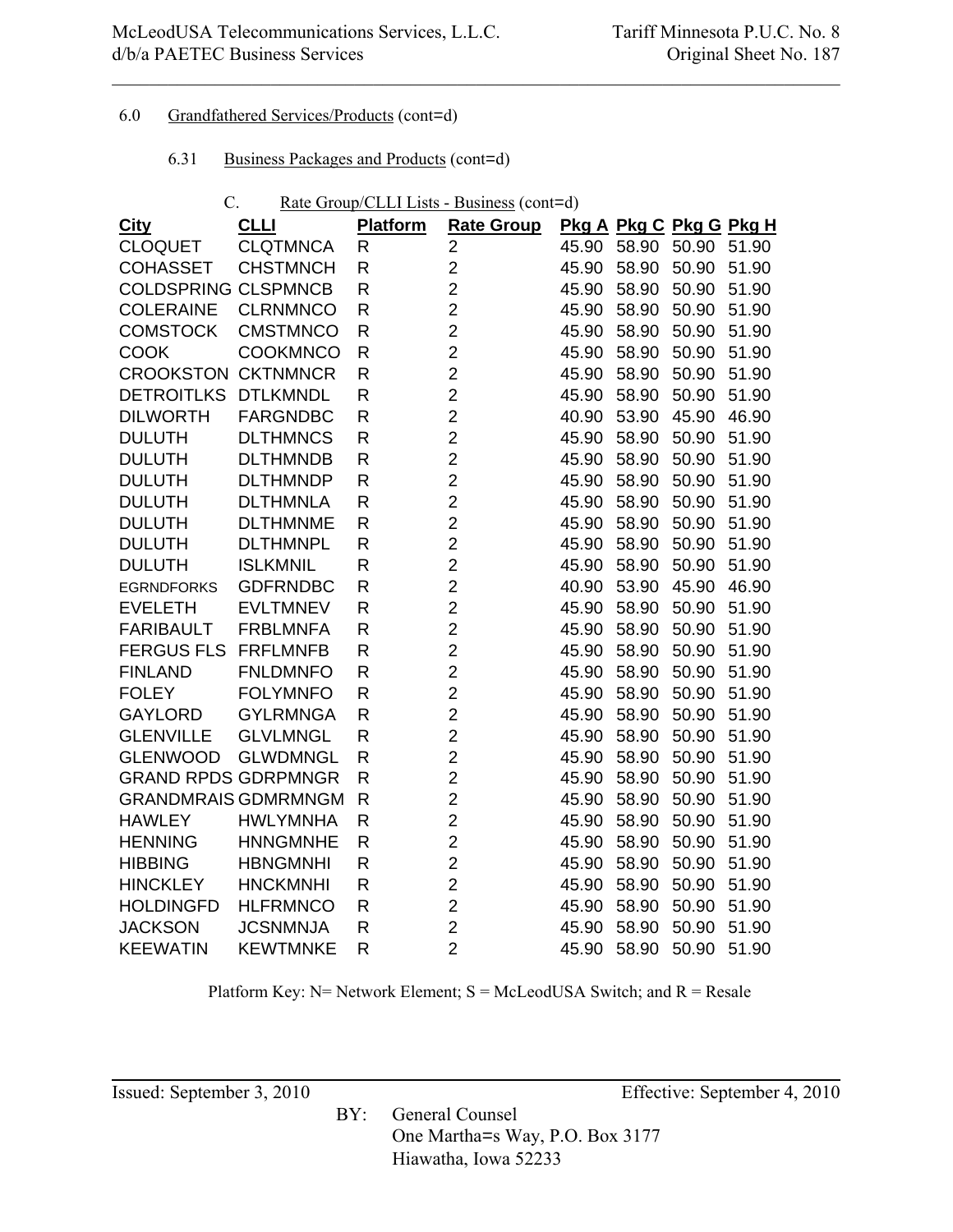6.0 Grandfathered Services/Products (cont=d)

6.31 Business Packages and Products (cont=d)

C. Rate Group/CLLI Lists - Business (cont=d)

| City | CLLI | Platform | Rate Group | Pkg A | Pkg C | Pkg G | Pkg H |
|---|---|---|---|---|---|---|---|
| CLOQUET | CLQTMNCA | R | 2 | 45.90 | 58.90 | 50.90 | 51.90 |
| COHASSET | CHSTMNCH | R | 2 | 45.90 | 58.90 | 50.90 | 51.90 |
| COLDSPRING | CLSPMNCB | R | 2 | 45.90 | 58.90 | 50.90 | 51.90 |
| COLERAINE | CLRNMNCO | R | 2 | 45.90 | 58.90 | 50.90 | 51.90 |
| COMSTOCK | CMSTMNCO | R | 2 | 45.90 | 58.90 | 50.90 | 51.90 |
| COOK | COOKMNCO | R | 2 | 45.90 | 58.90 | 50.90 | 51.90 |
| CROOKSTON | CKTNMNCR | R | 2 | 45.90 | 58.90 | 50.90 | 51.90 |
| DETROITLKS | DTLKMNDL | R | 2 | 45.90 | 58.90 | 50.90 | 51.90 |
| DILWORTH | FARGNDBC | R | 2 | 40.90 | 53.90 | 45.90 | 46.90 |
| DULUTH | DLTHMNCS | R | 2 | 45.90 | 58.90 | 50.90 | 51.90 |
| DULUTH | DLTHMNDB | R | 2 | 45.90 | 58.90 | 50.90 | 51.90 |
| DULUTH | DLTHMNDP | R | 2 | 45.90 | 58.90 | 50.90 | 51.90 |
| DULUTH | DLTHMNLA | R | 2 | 45.90 | 58.90 | 50.90 | 51.90 |
| DULUTH | DLTHMNME | R | 2 | 45.90 | 58.90 | 50.90 | 51.90 |
| DULUTH | DLTHMNPL | R | 2 | 45.90 | 58.90 | 50.90 | 51.90 |
| DULUTH | ISLKMNIL | R | 2 | 45.90 | 58.90 | 50.90 | 51.90 |
| EGRNDFORKS | GDFRNDBC | R | 2 | 40.90 | 53.90 | 45.90 | 46.90 |
| EVELETH | EVLTMNEV | R | 2 | 45.90 | 58.90 | 50.90 | 51.90 |
| FARIBAULT | FRBLMNFA | R | 2 | 45.90 | 58.90 | 50.90 | 51.90 |
| FERGUS FLS | FRFLMNFB | R | 2 | 45.90 | 58.90 | 50.90 | 51.90 |
| FINLAND | FNLDMNFO | R | 2 | 45.90 | 58.90 | 50.90 | 51.90 |
| FOLEY | FOLYMNFO | R | 2 | 45.90 | 58.90 | 50.90 | 51.90 |
| GAYLORD | GYLRMNGA | R | 2 | 45.90 | 58.90 | 50.90 | 51.90 |
| GLENVILLE | GLVLMNGL | R | 2 | 45.90 | 58.90 | 50.90 | 51.90 |
| GLENWOOD | GLWDMNGL | R | 2 | 45.90 | 58.90 | 50.90 | 51.90 |
| GRAND RPDS | GDRPMNGR | R | 2 | 45.90 | 58.90 | 50.90 | 51.90 |
| GRANDMRAIS | GDMRMNGM | R | 2 | 45.90 | 58.90 | 50.90 | 51.90 |
| HAWLEY | HWLYMNHA | R | 2 | 45.90 | 58.90 | 50.90 | 51.90 |
| HENNING | HNNGMNHE | R | 2 | 45.90 | 58.90 | 50.90 | 51.90 |
| HIBBING | HBNGMNHI | R | 2 | 45.90 | 58.90 | 50.90 | 51.90 |
| HINCKLEY | HNCKMNHI | R | 2 | 45.90 | 58.90 | 50.90 | 51.90 |
| HOLDINGFD | HLFRMNCO | R | 2 | 45.90 | 58.90 | 50.90 | 51.90 |
| JACKSON | JCSNMNJA | R | 2 | 45.90 | 58.90 | 50.90 | 51.90 |
| KEEWATIN | KEWTMNKE | R | 2 | 45.90 | 58.90 | 50.90 | 51.90 |

Platform Key: N= Network Element; S = McLeodUSA Switch; and R = Resale

Issued: September 3, 2010 Effective: September 4, 2010

BY: General Counsel
One Martha=s Way, P.O. Box 3177
Hiawatha, Iowa 52233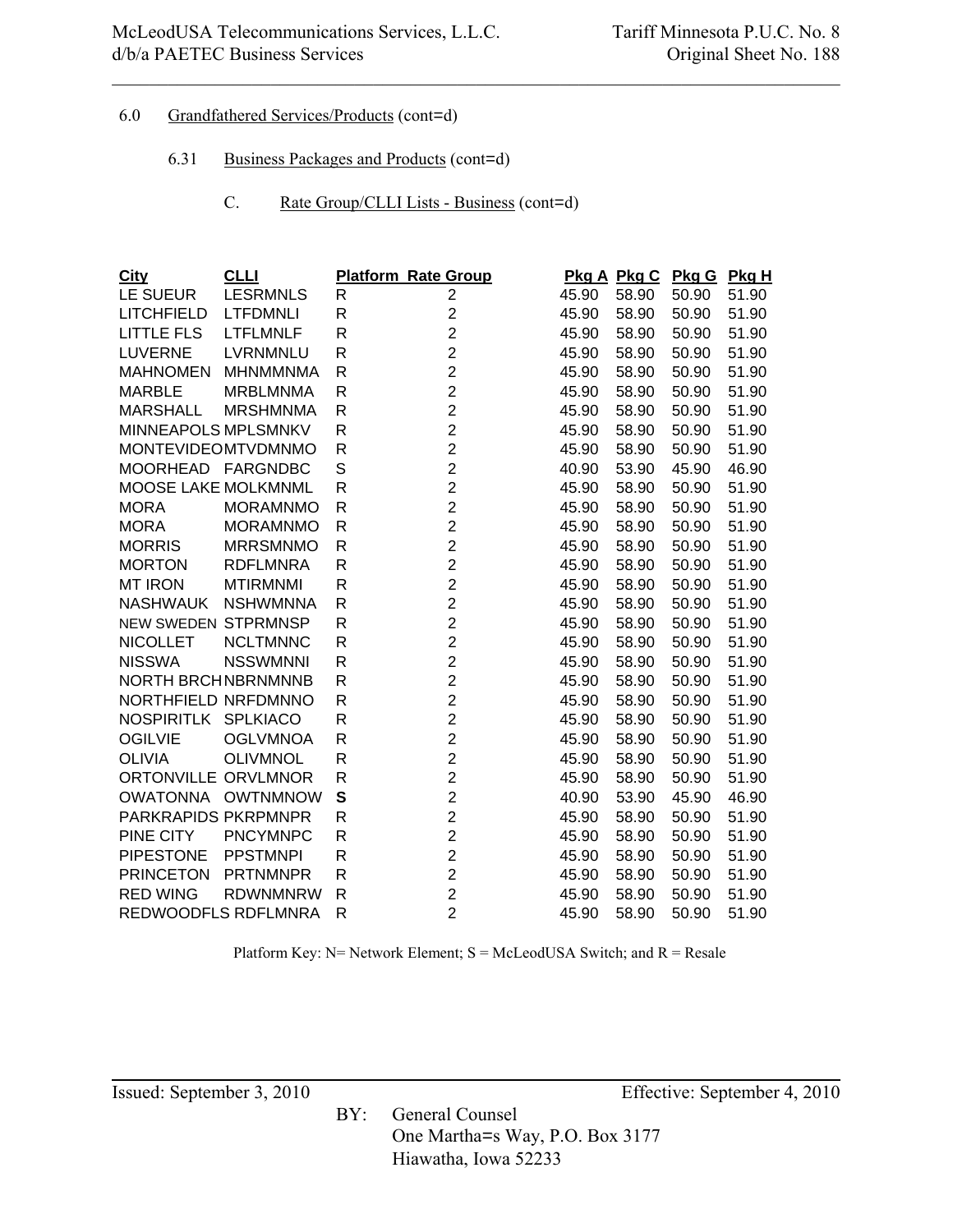6.0 Grandfathered Services/Products (cont=d)

6.31 Business Packages and Products (cont=d)

C. Rate Group/CLLI Lists - Business (cont=d)

| City | CLLI | Platform | Rate Group | Pkg A | Pkg C | Pkg G | Pkg H |
|---|---|---|---|---|---|---|---|
| LE SUEUR | LESRMNLS | R | 2 | 45.90 | 58.90 | 50.90 | 51.90 |
| LITCHFIELD | LTFDMNLI | R | 2 | 45.90 | 58.90 | 50.90 | 51.90 |
| LITTLE FLS | LTFLMNLF | R | 2 | 45.90 | 58.90 | 50.90 | 51.90 |
| LUVERNE | LVRNMNLU | R | 2 | 45.90 | 58.90 | 50.90 | 51.90 |
| MAHNOMEN | MHNMMNMA | R | 2 | 45.90 | 58.90 | 50.90 | 51.90 |
| MARBLE | MRBLMNMA | R | 2 | 45.90 | 58.90 | 50.90 | 51.90 |
| MARSHALL | MRSHMNMA | R | 2 | 45.90 | 58.90 | 50.90 | 51.90 |
| MINNEAPOLS | MPLSMNKV | R | 2 | 45.90 | 58.90 | 50.90 | 51.90 |
| MONTEVIDEO | MTVDMNMO | R | 2 | 45.90 | 58.90 | 50.90 | 51.90 |
| MOORHEAD | FARGNDBC | S | 2 | 40.90 | 53.90 | 45.90 | 46.90 |
| MOOSE LAKE | MOLKMNML | R | 2 | 45.90 | 58.90 | 50.90 | 51.90 |
| MORA | MORAMNMO | R | 2 | 45.90 | 58.90 | 50.90 | 51.90 |
| MORA | MORAMNMO | R | 2 | 45.90 | 58.90 | 50.90 | 51.90 |
| MORRIS | MRRSMNMO | R | 2 | 45.90 | 58.90 | 50.90 | 51.90 |
| MORTON | RDFLMNRA | R | 2 | 45.90 | 58.90 | 50.90 | 51.90 |
| MT IRON | MTIRMNMI | R | 2 | 45.90 | 58.90 | 50.90 | 51.90 |
| NASHWAUK | NSHWMNNA | R | 2 | 45.90 | 58.90 | 50.90 | 51.90 |
| NEW SWEDEN | STPRMNSP | R | 2 | 45.90 | 58.90 | 50.90 | 51.90 |
| NICOLLET | NCLTMNNC | R | 2 | 45.90 | 58.90 | 50.90 | 51.90 |
| NISSWA | NSSWMNNI | R | 2 | 45.90 | 58.90 | 50.90 | 51.90 |
| NORTH BRCH | NBRNMNNB | R | 2 | 45.90 | 58.90 | 50.90 | 51.90 |
| NORTHFIELD | NRFDMNNO | R | 2 | 45.90 | 58.90 | 50.90 | 51.90 |
| NOSPIRITLK | SPLKIACO | R | 2 | 45.90 | 58.90 | 50.90 | 51.90 |
| OGILVIE | OGLVMNOA | R | 2 | 45.90 | 58.90 | 50.90 | 51.90 |
| OLIVIA | OLIVMNOL | R | 2 | 45.90 | 58.90 | 50.90 | 51.90 |
| ORTONVILLE | ORVLMNOR | R | 2 | 45.90 | 58.90 | 50.90 | 51.90 |
| OWATONNA | OWTNMNOW | **S** | 2 | 40.90 | 53.90 | 45.90 | 46.90 |
| PARKRAPIDS | PKRPMNPR | R | 2 | 45.90 | 58.90 | 50.90 | 51.90 |
| PINE CITY | PNCYMNPC | R | 2 | 45.90 | 58.90 | 50.90 | 51.90 |
| PIPESTONE | PPSTMNPI | R | 2 | 45.90 | 58.90 | 50.90 | 51.90 |
| PRINCETON | PRTNMNPR | R | 2 | 45.90 | 58.90 | 50.90 | 51.90 |
| RED WING | RDWNMNRW | R | 2 | 45.90 | 58.90 | 50.90 | 51.90 |
| REDWOODFLS | RDFLMNRA | R | 2 | 45.90 | 58.90 | 50.90 | 51.90 |

Platform Key: N= Network Element; S = McLeodUSA Switch; and R = Resale

Issued: September 3, 2010 Effective: September 4, 2010

BY: General Counsel
One Martha=s Way, P.O. Box 3177
Hiawatha, Iowa 52233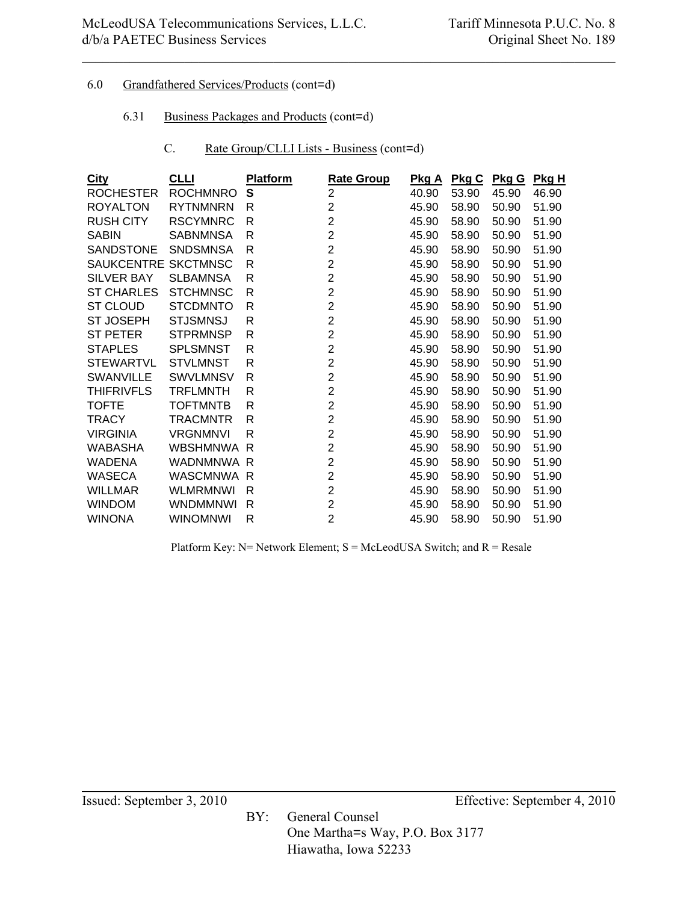6.0 Grandfathered Services/Products (cont=d)

6.31 Business Packages and Products (cont=d)

C. Rate Group/CLLI Lists - Business (cont=d)

| City | CLLI | Platform | Rate Group | Pkg A | Pkg C | Pkg G | Pkg H |
|---|---|---|---|---|---|---|---|
| ROCHESTER | ROCHMNRO | **S** | 2 | 40.90 | 53.90 | 45.90 | 46.90 |
| ROYALTON | RYTNMNRN | R | 2 | 45.90 | 58.90 | 50.90 | 51.90 |
| RUSH CITY | RSCYMNRC | R | 2 | 45.90 | 58.90 | 50.90 | 51.90 |
| SABIN | SABNMNSA | R | 2 | 45.90 | 58.90 | 50.90 | 51.90 |
| SANDSTONE | SNDSMNSA | R | 2 | 45.90 | 58.90 | 50.90 | 51.90 |
| SAUKCENTRE | SKCTMNSC | R | 2 | 45.90 | 58.90 | 50.90 | 51.90 |
| SILVER BAY | SLBAMNSA | R | 2 | 45.90 | 58.90 | 50.90 | 51.90 |
| ST CHARLES | STCHMNSC | R | 2 | 45.90 | 58.90 | 50.90 | 51.90 |
| ST CLOUD | STCDMNTO | R | 2 | 45.90 | 58.90 | 50.90 | 51.90 |
| ST JOSEPH | STJSMNSJ | R | 2 | 45.90 | 58.90 | 50.90 | 51.90 |
| ST PETER | STPRMNSP | R | 2 | 45.90 | 58.90 | 50.90 | 51.90 |
| STAPLES | SPLSMNST | R | 2 | 45.90 | 58.90 | 50.90 | 51.90 |
| STEWARTVL | STVLMNST | R | 2 | 45.90 | 58.90 | 50.90 | 51.90 |
| SWANVILLE | SWVLMNSV | R | 2 | 45.90 | 58.90 | 50.90 | 51.90 |
| THIFRIVFLS | TRFLMNTH | R | 2 | 45.90 | 58.90 | 50.90 | 51.90 |
| TOFTE | TOFTMNTB | R | 2 | 45.90 | 58.90 | 50.90 | 51.90 |
| TRACY | TRACMNTR | R | 2 | 45.90 | 58.90 | 50.90 | 51.90 |
| VIRGINIA | VRGNMNVI | R | 2 | 45.90 | 58.90 | 50.90 | 51.90 |
| WABASHA | WBSHMNWA | R | 2 | 45.90 | 58.90 | 50.90 | 51.90 |
| WADENA | WADNMNWA | R | 2 | 45.90 | 58.90 | 50.90 | 51.90 |
| WASECA | WASCMNWA | R | 2 | 45.90 | 58.90 | 50.90 | 51.90 |
| WILLMAR | WLMRMNWI | R | 2 | 45.90 | 58.90 | 50.90 | 51.90 |
| WINDOM | WNDMMNWI | R | 2 | 45.90 | 58.90 | 50.90 | 51.90 |
| WINONA | WINOMNWI | R | 2 | 45.90 | 58.90 | 50.90 | 51.90 |

Platform Key: N= Network Element; S = McLeodUSA Switch; and R = Resale

Issued: September 3, 2010 Effective: September 4, 2010

BY: General Counsel
One Martha=s Way, P.O. Box 3177
Hiawatha, Iowa 52233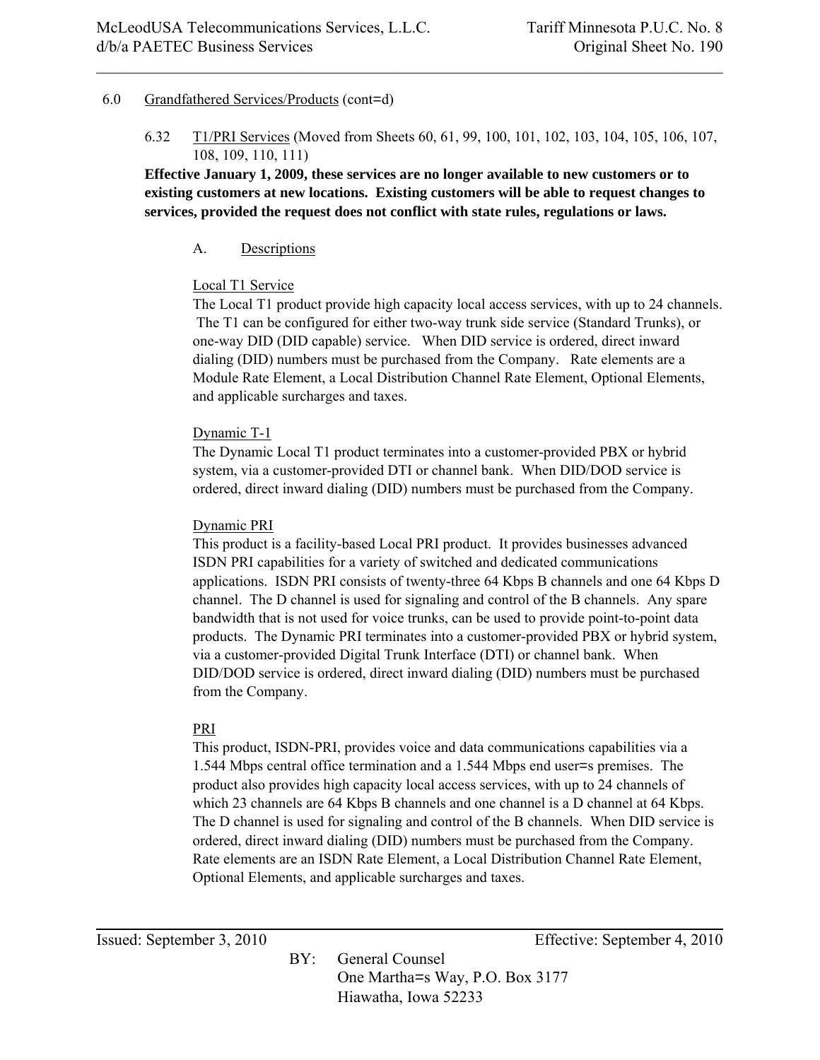6.0 Grandfathered Services/Products (cont=d)

6.32 T1/PRI Services (Moved from Sheets 60, 61, 99, 100, 101, 102, 103, 104, 105, 106, 107, 108, 109, 110, 111)

**Effective January 1, 2009, these services are no longer available to new customers or to existing customers at new locations. Existing customers will be able to request changes to services, provided the request does not conflict with state rules, regulations or laws.**

A. Descriptions

Local T1 Service

The Local T1 product provide high capacity local access services, with up to 24 channels. The T1 can be configured for either two-way trunk side service (Standard Trunks), or one-way DID (DID capable) service. When DID service is ordered, direct inward dialing (DID) numbers must be purchased from the Company. Rate elements are a Module Rate Element, a Local Distribution Channel Rate Element, Optional Elements, and applicable surcharges and taxes.

Dynamic T-1

The Dynamic Local T1 product terminates into a customer-provided PBX or hybrid system, via a customer-provided DTI or channel bank. When DID/DOD service is ordered, direct inward dialing (DID) numbers must be purchased from the Company.

Dynamic PRI

This product is a facility-based Local PRI product. It provides businesses advanced ISDN PRI capabilities for a variety of switched and dedicated communications applications. ISDN PRI consists of twenty-three 64 Kbps B channels and one 64 Kbps D channel. The D channel is used for signaling and control of the B channels. Any spare bandwidth that is not used for voice trunks, can be used to provide point-to-point data products. The Dynamic PRI terminates into a customer-provided PBX or hybrid system, via a customer-provided Digital Trunk Interface (DTI) or channel bank. When DID/DOD service is ordered, direct inward dialing (DID) numbers must be purchased from the Company.

PRI

This product, ISDN-PRI, provides voice and data communications capabilities via a 1.544 Mbps central office termination and a 1.544 Mbps end user=s premises. The product also provides high capacity local access services, with up to 24 channels of which 23 channels are 64 Kbps B channels and one channel is a D channel at 64 Kbps. The D channel is used for signaling and control of the B channels. When DID service is ordered, direct inward dialing (DID) numbers must be purchased from the Company. Rate elements are an ISDN Rate Element, a Local Distribution Channel Rate Element, Optional Elements, and applicable surcharges and taxes.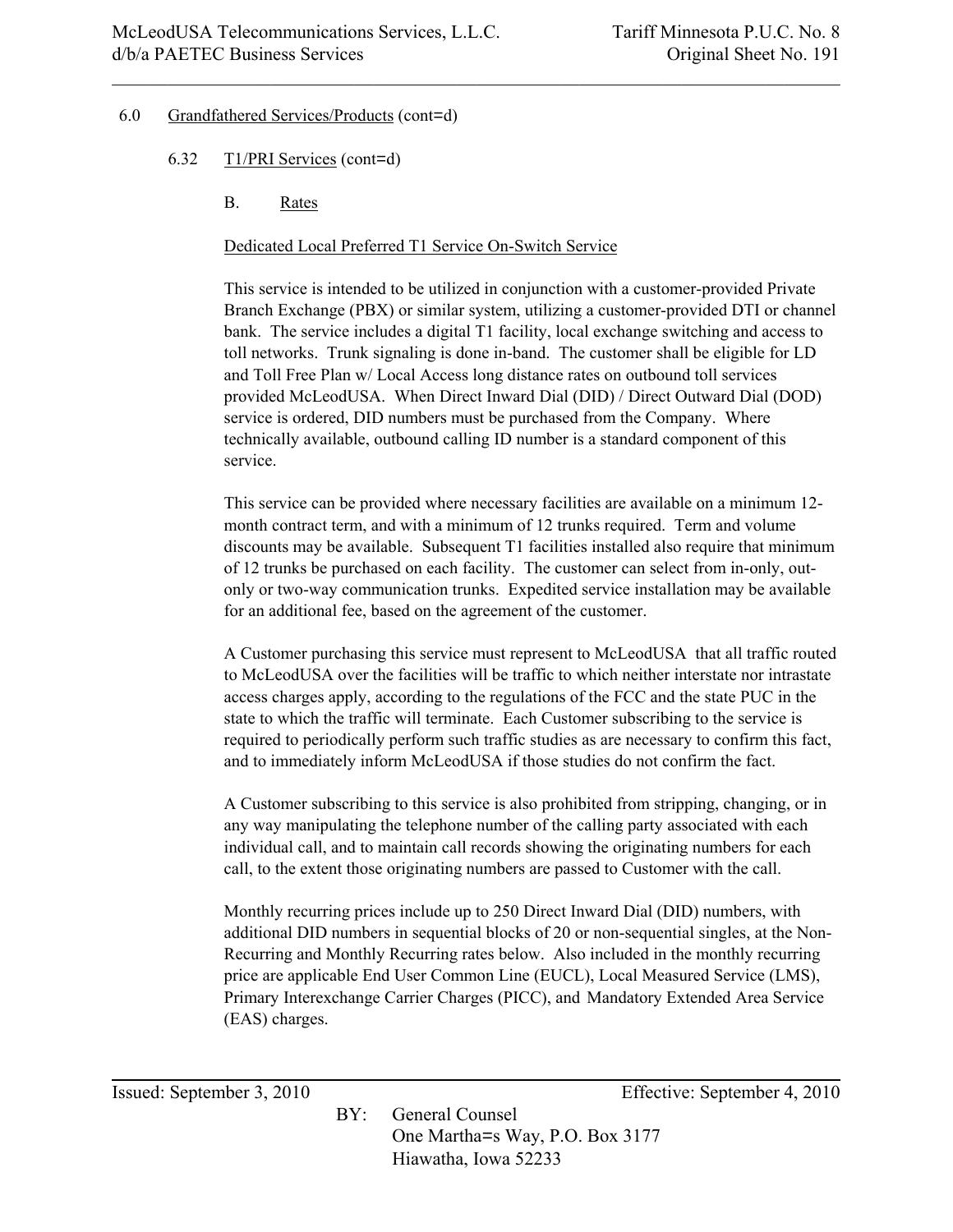6.0 Grandfathered Services/Products (cont=d)

6.32 T1/PRI Services (cont=d)

B. Rates

Dedicated Local Preferred T1 Service On-Switch Service

This service is intended to be utilized in conjunction with a customer-provided Private Branch Exchange (PBX) or similar system, utilizing a customer-provided DTI or channel bank. The service includes a digital T1 facility, local exchange switching and access to toll networks. Trunk signaling is done in-band. The customer shall be eligible for LD and Toll Free Plan w/ Local Access long distance rates on outbound toll services provided McLeodUSA. When Direct Inward Dial (DID) / Direct Outward Dial (DOD) service is ordered, DID numbers must be purchased from the Company. Where technically available, outbound calling ID number is a standard component of this service.

This service can be provided where necessary facilities are available on a minimum 12-month contract term, and with a minimum of 12 trunks required. Term and volume discounts may be available. Subsequent T1 facilities installed also require that minimum of 12 trunks be purchased on each facility. The customer can select from in-only, out-only or two-way communication trunks. Expedited service installation may be available for an additional fee, based on the agreement of the customer.

A Customer purchasing this service must represent to McLeodUSA that all traffic routed to McLeodUSA over the facilities will be traffic to which neither interstate nor intrastate access charges apply, according to the regulations of the FCC and the state PUC in the state to which the traffic will terminate. Each Customer subscribing to the service is required to periodically perform such traffic studies as are necessary to confirm this fact, and to immediately inform McLeodUSA if those studies do not confirm the fact.

A Customer subscribing to this service is also prohibited from stripping, changing, or in any way manipulating the telephone number of the calling party associated with each individual call, and to maintain call records showing the originating numbers for each call, to the extent those originating numbers are passed to Customer with the call.

Monthly recurring prices include up to 250 Direct Inward Dial (DID) numbers, with additional DID numbers in sequential blocks of 20 or non-sequential singles, at the Non-Recurring and Monthly Recurring rates below. Also included in the monthly recurring price are applicable End User Common Line (EUCL), Local Measured Service (LMS), Primary Interexchange Carrier Charges (PICC), and Mandatory Extended Area Service (EAS) charges.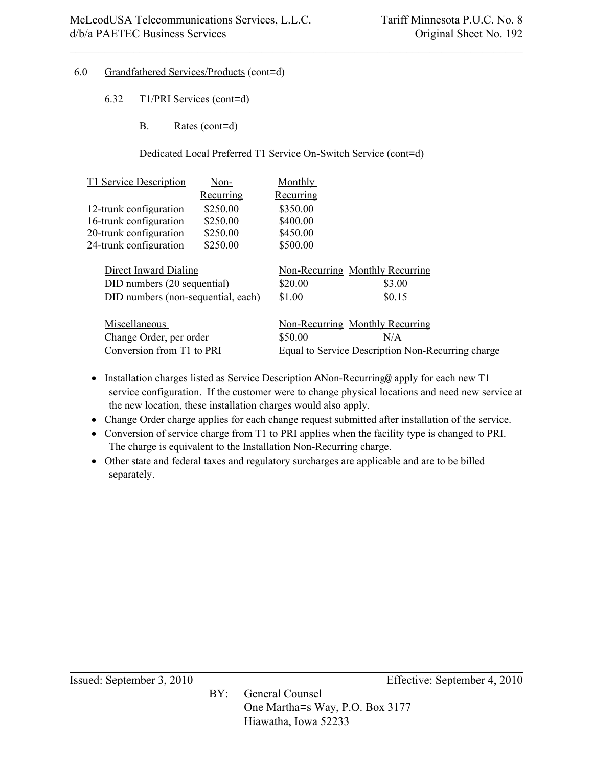6.0 Grandfathered Services/Products (cont=d)

6.32 T1/PRI Services (cont=d)

B. Rates (cont=d)

Dedicated Local Preferred T1 Service On-Switch Service (cont=d)

| T1 Service Description | Non-Recurring | Monthly Recurring |
|---|---|---|
| 12-trunk configuration | $250.00 | $350.00 |
| 16-trunk configuration | $250.00 | $400.00 |
| 20-trunk configuration | $250.00 | $450.00 |
| 24-trunk configuration | $250.00 | $500.00 |

| Direct Inward Dialing | Non-Recurring | Monthly Recurring |
|---|---|---|
| DID numbers (20 sequential) | $20.00 | $3.00 |
| DID numbers (non-sequential, each) | $1.00 | $0.15 |

| Miscellaneous | Non-Recurring | Monthly Recurring |
|---|---|---|
| Change Order, per order | $50.00 | N/A |
| Conversion from T1 to PRI | Equal to Service Description Non-Recurring charge | |

- Installation charges listed as Service Description ANon-Recurring@ apply for each new T1 service configuration. If the customer were to change physical locations and need new service at the new location, these installation charges would also apply.
- Change Order charge applies for each change request submitted after installation of the service.
- Conversion of service charge from T1 to PRI applies when the facility type is changed to PRI. The charge is equivalent to the Installation Non-Recurring charge.
- Other state and federal taxes and regulatory surcharges are applicable and are to be billed separately.

Issued: September 3, 2010 Effective: September 4, 2010

BY: General Counsel
One Martha=s Way, P.O. Box 3177
Hiawatha, Iowa 52233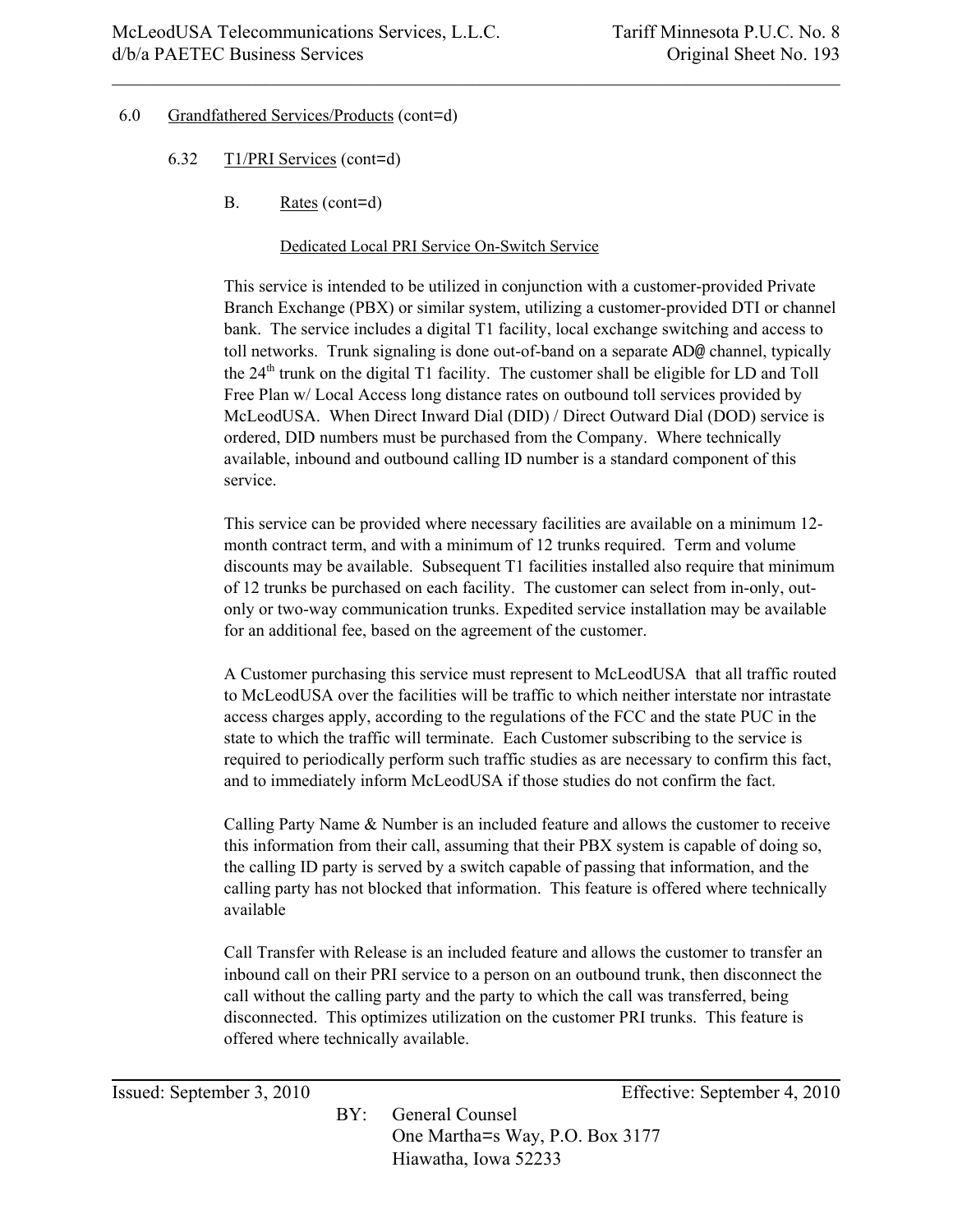6.0 Grandfathered Services/Products (cont=d)

6.32 T1/PRI Services (cont=d)

B. Rates (cont=d)

Dedicated Local PRI Service On-Switch Service

This service is intended to be utilized in conjunction with a customer-provided Private Branch Exchange (PBX) or similar system, utilizing a customer-provided DTI or channel bank. The service includes a digital T1 facility, local exchange switching and access to toll networks. Trunk signaling is done out-of-band on a separate AD@ channel, typically the 24th trunk on the digital T1 facility. The customer shall be eligible for LD and Toll Free Plan w/ Local Access long distance rates on outbound toll services provided by McLeodUSA. When Direct Inward Dial (DID) / Direct Outward Dial (DOD) service is ordered, DID numbers must be purchased from the Company. Where technically available, inbound and outbound calling ID number is a standard component of this service.

This service can be provided where necessary facilities are available on a minimum 12-month contract term, and with a minimum of 12 trunks required. Term and volume discounts may be available. Subsequent T1 facilities installed also require that minimum of 12 trunks be purchased on each facility. The customer can select from in-only, out-only or two-way communication trunks. Expedited service installation may be available for an additional fee, based on the agreement of the customer.

A Customer purchasing this service must represent to McLeodUSA that all traffic routed to McLeodUSA over the facilities will be traffic to which neither interstate nor intrastate access charges apply, according to the regulations of the FCC and the state PUC in the state to which the traffic will terminate. Each Customer subscribing to the service is required to periodically perform such traffic studies as are necessary to confirm this fact, and to immediately inform McLeodUSA if those studies do not confirm the fact.

Calling Party Name & Number is an included feature and allows the customer to receive this information from their call, assuming that their PBX system is capable of doing so, the calling ID party is served by a switch capable of passing that information, and the calling party has not blocked that information. This feature is offered where technically available

Call Transfer with Release is an included feature and allows the customer to transfer an inbound call on their PRI service to a person on an outbound trunk, then disconnect the call without the calling party and the party to which the call was transferred, being disconnected. This optimizes utilization on the customer PRI trunks. This feature is offered where technically available.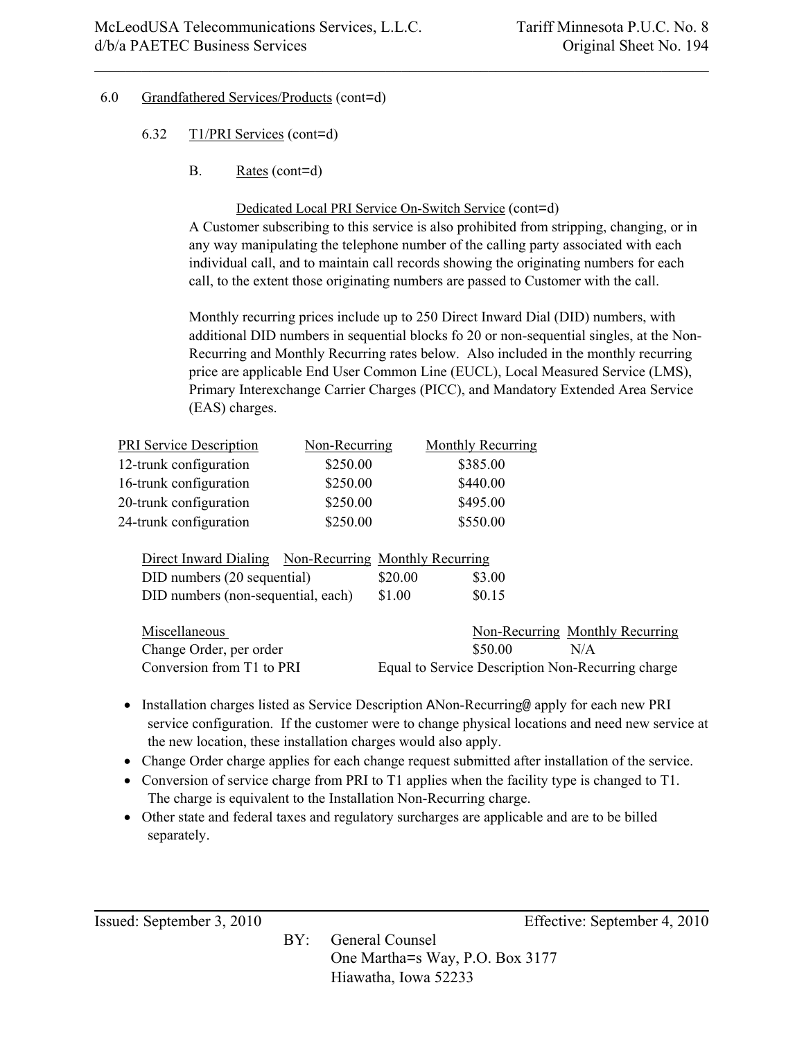6.0 Grandfathered Services/Products (cont=d)

6.32 T1/PRI Services (cont=d)

B. Rates (cont=d)

Dedicated Local PRI Service On-Switch Service (cont=d)

A Customer subscribing to this service is also prohibited from stripping, changing, or in any way manipulating the telephone number of the calling party associated with each individual call, and to maintain call records showing the originating numbers for each call, to the extent those originating numbers are passed to Customer with the call.

Monthly recurring prices include up to 250 Direct Inward Dial (DID) numbers, with additional DID numbers in sequential blocks fo 20 or non-sequential singles, at the Non-Recurring and Monthly Recurring rates below. Also included in the monthly recurring price are applicable End User Common Line (EUCL), Local Measured Service (LMS), Primary Interexchange Carrier Charges (PICC), and Mandatory Extended Area Service (EAS) charges.

| PRI Service Description | Non-Recurring | Monthly Recurring |
|---|---|---|
| 12-trunk configuration | $250.00 | $385.00 |
| 16-trunk configuration | $250.00 | $440.00 |
| 20-trunk configuration | $250.00 | $495.00 |
| 24-trunk configuration | $250.00 | $550.00 |

| Direct Inward Dialing | Non-Recurring | Monthly Recurring |
|---|---|---|
| DID numbers (20 sequential) | $20.00 | $3.00 |
| DID numbers (non-sequential, each) | $1.00 | $0.15 |

| Miscellaneous | Non-Recurring | Monthly Recurring |
|---|---|---|
| Change Order, per order | $50.00 | N/A |
| Conversion from T1 to PRI | Equal to Service Description Non-Recurring charge | |

- Installation charges listed as Service Description ANon-Recurring@ apply for each new PRI service configuration. If the customer were to change physical locations and need new service at the new location, these installation charges would also apply.
- Change Order charge applies for each change request submitted after installation of the service.
- Conversion of service charge from PRI to T1 applies when the facility type is changed to T1. The charge is equivalent to the Installation Non-Recurring charge.
- Other state and federal taxes and regulatory surcharges are applicable and are to be billed separately.

Issued: September 3, 2010 Effective: September 4, 2010

BY: General Counsel
One Martha=s Way, P.O. Box 3177
Hiawatha, Iowa 52233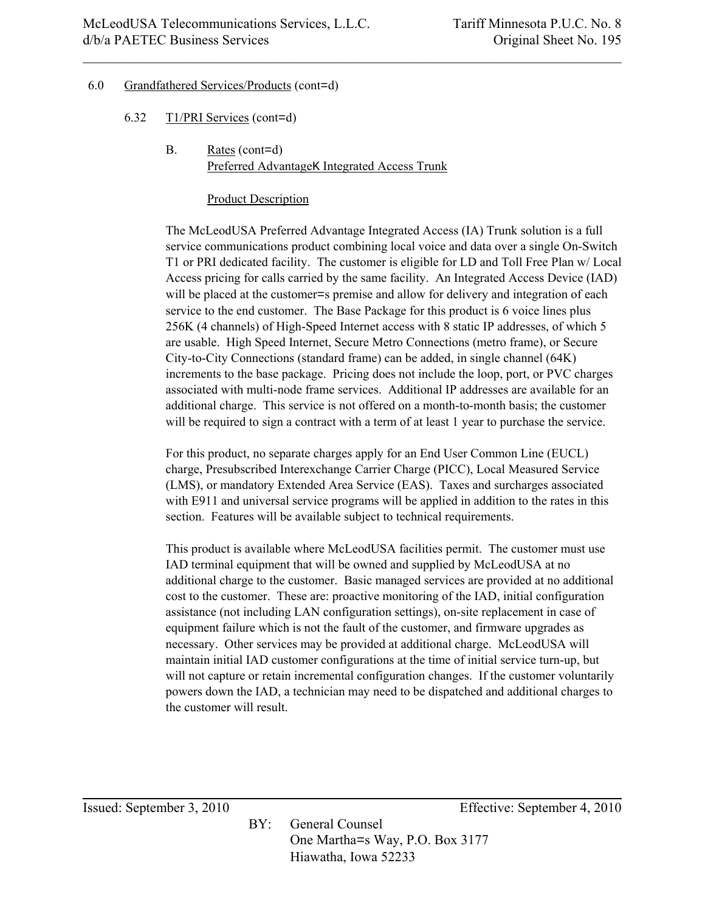6.0 Grandfathered Services/Products (cont=d)

6.32 T1/PRI Services (cont=d)

B. Rates (cont=d)
Preferred AdvantageK Integrated Access Trunk

Product Description

The McLeodUSA Preferred Advantage Integrated Access (IA) Trunk solution is a full service communications product combining local voice and data over a single On-Switch T1 or PRI dedicated facility. The customer is eligible for LD and Toll Free Plan w/ Local Access pricing for calls carried by the same facility. An Integrated Access Device (IAD) will be placed at the customer=s premise and allow for delivery and integration of each service to the end customer. The Base Package for this product is 6 voice lines plus 256K (4 channels) of High-Speed Internet access with 8 static IP addresses, of which 5 are usable. High Speed Internet, Secure Metro Connections (metro frame), or Secure City-to-City Connections (standard frame) can be added, in single channel (64K) increments to the base package. Pricing does not include the loop, port, or PVC charges associated with multi-node frame services. Additional IP addresses are available for an additional charge. This service is not offered on a month-to-month basis; the customer will be required to sign a contract with a term of at least 1 year to purchase the service.

For this product, no separate charges apply for an End User Common Line (EUCL) charge, Presubscribed Interexchange Carrier Charge (PICC), Local Measured Service (LMS), or mandatory Extended Area Service (EAS). Taxes and surcharges associated with E911 and universal service programs will be applied in addition to the rates in this section. Features will be available subject to technical requirements.

This product is available where McLeodUSA facilities permit. The customer must use IAD terminal equipment that will be owned and supplied by McLeodUSA at no additional charge to the customer. Basic managed services are provided at no additional cost to the customer. These are: proactive monitoring of the IAD, initial configuration assistance (not including LAN configuration settings), on-site replacement in case of equipment failure which is not the fault of the customer, and firmware upgrades as necessary. Other services may be provided at additional charge. McLeodUSA will maintain initial IAD customer configurations at the time of initial service turn-up, but will not capture or retain incremental configuration changes. If the customer voluntarily powers down the IAD, a technician may need to be dispatched and additional charges to the customer will result.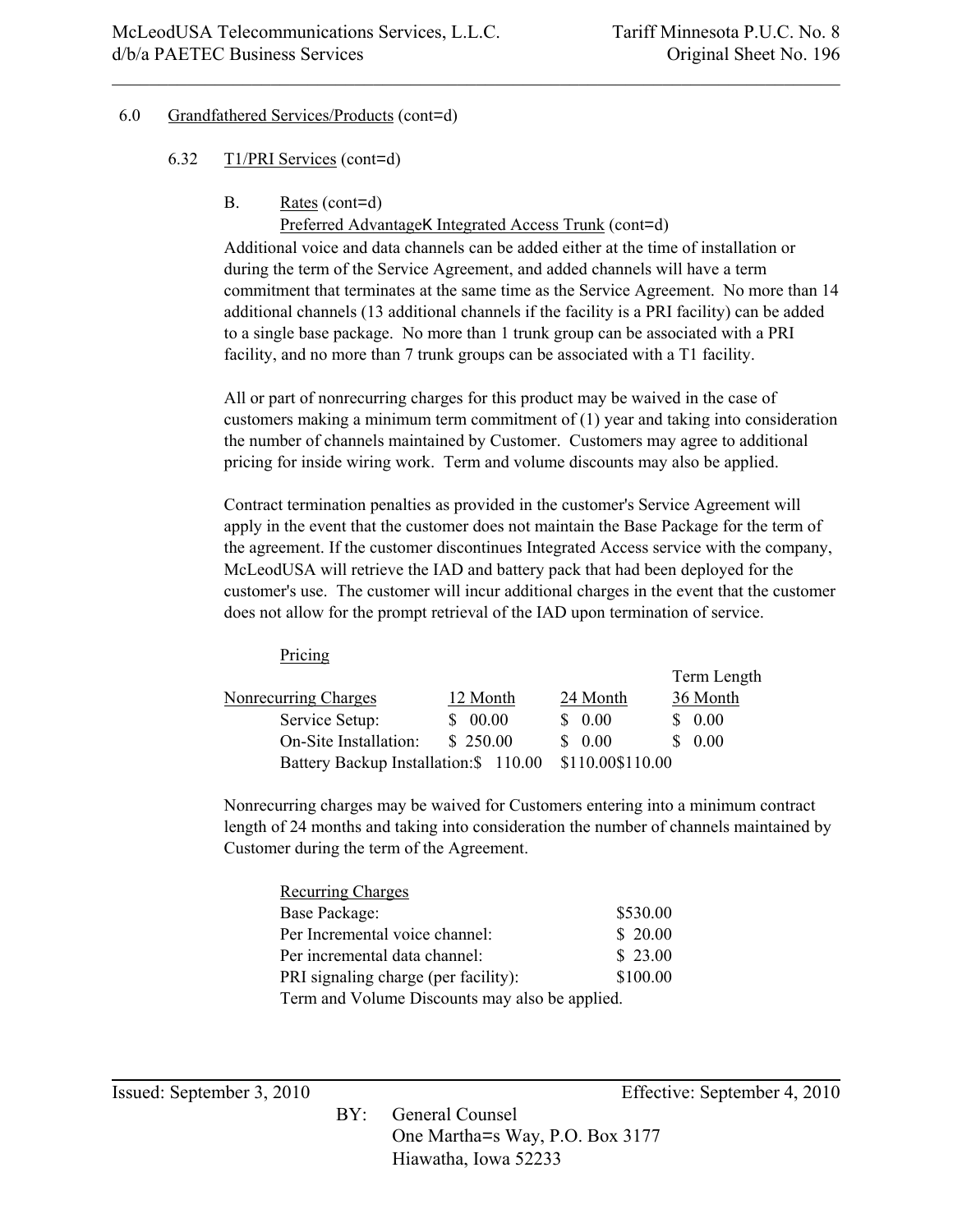6.0 Grandfathered Services/Products (cont=d)

6.32 T1/PRI Services (cont=d)

B. Rates (cont=d)

Preferred AdvantageK Integrated Access Trunk (cont=d)

Additional voice and data channels can be added either at the time of installation or during the term of the Service Agreement, and added channels will have a term commitment that terminates at the same time as the Service Agreement. No more than 14 additional channels (13 additional channels if the facility is a PRI facility) can be added to a single base package. No more than 1 trunk group can be associated with a PRI facility, and no more than 7 trunk groups can be associated with a T1 facility.

All or part of nonrecurring charges for this product may be waived in the case of customers making a minimum term commitment of (1) year and taking into consideration the number of channels maintained by Customer. Customers may agree to additional pricing for inside wiring work. Term and volume discounts may also be applied.

Contract termination penalties as provided in the customer's Service Agreement will apply in the event that the customer does not maintain the Base Package for the term of the agreement. If the customer discontinues Integrated Access service with the company, McLeodUSA will retrieve the IAD and battery pack that had been deployed for the customer's use. The customer will incur additional charges in the event that the customer does not allow for the prompt retrieval of the IAD upon termination of service.

Pricing

| | | | Term Length |
|---|---|---|---|
| Nonrecurring Charges | 12 Month | 24 Month | 36 Month |
| Service Setup: | $ 00.00 | $ 0.00 | $ 0.00 |
| On-Site Installation: | $ 250.00 | $ 0.00 | $ 0.00 |
| Battery Backup Installation: | $ 110.00 | $110.00 | $110.00 |

Nonrecurring charges may be waived for Customers entering into a minimum contract length of 24 months and taking into consideration the number of channels maintained by Customer during the term of the Agreement.

| Recurring Charges | |
|---|---|
| Base Package: | $530.00 |
| Per Incremental voice channel: | $ 20.00 |
| Per incremental data channel: | $ 23.00 |
| PRI signaling charge (per facility): | $100.00 |

Term and Volume Discounts may also be applied.

Issued: September 3, 2010 Effective: September 4, 2010

BY: General Counsel
One Martha=s Way, P.O. Box 3177
Hiawatha, Iowa 52233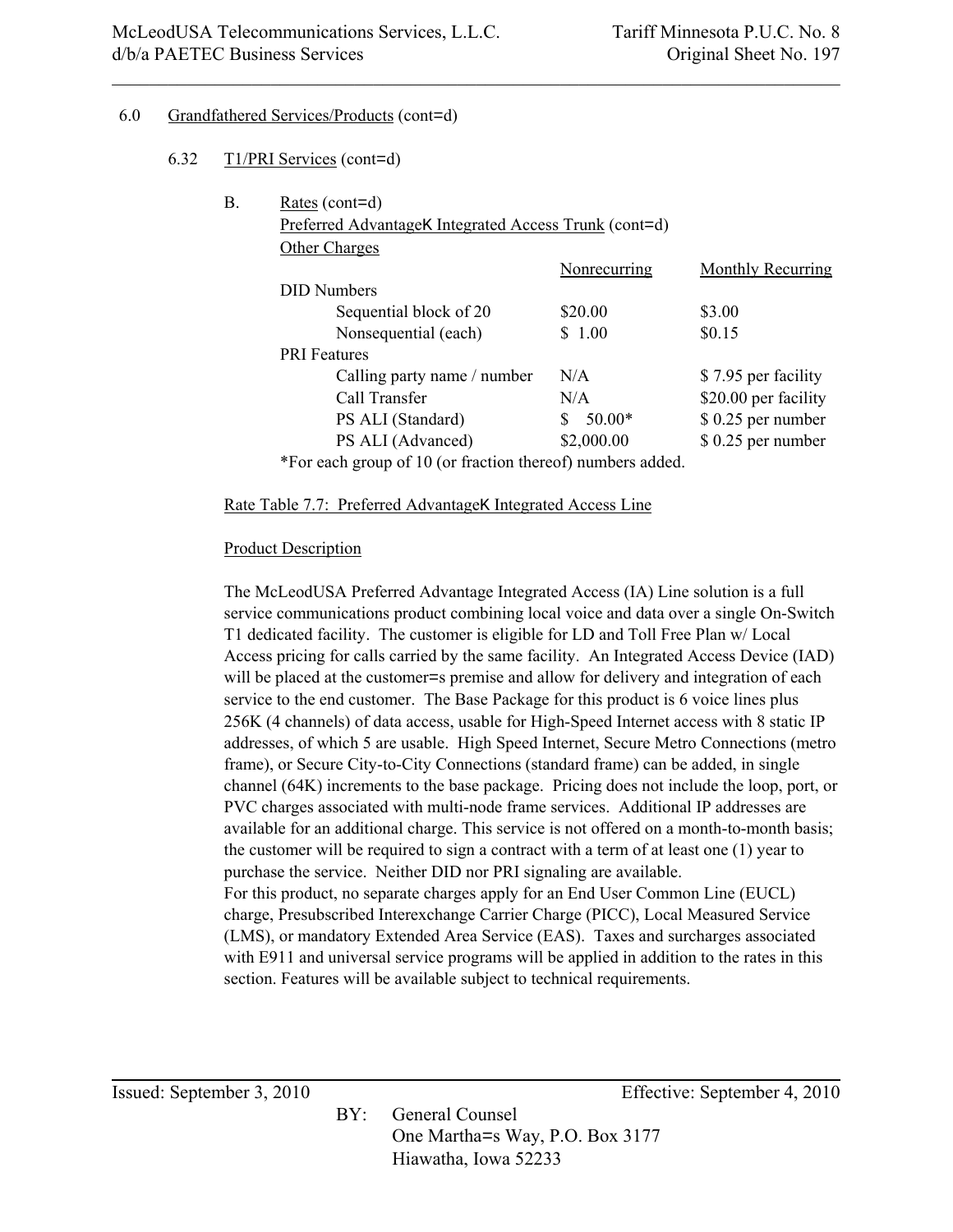6.0 Grandfathered Services/Products (cont=d)

6.32 T1/PRI Services (cont=d)

B. Rates (cont=d)

Preferred AdvantageK Integrated Access Trunk (cont=d)

Other Charges

| | Nonrecurring | Monthly Recurring |
|---|---|---|
| DID Numbers | | |
| Sequential block of 20 | $20.00 | $3.00 |
| Nonsequential (each) | $ 1.00 | $0.15 |
| PRI Features | | |
| Calling party name / number | N/A | $ 7.95 per facility |
| Call Transfer | N/A | $20.00 per facility |
| PS ALI (Standard) | $ 50.00* | $ 0.25 per number |
| PS ALI (Advanced) | $2,000.00 | $ 0.25 per number |

*For each group of 10 (or fraction thereof) numbers added.

Rate Table 7.7: Preferred AdvantageK Integrated Access Line

Product Description

The McLeodUSA Preferred Advantage Integrated Access (IA) Line solution is a full service communications product combining local voice and data over a single On-Switch T1 dedicated facility. The customer is eligible for LD and Toll Free Plan w/ Local Access pricing for calls carried by the same facility. An Integrated Access Device (IAD) will be placed at the customer=s premise and allow for delivery and integration of each service to the end customer. The Base Package for this product is 6 voice lines plus 256K (4 channels) of data access, usable for High-Speed Internet access with 8 static IP addresses, of which 5 are usable. High Speed Internet, Secure Metro Connections (metro frame), or Secure City-to-City Connections (standard frame) can be added, in single channel (64K) increments to the base package. Pricing does not include the loop, port, or PVC charges associated with multi-node frame services. Additional IP addresses are available for an additional charge. This service is not offered on a month-to-month basis; the customer will be required to sign a contract with a term of at least one (1) year to purchase the service. Neither DID nor PRI signaling are available.

For this product, no separate charges apply for an End User Common Line (EUCL) charge, Presubscribed Interexchange Carrier Charge (PICC), Local Measured Service (LMS), or mandatory Extended Area Service (EAS). Taxes and surcharges associated with E911 and universal service programs will be applied in addition to the rates in this section. Features will be available subject to technical requirements.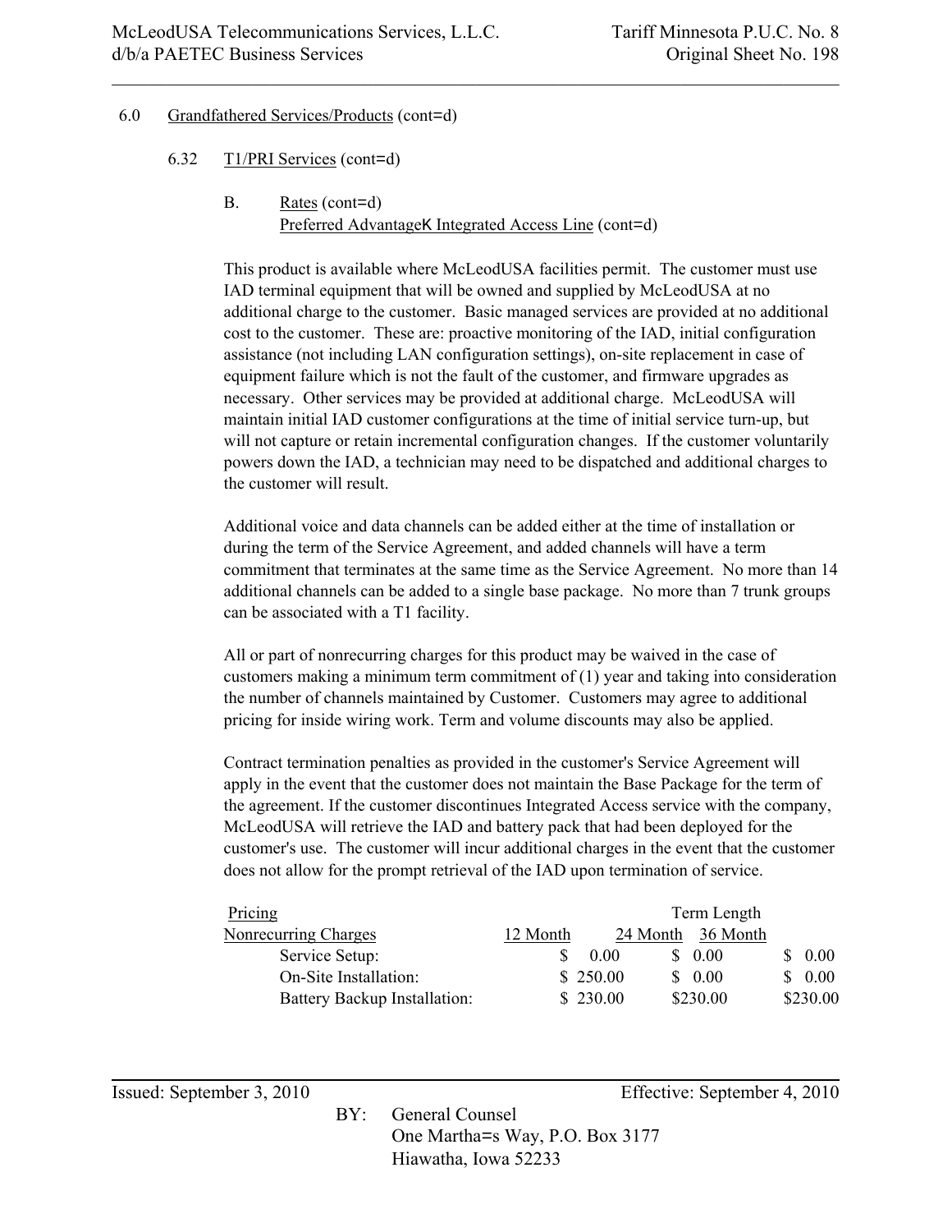6.0 Grandfathered Services/Products (cont=d)

6.32 T1/PRI Services (cont=d)

B. Rates (cont=d)
Preferred AdvantageK Integrated Access Line (cont=d)

This product is available where McLeodUSA facilities permit. The customer must use IAD terminal equipment that will be owned and supplied by McLeodUSA at no additional charge to the customer. Basic managed services are provided at no additional cost to the customer. These are: proactive monitoring of the IAD, initial configuration assistance (not including LAN configuration settings), on-site replacement in case of equipment failure which is not the fault of the customer, and firmware upgrades as necessary. Other services may be provided at additional charge. McLeodUSA will maintain initial IAD customer configurations at the time of initial service turn-up, but will not capture or retain incremental configuration changes. If the customer voluntarily powers down the IAD, a technician may need to be dispatched and additional charges to the customer will result.

Additional voice and data channels can be added either at the time of installation or during the term of the Service Agreement, and added channels will have a term commitment that terminates at the same time as the Service Agreement. No more than 14 additional channels can be added to a single base package. No more than 7 trunk groups can be associated with a T1 facility.

All or part of nonrecurring charges for this product may be waived in the case of customers making a minimum term commitment of (1) year and taking into consideration the number of channels maintained by Customer. Customers may agree to additional pricing for inside wiring work. Term and volume discounts may also be applied.

Contract termination penalties as provided in the customer's Service Agreement will apply in the event that the customer does not maintain the Base Package for the term of the agreement. If the customer discontinues Integrated Access service with the company, McLeodUSA will retrieve the IAD and battery pack that had been deployed for the customer's use. The customer will incur additional charges in the event that the customer does not allow for the prompt retrieval of the IAD upon termination of service.

| Pricing | Term Length | | |
|---|---|---|---|
| Nonrecurring Charges | 12 Month | 24 Month | 36 Month |
| Service Setup: | $ 0.00 | $ 0.00 | $ 0.00 |
| On-Site Installation: | $ 250.00 | $ 0.00 | $ 0.00 |
| Battery Backup Installation: | $ 230.00 | $230.00 | $230.00 |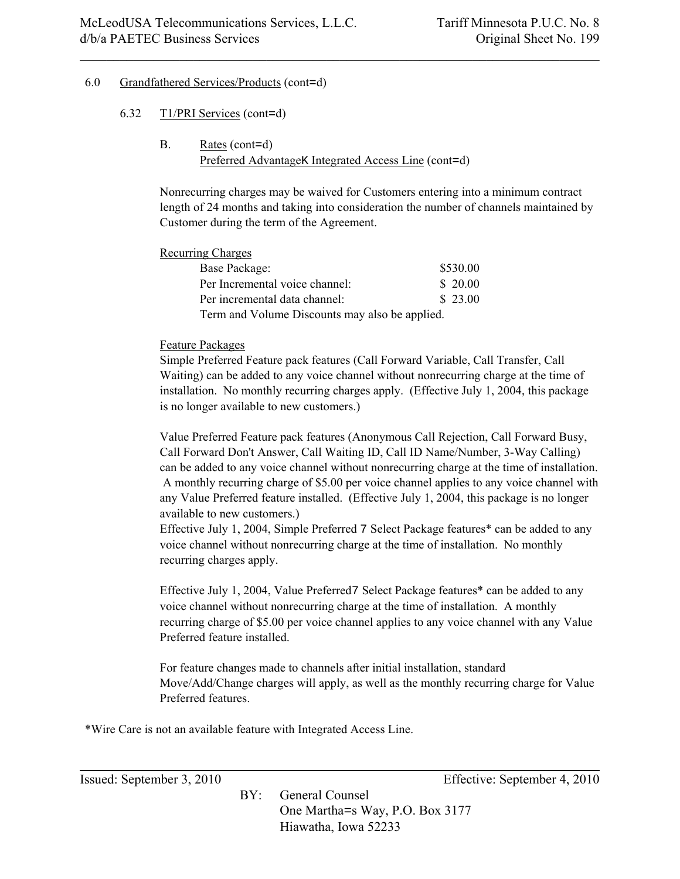6.0 Grandfathered Services/Products (cont=d)

6.32 T1/PRI Services (cont=d)

B. Rates (cont=d)
Preferred AdvantageK Integrated Access Line (cont=d)

Nonrecurring charges may be waived for Customers entering into a minimum contract length of 24 months and taking into consideration the number of channels maintained by Customer during the term of the Agreement.

Recurring Charges

| | |
|---|---|
| Base Package: | $530.00 |
| Per Incremental voice channel: | $ 20.00 |
| Per incremental data channel: | $ 23.00 |

Term and Volume Discounts may also be applied.

Feature Packages
Simple Preferred Feature pack features (Call Forward Variable, Call Transfer, Call Waiting) can be added to any voice channel without nonrecurring charge at the time of installation. No monthly recurring charges apply. (Effective July 1, 2004, this package is no longer available to new customers.)

Value Preferred Feature pack features (Anonymous Call Rejection, Call Forward Busy, Call Forward Don't Answer, Call Waiting ID, Call ID Name/Number, 3-Way Calling) can be added to any voice channel without nonrecurring charge at the time of installation. A monthly recurring charge of $5.00 per voice channel applies to any voice channel with any Value Preferred feature installed. (Effective July 1, 2004, this package is no longer available to new customers.)
Effective July 1, 2004, Simple Preferred 7 Select Package features* can be added to any voice channel without nonrecurring charge at the time of installation. No monthly recurring charges apply.

Effective July 1, 2004, Value Preferred7 Select Package features* can be added to any voice channel without nonrecurring charge at the time of installation. A monthly recurring charge of $5.00 per voice channel applies to any voice channel with any Value Preferred feature installed.

For feature changes made to channels after initial installation, standard Move/Add/Change charges will apply, as well as the monthly recurring charge for Value Preferred features.

*Wire Care is not an available feature with Integrated Access Line.

Issued: September 3, 2010 Effective: September 4, 2010

BY: General Counsel
One Martha=s Way, P.O. Box 3177
Hiawatha, Iowa 52233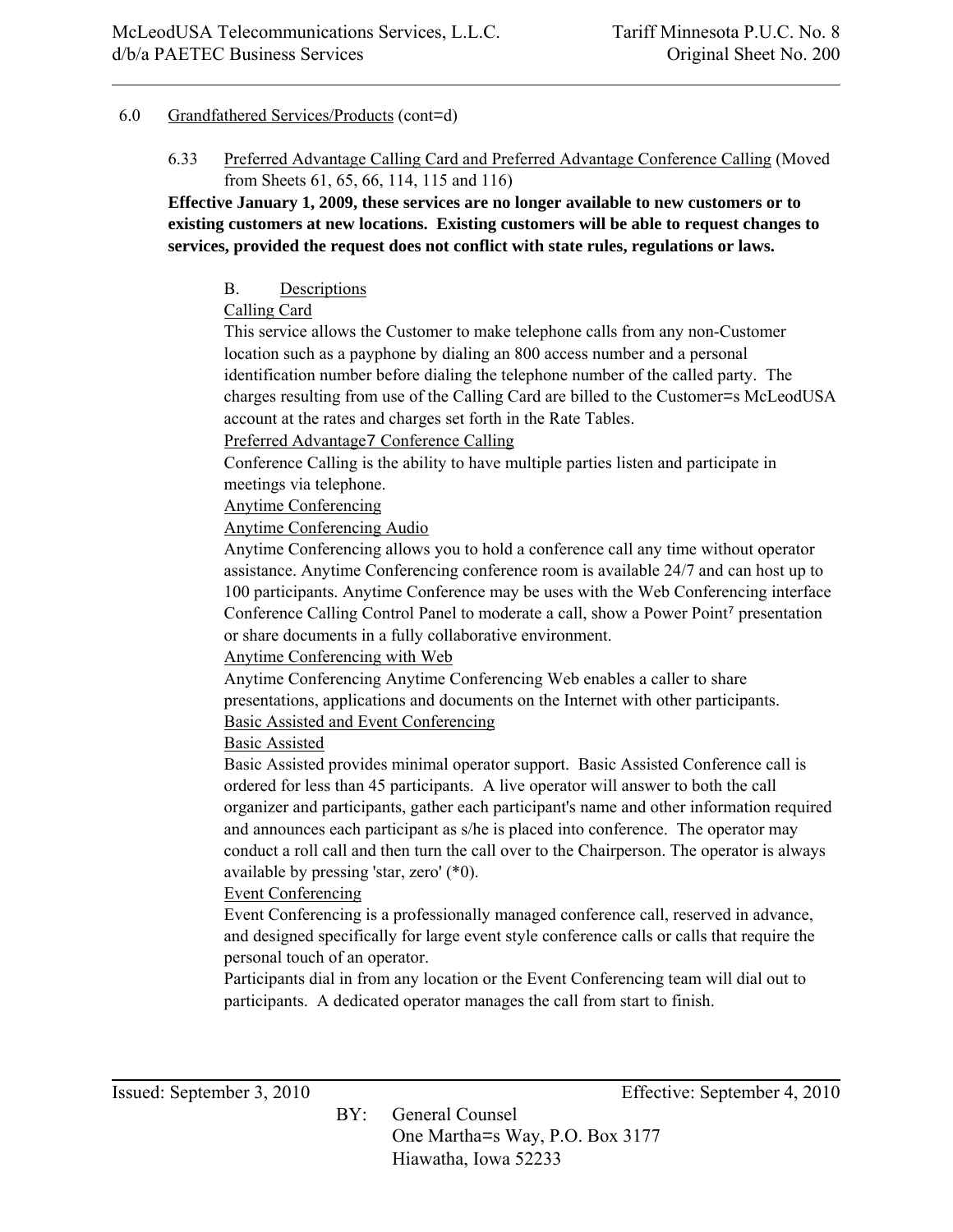6.0 Grandfathered Services/Products (cont=d)

6.33 Preferred Advantage Calling Card and Preferred Advantage Conference Calling (Moved from Sheets 61, 65, 66, 114, 115 and 116)

**Effective January 1, 2009, these services are no longer available to new customers or to existing customers at new locations. Existing customers will be able to request changes to services, provided the request does not conflict with state rules, regulations or laws.**

B. Descriptions

Calling Card

This service allows the Customer to make telephone calls from any non-Customer location such as a payphone by dialing an 800 access number and a personal identification number before dialing the telephone number of the called party. The charges resulting from use of the Calling Card are billed to the Customer=s McLeodUSA account at the rates and charges set forth in the Rate Tables.

Preferred Advantage7 Conference Calling

Conference Calling is the ability to have multiple parties listen and participate in meetings via telephone.

Anytime Conferencing

Anytime Conferencing Audio

Anytime Conferencing allows you to hold a conference call any time without operator assistance. Anytime Conferencing conference room is available 24/7 and can host up to 100 participants. Anytime Conference may be uses with the Web Conferencing interface Conference Calling Control Panel to moderate a call, show a Power Point7 presentation or share documents in a fully collaborative environment.

Anytime Conferencing with Web

Anytime Conferencing Anytime Conferencing Web enables a caller to share presentations, applications and documents on the Internet with other participants.

Basic Assisted and Event Conferencing

Basic Assisted

Basic Assisted provides minimal operator support. Basic Assisted Conference call is ordered for less than 45 participants. A live operator will answer to both the call organizer and participants, gather each participant's name and other information required and announces each participant as s/he is placed into conference. The operator may conduct a roll call and then turn the call over to the Chairperson. The operator is always available by pressing 'star, zero' (*0).

Event Conferencing

Event Conferencing is a professionally managed conference call, reserved in advance, and designed specifically for large event style conference calls or calls that require the personal touch of an operator.

Participants dial in from any location or the Event Conferencing team will dial out to participants. A dedicated operator manages the call from start to finish.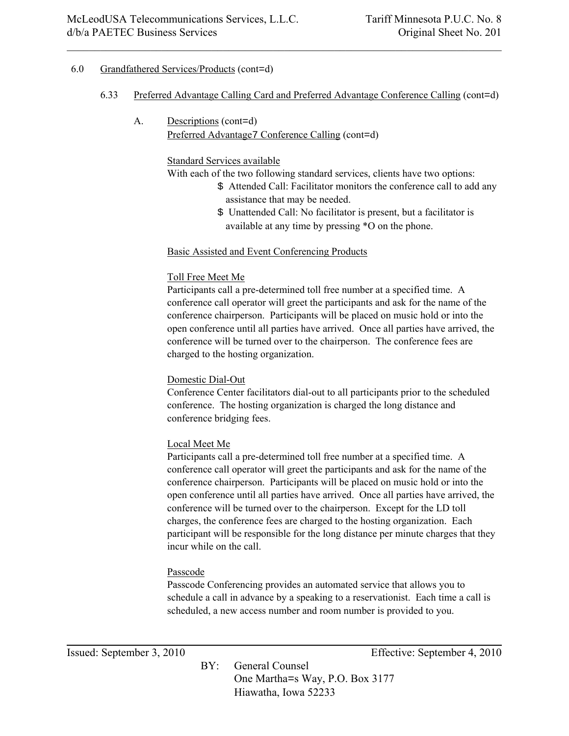6.0 Grandfathered Services/Products (cont=d)

6.33 Preferred Advantage Calling Card and Preferred Advantage Conference Calling (cont=d)

A. Descriptions (cont=d)
Preferred Advantage7 Conference Calling (cont=d)

Standard Services available
With each of the two following standard services, clients have two options:

$ Attended Call: Facilitator monitors the conference call to add any assistance that may be needed.
$ Unattended Call: No facilitator is present, but a facilitator is available at any time by pressing *O on the phone.

Basic Assisted and Event Conferencing Products

Toll Free Meet Me
Participants call a pre-determined toll free number at a specified time. A conference call operator will greet the participants and ask for the name of the conference chairperson. Participants will be placed on music hold or into the open conference until all parties have arrived. Once all parties have arrived, the conference will be turned over to the chairperson. The conference fees are charged to the hosting organization.

Domestic Dial-Out
Conference Center facilitators dial-out to all participants prior to the scheduled conference. The hosting organization is charged the long distance and conference bridging fees.

Local Meet Me
Participants call a pre-determined toll free number at a specified time. A conference call operator will greet the participants and ask for the name of the conference chairperson. Participants will be placed on music hold or into the open conference until all parties have arrived. Once all parties have arrived, the conference will be turned over to the chairperson. Except for the LD toll charges, the conference fees are charged to the hosting organization. Each participant will be responsible for the long distance per minute charges that they incur while on the call.

Passcode
Passcode Conferencing provides an automated service that allows you to schedule a call in advance by a speaking to a reservationist. Each time a call is scheduled, a new access number and room number is provided to you.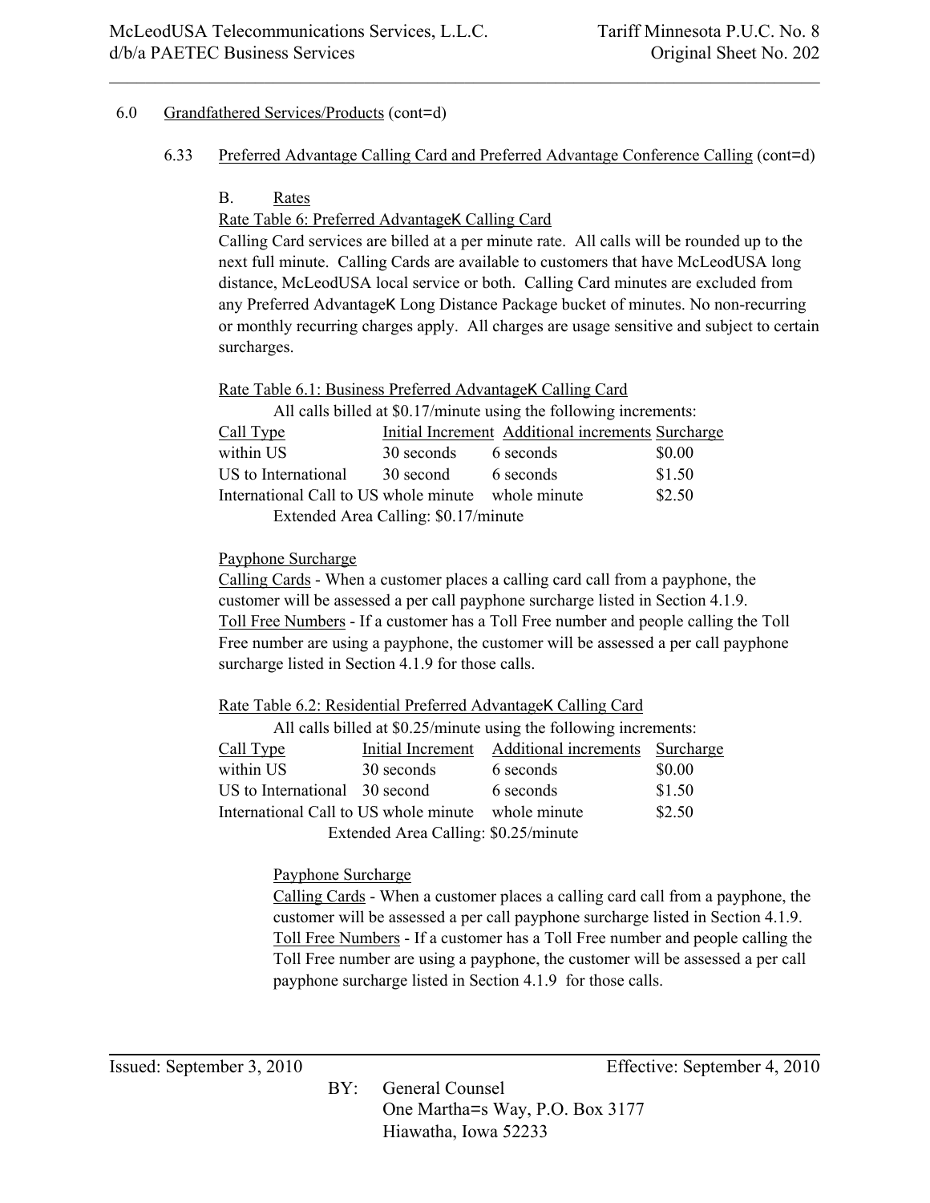6.0 Grandfathered Services/Products (cont=d)

6.33 Preferred Advantage Calling Card and Preferred Advantage Conference Calling (cont=d)

B. Rates

Rate Table 6: Preferred AdvantageK Calling Card

Calling Card services are billed at a per minute rate. All calls will be rounded up to the next full minute. Calling Cards are available to customers that have McLeodUSA long distance, McLeodUSA local service or both. Calling Card minutes are excluded from any Preferred AdvantageK Long Distance Package bucket of minutes. No non-recurring or monthly recurring charges apply. All charges are usage sensitive and subject to certain surcharges.

Rate Table 6.1: Business Preferred AdvantageK Calling Card

All calls billed at $0.17/minute using the following increments:

| Call Type | Initial Increment | Additional increments | Surcharge |
|---|---|---|---|
| within US | 30 seconds | 6 seconds | $0.00 |
| US to International | 30 second | 6 seconds | $1.50 |
| International Call to US | whole minute | whole minute | $2.50 |

Extended Area Calling: $0.17/minute

Payphone Surcharge

Calling Cards - When a customer places a calling card call from a payphone, the customer will be assessed a per call payphone surcharge listed in Section 4.1.9.

Toll Free Numbers - If a customer has a Toll Free number and people calling the Toll Free number are using a payphone, the customer will be assessed a per call payphone surcharge listed in Section 4.1.9 for those calls.

Rate Table 6.2: Residential Preferred AdvantageK Calling Card

All calls billed at $0.25/minute using the following increments:

| Call Type | Initial Increment | Additional increments | Surcharge |
|---|---|---|---|
| within US | 30 seconds | 6 seconds | $0.00 |
| US to International | 30 second | 6 seconds | $1.50 |
| International Call to US | whole minute | whole minute | $2.50 |

Extended Area Calling: $0.25/minute

Payphone Surcharge

Calling Cards - When a customer places a calling card call from a payphone, the customer will be assessed a per call payphone surcharge listed in Section 4.1.9.

Toll Free Numbers - If a customer has a Toll Free number and people calling the Toll Free number are using a payphone, the customer will be assessed a per call payphone surcharge listed in Section 4.1.9 for those calls.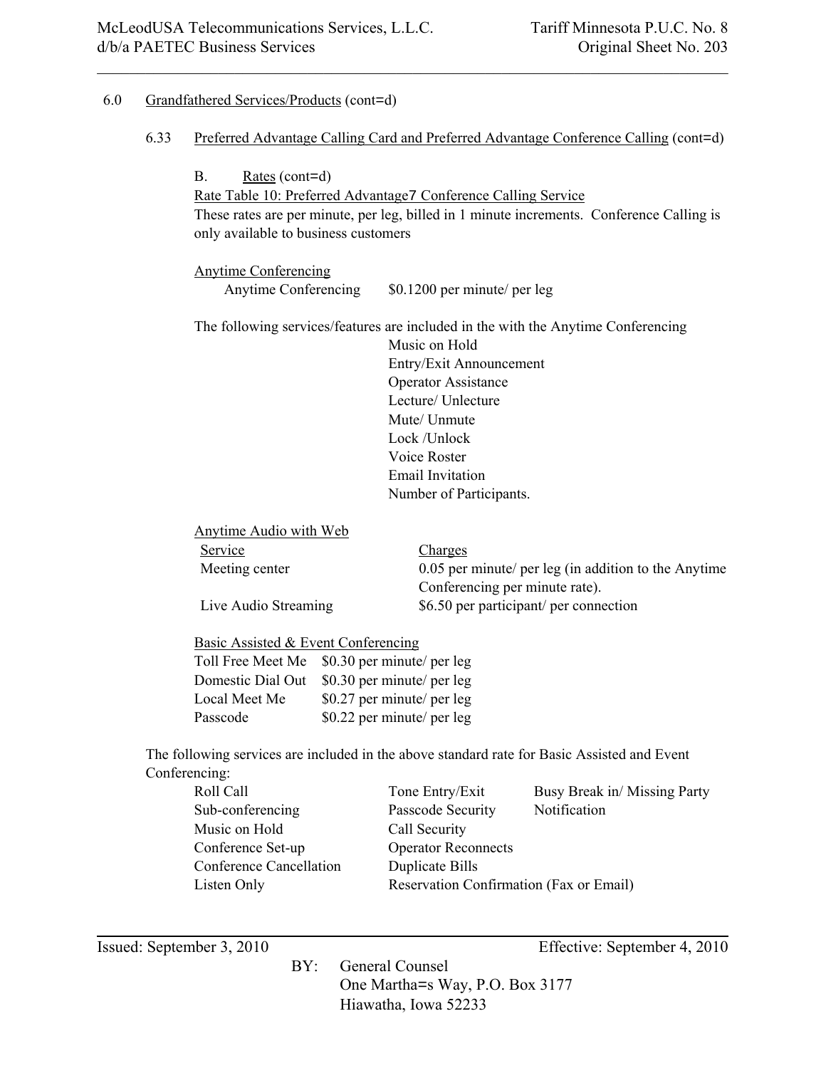6.0 Grandfathered Services/Products (cont=d)

6.33 Preferred Advantage Calling Card and Preferred Advantage Conference Calling (cont=d)

B. Rates (cont=d)

Rate Table 10: Preferred Advantage7 Conference Calling Service

These rates are per minute, per leg, billed in 1 minute increments. Conference Calling is only available to business customers

Anytime Conferencing

| | |
|---|---|
| Anytime Conferencing | $0.1200 per minute/ per leg |

The following services/features are included in the with the Anytime Conferencing

- Music on Hold
- Entry/Exit Announcement
- Operator Assistance
- Lecture/ Unlecture
- Mute/ Unmute
- Lock /Unlock
- Voice Roster
- Email Invitation
- Number of Participants.

Anytime Audio with Web

| Service | Charges |
|---|---|
| Meeting center | 0.05 per minute/ per leg (in addition to the Anytime Conferencing per minute rate). |
| Live Audio Streaming | $6.50 per participant/ per connection |

Basic Assisted & Event Conferencing

| | |
|---|---|
| Toll Free Meet Me | $0.30 per minute/ per leg |
| Domestic Dial Out | $0.30 per minute/ per leg |
| Local Meet Me | $0.27 per minute/ per leg |
| Passcode | $0.22 per minute/ per leg |

The following services are included in the above standard rate for Basic Assisted and Event Conferencing:

| | | |
|---|---|---|
| Roll Call | Tone Entry/Exit | Busy Break in/ Missing Party |
| Sub-conferencing | Passcode Security | Notification |
| Music on Hold | Call Security | |
| Conference Set-up | Operator Reconnects | |
| Conference Cancellation | Duplicate Bills | |
| Listen Only | Reservation Confirmation (Fax or Email) | |

Issued: September 3, 2010 Effective: September 4, 2010

BY: General Counsel
One Martha=s Way, P.O. Box 3177
Hiawatha, Iowa 52233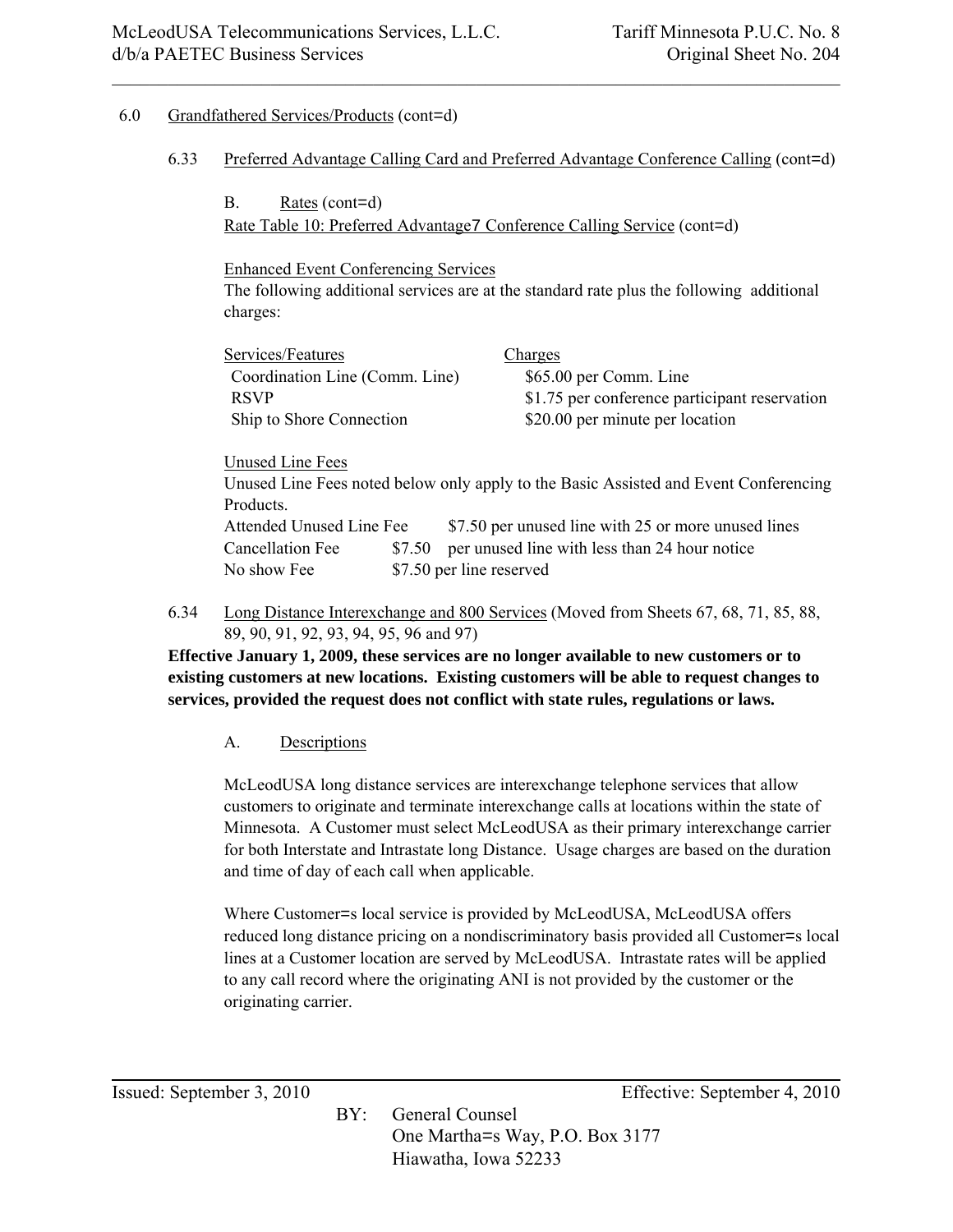6.0 Grandfathered Services/Products (cont=d)

6.33 Preferred Advantage Calling Card and Preferred Advantage Conference Calling (cont=d)

B. Rates (cont=d)

Rate Table 10: Preferred Advantage7 Conference Calling Service (cont=d)

Enhanced Event Conferencing Services

The following additional services are at the standard rate plus the following additional charges:

| Services/Features | Charges |
|---|---|
| Coordination Line (Comm. Line) | $65.00 per Comm. Line |
| RSVP | $1.75 per conference participant reservation |
| Ship to Shore Connection | $20.00 per minute per location |

Unused Line Fees

Unused Line Fees noted below only apply to the Basic Assisted and Event Conferencing Products.

| | |
|---|---|
| Attended Unused Line Fee | $7.50 per unused line with 25 or more unused lines |
| Cancellation Fee | $7.50 per unused line with less than 24 hour notice |
| No show Fee | $7.50 per line reserved |

6.34 Long Distance Interexchange and 800 Services (Moved from Sheets 67, 68, 71, 85, 88, 89, 90, 91, 92, 93, 94, 95, 96 and 97)

**Effective January 1, 2009, these services are no longer available to new customers or to existing customers at new locations. Existing customers will be able to request changes to services, provided the request does not conflict with state rules, regulations or laws.**

A. Descriptions

McLeodUSA long distance services are interexchange telephone services that allow customers to originate and terminate interexchange calls at locations within the state of Minnesota. A Customer must select McLeodUSA as their primary interexchange carrier for both Interstate and Intrastate long Distance. Usage charges are based on the duration and time of day of each call when applicable.

Where Customer=s local service is provided by McLeodUSA, McLeodUSA offers reduced long distance pricing on a nondiscriminatory basis provided all Customer=s local lines at a Customer location are served by McLeodUSA. Intrastate rates will be applied to any call record where the originating ANI is not provided by the customer or the originating carrier.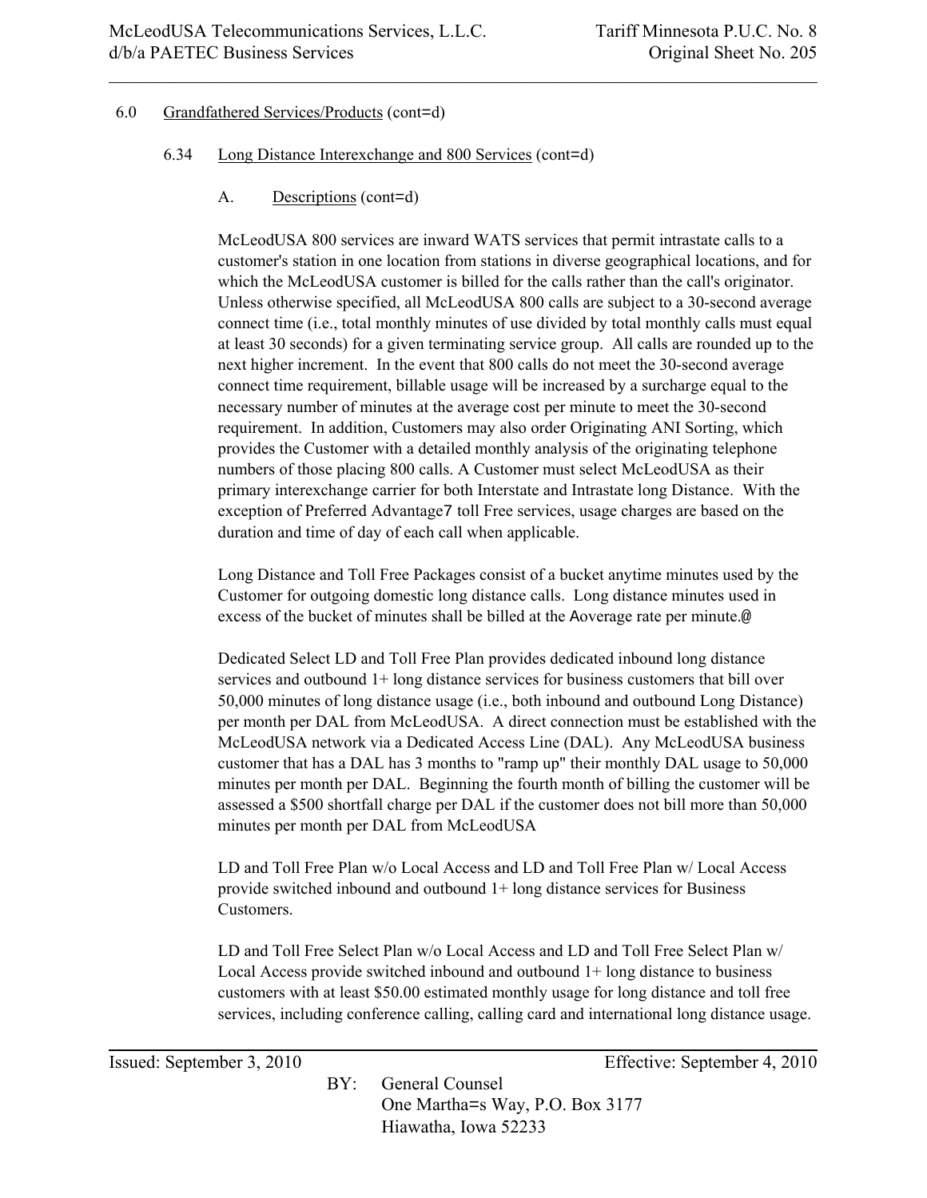6.0 Grandfathered Services/Products (cont=d)

6.34 Long Distance Interexchange and 800 Services (cont=d)

A. Descriptions (cont=d)

McLeodUSA 800 services are inward WATS services that permit intrastate calls to a customer's station in one location from stations in diverse geographical locations, and for which the McLeodUSA customer is billed for the calls rather than the call's originator. Unless otherwise specified, all McLeodUSA 800 calls are subject to a 30-second average connect time (i.e., total monthly minutes of use divided by total monthly calls must equal at least 30 seconds) for a given terminating service group. All calls are rounded up to the next higher increment. In the event that 800 calls do not meet the 30-second average connect time requirement, billable usage will be increased by a surcharge equal to the necessary number of minutes at the average cost per minute to meet the 30-second requirement. In addition, Customers may also order Originating ANI Sorting, which provides the Customer with a detailed monthly analysis of the originating telephone numbers of those placing 800 calls. A Customer must select McLeodUSA as their primary interexchange carrier for both Interstate and Intrastate long Distance. With the exception of Preferred Advantage7 toll Free services, usage charges are based on the duration and time of day of each call when applicable.

Long Distance and Toll Free Packages consist of a bucket anytime minutes used by the Customer for outgoing domestic long distance calls. Long distance minutes used in excess of the bucket of minutes shall be billed at the Aaverage rate per minute.@

Dedicated Select LD and Toll Free Plan provides dedicated inbound long distance services and outbound 1+ long distance services for business customers that bill over 50,000 minutes of long distance usage (i.e., both inbound and outbound Long Distance) per month per DAL from McLeodUSA. A direct connection must be established with the McLeodUSA network via a Dedicated Access Line (DAL). Any McLeodUSA business customer that has a DAL has 3 months to "ramp up" their monthly DAL usage to 50,000 minutes per month per DAL. Beginning the fourth month of billing the customer will be assessed a $500 shortfall charge per DAL if the customer does not bill more than 50,000 minutes per month per DAL from McLeodUSA

LD and Toll Free Plan w/o Local Access and LD and Toll Free Plan w/ Local Access provide switched inbound and outbound 1+ long distance services for Business Customers.

LD and Toll Free Select Plan w/o Local Access and LD and Toll Free Select Plan w/ Local Access provide switched inbound and outbound 1+ long distance to business customers with at least $50.00 estimated monthly usage for long distance and toll free services, including conference calling, calling card and international long distance usage.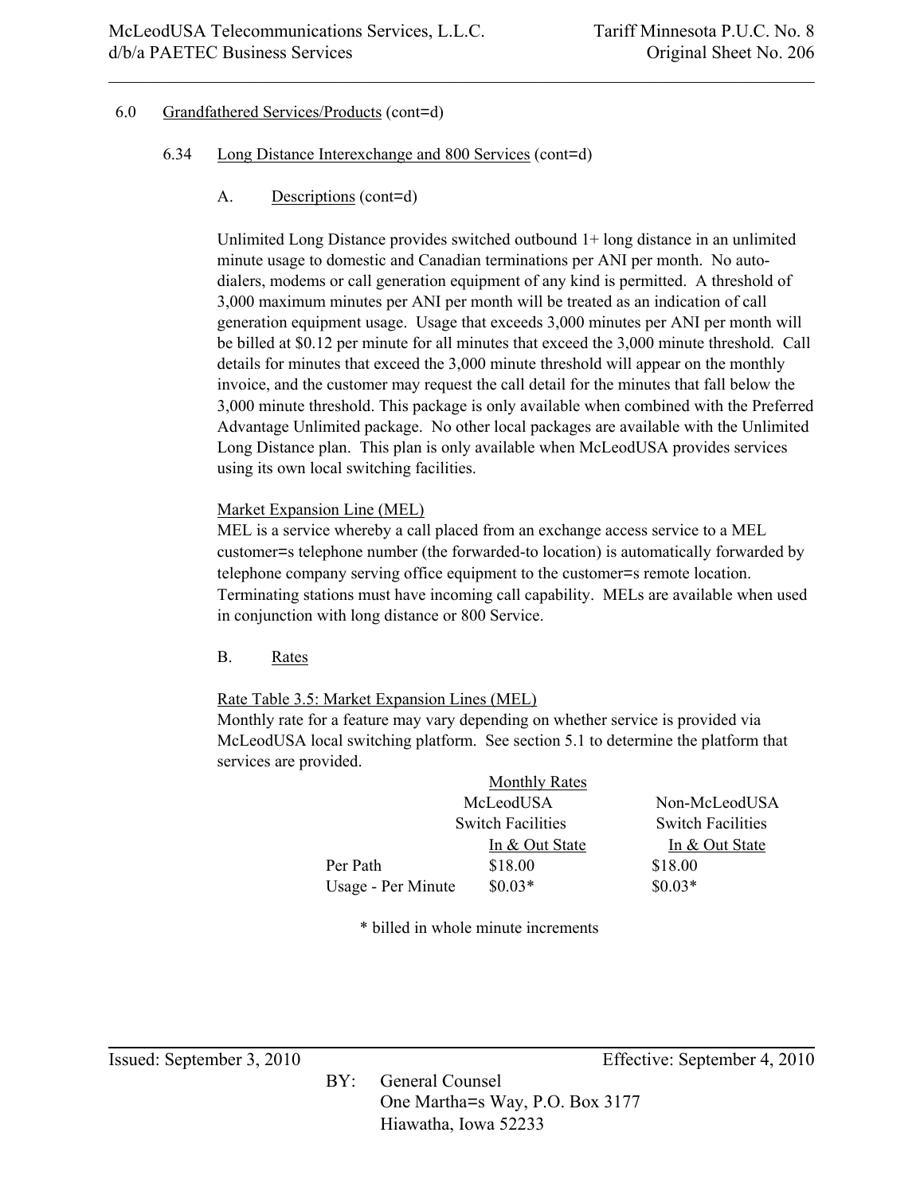6.0 Grandfathered Services/Products (cont=d)

6.34 Long Distance Interexchange and 800 Services (cont=d)

A. Descriptions (cont=d)

Unlimited Long Distance provides switched outbound 1+ long distance in an unlimited minute usage to domestic and Canadian terminations per ANI per month. No auto-dialers, modems or call generation equipment of any kind is permitted. A threshold of 3,000 maximum minutes per ANI per month will be treated as an indication of call generation equipment usage. Usage that exceeds 3,000 minutes per ANI per month will be billed at $0.12 per minute for all minutes that exceed the 3,000 minute threshold. Call details for minutes that exceed the 3,000 minute threshold will appear on the monthly invoice, and the customer may request the call detail for the minutes that fall below the 3,000 minute threshold. This package is only available when combined with the Preferred Advantage Unlimited package. No other local packages are available with the Unlimited Long Distance plan. This plan is only available when McLeodUSA provides services using its own local switching facilities.

Market Expansion Line (MEL)
MEL is a service whereby a call placed from an exchange access service to a MEL customer=s telephone number (the forwarded-to location) is automatically forwarded by telephone company serving office equipment to the customer=s remote location. Terminating stations must have incoming call capability. MELs are available when used in conjunction with long distance or 800 Service.

B. Rates

Rate Table 3.5: Market Expansion Lines (MEL)
Monthly rate for a feature may vary depending on whether service is provided via McLeodUSA local switching platform. See section 5.1 to determine the platform that services are provided.

| | Monthly Rates | |
|---|---|---|
| | McLeodUSA Switch Facilities In & Out State | Non-McLeodUSA Switch Facilities In & Out State |
| Per Path | $18.00 | $18.00 |
| Usage - Per Minute | $0.03* | $0.03* |

* billed in whole minute increments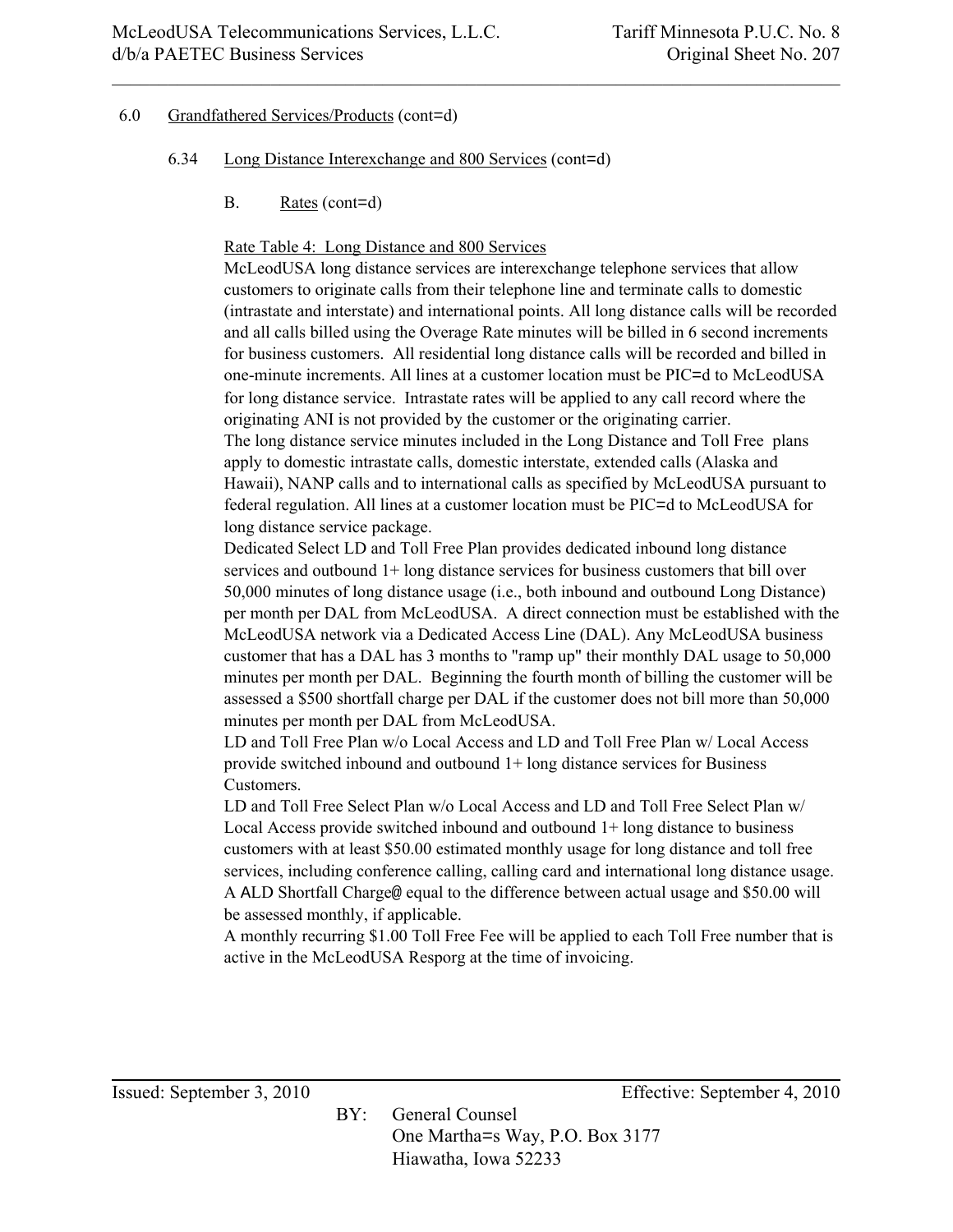6.0 Grandfathered Services/Products (cont=d)

6.34 Long Distance Interexchange and 800 Services (cont=d)

B. Rates (cont=d)

Rate Table 4: Long Distance and 800 Services

McLeodUSA long distance services are interexchange telephone services that allow customers to originate calls from their telephone line and terminate calls to domestic (intrastate and interstate) and international points. All long distance calls will be recorded and all calls billed using the Overage Rate minutes will be billed in 6 second increments for business customers. All residential long distance calls will be recorded and billed in one-minute increments. All lines at a customer location must be PIC=d to McLeodUSA for long distance service. Intrastate rates will be applied to any call record where the originating ANI is not provided by the customer or the originating carrier.

The long distance service minutes included in the Long Distance and Toll Free plans apply to domestic intrastate calls, domestic interstate, extended calls (Alaska and Hawaii), NANP calls and to international calls as specified by McLeodUSA pursuant to federal regulation. All lines at a customer location must be PIC=d to McLeodUSA for long distance service package.

Dedicated Select LD and Toll Free Plan provides dedicated inbound long distance services and outbound 1+ long distance services for business customers that bill over 50,000 minutes of long distance usage (i.e., both inbound and outbound Long Distance) per month per DAL from McLeodUSA. A direct connection must be established with the McLeodUSA network via a Dedicated Access Line (DAL). Any McLeodUSA business customer that has a DAL has 3 months to "ramp up" their monthly DAL usage to 50,000 minutes per month per DAL. Beginning the fourth month of billing the customer will be assessed a $500 shortfall charge per DAL if the customer does not bill more than 50,000 minutes per month per DAL from McLeodUSA.

LD and Toll Free Plan w/o Local Access and LD and Toll Free Plan w/ Local Access provide switched inbound and outbound 1+ long distance services for Business Customers.

LD and Toll Free Select Plan w/o Local Access and LD and Toll Free Select Plan w/ Local Access provide switched inbound and outbound 1+ long distance to business customers with at least $50.00 estimated monthly usage for long distance and toll free services, including conference calling, calling card and international long distance usage. A ALD Shortfall Charge@ equal to the difference between actual usage and $50.00 will be assessed monthly, if applicable.

A monthly recurring $1.00 Toll Free Fee will be applied to each Toll Free number that is active in the McLeodUSA Resporg at the time of invoicing.

Issued: September 3, 2010 Effective: September 4, 2010

BY: General Counsel
One Martha=s Way, P.O. Box 3177
Hiawatha, Iowa 52233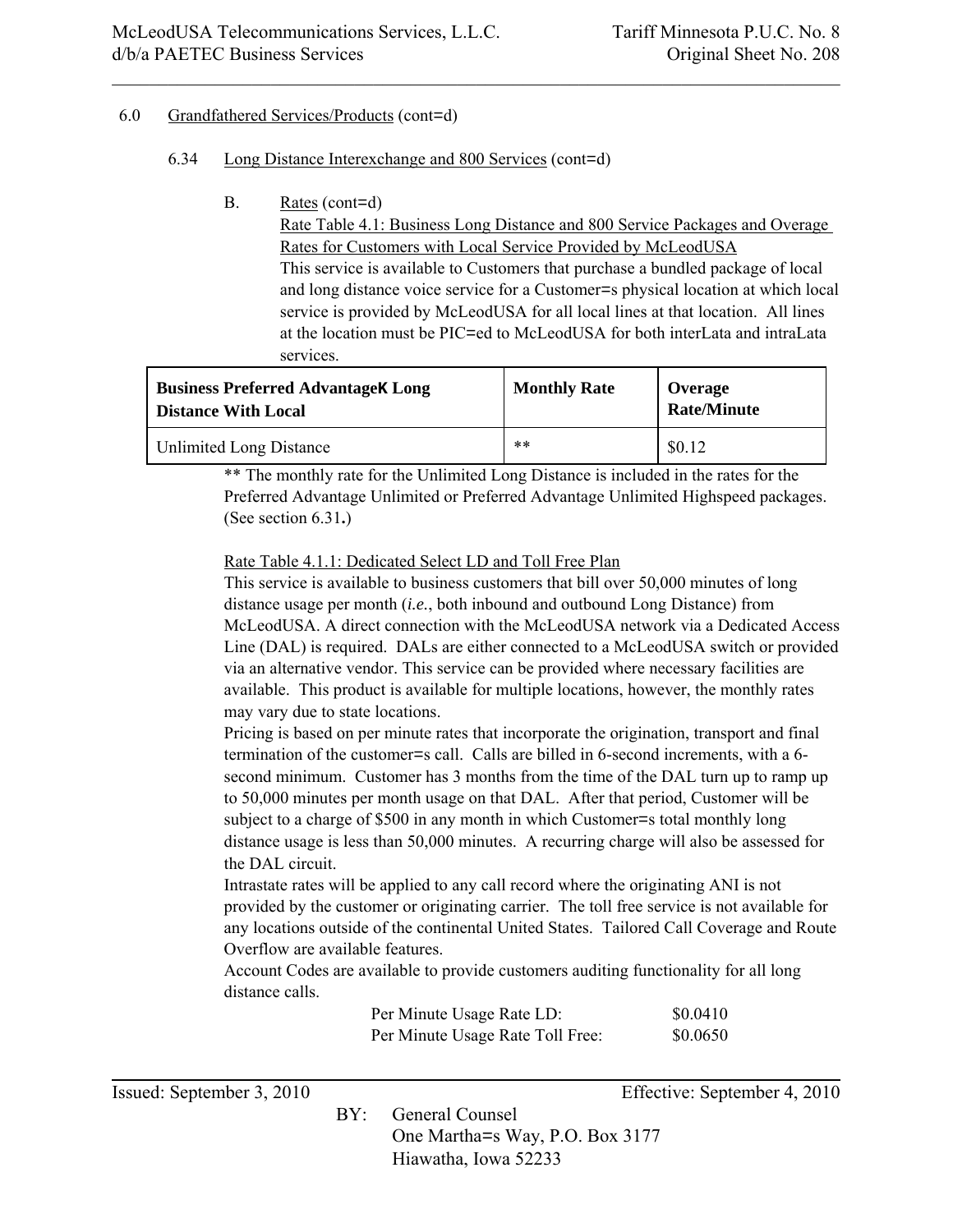6.0 Grandfathered Services/Products (cont=d)

6.34 Long Distance Interexchange and 800 Services (cont=d)

B. Rates (cont=d)

Rate Table 4.1: Business Long Distance and 800 Service Packages and Overage Rates for Customers with Local Service Provided by McLeodUSA

This service is available to Customers that purchase a bundled package of local and long distance voice service for a Customer=s physical location at which local service is provided by McLeodUSA for all local lines at that location. All lines at the location must be PIC=ed to McLeodUSA for both interLata and intraLata services.

| Business Preferred AdvantageK Long Distance With Local | Monthly Rate | Overage Rate/Minute |
|---|---|---|
| Unlimited Long Distance | ** | $0.12 |

** The monthly rate for the Unlimited Long Distance is included in the rates for the Preferred Advantage Unlimited or Preferred Advantage Unlimited Highspeed packages. (See section 6.31**.**)

Rate Table 4.1.1: Dedicated Select LD and Toll Free Plan

This service is available to business customers that bill over 50,000 minutes of long distance usage per month (*i.e.*, both inbound and outbound Long Distance) from McLeodUSA. A direct connection with the McLeodUSA network via a Dedicated Access Line (DAL) is required. DALs are either connected to a McLeodUSA switch or provided via an alternative vendor. This service can be provided where necessary facilities are available. This product is available for multiple locations, however, the monthly rates may vary due to state locations.

Pricing is based on per minute rates that incorporate the origination, transport and final termination of the customer=s call. Calls are billed in 6-second increments, with a 6-second minimum. Customer has 3 months from the time of the DAL turn up to ramp up to 50,000 minutes per month usage on that DAL. After that period, Customer will be subject to a charge of $500 in any month in which Customer=s total monthly long distance usage is less than 50,000 minutes. A recurring charge will also be assessed for the DAL circuit.

Intrastate rates will be applied to any call record where the originating ANI is not provided by the customer or originating carrier. The toll free service is not available for any locations outside of the continental United States. Tailored Call Coverage and Route Overflow are available features.

Account Codes are available to provide customers auditing functionality for all long distance calls.

| | |
|---|---|
| Per Minute Usage Rate LD: | $0.0410 |
| Per Minute Usage Rate Toll Free: | $0.0650 |

Issued: September 3, 2010 Effective: September 4, 2010

BY: General Counsel
One Martha=s Way, P.O. Box 3177
Hiawatha, Iowa 52233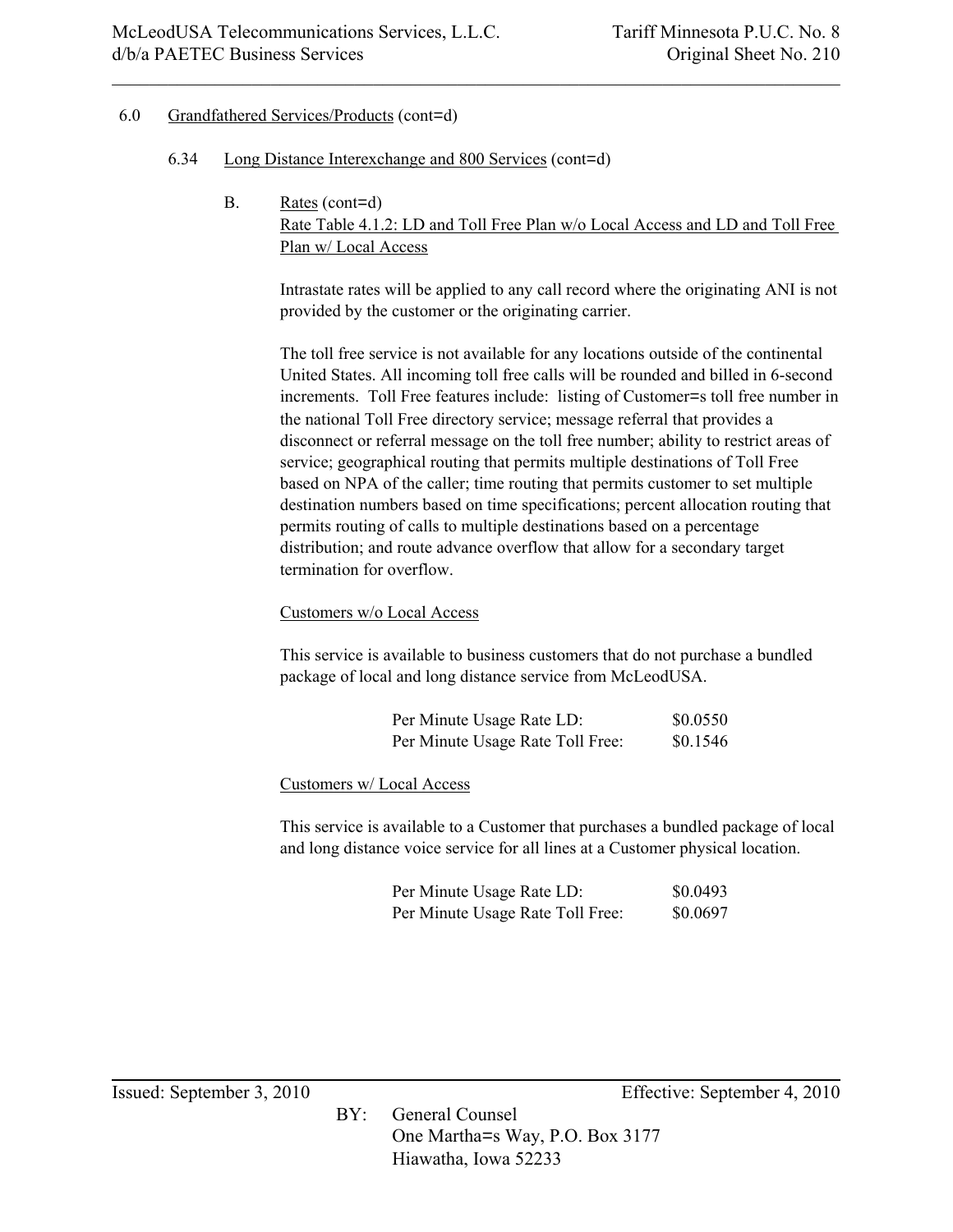6.0 Grandfathered Services/Products (cont=d)

6.34 Long Distance Interexchange and 800 Services (cont=d)

B. Rates (cont=d)

Rate Table 4.1.2: LD and Toll Free Plan w/o Local Access and LD and Toll Free Plan w/ Local Access

Intrastate rates will be applied to any call record where the originating ANI is not provided by the customer or the originating carrier.

The toll free service is not available for any locations outside of the continental United States. All incoming toll free calls will be rounded and billed in 6-second increments. Toll Free features include: listing of Customer=s toll free number in the national Toll Free directory service; message referral that provides a disconnect or referral message on the toll free number; ability to restrict areas of service; geographical routing that permits multiple destinations of Toll Free based on NPA of the caller; time routing that permits customer to set multiple destination numbers based on time specifications; percent allocation routing that permits routing of calls to multiple destinations based on a percentage distribution; and route advance overflow that allow for a secondary target termination for overflow.

Customers w/o Local Access

This service is available to business customers that do not purchase a bundled package of local and long distance service from McLeodUSA.

| | |
|---|---|
| Per Minute Usage Rate LD: | $0.0550 |
| Per Minute Usage Rate Toll Free: | $0.1546 |

Customers w/ Local Access

This service is available to a Customer that purchases a bundled package of local and long distance voice service for all lines at a Customer physical location.

| | |
|---|---|
| Per Minute Usage Rate LD: | $0.0493 |
| Per Minute Usage Rate Toll Free: | $0.0697 |

Issued: September 3, 2010 Effective: September 4, 2010

BY: General Counsel
One Martha=s Way, P.O. Box 3177
Hiawatha, Iowa 52233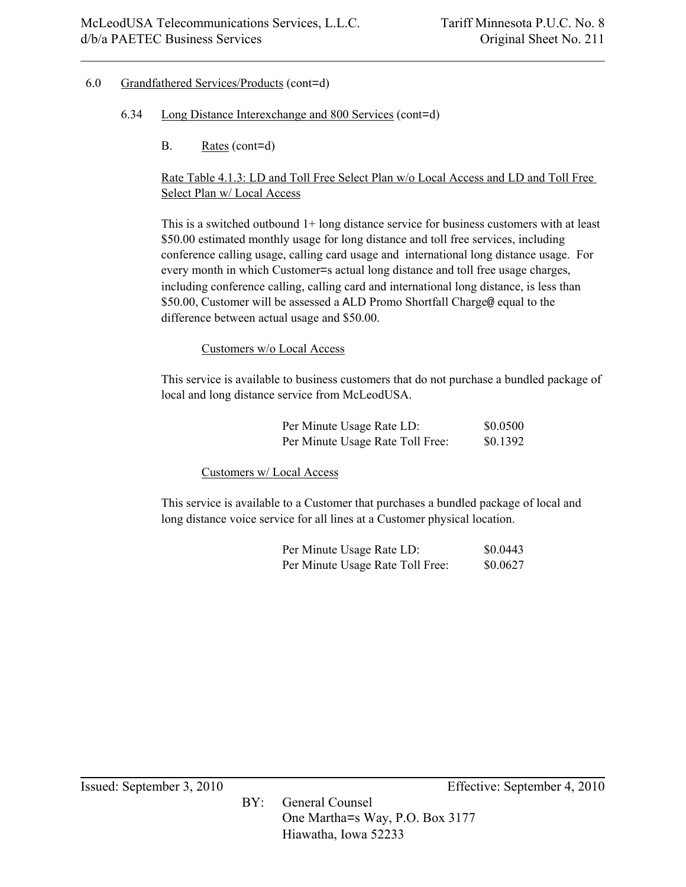6.0 Grandfathered Services/Products (cont=d)

6.34 Long Distance Interexchange and 800 Services (cont=d)

B. Rates (cont=d)

Rate Table 4.1.3: LD and Toll Free Select Plan w/o Local Access and LD and Toll Free Select Plan w/ Local Access

This is a switched outbound 1+ long distance service for business customers with at least $50.00 estimated monthly usage for long distance and toll free services, including conference calling usage, calling card usage and international long distance usage. For every month in which Customer=s actual long distance and toll free usage charges, including conference calling, calling card and international long distance, is less than $50.00, Customer will be assessed a ALD Promo Shortfall Charge@ equal to the difference between actual usage and $50.00.

Customers w/o Local Access

This service is available to business customers that do not purchase a bundled package of local and long distance service from McLeodUSA.

| | |
|---|---|
| Per Minute Usage Rate LD: | $0.0500 |
| Per Minute Usage Rate Toll Free: | $0.1392 |

Customers w/ Local Access

This service is available to a Customer that purchases a bundled package of local and long distance voice service for all lines at a Customer physical location.

| | |
|---|---|
| Per Minute Usage Rate LD: | $0.0443 |
| Per Minute Usage Rate Toll Free: | $0.0627 |

Issued: September 3, 2010 Effective: September 4, 2010

BY: General Counsel
One Martha=s Way, P.O. Box 3177
Hiawatha, Iowa 52233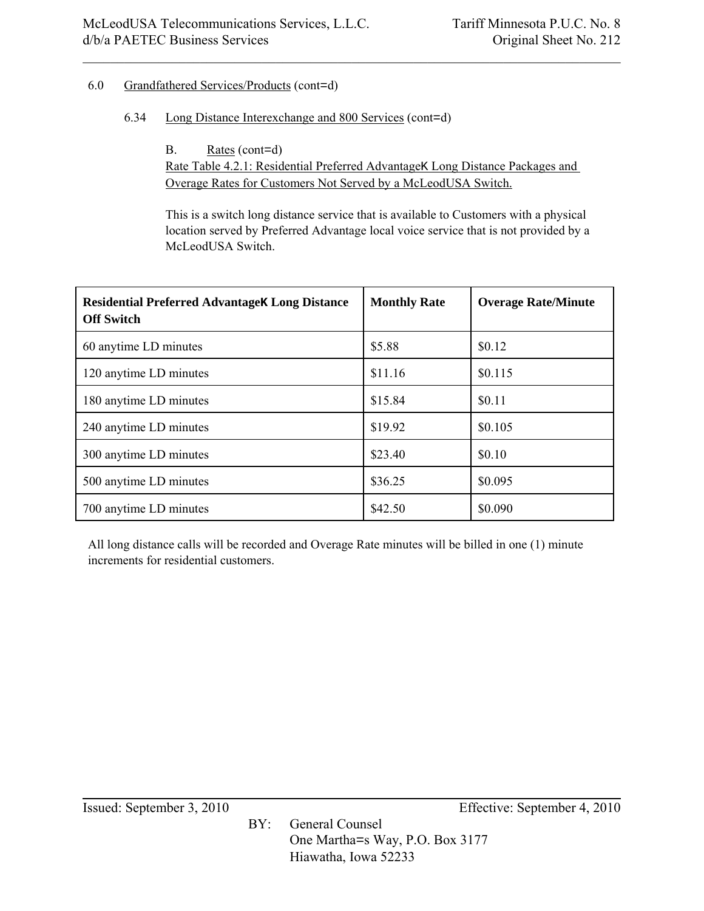6.0 Grandfathered Services/Products (cont=d)

6.34 Long Distance Interexchange and 800 Services (cont=d)

B. Rates (cont=d)

Rate Table 4.2.1: Residential Preferred AdvantageK Long Distance Packages and Overage Rates for Customers Not Served by a McLeodUSA Switch.

This is a switch long distance service that is available to Customers with a physical location served by Preferred Advantage local voice service that is not provided by a McLeodUSA Switch.

| **Residential Preferred AdvantageK Long Distance Off Switch** | **Monthly Rate** | **Overage Rate/Minute** |
|---|---|---|
| 60 anytime LD minutes | $5.88 | $0.12 |
| 120 anytime LD minutes | $11.16 | $0.115 |
| 180 anytime LD minutes | $15.84 | $0.11 |
| 240 anytime LD minutes | $19.92 | $0.105 |
| 300 anytime LD minutes | $23.40 | $0.10 |
| 500 anytime LD minutes | $36.25 | $0.095 |
| 700 anytime LD minutes | $42.50 | $0.090 |

All long distance calls will be recorded and Overage Rate minutes will be billed in one (1) minute increments for residential customers.

Issued: September 3, 2010 Effective: September 4, 2010

BY: General Counsel
One Martha=s Way, P.O. Box 3177
Hiawatha, Iowa 52233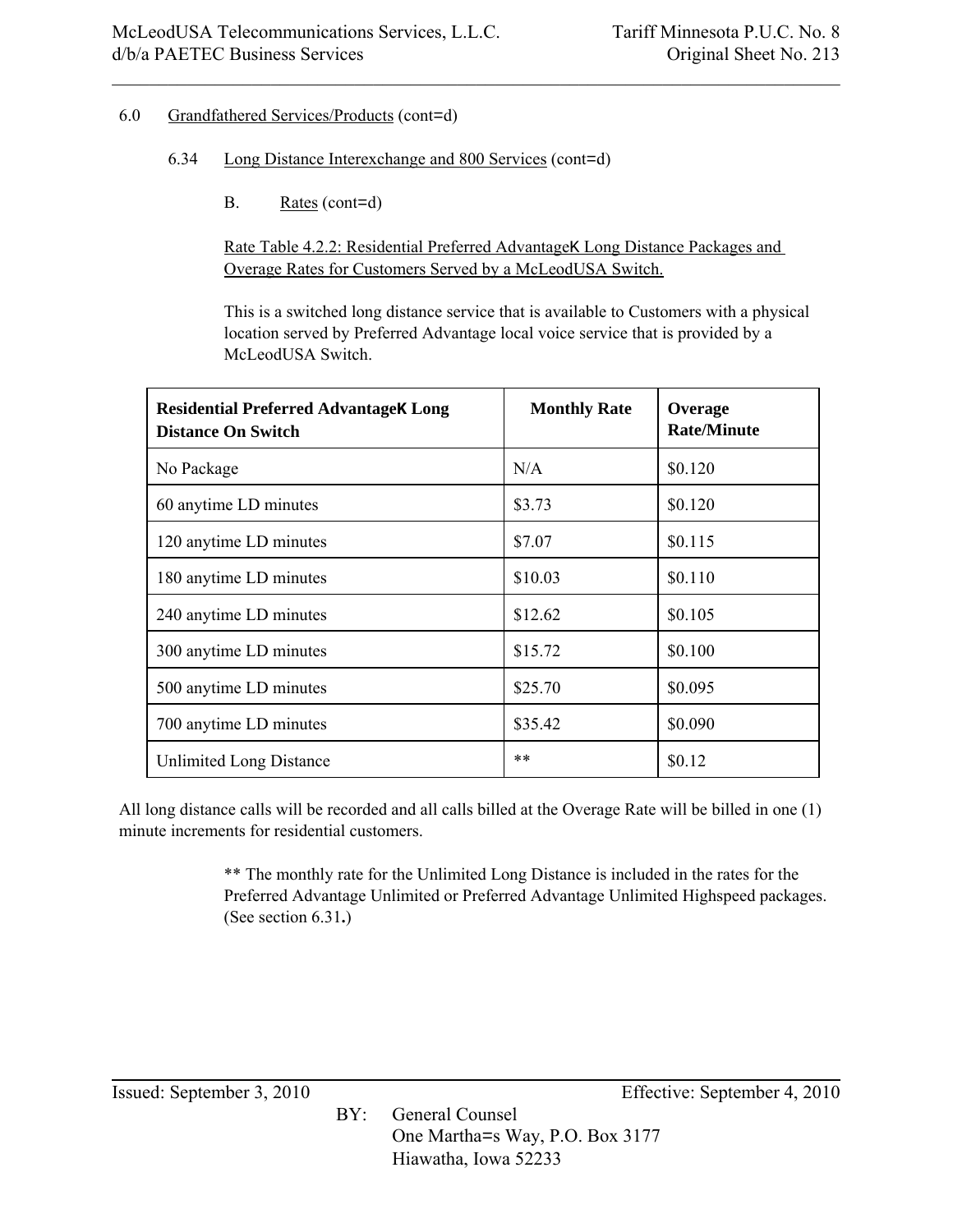6.0 Grandfathered Services/Products (cont=d)

6.34 Long Distance Interexchange and 800 Services (cont=d)

B. Rates (cont=d)

Rate Table 4.2.2: Residential Preferred AdvantageΚ Long Distance Packages and Overage Rates for Customers Served by a McLeodUSA Switch.

This is a switched long distance service that is available to Customers with a physical location served by Preferred Advantage local voice service that is provided by a McLeodUSA Switch.

| Residential Preferred AdvantageΚ Long Distance On Switch | Monthly Rate | Overage Rate/Minute |
|---|---|---|
| No Package | N/A | $0.120 |
| 60 anytime LD minutes | $3.73 | $0.120 |
| 120 anytime LD minutes | $7.07 | $0.115 |
| 180 anytime LD minutes | $10.03 | $0.110 |
| 240 anytime LD minutes | $12.62 | $0.105 |
| 300 anytime LD minutes | $15.72 | $0.100 |
| 500 anytime LD minutes | $25.70 | $0.095 |
| 700 anytime LD minutes | $35.42 | $0.090 |
| Unlimited Long Distance | ** | $0.12 |

All long distance calls will be recorded and all calls billed at the Overage Rate will be billed in one (1) minute increments for residential customers.

** The monthly rate for the Unlimited Long Distance is included in the rates for the Preferred Advantage Unlimited or Preferred Advantage Unlimited Highspeed packages. (See section 6.31**.**)

Issued: September 3, 2010 Effective: September 4, 2010

BY: General Counsel
One Martha=s Way, P.O. Box 3177
Hiawatha, Iowa 52233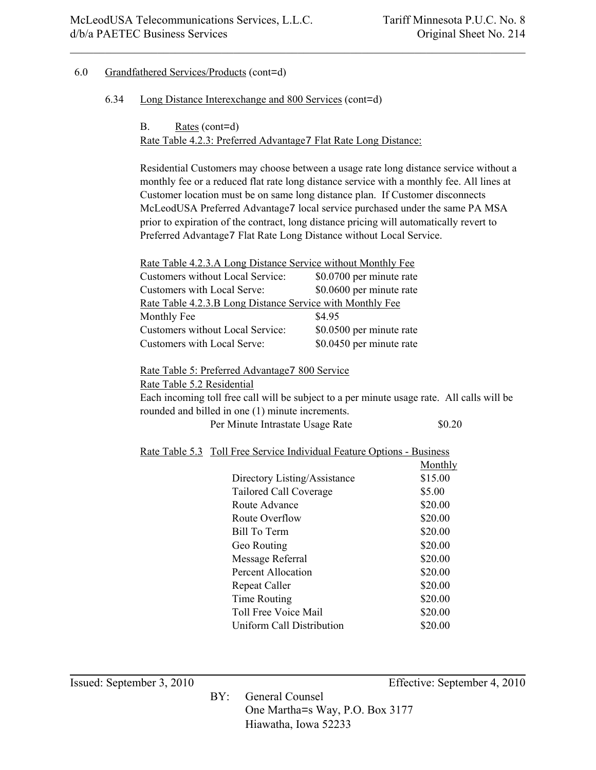6.0 Grandfathered Services/Products (cont=d)

6.34 Long Distance Interexchange and 800 Services (cont=d)

B. Rates (cont=d)

Rate Table 4.2.3: Preferred Advantage7 Flat Rate Long Distance:

Residential Customers may choose between a usage rate long distance service without a monthly fee or a reduced flat rate long distance service with a monthly fee. All lines at Customer location must be on same long distance plan. If Customer disconnects McLeodUSA Preferred Advantage7 local service purchased under the same PA MSA prior to expiration of the contract, long distance pricing will automatically revert to Preferred Advantage7 Flat Rate Long Distance without Local Service.

| | |
|---|---|
| Rate Table 4.2.3.A Long Distance Service without Monthly Fee | |
| Customers without Local Service: | $0.0700 per minute rate |
| Customers with Local Serve: | $0.0600 per minute rate |
| Rate Table 4.2.3.B Long Distance Service with Monthly Fee | |
| Monthly Fee | $4.95 |
| Customers without Local Service: | $0.0500 per minute rate |
| Customers with Local Serve: | $0.0450 per minute rate |

Rate Table 5: Preferred Advantage7 800 Service

Rate Table 5.2 Residential

Each incoming toll free call will be subject to a per minute usage rate. All calls will be rounded and billed in one (1) minute increments.

| | |
|---|---|
| Per Minute Intrastate Usage Rate | $0.20 |

Rate Table 5.3 Toll Free Service Individual Feature Options - Business

| | Monthly |
|---|---|
| Directory Listing/Assistance | $15.00 |
| Tailored Call Coverage | $5.00 |
| Route Advance | $20.00 |
| Route Overflow | $20.00 |
| Bill To Term | $20.00 |
| Geo Routing | $20.00 |
| Message Referral | $20.00 |
| Percent Allocation | $20.00 |
| Repeat Caller | $20.00 |
| Time Routing | $20.00 |
| Toll Free Voice Mail | $20.00 |
| Uniform Call Distribution | $20.00 |